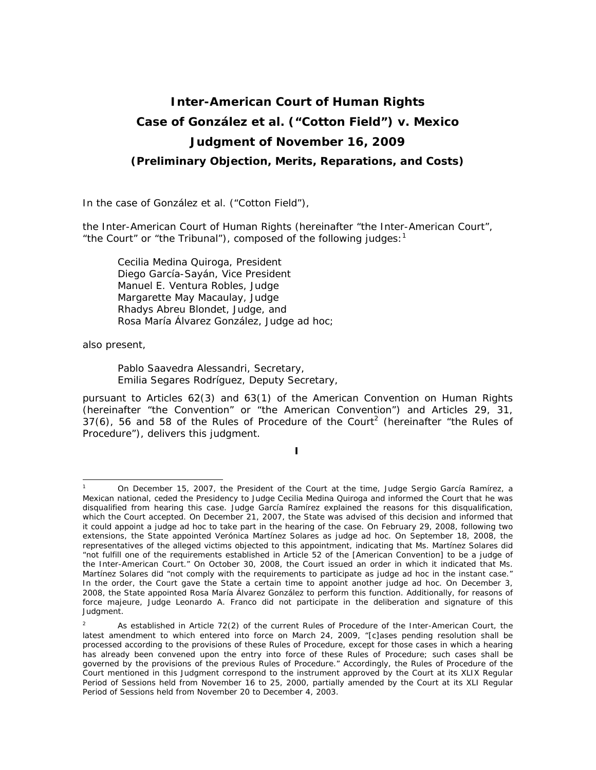# Inter-American Court of Human Rights
# Case of González et al. ("Cotton Field") v. Mexico
# Judgment of November 16, 2009
### *(Preliminary Objection, Merits, Reparations, and Costs)*

In the case of González et al. ("Cotton Field"),

the Inter-American Court of Human Rights (hereinafter "the Inter-American Court", "the Court" or "the Tribunal"), composed of the following judges:[1]

> Cecilia Medina Quiroga, President
> Diego García-Sayán, Vice President
> Manuel E. Ventura Robles, Judge
> Margarette May Macaulay, Judge
> Rhadys Abreu Blondet, Judge, and
> Rosa María Álvarez González, Judge ad hoc;

also present,

> Pablo Saavedra Alessandri, Secretary,
> Emilia Segares Rodríguez, Deputy Secretary,

pursuant to Articles 62(3) and 63(1) of the American Convention on Human Rights (hereinafter "the Convention" or "the American Convention") and Articles 29, 31, 37(6), 56 and 58 of the Rules of Procedure of the Court[2] (hereinafter "the Rules of Procedure"), delivers this judgment.

**I**

---

[1] On December 15, 2007, the President of the Court at the time, Judge Sergio García Ramírez, a Mexican national, ceded the Presidency to Judge Cecilia Medina Quiroga and informed the Court that he was disqualified from hearing this case. Judge García Ramírez explained the reasons for this disqualification, which the Court accepted. On December 21, 2007, the State was advised of this decision and informed that it could appoint a judge ad hoc to take part in the hearing of the case. On February 29, 2008, following two extensions, the State appointed Verónica Martínez Solares as judge ad hoc. On September 18, 2008, the representatives of the alleged victims objected to this appointment, indicating that Ms. Martínez Solares did "not fulfill one of the requirements established in Article 52 of the [American Convention] to be a judge of the Inter-American Court." On October 30, 2008, the Court issued an order in which it indicated that Ms. Martínez Solares did "not comply with the requirements to participate as judge ad hoc in the instant case." In the order, the Court gave the State a certain time to appoint another judge ad hoc. On December 3, 2008, the State appointed Rosa María Álvarez González to perform this function. Additionally, for reasons of force majeure, Judge Leonardo A. Franco did not participate in the deliberation and signature of this Judgment.

[2] As established in Article 72(2) of the current Rules of Procedure of the Inter-American Court, the latest amendment to which entered into force on March 24, 2009, "[c]ases pending resolution shall be processed according to the provisions of these Rules of Procedure, except for those cases in which a hearing has already been convened upon the entry into force of these Rules of Procedure; such cases shall be governed by the provisions of the previous Rules of Procedure." Accordingly, the Rules of Procedure of the Court mentioned in this Judgment correspond to the instrument approved by the Court at its XLIX Regular Period of Sessions held from November 16 to 25, 2000, partially amended by the Court at its XLI Regular Period of Sessions held from November 20 to December 4, 2003.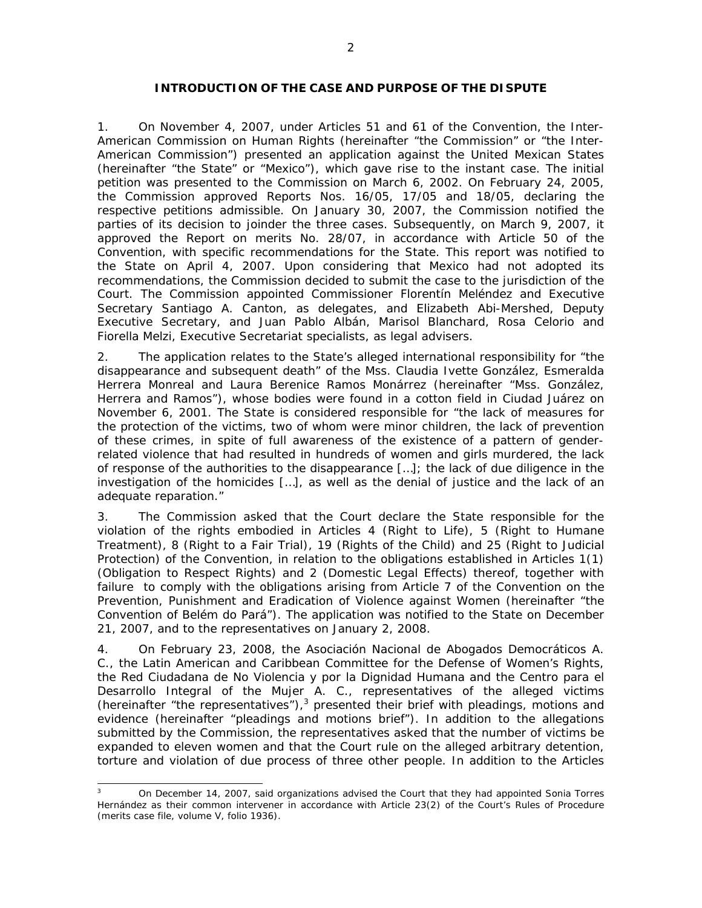## INTRODUCTION OF THE CASE AND PURPOSE OF THE DISPUTE

1. On November 4, 2007, under Articles 51 and 61 of the Convention, the Inter-American Commission on Human Rights (hereinafter "the Commission" or "the Inter-American Commission") presented an application against the United Mexican States (hereinafter "the State" or "Mexico"), which gave rise to the instant case. The initial petition was presented to the Commission on March 6, 2002. On February 24, 2005, the Commission approved Reports Nos. 16/05, 17/05 and 18/05, declaring the respective petitions admissible. On January 30, 2007, the Commission notified the parties of its decision to joinder the three cases. Subsequently, on March 9, 2007, it approved the Report on merits No. 28/07, in accordance with Article 50 of the Convention, with specific recommendations for the State. This report was notified to the State on April 4, 2007. Upon considering that Mexico had not adopted its recommendations, the Commission decided to submit the case to the jurisdiction of the Court. The Commission appointed Commissioner Florentín Meléndez and Executive Secretary Santiago A. Canton, as delegates, and Elizabeth Abi-Mershed, Deputy Executive Secretary, and Juan Pablo Albán, Marisol Blanchard, Rosa Celorio and Fiorella Melzi, Executive Secretariat specialists, as legal advisers.

2. The application relates to the State's alleged international responsibility for "the disappearance and subsequent death" of the Mss. Claudia Ivette González, Esmeralda Herrera Monreal and Laura Berenice Ramos Monárrez (hereinafter "Mss. González, Herrera and Ramos"), whose bodies were found in a cotton field in Ciudad Juárez on November 6, 2001. The State is considered responsible for "the lack of measures for the protection of the victims, two of whom were minor children, the lack of prevention of these crimes, in spite of full awareness of the existence of a pattern of gender-related violence that had resulted in hundreds of women and girls murdered, the lack of response of the authorities to the disappearance […]; the lack of due diligence in the investigation of the homicides […], as well as the denial of justice and the lack of an adequate reparation."

3. The Commission asked that the Court declare the State responsible for the violation of the rights embodied in Articles 4 (Right to Life), 5 (Right to Humane Treatment), 8 (Right to a Fair Trial), 19 (Rights of the Child) and 25 (Right to Judicial Protection) of the Convention, in relation to the obligations established in Articles 1(1) (Obligation to Respect Rights) and 2 (Domestic Legal Effects) thereof, together with failure to comply with the obligations arising from Article 7 of the Convention on the Prevention, Punishment and Eradication of Violence against Women (hereinafter "the Convention of Belém do Pará"). The application was notified to the State on December 21, 2007, and to the representatives on January 2, 2008.

4. On February 23, 2008, the Asociación Nacional de Abogados Democráticos A. C., the Latin American and Caribbean Committee for the Defense of Women's Rights, the Red Ciudadana de No Violencia y por la Dignidad Humana and the Centro para el Desarrollo Integral of the Mujer A. C., representatives of the alleged victims (hereinafter "the representatives"),[3] presented their brief with pleadings, motions and evidence (hereinafter "pleadings and motions brief"). In addition to the allegations submitted by the Commission, the representatives asked that the number of victims be expanded to eleven women and that the Court rule on the alleged arbitrary detention, torture and violation of due process of three other people. In addition to the Articles

[3] On December 14, 2007, said organizations advised the Court that they had appointed Sonia Torres Hernández as their common intervener in accordance with Article 23(2) of the Court's Rules of Procedure (merits case file, volume V, folio 1936).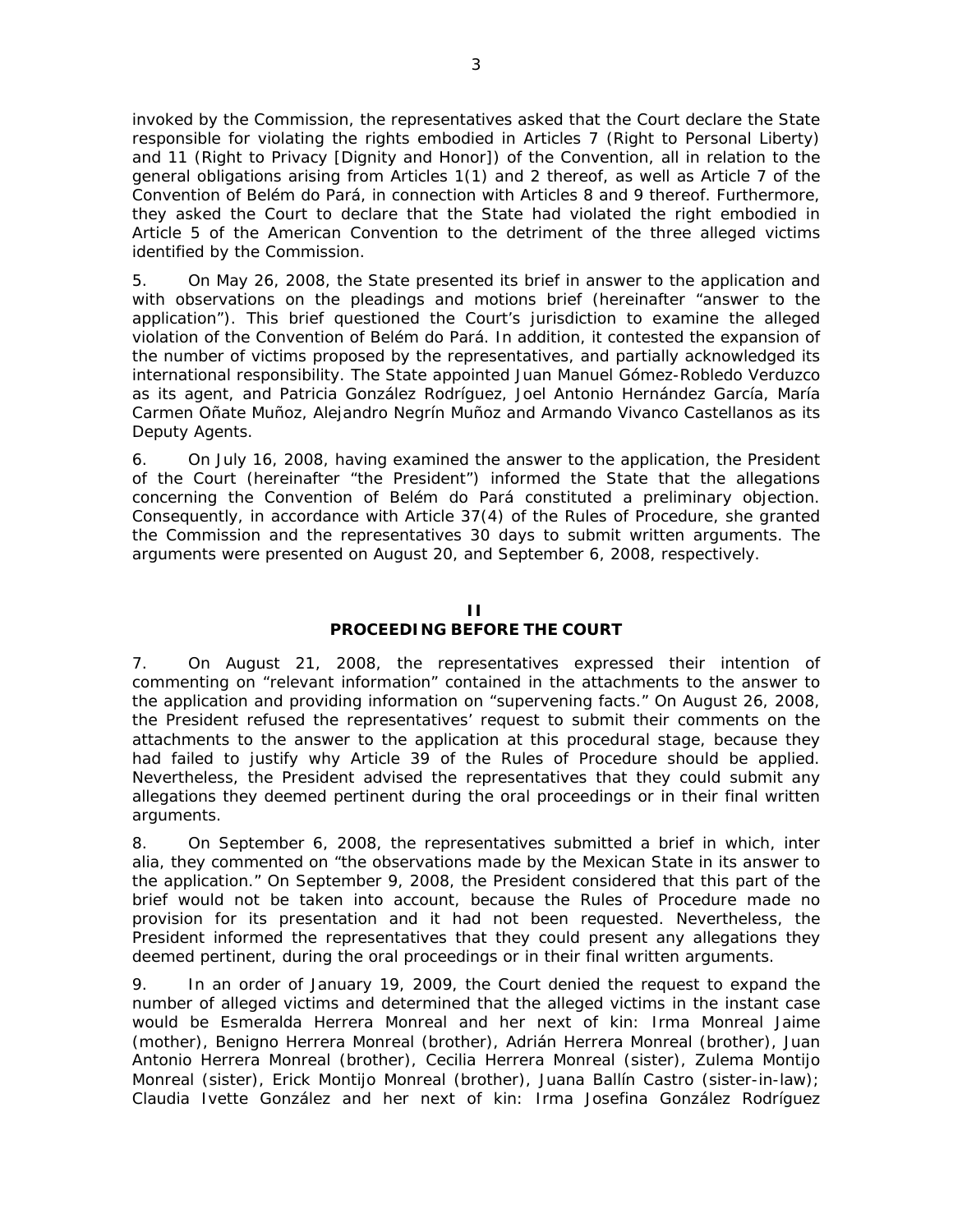invoked by the Commission, the representatives asked that the Court declare the State responsible for violating the rights embodied in Articles 7 (Right to Personal Liberty) and 11 (Right to Privacy [Dignity and Honor]) of the Convention, all in relation to the general obligations arising from Articles 1(1) and 2 thereof, as well as Article 7 of the Convention of Belém do Pará, in connection with Articles 8 and 9 thereof. Furthermore, they asked the Court to declare that the State had violated the right embodied in Article 5 of the American Convention to the detriment of the three alleged victims identified by the Commission.

5. On May 26, 2008, the State presented its brief in answer to the application and with observations on the pleadings and motions brief (hereinafter "answer to the application"). This brief questioned the Court's jurisdiction to examine the alleged violation of the Convention of Belém do Pará. In addition, it contested the expansion of the number of victims proposed by the representatives, and partially acknowledged its international responsibility. The State appointed Juan Manuel Gómez-Robledo Verduzco as its agent, and Patricia González Rodríguez, Joel Antonio Hernández García, María Carmen Oñate Muñoz, Alejandro Negrín Muñoz and Armando Vivanco Castellanos as its Deputy Agents.

6. On July 16, 2008, having examined the answer to the application, the President of the Court (hereinafter "the President") informed the State that the allegations concerning the Convention of Belém do Pará constituted a preliminary objection. Consequently, in accordance with Article 37(4) of the Rules of Procedure, she granted the Commission and the representatives 30 days to submit written arguments. The arguments were presented on August 20, and September 6, 2008, respectively.

## II
## PROCEEDING BEFORE THE COURT

7. On August 21, 2008, the representatives expressed their intention of commenting on "relevant information" contained in the attachments to the answer to the application and providing information on "supervening facts." On August 26, 2008, the President refused the representatives' request to submit their comments on the attachments to the answer to the application at this procedural stage, because they had failed to justify why Article 39 of the Rules of Procedure should be applied. Nevertheless, the President advised the representatives that they could submit any allegations they deemed pertinent during the oral proceedings or in their final written arguments.

8. On September 6, 2008, the representatives submitted a brief in which, inter alia, they commented on "the observations made by the Mexican State in its answer to the application." On September 9, 2008, the President considered that this part of the brief would not be taken into account, because the Rules of Procedure made no provision for its presentation and it had not been requested. Nevertheless, the President informed the representatives that they could present any allegations they deemed pertinent, during the oral proceedings or in their final written arguments.

9. In an order of January 19, 2009, the Court denied the request to expand the number of alleged victims and determined that the alleged victims in the instant case would be Esmeralda Herrera Monreal and her next of kin: Irma Monreal Jaime (mother), Benigno Herrera Monreal (brother), Adrián Herrera Monreal (brother), Juan Antonio Herrera Monreal (brother), Cecilia Herrera Monreal (sister), Zulema Montijo Monreal (sister), Erick Montijo Monreal (brother), Juana Ballín Castro (sister-in-law); Claudia Ivette González and her next of kin: Irma Josefina González Rodríguez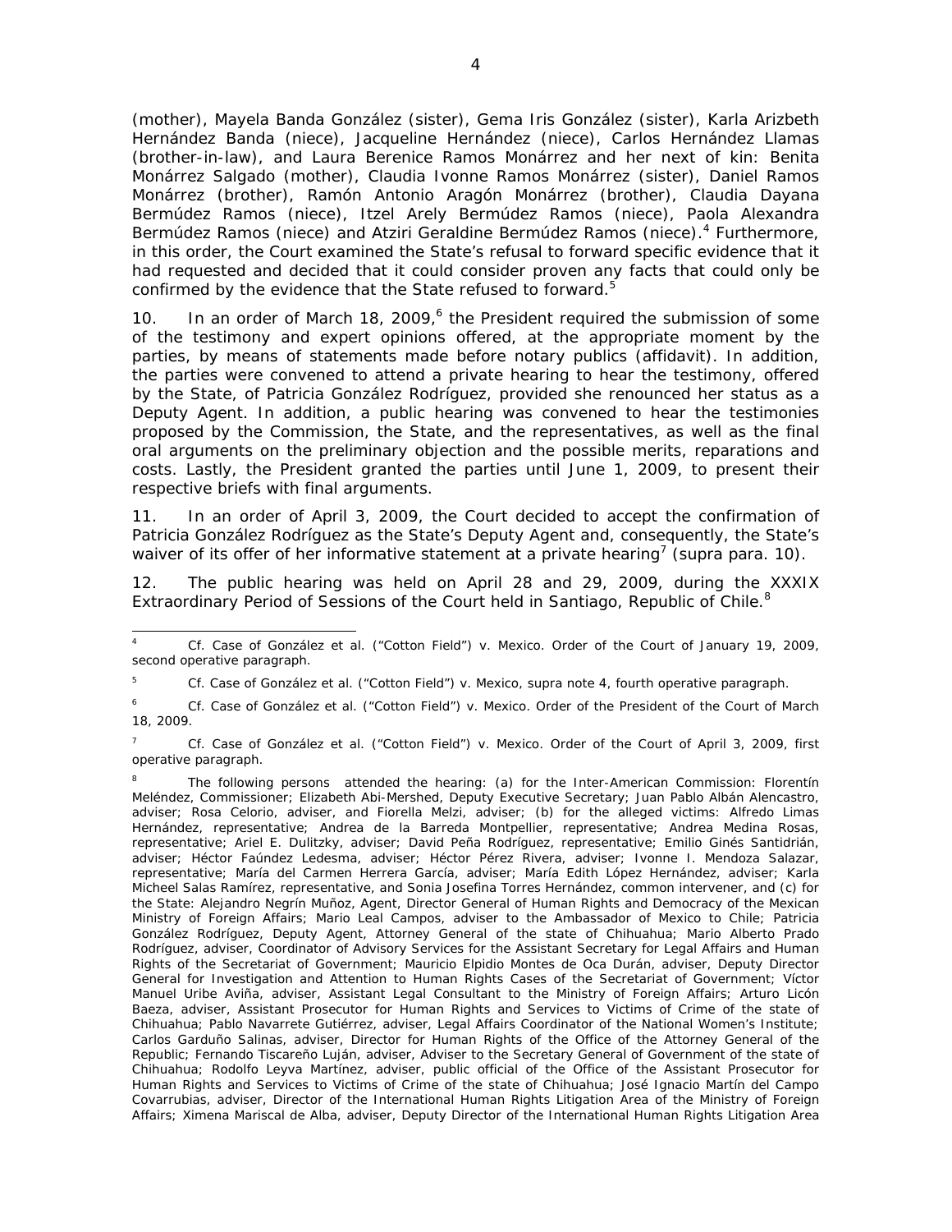(mother), Mayela Banda González (sister), Gema Iris González (sister), Karla Arizbeth Hernández Banda (niece), Jacqueline Hernández (niece), Carlos Hernández Llamas (brother-in-law), and Laura Berenice Ramos Monárrez and her next of kin: Benita Monárrez Salgado (mother), Claudia Ivonne Ramos Monárrez (sister), Daniel Ramos Monárrez (brother), Ramón Antonio Aragón Monárrez (brother), Claudia Dayana Bermúdez Ramos (niece), Itzel Arely Bermúdez Ramos (niece), Paola Alexandra Bermúdez Ramos (niece) and Atziri Geraldine Bermúdez Ramos (niece).[4] Furthermore, in this order, the Court examined the State's refusal to forward specific evidence that it had requested and decided that it could consider proven any facts that could only be confirmed by the evidence that the State refused to forward.[5]

10. In an order of March 18, 2009,[6] the President required the submission of some of the testimony and expert opinions offered, at the appropriate moment by the parties, by means of statements made before notary publics (affidavit). In addition, the parties were convened to attend a private hearing to hear the testimony, offered by the State, of Patricia González Rodríguez, provided she renounced her status as a Deputy Agent. In addition, a public hearing was convened to hear the testimonies proposed by the Commission, the State, and the representatives, as well as the final oral arguments on the preliminary objection and the possible merits, reparations and costs. Lastly, the President granted the parties until June 1, 2009, to present their respective briefs with final arguments.

11. In an order of April 3, 2009, the Court decided to accept the confirmation of Patricia González Rodríguez as the State's Deputy Agent and, consequently, the State's waiver of its offer of her informative statement at a private hearing[7] (*supra* para. 10).

12. The public hearing was held on April 28 and 29, 2009, during the XXXIX Extraordinary Period of Sessions of the Court held in Santiago, Republic of Chile.[8]

---

[4] *Cf. Case of González et al. ("Cotton Field") v. Mexico*. Order of the Court of January 19, 2009, second operative paragraph.

[5] *Cf. Case of González et al. ("Cotton Field") v. Mexico*, *supra* note 4, fourth operative paragraph.

[6] *Cf. Case of González et al. ("Cotton Field") v. Mexico*. Order of the President of the Court of March 18, 2009.

[7] *Cf. Case of González et al. ("Cotton Field") v. Mexico*. Order of the Court of April 3, 2009, first operative paragraph.

[8] The following persons attended the hearing: (a) for the Inter-American Commission: Florentín Meléndez, Commissioner; Elizabeth Abi-Mershed, Deputy Executive Secretary; Juan Pablo Albán Alencastro, adviser; Rosa Celorio, adviser, and Fiorella Melzi, adviser; (b) for the alleged victims: Alfredo Limas Hernández, representative; Andrea de la Barreda Montpellier, representative; Andrea Medina Rosas, representative; Ariel E. Dulitzky, adviser; David Peña Rodríguez, representative; Emilio Ginés Santidrián, adviser; Héctor Faúndez Ledesma, adviser; Héctor Pérez Rivera, adviser; Ivonne I. Mendoza Salazar, representative; María del Carmen Herrera García, adviser; María Edith López Hernández, adviser; Karla Micheel Salas Ramírez, representative, and Sonia Josefina Torres Hernández, common intervener, and (c) for the State: Alejandro Negrín Muñoz, Agent, Director General of Human Rights and Democracy of the Mexican Ministry of Foreign Affairs; Mario Leal Campos, adviser to the Ambassador of Mexico to Chile; Patricia González Rodríguez, Deputy Agent, Attorney General of the state of Chihuahua; Mario Alberto Prado Rodríguez, adviser, Coordinator of Advisory Services for the Assistant Secretary for Legal Affairs and Human Rights of the Secretariat of Government; Mauricio Elpidio Montes de Oca Durán, adviser, Deputy Director General for Investigation and Attention to Human Rights Cases of the Secretariat of Government; Víctor Manuel Uribe Aviña, adviser, Assistant Legal Consultant to the Ministry of Foreign Affairs; Arturo Licón Baeza, adviser, Assistant Prosecutor for Human Rights and Services to Victims of Crime of the state of Chihuahua; Pablo Navarrete Gutiérrez, adviser, Legal Affairs Coordinator of the National Women's Institute; Carlos Garduño Salinas, adviser, Director for Human Rights of the Office of the Attorney General of the Republic; Fernando Tiscareño Luján, adviser, Adviser to the Secretary General of Government of the state of Chihuahua; Rodolfo Leyva Martínez, adviser, public official of the Office of the Assistant Prosecutor for Human Rights and Services to Victims of Crime of the state of Chihuahua; José Ignacio Martín del Campo Covarrubias, adviser, Director of the International Human Rights Litigation Area of the Ministry of Foreign Affairs; Ximena Mariscal de Alba, adviser, Deputy Director of the International Human Rights Litigation Area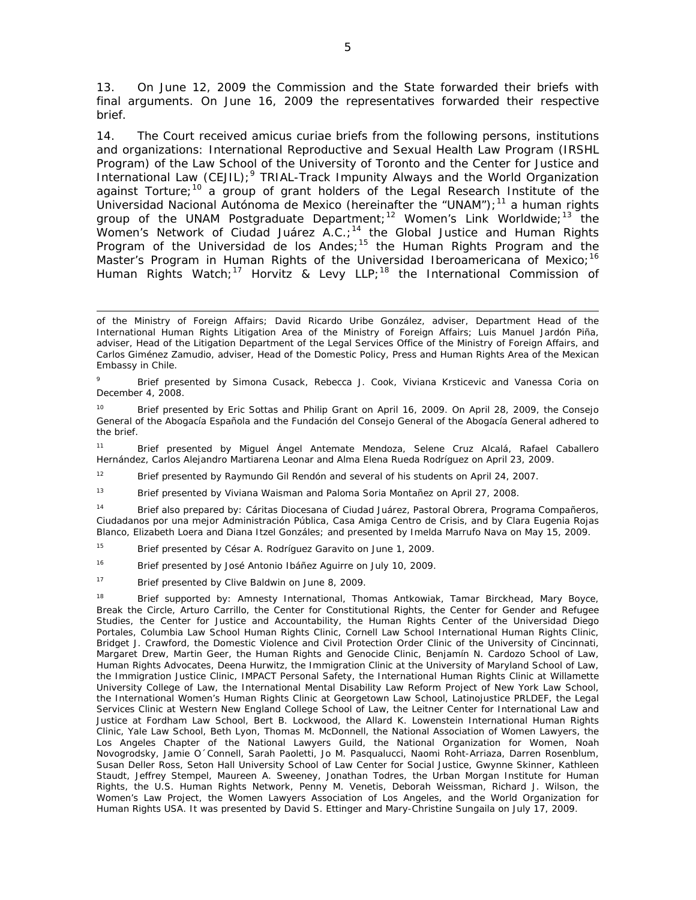13. On June 12, 2009 the Commission and the State forwarded their briefs with final arguments. On June 16, 2009 the representatives forwarded their respective brief.

14. The Court received amicus curiae briefs from the following persons, institutions and organizations: International Reproductive and Sexual Health Law Program (IRSHL Program) of the Law School of the University of Toronto and the Center for Justice and International Law (CEJIL);[9] TRIAL-Track Impunity Always and the World Organization against Torture;[10] a group of grant holders of the Legal Research Institute of the Universidad Nacional Autónoma de Mexico (hereinafter the "UNAM");[11] a human rights group of the UNAM Postgraduate Department;[12] Women's Link Worldwide;[13] the Women's Network of Ciudad Juárez A.C.;[14] the Global Justice and Human Rights Program of the Universidad de los Andes;[15] the Human Rights Program and the Master's Program in Human Rights of the Universidad Iberoamericana of Mexico;[16] Human Rights Watch;[17] Horvitz & Levy LLP;[18] the International Commission of

---

of the Ministry of Foreign Affairs; David Ricardo Uribe González, adviser, Department Head of the International Human Rights Litigation Area of the Ministry of Foreign Affairs; Luis Manuel Jardón Piña, adviser, Head of the Litigation Department of the Legal Services Office of the Ministry of Foreign Affairs, and Carlos Giménez Zamudio, adviser, Head of the Domestic Policy, Press and Human Rights Area of the Mexican Embassy in Chile.

[9] Brief presented by Simona Cusack, Rebecca J. Cook, Viviana Krsticevic and Vanessa Coria on December 4, 2008.

[10] Brief presented by Eric Sottas and Philip Grant on April 16, 2009. On April 28, 2009, the Consejo General of the Abogacía Española and the Fundación del Consejo General of the Abogacía General adhered to the brief.

[11] Brief presented by Miguel Ángel Antemate Mendoza, Selene Cruz Alcalá, Rafael Caballero Hernández, Carlos Alejandro Martiarena Leonar and Alma Elena Rueda Rodríguez on April 23, 2009.

[12] Brief presented by Raymundo Gil Rendón and several of his students on April 24, 2007.

[13] Brief presented by Viviana Waisman and Paloma Soria Montañez on April 27, 2008.

[14] Brief also prepared by: Cáritas Diocesana of Ciudad Juárez, Pastoral Obrera, Programa Compañeros, Ciudadanos por una mejor Administración Pública, Casa Amiga Centro de Crisis, and by Clara Eugenia Rojas Blanco, Elizabeth Loera and Diana Itzel Gonzáles; and presented by Imelda Marrufo Nava on May 15, 2009.

[15] Brief presented by César A. Rodríguez Garavito on June 1, 2009.

[16] Brief presented by José Antonio Ibáñez Aguirre on July 10, 2009.

[17] Brief presented by Clive Baldwin on June 8, 2009.

[18] Brief supported by: Amnesty International, Thomas Antkowiak, Tamar Birckhead, Mary Boyce, Break the Circle, Arturo Carrillo, the Center for Constitutional Rights, the Center for Gender and Refugee Studies, the Center for Justice and Accountability, the Human Rights Center of the Universidad Diego Portales, Columbia Law School Human Rights Clinic, Cornell Law School International Human Rights Clinic, Bridget J. Crawford, the Domestic Violence and Civil Protection Order Clinic of the University of Cincinnati, Margaret Drew, Martin Geer, the Human Rights and Genocide Clinic, Benjamín N. Cardozo School of Law, Human Rights Advocates, Deena Hurwitz, the Immigration Clinic at the University of Maryland School of Law, the Immigration Justice Clinic, IMPACT Personal Safety, the International Human Rights Clinic at Willamette University College of Law, the International Mental Disability Law Reform Project of New York Law School, the International Women's Human Rights Clinic at Georgetown Law School, Latinojustice PRLDEF, the Legal Services Clinic at Western New England College School of Law, the Leitner Center for International Law and Justice at Fordham Law School, Bert B. Lockwood, the Allard K. Lowenstein International Human Rights Clinic, Yale Law School, Beth Lyon, Thomas M. McDonnell, the National Association of Women Lawyers, the Los Angeles Chapter of the National Lawyers Guild, the National Organization for Women, Noah Novogrodsky, Jamie O´Connell, Sarah Paoletti, Jo M. Pasqualucci, Naomi Roht-Arriaza, Darren Rosenblum, Susan Deller Ross, Seton Hall University School of Law Center for Social Justice, Gwynne Skinner, Kathleen Staudt, Jeffrey Stempel, Maureen A. Sweeney, Jonathan Todres, the Urban Morgan Institute for Human Rights, the U.S. Human Rights Network, Penny M. Venetis, Deborah Weissman, Richard J. Wilson, the Women's Law Project, the Women Lawyers Association of Los Angeles, and the World Organization for Human Rights USA. It was presented by David S. Ettinger and Mary-Christine Sungaila on July 17, 2009.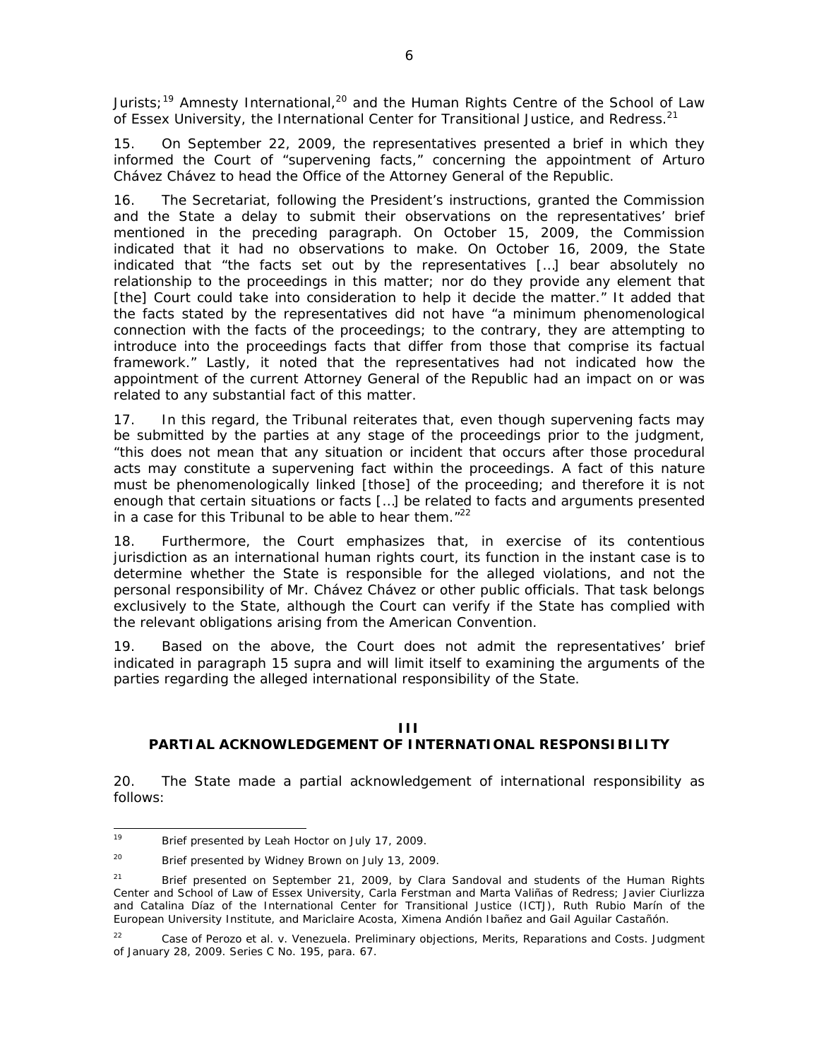Jurists;[19] Amnesty International,[20] and the Human Rights Centre of the School of Law of Essex University, the International Center for Transitional Justice, and Redress.[21]

15. On September 22, 2009, the representatives presented a brief in which they informed the Court of "supervening facts," concerning the appointment of Arturo Chávez Chávez to head the Office of the Attorney General of the Republic.

16. The Secretariat, following the President's instructions, granted the Commission and the State a delay to submit their observations on the representatives' brief mentioned in the preceding paragraph. On October 15, 2009, the Commission indicated that it had no observations to make. On October 16, 2009, the State indicated that "the facts set out by the representatives […] bear absolutely no relationship to the proceedings in this matter; nor do they provide any element that [the] Court could take into consideration to help it decide the matter." It added that the facts stated by the representatives did not have "a minimum phenomenological connection with the facts of the proceedings; to the contrary, they are attempting to introduce into the proceedings facts that differ from those that comprise its factual framework." Lastly, it noted that the representatives had not indicated how the appointment of the current Attorney General of the Republic had an impact on or was related to any substantial fact of this matter.

17. In this regard, the Tribunal reiterates that, even though supervening facts may be submitted by the parties at any stage of the proceedings prior to the judgment, "this does not mean that any situation or incident that occurs after those procedural acts may constitute a supervening fact within the proceedings. A fact of this nature must be phenomenologically linked [those] of the proceeding; and therefore it is not enough that certain situations or facts […] be related to facts and arguments presented in a case for this Tribunal to be able to hear them."[22]

18. Furthermore, the Court emphasizes that, in exercise of its contentious jurisdiction as an international human rights court, its function in the instant case is to determine whether the State is responsible for the alleged violations, and not the personal responsibility of Mr. Chávez Chávez or other public officials. That task belongs exclusively to the State, although the Court can verify if the State has complied with the relevant obligations arising from the American Convention.

19. Based on the above, the Court does not admit the representatives' brief indicated in paragraph 15 *supra* and will limit itself to examining the arguments of the parties regarding the alleged international responsibility of the State.

## III
## PARTIAL ACKNOWLEDGEMENT OF INTERNATIONAL RESPONSIBILITY

20. The State made a partial acknowledgement of international responsibility as follows:

---

[19] Brief presented by Leah Hoctor on July 17, 2009.

[20] Brief presented by Widney Brown on July 13, 2009.

[21] Brief presented on September 21, 2009, by Clara Sandoval and students of the Human Rights Center and School of Law of Essex University, Carla Ferstman and Marta Valiñas of Redress; Javier Ciurlizza and Catalina Díaz of the International Center for Transitional Justice (ICTJ), Ruth Rubio Marín of the European University Institute, and Mariclaire Acosta, Ximena Andión Ibañez and Gail Aguilar Castañón.

[22] *Case of Perozo et al. v. Venezuela. Preliminary objections, Merits, Reparations and Costs.* Judgment of January 28, 2009. Series C No. 195, para. 67.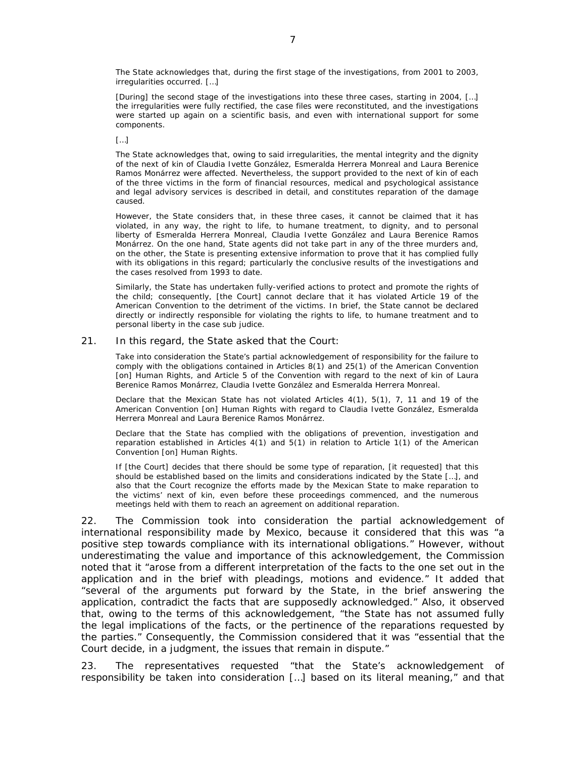> The State acknowledges that, during the first stage of the investigations, from 2001 to 2003, irregularities occurred. […]
>
> [During] the second stage of the investigations into these three cases, starting in 2004, […] the irregularities were fully rectified, the case files were reconstituted, and the investigations were started up again on a scientific basis, and even with international support for some components.
>
> […]
>
> The State acknowledges that, owing to said irregularities, the mental integrity and the dignity of the next of kin of Claudia Ivette González, Esmeralda Herrera Monreal and Laura Berenice Ramos Monárrez were affected. Nevertheless, the support provided to the next of kin of each of the three victims in the form of financial resources, medical and psychological assistance and legal advisory services is described in detail, and constitutes reparation of the damage caused.
>
> However, the State considers that, in these three cases, it cannot be claimed that it has violated, in any way, the right to life, to humane treatment, to dignity, and to personal liberty of Esmeralda Herrera Monreal, Claudia Ivette González and Laura Berenice Ramos Monárrez. On the one hand, State agents did not take part in any of the three murders and, on the other, the State is presenting extensive information to prove that it has complied fully with its obligations in this regard; particularly the conclusive results of the investigations and the cases resolved from 1993 to date.
>
> Similarly, the State has undertaken fully-verified actions to protect and promote the rights of the child; consequently, [the Court] cannot declare that it has violated Article 19 of the American Convention to the detriment of the victims. In brief, the State cannot be declared directly or indirectly responsible for violating the rights to life, to humane treatment and to personal liberty in the case sub judice.

21. In this regard, the State asked that the Court:

> Take into consideration the State's partial acknowledgement of responsibility for the failure to comply with the obligations contained in Articles 8(1) and 25(1) of the American Convention [on] Human Rights, and Article 5 of the Convention with regard to the next of kin of Laura Berenice Ramos Monárrez, Claudia Ivette González and Esmeralda Herrera Monreal.
>
> Declare that the Mexican State has not violated Articles 4(1), 5(1), 7, 11 and 19 of the American Convention [on] Human Rights with regard to Claudia Ivette González, Esmeralda Herrera Monreal and Laura Berenice Ramos Monárrez.
>
> Declare that the State has complied with the obligations of prevention, investigation and reparation established in Articles 4(1) and 5(1) in relation to Article 1(1) of the American Convention [on] Human Rights.
>
> If [the Court] decides that there should be some type of reparation, [it requested] that this should be established based on the limits and considerations indicated by the State […], and also that the Court recognize the efforts made by the Mexican State to make reparation to the victims' next of kin, even before these proceedings commenced, and the numerous meetings held with them to reach an agreement on additional reparation.

22. The Commission took into consideration the partial acknowledgement of international responsibility made by Mexico, because it considered that this was "a positive step towards compliance with its international obligations." However, without underestimating the value and importance of this acknowledgement, the Commission noted that it "arose from a different interpretation of the facts to the one set out in the application and in the brief with pleadings, motions and evidence." It added that "several of the arguments put forward by the State, in the brief answering the application, contradict the facts that are supposedly acknowledged." Also, it observed that, owing to the terms of this acknowledgement, "the State has not assumed fully the legal implications of the facts, or the pertinence of the reparations requested by the parties." Consequently, the Commission considered that it was "essential that the Court decide, in a judgment, the issues that remain in dispute."

23. The representatives requested "that the State's acknowledgement of responsibility be taken into consideration […] based on its literal meaning," and that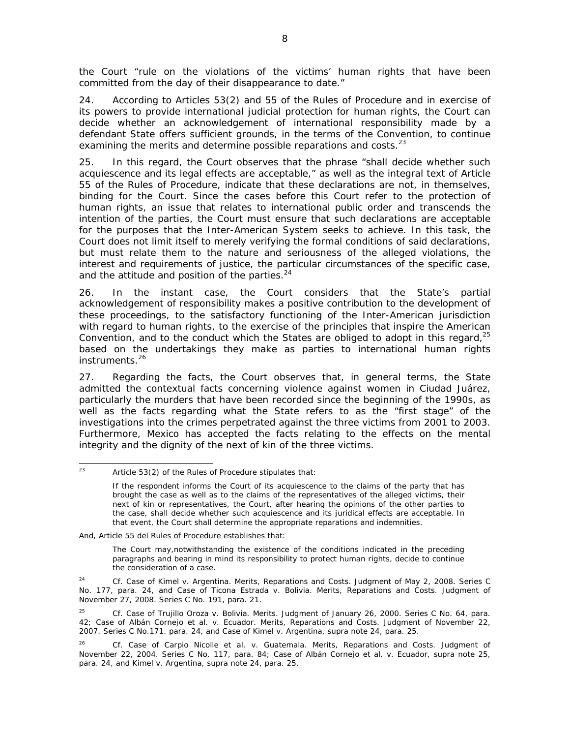the Court "rule on the violations of the victims' human rights that have been committed from the day of their disappearance to date."

24. According to Articles 53(2) and 55 of the Rules of Procedure and in exercise of its powers to provide international judicial protection for human rights, the Court can decide whether an acknowledgement of international responsibility made by a defendant State offers sufficient grounds, in the terms of the Convention, to continue examining the merits and determine possible reparations and costs.[23]

25. In this regard, the Court observes that the phrase "shall decide whether such acquiescence and its legal effects are acceptable," as well as the integral text of Article 55 of the Rules of Procedure, indicate that these declarations are not, in themselves, binding for the Court. Since the cases before this Court refer to the protection of human rights, an issue that relates to international public order and transcends the intention of the parties, the Court must ensure that such declarations are acceptable for the purposes that the Inter-American System seeks to achieve. In this task, the Court does not limit itself to merely verifying the formal conditions of said declarations, but must relate them to the nature and seriousness of the alleged violations, the interest and requirements of justice, the particular circumstances of the specific case, and the attitude and position of the parties.[24]

26. In the instant case, the Court considers that the State's partial acknowledgement of responsibility makes a positive contribution to the development of these proceedings, to the satisfactory functioning of the Inter-American jurisdiction with regard to human rights, to the exercise of the principles that inspire the American Convention, and to the conduct which the States are obliged to adopt in this regard,[25] based on the undertakings they make as parties to international human rights instruments.[26]

27. Regarding the facts, the Court observes that, in general terms, the State admitted the contextual facts concerning violence against women in Ciudad Juárez, particularly the murders that have been recorded since the beginning of the 1990s, as well as the facts regarding what the State refers to as the "first stage" of the investigations into the crimes perpetrated against the three victims from 2001 to 2003. Furthermore, Mexico has accepted the facts relating to the effects on the mental integrity and the dignity of the next of kin of the three victims.

---

[23] Article 53(2) of the Rules of Procedure stipulates that:

> If the respondent informs the Court of its acquiescence to the claims of the party that has brought the case as well as to the claims of the representatives of the alleged victims, their next of kin or representatives, the Court, after hearing the opinions of the other parties to the case, shall decide whether such acquiescence and its juridical effects are acceptable. In that event, the Court shall determine the appropriate reparations and indemnities.

And, Article 55 del Rules of Procedure establishes that:

> The Court may,notwithstanding the existence of the conditions indicated in the preceding paragraphs and bearing in mind its responsibility to protect human rights, decide to continue the consideration of a case.

[24] *Cf. Case of Kimel v. Argentina. Merits, Reparations and Costs.* Judgment of May 2, 2008. Series C No. 177, para. 24, and *Case of Ticona Estrada v. Bolivia. Merits, Reparations and Costs.* Judgment of November 27, 2008. Series C No. 191, para. 21.

[25] *Cf. Case of Trujillo Oroza v. Bolivia. Merits.* Judgment of January 26, 2000. Series C No. 64, para. 42; *Case of Albán Cornejo et al. v. Ecuador. Merits, Reparations and Costs.* Judgment of November 22, 2007. Series C No.171. para. 24, and *Case of Kimel v. Argentina*, *supra* note 24, para. 25.

[26] *Cf. Case of Carpio Nicolle et al. v. Guatemala. Merits, Reparations and Costs.* Judgment of November 22, 2004. Series C No. 117, para. 84; *Case of Albán Cornejo et al. v. Ecuador*, *supra* note 25, para. 24, and *Kimel v. Argentina*, *supra* note 24, para. 25.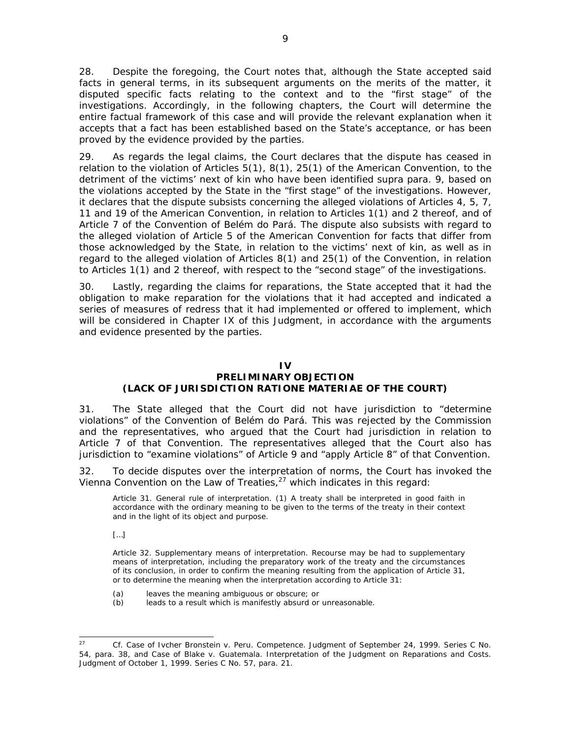28. Despite the foregoing, the Court notes that, although the State accepted said facts in general terms, in its subsequent arguments on the merits of the matter, it disputed specific facts relating to the context and to the "first stage" of the investigations. Accordingly, in the following chapters, the Court will determine the entire factual framework of this case and will provide the relevant explanation when it accepts that a fact has been established based on the State's acceptance, or has been proved by the evidence provided by the parties.

29. As regards the legal claims, the Court declares that the dispute has ceased in relation to the violation of Articles 5(1), 8(1), 25(1) of the American Convention, to the detriment of the victims' next of kin who have been identified *supra* para. 9, based on the violations accepted by the State in the "first stage" of the investigations. However, it declares that the dispute subsists concerning the alleged violations of Articles 4, 5, 7, 11 and 19 of the American Convention, in relation to Articles 1(1) and 2 thereof, and of Article 7 of the Convention of Belém do Pará. The dispute also subsists with regard to the alleged violation of Article 5 of the American Convention for facts that differ from those acknowledged by the State, in relation to the victims' next of kin, as well as in regard to the alleged violation of Articles 8(1) and 25(1) of the Convention, in relation to Articles 1(1) and 2 thereof, with respect to the "second stage" of the investigations.

30. Lastly, regarding the claims for reparations, the State accepted that it had the obligation to make reparation for the violations that it had accepted and indicated a series of measures of redress that it had implemented or offered to implement, which will be considered in Chapter IX of this Judgment, in accordance with the arguments and evidence presented by the parties.

## IV
## PRELIMINARY OBJECTION
## (LACK OF JURISDICTION *RATIONE MATERIAE* OF THE COURT)

31. The State alleged that the Court did not have jurisdiction to "determine violations" of the Convention of Belém do Pará. This was rejected by the Commission and the representatives, who argued that the Court had jurisdiction in relation to Article 7 of that Convention. The representatives alleged that the Court also has jurisdiction to "examine violations" of Article 9 and "apply Article 8" of that Convention.

32. To decide disputes over the interpretation of norms, the Court has invoked the Vienna Convention on the Law of Treaties,[27] which indicates in this regard:

> Article 31. General rule of interpretation. (1) A treaty shall be interpreted in good faith in accordance with the ordinary meaning to be given to the terms of the treaty in their context and in the light of its object and purpose.
>
> […]
>
> Article 32. Supplementary means of interpretation. Recourse may be had to supplementary means of interpretation, including the preparatory work of the treaty and the circumstances of its conclusion, in order to confirm the meaning resulting from the application of Article 31, or to determine the meaning when the interpretation according to Article 31:
>
> (a) leaves the meaning ambiguous or obscure; or
> (b) leads to a result which is manifestly absurd or unreasonable.

---

[27] *Cf. Case of Ivcher Bronstein v. Peru. Competence.* Judgment of September 24, 1999. Series C No. 54, para. 38, and *Case of Blake v. Guatemala. Interpretation of the Judgment on Reparations and Costs.* Judgment of October 1, 1999. Series C No. 57, para. 21.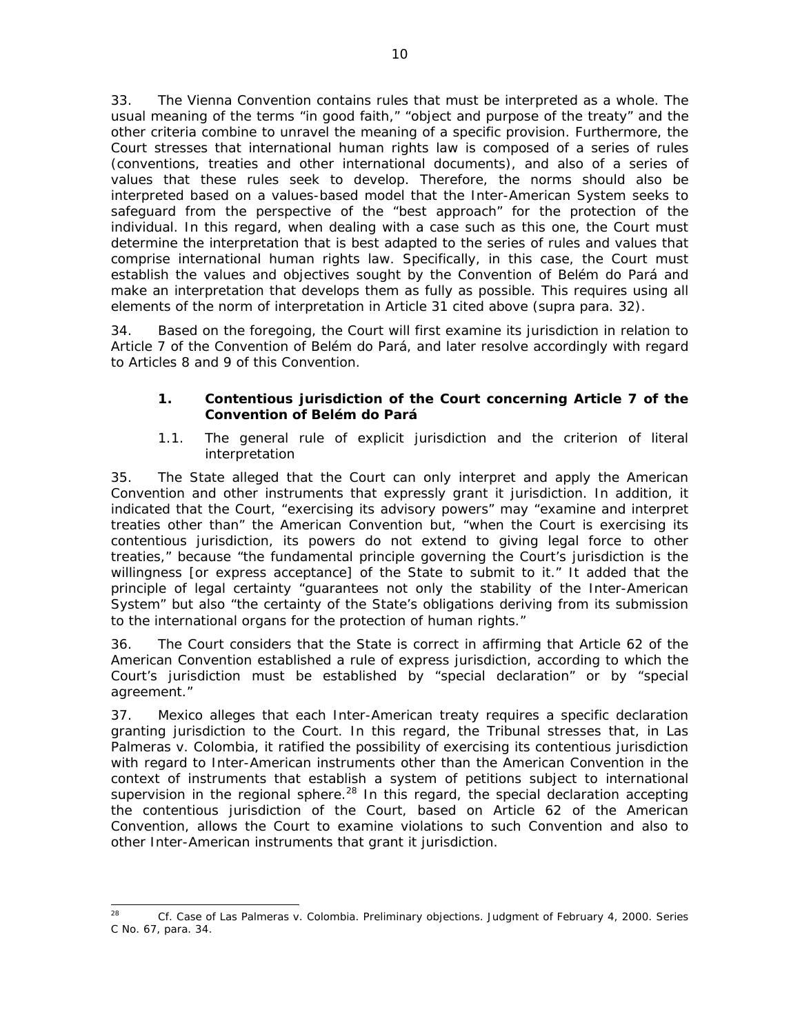33. The Vienna Convention contains rules that must be interpreted as a whole. The usual meaning of the terms "in good faith," "object and purpose of the treaty" and the other criteria combine to unravel the meaning of a specific provision. Furthermore, the Court stresses that international human rights law is composed of a series of rules (conventions, treaties and other international documents), and also of a series of values that these rules seek to develop. Therefore, the norms should also be interpreted based on a values-based model that the Inter-American System seeks to safeguard from the perspective of the "best approach" for the protection of the individual. In this regard, when dealing with a case such as this one, the Court must determine the interpretation that is best adapted to the series of rules and values that comprise international human rights law. Specifically, in this case, the Court must establish the values and objectives sought by the Convention of Belém do Pará and make an interpretation that develops them as fully as possible. This requires using all elements of the norm of interpretation in Article 31 cited above (*supra* para. 32).

34. Based on the foregoing, the Court will first examine its jurisdiction in relation to Article 7 of the Convention of Belém do Pará, and later resolve accordingly with regard to Articles 8 and 9 of this Convention.

### 1. Contentious jurisdiction of the Court concerning Article 7 of the Convention of Belém do Pará

#### 1.1. The general rule of explicit jurisdiction and the criterion of literal interpretation

35. The State alleged that the Court can only interpret and apply the American Convention and other instruments that expressly grant it jurisdiction. In addition, it indicated that the Court, "exercising its advisory powers" may "examine and interpret treaties other than" the American Convention but, "when the Court is exercising its contentious jurisdiction, its powers do not extend to giving legal force to other treaties," because "the fundamental principle governing the Court's jurisdiction is the willingness [or express acceptance] of the State to submit to it." It added that the principle of legal certainty "guarantees not only the stability of the Inter-American System" but also "the certainty of the State's obligations deriving from its submission to the international organs for the protection of human rights."

36. The Court considers that the State is correct in affirming that Article 62 of the American Convention established a rule of express jurisdiction, according to which the Court's jurisdiction must be established by "special declaration" or by "special agreement."

37. Mexico alleges that each Inter-American treaty requires a specific declaration granting jurisdiction to the Court. In this regard, the Tribunal stresses that, in *Las Palmeras v. Colombia*, it ratified the possibility of exercising its contentious jurisdiction with regard to Inter-American instruments other than the American Convention in the context of instruments that establish a system of petitions subject to international supervision in the regional sphere.[28] In this regard, the special declaration accepting the contentious jurisdiction of the Court, based on Article 62 of the American Convention, allows the Court to examine violations to such Convention and also to other Inter-American instruments that grant it jurisdiction.

---

[28] *Cf. Case of Las Palmeras v. Colombia. Preliminary objections.* Judgment of February 4, 2000. Series C No. 67, para. 34.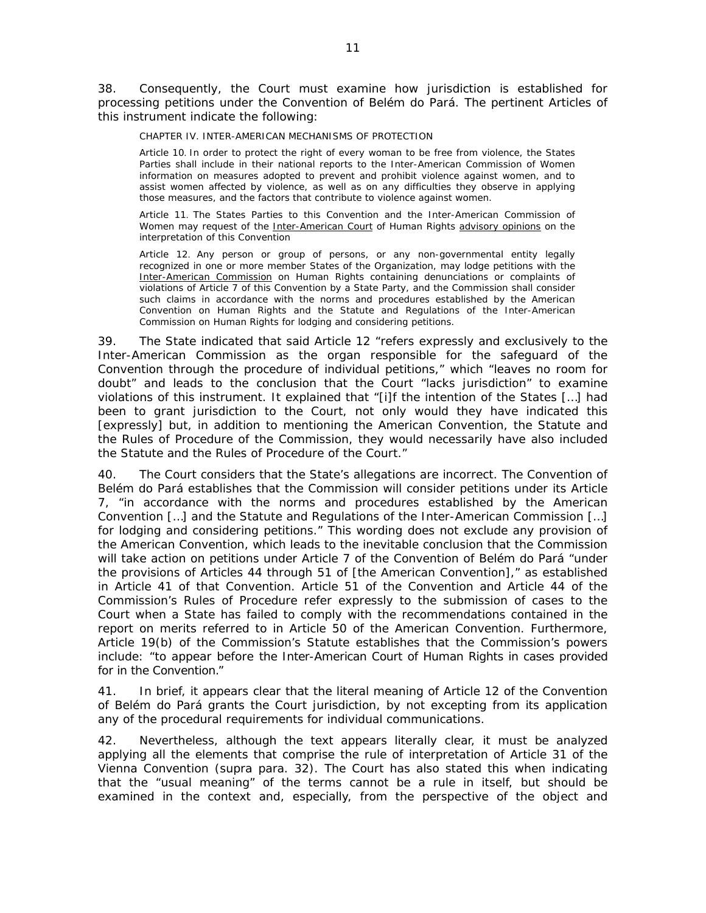38. Consequently, the Court must examine how jurisdiction is established for processing petitions under the Convention of Belém do Pará. The pertinent Articles of this instrument indicate the following:

> CHAPTER IV. INTER-AMERICAN MECHANISMS OF PROTECTION
>
> Article 10. In order to protect the right of every woman to be free from violence, the States Parties shall include in their national reports to the Inter-American Commission of Women information on measures adopted to prevent and prohibit violence against women, and to assist women affected by violence, as well as on any difficulties they observe in applying those measures, and the factors that contribute to violence against women.
>
> Article 11. The States Parties to this Convention and the Inter-American Commission of Women may request of the Inter-American Court of Human Rights advisory opinions on the interpretation of this Convention
>
> Article 12. Any person or group of persons, or any non-governmental entity legally recognized in one or more member States of the Organization, may lodge petitions with the Inter-American Commission on Human Rights containing denunciations or complaints of violations of Article 7 of this Convention by a State Party, and the Commission shall consider such claims in accordance with the norms and procedures established by the American Convention on Human Rights and the Statute and Regulations of the Inter-American Commission on Human Rights for lodging and considering petitions.

39. The State indicated that said Article 12 "refers expressly and exclusively to the Inter-American Commission as the organ responsible for the safeguard of the Convention through the procedure of individual petitions," which "leaves no room for doubt" and leads to the conclusion that the Court "lacks jurisdiction" to examine violations of this instrument. It explained that "[i]f the intention of the States […] had been to grant jurisdiction to the Court, not only would they have indicated this [expressly] but, in addition to mentioning the American Convention, the Statute and the Rules of Procedure of the Commission, they would necessarily have also included the Statute and the Rules of Procedure of the Court."

40. The Court considers that the State's allegations are incorrect. The Convention of Belém do Pará establishes that the Commission will consider petitions under its Article 7, "in accordance with the norms and procedures established by the American Convention […] and the Statute and Regulations of the Inter-American Commission […] for lodging and considering petitions." This wording does not exclude any provision of the American Convention, which leads to the inevitable conclusion that the Commission will take action on petitions under Article 7 of the Convention of Belém do Pará "under the provisions of Articles 44 through 51 of [the American Convention]," as established in Article 41 of that Convention. Article 51 of the Convention and Article 44 of the Commission's Rules of Procedure refer expressly to the submission of cases to the Court when a State has failed to comply with the recommendations contained in the report on merits referred to in Article 50 of the American Convention. Furthermore, Article 19(b) of the Commission's Statute establishes that the Commission's powers include: "to appear before the Inter-American Court of Human Rights in cases provided for in the Convention."

41. In brief, it appears clear that the literal meaning of Article 12 of the Convention of Belém do Pará grants the Court jurisdiction, by not excepting from its application any of the procedural requirements for individual communications.

42. Nevertheless, although the text appears literally clear, it must be analyzed applying all the elements that comprise the rule of interpretation of Article 31 of the Vienna Convention (supra para. 32). The Court has also stated this when indicating that the "usual meaning" of the terms cannot be a rule in itself, but should be examined in the context and, especially, from the perspective of the object and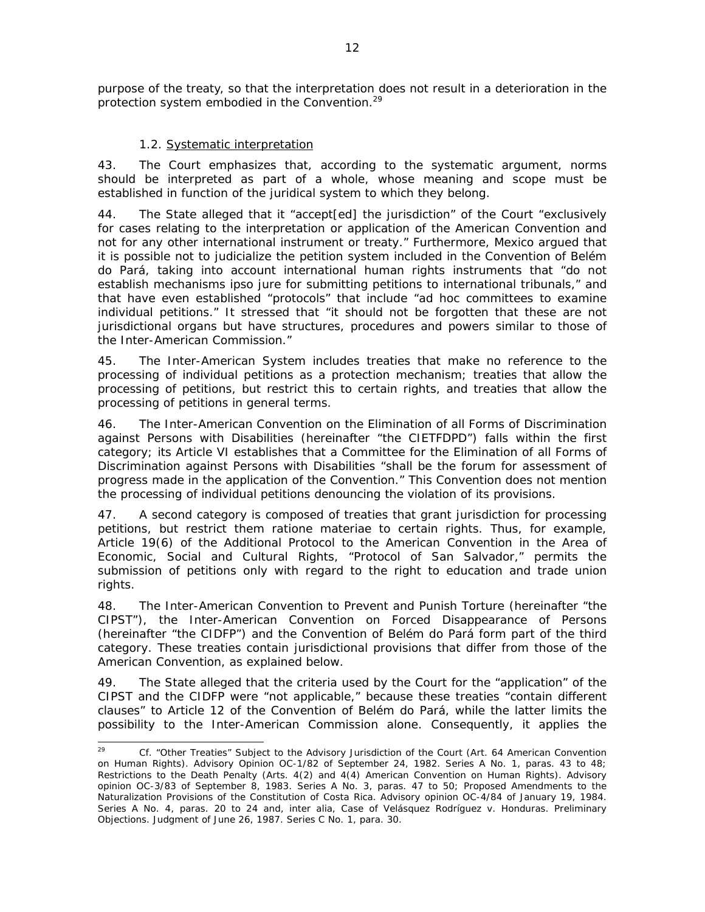purpose of the treaty, so that the interpretation does not result in a deterioration in the protection system embodied in the Convention.[29]

### 1.2. Systematic interpretation

43. The Court emphasizes that, according to the systematic argument, norms should be interpreted as part of a whole, whose meaning and scope must be established in function of the juridical system to which they belong.

44. The State alleged that it "accept[ed] the jurisdiction" of the Court "exclusively for cases relating to the interpretation or application of the American Convention and not for any other international instrument or treaty." Furthermore, Mexico argued that it is possible not to judicialize the petition system included in the Convention of Belém do Pará, taking into account international human rights instruments that "do not establish mechanisms ipso jure for submitting petitions to international tribunals," and that have even established "protocols" that include "ad hoc committees to examine individual petitions." It stressed that "it should not be forgotten that these are not jurisdictional organs but have structures, procedures and powers similar to those of the Inter-American Commission."

45. The Inter-American System includes treaties that make no reference to the processing of individual petitions as a protection mechanism; treaties that allow the processing of petitions, but restrict this to certain rights, and treaties that allow the processing of petitions in general terms.

46. The Inter-American Convention on the Elimination of all Forms of Discrimination against Persons with Disabilities (hereinafter "the CIETFDPD") falls within the first category; its Article VI establishes that a Committee for the Elimination of all Forms of Discrimination against Persons with Disabilities "shall be the forum for assessment of progress made in the application of the Convention." This Convention does not mention the processing of individual petitions denouncing the violation of its provisions.

47. A second category is composed of treaties that grant jurisdiction for processing petitions, but restrict them ratione materiae to certain rights. Thus, for example, Article 19(6) of the Additional Protocol to the American Convention in the Area of Economic, Social and Cultural Rights, "Protocol of San Salvador," permits the submission of petitions only with regard to the right to education and trade union rights.

48. The Inter-American Convention to Prevent and Punish Torture (hereinafter "the CIPST"), the Inter-American Convention on Forced Disappearance of Persons (hereinafter "the CIDFP") and the Convention of Belém do Pará form part of the third category. These treaties contain jurisdictional provisions that differ from those of the American Convention, as explained below.

49. The State alleged that the criteria used by the Court for the "application" of the CIPST and the CIDFP were "not applicable," because these treaties "contain different clauses" to Article 12 of the Convention of Belém do Pará, while the latter limits the possibility to the Inter-American Commission alone. Consequently, it applies the

---

[29] Cf. "Other Treaties" Subject to the Advisory Jurisdiction of the Court (Art. 64 American Convention on Human Rights). Advisory Opinion OC-1/82 of September 24, 1982. Series A No. 1, paras. 43 to 48; Restrictions to the Death Penalty (Arts. 4(2) and 4(4) American Convention on Human Rights). Advisory opinion OC-3/83 of September 8, 1983. Series A No. 3, paras. 47 to 50; Proposed Amendments to the Naturalization Provisions of the Constitution of Costa Rica. Advisory opinion OC-4/84 of January 19, 1984. Series A No. 4, paras. 20 to 24 and, inter alia, Case of Velásquez Rodríguez v. Honduras. Preliminary Objections. Judgment of June 26, 1987. Series C No. 1, para. 30.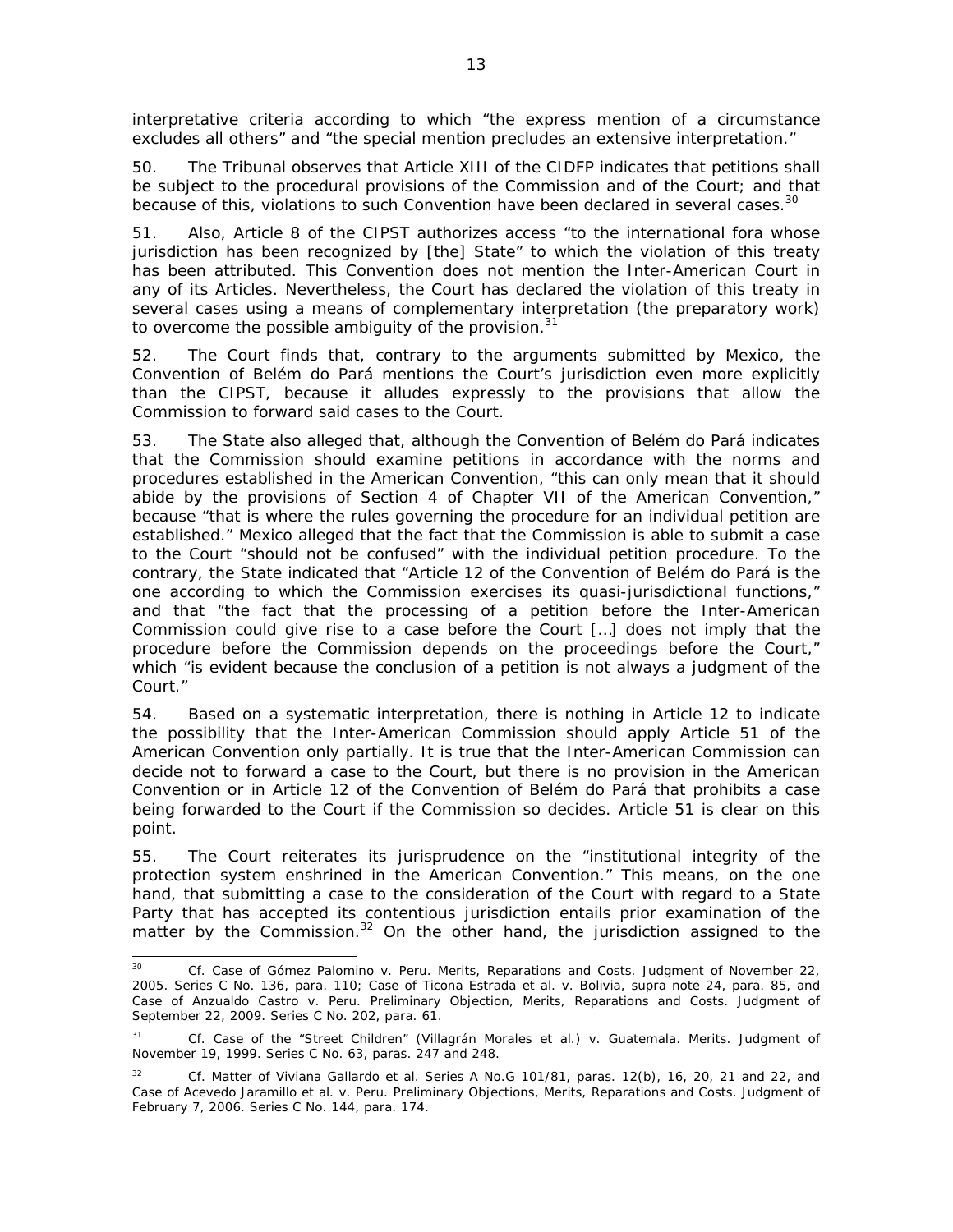interpretative criteria according to which "the express mention of a circumstance excludes all others" and "the special mention precludes an extensive interpretation."

50. The Tribunal observes that Article XIII of the CIDFP indicates that petitions shall be subject to the procedural provisions of the Commission and of the Court; and that because of this, violations to such Convention have been declared in several cases.[30]

51. Also, Article 8 of the CIPST authorizes access "to the international fora whose jurisdiction has been recognized by [the] State" to which the violation of this treaty has been attributed. This Convention does not mention the Inter-American Court in any of its Articles. Nevertheless, the Court has declared the violation of this treaty in several cases using a means of complementary interpretation (the preparatory work) to overcome the possible ambiguity of the provision.[31]

52. The Court finds that, contrary to the arguments submitted by Mexico, the Convention of Belém do Pará mentions the Court's jurisdiction even more explicitly than the CIPST, because it alludes expressly to the provisions that allow the Commission to forward said cases to the Court.

53. The State also alleged that, although the Convention of Belém do Pará indicates that the Commission should examine petitions in accordance with the norms and procedures established in the American Convention, "this can only mean that it should abide by the provisions of Section 4 of Chapter VII of the American Convention," because "that is where the rules governing the procedure for an individual petition are established." Mexico alleged that the fact that the Commission is able to submit a case to the Court "should not be confused" with the individual petition procedure. To the contrary, the State indicated that "Article 12 of the Convention of Belém do Pará is the one according to which the Commission exercises its quasi-jurisdictional functions," and that "the fact that the processing of a petition before the Inter-American Commission could give rise to a case before the Court […] does not imply that the procedure before the Commission depends on the proceedings before the Court," which "is evident because the conclusion of a petition is not always a judgment of the Court."

54. Based on a systematic interpretation, there is nothing in Article 12 to indicate the possibility that the Inter-American Commission should apply Article 51 of the American Convention only partially. It is true that the Inter-American Commission can decide not to forward a case to the Court, but there is no provision in the American Convention or in Article 12 of the Convention of Belém do Pará that prohibits a case being forwarded to the Court if the Commission so decides. Article 51 is clear on this point.

55. The Court reiterates its jurisprudence on the "institutional integrity of the protection system enshrined in the American Convention." This means, on the one hand, that submitting a case to the consideration of the Court with regard to a State Party that has accepted its contentious jurisdiction entails prior examination of the matter by the Commission.[32] On the other hand, the jurisdiction assigned to the

---

[30] *Cf. Case of Gómez Palomino v. Peru. Merits, Reparations and Costs.* Judgment of November 22, 2005. Series C No. 136, para. 110; *Case of Ticona Estrada et al. v. Bolivia, supra* note 24, para. 85, and *Case of Anzualdo Castro v. Peru. Preliminary Objection, Merits, Reparations and Costs.* Judgment of September 22, 2009. Series C No. 202, para. 61.

[31] *Cf. Case of the "Street Children" (Villagrán Morales et al.) v. Guatemala. Merits.* Judgment of November 19, 1999. Series C No. 63, paras. 247 and 248.

[32] *Cf. Matter of Viviana Gallardo et al.* Series A No.G 101/81, paras. 12(b), 16, 20, 21 and 22, and *Case of Acevedo Jaramillo et al. v. Peru. Preliminary Objections, Merits, Reparations and Costs.* Judgment of February 7, 2006. Series C No. 144, para. 174.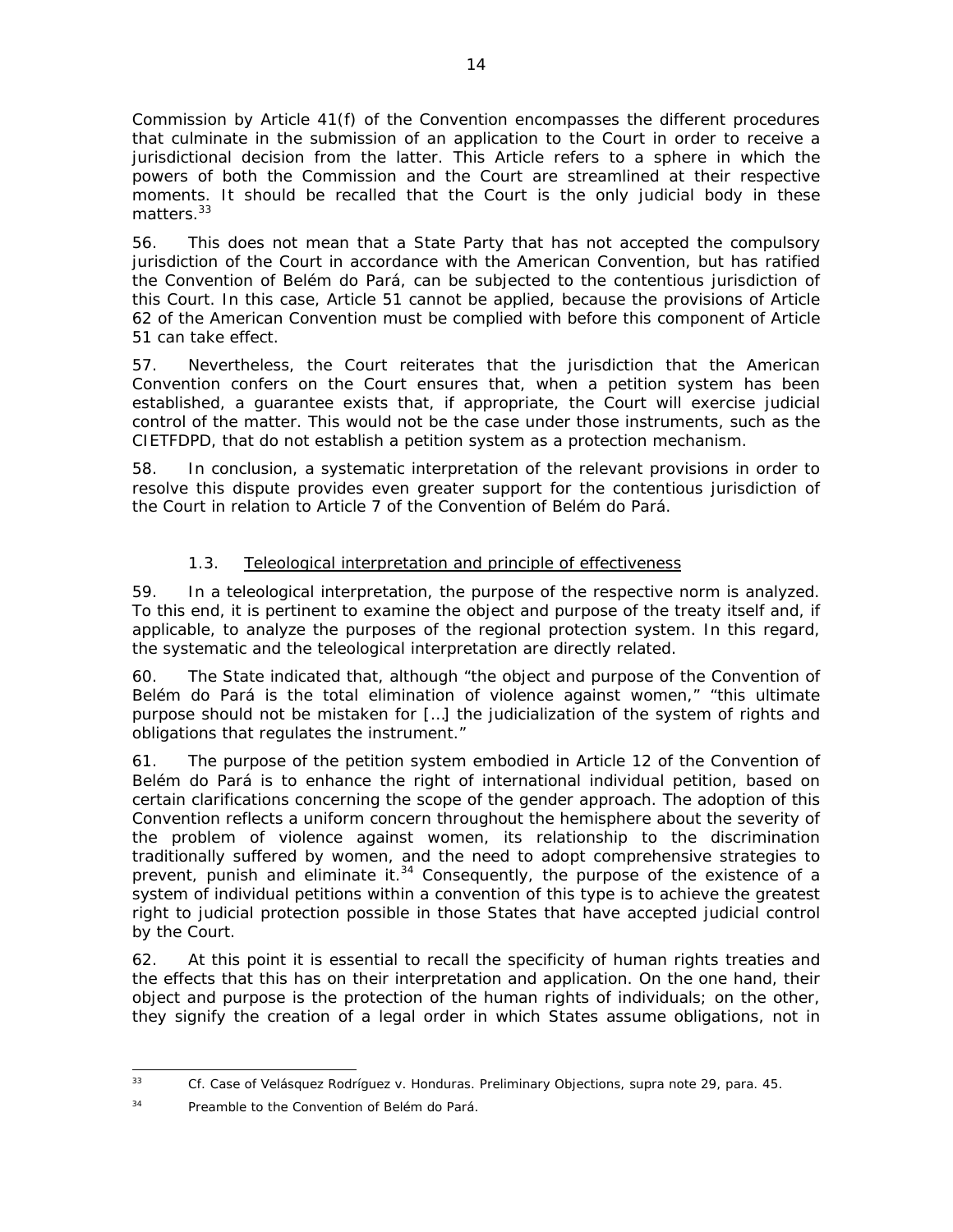Commission by Article 41(f) of the Convention encompasses the different procedures that culminate in the submission of an application to the Court in order to receive a jurisdictional decision from the latter. This Article refers to a sphere in which the powers of both the Commission and the Court are streamlined at their respective moments. It should be recalled that the Court is the only judicial body in these matters.[33]

56. This does not mean that a State Party that has not accepted the compulsory jurisdiction of the Court in accordance with the American Convention, but has ratified the Convention of Belém do Pará, can be subjected to the contentious jurisdiction of this Court. In this case, Article 51 cannot be applied, because the provisions of Article 62 of the American Convention must be complied with before this component of Article 51 can take effect.

57. Nevertheless, the Court reiterates that the jurisdiction that the American Convention confers on the Court ensures that, when a petition system has been established, a guarantee exists that, if appropriate, the Court will exercise judicial control of the matter. This would not be the case under those instruments, such as the CIETFDPD, that do not establish a petition system as a protection mechanism.

58. In conclusion, a systematic interpretation of the relevant provisions in order to resolve this dispute provides even greater support for the contentious jurisdiction of the Court in relation to Article 7 of the Convention of Belém do Pará.

### 1.3. Teleological interpretation and principle of effectiveness

59. In a teleological interpretation, the purpose of the respective norm is analyzed. To this end, it is pertinent to examine the object and purpose of the treaty itself and, if applicable, to analyze the purposes of the regional protection system. In this regard, the systematic and the teleological interpretation are directly related.

60. The State indicated that, although "the object and purpose of the Convention of Belém do Pará is the total elimination of violence against women," "this ultimate purpose should not be mistaken for […] the judicialization of the system of rights and obligations that regulates the instrument."

61. The purpose of the petition system embodied in Article 12 of the Convention of Belém do Pará is to enhance the right of international individual petition, based on certain clarifications concerning the scope of the gender approach. The adoption of this Convention reflects a uniform concern throughout the hemisphere about the severity of the problem of violence against women, its relationship to the discrimination traditionally suffered by women, and the need to adopt comprehensive strategies to prevent, punish and eliminate it.[34] Consequently, the purpose of the existence of a system of individual petitions within a convention of this type is to achieve the greatest right to judicial protection possible in those States that have accepted judicial control by the Court.

62. At this point it is essential to recall the specificity of human rights treaties and the effects that this has on their interpretation and application. On the one hand, their object and purpose is the protection of the human rights of individuals; on the other, they signify the creation of a legal order in which States assume obligations, not in

---

[33] *Cf. Case of Velásquez Rodríguez v. Honduras. Preliminary Objections, supra* note 29, para. 45.

[34] Preamble to the Convention of Belém do Pará.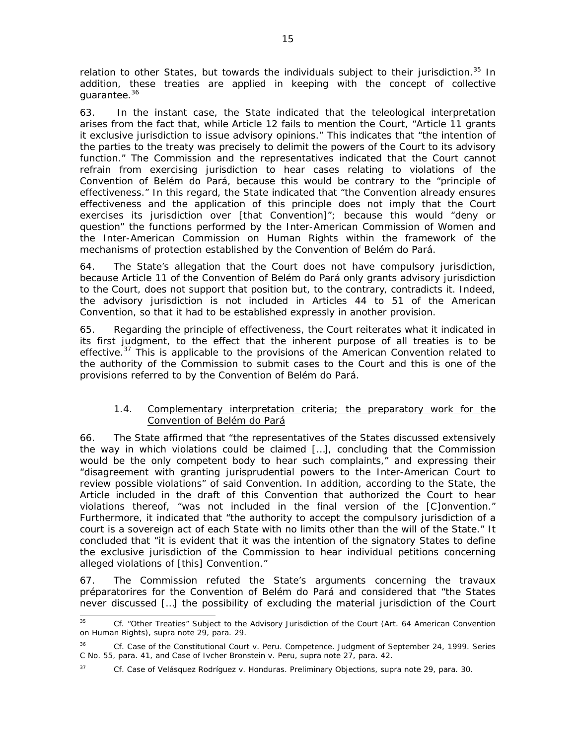relation to other States, but towards the individuals subject to their jurisdiction.[35] In addition, these treaties are applied in keeping with the concept of collective guarantee.[36]

63. In the instant case, the State indicated that the teleological interpretation arises from the fact that, while Article 12 fails to mention the Court, "Article 11 grants it exclusive jurisdiction to issue advisory opinions." This indicates that "the intention of the parties to the treaty was precisely to delimit the powers of the Court to its advisory function." The Commission and the representatives indicated that the Court cannot refrain from exercising jurisdiction to hear cases relating to violations of the Convention of Belém do Pará, because this would be contrary to the "principle of effectiveness." In this regard, the State indicated that "the Convention already ensures effectiveness and the application of this principle does not imply that the Court exercises its jurisdiction over [that Convention]"; because this would "deny or question" the functions performed by the Inter-American Commission of Women and the Inter-American Commission on Human Rights within the framework of the mechanisms of protection established by the Convention of Belém do Pará.

64. The State's allegation that the Court does not have compulsory jurisdiction, because Article 11 of the Convention of Belém do Pará only grants advisory jurisdiction to the Court, does not support that position but, to the contrary, contradicts it. Indeed, the advisory jurisdiction is not included in Articles 44 to 51 of the American Convention, so that it had to be established expressly in another provision.

65. Regarding the principle of effectiveness, the Court reiterates what it indicated in its first judgment, to the effect that the inherent purpose of all treaties is to be effective.[37] This is applicable to the provisions of the American Convention related to the authority of the Commission to submit cases to the Court and this is one of the provisions referred to by the Convention of Belém do Pará.

### 1.4. Complementary interpretation criteria; the preparatory work for the Convention of Belém do Pará

66. The State affirmed that "the representatives of the States discussed extensively the way in which violations could be claimed […], concluding that the Commission would be the only competent body to hear such complaints," and expressing their "disagreement with granting jurisprudential powers to the Inter-American Court to review possible violations" of said Convention. In addition, according to the State, the Article included in the draft of this Convention that authorized the Court to hear violations thereof, "was not included in the final version of the [C]onvention." Furthermore, it indicated that "the authority to accept the compulsory jurisdiction of a court is a sovereign act of each State with no limits other than the will of the State." It concluded that "it is evident that it was the intention of the signatory States to define the exclusive jurisdiction of the Commission to hear individual petitions concerning alleged violations of [this] Convention."

67. The Commission refuted the State's arguments concerning the travaux préparatorires for the Convention of Belém do Pará and considered that "the States never discussed […] the possibility of excluding the material jurisdiction of the Court

---

[35] *Cf. "Other Treaties" Subject to the Advisory Jurisdiction of the Court (Art. 64 American Convention on Human Rights), supra* note 29, para. 29.

[36] *Cf. Case of the Constitutional Court v. Peru. Competence.* Judgment of September 24, 1999. Series C No. 55, para. 41, and *Case of Ivcher Bronstein v. Peru, supra* note 27, para. 42.

[37] *Cf. Case of Velásquez Rodríguez v. Honduras. Preliminary Objections, supra* note 29, para. 30.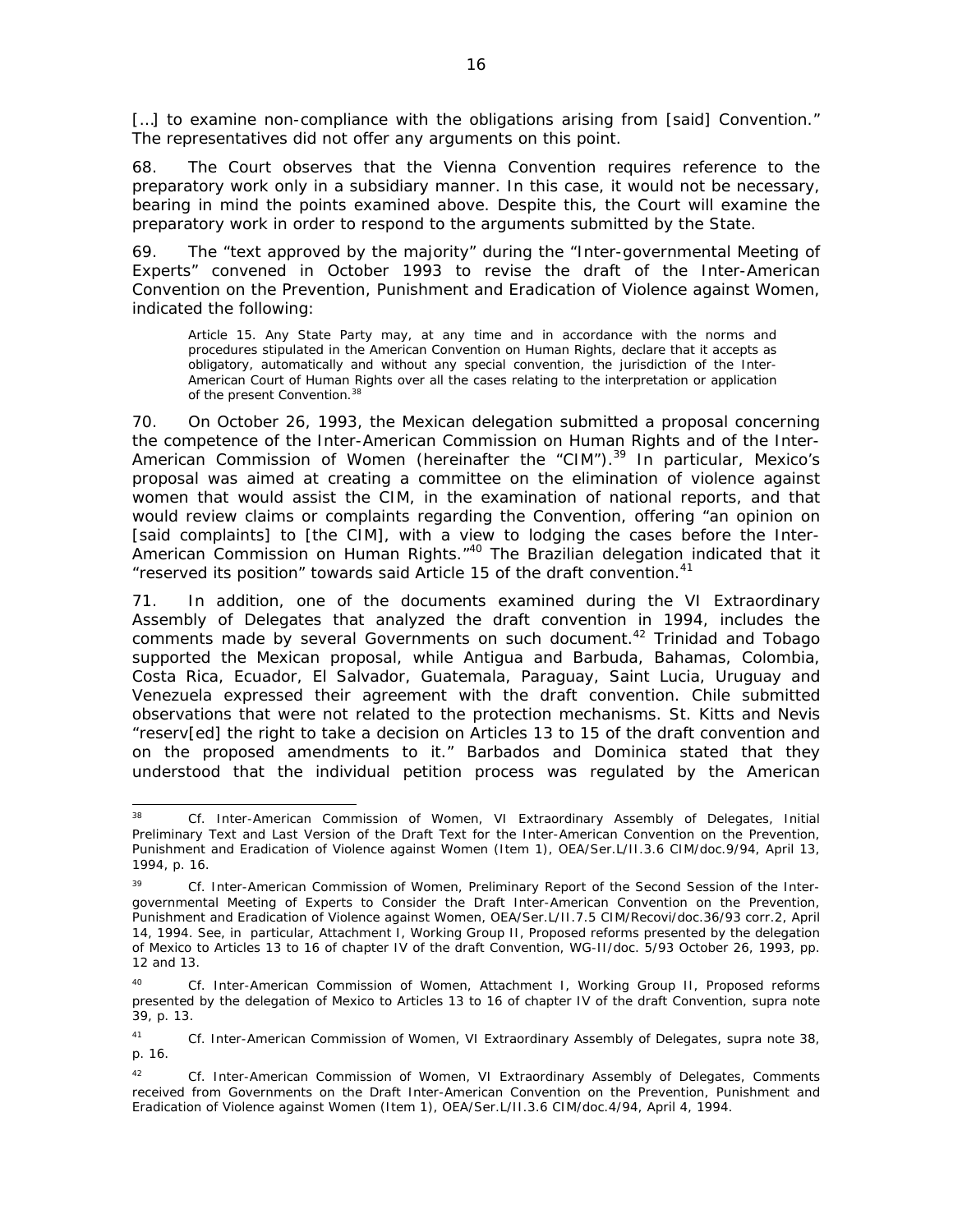[…] to examine non-compliance with the obligations arising from [said] Convention." The representatives did not offer any arguments on this point.

68. The Court observes that the Vienna Convention requires reference to the preparatory work only in a subsidiary manner. In this case, it would not be necessary, bearing in mind the points examined above. Despite this, the Court will examine the preparatory work in order to respond to the arguments submitted by the State.

69. The "text approved by the majority" during the "Inter-governmental Meeting of Experts" convened in October 1993 to revise the draft of the Inter-American Convention on the Prevention, Punishment and Eradication of Violence against Women, indicated the following:

> Article 15. Any State Party may, at any time and in accordance with the norms and procedures stipulated in the American Convention on Human Rights, declare that it accepts as obligatory, automatically and without any special convention, the jurisdiction of the Inter-American Court of Human Rights over all the cases relating to the interpretation or application of the present Convention.[38]

70. On October 26, 1993, the Mexican delegation submitted a proposal concerning the competence of the Inter-American Commission on Human Rights and of the Inter-American Commission of Women (hereinafter the "CIM").[39] In particular, Mexico's proposal was aimed at creating a committee on the elimination of violence against women that would assist the CIM, in the examination of national reports, and that would review claims or complaints regarding the Convention, offering "an opinion on [said complaints] to [the CIM], with a view to lodging the cases before the Inter-American Commission on Human Rights."[40] The Brazilian delegation indicated that it "reserved its position" towards said Article 15 of the draft convention.[41]

71. In addition, one of the documents examined during the VI Extraordinary Assembly of Delegates that analyzed the draft convention in 1994, includes the comments made by several Governments on such document.[42] Trinidad and Tobago supported the Mexican proposal, while Antigua and Barbuda, Bahamas, Colombia, Costa Rica, Ecuador, El Salvador, Guatemala, Paraguay, Saint Lucia, Uruguay and Venezuela expressed their agreement with the draft convention. Chile submitted observations that were not related to the protection mechanisms. St. Kitts and Nevis "reserv[ed] the right to take a decision on Articles 13 to 15 of the draft convention and on the proposed amendments to it." Barbados and Dominica stated that they understood that the individual petition process was regulated by the American

---

[38] *Cf.* Inter-American Commission of Women, VI Extraordinary Assembly of Delegates, Initial Preliminary Text and Last Version of the Draft Text for the Inter-American Convention on the Prevention, Punishment and Eradication of Violence against Women (Item 1), OEA/Ser.L/II.3.6 CIM/doc.9/94, April 13, 1994, p. 16.

[39] *Cf.* Inter-American Commission of Women, Preliminary Report of the Second Session of the Inter-governmental Meeting of Experts to Consider the Draft Inter-American Convention on the Prevention, Punishment and Eradication of Violence against Women, OEA/Ser.L/II.7.5 CIM/Recovi/doc.36/93 corr.2, April 14, 1994. See, in particular, Attachment I, Working Group II, Proposed reforms presented by the delegation of Mexico to Articles 13 to 16 of chapter IV of the draft Convention, WG-II/doc. 5/93 October 26, 1993, pp. 12 and 13.

[40] *Cf.* Inter-American Commission of Women, Attachment I, Working Group II, Proposed reforms presented by the delegation of Mexico to Articles 13 to 16 of chapter IV of the draft Convention, *supra* note 39, p. 13.

[41] *Cf.* Inter-American Commission of Women, VI Extraordinary Assembly of Delegates, *supra* note 38, p. 16.

[42] *Cf.* Inter-American Commission of Women, VI Extraordinary Assembly of Delegates, Comments received from Governments on the Draft Inter-American Convention on the Prevention, Punishment and Eradication of Violence against Women (Item 1), OEA/Ser.L/II.3.6 CIM/doc.4/94, April 4, 1994.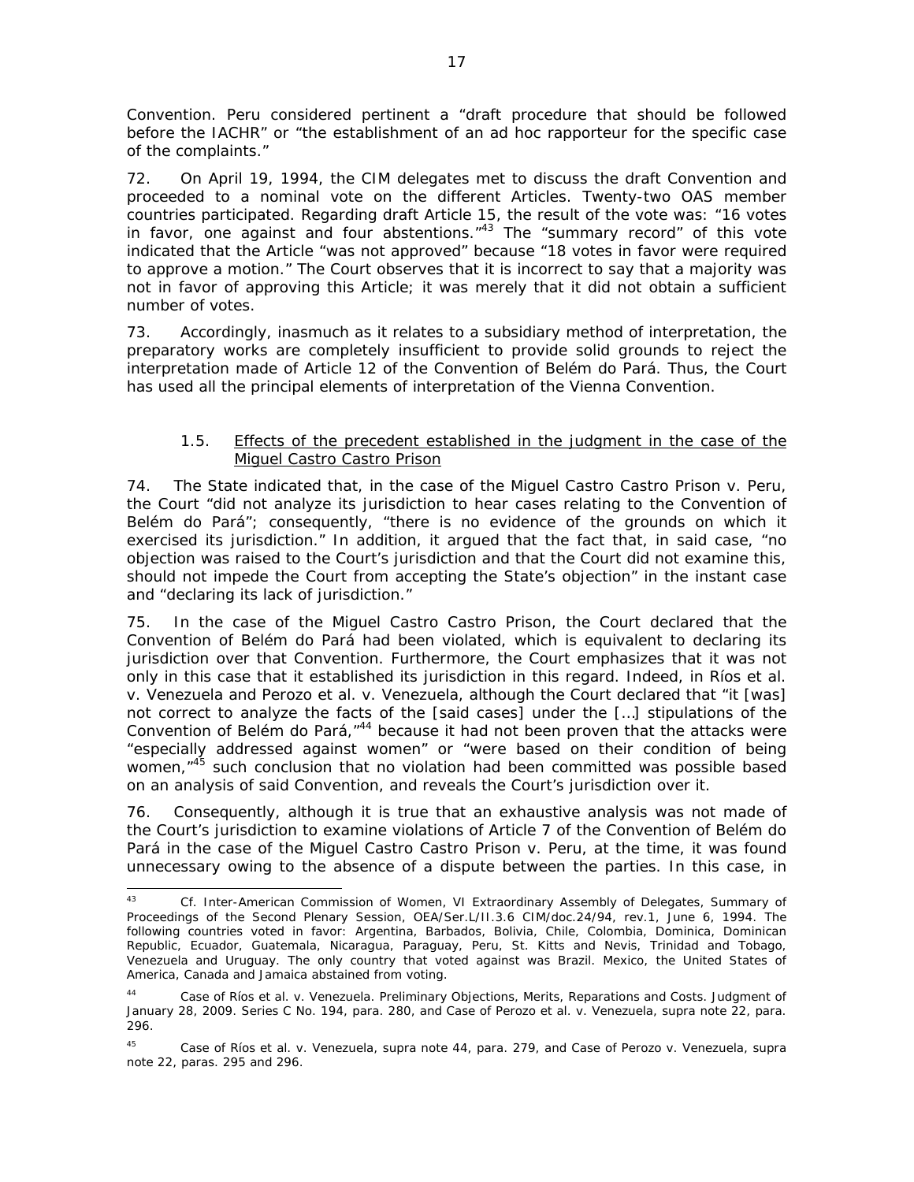Convention. Peru considered pertinent a "draft procedure that should be followed before the IACHR" or "the establishment of an ad hoc rapporteur for the specific case of the complaints."

72. On April 19, 1994, the CIM delegates met to discuss the draft Convention and proceeded to a nominal vote on the different Articles. Twenty-two OAS member countries participated. Regarding draft Article 15, the result of the vote was: "16 votes in favor, one against and four abstentions."[43] The "summary record" of this vote indicated that the Article "was not approved" because "18 votes in favor were required to approve a motion." The Court observes that it is incorrect to say that a majority was not in favor of approving this Article; it was merely that it did not obtain a sufficient number of votes.

73. Accordingly, inasmuch as it relates to a subsidiary method of interpretation, the preparatory works are completely insufficient to provide solid grounds to reject the interpretation made of Article 12 of the Convention of Belém do Pará. Thus, the Court has used all the principal elements of interpretation of the Vienna Convention.

### 1.5. Effects of the precedent established in the judgment in the case of the Miguel Castro Castro Prison

74. The State indicated that, in the case of the Miguel Castro Castro Prison v. Peru, the Court "did not analyze its jurisdiction to hear cases relating to the Convention of Belém do Pará"; consequently, "there is no evidence of the grounds on which it exercised its jurisdiction." In addition, it argued that the fact that, in said case, "no objection was raised to the Court's jurisdiction and that the Court did not examine this, should not impede the Court from accepting the State's objection" in the instant case and "declaring its lack of jurisdiction."

75. In the case of the Miguel Castro Castro Prison, the Court declared that the Convention of Belém do Pará had been violated, which is equivalent to declaring its jurisdiction over that Convention. Furthermore, the Court emphasizes that it was not only in this case that it established its jurisdiction in this regard. Indeed, in Ríos et al. v. Venezuela and Perozo et al. v. Venezuela, although the Court declared that "it [was] not correct to analyze the facts of the [said cases] under the […] stipulations of the Convention of Belém do Pará,"[44] because it had not been proven that the attacks were "especially addressed against women" or "were based on their condition of being women,"[45] such conclusion that no violation had been committed was possible based on an analysis of said Convention, and reveals the Court's jurisdiction over it.

76. Consequently, although it is true that an exhaustive analysis was not made of the Court's jurisdiction to examine violations of Article 7 of the Convention of Belém do Pará in the case of the Miguel Castro Castro Prison v. Peru, at the time, it was found unnecessary owing to the absence of a dispute between the parties. In this case, in

---

[43] Cf. Inter-American Commission of Women, VI Extraordinary Assembly of Delegates, Summary of Proceedings of the Second Plenary Session, OEA/Ser.L/II.3.6 CIM/doc.24/94, rev.1, June 6, 1994. The following countries voted in favor: Argentina, Barbados, Bolivia, Chile, Colombia, Dominica, Dominican Republic, Ecuador, Guatemala, Nicaragua, Paraguay, Peru, St. Kitts and Nevis, Trinidad and Tobago, Venezuela and Uruguay. The only country that voted against was Brazil. Mexico, the United States of America, Canada and Jamaica abstained from voting.

[44] Case of Ríos et al. v. Venezuela. Preliminary Objections, Merits, Reparations and Costs. Judgment of January 28, 2009. Series C No. 194, para. 280, and Case of Perozo et al. v. Venezuela, supra note 22, para. 296.

[45] Case of Ríos et al. v. Venezuela, supra note 44, para. 279, and Case of Perozo v. Venezuela, supra note 22, paras. 295 and 296.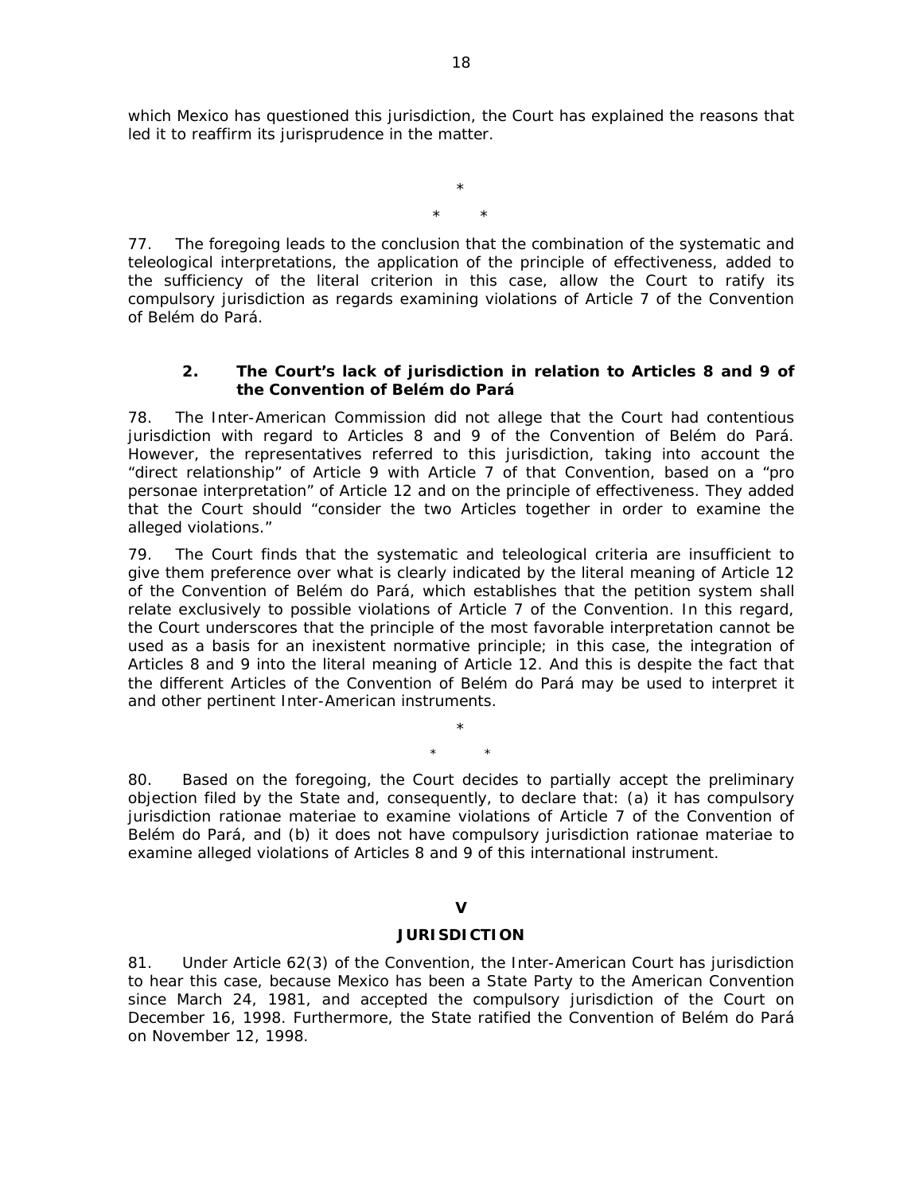which Mexico has questioned this jurisdiction, the Court has explained the reasons that led it to reaffirm its jurisprudence in the matter.

\*

\* \*

77. The foregoing leads to the conclusion that the combination of the systematic and teleological interpretations, the application of the principle of effectiveness, added to the sufficiency of the literal criterion in this case, allow the Court to ratify its compulsory jurisdiction as regards examining violations of Article 7 of the Convention of Belém do Pará.

### 2. The Court's lack of jurisdiction in relation to Articles 8 and 9 of the Convention of Belém do Pará

78. The Inter-American Commission did not allege that the Court had contentious jurisdiction with regard to Articles 8 and 9 of the Convention of Belém do Pará. However, the representatives referred to this jurisdiction, taking into account the "direct relationship" of Article 9 with Article 7 of that Convention, based on a "pro personae interpretation" of Article 12 and on the principle of effectiveness. They added that the Court should "consider the two Articles together in order to examine the alleged violations."

79. The Court finds that the systematic and teleological criteria are insufficient to give them preference over what is clearly indicated by the literal meaning of Article 12 of the Convention of Belém do Pará, which establishes that the petition system shall relate exclusively to possible violations of Article 7 of the Convention. In this regard, the Court underscores that the principle of the most favorable interpretation cannot be used as a basis for an inexistent normative principle; in this case, the integration of Articles 8 and 9 into the literal meaning of Article 12. And this is despite the fact that the different Articles of the Convention of Belém do Pará may be used to interpret it and other pertinent Inter-American instruments.

\*

\* \*

80. Based on the foregoing, the Court decides to partially accept the preliminary objection filed by the State and, consequently, to declare that: (a) it has compulsory jurisdiction rationae materiae to examine violations of Article 7 of the Convention of Belém do Pará, and (b) it does not have compulsory jurisdiction rationae materiae to examine alleged violations of Articles 8 and 9 of this international instrument.

## V

## JURISDICTION

81. Under Article 62(3) of the Convention, the Inter-American Court has jurisdiction to hear this case, because Mexico has been a State Party to the American Convention since March 24, 1981, and accepted the compulsory jurisdiction of the Court on December 16, 1998. Furthermore, the State ratified the Convention of Belém do Pará on November 12, 1998.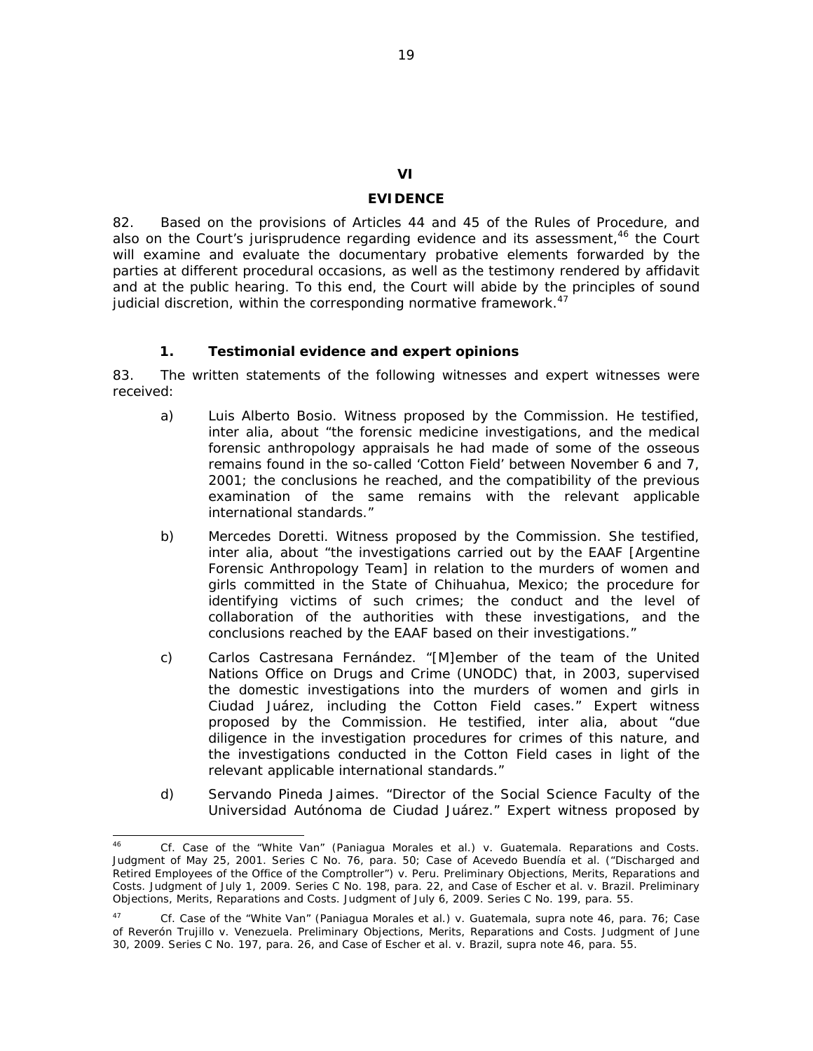# VI

# EVIDENCE

82. Based on the provisions of Articles 44 and 45 of the Rules of Procedure, and also on the Court's jurisprudence regarding evidence and its assessment,[46] the Court will examine and evaluate the documentary probative elements forwarded by the parties at different procedural occasions, as well as the testimony rendered by affidavit and at the public hearing. To this end, the Court will abide by the principles of sound judicial discretion, within the corresponding normative framework.[47]

## 1. Testimonial evidence and expert opinions

83. The written statements of the following witnesses and expert witnesses were received:

a) Luis Alberto Bosio. Witness proposed by the Commission. He testified, inter alia, about "the forensic medicine investigations, and the medical forensic anthropology appraisals he had made of some of the osseous remains found in the so-called 'Cotton Field' between November 6 and 7, 2001; the conclusions he reached, and the compatibility of the previous examination of the same remains with the relevant applicable international standards."

b) Mercedes Doretti. Witness proposed by the Commission. She testified, inter alia, about "the investigations carried out by the EAAF [Argentine Forensic Anthropology Team] in relation to the murders of women and girls committed in the State of Chihuahua, Mexico; the procedure for identifying victims of such crimes; the conduct and the level of collaboration of the authorities with these investigations, and the conclusions reached by the EAAF based on their investigations."

c) Carlos Castresana Fernández. "[M]ember of the team of the United Nations Office on Drugs and Crime (UNODC) that, in 2003, supervised the domestic investigations into the murders of women and girls in Ciudad Juárez, including the Cotton Field cases." Expert witness proposed by the Commission. He testified, inter alia, about "due diligence in the investigation procedures for crimes of this nature, and the investigations conducted in the Cotton Field cases in light of the relevant applicable international standards."

d) Servando Pineda Jaimes. "Director of the Social Science Faculty of the Universidad Autónoma de Ciudad Juárez." Expert witness proposed by

---

[46] Cf. *Case of the "White Van" (Paniagua Morales et al.) v. Guatemala. Reparations and Costs.* Judgment of May 25, 2001. Series C No. 76, para. 50; *Case of Acevedo Buendía et al. ("Discharged and Retired Employees of the Office of the Comptroller") v. Peru. Preliminary Objections, Merits, Reparations and Costs.* Judgment of July 1, 2009. Series C No. 198, para. 22, and *Case of Escher et al. v. Brazil. Preliminary Objections, Merits, Reparations and Costs.* Judgment of July 6, 2009. Series C No. 199, para. 55.

[47] Cf. *Case of the "White Van" (Paniagua Morales et al.) v. Guatemala, supra* note 46, para. 76; *Case of Reverón Trujillo v. Venezuela. Preliminary Objections, Merits, Reparations and Costs.* Judgment of June 30, 2009. Series C No. 197, para. 26, and *Case of Escher et al. v. Brazil, supra* note 46, para. 55.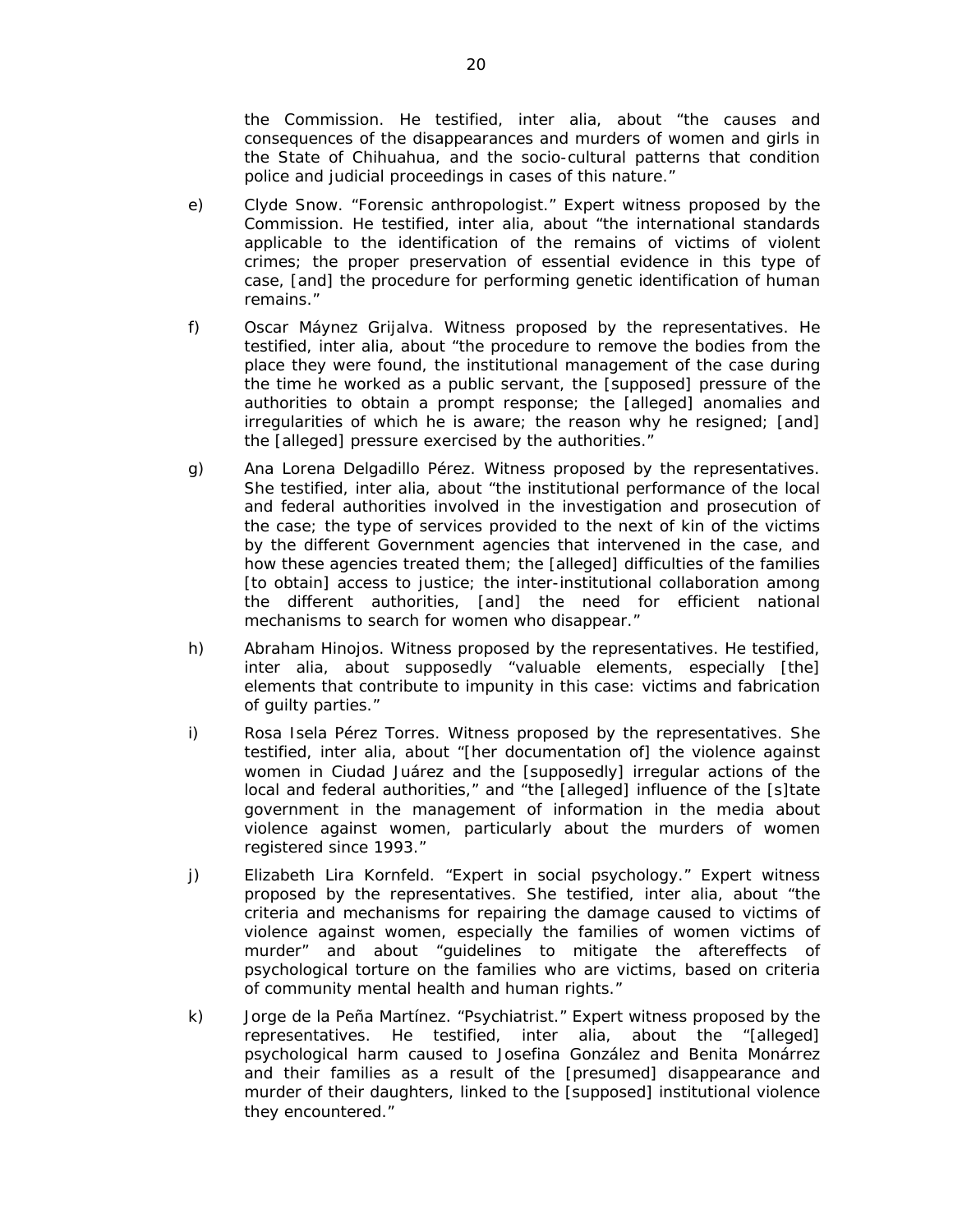the Commission. He testified, inter alia, about "the causes and consequences of the disappearances and murders of women and girls in the State of Chihuahua, and the socio-cultural patterns that condition police and judicial proceedings in cases of this nature."

e) Clyde Snow. "Forensic anthropologist." Expert witness proposed by the Commission. He testified, inter alia, about "the international standards applicable to the identification of the remains of victims of violent crimes; the proper preservation of essential evidence in this type of case, [and] the procedure for performing genetic identification of human remains."

f) Oscar Máynez Grijalva. Witness proposed by the representatives. He testified, inter alia, about "the procedure to remove the bodies from the place they were found, the institutional management of the case during the time he worked as a public servant, the [supposed] pressure of the authorities to obtain a prompt response; the [alleged] anomalies and irregularities of which he is aware; the reason why he resigned; [and] the [alleged] pressure exercised by the authorities."

g) Ana Lorena Delgadillo Pérez. Witness proposed by the representatives. She testified, inter alia, about "the institutional performance of the local and federal authorities involved in the investigation and prosecution of the case; the type of services provided to the next of kin of the victims by the different Government agencies that intervened in the case, and how these agencies treated them; the [alleged] difficulties of the families [to obtain] access to justice; the inter-institutional collaboration among the different authorities, [and] the need for efficient national mechanisms to search for women who disappear."

h) Abraham Hinojos. Witness proposed by the representatives. He testified, inter alia, about supposedly "valuable elements, especially [the] elements that contribute to impunity in this case: victims and fabrication of guilty parties."

i) Rosa Isela Pérez Torres. Witness proposed by the representatives. She testified, inter alia, about "[her documentation of] the violence against women in Ciudad Juárez and the [supposedly] irregular actions of the local and federal authorities," and "the [alleged] influence of the [s]tate government in the management of information in the media about violence against women, particularly about the murders of women registered since 1993."

j) Elizabeth Lira Kornfeld. "Expert in social psychology." Expert witness proposed by the representatives. She testified, inter alia, about "the criteria and mechanisms for repairing the damage caused to victims of violence against women, especially the families of women victims of murder" and about "guidelines to mitigate the aftereffects of psychological torture on the families who are victims, based on criteria of community mental health and human rights."

k) Jorge de la Peña Martínez. "Psychiatrist." Expert witness proposed by the representatives. He testified, inter alia, about the "[alleged] psychological harm caused to Josefina González and Benita Monárrez and their families as a result of the [presumed] disappearance and murder of their daughters, linked to the [supposed] institutional violence they encountered."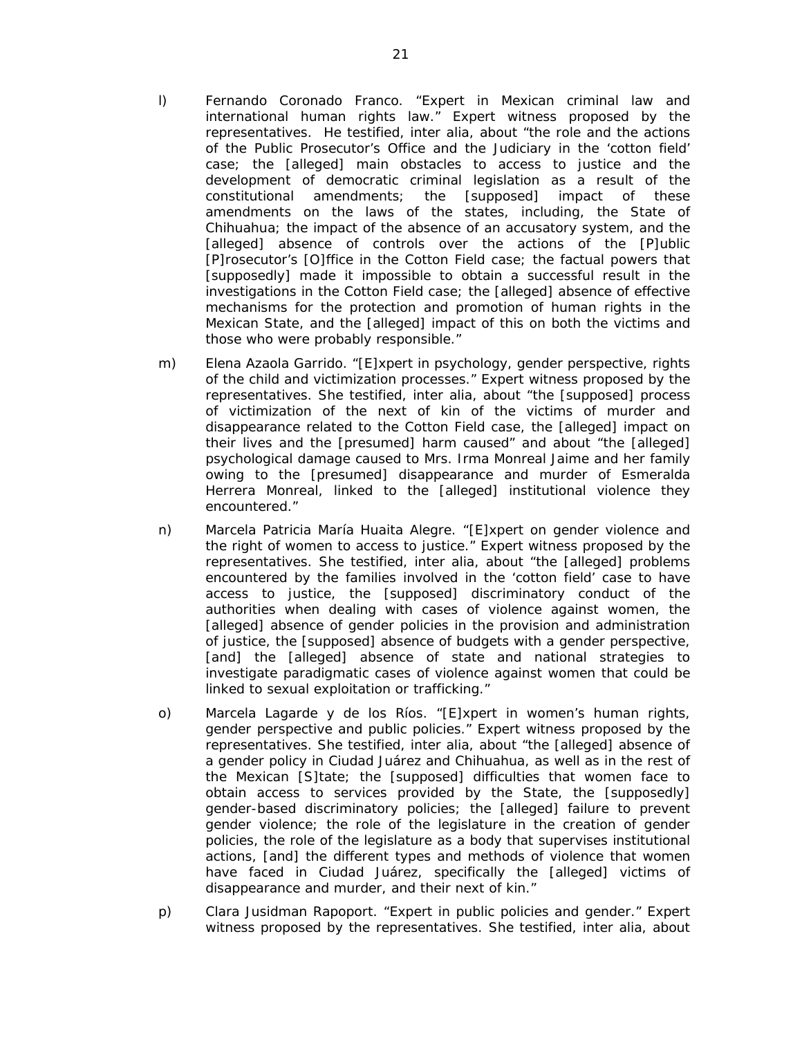l) Fernando Coronado Franco. "Expert in Mexican criminal law and international human rights law." Expert witness proposed by the representatives. He testified, inter alia, about "the role and the actions of the Public Prosecutor's Office and the Judiciary in the 'cotton field' case; the [alleged] main obstacles to access to justice and the development of democratic criminal legislation as a result of the constitutional amendments; the [supposed] impact of these amendments on the laws of the states, including, the State of Chihuahua; the impact of the absence of an accusatory system, and the [alleged] absence of controls over the actions of the [P]ublic [P]rosecutor's [O]ffice in the Cotton Field case; the factual powers that [supposedly] made it impossible to obtain a successful result in the investigations in the Cotton Field case; the [alleged] absence of effective mechanisms for the protection and promotion of human rights in the Mexican State, and the [alleged] impact of this on both the victims and those who were probably responsible."

m) Elena Azaola Garrido. "[E]xpert in psychology, gender perspective, rights of the child and victimization processes." Expert witness proposed by the representatives. She testified, inter alia, about "the [supposed] process of victimization of the next of kin of the victims of murder and disappearance related to the Cotton Field case, the [alleged] impact on their lives and the [presumed] harm caused" and about "the [alleged] psychological damage caused to Mrs. Irma Monreal Jaime and her family owing to the [presumed] disappearance and murder of Esmeralda Herrera Monreal, linked to the [alleged] institutional violence they encountered."

n) Marcela Patricia María Huaita Alegre. "[E]xpert on gender violence and the right of women to access to justice." Expert witness proposed by the representatives. She testified, inter alia, about "the [alleged] problems encountered by the families involved in the 'cotton field' case to have access to justice, the [supposed] discriminatory conduct of the authorities when dealing with cases of violence against women, the [alleged] absence of gender policies in the provision and administration of justice, the [supposed] absence of budgets with a gender perspective, [and] the [alleged] absence of state and national strategies to investigate paradigmatic cases of violence against women that could be linked to sexual exploitation or trafficking."

o) Marcela Lagarde y de los Ríos. "[E]xpert in women's human rights, gender perspective and public policies." Expert witness proposed by the representatives. She testified, inter alia, about "the [alleged] absence of a gender policy in Ciudad Juárez and Chihuahua, as well as in the rest of the Mexican [S]tate; the [supposed] difficulties that women face to obtain access to services provided by the State, the [supposedly] gender-based discriminatory policies; the [alleged] failure to prevent gender violence; the role of the legislature in the creation of gender policies, the role of the legislature as a body that supervises institutional actions, [and] the different types and methods of violence that women have faced in Ciudad Juárez, specifically the [alleged] victims of disappearance and murder, and their next of kin."

p) Clara Jusidman Rapoport. "Expert in public policies and gender." Expert witness proposed by the representatives. She testified, inter alia, about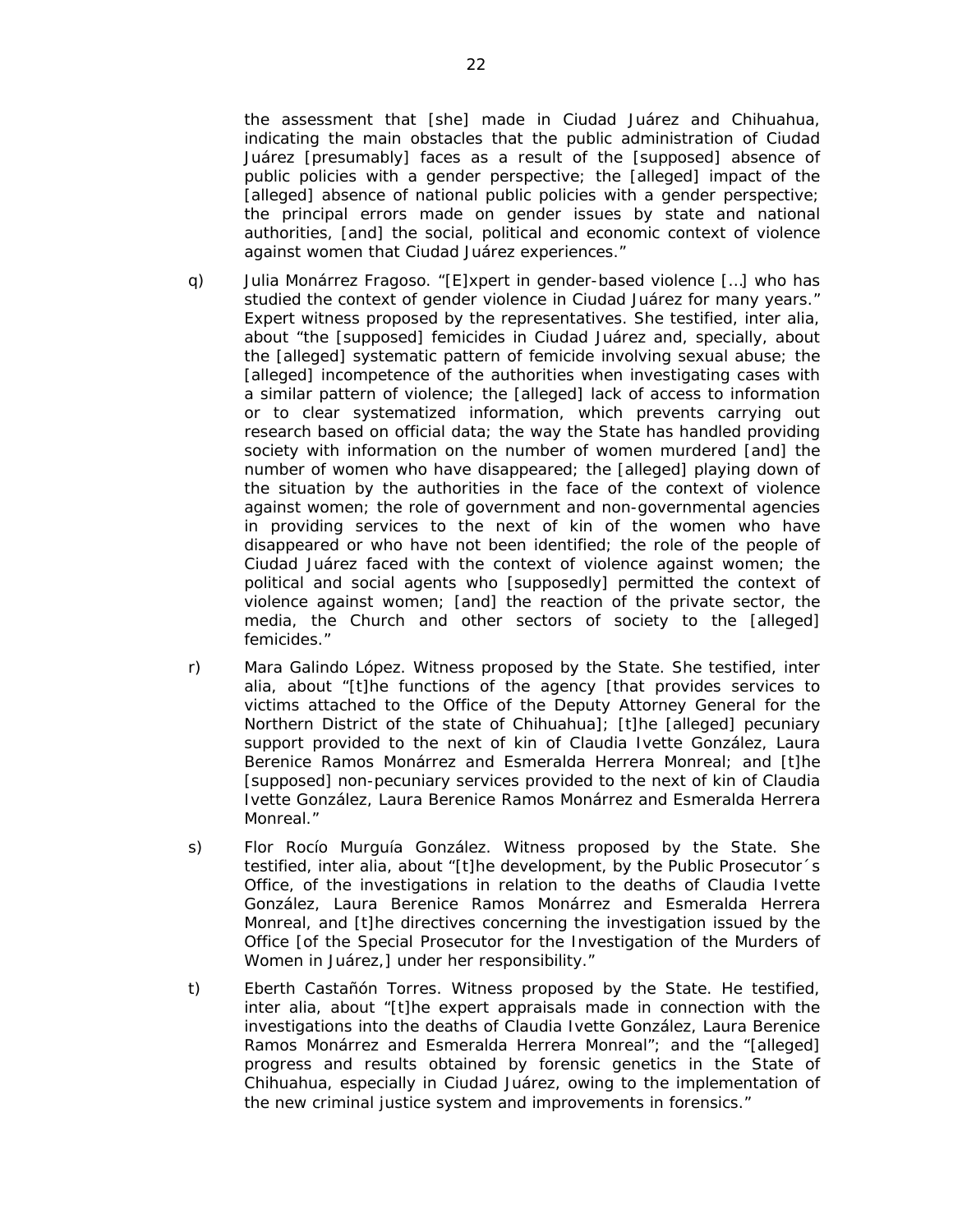the assessment that [she] made in Ciudad Juárez and Chihuahua, indicating the main obstacles that the public administration of Ciudad Juárez [presumably] faces as a result of the [supposed] absence of public policies with a gender perspective; the [alleged] impact of the [alleged] absence of national public policies with a gender perspective; the principal errors made on gender issues by state and national authorities, [and] the social, political and economic context of violence against women that Ciudad Juárez experiences."

q) Julia Monárrez Fragoso. "[E]xpert in gender-based violence […] who has studied the context of gender violence in Ciudad Juárez for many years." Expert witness proposed by the representatives. She testified, inter alia, about "the [supposed] femicides in Ciudad Juárez and, specially, about the [alleged] systematic pattern of femicide involving sexual abuse; the [alleged] incompetence of the authorities when investigating cases with a similar pattern of violence; the [alleged] lack of access to information or to clear systematized information, which prevents carrying out research based on official data; the way the State has handled providing society with information on the number of women murdered [and] the number of women who have disappeared; the [alleged] playing down of the situation by the authorities in the face of the context of violence against women; the role of government and non-governmental agencies in providing services to the next of kin of the women who have disappeared or who have not been identified; the role of the people of Ciudad Juárez faced with the context of violence against women; the political and social agents who [supposedly] permitted the context of violence against women; [and] the reaction of the private sector, the media, the Church and other sectors of society to the [alleged] femicides."

r) Mara Galindo López. Witness proposed by the State. She testified, inter alia, about "[t]he functions of the agency [that provides services to victims attached to the Office of the Deputy Attorney General for the Northern District of the state of Chihuahua]; [t]he [alleged] pecuniary support provided to the next of kin of Claudia Ivette González, Laura Berenice Ramos Monárrez and Esmeralda Herrera Monreal; and [t]he [supposed] non-pecuniary services provided to the next of kin of Claudia Ivette González, Laura Berenice Ramos Monárrez and Esmeralda Herrera Monreal."

s) Flor Rocío Murguía González. Witness proposed by the State. She testified, inter alia, about "[t]he development, by the Public Prosecutor´s Office, of the investigations in relation to the deaths of Claudia Ivette González, Laura Berenice Ramos Monárrez and Esmeralda Herrera Monreal, and [t]he directives concerning the investigation issued by the Office [of the Special Prosecutor for the Investigation of the Murders of Women in Juárez,] under her responsibility."

t) Eberth Castañón Torres. Witness proposed by the State. He testified, inter alia, about "[t]he expert appraisals made in connection with the investigations into the deaths of Claudia Ivette González, Laura Berenice Ramos Monárrez and Esmeralda Herrera Monreal"; and the "[alleged] progress and results obtained by forensic genetics in the State of Chihuahua, especially in Ciudad Juárez, owing to the implementation of the new criminal justice system and improvements in forensics."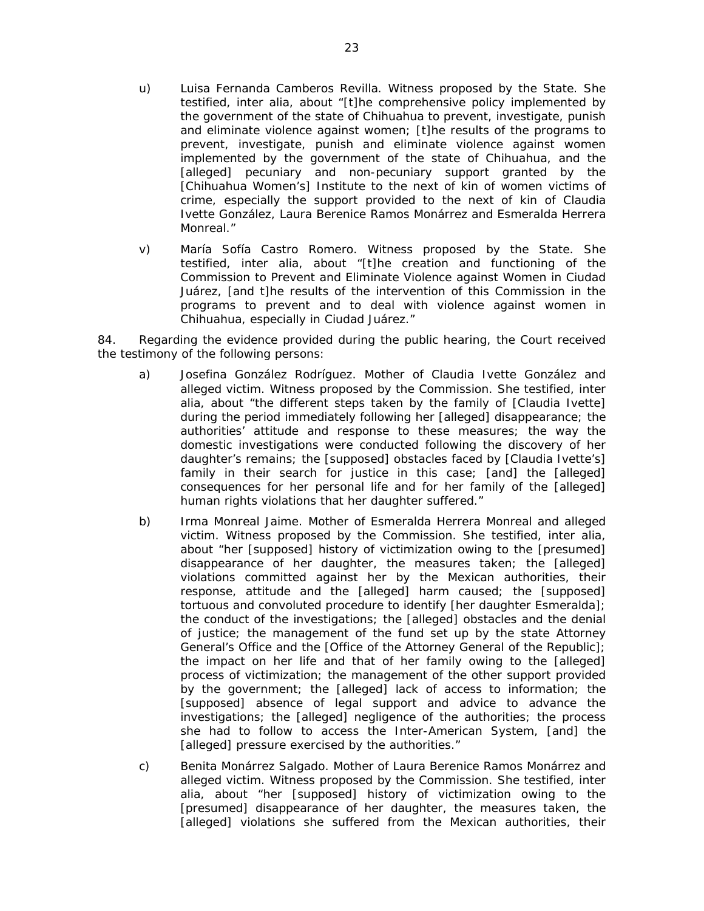u) Luisa Fernanda Camberos Revilla. Witness proposed by the State. She testified, inter alia, about "[t]he comprehensive policy implemented by the government of the state of Chihuahua to prevent, investigate, punish and eliminate violence against women; [t]he results of the programs to prevent, investigate, punish and eliminate violence against women implemented by the government of the state of Chihuahua, and the [alleged] pecuniary and non-pecuniary support granted by the [Chihuahua Women's] Institute to the next of kin of women victims of crime, especially the support provided to the next of kin of Claudia Ivette González, Laura Berenice Ramos Monárrez and Esmeralda Herrera Monreal."

v) María Sofía Castro Romero. Witness proposed by the State. She testified, inter alia, about "[t]he creation and functioning of the Commission to Prevent and Eliminate Violence against Women in Ciudad Juárez, [and t]he results of the intervention of this Commission in the programs to prevent and to deal with violence against women in Chihuahua, especially in Ciudad Juárez."

84. Regarding the evidence provided during the public hearing, the Court received the testimony of the following persons:

a) Josefina González Rodríguez. Mother of Claudia Ivette González and alleged victim. Witness proposed by the Commission. She testified, inter alia, about "the different steps taken by the family of [Claudia Ivette] during the period immediately following her [alleged] disappearance; the authorities' attitude and response to these measures; the way the domestic investigations were conducted following the discovery of her daughter's remains; the [supposed] obstacles faced by [Claudia Ivette's] family in their search for justice in this case; [and] the [alleged] consequences for her personal life and for her family of the [alleged] human rights violations that her daughter suffered."

b) Irma Monreal Jaime. Mother of Esmeralda Herrera Monreal and alleged victim. Witness proposed by the Commission. She testified, inter alia, about "her [supposed] history of victimization owing to the [presumed] disappearance of her daughter, the measures taken; the [alleged] violations committed against her by the Mexican authorities, their response, attitude and the [alleged] harm caused; the [supposed] tortuous and convoluted procedure to identify [her daughter Esmeralda]; the conduct of the investigations; the [alleged] obstacles and the denial of justice; the management of the fund set up by the state Attorney General's Office and the [Office of the Attorney General of the Republic]; the impact on her life and that of her family owing to the [alleged] process of victimization; the management of the other support provided by the government; the [alleged] lack of access to information; the [supposed] absence of legal support and advice to advance the investigations; the [alleged] negligence of the authorities; the process she had to follow to access the Inter-American System, [and] the [alleged] pressure exercised by the authorities."

c) Benita Monárrez Salgado. Mother of Laura Berenice Ramos Monárrez and alleged victim. Witness proposed by the Commission. She testified, inter alia, about "her [supposed] history of victimization owing to the [presumed] disappearance of her daughter, the measures taken, the [alleged] violations she suffered from the Mexican authorities, their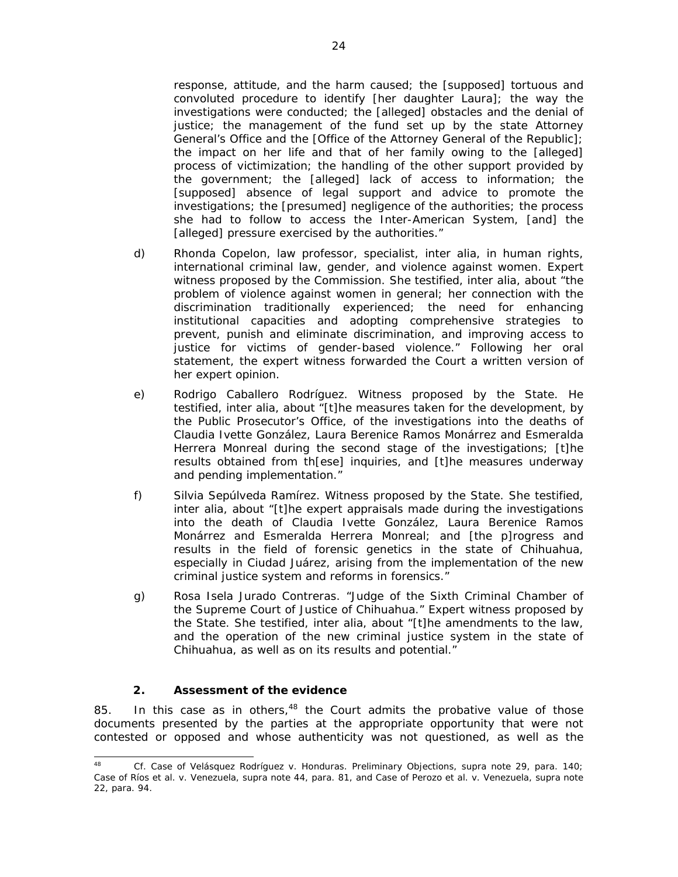response, attitude, and the harm caused; the [supposed] tortuous and convoluted procedure to identify [her daughter Laura]; the way the investigations were conducted; the [alleged] obstacles and the denial of justice; the management of the fund set up by the state Attorney General's Office and the [Office of the Attorney General of the Republic]; the impact on her life and that of her family owing to the [alleged] process of victimization; the handling of the other support provided by the government; the [alleged] lack of access to information; the [supposed] absence of legal support and advice to promote the investigations; the [presumed] negligence of the authorities; the process she had to follow to access the Inter-American System, [and] the [alleged] pressure exercised by the authorities."

d) Rhonda Copelon, law professor, specialist, inter alia, in human rights, international criminal law, gender, and violence against women. Expert witness proposed by the Commission. She testified, inter alia, about "the problem of violence against women in general; her connection with the discrimination traditionally experienced; the need for enhancing institutional capacities and adopting comprehensive strategies to prevent, punish and eliminate discrimination, and improving access to justice for victims of gender-based violence." Following her oral statement, the expert witness forwarded the Court a written version of her expert opinion.

e) Rodrigo Caballero Rodríguez. Witness proposed by the State. He testified, inter alia, about "[t]he measures taken for the development, by the Public Prosecutor's Office, of the investigations into the deaths of Claudia Ivette González, Laura Berenice Ramos Monárrez and Esmeralda Herrera Monreal during the second stage of the investigations; [t]he results obtained from th[ese] inquiries, and [t]he measures underway and pending implementation."

f) Silvia Sepúlveda Ramírez. Witness proposed by the State. She testified, inter alia, about "[t]he expert appraisals made during the investigations into the death of Claudia Ivette González, Laura Berenice Ramos Monárrez and Esmeralda Herrera Monreal; and [the p]rogress and results in the field of forensic genetics in the state of Chihuahua, especially in Ciudad Juárez, arising from the implementation of the new criminal justice system and reforms in forensics."

g) Rosa Isela Jurado Contreras. "Judge of the Sixth Criminal Chamber of the Supreme Court of Justice of Chihuahua." Expert witness proposed by the State. She testified, inter alia, about "[t]he amendments to the law, and the operation of the new criminal justice system in the state of Chihuahua, as well as on its results and potential."

## 2. Assessment of the evidence

85. In this case as in others,[48] the Court admits the probative value of those documents presented by the parties at the appropriate opportunity that were not contested or opposed and whose authenticity was not questioned, as well as the

---

[48] *Cf. Case of Velásquez Rodríguez v. Honduras. Preliminary Objections, supra* note 29, para. 140; *Case of Ríos et al. v. Venezuela, supra* note 44, para. 81, and *Case of Perozo et al. v. Venezuela, supra* note 22, para. 94.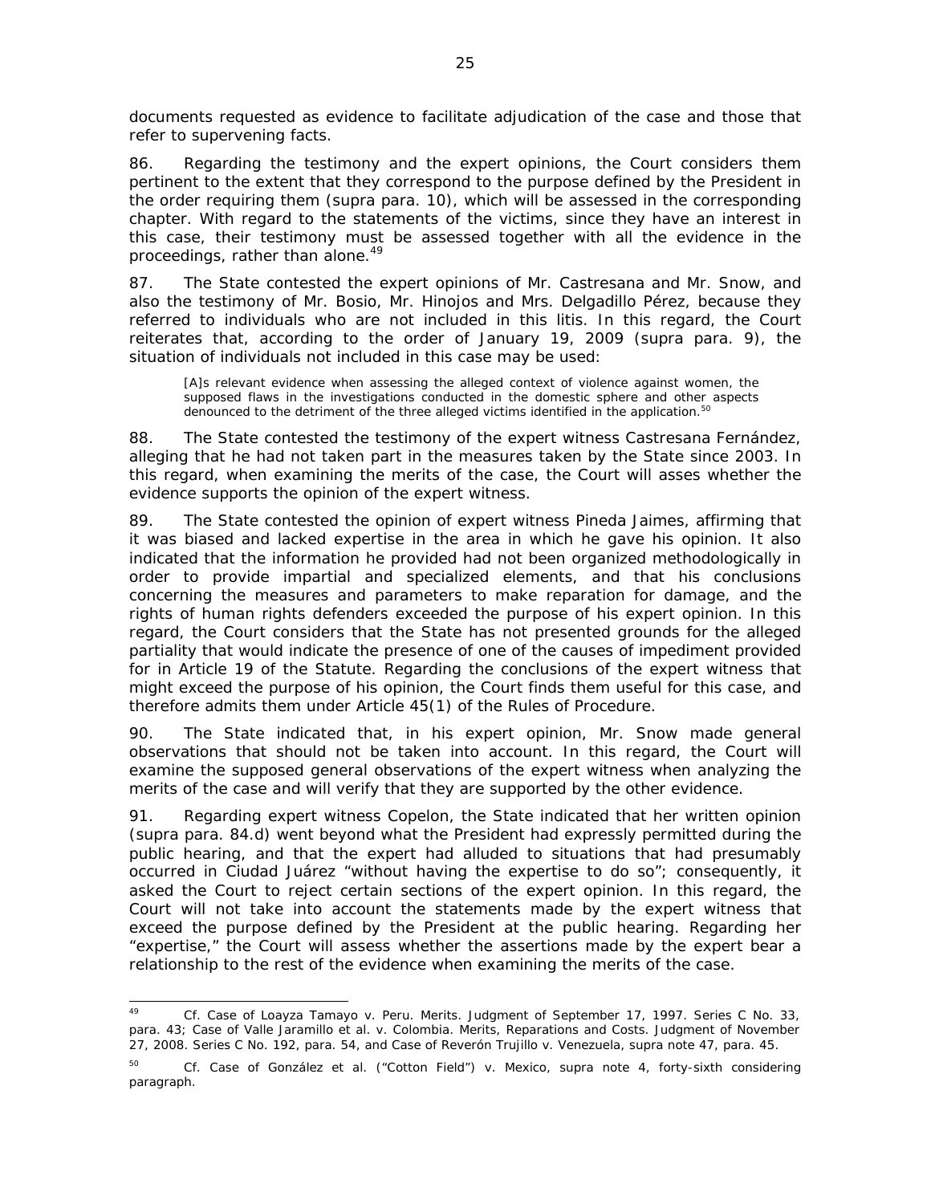documents requested as evidence to facilitate adjudication of the case and those that refer to supervening facts.

86. Regarding the testimony and the expert opinions, the Court considers them pertinent to the extent that they correspond to the purpose defined by the President in the order requiring them (*supra* para. 10), which will be assessed in the corresponding chapter. With regard to the statements of the victims, since they have an interest in this case, their testimony must be assessed together with all the evidence in the proceedings, rather than alone.[49]

87. The State contested the expert opinions of Mr. Castresana and Mr. Snow, and also the testimony of Mr. Bosio, Mr. Hinojos and Mrs. Delgadillo Pérez, because they referred to individuals who are not included in this *litis*. In this regard, the Court reiterates that, according to the order of January 19, 2009 (*supra* para. 9), the situation of individuals not included in this case may be used:

> [A]s relevant evidence when assessing the alleged context of violence against women, the supposed flaws in the investigations conducted in the domestic sphere and other aspects denounced to the detriment of the three alleged victims identified in the application.[50]

88. The State contested the testimony of the expert witness Castresana Fernández, alleging that he had not taken part in the measures taken by the State since 2003. In this regard, when examining the merits of the case, the Court will asses whether the evidence supports the opinion of the expert witness.

89. The State contested the opinion of expert witness Pineda Jaimes, affirming that it was biased and lacked expertise in the area in which he gave his opinion. It also indicated that the information he provided had not been organized methodologically in order to provide impartial and specialized elements, and that his conclusions concerning the measures and parameters to make reparation for damage, and the rights of human rights defenders exceeded the purpose of his expert opinion. In this regard, the Court considers that the State has not presented grounds for the alleged partiality that would indicate the presence of one of the causes of impediment provided for in Article 19 of the Statute. Regarding the conclusions of the expert witness that might exceed the purpose of his opinion, the Court finds them useful for this case, and therefore admits them under Article 45(1) of the Rules of Procedure.

90. The State indicated that, in his expert opinion, Mr. Snow made general observations that should not be taken into account. In this regard, the Court will examine the supposed general observations of the expert witness when analyzing the merits of the case and will verify that they are supported by the other evidence.

91. Regarding expert witness Copelon, the State indicated that her written opinion (*supra* para. 84.d) went beyond what the President had expressly permitted during the public hearing, and that the expert had alluded to situations that had presumably occurred in Ciudad Juárez "without having the expertise to do so"; consequently, it asked the Court to reject certain sections of the expert opinion. In this regard, the Court will not take into account the statements made by the expert witness that exceed the purpose defined by the President at the public hearing. Regarding her "expertise," the Court will assess whether the assertions made by the expert bear a relationship to the rest of the evidence when examining the merits of the case.

---

[49] *Cf. Case of Loayza Tamayo v. Peru. Merits*. Judgment of September 17, 1997. Series C No. 33, para. 43; *Case of Valle Jaramillo et al. v. Colombia. Merits, Reparations and Costs*. Judgment of November 27, 2008. Series C No. 192, para. 54, and *Case of Reverón Trujillo v. Venezuela*, *supra* note 47, para. 45.

[50] *Cf. Case of González et al. ("Cotton Field") v. Mexico*, *supra* note 4, forty-sixth considering paragraph.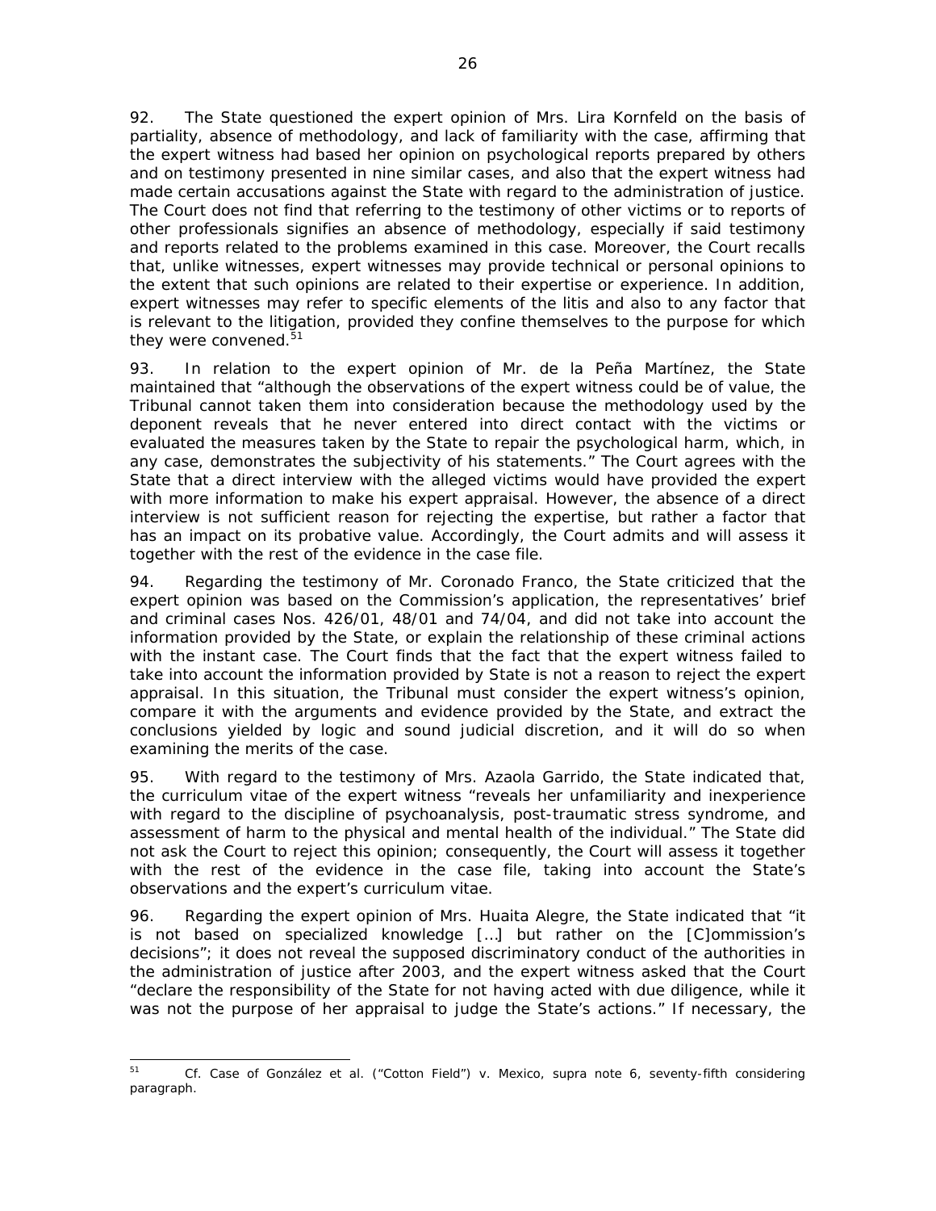92. The State questioned the expert opinion of Mrs. Lira Kornfeld on the basis of partiality, absence of methodology, and lack of familiarity with the case, affirming that the expert witness had based her opinion on psychological reports prepared by others and on testimony presented in nine similar cases, and also that the expert witness had made certain accusations against the State with regard to the administration of justice. The Court does not find that referring to the testimony of other victims or to reports of other professionals signifies an absence of methodology, especially if said testimony and reports related to the problems examined in this case. Moreover, the Court recalls that, unlike witnesses, expert witnesses may provide technical or personal opinions to the extent that such opinions are related to their expertise or experience. In addition, expert witnesses may refer to specific elements of the *litis* and also to any factor that is relevant to the litigation, provided they confine themselves to the purpose for which they were convened.[51]

93. In relation to the expert opinion of Mr. de la Peña Martínez, the State maintained that "although the observations of the expert witness could be of value, the Tribunal cannot taken them into consideration because the methodology used by the deponent reveals that he never entered into direct contact with the victims or evaluated the measures taken by the State to repair the psychological harm, which, in any case, demonstrates the subjectivity of his statements." The Court agrees with the State that a direct interview with the alleged victims would have provided the expert with more information to make his expert appraisal. However, the absence of a direct interview is not sufficient reason for rejecting the expertise, but rather a factor that has an impact on its probative value. Accordingly, the Court admits and will assess it together with the rest of the evidence in the case file.

94. Regarding the testimony of Mr. Coronado Franco, the State criticized that the expert opinion was based on the Commission's application, the representatives' brief and criminal cases Nos. 426/01, 48/01 and 74/04, and did not take into account the information provided by the State, or explain the relationship of these criminal actions with the instant case. The Court finds that the fact that the expert witness failed to take into account the information provided by State is not a reason to reject the expert appraisal. In this situation, the Tribunal must consider the expert witness's opinion, compare it with the arguments and evidence provided by the State, and extract the conclusions yielded by logic and sound judicial discretion, and it will do so when examining the merits of the case.

95. With regard to the testimony of Mrs. Azaola Garrido, the State indicated that, the curriculum vitae of the expert witness "reveals her unfamiliarity and inexperience with regard to the discipline of psychoanalysis, post-traumatic stress syndrome, and assessment of harm to the physical and mental health of the individual." The State did not ask the Court to reject this opinion; consequently, the Court will assess it together with the rest of the evidence in the case file, taking into account the State's observations and the expert's curriculum vitae.

96. Regarding the expert opinion of Mrs. Huaita Alegre, the State indicated that "it is not based on specialized knowledge […] but rather on the [C]ommission's decisions"; it does not reveal the supposed discriminatory conduct of the authorities in the administration of justice after 2003, and the expert witness asked that the Court "declare the responsibility of the State for not having acted with due diligence, while it was not the purpose of her appraisal to judge the State's actions." If necessary, the

---

[51] *Cf. Case of González et al. ("Cotton Field") v. Mexico, supra* note 6, seventy-fifth considering paragraph.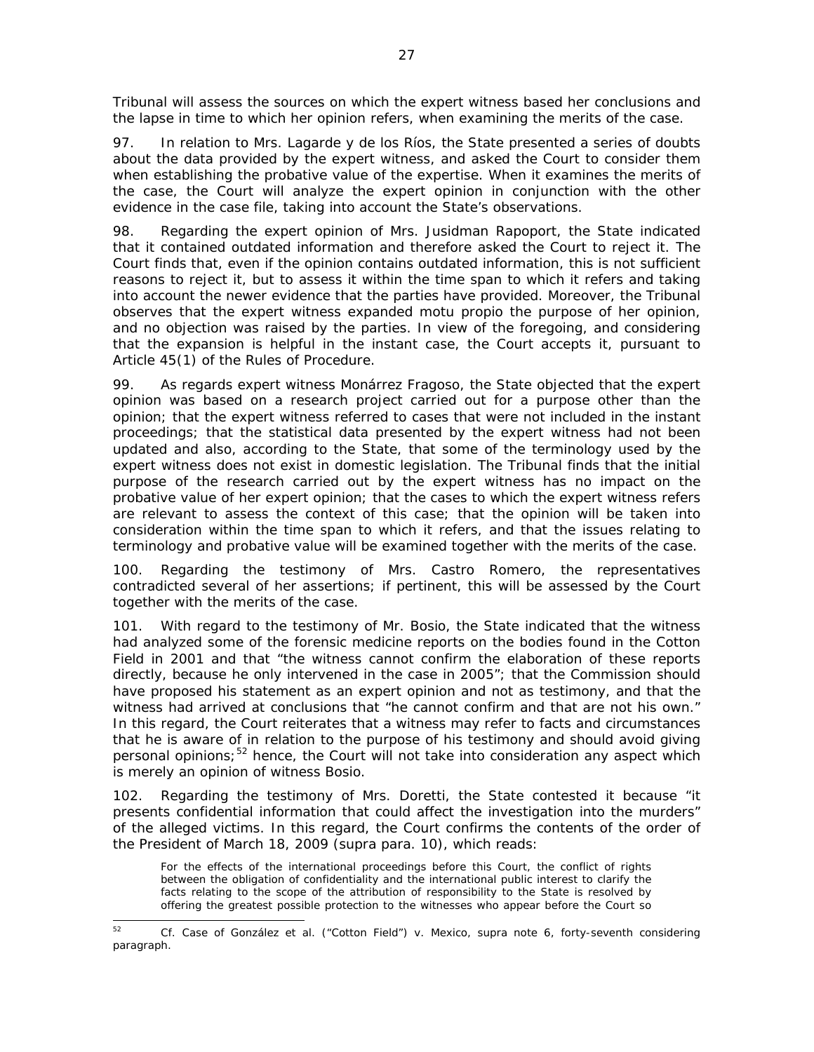Tribunal will assess the sources on which the expert witness based her conclusions and the lapse in time to which her opinion refers, when examining the merits of the case.

97. In relation to Mrs. Lagarde y de los Ríos, the State presented a series of doubts about the data provided by the expert witness, and asked the Court to consider them when establishing the probative value of the expertise. When it examines the merits of the case, the Court will analyze the expert opinion in conjunction with the other evidence in the case file, taking into account the State's observations.

98. Regarding the expert opinion of Mrs. Jusidman Rapoport, the State indicated that it contained outdated information and therefore asked the Court to reject it. The Court finds that, even if the opinion contains outdated information, this is not sufficient reasons to reject it, but to assess it within the time span to which it refers and taking into account the newer evidence that the parties have provided. Moreover, the Tribunal observes that the expert witness expanded *motu propio* the purpose of her opinion, and no objection was raised by the parties. In view of the foregoing, and considering that the expansion is helpful in the instant case, the Court accepts it, pursuant to Article 45(1) of the Rules of Procedure.

99. As regards expert witness Monárrez Fragoso, the State objected that the expert opinion was based on a research project carried out for a purpose other than the opinion; that the expert witness referred to cases that were not included in the instant proceedings; that the statistical data presented by the expert witness had not been updated and also, according to the State, that some of the terminology used by the expert witness does not exist in domestic legislation. The Tribunal finds that the initial purpose of the research carried out by the expert witness has no impact on the probative value of her expert opinion; that the cases to which the expert witness refers are relevant to assess the context of this case; that the opinion will be taken into consideration within the time span to which it refers, and that the issues relating to terminology and probative value will be examined together with the merits of the case.

100. Regarding the testimony of Mrs. Castro Romero, the representatives contradicted several of her assertions; if pertinent, this will be assessed by the Court together with the merits of the case.

101. With regard to the testimony of Mr. Bosio, the State indicated that the witness had analyzed some of the forensic medicine reports on the bodies found in the Cotton Field in 2001 and that "the witness cannot confirm the elaboration of these reports directly, because he only intervened in the case in 2005"; that the Commission should have proposed his statement as an expert opinion and not as testimony, and that the witness had arrived at conclusions that "he cannot confirm and that are not his own." In this regard, the Court reiterates that a witness may refer to facts and circumstances that he is aware of in relation to the purpose of his testimony and should avoid giving personal opinions;[52] hence, the Court will not take into consideration any aspect which is merely an opinion of witness Bosio.

102. Regarding the testimony of Mrs. Doretti, the State contested it because "it presents confidential information that could affect the investigation into the murders" of the alleged victims. In this regard, the Court confirms the contents of the order of the President of March 18, 2009 (*supra* para. 10), which reads:

> For the effects of the international proceedings before this Court, the conflict of rights between the obligation of confidentiality and the international public interest to clarify the facts relating to the scope of the attribution of responsibility to the State is resolved by offering the greatest possible protection to the witnesses who appear before the Court so

---

[52] *Cf. Case of González et al. ("Cotton Field") v. Mexico, supra* note 6, forty-seventh considering paragraph.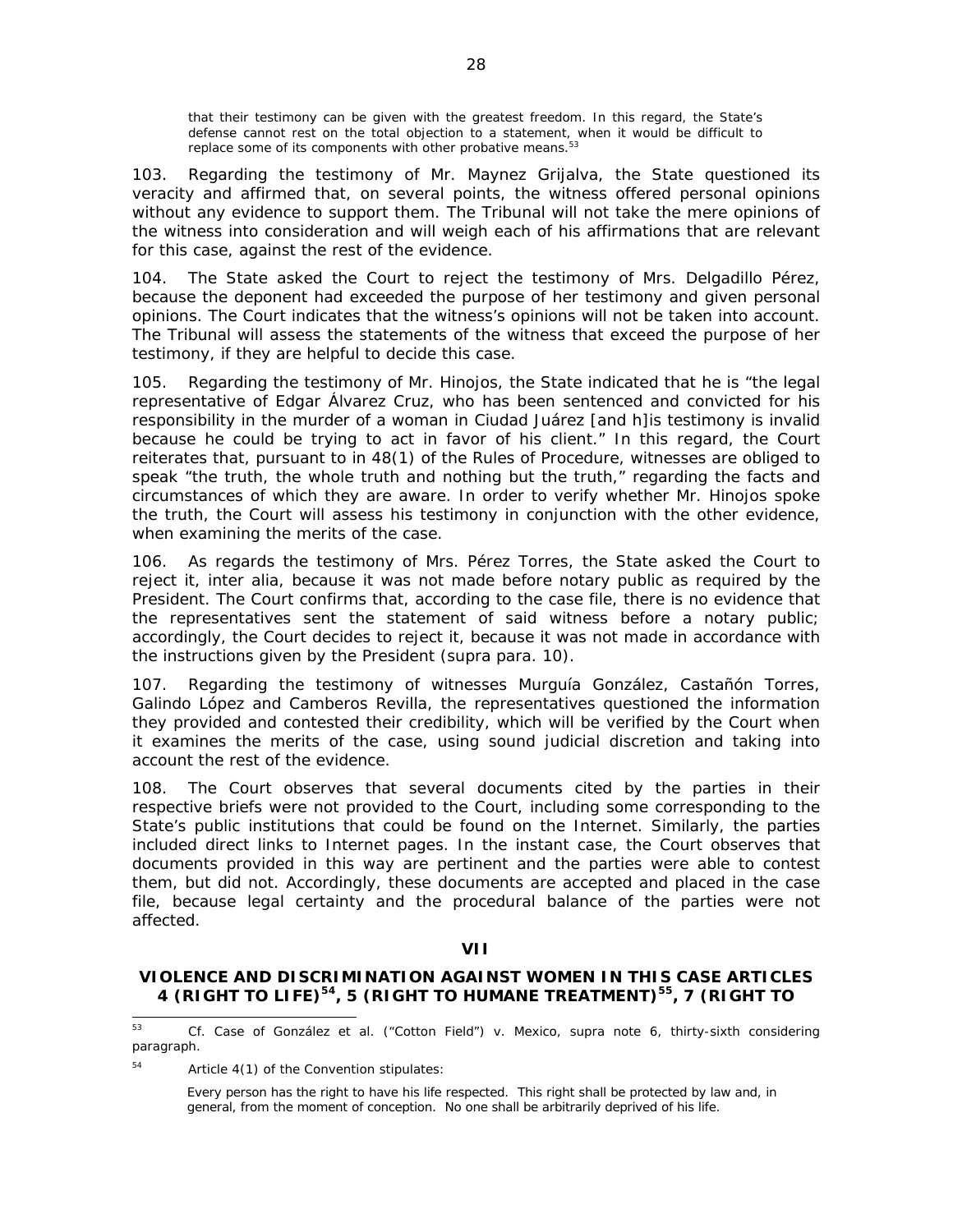> that their testimony can be given with the greatest freedom. In this regard, the State's defense cannot rest on the total objection to a statement, when it would be difficult to replace some of its components with other probative means.[53]

103. Regarding the testimony of Mr. Maynez Grijalva, the State questioned its veracity and affirmed that, on several points, the witness offered personal opinions without any evidence to support them. The Tribunal will not take the mere opinions of the witness into consideration and will weigh each of his affirmations that are relevant for this case, against the rest of the evidence.

104. The State asked the Court to reject the testimony of Mrs. Delgadillo Pérez, because the deponent had exceeded the purpose of her testimony and given personal opinions. The Court indicates that the witness's opinions will not be taken into account. The Tribunal will assess the statements of the witness that exceed the purpose of her testimony, if they are helpful to decide this case.

105. Regarding the testimony of Mr. Hinojos, the State indicated that he is "the legal representative of Edgar Álvarez Cruz, who has been sentenced and convicted for his responsibility in the murder of a woman in Ciudad Juárez [and h]is testimony is invalid because he could be trying to act in favor of his client." In this regard, the Court reiterates that, pursuant to in 48(1) of the Rules of Procedure, witnesses are obliged to speak "the truth, the whole truth and nothing but the truth," regarding the facts and circumstances of which they are aware. In order to verify whether Mr. Hinojos spoke the truth, the Court will assess his testimony in conjunction with the other evidence, when examining the merits of the case.

106. As regards the testimony of Mrs. Pérez Torres, the State asked the Court to reject it, inter alia, because it was not made before notary public as required by the President. The Court confirms that, according to the case file, there is no evidence that the representatives sent the statement of said witness before a notary public; accordingly, the Court decides to reject it, because it was not made in accordance with the instructions given by the President (supra para. 10).

107. Regarding the testimony of witnesses Murguía González, Castañón Torres, Galindo López and Camberos Revilla, the representatives questioned the information they provided and contested their credibility, which will be verified by the Court when it examines the merits of the case, using sound judicial discretion and taking into account the rest of the evidence.

108. The Court observes that several documents cited by the parties in their respective briefs were not provided to the Court, including some corresponding to the State's public institutions that could be found on the Internet. Similarly, the parties included direct links to Internet pages. In the instant case, the Court observes that documents provided in this way are pertinent and the parties were able to contest them, but did not. Accordingly, these documents are accepted and placed in the case file, because legal certainty and the procedural balance of the parties were not affected.

## VII

## VIOLENCE AND DISCRIMINATION AGAINST WOMEN IN THIS CASE ARTICLES 4 (RIGHT TO LIFE)[54], 5 (RIGHT TO HUMANE TREATMENT)[55], 7 (RIGHT TO

---

[53] Cf. *Case of González et al. ("Cotton Field") v. Mexico*, supra note 6, thirty-sixth considering paragraph.

[54] Article 4(1) of the Convention stipulates:

> Every person has the right to have his life respected. This right shall be protected by law and, in general, from the moment of conception. No one shall be arbitrarily deprived of his life.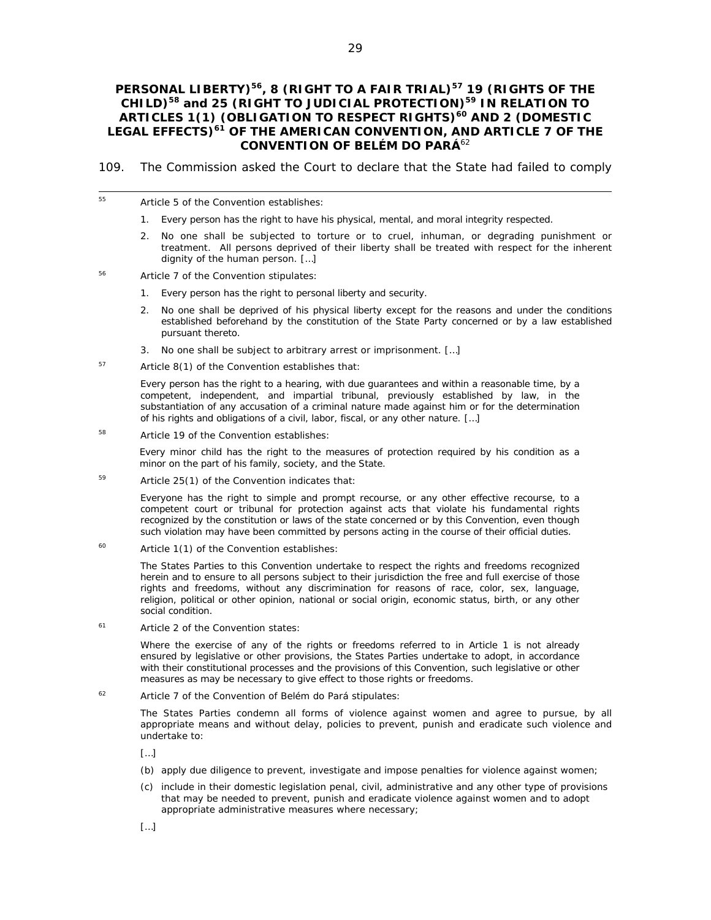**PERSONAL LIBERTY)[56], 8 (RIGHT TO A FAIR TRIAL)[57] 19 (RIGHTS OF THE CHILD)[58] and 25 (RIGHT TO JUDICIAL PROTECTION)[59] IN RELATION TO ARTICLES 1(1) (OBLIGATION TO RESPECT RIGHTS)[60] AND 2 (DOMESTIC LEGAL EFFECTS)[61] OF THE AMERICAN CONVENTION, AND ARTICLE 7 OF THE CONVENTION OF BELÉM DO PARÁ**[62]

109. The Commission asked the Court to declare that the State had failed to comply

---

[55] Article 5 of the Convention establishes:

1. Every person has the right to have his physical, mental, and moral integrity respected.
2. No one shall be subjected to torture or to cruel, inhuman, or degrading punishment or treatment. All persons deprived of their liberty shall be treated with respect for the inherent dignity of the human person. […]

[56] Article 7 of the Convention stipulates:

1. Every person has the right to personal liberty and security.
2. No one shall be deprived of his physical liberty except for the reasons and under the conditions established beforehand by the constitution of the State Party concerned or by a law established pursuant thereto.
3. No one shall be subject to arbitrary arrest or imprisonment. […]

[57] Article 8(1) of the Convention establishes that:

Every person has the right to a hearing, with due guarantees and within a reasonable time, by a competent, independent, and impartial tribunal, previously established by law, in the substantiation of any accusation of a criminal nature made against him or for the determination of his rights and obligations of a civil, labor, fiscal, or any other nature. […]

[58] Article 19 of the Convention establishes:

Every minor child has the right to the measures of protection required by his condition as a minor on the part of his family, society, and the State.

[59] Article 25(1) of the Convention indicates that:

Everyone has the right to simple and prompt recourse, or any other effective recourse, to a competent court or tribunal for protection against acts that violate his fundamental rights recognized by the constitution or laws of the state concerned or by this Convention, even though such violation may have been committed by persons acting in the course of their official duties.

[60] Article 1(1) of the Convention establishes:

The States Parties to this Convention undertake to respect the rights and freedoms recognized herein and to ensure to all persons subject to their jurisdiction the free and full exercise of those rights and freedoms, without any discrimination for reasons of race, color, sex, language, religion, political or other opinion, national or social origin, economic status, birth, or any other social condition.

[61] Article 2 of the Convention states:

Where the exercise of any of the rights or freedoms referred to in Article 1 is not already ensured by legislative or other provisions, the States Parties undertake to adopt, in accordance with their constitutional processes and the provisions of this Convention, such legislative or other measures as may be necessary to give effect to those rights or freedoms.

[62] Article 7 of the Convention of Belém do Pará stipulates:

The States Parties condemn all forms of violence against women and agree to pursue, by all appropriate means and without delay, policies to prevent, punish and eradicate such violence and undertake to:

[…]

(b) apply due diligence to prevent, investigate and impose penalties for violence against women;

(c) include in their domestic legislation penal, civil, administrative and any other type of provisions that may be needed to prevent, punish and eradicate violence against women and to adopt appropriate administrative measures where necessary;

[…]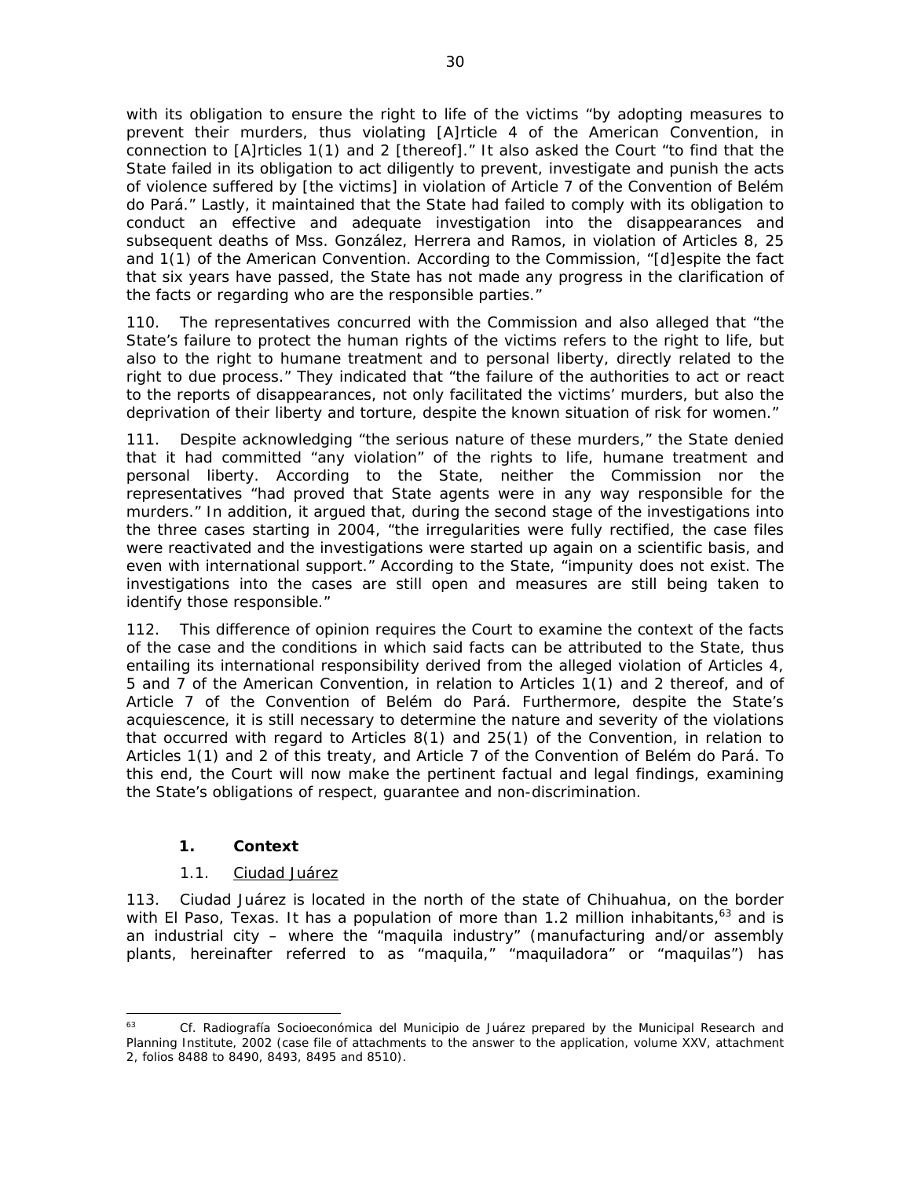with its obligation to ensure the right to life of the victims "by adopting measures to prevent their murders, thus violating [A]rticle 4 of the American Convention, in connection to [A]rticles 1(1) and 2 [thereof]." It also asked the Court "to find that the State failed in its obligation to act diligently to prevent, investigate and punish the acts of violence suffered by [the victims] in violation of Article 7 of the Convention of Belém do Pará." Lastly, it maintained that the State had failed to comply with its obligation to conduct an effective and adequate investigation into the disappearances and subsequent deaths of Mss. González, Herrera and Ramos, in violation of Articles 8, 25 and 1(1) of the American Convention. According to the Commission, "[d]espite the fact that six years have passed, the State has not made any progress in the clarification of the facts or regarding who are the responsible parties."

110. The representatives concurred with the Commission and also alleged that "the State's failure to protect the human rights of the victims refers to the right to life, but also to the right to humane treatment and to personal liberty, directly related to the right to due process." They indicated that "the failure of the authorities to act or react to the reports of disappearances, not only facilitated the victims' murders, but also the deprivation of their liberty and torture, despite the known situation of risk for women."

111. Despite acknowledging "the serious nature of these murders," the State denied that it had committed "any violation" of the rights to life, humane treatment and personal liberty. According to the State, neither the Commission nor the representatives "had proved that State agents were in any way responsible for the murders." In addition, it argued that, during the second stage of the investigations into the three cases starting in 2004, "the irregularities were fully rectified, the case files were reactivated and the investigations were started up again on a scientific basis, and even with international support." According to the State, "impunity does not exist. The investigations into the cases are still open and measures are still being taken to identify those responsible."

112. This difference of opinion requires the Court to examine the context of the facts of the case and the conditions in which said facts can be attributed to the State, thus entailing its international responsibility derived from the alleged violation of Articles 4, 5 and 7 of the American Convention, in relation to Articles 1(1) and 2 thereof, and of Article 7 of the Convention of Belém do Pará. Furthermore, despite the State's acquiescence, it is still necessary to determine the nature and severity of the violations that occurred with regard to Articles 8(1) and 25(1) of the Convention, in relation to Articles 1(1) and 2 of this treaty, and Article 7 of the Convention of Belém do Pará. To this end, the Court will now make the pertinent factual and legal findings, examining the State's obligations of respect, guarantee and non-discrimination.

## 1. Context

### 1.1. Ciudad Juárez

113. Ciudad Juárez is located in the north of the state of Chihuahua, on the border with El Paso, Texas. It has a population of more than 1.2 million inhabitants,[63] and is an industrial city – where the "maquila industry" (manufacturing and/or assembly plants, hereinafter referred to as "maquila," "maquiladora" or "maquilas") has

---

[63] Cf. *Radiografía Socioeconómica del Municipio de Juárez* prepared by the Municipal Research and Planning Institute, 2002 (case file of attachments to the answer to the application, volume XXV, attachment 2, folios 8488 to 8490, 8493, 8495 and 8510).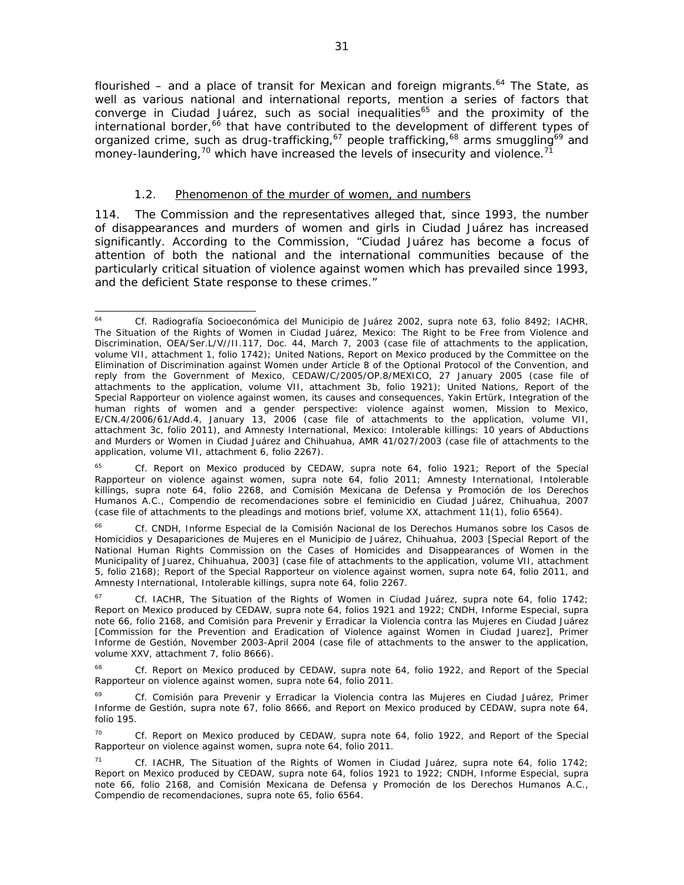flourished – and a place of transit for Mexican and foreign migrants.[64] The State, as well as various national and international reports, mention a series of factors that converge in Ciudad Juárez, such as social inequalities[65] and the proximity of the international border,[66] that have contributed to the development of different types of organized crime, such as drug-trafficking,[67] people trafficking,[68] arms smuggling[69] and money-laundering,[70] which have increased the levels of insecurity and violence.[71]

### 1.2. Phenomenon of the murder of women, and numbers

114. The Commission and the representatives alleged that, since 1993, the number of disappearances and murders of women and girls in Ciudad Juárez has increased significantly. According to the Commission, "Ciudad Juárez has become a focus of attention of both the national and the international communities because of the particularly critical situation of violence against women which has prevailed since 1993, and the deficient State response to these crimes."

---

[64] Cf. Radiografía Socioeconómica del Municipio de Juárez 2002, *supra* note 63, folio 8492; IACHR, The Situation of the Rights of Women in Ciudad Juárez, Mexico: The Right to be Free from Violence and Discrimination, OEA/Ser.L/V//II.117, Doc. 44, March 7, 2003 (case file of attachments to the application, volume VII, attachment 1, folio 1742); United Nations, Report on Mexico produced by the Committee on the Elimination of Discrimination against Women under Article 8 of the Optional Protocol of the Convention, and reply from the Government of Mexico, CEDAW/C/2005/OP.8/MEXICO, 27 January 2005 (case file of attachments to the application, volume VII, attachment 3b, folio 1921); United Nations, Report of the Special Rapporteur on violence against women, its causes and consequences, Yakin Ertürk, Integration of the human rights of women and a gender perspective: violence against women, Mission to Mexico, E/CN.4/2006/61/Add.4, January 13, 2006 (case file of attachments to the application, volume VII, attachment 3c, folio 2011), and Amnesty International, Mexico: Intolerable killings: 10 years of Abductions and Murders or Women in Ciudad Juárez and Chihuahua, AMR 41/027/2003 (case file of attachments to the application, volume VII, attachment 6, folio 2267).

[65] Cf. Report on Mexico produced by CEDAW, *supra* note 64, folio 1921; Report of the Special Rapporteur on violence against women, *supra* note 64, folio 2011; Amnesty International, Intolerable killings, *supra* note 64, folio 2268, and Comisión Mexicana de Defensa y Promoción de los Derechos Humanos A.C., Compendio de recomendaciones sobre el feminicidio en Ciudad Juárez, Chihuahua, 2007 (case file of attachments to the pleadings and motions brief, volume XX, attachment 11(1), folio 6564).

[66] Cf. CNDH, Informe Especial de la Comisión Nacional de los Derechos Humanos sobre los Casos de Homicidios y Desapariciones de Mujeres en el Municipio de Juárez, Chihuahua, 2003 [Special Report of the National Human Rights Commission on the Cases of Homicides and Disappearances of Women in the Municipality of Juarez, Chihuahua, 2003] (case file of attachments to the application, volume VII, attachment 5, folio 2168); Report of the Special Rapporteur on violence against women, *supra* note 64, folio 2011, and Amnesty International, Intolerable killings, *supra* note 64, folio 2267.

[67] Cf. IACHR, The Situation of the Rights of Women in Ciudad Juárez, *supra* note 64, folio 1742; Report on Mexico produced by CEDAW, *supra* note 64, folios 1921 and 1922; CNDH, Informe Especial, *supra* note 66, folio 2168, and Comisión para Prevenir y Erradicar la Violencia contra las Mujeres en Ciudad Juárez [Commission for the Prevention and Eradication of Violence against Women in Ciudad Juarez], Primer Informe de Gestión, November 2003-April 2004 (case file of attachments to the answer to the application, volume XXV, attachment 7, folio 8666).

[68] Cf. Report on Mexico produced by CEDAW, *supra* note 64, folio 1922, and Report of the Special Rapporteur on violence against women, *supra* note 64, folio 2011.

[69] Cf. Comisión para Prevenir y Erradicar la Violencia contra las Mujeres en Ciudad Juárez, Primer Informe de Gestión, *supra* note 67, folio 8666, and Report on Mexico produced by CEDAW, *supra* note 64, folio 195.

[70] Cf. Report on Mexico produced by CEDAW, *supra* note 64, folio 1922, and Report of the Special Rapporteur on violence against women, *supra* note 64, folio 2011.

[71] Cf. IACHR, The Situation of the Rights of Women in Ciudad Juárez, *supra* note 64, folio 1742; Report on Mexico produced by CEDAW, *supra* note 64, folios 1921 to 1922; CNDH, Informe Especial, *supra* note 66, folio 2168, and Comisión Mexicana de Defensa y Promoción de los Derechos Humanos A.C., Compendio de recomendaciones, *supra* note 65, folio 6564.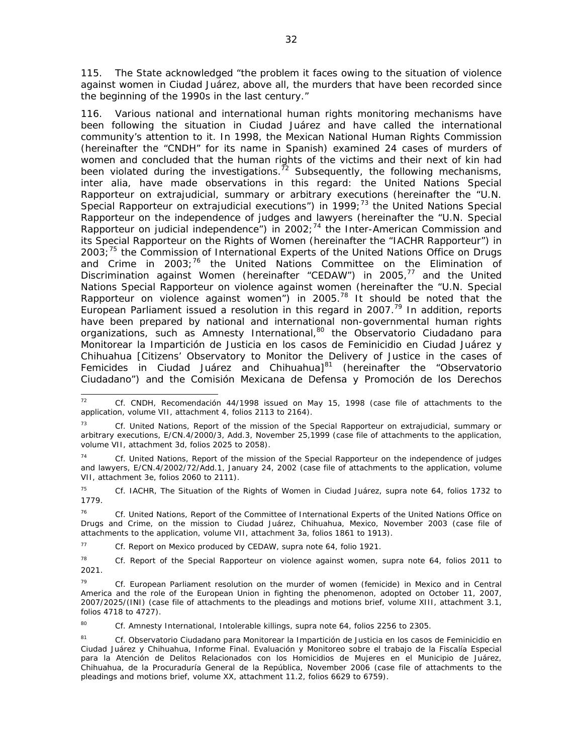115. The State acknowledged "the problem it faces owing to the situation of violence against women in Ciudad Juárez, above all, the murders that have been recorded since the beginning of the 1990s in the last century."

116. Various national and international human rights monitoring mechanisms have been following the situation in Ciudad Juárez and have called the international community's attention to it. In 1998, the Mexican National Human Rights Commission (hereinafter the "CNDH" for its name in Spanish) examined 24 cases of murders of women and concluded that the human rights of the victims and their next of kin had been violated during the investigations.[72] Subsequently, the following mechanisms, *inter alia*, have made observations in this regard: the United Nations Special Rapporteur on extrajudicial, summary or arbitrary executions (hereinafter the "U.N. Special Rapporteur on extrajudicial executions") in 1999;[73] the United Nations Special Rapporteur on the independence of judges and lawyers (hereinafter the "U.N. Special Rapporteur on judicial independence") in 2002;[74] the Inter-American Commission and its Special Rapporteur on the Rights of Women (hereinafter the "IACHR Rapporteur") in 2003;[75] the Commission of International Experts of the United Nations Office on Drugs and Crime in 2003;[76] the United Nations Committee on the Elimination of Discrimination against Women (hereinafter "CEDAW") in 2005,[77] and the United Nations Special Rapporteur on violence against women (hereinafter the "U.N. Special Rapporteur on violence against women") in 2005.[78] It should be noted that the European Parliament issued a resolution in this regard in 2007.[79] In addition, reports have been prepared by national and international non-governmental human rights organizations, such as Amnesty International,[80] the Observatorio Ciudadano para Monitorear la Impartición de Justicia en los casos de Feminicidio en Ciudad Juárez y Chihuahua [Citizens' Observatory to Monitor the Delivery of Justice in the cases of Femicides in Ciudad Juárez and Chihuahua][81] (hereinafter the "Observatorio Ciudadano") and the Comisión Mexicana de Defensa y Promoción de los Derechos

---

[72] *Cf.* CNDH, Recomendación 44/1998 issued on May 15, 1998 (case file of attachments to the application, volume VII, attachment 4, folios 2113 to 2164).

[73] *Cf.* United Nations, Report of the mission of the Special Rapporteur on extrajudicial, summary or arbitrary executions, E/CN.4/2000/3, Add.3, November 25,1999 (case file of attachments to the application, volume VII, attachment 3d, folios 2025 to 2058).

[74] *Cf.* United Nations, Report of the mission of the Special Rapporteur on the independence of judges and lawyers, E/CN.4/2002/72/Add.1, January 24, 2002 (case file of attachments to the application, volume VII, attachment 3e, folios 2060 to 2111).

[75] *Cf.* IACHR, The Situation of the Rights of Women in Ciudad Juárez, *supra* note 64, folios 1732 to 1779.

[76] *Cf.* United Nations, Report of the Committee of International Experts of the United Nations Office on Drugs and Crime, on the mission to Ciudad Juárez, Chihuahua, Mexico, November 2003 (case file of attachments to the application, volume VII, attachment 3a, folios 1861 to 1913).

[77] *Cf.* Report on Mexico produced by CEDAW, *supra* note 64, folio 1921.

[78] *Cf.* Report of the Special Rapporteur on violence against women, *supra* note 64, folios 2011 to 2021.

[79] *Cf.* European Parliament resolution on the murder of women (femicide) in Mexico and in Central America and the role of the European Union in fighting the phenomenon, adopted on October 11, 2007, 2007/2025/(INI) (case file of attachments to the pleadings and motions brief, volume XIII, attachment 3.1, folios 4718 to 4727).

[80] *Cf.* Amnesty International, Intolerable killings, *supra* note 64, folios 2256 to 2305.

[81] *Cf.* Observatorio Ciudadano para Monitorear la Impartición de Justicia en los casos de Feminicidio en Ciudad Juárez y Chihuahua, Informe Final. Evaluación y Monitoreo sobre el trabajo de la Fiscalía Especial para la Atención de Delitos Relacionados con los Homicidios de Mujeres en el Municipio de Juárez, Chihuahua, de la Procuraduría General de la República, November 2006 (case file of attachments to the pleadings and motions brief, volume XX, attachment 11.2, folios 6629 to 6759).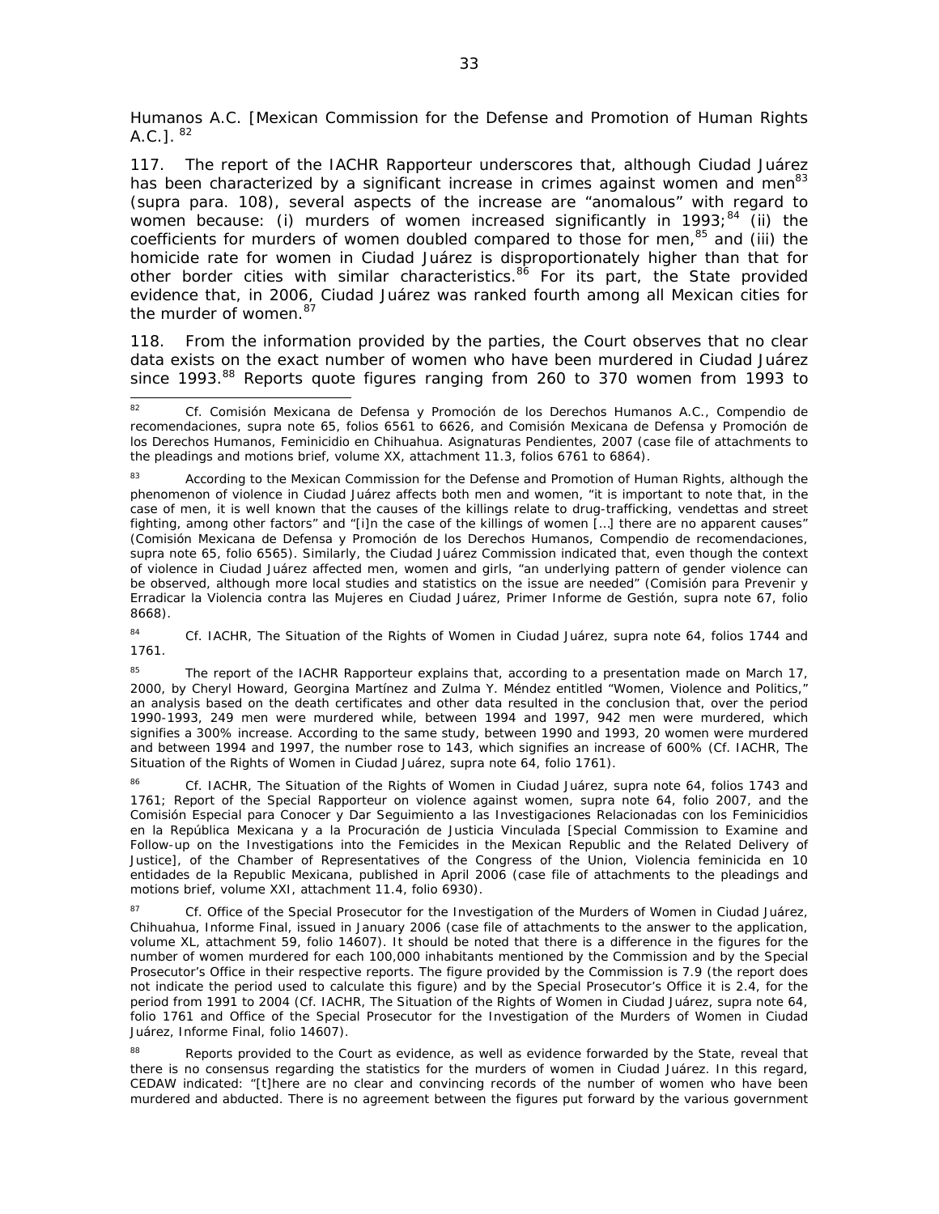Humanos A.C. [Mexican Commission for the Defense and Promotion of Human Rights A.C.]. [82]

117. The report of the IACHR Rapporteur underscores that, although Ciudad Juárez has been characterized by a significant increase in crimes against women and men[83] (*supra* para. 108), several aspects of the increase are "anomalous" with regard to women because: (i) murders of women increased significantly in 1993;[84] (ii) the coefficients for murders of women doubled compared to those for men,[85] and (iii) the homicide rate for women in Ciudad Juárez is disproportionately higher than that for other border cities with similar characteristics.[86] For its part, the State provided evidence that, in 2006, Ciudad Juárez was ranked fourth among all Mexican cities for the murder of women.[87]

118. From the information provided by the parties, the Court observes that no clear data exists on the exact number of women who have been murdered in Ciudad Juárez since 1993.[88] Reports quote figures ranging from 260 to 370 women from 1993 to

---

[82] *Cf.* Comisión Mexicana de Defensa y Promoción de los Derechos Humanos A.C., Compendio de recomendaciones, *supra* note 65, folios 6561 to 6626, and Comisión Mexicana de Defensa y Promoción de los Derechos Humanos, Feminicidio en Chihuahua. Asignaturas Pendientes, 2007 (case file of attachments to the pleadings and motions brief, volume XX, attachment 11.3, folios 6761 to 6864).

[83] According to the Mexican Commission for the Defense and Promotion of Human Rights, although the phenomenon of violence in Ciudad Juárez affects both men and women, "it is important to note that, in the case of men, it is well known that the causes of the killings relate to drug-trafficking, vendettas and street fighting, among other factors" and "[i]n the case of the killings of women […] there are no apparent causes" (Comisión Mexicana de Defensa y Promoción de los Derechos Humanos, Compendio de recomendaciones, *supra* note 65, folio 6565). Similarly, the Ciudad Juárez Commission indicated that, even though the context of violence in Ciudad Juárez affected men, women and girls, "an underlying pattern of gender violence can be observed, although more local studies and statistics on the issue are needed" (Comisión para Prevenir y Erradicar la Violencia contra las Mujeres en Ciudad Juárez, Primer Informe de Gestión, *supra* note 67, folio 8668).

[84] *Cf.* IACHR, The Situation of the Rights of Women in Ciudad Juárez, *supra* note 64, folios 1744 and 1761.

[85] The report of the IACHR Rapporteur explains that, according to a presentation made on March 17, 2000, by Cheryl Howard, Georgina Martínez and Zulma Y. Méndez entitled "Women, Violence and Politics," an analysis based on the death certificates and other data resulted in the conclusion that, over the period 1990-1993, 249 men were murdered while, between 1994 and 1997, 942 men were murdered, which signifies a 300% increase. According to the same study, between 1990 and 1993, 20 women were murdered and between 1994 and 1997, the number rose to 143, which signifies an increase of 600% (*Cf.* IACHR, The Situation of the Rights of Women in Ciudad Juárez, *supra* note 64, folio 1761).

[86] *Cf.* IACHR, The Situation of the Rights of Women in Ciudad Juárez, *supra* note 64, folios 1743 and 1761; Report of the Special Rapporteur on violence against women, *supra* note 64, folio 2007, and the Comisión Especial para Conocer y Dar Seguimiento a las Investigaciones Relacionadas con los Feminicidios en la República Mexicana y a la Procuración de Justicia Vinculada [Special Commission to Examine and Follow-up on the Investigations into the Femicides in the Mexican Republic and the Related Delivery of Justice], of the Chamber of Representatives of the Congress of the Union, Violencia feminicida en 10 entidades de la Republic Mexicana, published in April 2006 (case file of attachments to the pleadings and motions brief, volume XXI, attachment 11.4, folio 6930).

[87] *Cf.* Office of the Special Prosecutor for the Investigation of the Murders of Women in Ciudad Juárez, Chihuahua, Informe Final, issued in January 2006 (case file of attachments to the answer to the application, volume XL, attachment 59, folio 14607). It should be noted that there is a difference in the figures for the number of women murdered for each 100,000 inhabitants mentioned by the Commission and by the Special Prosecutor's Office in their respective reports. The figure provided by the Commission is 7.9 (the report does not indicate the period used to calculate this figure) and by the Special Prosecutor's Office it is 2.4, for the period from 1991 to 2004 (*Cf.* IACHR, The Situation of the Rights of Women in Ciudad Juárez, *supra* note 64, folio 1761 and Office of the Special Prosecutor for the Investigation of the Murders of Women in Ciudad Juárez, Informe Final, folio 14607).

[88] Reports provided to the Court as evidence, as well as evidence forwarded by the State, reveal that there is no consensus regarding the statistics for the murders of women in Ciudad Juárez. In this regard, CEDAW indicated: "[t]here are no clear and convincing records of the number of women who have been murdered and abducted. There is no agreement between the figures put forward by the various government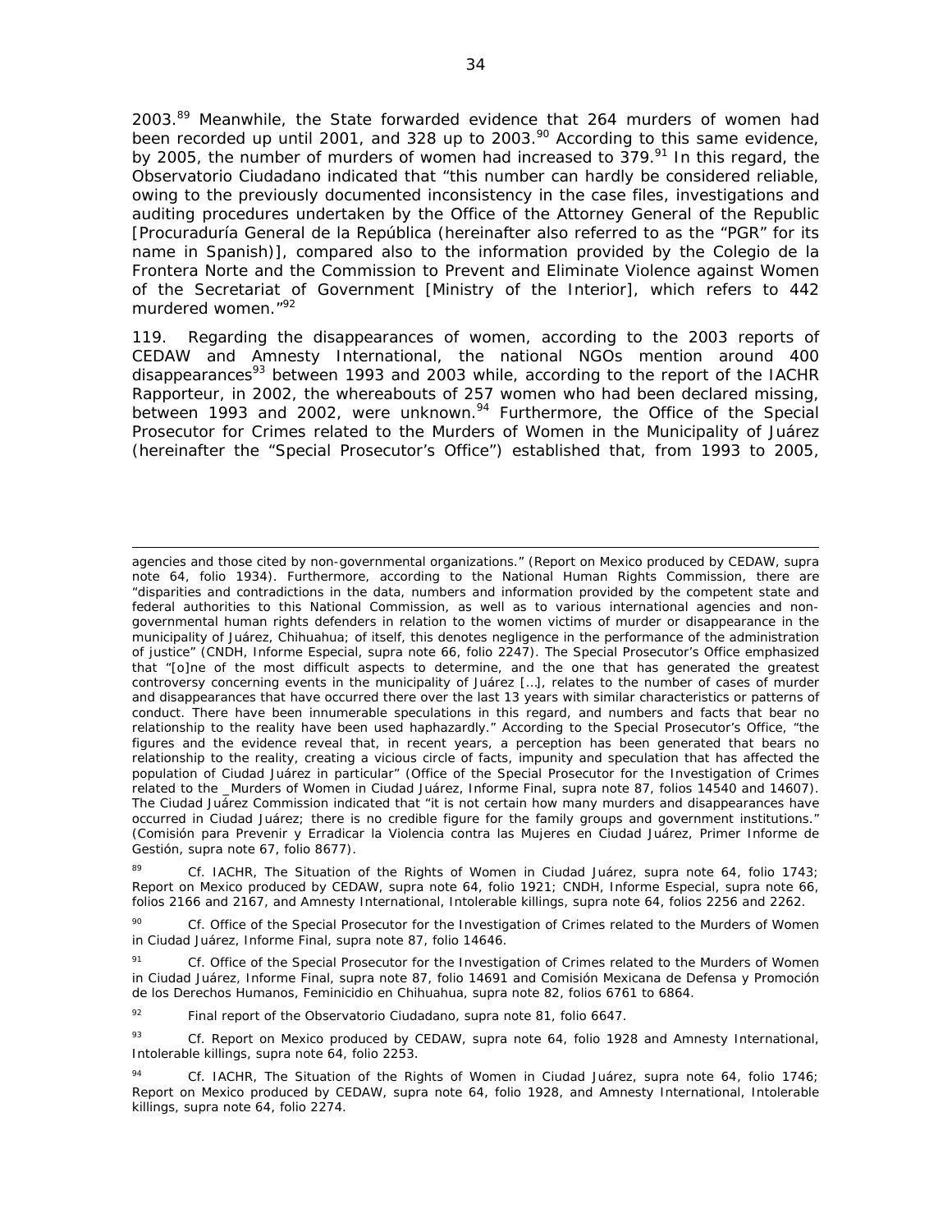2003.[89] Meanwhile, the State forwarded evidence that 264 murders of women had been recorded up until 2001, and 328 up to 2003.[90] According to this same evidence, by 2005, the number of murders of women had increased to 379.[91] In this regard, the Observatorio Ciudadano indicated that "this number can hardly be considered reliable, owing to the previously documented inconsistency in the case files, investigations and auditing procedures undertaken by the Office of the Attorney General of the Republic [Procuraduría General de la República (hereinafter also referred to as the "PGR" for its name in Spanish)], compared also to the information provided by the Colegio de la Frontera Norte and the Commission to Prevent and Eliminate Violence against Women of the Secretariat of Government [Ministry of the Interior], which refers to 442 murdered women."[92]

119. Regarding the disappearances of women, according to the 2003 reports of CEDAW and Amnesty International, the national NGOs mention around 400 disappearances[93] between 1993 and 2003 while, according to the report of the IACHR Rapporteur, in 2002, the whereabouts of 257 women who had been declared missing, between 1993 and 2002, were unknown.[94] Furthermore, the Office of the Special Prosecutor for Crimes related to the Murders of Women in the Municipality of Juárez (hereinafter the "Special Prosecutor's Office") established that, from 1993 to 2005,

---

agencies and those cited by non-governmental organizations." (Report on Mexico produced by CEDAW, *supra* note 64, folio 1934). Furthermore, according to the National Human Rights Commission, there are "disparities and contradictions in the data, numbers and information provided by the competent state and federal authorities to this National Commission, as well as to various international agencies and non-governmental human rights defenders in relation to the women victims of murder or disappearance in the municipality of Juárez, Chihuahua; of itself, this denotes negligence in the performance of the administration of justice" (CNDH, Informe Especial, *supra* note 66, folio 2247). The Special Prosecutor's Office emphasized that "[o]ne of the most difficult aspects to determine, and the one that has generated the greatest controversy concerning events in the municipality of Juárez […], relates to the number of cases of murder and disappearances that have occurred there over the last 13 years with similar characteristics or patterns of conduct. There have been innumerable speculations in this regard, and numbers and facts that bear no relationship to the reality have been used haphazardly." According to the Special Prosecutor's Office, "the figures and the evidence reveal that, in recent years, a perception has been generated that bears no relationship to the reality, creating a vicious circle of facts, impunity and speculation that has affected the population of Ciudad Juárez in particular" (Office of the Special Prosecutor for the Investigation of Crimes related to the Murders of Women in Ciudad Juárez, Informe Final, *supra* note 87, folios 14540 and 14607). The Ciudad Juárez Commission indicated that "it is not certain how many murders and disappearances have occurred in Ciudad Juárez; there is no credible figure for the family groups and government institutions." (Comisión para Prevenir y Erradicar la Violencia contra las Mujeres en Ciudad Juárez, Primer Informe de Gestión, *supra* note 67, folio 8677).

[89] *Cf.* IACHR, The Situation of the Rights of Women in Ciudad Juárez, *supra* note 64, folio 1743; Report on Mexico produced by CEDAW, *supra* note 64, folio 1921; CNDH, Informe Especial, *supra* note 66, folios 2166 and 2167, and Amnesty International, Intolerable killings, *supra* note 64, folios 2256 and 2262.

[90] *Cf.* Office of the Special Prosecutor for the Investigation of Crimes related to the Murders of Women in Ciudad Juárez, Informe Final, *supra* note 87, folio 14646.

[91] *Cf.* Office of the Special Prosecutor for the Investigation of Crimes related to the Murders of Women in Ciudad Juárez, Informe Final, *supra* note 87, folio 14691 and Comisión Mexicana de Defensa y Promoción de los Derechos Humanos, Feminicidio en Chihuahua, *supra* note 82, folios 6761 to 6864.

[92] Final report of the Observatorio Ciudadano, *supra* note 81, folio 6647.

[93] *Cf.* Report on Mexico produced by CEDAW, *supra* note 64, folio 1928 and Amnesty International, Intolerable killings, *supra* note 64, folio 2253.

[94] *Cf.* IACHR, The Situation of the Rights of Women in Ciudad Juárez, *supra* note 64, folio 1746; Report on Mexico produced by CEDAW, *supra* note 64, folio 1928, and Amnesty International, Intolerable killings, *supra* note 64, folio 2274.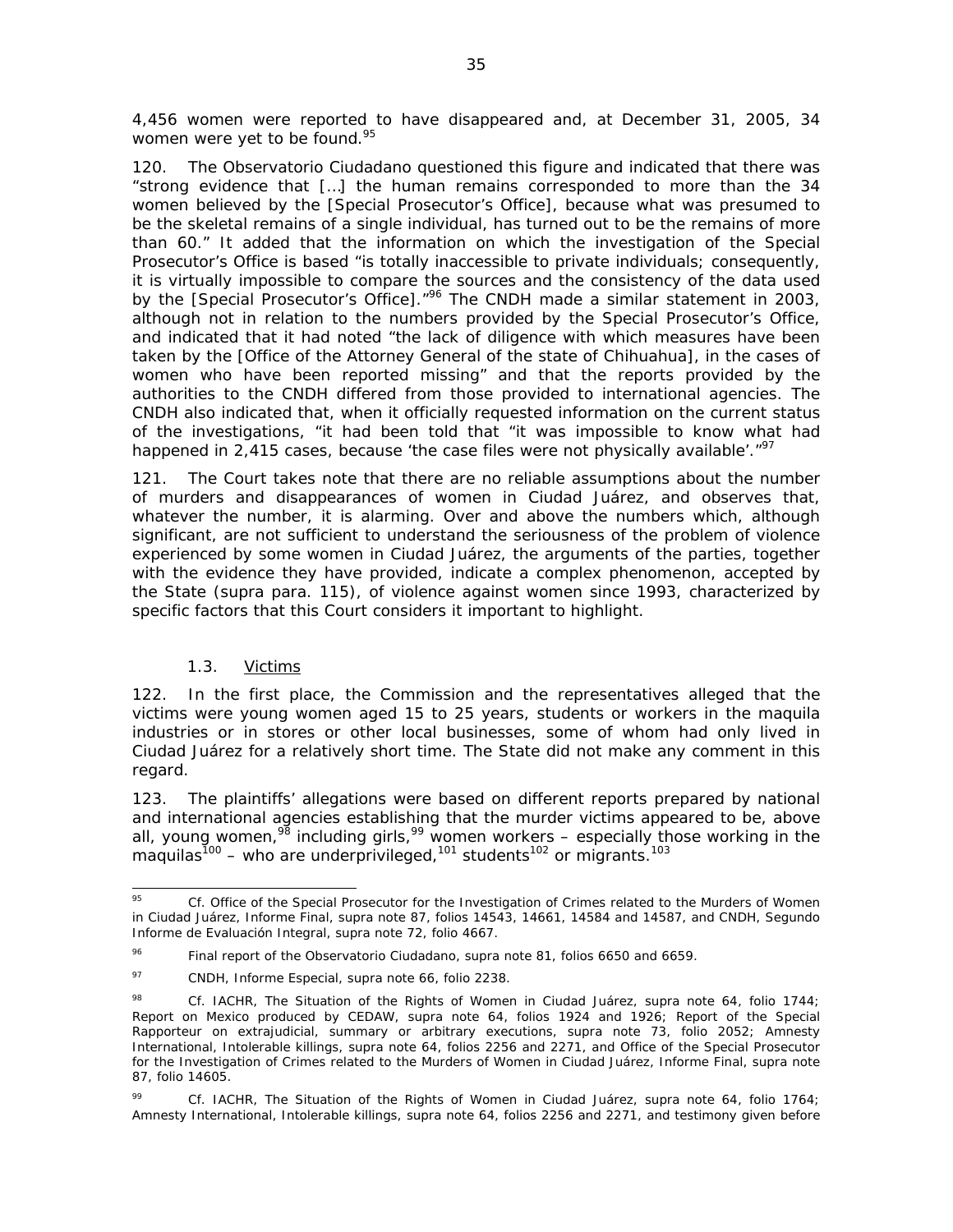4,456 women were reported to have disappeared and, at December 31, 2005, 34 women were yet to be found.[95]

120. The Observatorio Ciudadano questioned this figure and indicated that there was "strong evidence that […] the human remains corresponded to more than the 34 women believed by the [Special Prosecutor's Office], because what was presumed to be the skeletal remains of a single individual, has turned out to be the remains of more than 60." It added that the information on which the investigation of the Special Prosecutor's Office is based "is totally inaccessible to private individuals; consequently, it is virtually impossible to compare the sources and the consistency of the data used by the [Special Prosecutor's Office]."[96] The CNDH made a similar statement in 2003, although not in relation to the numbers provided by the Special Prosecutor's Office, and indicated that it had noted "the lack of diligence with which measures have been taken by the [Office of the Attorney General of the state of Chihuahua], in the cases of women who have been reported missing" and that the reports provided by the authorities to the CNDH differed from those provided to international agencies. The CNDH also indicated that, when it officially requested information on the current status of the investigations, "it had been told that "it was impossible to know what had happened in 2,415 cases, because 'the case files were not physically available'."[97]

121. The Court takes note that there are no reliable assumptions about the number of murders and disappearances of women in Ciudad Juárez, and observes that, whatever the number, it is alarming. Over and above the numbers which, although significant, are not sufficient to understand the seriousness of the problem of violence experienced by some women in Ciudad Juárez, the arguments of the parties, together with the evidence they have provided, indicate a complex phenomenon, accepted by the State (*supra* para. 115), of violence against women since 1993, characterized by specific factors that this Court considers it important to highlight.

### 1.3. Victims

122. In the first place, the Commission and the representatives alleged that the victims were young women aged 15 to 25 years, students or workers in the maquila industries or in stores or other local businesses, some of whom had only lived in Ciudad Juárez for a relatively short time. The State did not make any comment in this regard.

123. The plaintiffs' allegations were based on different reports prepared by national and international agencies establishing that the murder victims appeared to be, above all, young women,[98] including girls,[99] women workers – especially those working in the maquilas[100] – who are underprivileged,[101] students[102] or migrants.[103]

---

[95] Cf. Office of the Special Prosecutor for the Investigation of Crimes related to the Murders of Women in Ciudad Juárez, Informe Final, *supra* note 87, folios 14543, 14661, 14584 and 14587, and CNDH, Segundo Informe de Evaluación Integral, *supra* note 72, folio 4667.

[96] Final report of the Observatorio Ciudadano, *supra* note 81, folios 6650 and 6659.

[97] CNDH, Informe Especial, *supra* note 66, folio 2238.

[98] Cf. IACHR, The Situation of the Rights of Women in Ciudad Juárez, *supra* note 64, folio 1744; Report on Mexico produced by CEDAW, *supra* note 64, folios 1924 and 1926; Report of the Special Rapporteur on extrajudicial, summary or arbitrary executions, *supra* note 73, folio 2052; Amnesty International, Intolerable killings, *supra* note 64, folios 2256 and 2271, and Office of the Special Prosecutor for the Investigation of Crimes related to the Murders of Women in Ciudad Juárez, Informe Final, *supra* note 87, folio 14605.

[99] Cf. IACHR, The Situation of the Rights of Women in Ciudad Juárez, *supra* note 64, folio 1764; Amnesty International, Intolerable killings, *supra* note 64, folios 2256 and 2271, and testimony given before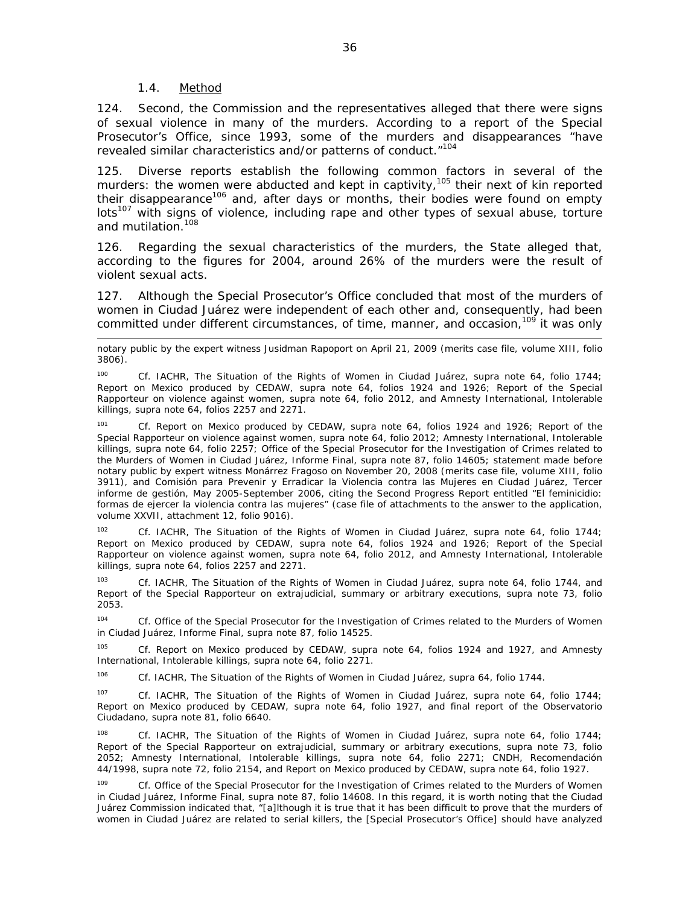### 1.4. Method

124. Second, the Commission and the representatives alleged that there were signs of sexual violence in many of the murders. According to a report of the Special Prosecutor's Office, since 1993, some of the murders and disappearances "have revealed similar characteristics and/or patterns of conduct."[104]

125. Diverse reports establish the following common factors in several of the murders: the women were abducted and kept in captivity,[105] their next of kin reported their disappearance[106] and, after days or months, their bodies were found on empty lots[107] with signs of violence, including rape and other types of sexual abuse, torture and mutilation.[108]

126. Regarding the sexual characteristics of the murders, the State alleged that, according to the figures for 2004, around 26% of the murders were the result of violent sexual acts.

127. Although the Special Prosecutor's Office concluded that most of the murders of women in Ciudad Juárez were independent of each other and, consequently, had been committed under different circumstances, of time, manner, and occasion,[109] it was only

---

notary public by the expert witness Jusidman Rapoport on April 21, 2009 (merits case file, volume XIII, folio 3806).

[100] Cf. IACHR, The Situation of the Rights of Women in Ciudad Juárez, supra note 64, folio 1744; Report on Mexico produced by CEDAW, supra note 64, folios 1924 and 1926; Report of the Special Rapporteur on violence against women, supra note 64, folio 2012, and Amnesty International, Intolerable killings, supra note 64, folios 2257 and 2271.

[101] Cf. Report on Mexico produced by CEDAW, supra note 64, folios 1924 and 1926; Report of the Special Rapporteur on violence against women, supra note 64, folio 2012; Amnesty International, Intolerable killings, supra note 64, folio 2257; Office of the Special Prosecutor for the Investigation of Crimes related to the Murders of Women in Ciudad Juárez, Informe Final, supra note 87, folio 14605; statement made before notary public by expert witness Monárrez Fragoso on November 20, 2008 (merits case file, volume XIII, folio 3911), and Comisión para Prevenir y Erradicar la Violencia contra las Mujeres en Ciudad Juárez, Tercer informe de gestión, May 2005-September 2006, citing the Second Progress Report entitled "El feminicidio: formas de ejercer la violencia contra las mujeres" (case file of attachments to the answer to the application, volume XXVII, attachment 12, folio 9016).

[102] Cf. IACHR, The Situation of the Rights of Women in Ciudad Juárez, supra note 64, folio 1744; Report on Mexico produced by CEDAW, supra note 64, folios 1924 and 1926; Report of the Special Rapporteur on violence against women, supra note 64, folio 2012, and Amnesty International, Intolerable killings, supra note 64, folios 2257 and 2271.

[103] Cf. IACHR, The Situation of the Rights of Women in Ciudad Juárez, supra note 64, folio 1744, and Report of the Special Rapporteur on extrajudicial, summary or arbitrary executions, supra note 73, folio 2053.

[104] Cf. Office of the Special Prosecutor for the Investigation of Crimes related to the Murders of Women in Ciudad Juárez, Informe Final, supra note 87, folio 14525.

[105] Cf. Report on Mexico produced by CEDAW, supra note 64, folios 1924 and 1927, and Amnesty International, Intolerable killings, supra note 64, folio 2271.

[106] Cf. IACHR, The Situation of the Rights of Women in Ciudad Juárez, supra 64, folio 1744.

[107] Cf. IACHR, The Situation of the Rights of Women in Ciudad Juárez, supra note 64, folio 1744; Report on Mexico produced by CEDAW, supra note 64, folio 1927, and final report of the Observatorio Ciudadano, supra note 81, folio 6640.

[108] Cf. IACHR, The Situation of the Rights of Women in Ciudad Juárez, supra note 64, folio 1744; Report of the Special Rapporteur on extrajudicial, summary or arbitrary executions, supra note 73, folio 2052; Amnesty International, Intolerable killings, supra note 64, folio 2271; CNDH, Recomendación 44/1998, supra note 72, folio 2154, and Report on Mexico produced by CEDAW, supra note 64, folio 1927.

[109] Cf. Office of the Special Prosecutor for the Investigation of Crimes related to the Murders of Women in Ciudad Juárez, Informe Final, supra note 87, folio 14608. In this regard, it is worth noting that the Ciudad Juárez Commission indicated that, "[a]lthough it is true that it has been difficult to prove that the murders of women in Ciudad Juárez are related to serial killers, the [Special Prosecutor's Office] should have analyzed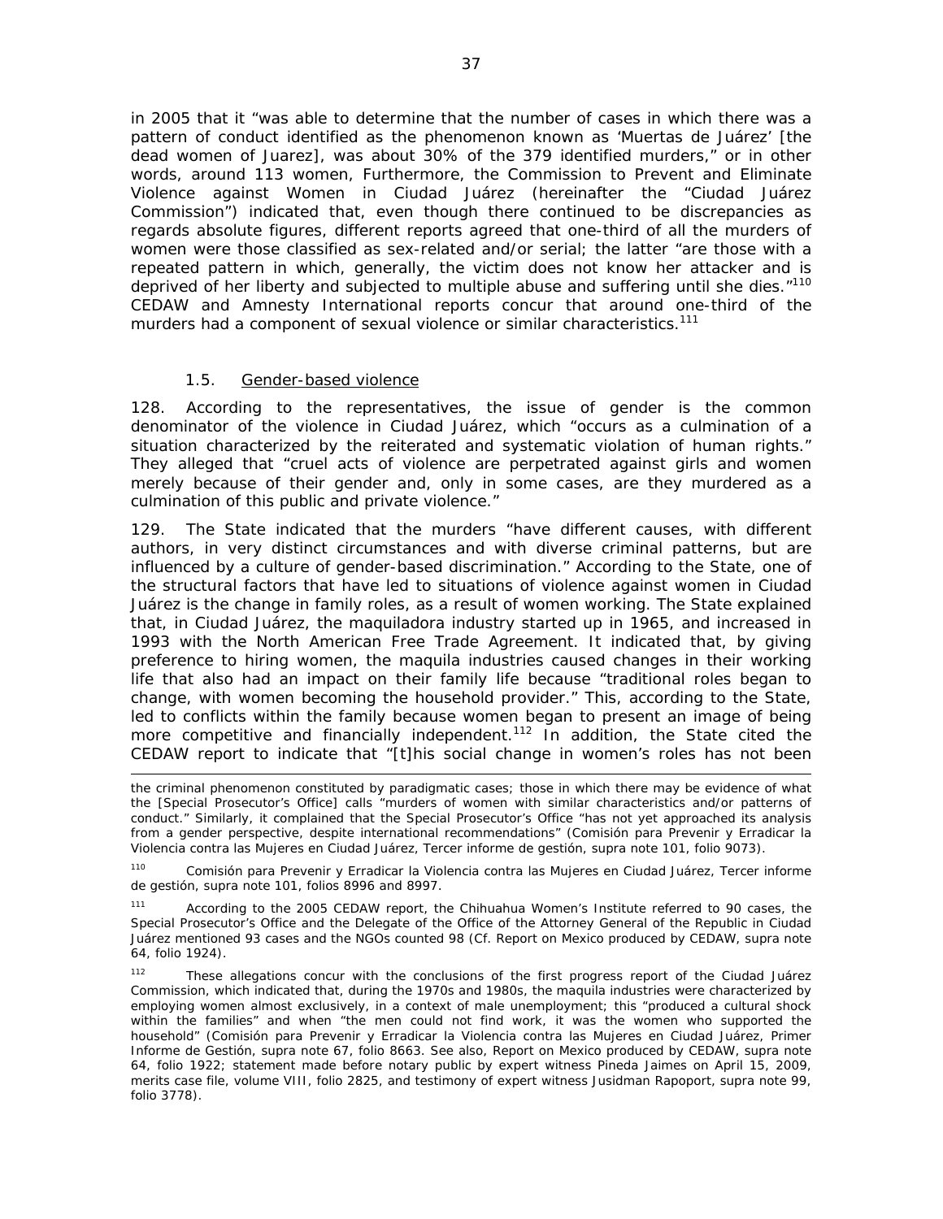in 2005 that it "was able to determine that the number of cases in which there was a pattern of conduct identified as the phenomenon known as 'Muertas de Juárez' [the dead women of Juarez], was about 30% of the 379 identified murders," or in other words, around 113 women, Furthermore, the Commission to Prevent and Eliminate Violence against Women in Ciudad Juárez (hereinafter the "Ciudad Juárez Commission") indicated that, even though there continued to be discrepancies as regards absolute figures, different reports agreed that one-third of all the murders of women were those classified as sex-related and/or serial; the latter "are those with a repeated pattern in which, generally, the victim does not know her attacker and is deprived of her liberty and subjected to multiple abuse and suffering until she dies."[110] CEDAW and Amnesty International reports concur that around one-third of the murders had a component of sexual violence or similar characteristics.[111]

### 1.5. Gender-based violence

128. According to the representatives, the issue of gender is the common denominator of the violence in Ciudad Juárez, which "occurs as a culmination of a situation characterized by the reiterated and systematic violation of human rights." They alleged that "cruel acts of violence are perpetrated against girls and women merely because of their gender and, only in some cases, are they murdered as a culmination of this public and private violence."

129. The State indicated that the murders "have different causes, with different authors, in very distinct circumstances and with diverse criminal patterns, but are influenced by a culture of gender-based discrimination." According to the State, one of the structural factors that have led to situations of violence against women in Ciudad Juárez is the change in family roles, as a result of women working. The State explained that, in Ciudad Juárez, the maquiladora industry started up in 1965, and increased in 1993 with the North American Free Trade Agreement. It indicated that, by giving preference to hiring women, the maquila industries caused changes in their working life that also had an impact on their family life because "traditional roles began to change, with women becoming the household provider." This, according to the State, led to conflicts within the family because women began to present an image of being more competitive and financially independent.[112] In addition, the State cited the CEDAW report to indicate that "[t]his social change in women's roles has not been

---

the criminal phenomenon constituted by paradigmatic cases; those in which there may be evidence of what the [Special Prosecutor's Office] calls "murders of women with similar characteristics and/or patterns of conduct." Similarly, it complained that the Special Prosecutor's Office "has not yet approached its analysis from a gender perspective, despite international recommendations" (Comisión para Prevenir y Erradicar la Violencia contra las Mujeres en Ciudad Juárez, Tercer informe de gestión, supra note 101, folio 9073).

[110] Comisión para Prevenir y Erradicar la Violencia contra las Mujeres en Ciudad Juárez, Tercer informe de gestión, supra note 101, folios 8996 and 8997.

[111] According to the 2005 CEDAW report, the Chihuahua Women's Institute referred to 90 cases, the Special Prosecutor's Office and the Delegate of the Office of the Attorney General of the Republic in Ciudad Juárez mentioned 93 cases and the NGOs counted 98 (Cf. Report on Mexico produced by CEDAW, supra note 64, folio 1924).

[112] These allegations concur with the conclusions of the first progress report of the Ciudad Juárez Commission, which indicated that, during the 1970s and 1980s, the maquila industries were characterized by employing women almost exclusively, in a context of male unemployment; this "produced a cultural shock within the families" and when "the men could not find work, it was the women who supported the household" (Comisión para Prevenir y Erradicar la Violencia contra las Mujeres en Ciudad Juárez, Primer Informe de Gestión, supra note 67, folio 8663. See also, Report on Mexico produced by CEDAW, supra note 64, folio 1922; statement made before notary public by expert witness Pineda Jaimes on April 15, 2009, merits case file, volume VIII, folio 2825, and testimony of expert witness Jusidman Rapoport, supra note 99, folio 3778).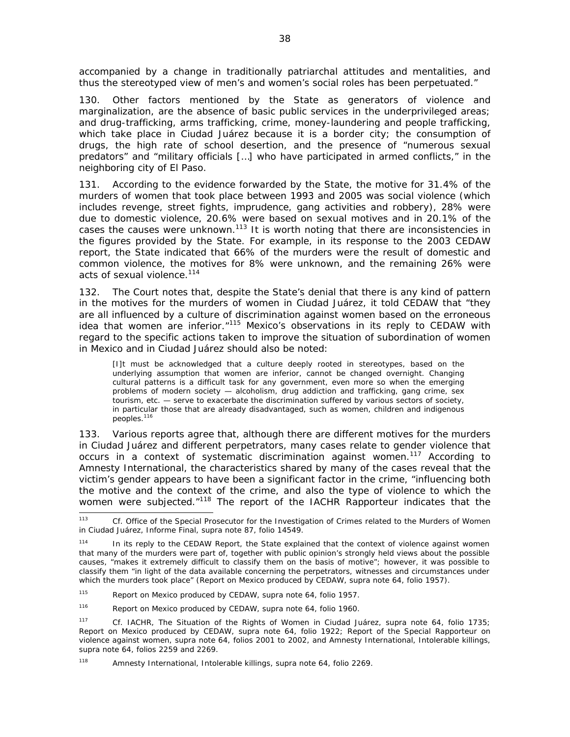accompanied by a change in traditionally patriarchal attitudes and mentalities, and thus the stereotyped view of men's and women's social roles has been perpetuated."

130. Other factors mentioned by the State as generators of violence and marginalization, are the absence of basic public services in the underprivileged areas; and drug-trafficking, arms trafficking, crime, money-laundering and people trafficking, which take place in Ciudad Juárez because it is a border city; the consumption of drugs, the high rate of school desertion, and the presence of "numerous sexual predators" and "military officials […] who have participated in armed conflicts," in the neighboring city of El Paso.

131. According to the evidence forwarded by the State, the motive for 31.4% of the murders of women that took place between 1993 and 2005 was social violence (which includes revenge, street fights, imprudence, gang activities and robbery), 28% were due to domestic violence, 20.6% were based on sexual motives and in 20.1% of the cases the causes were unknown.[113] It is worth noting that there are inconsistencies in the figures provided by the State. For example, in its response to the 2003 CEDAW report, the State indicated that 66% of the murders were the result of domestic and common violence, the motives for 8% were unknown, and the remaining 26% were acts of sexual violence.[114]

132. The Court notes that, despite the State's denial that there is any kind of pattern in the motives for the murders of women in Ciudad Juárez, it told CEDAW that "they are all influenced by a culture of discrimination against women based on the erroneous idea that women are inferior."[115] Mexico's observations in its reply to CEDAW with regard to the specific actions taken to improve the situation of subordination of women in Mexico and in Ciudad Juárez should also be noted:

> [I]t must be acknowledged that a culture deeply rooted in stereotypes, based on the underlying assumption that women are inferior, cannot be changed overnight. Changing cultural patterns is a difficult task for any government, even more so when the emerging problems of modern society — alcoholism, drug addiction and trafficking, gang crime, sex tourism, etc. — serve to exacerbate the discrimination suffered by various sectors of society, in particular those that are already disadvantaged, such as women, children and indigenous peoples.[116]

133. Various reports agree that, although there are different motives for the murders in Ciudad Juárez and different perpetrators, many cases relate to gender violence that occurs in a context of systematic discrimination against women.[117] According to Amnesty International, the characteristics shared by many of the cases reveal that the victim's gender appears to have been a significant factor in the crime, "influencing both the motive and the context of the crime, and also the type of violence to which the women were subjected."[118] The report of the IACHR Rapporteur indicates that the

---

[113] *Cf.* Office of the Special Prosecutor for the Investigation of Crimes related to the Murders of Women in Ciudad Juárez, Informe Final, *supra* note 87, folio 14549.

[114] In its reply to the CEDAW Report, the State explained that the context of violence against women that many of the murders were part of, together with public opinion's strongly held views about the possible causes, "makes it extremely difficult to classify them on the basis of motive"; however, it was possible to classify them "in light of the data available concerning the perpetrators, witnesses and circumstances under which the murders took place" (Report on Mexico produced by CEDAW, *supra* note 64, folio 1957).

[115] Report on Mexico produced by CEDAW, *supra* note 64, folio 1957.

[116] Report on Mexico produced by CEDAW, *supra* note 64, folio 1960.

[117] *Cf.* IACHR, The Situation of the Rights of Women in Ciudad Juárez, *supra* note 64, folio 1735; Report on Mexico produced by CEDAW, *supra* note 64, folio 1922; Report of the Special Rapporteur on violence against women, *supra* note 64, folios 2001 to 2002, and Amnesty International, Intolerable killings, *supra* note 64, folios 2259 and 2269.

[118] Amnesty International, Intolerable killings, *supra* note 64, folio 2269.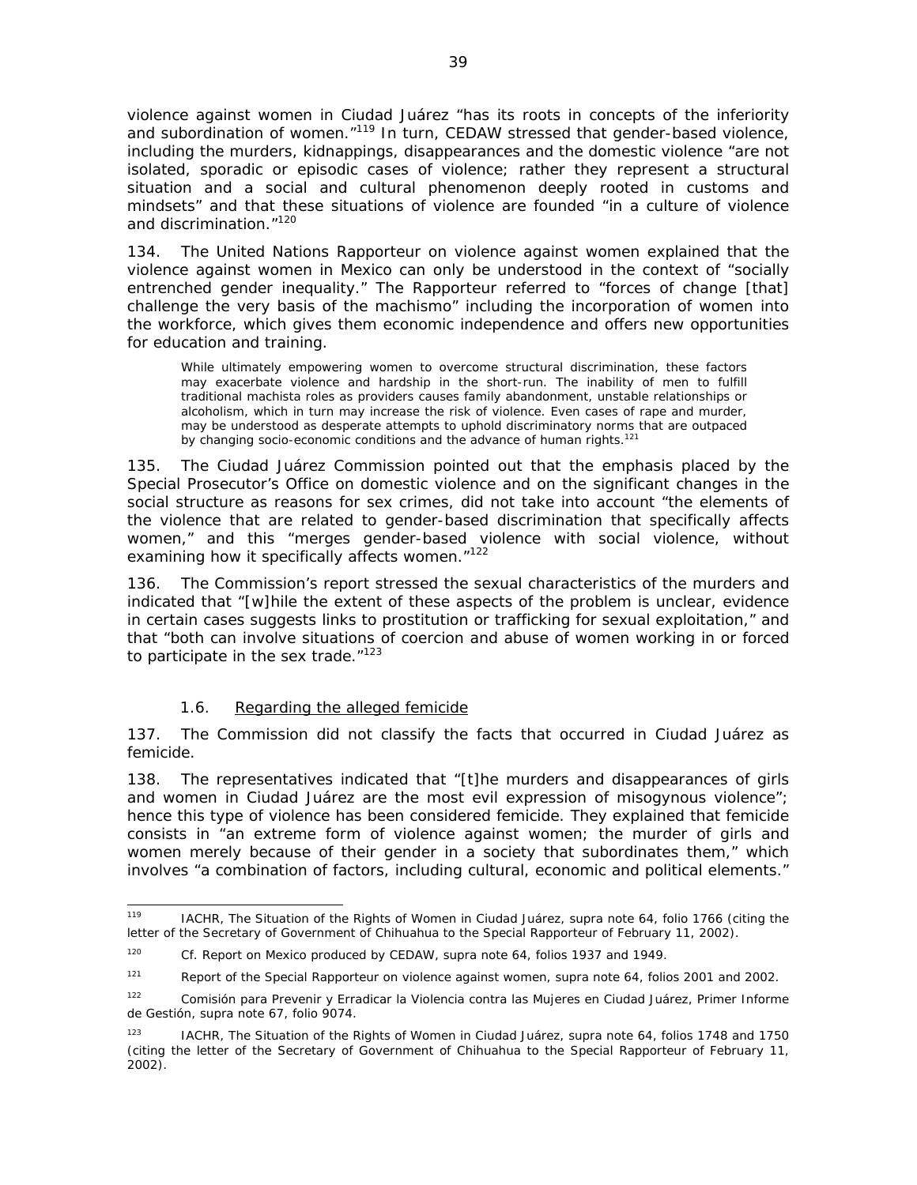violence against women in Ciudad Juárez "has its roots in concepts of the inferiority and subordination of women."[119] In turn, CEDAW stressed that gender-based violence, including the murders, kidnappings, disappearances and the domestic violence "are not isolated, sporadic or episodic cases of violence; rather they represent a structural situation and a social and cultural phenomenon deeply rooted in customs and mindsets" and that these situations of violence are founded "in a culture of violence and discrimination."[120]

134. The United Nations Rapporteur on violence against women explained that the violence against women in Mexico can only be understood in the context of "socially entrenched gender inequality." The Rapporteur referred to "forces of change [that] challenge the very basis of the machismo" including the incorporation of women into the workforce, which gives them economic independence and offers new opportunities for education and training.

> While ultimately empowering women to overcome structural discrimination, these factors may exacerbate violence and hardship in the short-run. The inability of men to fulfill traditional machista roles as providers causes family abandonment, unstable relationships or alcoholism, which in turn may increase the risk of violence. Even cases of rape and murder, may be understood as desperate attempts to uphold discriminatory norms that are outpaced by changing socio-economic conditions and the advance of human rights.[121]

135. The Ciudad Juárez Commission pointed out that the emphasis placed by the Special Prosecutor's Office on domestic violence and on the significant changes in the social structure as reasons for sex crimes, did not take into account "the elements of the violence that are related to gender-based discrimination that specifically affects women," and this "merges gender-based violence with social violence, without examining how it specifically affects women."[122]

136. The Commission's report stressed the sexual characteristics of the murders and indicated that "[w]hile the extent of these aspects of the problem is unclear, evidence in certain cases suggests links to prostitution or trafficking for sexual exploitation," and that "both can involve situations of coercion and abuse of women working in or forced to participate in the sex trade."[123]

### 1.6. Regarding the alleged femicide

137. The Commission did not classify the facts that occurred in Ciudad Juárez as femicide.

138. The representatives indicated that "[t]he murders and disappearances of girls and women in Ciudad Juárez are the most evil expression of misogynous violence"; hence this type of violence has been considered femicide. They explained that femicide consists in "an extreme form of violence against women; the murder of girls and women merely because of their gender in a society that subordinates them," which involves "a combination of factors, including cultural, economic and political elements."

---

[119] IACHR, *The Situation of the Rights of Women in Ciudad Juárez*, supra note 64, folio 1766 (citing the letter of the Secretary of Government of Chihuahua to the Special Rapporteur of February 11, 2002).

[120] *Cf.* Report on Mexico produced by CEDAW, supra note 64, folios 1937 and 1949.

[121] Report of the Special Rapporteur on violence against women, supra note 64, folios 2001 and 2002.

[122] Comisión para Prevenir y Erradicar la Violencia contra las Mujeres en Ciudad Juárez, Primer Informe de Gestión, supra note 67, folio 9074.

[123] IACHR, *The Situation of the Rights of Women in Ciudad Juárez*, supra note 64, folios 1748 and 1750 (citing the letter of the Secretary of Government of Chihuahua to the Special Rapporteur of February 11, 2002).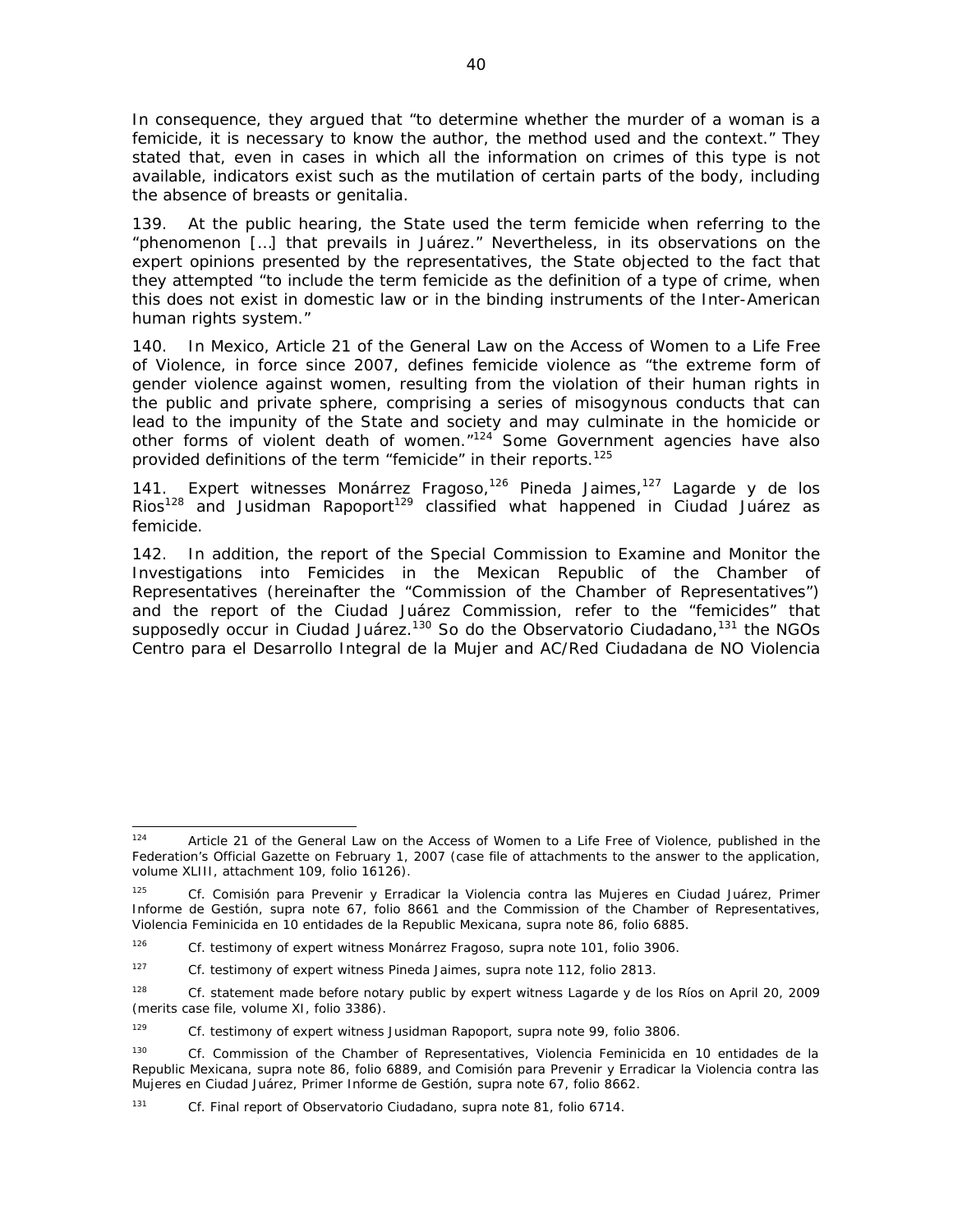In consequence, they argued that "to determine whether the murder of a woman is a femicide, it is necessary to know the author, the method used and the context." They stated that, even in cases in which all the information on crimes of this type is not available, indicators exist such as the mutilation of certain parts of the body, including the absence of breasts or genitalia.

139. At the public hearing, the State used the term femicide when referring to the "phenomenon […] that prevails in Juárez." Nevertheless, in its observations on the expert opinions presented by the representatives, the State objected to the fact that they attempted "to include the term femicide as the definition of a type of crime, when this does not exist in domestic law or in the binding instruments of the Inter-American human rights system."

140. In Mexico, Article 21 of the General Law on the Access of Women to a Life Free of Violence, in force since 2007, defines femicide violence as "the extreme form of gender violence against women, resulting from the violation of their human rights in the public and private sphere, comprising a series of misogynous conducts that can lead to the impunity of the State and society and may culminate in the homicide or other forms of violent death of women."[124] Some Government agencies have also provided definitions of the term "femicide" in their reports.[125]

141. Expert witnesses Monárrez Fragoso,[126] Pineda Jaimes,[127] Lagarde y de los Rios[128] and Jusidman Rapoport[129] classified what happened in Ciudad Juárez as femicide.

142. In addition, the report of the Special Commission to Examine and Monitor the Investigations into Femicides in the Mexican Republic of the Chamber of Representatives (hereinafter the "Commission of the Chamber of Representatives") and the report of the Ciudad Juárez Commission, refer to the "femicides" that supposedly occur in Ciudad Juárez.[130] So do the Observatorio Ciudadano,[131] the NGOs Centro para el Desarrollo Integral de la Mujer and AC/Red Ciudadana de NO Violencia

---

[124] Article 21 of the General Law on the Access of Women to a Life Free of Violence, published in the Federation's Official Gazette on February 1, 2007 (case file of attachments to the answer to the application, volume XLIII, attachment 109, folio 16126).

[125] *Cf.* Comisión para Prevenir y Erradicar la Violencia contra las Mujeres en Ciudad Juárez, Primer Informe de Gestión, *supra* note 67, folio 8661 and the Commission of the Chamber of Representatives, Violencia Feminicida en 10 entidades de la Republic Mexicana, *supra* note 86, folio 6885.

[126] *Cf.* testimony of expert witness Monárrez Fragoso, *supra* note 101, folio 3906.

[127] *Cf.* testimony of expert witness Pineda Jaimes, *supra* note 112, folio 2813.

[128] *Cf.* statement made before notary public by expert witness Lagarde y de los Ríos on April 20, 2009 (merits case file, volume XI, folio 3386).

[129] *Cf.* testimony of expert witness Jusidman Rapoport, *supra* note 99, folio 3806.

[130] *Cf.* Commission of the Chamber of Representatives, Violencia Feminicida en 10 entidades de la Republic Mexicana, *supra* note 86, folio 6889, and Comisión para Prevenir y Erradicar la Violencia contra las Mujeres en Ciudad Juárez, Primer Informe de Gestión, *supra* note 67, folio 8662.

[131] *Cf.* Final report of Observatorio Ciudadano, *supra* note 81, folio 6714.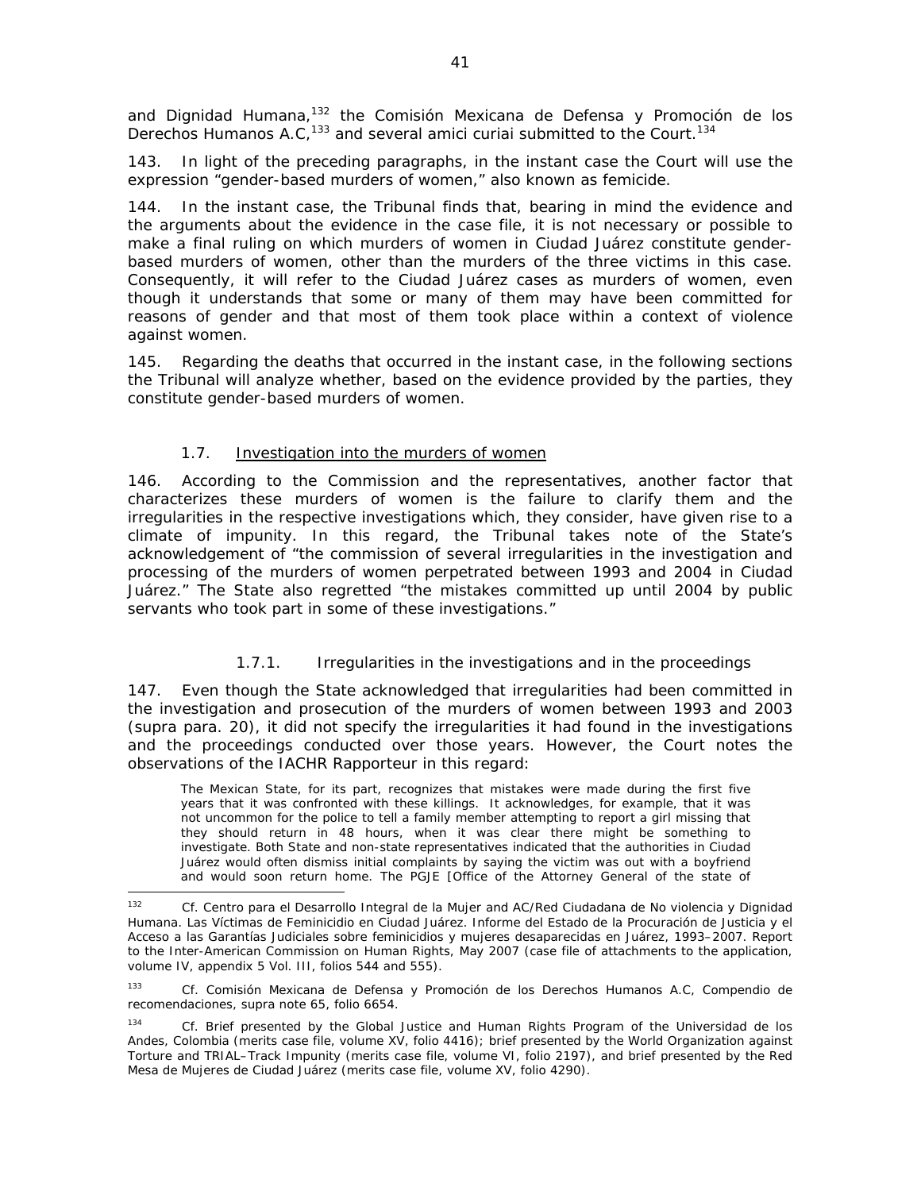and Dignidad Humana,[132] the Comisión Mexicana de Defensa y Promoción de los Derechos Humanos A.C,[133] and several amici curiai submitted to the Court.[134]

143. In light of the preceding paragraphs, in the instant case the Court will use the expression "gender-based murders of women," also known as femicide.

144. In the instant case, the Tribunal finds that, bearing in mind the evidence and the arguments about the evidence in the case file, it is not necessary or possible to make a final ruling on which murders of women in Ciudad Juárez constitute gender-based murders of women, other than the murders of the three victims in this case. Consequently, it will refer to the Ciudad Juárez cases as murders of women, even though it understands that some or many of them may have been committed for reasons of gender and that most of them took place within a context of violence against women.

145. Regarding the deaths that occurred in the instant case, in the following sections the Tribunal will analyze whether, based on the evidence provided by the parties, they constitute gender-based murders of women.

#### 1.7. Investigation into the murders of women

146. According to the Commission and the representatives, another factor that characterizes these murders of women is the failure to clarify them and the irregularities in the respective investigations which, they consider, have given rise to a climate of impunity. In this regard, the Tribunal takes note of the State's acknowledgement of "the commission of several irregularities in the investigation and processing of the murders of women perpetrated between 1993 and 2004 in Ciudad Juárez." The State also regretted "the mistakes committed up until 2004 by public servants who took part in some of these investigations."

##### 1.7.1. Irregularities in the investigations and in the proceedings

147. Even though the State acknowledged that irregularities had been committed in the investigation and prosecution of the murders of women between 1993 and 2003 (*supra* para. 20), it did not specify the irregularities it had found in the investigations and the proceedings conducted over those years. However, the Court notes the observations of the IACHR Rapporteur in this regard:

> The Mexican State, for its part, recognizes that mistakes were made during the first five years that it was confronted with these killings. It acknowledges, for example, that it was not uncommon for the police to tell a family member attempting to report a girl missing that they should return in 48 hours, when it was clear there might be something to investigate. Both State and non-state representatives indicated that the authorities in Ciudad Juárez would often dismiss initial complaints by saying the victim was out with a boyfriend and would soon return home. The PGJE [Office of the Attorney General of the state of

---

[132] Cf. Centro para el Desarrollo Integral de la Mujer and AC/Red Ciudadana de No violencia y Dignidad Humana. *Las Víctimas de Feminicidio en Ciudad Juárez. Informe del Estado de la Procuración de Justicia y el Acceso a las Garantías Judiciales sobre feminicidios y mujeres desaparecidas en Juárez, 1993–2007.* Report to the Inter-American Commission on Human Rights, May 2007 (case file of attachments to the application, volume IV, appendix 5 Vol. III, folios 544 and 555).

[133] Cf. Comisión Mexicana de Defensa y Promoción de los Derechos Humanos A.C, *Compendio de recomendaciones*, *supra* note 65, folio 6654.

[134] Cf. Brief presented by the Global Justice and Human Rights Program of the Universidad de los Andes, Colombia (merits case file, volume XV, folio 4416); brief presented by the World Organization against Torture and TRIAL–Track Impunity (merits case file, volume VI, folio 2197), and brief presented by the Red Mesa de Mujeres de Ciudad Juárez (merits case file, volume XV, folio 4290).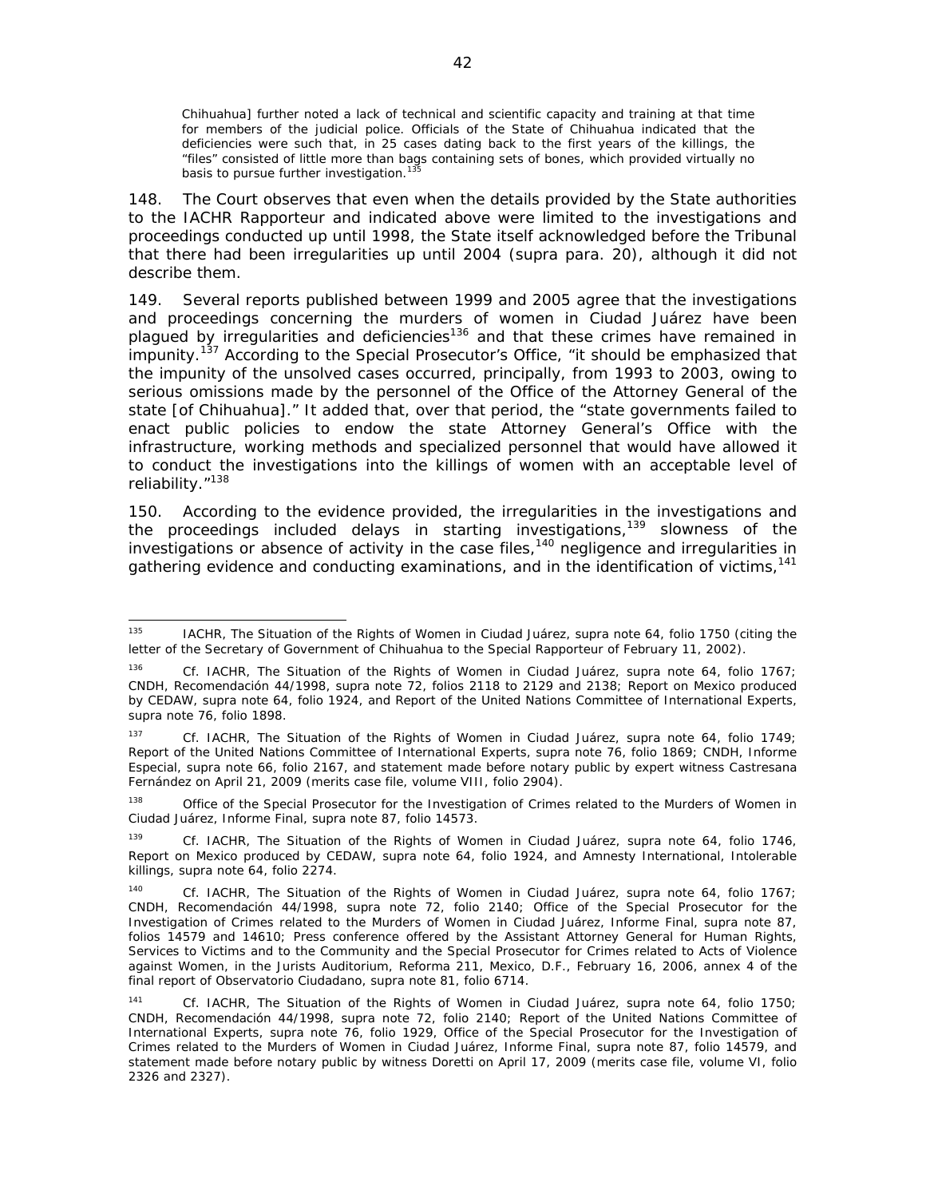> Chihuahua] further noted a lack of technical and scientific capacity and training at that time for members of the judicial police. Officials of the State of Chihuahua indicated that the deficiencies were such that, in 25 cases dating back to the first years of the killings, the "files" consisted of little more than bags containing sets of bones, which provided virtually no basis to pursue further investigation.[135]

148. The Court observes that even when the details provided by the State authorities to the IACHR Rapporteur and indicated above were limited to the investigations and proceedings conducted up until 1998, the State itself acknowledged before the Tribunal that there had been irregularities up until 2004 (*supra* para. 20), although it did not describe them.

149. Several reports published between 1999 and 2005 agree that the investigations and proceedings concerning the murders of women in Ciudad Juárez have been plagued by irregularities and deficiencies[136] and that these crimes have remained in impunity.[137] According to the Special Prosecutor's Office, "it should be emphasized that the impunity of the unsolved cases occurred, principally, from 1993 to 2003, owing to serious omissions made by the personnel of the Office of the Attorney General of the state [of Chihuahua]." It added that, over that period, the "state governments failed to enact public policies to endow the state Attorney General's Office with the infrastructure, working methods and specialized personnel that would have allowed it to conduct the investigations into the killings of women with an acceptable level of reliability."[138]

150. According to the evidence provided, the irregularities in the investigations and the proceedings included delays in starting investigations,[139] slowness of the investigations or absence of activity in the case files,[140] negligence and irregularities in gathering evidence and conducting examinations, and in the identification of victims,[141]

---

[135] IACHR, *The Situation of the Rights of Women in Ciudad Juárez*, *supra* note 64, folio 1750 (citing the letter of the Secretary of Government of Chihuahua to the Special Rapporteur of February 11, 2002).

[136] *Cf.* IACHR, *The Situation of the Rights of Women in Ciudad Juárez*, *supra* note 64, folio 1767; CNDH, *Recomendación 44/1998*, *supra* note 72, folios 2118 to 2129 and 2138; *Report on Mexico produced by CEDAW*, *supra* note 64, folio 1924, and *Report of the United Nations Committee of International Experts*, *supra* note 76, folio 1898.

[137] *Cf.* IACHR, *The Situation of the Rights of Women in Ciudad Juárez*, *supra* note 64, folio 1749; *Report of the United Nations Committee of International Experts*, *supra* note 76, folio 1869; CNDH, *Informe Especial*, *supra* note 66, folio 2167, and statement made before notary public by expert witness Castresana Fernández on April 21, 2009 (merits case file, volume VIII, folio 2904).

[138] Office of the Special Prosecutor for the Investigation of Crimes related to the Murders of Women in Ciudad Juárez, *Informe Final*, *supra* note 87, folio 14573.

[139] *Cf.* IACHR, *The Situation of the Rights of Women in Ciudad Juárez*, *supra* note 64, folio 1746, *Report on Mexico produced by CEDAW*, *supra* note 64, folio 1924, and Amnesty International, *Intolerable killings*, *supra* note 64, folio 2274.

[140] *Cf.* IACHR, *The Situation of the Rights of Women in Ciudad Juárez*, *supra* note 64, folio 1767; CNDH, *Recomendación 44/1998*, *supra* note 72, folio 2140; Office of the Special Prosecutor for the Investigation of Crimes related to the Murders of Women in Ciudad Juárez, *Informe Final*, *supra* note 87, folios 14579 and 14610; Press conference offered by the Assistant Attorney General for Human Rights, Services to Victims and to the Community and the Special Prosecutor for Crimes related to Acts of Violence against Women, in the Jurists Auditorium, Reforma 211, Mexico, D.F., February 16, 2006, annex 4 of the final report of Observatorio Ciudadano, *supra* note 81, folio 6714.

[141] *Cf.* IACHR, *The Situation of the Rights of Women in Ciudad Juárez*, *supra* note 64, folio 1750; CNDH, *Recomendación 44/1998*, *supra* note 72, folio 2140; *Report of the United Nations Committee of International Experts*, *supra* note 76, folio 1929, Office of the Special Prosecutor for the Investigation of Crimes related to the Murders of Women in Ciudad Juárez, *Informe Final*, *supra* note 87, folio 14579, and statement made before notary public by witness Doretti on April 17, 2009 (merits case file, volume VI, folio 2326 and 2327).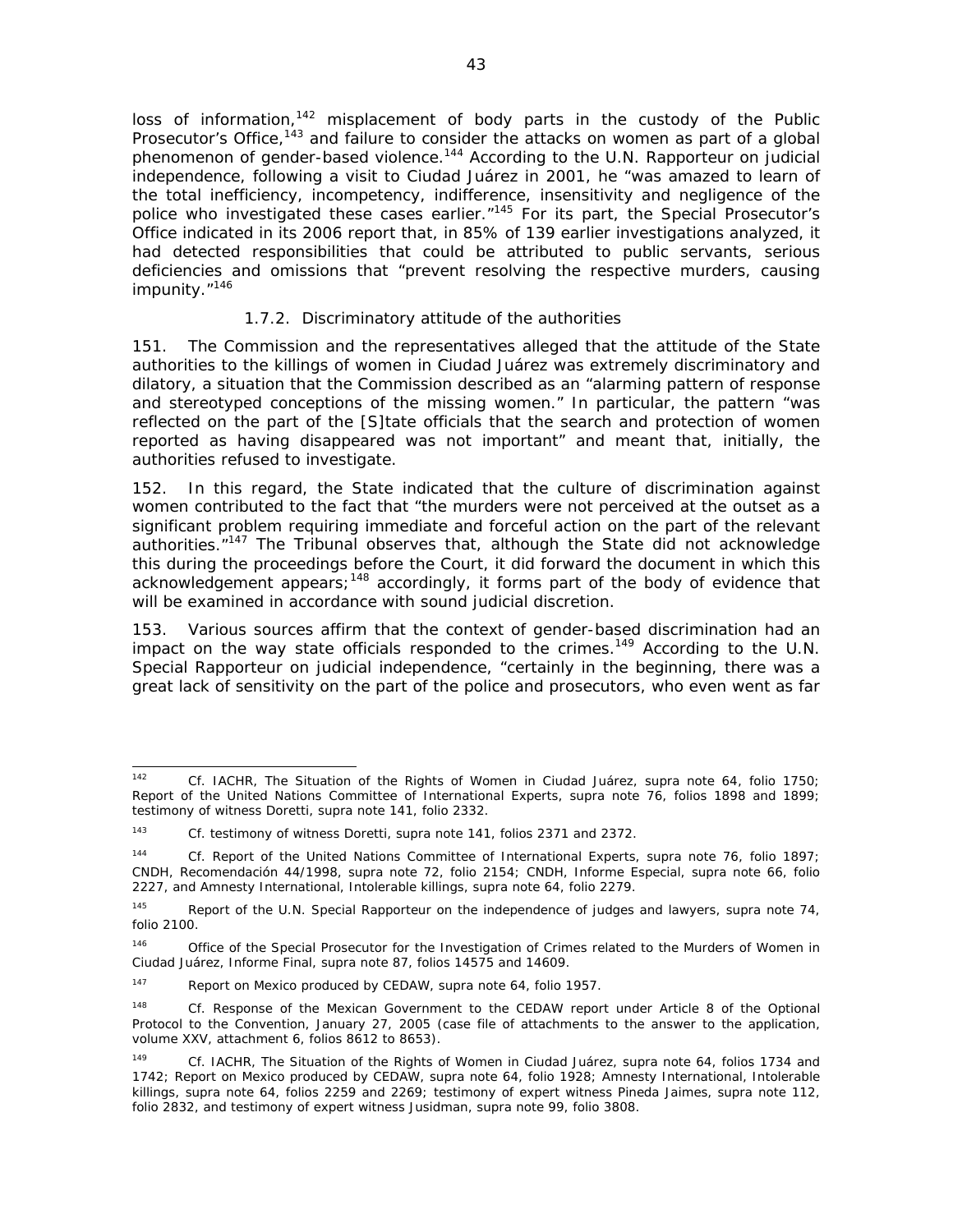loss of information,[142] misplacement of body parts in the custody of the Public Prosecutor's Office,[143] and failure to consider the attacks on women as part of a global phenomenon of gender-based violence.[144] According to the U.N. Rapporteur on judicial independence, following a visit to Ciudad Juárez in 2001, he "was amazed to learn of the total inefficiency, incompetency, indifference, insensitivity and negligence of the police who investigated these cases earlier."[145] For its part, the Special Prosecutor's Office indicated in its 2006 report that, in 85% of 139 earlier investigations analyzed, it had detected responsibilities that could be attributed to public servants, serious deficiencies and omissions that "prevent resolving the respective murders, causing impunity."[146]

#### 1.7.2. Discriminatory attitude of the authorities

151. The Commission and the representatives alleged that the attitude of the State authorities to the killings of women in Ciudad Juárez was extremely discriminatory and dilatory, a situation that the Commission described as an "alarming pattern of response and stereotyped conceptions of the missing women." In particular, the pattern "was reflected on the part of the [S]tate officials that the search and protection of women reported as having disappeared was not important" and meant that, initially, the authorities refused to investigate.

152. In this regard, the State indicated that the culture of discrimination against women contributed to the fact that "the murders were not perceived at the outset as a significant problem requiring immediate and forceful action on the part of the relevant authorities."[147] The Tribunal observes that, although the State did not acknowledge this during the proceedings before the Court, it did forward the document in which this acknowledgement appears;[148] accordingly, it forms part of the body of evidence that will be examined in accordance with sound judicial discretion.

153. Various sources affirm that the context of gender-based discrimination had an impact on the way state officials responded to the crimes.[149] According to the U.N. Special Rapporteur on judicial independence, "certainly in the beginning, there was a great lack of sensitivity on the part of the police and prosecutors, who even went as far

---

[142] Cf. IACHR, The Situation of the Rights of Women in Ciudad Juárez, supra note 64, folio 1750; Report of the United Nations Committee of International Experts, supra note 76, folios 1898 and 1899; testimony of witness Doretti, supra note 141, folio 2332.

[143] Cf. testimony of witness Doretti, supra note 141, folios 2371 and 2372.

[144] Cf. Report of the United Nations Committee of International Experts, supra note 76, folio 1897; CNDH, Recomendación 44/1998, supra note 72, folio 2154; CNDH, Informe Especial, supra note 66, folio 2227, and Amnesty International, Intolerable killings, supra note 64, folio 2279.

[145] Report of the U.N. Special Rapporteur on the independence of judges and lawyers, supra note 74, folio 2100.

[146] Office of the Special Prosecutor for the Investigation of Crimes related to the Murders of Women in Ciudad Juárez, Informe Final, supra note 87, folios 14575 and 14609.

[147] Report on Mexico produced by CEDAW, supra note 64, folio 1957.

[148] Cf. Response of the Mexican Government to the CEDAW report under Article 8 of the Optional Protocol to the Convention, January 27, 2005 (case file of attachments to the answer to the application, volume XXV, attachment 6, folios 8612 to 8653).

[149] Cf. IACHR, The Situation of the Rights of Women in Ciudad Juárez, supra note 64, folios 1734 and 1742; Report on Mexico produced by CEDAW, supra note 64, folio 1928; Amnesty International, Intolerable killings, supra note 64, folios 2259 and 2269; testimony of expert witness Pineda Jaimes, supra note 112, folio 2832, and testimony of expert witness Jusidman, supra note 99, folio 3808.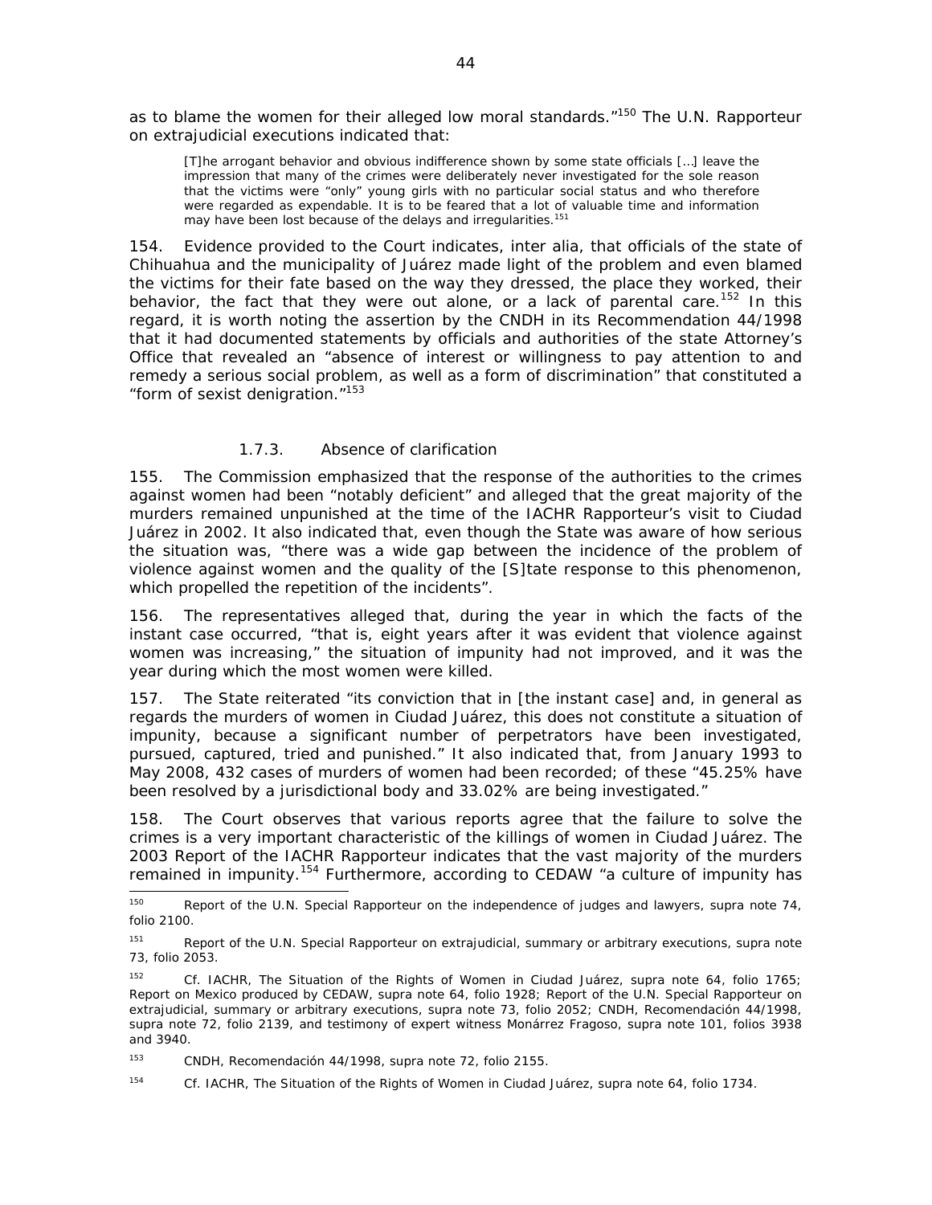as to blame the women for their alleged low moral standards."[150] The U.N. Rapporteur on extrajudicial executions indicated that:

> [T]he arrogant behavior and obvious indifference shown by some state officials […] leave the impression that many of the crimes were deliberately never investigated for the sole reason that the victims were "only" young girls with no particular social status and who therefore were regarded as expendable. It is to be feared that a lot of valuable time and information may have been lost because of the delays and irregularities.[151]

154. Evidence provided to the Court indicates, inter alia, that officials of the state of Chihuahua and the municipality of Juárez made light of the problem and even blamed the victims for their fate based on the way they dressed, the place they worked, their behavior, the fact that they were out alone, or a lack of parental care.[152] In this regard, it is worth noting the assertion by the CNDH in its Recommendation 44/1998 that it had documented statements by officials and authorities of the state Attorney's Office that revealed an "absence of interest or willingness to pay attention to and remedy a serious social problem, as well as a form of discrimination" that constituted a "form of sexist denigration."[153]

#### 1.7.3. Absence of clarification

155. The Commission emphasized that the response of the authorities to the crimes against women had been "notably deficient" and alleged that the great majority of the murders remained unpunished at the time of the IACHR Rapporteur's visit to Ciudad Juárez in 2002. It also indicated that, even though the State was aware of how serious the situation was, "there was a wide gap between the incidence of the problem of violence against women and the quality of the [S]tate response to this phenomenon, which propelled the repetition of the incidents".

156. The representatives alleged that, during the year in which the facts of the instant case occurred, "that is, eight years after it was evident that violence against women was increasing," the situation of impunity had not improved, and it was the year during which the most women were killed.

157. The State reiterated "its conviction that in [the instant case] and, in general as regards the murders of women in Ciudad Juárez, this does not constitute a situation of impunity, because a significant number of perpetrators have been investigated, pursued, captured, tried and punished." It also indicated that, from January 1993 to May 2008, 432 cases of murders of women had been recorded; of these "45.25% have been resolved by a jurisdictional body and 33.02% are being investigated."

158. The Court observes that various reports agree that the failure to solve the crimes is a very important characteristic of the killings of women in Ciudad Juárez. The 2003 Report of the IACHR Rapporteur indicates that the vast majority of the murders remained in impunity.[154] Furthermore, according to CEDAW "a culture of impunity has

---

[150] Report of the U.N. Special Rapporteur on the independence of judges and lawyers, supra note 74, folio 2100.

[151] Report of the U.N. Special Rapporteur on extrajudicial, summary or arbitrary executions, supra note 73, folio 2053.

[152] Cf. IACHR, The Situation of the Rights of Women in Ciudad Juárez, supra note 64, folio 1765; Report on Mexico produced by CEDAW, supra note 64, folio 1928; Report of the U.N. Special Rapporteur on extrajudicial, summary or arbitrary executions, supra note 73, folio 2052; CNDH, Recomendación 44/1998, supra note 72, folio 2139, and testimony of expert witness Monárrez Fragoso, supra note 101, folios 3938 and 3940.

[153] CNDH, Recomendación 44/1998, supra note 72, folio 2155.

[154] Cf. IACHR, The Situation of the Rights of Women in Ciudad Juárez, supra note 64, folio 1734.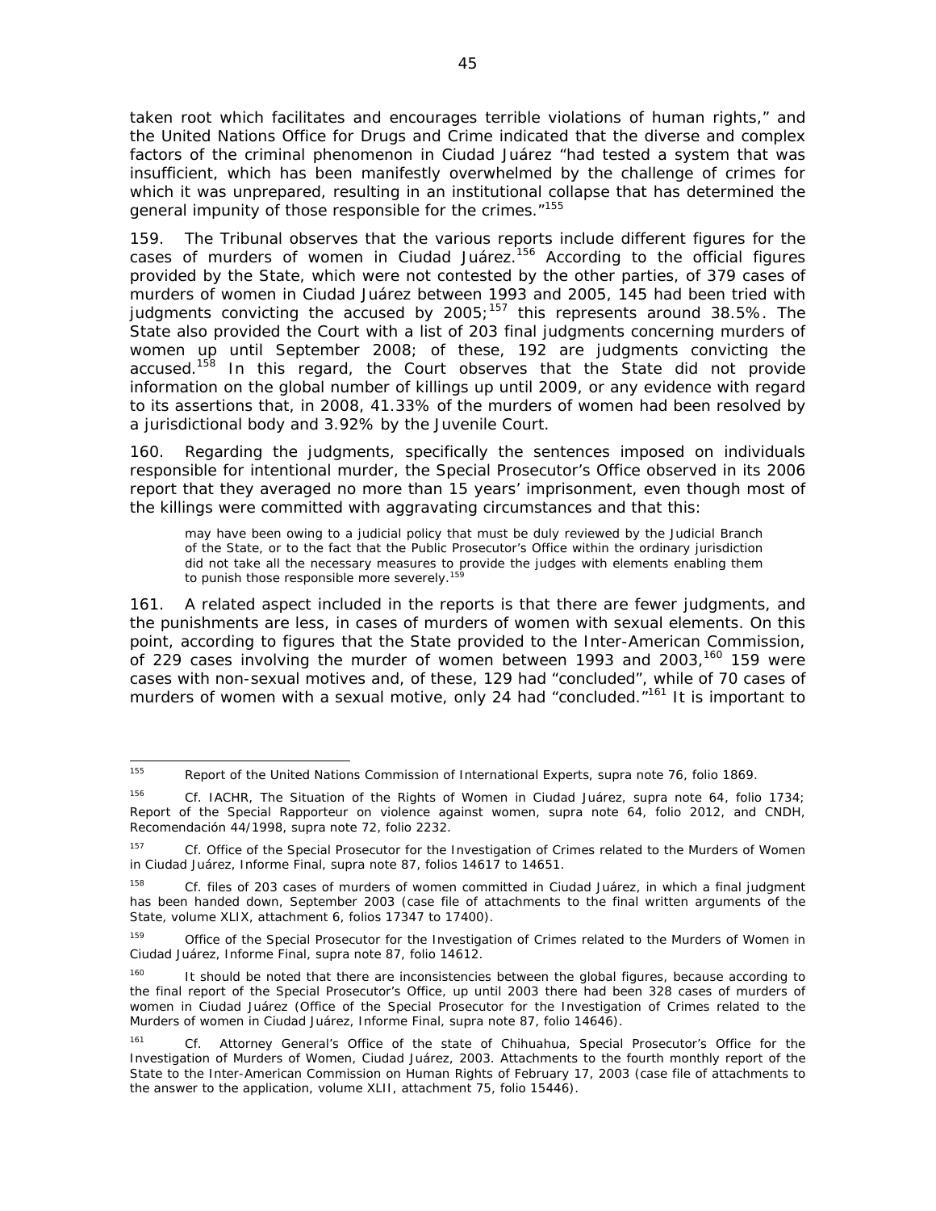taken root which facilitates and encourages terrible violations of human rights," and the United Nations Office for Drugs and Crime indicated that the diverse and complex factors of the criminal phenomenon in Ciudad Juárez "had tested a system that was insufficient, which has been manifestly overwhelmed by the challenge of crimes for which it was unprepared, resulting in an institutional collapse that has determined the general impunity of those responsible for the crimes."[155]

159. The Tribunal observes that the various reports include different figures for the cases of murders of women in Ciudad Juárez.[156] According to the official figures provided by the State, which were not contested by the other parties, of 379 cases of murders of women in Ciudad Juárez between 1993 and 2005, 145 had been tried with judgments convicting the accused by 2005;[157] this represents around 38.5%. The State also provided the Court with a list of 203 final judgments concerning murders of women up until September 2008; of these, 192 are judgments convicting the accused.[158] In this regard, the Court observes that the State did not provide information on the global number of killings up until 2009, or any evidence with regard to its assertions that, in 2008, 41.33% of the murders of women had been resolved by a jurisdictional body and 3.92% by the Juvenile Court.

160. Regarding the judgments, specifically the sentences imposed on individuals responsible for intentional murder, the Special Prosecutor's Office observed in its 2006 report that they averaged no more than 15 years' imprisonment, even though most of the killings were committed with aggravating circumstances and that this:

> may have been owing to a judicial policy that must be duly reviewed by the Judicial Branch of the State, or to the fact that the Public Prosecutor's Office within the ordinary jurisdiction did not take all the necessary measures to provide the judges with elements enabling them to punish those responsible more severely.[159]

161. A related aspect included in the reports is that there are fewer judgments, and the punishments are less, in cases of murders of women with sexual elements. On this point, according to figures that the State provided to the Inter-American Commission, of 229 cases involving the murder of women between 1993 and 2003,[160] 159 were cases with non-sexual motives and, of these, 129 had "concluded", while of 70 cases of murders of women with a sexual motive, only 24 had "concluded."[161] It is important to

---

[155] Report of the United Nations Commission of International Experts, *supra* note 76, folio 1869.

[156] *Cf.* IACHR, The Situation of the Rights of Women in Ciudad Juárez, *supra* note 64, folio 1734; Report of the Special Rapporteur on violence against women, *supra* note 64, folio 2012, and CNDH, Recomendación 44/1998, *supra* note 72, folio 2232.

[157] *Cf.* Office of the Special Prosecutor for the Investigation of Crimes related to the Murders of Women in Ciudad Juárez, Informe Final, *supra* note 87, folios 14617 to 14651.

[158] *Cf.* files of 203 cases of murders of women committed in Ciudad Juárez, in which a final judgment has been handed down, September 2003 (case file of attachments to the final written arguments of the State, volume XLIX, attachment 6, folios 17347 to 17400).

[159] Office of the Special Prosecutor for the Investigation of Crimes related to the Murders of Women in Ciudad Juárez, Informe Final, *supra* note 87, folio 14612.

[160] It should be noted that there are inconsistencies between the global figures, because according to the final report of the Special Prosecutor's Office, up until 2003 there had been 328 cases of murders of women in Ciudad Juárez (Office of the Special Prosecutor for the Investigation of Crimes related to the Murders of women in Ciudad Juárez, Informe Final, *supra* note 87, folio 14646).

[161] *Cf.* Attorney General's Office of the state of Chihuahua, Special Prosecutor's Office for the Investigation of Murders of Women, Ciudad Juárez, 2003. Attachments to the fourth monthly report of the State to the Inter-American Commission on Human Rights of February 17, 2003 (case file of attachments to the answer to the application, volume XLII, attachment 75, folio 15446).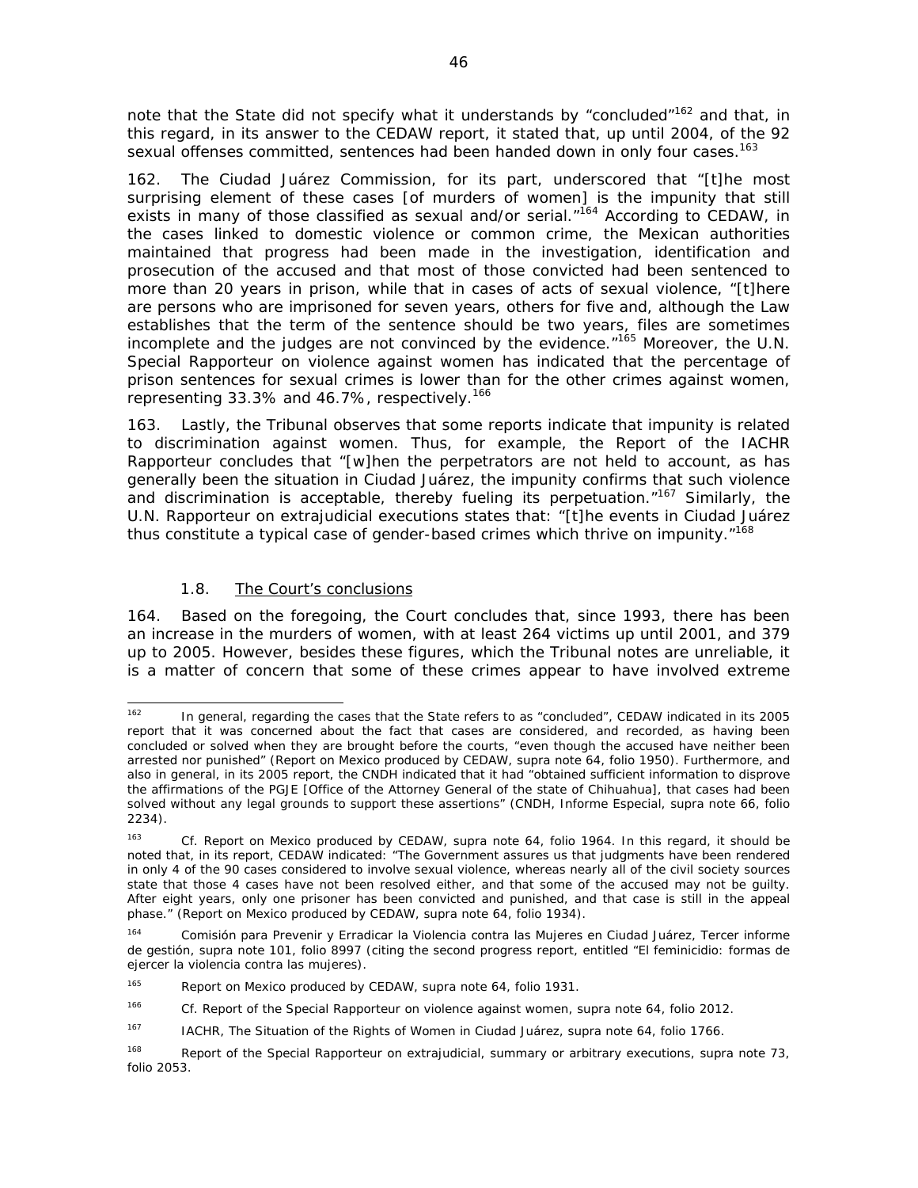note that the State did not specify what it understands by "concluded"[162] and that, in this regard, in its answer to the CEDAW report, it stated that, up until 2004, of the 92 sexual offenses committed, sentences had been handed down in only four cases.[163]

162. The Ciudad Juárez Commission, for its part, underscored that "[t]he most surprising element of these cases [of murders of women] is the impunity that still exists in many of those classified as sexual and/or serial."[164] According to CEDAW, in the cases linked to domestic violence or common crime, the Mexican authorities maintained that progress had been made in the investigation, identification and prosecution of the accused and that most of those convicted had been sentenced to more than 20 years in prison, while that in cases of acts of sexual violence, "[t]here are persons who are imprisoned for seven years, others for five and, although the Law establishes that the term of the sentence should be two years, files are sometimes incomplete and the judges are not convinced by the evidence."[165] Moreover, the U.N. Special Rapporteur on violence against women has indicated that the percentage of prison sentences for sexual crimes is lower than for the other crimes against women, representing 33.3% and 46.7%, respectively.[166]

163. Lastly, the Tribunal observes that some reports indicate that impunity is related to discrimination against women. Thus, for example, the Report of the IACHR Rapporteur concludes that "[w]hen the perpetrators are not held to account, as has generally been the situation in Ciudad Juárez, the impunity confirms that such violence and discrimination is acceptable, thereby fueling its perpetuation."[167] Similarly, the U.N. Rapporteur on extrajudicial executions states that: "[t]he events in Ciudad Juárez thus constitute a typical case of gender-based crimes which thrive on impunity."[168]

### 1.8. <u>The Court's conclusions</u>

164. Based on the foregoing, the Court concludes that, since 1993, there has been an increase in the murders of women, with at least 264 victims up until 2001, and 379 up to 2005. However, besides these figures, which the Tribunal notes are unreliable, it is a matter of concern that some of these crimes appear to have involved extreme

---

[162] In general, regarding the cases that the State refers to as "concluded", CEDAW indicated in its 2005 report that it was concerned about the fact that cases are considered, and recorded, as having been concluded or solved when they are brought before the courts, "even though the accused have neither been arrested nor punished" (Report on Mexico produced by CEDAW, *supra* note 64, folio 1950). Furthermore, and also in general, in its 2005 report, the CNDH indicated that it had "obtained sufficient information to disprove the affirmations of the PGJE [Office of the Attorney General of the state of Chihuahua], that cases had been solved without any legal grounds to support these assertions" (CNDH, Informe Especial, *supra* note 66, folio 2234).

[163] *Cf.* Report on Mexico produced by CEDAW, *supra* note 64, folio 1964. In this regard, it should be noted that, in its report, CEDAW indicated: "The Government assures us that judgments have been rendered in only 4 of the 90 cases considered to involve sexual violence, whereas nearly all of the civil society sources state that those 4 cases have not been resolved either, and that some of the accused may not be guilty. After eight years, only one prisoner has been convicted and punished, and that case is still in the appeal phase." (Report on Mexico produced by CEDAW, *supra* note 64, folio 1934).

[164] Comisión para Prevenir y Erradicar la Violencia contra las Mujeres en Ciudad Juárez, Tercer informe de gestión, *supra* note 101, folio 8997 (citing the second progress report, entitled "El feminicidio: formas de ejercer la violencia contra las mujeres).

[165] Report on Mexico produced by CEDAW, *supra* note 64, folio 1931.

[166] *Cf.* Report of the Special Rapporteur on violence against women, *supra* note 64, folio 2012.

[167] IACHR, The Situation of the Rights of Women in Ciudad Juárez, *supra* note 64, folio 1766.

[168] Report of the Special Rapporteur on extrajudicial, summary or arbitrary executions, *supra* note 73, folio 2053.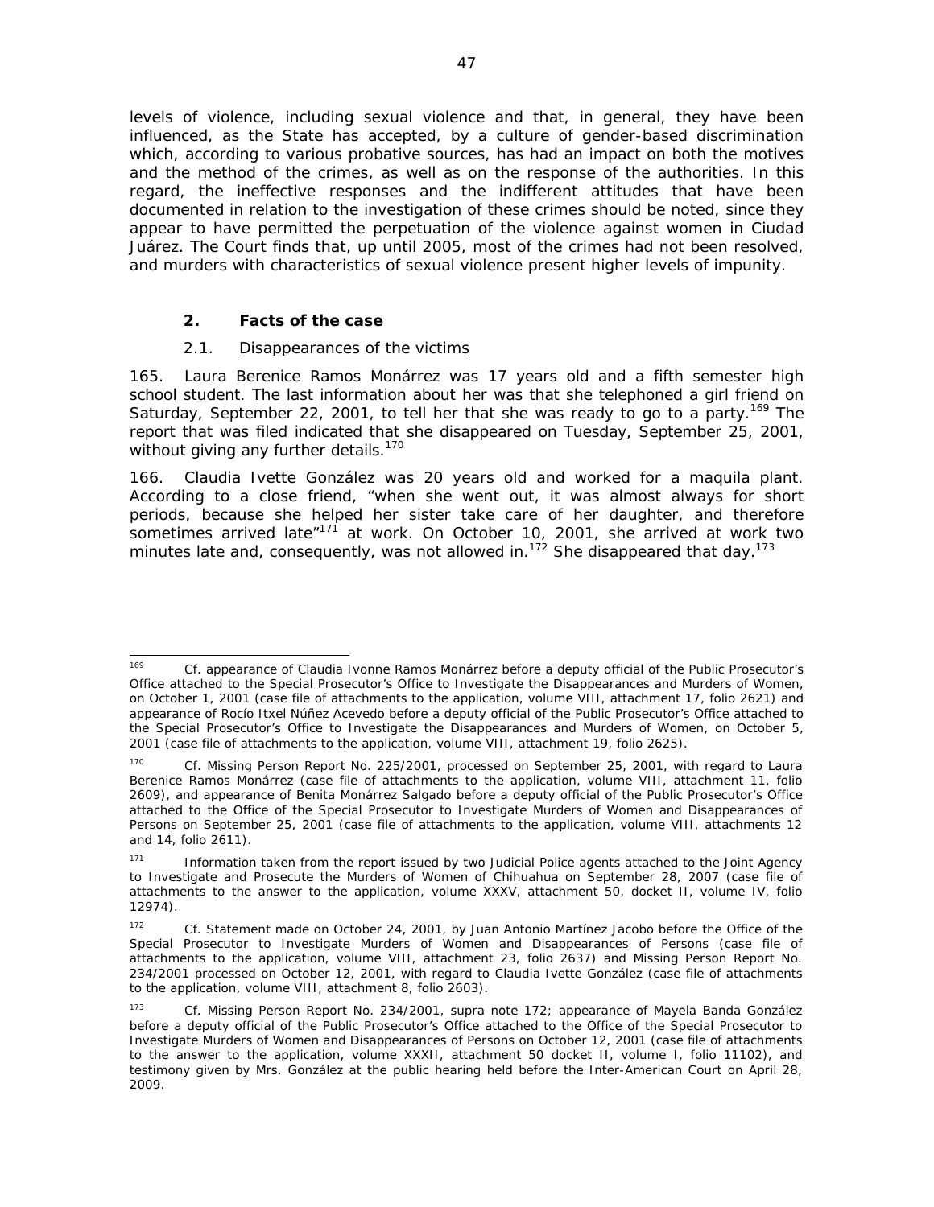levels of violence, including sexual violence and that, in general, they have been influenced, as the State has accepted, by a culture of gender-based discrimination which, according to various probative sources, has had an impact on both the motives and the method of the crimes, as well as on the response of the authorities. In this regard, the ineffective responses and the indifferent attitudes that have been documented in relation to the investigation of these crimes should be noted, since they appear to have permitted the perpetuation of the violence against women in Ciudad Juárez. The Court finds that, up until 2005, most of the crimes had not been resolved, and murders with characteristics of sexual violence present higher levels of impunity.

### 2. Facts of the case

#### 2.1. Disappearances of the victims

165. Laura Berenice Ramos Monárrez was 17 years old and a fifth semester high school student. The last information about her was that she telephoned a girl friend on Saturday, September 22, 2001, to tell her that she was ready to go to a party.[169] The report that was filed indicated that she disappeared on Tuesday, September 25, 2001, without giving any further details.[170]

166. Claudia Ivette González was 20 years old and worked for a maquila plant. According to a close friend, "when she went out, it was almost always for short periods, because she helped her sister take care of her daughter, and therefore sometimes arrived late"[171] at work. On October 10, 2001, she arrived at work two minutes late and, consequently, was not allowed in.[172] She disappeared that day.[173]

---

[169] Cf. appearance of Claudia Ivonne Ramos Monárrez before a deputy official of the Public Prosecutor's Office attached to the Special Prosecutor's Office to Investigate the Disappearances and Murders of Women, on October 1, 2001 (case file of attachments to the application, volume VIII, attachment 17, folio 2621) and appearance of Rocío Itxel Núñez Acevedo before a deputy official of the Public Prosecutor's Office attached to the Special Prosecutor's Office to Investigate the Disappearances and Murders of Women, on October 5, 2001 (case file of attachments to the application, volume VIII, attachment 19, folio 2625).

[170] Cf. Missing Person Report No. 225/2001, processed on September 25, 2001, with regard to Laura Berenice Ramos Monárrez (case file of attachments to the application, volume VIII, attachment 11, folio 2609), and appearance of Benita Monárrez Salgado before a deputy official of the Public Prosecutor's Office attached to the Office of the Special Prosecutor to Investigate Murders of Women and Disappearances of Persons on September 25, 2001 (case file of attachments to the application, volume VIII, attachments 12 and 14, folio 2611).

[171] Information taken from the report issued by two Judicial Police agents attached to the Joint Agency to Investigate and Prosecute the Murders of Women of Chihuahua on September 28, 2007 (case file of attachments to the answer to the application, volume XXXV, attachment 50, docket II, volume IV, folio 12974).

[172] Cf. Statement made on October 24, 2001, by Juan Antonio Martínez Jacobo before the Office of the Special Prosecutor to Investigate Murders of Women and Disappearances of Persons (case file of attachments to the application, volume VIII, attachment 23, folio 2637) and Missing Person Report No. 234/2001 processed on October 12, 2001, with regard to Claudia Ivette González (case file of attachments to the application, volume VIII, attachment 8, folio 2603).

[173] Cf. Missing Person Report No. 234/2001, supra note 172; appearance of Mayela Banda González before a deputy official of the Public Prosecutor's Office attached to the Office of the Special Prosecutor to Investigate Murders of Women and Disappearances of Persons on October 12, 2001 (case file of attachments to the answer to the application, volume XXXII, attachment 50 docket II, volume I, folio 11102), and testimony given by Mrs. González at the public hearing held before the Inter-American Court on April 28, 2009.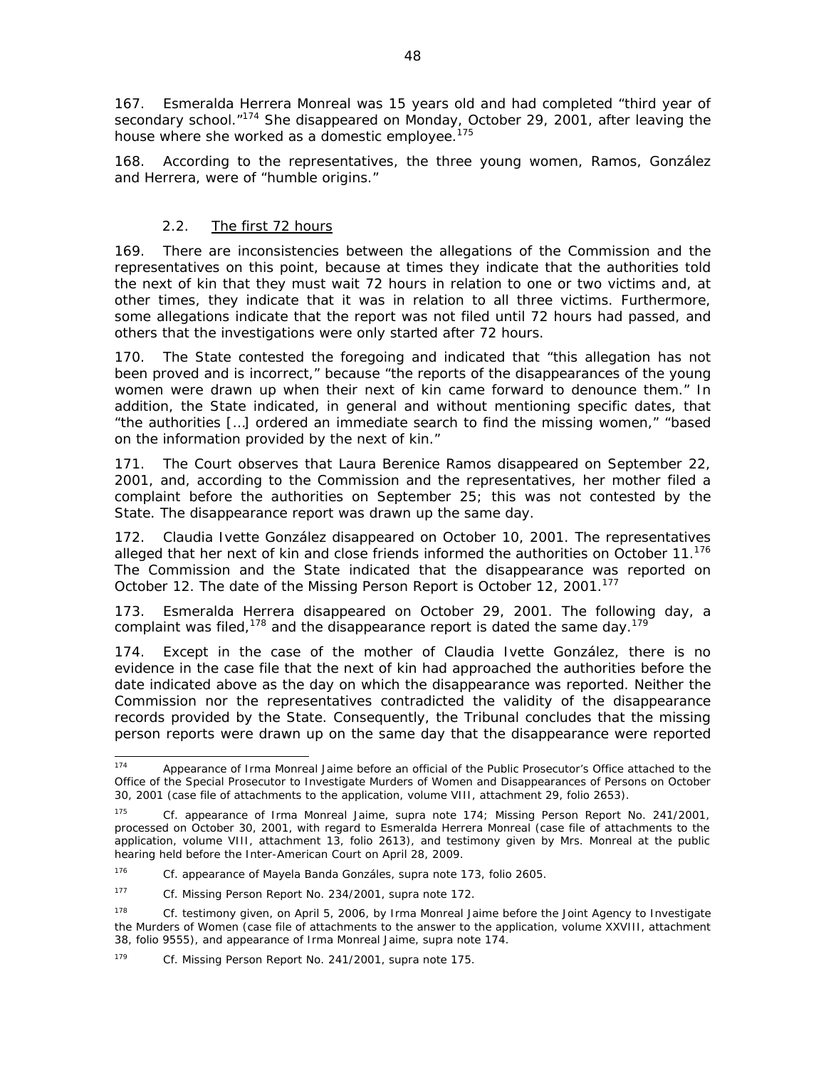167. Esmeralda Herrera Monreal was 15 years old and had completed "third year of secondary school."[174] She disappeared on Monday, October 29, 2001, after leaving the house where she worked as a domestic employee.[175]

168. According to the representatives, the three young women, Ramos, González and Herrera, were of "humble origins."

### 2.2. The first 72 hours

169. There are inconsistencies between the allegations of the Commission and the representatives on this point, because at times they indicate that the authorities told the next of kin that they must wait 72 hours in relation to one or two victims and, at other times, they indicate that it was in relation to all three victims. Furthermore, some allegations indicate that the report was not filed until 72 hours had passed, and others that the investigations were only started after 72 hours.

170. The State contested the foregoing and indicated that "this allegation has not been proved and is incorrect," because "the reports of the disappearances of the young women were drawn up when their next of kin came forward to denounce them." In addition, the State indicated, in general and without mentioning specific dates, that "the authorities […] ordered an immediate search to find the missing women," "based on the information provided by the next of kin."

171. The Court observes that Laura Berenice Ramos disappeared on September 22, 2001, and, according to the Commission and the representatives, her mother filed a complaint before the authorities on September 25; this was not contested by the State. The disappearance report was drawn up the same day.

172. Claudia Ivette González disappeared on October 10, 2001. The representatives alleged that her next of kin and close friends informed the authorities on October 11.[176] The Commission and the State indicated that the disappearance was reported on October 12. The date of the Missing Person Report is October 12, 2001.[177]

173. Esmeralda Herrera disappeared on October 29, 2001. The following day, a complaint was filed,[178] and the disappearance report is dated the same day.[179]

174. Except in the case of the mother of Claudia Ivette González, there is no evidence in the case file that the next of kin had approached the authorities before the date indicated above as the day on which the disappearance was reported. Neither the Commission nor the representatives contradicted the validity of the disappearance records provided by the State. Consequently, the Tribunal concludes that the missing person reports were drawn up on the same day that the disappearance were reported

---

[174] Appearance of Irma Monreal Jaime before an official of the Public Prosecutor's Office attached to the Office of the Special Prosecutor to Investigate Murders of Women and Disappearances of Persons on October 30, 2001 (case file of attachments to the application, volume VIII, attachment 29, folio 2653).

[175] *Cf.* appearance of Irma Monreal Jaime, *supra* note 174; Missing Person Report No. 241/2001, processed on October 30, 2001, with regard to Esmeralda Herrera Monreal (case file of attachments to the application, volume VIII, attachment 13, folio 2613), and testimony given by Mrs. Monreal at the public hearing held before the Inter-American Court on April 28, 2009.

[176] *Cf.* appearance of Mayela Banda Gonzáles, *supra* note 173, folio 2605.

[177] *Cf.* Missing Person Report No. 234/2001, *supra* note 172.

[178] *Cf.* testimony given, on April 5, 2006, by Irma Monreal Jaime before the Joint Agency to Investigate the Murders of Women (case file of attachments to the answer to the application, volume XXVIII, attachment 38, folio 9555), and appearance of Irma Monreal Jaime, *supra* note 174.

[179] *Cf.* Missing Person Report No. 241/2001, *supra* note 175.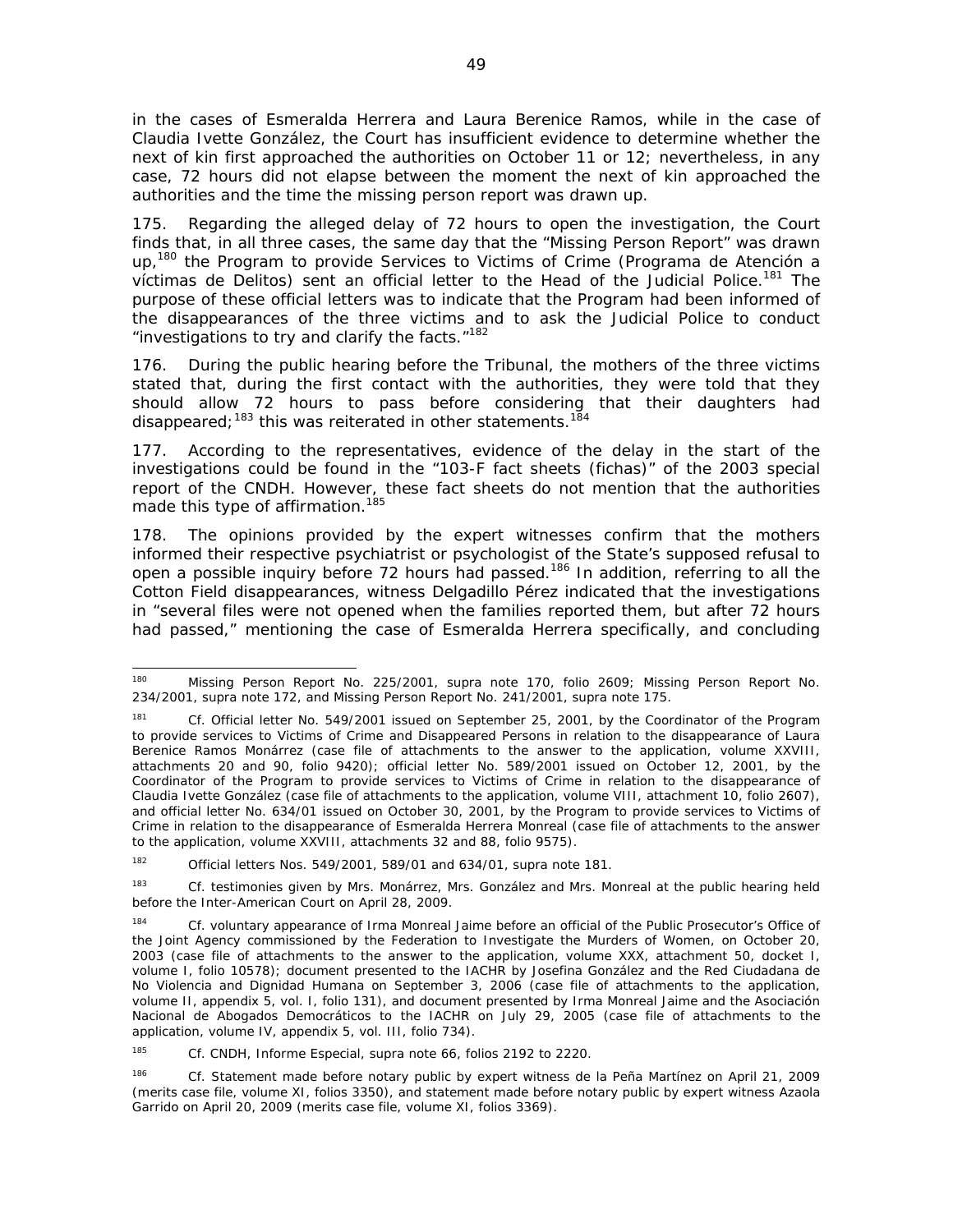in the cases of Esmeralda Herrera and Laura Berenice Ramos, while in the case of Claudia Ivette González, the Court has insufficient evidence to determine whether the next of kin first approached the authorities on October 11 or 12; nevertheless, in any case, 72 hours did not elapse between the moment the next of kin approached the authorities and the time the missing person report was drawn up.

175. Regarding the alleged delay of 72 hours to open the investigation, the Court finds that, in all three cases, the same day that the "Missing Person Report" was drawn up,[180] the Program to provide Services to Victims of Crime (*Programa de Atención a víctimas de Delitos*) sent an official letter to the Head of the Judicial Police.[181] The purpose of these official letters was to indicate that the Program had been informed of the disappearances of the three victims and to ask the Judicial Police to conduct "investigations to try and clarify the facts."[182]

176. During the public hearing before the Tribunal, the mothers of the three victims stated that, during the first contact with the authorities, they were told that they should allow 72 hours to pass before considering that their daughters had disappeared;[183] this was reiterated in other statements.[184]

177. According to the representatives, evidence of the delay in the start of the investigations could be found in the "103-F fact sheets (*fichas*)" of the 2003 special report of the CNDH. However, these fact sheets do not mention that the authorities made this type of affirmation.[185]

178. The opinions provided by the expert witnesses confirm that the mothers informed their respective psychiatrist or psychologist of the State's supposed refusal to open a possible inquiry before 72 hours had passed.[186] In addition, referring to all the Cotton Field disappearances, witness Delgadillo Pérez indicated that the investigations in "several files were not opened when the families reported them, but after 72 hours had passed," mentioning the case of Esmeralda Herrera specifically, and concluding

---

[180] Missing Person Report No. 225/2001, *supra* note 170, folio 2609; Missing Person Report No. 234/2001, *supra* note 172, and Missing Person Report No. 241/2001, *supra* note 175.

[181] *Cf.* Official letter No. 549/2001 issued on September 25, 2001, by the Coordinator of the Program to provide services to Victims of Crime and Disappeared Persons in relation to the disappearance of Laura Berenice Ramos Monárrez (case file of attachments to the answer to the application, volume XXVIII, attachments 20 and 90, folio 9420); official letter No. 589/2001 issued on October 12, 2001, by the Coordinator of the Program to provide services to Victims of Crime in relation to the disappearance of Claudia Ivette González (case file of attachments to the application, volume VIII, attachment 10, folio 2607), and official letter No. 634/01 issued on October 30, 2001, by the Program to provide services to Victims of Crime in relation to the disappearance of Esmeralda Herrera Monreal (case file of attachments to the answer to the application, volume XXVIII, attachments 32 and 88, folio 9575).

[182] Official letters Nos. 549/2001, 589/01 and 634/01, *supra* note 181.

[183] *Cf.* testimonies given by Mrs. Monárrez, Mrs. González and Mrs. Monreal at the public hearing held before the Inter-American Court on April 28, 2009.

[184] *Cf.* voluntary appearance of Irma Monreal Jaime before an official of the Public Prosecutor's Office of the Joint Agency commissioned by the Federation to Investigate the Murders of Women, on October 20, 2003 (case file of attachments to the answer to the application, volume XXX, attachment 50, docket I, volume I, folio 10578); document presented to the IACHR by Josefina González and the Red Ciudadana de No Violencia and Dignidad Humana on September 3, 2006 (case file of attachments to the application, volume II, appendix 5, vol. I, folio 131), and document presented by Irma Monreal Jaime and the Asociación Nacional de Abogados Democráticos to the IACHR on July 29, 2005 (case file of attachments to the application, volume IV, appendix 5, vol. III, folio 734).

[185] *Cf.* CNDH, Informe Especial, *supra* note 66, folios 2192 to 2220.

[186] *Cf.* Statement made before notary public by expert witness de la Peña Martínez on April 21, 2009 (merits case file, volume XI, folios 3350), and statement made before notary public by expert witness Azaola Garrido on April 20, 2009 (merits case file, volume XI, folios 3369).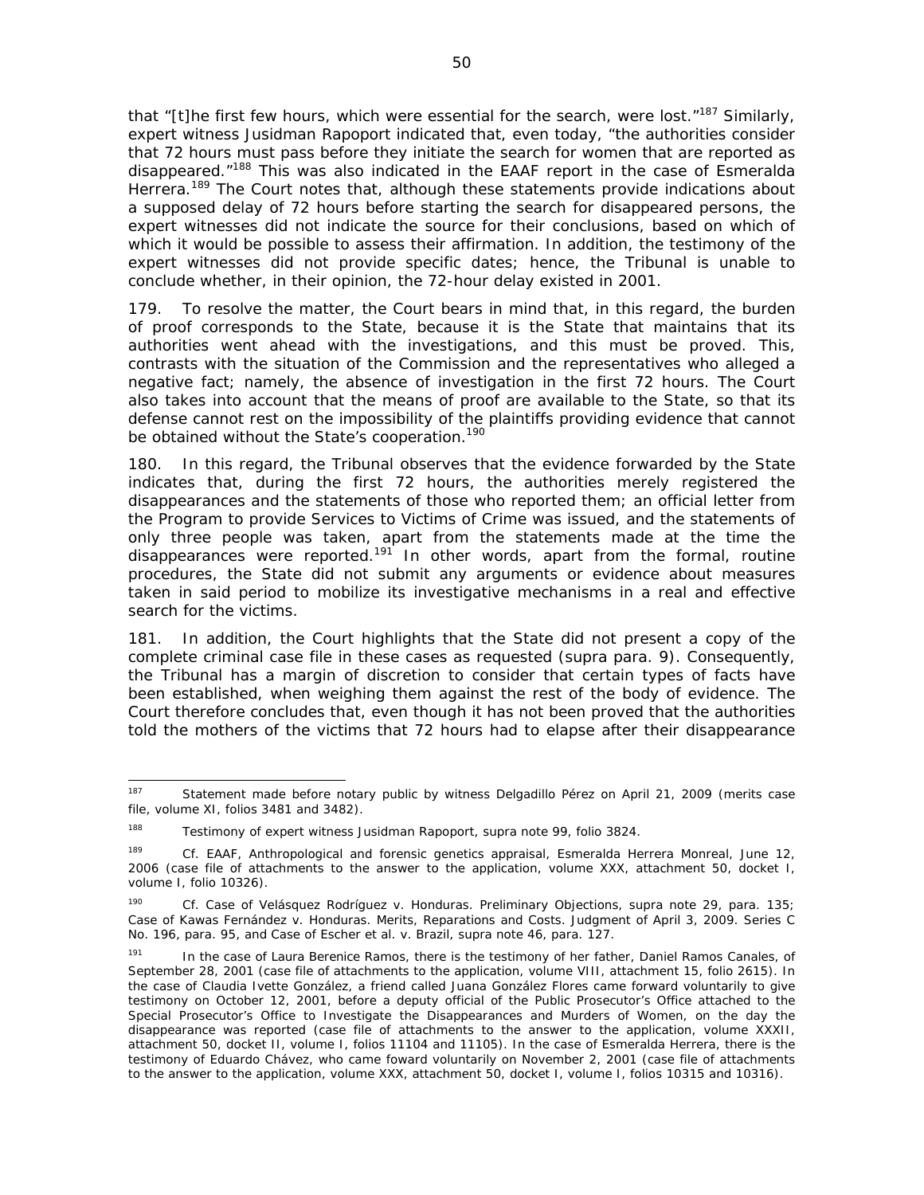that "[t]he first few hours, which were essential for the search, were lost."[187] Similarly, expert witness Jusidman Rapoport indicated that, even today, "the authorities consider that 72 hours must pass before they initiate the search for women that are reported as disappeared."[188] This was also indicated in the EAAF report in the case of Esmeralda Herrera.[189] The Court notes that, although these statements provide indications about a supposed delay of 72 hours before starting the search for disappeared persons, the expert witnesses did not indicate the source for their conclusions, based on which of which it would be possible to assess their affirmation. In addition, the testimony of the expert witnesses did not provide specific dates; hence, the Tribunal is unable to conclude whether, in their opinion, the 72-hour delay existed in 2001.

179. To resolve the matter, the Court bears in mind that, in this regard, the burden of proof corresponds to the State, because it is the State that maintains that its authorities went ahead with the investigations, and this must be proved. This, contrasts with the situation of the Commission and the representatives who alleged a negative fact; namely, the absence of investigation in the first 72 hours. The Court also takes into account that the means of proof are available to the State, so that its defense cannot rest on the impossibility of the plaintiffs providing evidence that cannot be obtained without the State's cooperation.[190]

180. In this regard, the Tribunal observes that the evidence forwarded by the State indicates that, during the first 72 hours, the authorities merely registered the disappearances and the statements of those who reported them; an official letter from the Program to provide Services to Victims of Crime was issued, and the statements of only three people was taken, apart from the statements made at the time the disappearances were reported.[191] In other words, apart from the formal, routine procedures, the State did not submit any arguments or evidence about measures taken in said period to mobilize its investigative mechanisms in a real and effective search for the victims.

181. In addition, the Court highlights that the State did not present a copy of the complete criminal case file in these cases as requested (*supra* para. 9). Consequently, the Tribunal has a margin of discretion to consider that certain types of facts have been established, when weighing them against the rest of the body of evidence. The Court therefore concludes that, even though it has not been proved that the authorities told the mothers of the victims that 72 hours had to elapse after their disappearance

---

[187] Statement made before notary public by witness Delgadillo Pérez on April 21, 2009 (merits case file, volume XI, folios 3481 and 3482).

[188] Testimony of expert witness Jusidman Rapoport, *supra* note 99, folio 3824.

[189] *Cf.* EAAF, Anthropological and forensic genetics appraisal, Esmeralda Herrera Monreal, June 12, 2006 (case file of attachments to the answer to the application, volume XXX, attachment 50, docket I, volume I, folio 10326).

[190] *Cf. Case of Velásquez Rodríguez v. Honduras. Preliminary Objections, supra* note 29, para. 135; *Case of Kawas Fernández v. Honduras. Merits, Reparations and Costs.* Judgment of April 3, 2009. Series C No. 196, para. 95, and *Case of Escher et al. v. Brazil, supra* note 46, para. 127.

[191] In the case of Laura Berenice Ramos, there is the testimony of her father, Daniel Ramos Canales, of September 28, 2001 (case file of attachments to the application, volume VIII, attachment 15, folio 2615). In the case of Claudia Ivette González, a friend called Juana González Flores came forward voluntarily to give testimony on October 12, 2001, before a deputy official of the Public Prosecutor's Office attached to the Special Prosecutor's Office to Investigate the Disappearances and Murders of Women, on the day the disappearance was reported (case file of attachments to the answer to the application, volume XXXII, attachment 50, docket II, volume I, folios 11104 and 11105). In the case of Esmeralda Herrera, there is the testimony of Eduardo Chávez, who came foward voluntarily on November 2, 2001 (case file of attachments to the answer to the application, volume XXX, attachment 50, docket I, volume I, folios 10315 and 10316).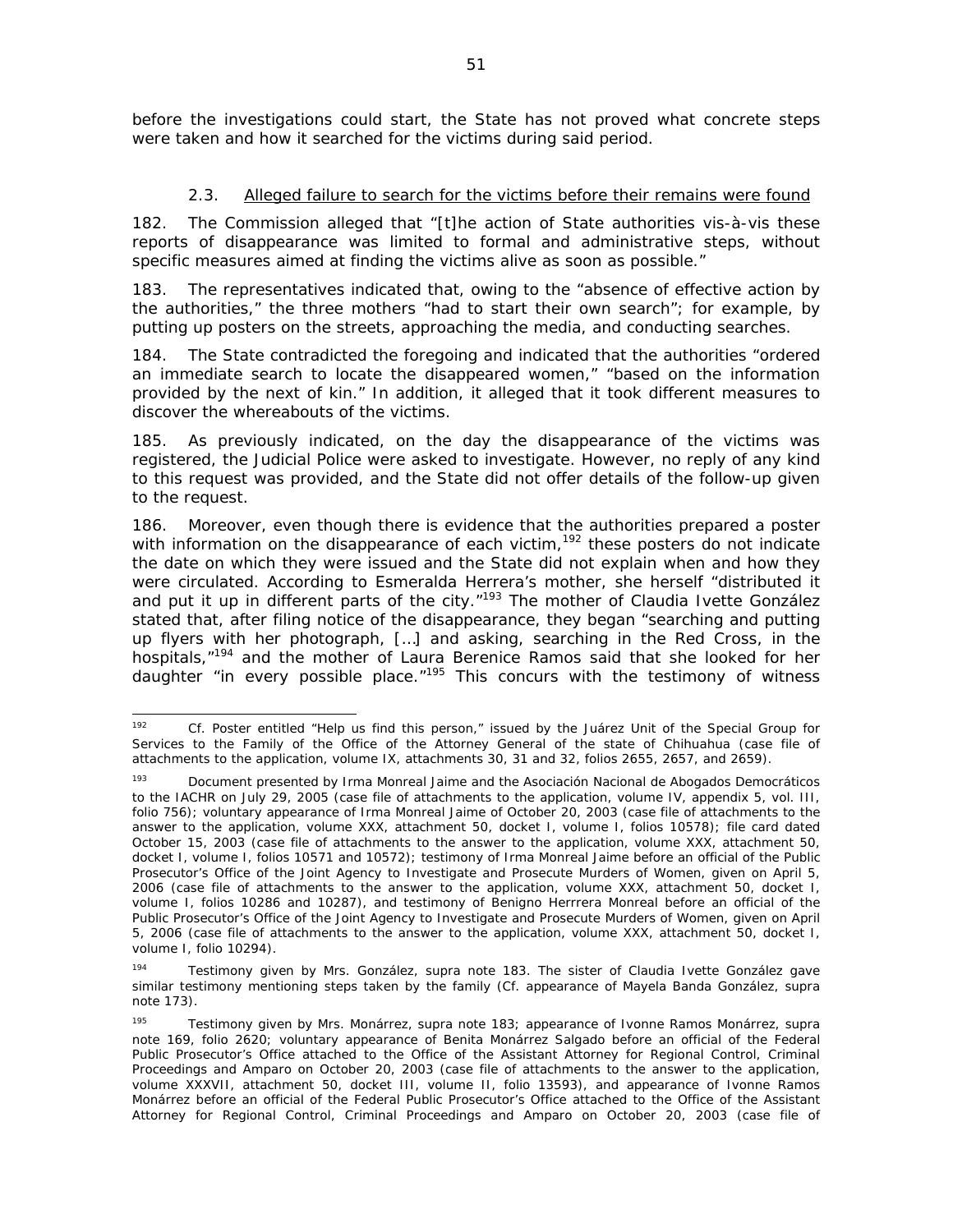before the investigations could start, the State has not proved what concrete steps were taken and how it searched for the victims during said period.

### 2.3. Alleged failure to search for the victims before their remains were found

182. The Commission alleged that "[t]he action of State authorities vis-à-vis these reports of disappearance was limited to formal and administrative steps, without specific measures aimed at finding the victims alive as soon as possible."

183. The representatives indicated that, owing to the "absence of effective action by the authorities," the three mothers "had to start their own search"; for example, by putting up posters on the streets, approaching the media, and conducting searches.

184. The State contradicted the foregoing and indicated that the authorities "ordered an immediate search to locate the disappeared women," "based on the information provided by the next of kin." In addition, it alleged that it took different measures to discover the whereabouts of the victims.

185. As previously indicated, on the day the disappearance of the victims was registered, the Judicial Police were asked to investigate. However, no reply of any kind to this request was provided, and the State did not offer details of the follow-up given to the request.

186. Moreover, even though there is evidence that the authorities prepared a poster with information on the disappearance of each victim,[192] these posters do not indicate the date on which they were issued and the State did not explain when and how they were circulated. According to Esmeralda Herrera's mother, she herself "distributed it and put it up in different parts of the city."[193] The mother of Claudia Ivette González stated that, after filing notice of the disappearance, they began "searching and putting up flyers with her photograph, […] and asking, searching in the Red Cross, in the hospitals,"[194] and the mother of Laura Berenice Ramos said that she looked for her daughter "in every possible place."[195] This concurs with the testimony of witness

---

[192] Cf. Poster entitled "Help us find this person," issued by the Juárez Unit of the Special Group for Services to the Family of the Office of the Attorney General of the state of Chihuahua (case file of attachments to the application, volume IX, attachments 30, 31 and 32, folios 2655, 2657, and 2659).

[193] Document presented by Irma Monreal Jaime and the Asociación Nacional de Abogados Democráticos to the IACHR on July 29, 2005 (case file of attachments to the application, volume IV, appendix 5, vol. III, folio 756); voluntary appearance of Irma Monreal Jaime of October 20, 2003 (case file of attachments to the answer to the application, volume XXX, attachment 50, docket I, volume I, folios 10578); file card dated October 15, 2003 (case file of attachments to the answer to the application, volume XXX, attachment 50, docket I, volume I, folios 10571 and 10572); testimony of Irma Monreal Jaime before an official of the Public Prosecutor's Office of the Joint Agency to Investigate and Prosecute Murders of Women, given on April 5, 2006 (case file of attachments to the answer to the application, volume XXX, attachment 50, docket I, volume I, folios 10286 and 10287), and testimony of Benigno Herrrera Monreal before an official of the Public Prosecutor's Office of the Joint Agency to Investigate and Prosecute Murders of Women, given on April 5, 2006 (case file of attachments to the answer to the application, volume XXX, attachment 50, docket I, volume I, folio 10294).

[194] Testimony given by Mrs. González, supra note 183. The sister of Claudia Ivette González gave similar testimony mentioning steps taken by the family (Cf. appearance of Mayela Banda González, supra note 173).

[195] Testimony given by Mrs. Monárrez, supra note 183; appearance of Ivonne Ramos Monárrez, supra note 169, folio 2620; voluntary appearance of Benita Monárrez Salgado before an official of the Federal Public Prosecutor's Office attached to the Office of the Assistant Attorney for Regional Control, Criminal Proceedings and Amparo on October 20, 2003 (case file of attachments to the answer to the application, volume XXXVII, attachment 50, docket III, volume II, folio 13593), and appearance of Ivonne Ramos Monárrez before an official of the Federal Public Prosecutor's Office attached to the Office of the Assistant Attorney for Regional Control, Criminal Proceedings and Amparo on October 20, 2003 (case file of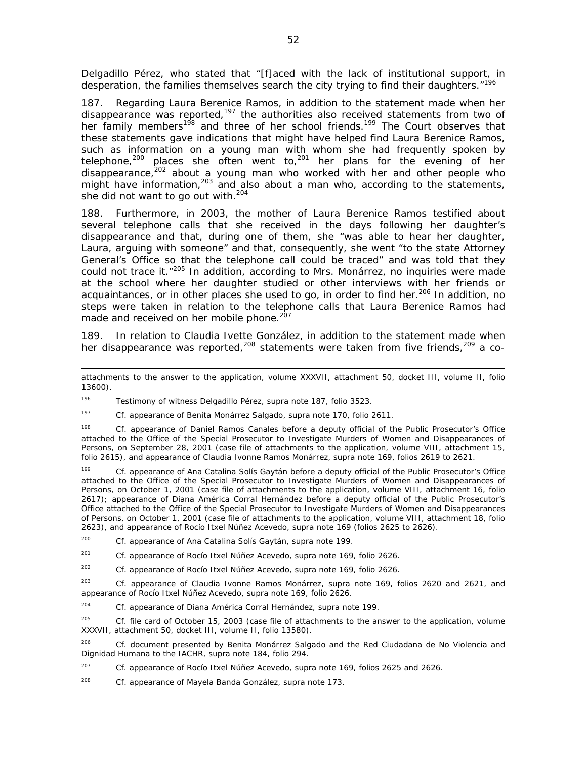Delgadillo Pérez, who stated that "[f]aced with the lack of institutional support, in desperation, the families themselves search the city trying to find their daughters."[196]

187. Regarding Laura Berenice Ramos, in addition to the statement made when her disappearance was reported,[197] the authorities also received statements from two of her family members[198] and three of her school friends.[199] The Court observes that these statements gave indications that might have helped find Laura Berenice Ramos, such as information on a young man with whom she had frequently spoken by telephone,[200] places she often went to,[201] her plans for the evening of her disappearance,[202] about a young man who worked with her and other people who might have information,[203] and also about a man who, according to the statements, she did not want to go out with.[204]

188. Furthermore, in 2003, the mother of Laura Berenice Ramos testified about several telephone calls that she received in the days following her daughter's disappearance and that, during one of them, she "was able to hear her daughter, Laura, arguing with someone" and that, consequently, she went "to the state Attorney General's Office so that the telephone call could be traced" and was told that they could not trace it."[205] In addition, according to Mrs. Monárrez, no inquiries were made at the school where her daughter studied or other interviews with her friends or acquaintances, or in other places she used to go, in order to find her.[206] In addition, no steps were taken in relation to the telephone calls that Laura Berenice Ramos had made and received on her mobile phone.[207]

189. In relation to Claudia Ivette González, in addition to the statement made when her disappearance was reported,[208] statements were taken from five friends,[209] a co-

---

attachments to the answer to the application, volume XXXVII, attachment 50, docket III, volume II, folio 13600).

[196] Testimony of witness Delgadillo Pérez, *supra* note 187, folio 3523.

[197] *Cf.* appearance of Benita Monárrez Salgado, *supra* note 170, folio 2611.

[198] *Cf.* appearance of Daniel Ramos Canales before a deputy official of the Public Prosecutor's Office attached to the Office of the Special Prosecutor to Investigate Murders of Women and Disappearances of Persons, on September 28, 2001 (case file of attachments to the application, volume VIII, attachment 15, folio 2615), and appearance of Claudia Ivonne Ramos Monárrez, *supra* note 169, folios 2619 to 2621.

[199] *Cf.* appearance of Ana Catalina Solís Gaytán before a deputy official of the Public Prosecutor's Office attached to the Office of the Special Prosecutor to Investigate Murders of Women and Disappearances of Persons, on October 1, 2001 (case file of attachments to the application, volume VIII, attachment 16, folio 2617); appearance of Diana América Corral Hernández before a deputy official of the Public Prosecutor's Office attached to the Office of the Special Prosecutor to Investigate Murders of Women and Disappearances of Persons, on October 1, 2001 (case file of attachments to the application, volume VIII, attachment 18, folio 2623), and appearance of Rocío Itxel Núñez Acevedo, *supra* note 169 (folios 2625 to 2626).

[200] *Cf.* appearance of Ana Catalina Solís Gaytán, *supra* note 199.

[201] *Cf.* appearance of Rocío Itxel Núñez Acevedo, *supra* note 169, folio 2626.

[202] *Cf.* appearance of Rocío Itxel Núñez Acevedo, *supra* note 169, folio 2626.

[203] *Cf.* appearance of Claudia Ivonne Ramos Monárrez, *supra* note 169, folios 2620 and 2621, and appearance of Rocío Itxel Núñez Acevedo, *supra* note 169, folio 2626.

[204] *Cf.* appearance of Diana América Corral Hernández, *supra* note 199.

[205] *Cf.* file card of October 15, 2003 (case file of attachments to the answer to the application, volume XXXVII, attachment 50, docket III, volume II, folio 13580).

[206] *Cf.* document presented by Benita Monárrez Salgado and the Red Ciudadana de No Violencia and Dignidad Humana to the IACHR, *supra* note 184, folio 294.

[207] *Cf.* appearance of Rocío Itxel Núñez Acevedo, *supra* note 169, folios 2625 and 2626.

[208] *Cf.* appearance of Mayela Banda González, *supra* note 173.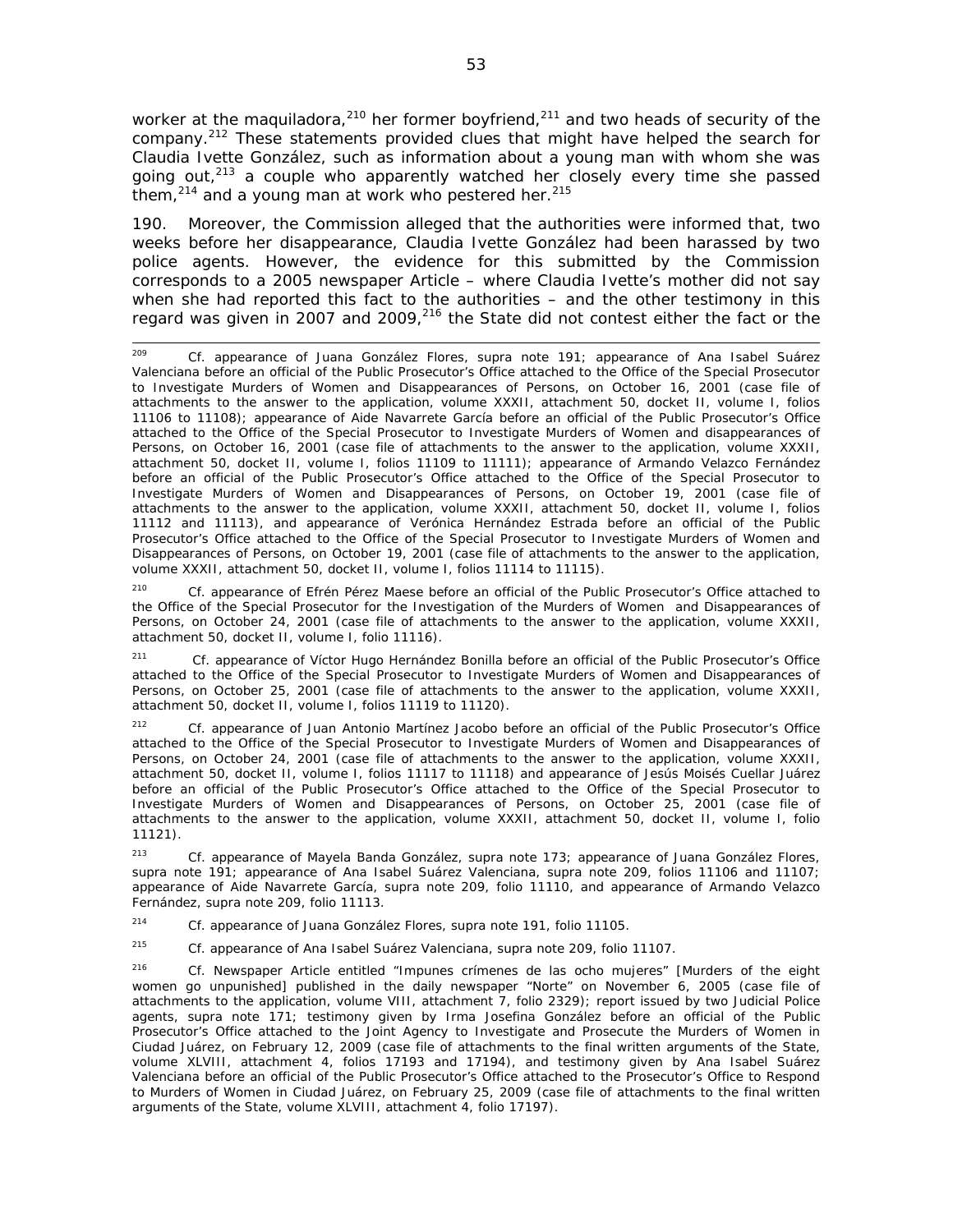worker at the maquiladora,[210] her former boyfriend,[211] and two heads of security of the company.[212] These statements provided clues that might have helped the search for Claudia Ivette González, such as information about a young man with whom she was going out,[213] a couple who apparently watched her closely every time she passed them,[214] and a young man at work who pestered her.[215]

190. Moreover, the Commission alleged that the authorities were informed that, two weeks before her disappearance, Claudia Ivette González had been harassed by two police agents. However, the evidence for this submitted by the Commission corresponds to a 2005 newspaper Article – where Claudia Ivette's mother did not say when she had reported this fact to the authorities – and the other testimony in this regard was given in 2007 and 2009,[216] the State did not contest either the fact or the

---

[209] Cf. appearance of Juana González Flores, *supra* note 191; appearance of Ana Isabel Suárez Valenciana before an official of the Public Prosecutor's Office attached to the Office of the Special Prosecutor to Investigate Murders of Women and Disappearances of Persons, on October 16, 2001 (case file of attachments to the answer to the application, volume XXXII, attachment 50, docket II, volume I, folios 11106 to 11108); appearance of Aide Navarrete García before an official of the Public Prosecutor's Office attached to the Office of the Special Prosecutor to Investigate Murders of Women and disappearances of Persons, on October 16, 2001 (case file of attachments to the answer to the application, volume XXXII, attachment 50, docket II, volume I, folios 11109 to 11111); appearance of Armando Velazco Fernández before an official of the Public Prosecutor's Office attached to the Office of the Special Prosecutor to Investigate Murders of Women and Disappearances of Persons, on October 19, 2001 (case file of attachments to the answer to the application, volume XXXII, attachment 50, docket II, volume I, folios 11112 and 11113), and appearance of Verónica Hernández Estrada before an official of the Public Prosecutor's Office attached to the Office of the Special Prosecutor to Investigate Murders of Women and Disappearances of Persons, on October 19, 2001 (case file of attachments to the answer to the application, volume XXXII, attachment 50, docket II, volume I, folios 11114 to 11115).

[210] Cf. appearance of Efrén Pérez Maese before an official of the Public Prosecutor's Office attached to the Office of the Special Prosecutor for the Investigation of the Murders of Women and Disappearances of Persons, on October 24, 2001 (case file of attachments to the answer to the application, volume XXXII, attachment 50, docket II, volume I, folio 11116).

[211] Cf. appearance of Víctor Hugo Hernández Bonilla before an official of the Public Prosecutor's Office attached to the Office of the Special Prosecutor to Investigate Murders of Women and Disappearances of Persons, on October 25, 2001 (case file of attachments to the answer to the application, volume XXXII, attachment 50, docket II, volume I, folios 11119 to 11120).

[212] Cf. appearance of Juan Antonio Martínez Jacobo before an official of the Public Prosecutor's Office attached to the Office of the Special Prosecutor to Investigate Murders of Women and Disappearances of Persons, on October 24, 2001 (case file of attachments to the answer to the application, volume XXXII, attachment 50, docket II, volume I, folios 11117 to 11118) and appearance of Jesús Moisés Cuellar Juárez before an official of the Public Prosecutor's Office attached to the Office of the Special Prosecutor to Investigate Murders of Women and Disappearances of Persons, on October 25, 2001 (case file of attachments to the answer to the application, volume XXXII, attachment 50, docket II, volume I, folio 11121).

[213] Cf. appearance of Mayela Banda González, *supra* note 173; appearance of Juana González Flores, *supra* note 191; appearance of Ana Isabel Suárez Valenciana, *supra* note 209, folios 11106 and 11107; appearance of Aide Navarrete García, *supra* note 209, folio 11110, and appearance of Armando Velazco Fernández, *supra* note 209, folio 11113.

[214] Cf. appearance of Juana González Flores, *supra* note 191, folio 11105.

[215] Cf. appearance of Ana Isabel Suárez Valenciana, *supra* note 209, folio 11107.

[216] Cf. Newspaper Article entitled "Impunes crímenes de las ocho mujeres" [Murders of the eight women go unpunished] published in the daily newspaper "Norte" on November 6, 2005 (case file of attachments to the application, volume VIII, attachment 7, folio 2329); report issued by two Judicial Police agents, *supra* note 171; testimony given by Irma Josefina González before an official of the Public Prosecutor's Office attached to the Joint Agency to Investigate and Prosecute the Murders of Women in Ciudad Juárez, on February 12, 2009 (case file of attachments to the final written arguments of the State, volume XLVIII, attachment 4, folios 17193 and 17194), and testimony given by Ana Isabel Suárez Valenciana before an official of the Public Prosecutor's Office attached to the Prosecutor's Office to Respond to Murders of Women in Ciudad Juárez, on February 25, 2009 (case file of attachments to the final written arguments of the State, volume XLVIII, attachment 4, folio 17197).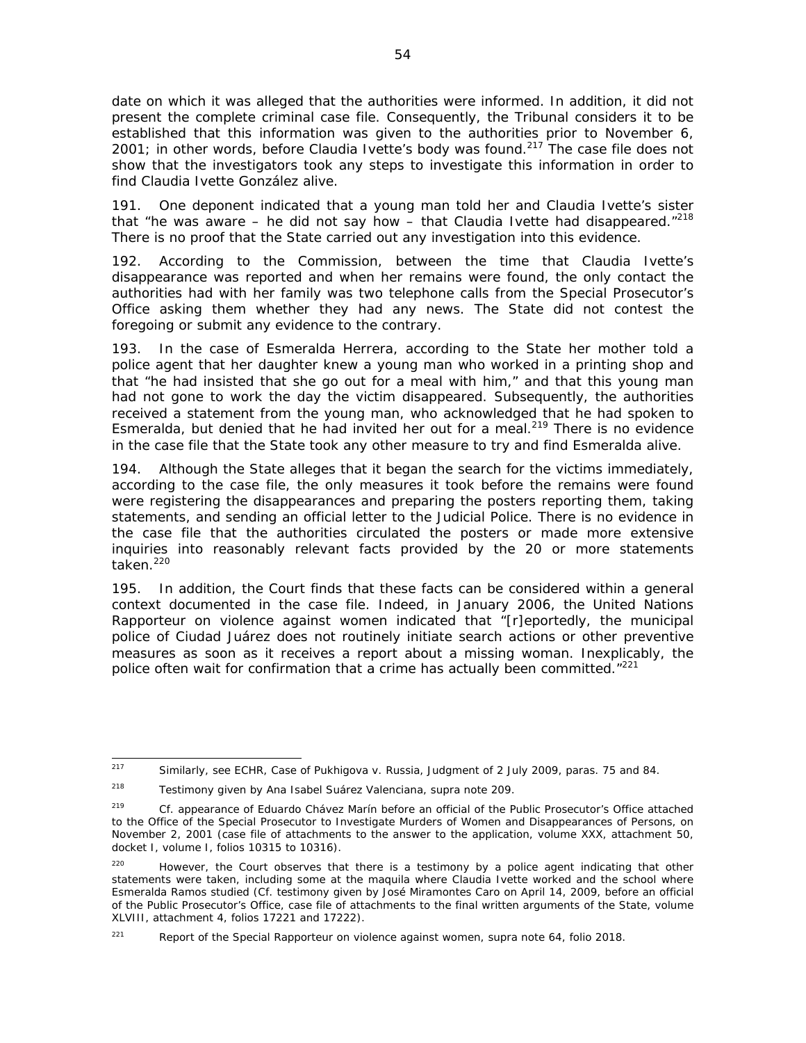date on which it was alleged that the authorities were informed. In addition, it did not present the complete criminal case file. Consequently, the Tribunal considers it to be established that this information was given to the authorities prior to November 6, 2001; in other words, before Claudia Ivette's body was found.[217] The case file does not show that the investigators took any steps to investigate this information in order to find Claudia Ivette González alive.

191. One deponent indicated that a young man told her and Claudia Ivette's sister that "he was aware – he did not say how – that Claudia Ivette had disappeared."[218] There is no proof that the State carried out any investigation into this evidence.

192. According to the Commission, between the time that Claudia Ivette's disappearance was reported and when her remains were found, the only contact the authorities had with her family was two telephone calls from the Special Prosecutor's Office asking them whether they had any news. The State did not contest the foregoing or submit any evidence to the contrary.

193. In the case of Esmeralda Herrera, according to the State her mother told a police agent that her daughter knew a young man who worked in a printing shop and that "he had insisted that she go out for a meal with him," and that this young man had not gone to work the day the victim disappeared. Subsequently, the authorities received a statement from the young man, who acknowledged that he had spoken to Esmeralda, but denied that he had invited her out for a meal.[219] There is no evidence in the case file that the State took any other measure to try and find Esmeralda alive.

194. Although the State alleges that it began the search for the victims immediately, according to the case file, the only measures it took before the remains were found were registering the disappearances and preparing the posters reporting them, taking statements, and sending an official letter to the Judicial Police. There is no evidence in the case file that the authorities circulated the posters or made more extensive inquiries into reasonably relevant facts provided by the 20 or more statements taken.[220]

195. In addition, the Court finds that these facts can be considered within a general context documented in the case file. Indeed, in January 2006, the United Nations Rapporteur on violence against women indicated that "[r]eportedly, the municipal police of Ciudad Juárez does not routinely initiate search actions or other preventive measures as soon as it receives a report about a missing woman. Inexplicably, the police often wait for confirmation that a crime has actually been committed."[221]

---

[217] Similarly, see ECHR, *Case of Pukhigova v. Russia*, Judgment of 2 July 2009, paras. 75 and 84.

[218] Testimony given by Ana Isabel Suárez Valenciana, *supra* note 209.

[219] *Cf.* appearance of Eduardo Chávez Marín before an official of the Public Prosecutor's Office attached to the Office of the Special Prosecutor to Investigate Murders of Women and Disappearances of Persons, on November 2, 2001 (case file of attachments to the answer to the application, volume XXX, attachment 50, docket I, volume I, folios 10315 to 10316).

[220] However, the Court observes that there is a testimony by a police agent indicating that other statements were taken, including some at the maquila where Claudia Ivette worked and the school where Esmeralda Ramos studied (*Cf.* testimony given by José Miramontes Caro on April 14, 2009, before an official of the Public Prosecutor's Office, case file of attachments to the final written arguments of the State, volume XLVIII, attachment 4, folios 17221 and 17222).

[221] Report of the Special Rapporteur on violence against women, *supra* note 64, folio 2018.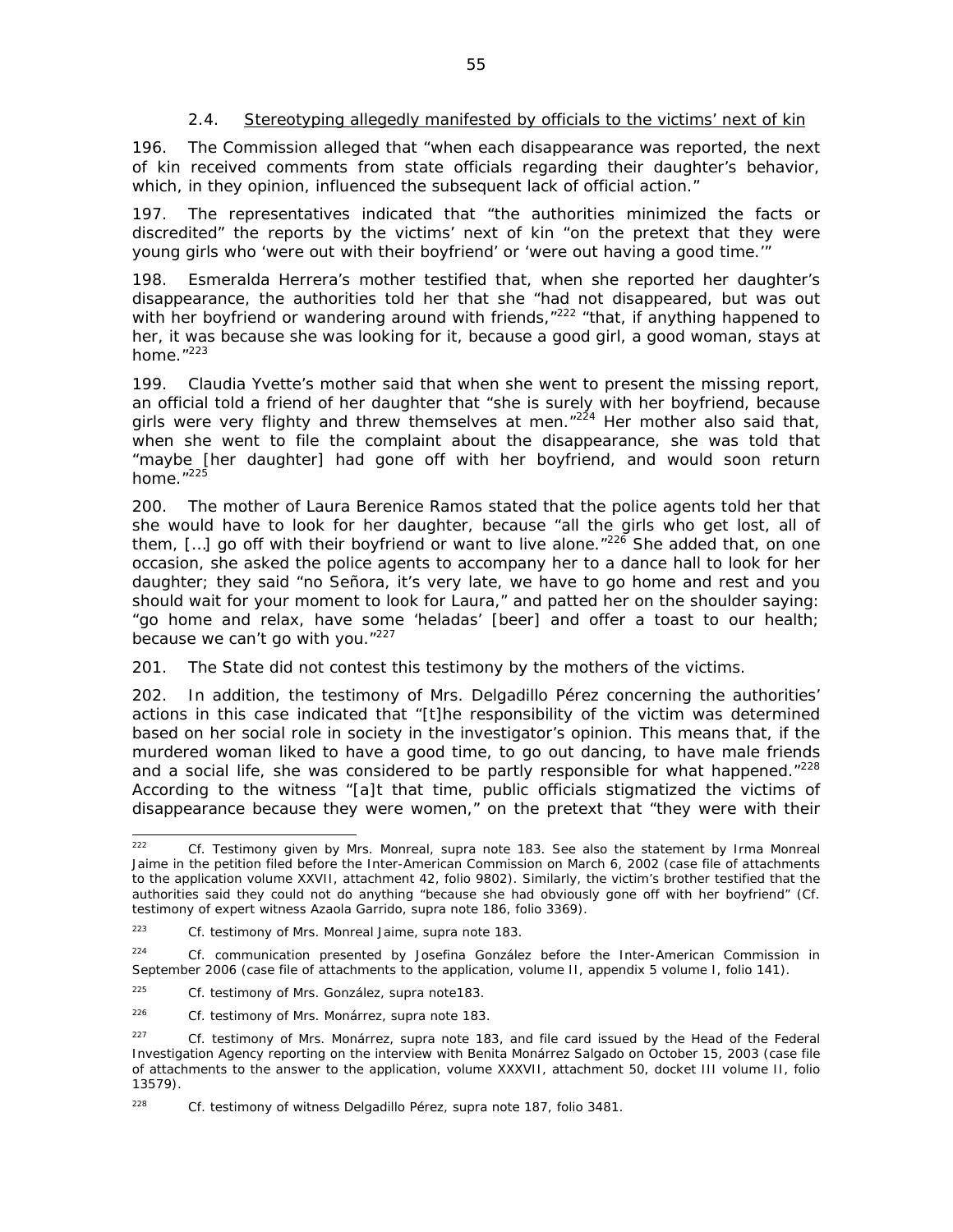### 2.4. Stereotyping allegedly manifested by officials to the victims' next of kin

196. The Commission alleged that "when each disappearance was reported, the next of kin received comments from state officials regarding their daughter's behavior, which, in they opinion, influenced the subsequent lack of official action."

197. The representatives indicated that "the authorities minimized the facts or discredited" the reports by the victims' next of kin "on the pretext that they were young girls who 'were out with their boyfriend' or 'were out having a good time.'"

198. Esmeralda Herrera's mother testified that, when she reported her daughter's disappearance, the authorities told her that she "had not disappeared, but was out with her boyfriend or wandering around with friends,"[222] "that, if anything happened to her, it was because she was looking for it, because a good girl, a good woman, stays at home."[223]

199. Claudia Yvette's mother said that when she went to present the missing report, an official told a friend of her daughter that "she is surely with her boyfriend, because girls were very flighty and threw themselves at men."[224] Her mother also said that, when she went to file the complaint about the disappearance, she was told that "maybe [her daughter] had gone off with her boyfriend, and would soon return home."[225]

200. The mother of Laura Berenice Ramos stated that the police agents told her that she would have to look for her daughter, because "all the girls who get lost, all of them, […] go off with their boyfriend or want to live alone."[226] She added that, on one occasion, she asked the police agents to accompany her to a dance hall to look for her daughter; they said "no Señora, it's very late, we have to go home and rest and you should wait for your moment to look for Laura," and patted her on the shoulder saying: "go home and relax, have some 'heladas' [beer] and offer a toast to our health; because we can't go with you."[227]

201. The State did not contest this testimony by the mothers of the victims.

202. In addition, the testimony of Mrs. Delgadillo Pérez concerning the authorities' actions in this case indicated that "[t]he responsibility of the victim was determined based on her social role in society in the investigator's opinion. This means that, if the murdered woman liked to have a good time, to go out dancing, to have male friends and a social life, she was considered to be partly responsible for what happened."[228] According to the witness "[a]t that time, public officials stigmatized the victims of disappearance because they were women," on the pretext that "they were with their

---

[222] Cf. Testimony given by Mrs. Monreal, supra note 183. See also the statement by Irma Monreal Jaime in the petition filed before the Inter-American Commission on March 6, 2002 (case file of attachments to the application volume XXVII, attachment 42, folio 9802). Similarly, the victim's brother testified that the authorities said they could not do anything "because she had obviously gone off with her boyfriend" (Cf. testimony of expert witness Azaola Garrido, supra note 186, folio 3369).

[223] Cf. testimony of Mrs. Monreal Jaime, supra note 183.

[224] Cf. communication presented by Josefina González before the Inter-American Commission in September 2006 (case file of attachments to the application, volume II, appendix 5 volume I, folio 141).

[225] Cf. testimony of Mrs. González, supra note183.

[226] Cf. testimony of Mrs. Monárrez, supra note 183.

[227] Cf. testimony of Mrs. Monárrez, supra note 183, and file card issued by the Head of the Federal Investigation Agency reporting on the interview with Benita Monárrez Salgado on October 15, 2003 (case file of attachments to the answer to the application, volume XXXVII, attachment 50, docket III volume II, folio 13579).

[228] Cf. testimony of witness Delgadillo Pérez, supra note 187, folio 3481.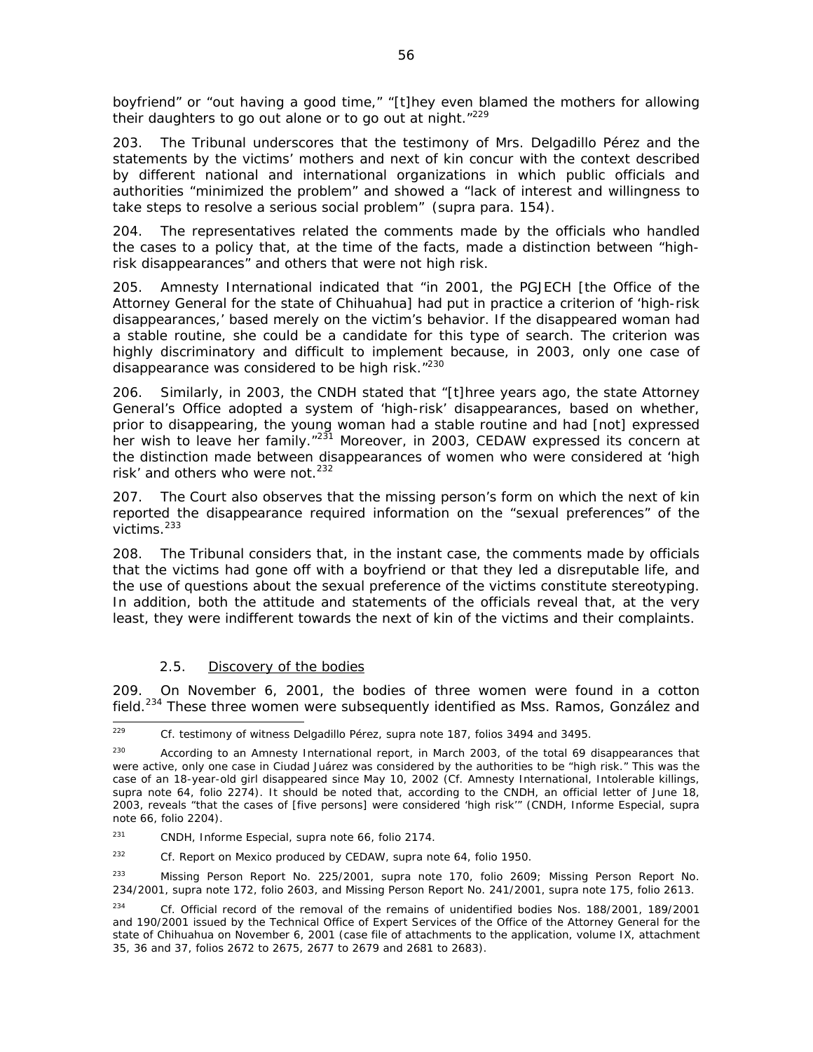boyfriend" or "out having a good time," "[t]hey even blamed the mothers for allowing their daughters to go out alone or to go out at night."[229]

203. The Tribunal underscores that the testimony of Mrs. Delgadillo Pérez and the statements by the victims' mothers and next of kin concur with the context described by different national and international organizations in which public officials and authorities "minimized the problem" and showed a "lack of interest and willingness to take steps to resolve a serious social problem" (*supra* para. 154).

204. The representatives related the comments made by the officials who handled the cases to a policy that, at the time of the facts, made a distinction between "high-risk disappearances" and others that were not high risk.

205. Amnesty International indicated that "in 2001, the PGJECH [the Office of the Attorney General for the state of Chihuahua] had put in practice a criterion of 'high-risk disappearances,' based merely on the victim's behavior. If the disappeared woman had a stable routine, she could be a candidate for this type of search. The criterion was highly discriminatory and difficult to implement because, in 2003, only one case of disappearance was considered to be high risk."[230]

206. Similarly, in 2003, the CNDH stated that "[t]hree years ago, the state Attorney General's Office adopted a system of 'high-risk' disappearances, based on whether, prior to disappearing, the young woman had a stable routine and had [not] expressed her wish to leave her family."[231] Moreover, in 2003, CEDAW expressed its concern at the distinction made between disappearances of women who were considered at 'high risk' and others who were not.[232]

207. The Court also observes that the missing person's form on which the next of kin reported the disappearance required information on the "sexual preferences" of the victims.[233]

208. The Tribunal considers that, in the instant case, the comments made by officials that the victims had gone off with a boyfriend or that they led a disreputable life, and the use of questions about the sexual preference of the victims constitute stereotyping. In addition, both the attitude and statements of the officials reveal that, at the very least, they were indifferent towards the next of kin of the victims and their complaints.

### 2.5. Discovery of the bodies

209. On November 6, 2001, the bodies of three women were found in a cotton field.[234] These three women were subsequently identified as Mss. Ramos, González and

---

[229] *Cf.* testimony of witness Delgadillo Pérez, *supra* note 187, folios 3494 and 3495.

[230] According to an Amnesty International report, in March 2003, of the total 69 disappearances that were active, only one case in Ciudad Juárez was considered by the authorities to be "high risk." This was the case of an 18-year-old girl disappeared since May 10, 2002 (*Cf.* Amnesty International, Intolerable killings, *supra* note 64, folio 2274). It should be noted that, according to the CNDH, an official letter of June 18, 2003, reveals "that the cases of [five persons] were considered 'high risk'" (CNDH, Informe Especial, *supra* note 66, folio 2204).

[231] CNDH, Informe Especial, *supra* note 66, folio 2174.

[232] *Cf.* Report on Mexico produced by CEDAW, *supra* note 64, folio 1950.

[233] Missing Person Report No. 225/2001, *supra* note 170, folio 2609; Missing Person Report No. 234/2001, *supra* note 172, folio 2603, and Missing Person Report No. 241/2001, *supra* note 175, folio 2613.

[234] *Cf.* Official record of the removal of the remains of unidentified bodies Nos. 188/2001, 189/2001 and 190/2001 issued by the Technical Office of Expert Services of the Office of the Attorney General for the state of Chihuahua on November 6, 2001 (case file of attachments to the application, volume IX, attachment 35, 36 and 37, folios 2672 to 2675, 2677 to 2679 and 2681 to 2683).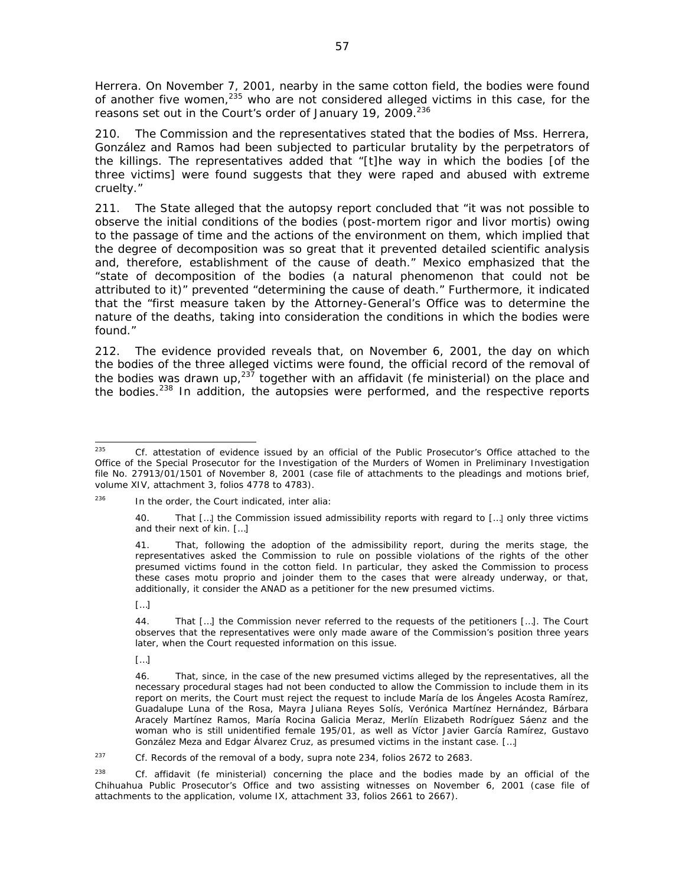Herrera. On November 7, 2001, nearby in the same cotton field, the bodies were found of another five women,[235] who are not considered alleged victims in this case, for the reasons set out in the Court's order of January 19, 2009.[236]

210. The Commission and the representatives stated that the bodies of Mss. Herrera, González and Ramos had been subjected to particular brutality by the perpetrators of the killings. The representatives added that "[t]he way in which the bodies [of the three victims] were found suggests that they were raped and abused with extreme cruelty."

211. The State alleged that the autopsy report concluded that "it was not possible to observe the initial conditions of the bodies (post-mortem rigor and livor mortis) owing to the passage of time and the actions of the environment on them, which implied that the degree of decomposition was so great that it prevented detailed scientific analysis and, therefore, establishment of the cause of death." Mexico emphasized that the "state of decomposition of the bodies (a natural phenomenon that could not be attributed to it)" prevented "determining the cause of death." Furthermore, it indicated that the "first measure taken by the Attorney-General's Office was to determine the nature of the deaths, taking into consideration the conditions in which the bodies were found."

212. The evidence provided reveals that, on November 6, 2001, the day on which the bodies of the three alleged victims were found, the official record of the removal of the bodies was drawn up,[237] together with an affidavit (*fe ministerial*) on the place and the bodies.[238] In addition, the autopsies were performed, and the respective reports

---

[235] *Cf.* attestation of evidence issued by an official of the Public Prosecutor's Office attached to the Office of the Special Prosecutor for the Investigation of the Murders of Women in Preliminary Investigation file No. 27913/01/1501 of November 8, 2001 (case file of attachments to the pleadings and motions brief, volume XIV, attachment 3, folios 4778 to 4783).

[236] In the order, the Court indicated, *inter alia*:

> 40. That […] the Commission issued admissibility reports with regard to […] only three victims and their next of kin. […]
>
> 41. That, following the adoption of the admissibility report, during the merits stage, the representatives asked the Commission to rule on possible violations of the rights of the other presumed victims found in the cotton field. In particular, they asked the Commission to process these cases *motu proprio* and joinder them to the cases that were already underway, or that, additionally, it consider the ANAD as a petitioner for the new presumed victims.
>
> […]
>
> 44. That […] the Commission never referred to the requests of the petitioners […]. The Court observes that the representatives were only made aware of the Commission's position three years later, when the Court requested information on this issue.
>
> […]
>
> 46. That, since, in the case of the new presumed victims alleged by the representatives, all the necessary procedural stages had not been conducted to allow the Commission to include them in its report on merits, the Court must reject the request to include María de los Ángeles Acosta Ramírez, Guadalupe Luna of the Rosa, Mayra Juliana Reyes Solís, Verónica Martínez Hernández, Bárbara Aracely Martínez Ramos, María Rocina Galicia Meraz, Merlín Elizabeth Rodríguez Sáenz and the woman who is still unidentified female 195/01, as well as Víctor Javier García Ramírez, Gustavo González Meza and Edgar Álvarez Cruz, as presumed victims in the instant case. […]

[237] *Cf.* Records of the removal of a body, *supra* note 234, folios 2672 to 2683.

[238] *Cf.* affidavit (*fe ministerial*) concerning the place and the bodies made by an official of the Chihuahua Public Prosecutor's Office and two assisting witnesses on November 6, 2001 (case file of attachments to the application, volume IX, attachment 33, folios 2661 to 2667).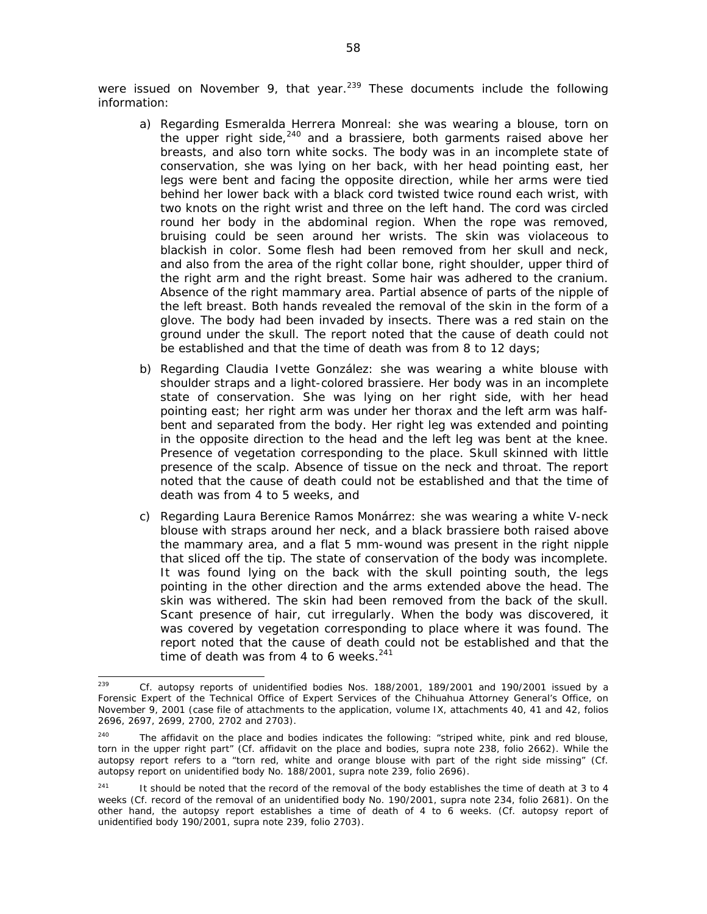were issued on November 9, that year.[239] These documents include the following information:

a) Regarding Esmeralda Herrera Monreal: she was wearing a blouse, torn on the upper right side,[240] and a brassiere, both garments raised above her breasts, and also torn white socks. The body was in an incomplete state of conservation, she was lying on her back, with her head pointing east, her legs were bent and facing the opposite direction, while her arms were tied behind her lower back with a black cord twisted twice round each wrist, with two knots on the right wrist and three on the left hand. The cord was circled round her body in the abdominal region. When the rope was removed, bruising could be seen around her wrists. The skin was violaceous to blackish in color. Some flesh had been removed from her skull and neck, and also from the area of the right collar bone, right shoulder, upper third of the right arm and the right breast. Some hair was adhered to the cranium. Absence of the right mammary area. Partial absence of parts of the nipple of the left breast. Both hands revealed the removal of the skin in the form of a glove. The body had been invaded by insects. There was a red stain on the ground under the skull. The report noted that the cause of death could not be established and that the time of death was from 8 to 12 days;

b) Regarding Claudia Ivette González: she was wearing a white blouse with shoulder straps and a light-colored brassiere. Her body was in an incomplete state of conservation. She was lying on her right side, with her head pointing east; her right arm was under her thorax and the left arm was half-bent and separated from the body. Her right leg was extended and pointing in the opposite direction to the head and the left leg was bent at the knee. Presence of vegetation corresponding to the place. Skull skinned with little presence of the scalp. Absence of tissue on the neck and throat. The report noted that the cause of death could not be established and that the time of death was from 4 to 5 weeks, and

c) Regarding Laura Berenice Ramos Monárrez: she was wearing a white V-neck blouse with straps around her neck, and a black brassiere both raised above the mammary area, and a flat 5 mm-wound was present in the right nipple that sliced off the tip. The state of conservation of the body was incomplete. It was found lying on the back with the skull pointing south, the legs pointing in the other direction and the arms extended above the head. The skin was withered. The skin had been removed from the back of the skull. Scant presence of hair, cut irregularly. When the body was discovered, it was covered by vegetation corresponding to place where it was found. The report noted that the cause of death could not be established and that the time of death was from 4 to 6 weeks.[241]

---

[239] Cf. autopsy reports of unidentified bodies Nos. 188/2001, 189/2001 and 190/2001 issued by a Forensic Expert of the Technical Office of Expert Services of the Chihuahua Attorney General's Office, on November 9, 2001 (case file of attachments to the application, volume IX, attachments 40, 41 and 42, folios 2696, 2697, 2699, 2700, 2702 and 2703).

[240] The affidavit on the place and bodies indicates the following: "striped white, pink and red blouse, torn in the upper right part" (Cf. affidavit on the place and bodies, *supra* note 238, folio 2662). While the autopsy report refers to a "torn red, white and orange blouse with part of the right side missing" (Cf. autopsy report on unidentified body No. 188/2001, *supra* note 239, folio 2696).

[241] It should be noted that the record of the removal of the body establishes the time of death at 3 to 4 weeks (Cf. record of the removal of an unidentified body No. 190/2001, *supra* note 234, folio 2681). On the other hand, the autopsy report establishes a time of death of 4 to 6 weeks. (Cf. autopsy report of unidentified body 190/2001, *supra* note 239, folio 2703).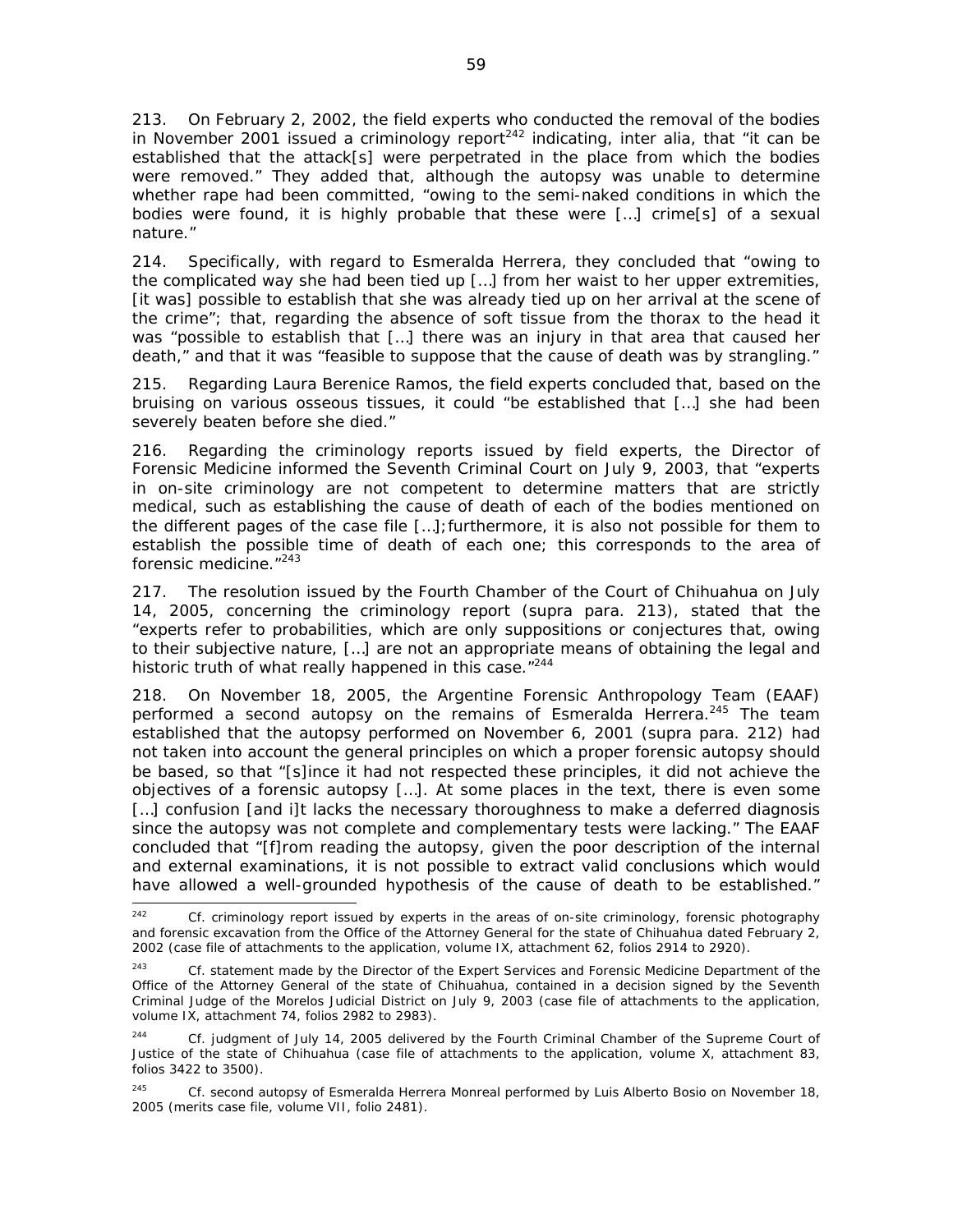213. On February 2, 2002, the field experts who conducted the removal of the bodies in November 2001 issued a criminology report[242] indicating, inter alia, that "it can be established that the attack[s] were perpetrated in the place from which the bodies were removed." They added that, although the autopsy was unable to determine whether rape had been committed, "owing to the semi-naked conditions in which the bodies were found, it is highly probable that these were […] crime[s] of a sexual nature."

214. Specifically, with regard to Esmeralda Herrera, they concluded that "owing to the complicated way she had been tied up […] from her waist to her upper extremities, [it was] possible to establish that she was already tied up on her arrival at the scene of the crime"; that, regarding the absence of soft tissue from the thorax to the head it was "possible to establish that […] there was an injury in that area that caused her death," and that it was "feasible to suppose that the cause of death was by strangling."

215. Regarding Laura Berenice Ramos, the field experts concluded that, based on the bruising on various osseous tissues, it could "be established that […] she had been severely beaten before she died."

216. Regarding the criminology reports issued by field experts, the Director of Forensic Medicine informed the Seventh Criminal Court on July 9, 2003, that "experts in on-site criminology are not competent to determine matters that are strictly medical, such as establishing the cause of death of each of the bodies mentioned on the different pages of the case file […];furthermore, it is also not possible for them to establish the possible time of death of each one; this corresponds to the area of forensic medicine."[243]

217. The resolution issued by the Fourth Chamber of the Court of Chihuahua on July 14, 2005, concerning the criminology report (*supra* para. 213), stated that the "experts refer to probabilities, which are only suppositions or conjectures that, owing to their subjective nature, […] are not an appropriate means of obtaining the legal and historic truth of what really happened in this case."[244]

218. On November 18, 2005, the Argentine Forensic Anthropology Team (EAAF) performed a second autopsy on the remains of Esmeralda Herrera.[245] The team established that the autopsy performed on November 6, 2001 (*supra* para. 212) had not taken into account the general principles on which a proper forensic autopsy should be based, so that "[s]ince it had not respected these principles, it did not achieve the objectives of a forensic autopsy […]. At some places in the text, there is even some […] confusion [and i]t lacks the necessary thoroughness to make a deferred diagnosis since the autopsy was not complete and complementary tests were lacking." The EAAF concluded that "[f]rom reading the autopsy, given the poor description of the internal and external examinations, it is not possible to extract valid conclusions which would have allowed a well-grounded hypothesis of the cause of death to be established."

---

[242] Cf. criminology report issued by experts in the areas of on-site criminology, forensic photography and forensic excavation from the Office of the Attorney General for the state of Chihuahua dated February 2, 2002 (case file of attachments to the application, volume IX, attachment 62, folios 2914 to 2920).

[243] Cf. statement made by the Director of the Expert Services and Forensic Medicine Department of the Office of the Attorney General of the state of Chihuahua, contained in a decision signed by the Seventh Criminal Judge of the Morelos Judicial District on July 9, 2003 (case file of attachments to the application, volume IX, attachment 74, folios 2982 to 2983).

[244] Cf. judgment of July 14, 2005 delivered by the Fourth Criminal Chamber of the Supreme Court of Justice of the state of Chihuahua (case file of attachments to the application, volume X, attachment 83, folios 3422 to 3500).

[245] Cf. second autopsy of Esmeralda Herrera Monreal performed by Luis Alberto Bosio on November 18, 2005 (merits case file, volume VII, folio 2481).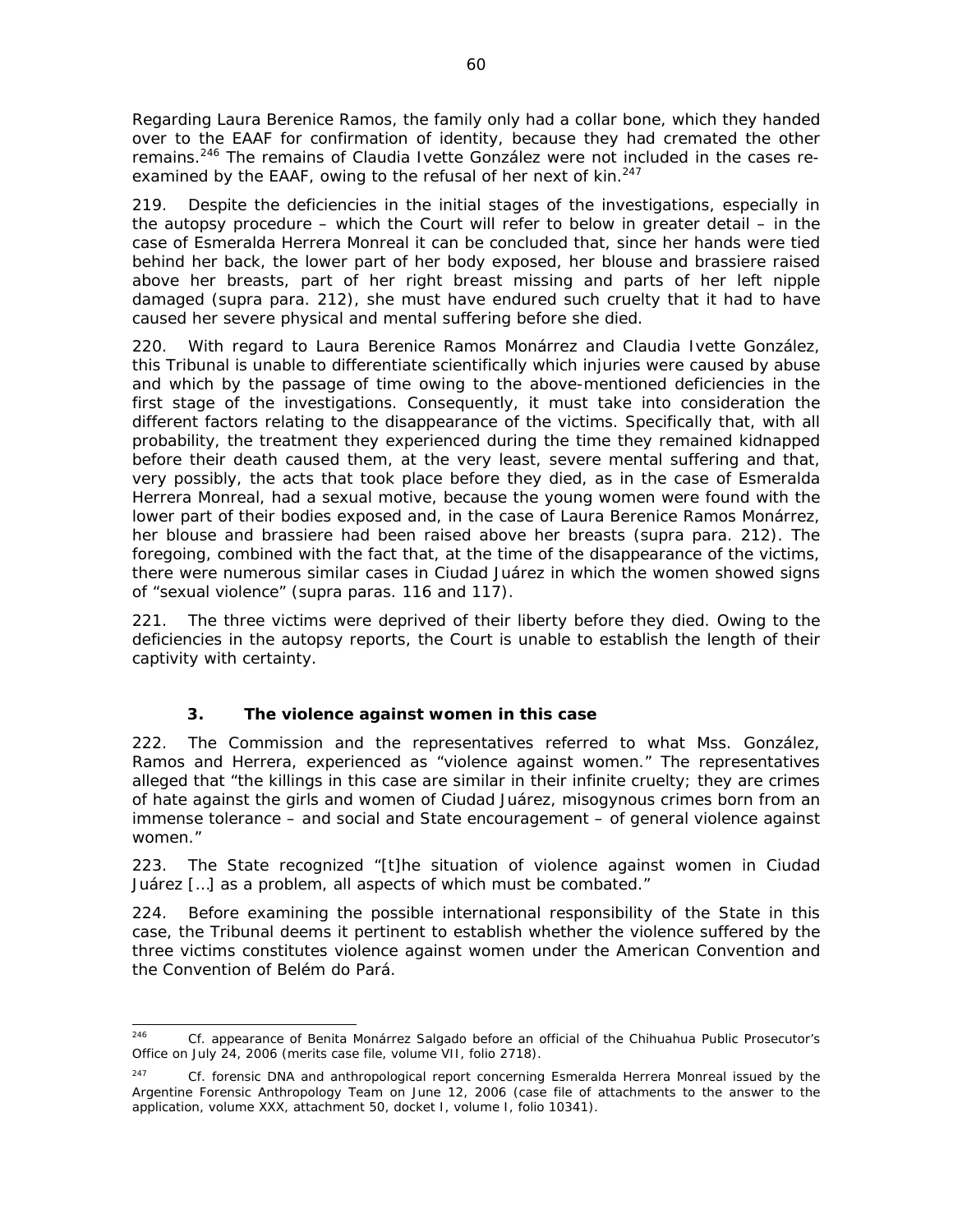Regarding Laura Berenice Ramos, the family only had a collar bone, which they handed over to the EAAF for confirmation of identity, because they had cremated the other remains.[246] The remains of Claudia Ivette González were not included in the cases re-examined by the EAAF, owing to the refusal of her next of kin.[247]

219. Despite the deficiencies in the initial stages of the investigations, especially in the autopsy procedure – which the Court will refer to below in greater detail – in the case of Esmeralda Herrera Monreal it can be concluded that, since her hands were tied behind her back, the lower part of her body exposed, her blouse and brassiere raised above her breasts, part of her right breast missing and parts of her left nipple damaged (*supra* para. 212), she must have endured such cruelty that it had to have caused her severe physical and mental suffering before she died.

220. With regard to Laura Berenice Ramos Monárrez and Claudia Ivette González, this Tribunal is unable to differentiate scientifically which injuries were caused by abuse and which by the passage of time owing to the above-mentioned deficiencies in the first stage of the investigations. Consequently, it must take into consideration the different factors relating to the disappearance of the victims. Specifically that, with all probability, the treatment they experienced during the time they remained kidnapped before their death caused them, at the very least, severe mental suffering and that, very possibly, the acts that took place before they died, as in the case of Esmeralda Herrera Monreal, had a sexual motive, because the young women were found with the lower part of their bodies exposed and, in the case of Laura Berenice Ramos Monárrez, her blouse and brassiere had been raised above her breasts (*supra* para. 212). The foregoing, combined with the fact that, at the time of the disappearance of the victims, there were numerous similar cases in Ciudad Juárez in which the women showed signs of "sexual violence" (*supra* paras. 116 and 117).

221. The three victims were deprived of their liberty before they died. Owing to the deficiencies in the autopsy reports, the Court is unable to establish the length of their captivity with certainty.

### 3. The violence against women in this case

222. The Commission and the representatives referred to what Mss. González, Ramos and Herrera, experienced as "violence against women." The representatives alleged that "the killings in this case are similar in their infinite cruelty; they are crimes of hate against the girls and women of Ciudad Juárez, misogynous crimes born from an immense tolerance – and social and State encouragement – of general violence against women."

223. The State recognized "[t]he situation of violence against women in Ciudad Juárez […] as a problem, all aspects of which must be combated."

224. Before examining the possible international responsibility of the State in this case, the Tribunal deems it pertinent to establish whether the violence suffered by the three victims constitutes violence against women under the American Convention and the Convention of Belém do Pará.

---

[246] *Cf.* appearance of Benita Monárrez Salgado before an official of the Chihuahua Public Prosecutor's Office on July 24, 2006 (merits case file, volume VII, folio 2718).

[247] *Cf.* forensic DNA and anthropological report concerning Esmeralda Herrera Monreal issued by the Argentine Forensic Anthropology Team on June 12, 2006 (case file of attachments to the answer to the application, volume XXX, attachment 50, docket I, volume I, folio 10341).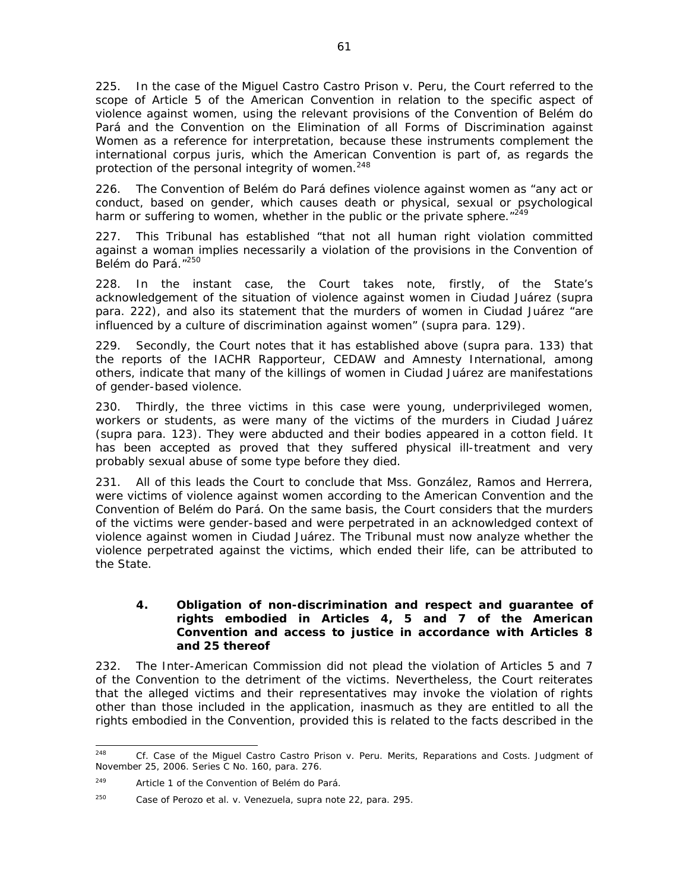225. In the case of the Miguel Castro Castro Prison v. Peru, the Court referred to the scope of Article 5 of the American Convention in relation to the specific aspect of violence against women, using the relevant provisions of the Convention of Belém do Pará and the Convention on the Elimination of all Forms of Discrimination against Women as a reference for interpretation, because these instruments complement the international corpus juris, which the American Convention is part of, as regards the protection of the personal integrity of women.[248]

226. The Convention of Belém do Pará defines violence against women as "any act or conduct, based on gender, which causes death or physical, sexual or psychological harm or suffering to women, whether in the public or the private sphere."[249]

227. This Tribunal has established "that not all human right violation committed against a woman implies necessarily a violation of the provisions in the Convention of Belém do Pará."[250]

228. In the instant case, the Court takes note, firstly, of the State's acknowledgement of the situation of violence against women in Ciudad Juárez (supra para. 222), and also its statement that the murders of women in Ciudad Juárez "are influenced by a culture of discrimination against women" (supra para. 129).

229. Secondly, the Court notes that it has established above (supra para. 133) that the reports of the IACHR Rapporteur, CEDAW and Amnesty International, among others, indicate that many of the killings of women in Ciudad Juárez are manifestations of gender-based violence.

230. Thirdly, the three victims in this case were young, underprivileged women, workers or students, as were many of the victims of the murders in Ciudad Juárez (supra para. 123). They were abducted and their bodies appeared in a cotton field. It has been accepted as proved that they suffered physical ill-treatment and very probably sexual abuse of some type before they died.

231. All of this leads the Court to conclude that Mss. González, Ramos and Herrera, were victims of violence against women according to the American Convention and the Convention of Belém do Pará. On the same basis, the Court considers that the murders of the victims were gender-based and were perpetrated in an acknowledged context of violence against women in Ciudad Juárez. The Tribunal must now analyze whether the violence perpetrated against the victims, which ended their life, can be attributed to the State.

#### 4. Obligation of non-discrimination and respect and guarantee of rights embodied in Articles 4, 5 and 7 of the American Convention and access to justice in accordance with Articles 8 and 25 thereof

232. The Inter-American Commission did not plead the violation of Articles 5 and 7 of the Convention to the detriment of the victims. Nevertheless, the Court reiterates that the alleged victims and their representatives may invoke the violation of rights other than those included in the application, inasmuch as they are entitled to all the rights embodied in the Convention, provided this is related to the facts described in the

---

[248] Cf. Case of the Miguel Castro Castro Prison v. Peru. Merits, Reparations and Costs. Judgment of November 25, 2006. Series C No. 160, para. 276.

[249] Article 1 of the Convention of Belém do Pará.

[250] Case of Perozo et al. v. Venezuela, supra note 22, para. 295.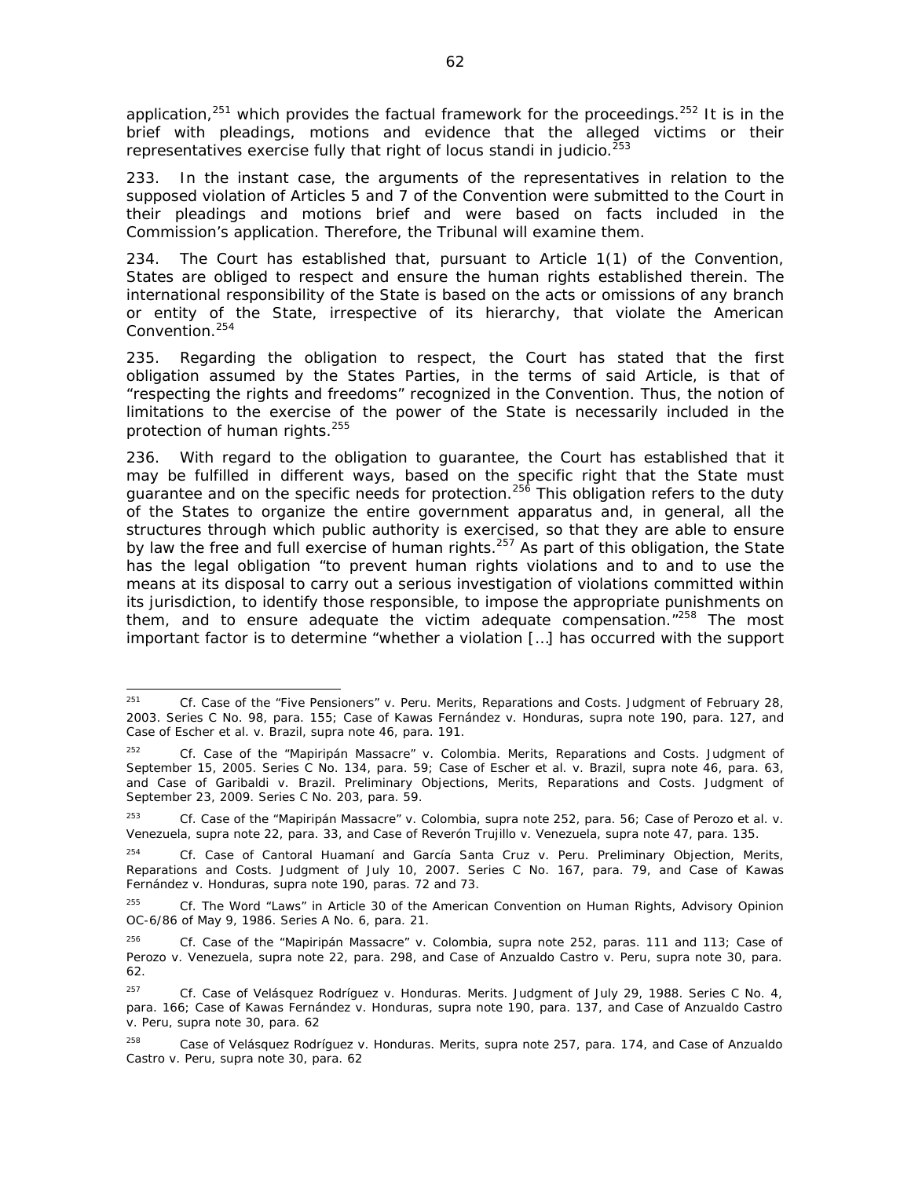application,[251] which provides the factual framework for the proceedings.[252] It is in the brief with pleadings, motions and evidence that the alleged victims or their representatives exercise fully that right of *locus standi in judicio*.[253]

233. In the instant case, the arguments of the representatives in relation to the supposed violation of Articles 5 and 7 of the Convention were submitted to the Court in their pleadings and motions brief and were based on facts included in the Commission's application. Therefore, the Tribunal will examine them.

234. The Court has established that, pursuant to Article 1(1) of the Convention, States are obliged to respect and ensure the human rights established therein. The international responsibility of the State is based on the acts or omissions of any branch or entity of the State, irrespective of its hierarchy, that violate the American Convention.[254]

235. Regarding the obligation to respect, the Court has stated that the first obligation assumed by the States Parties, in the terms of said Article, is that of "respecting the rights and freedoms" recognized in the Convention. Thus, the notion of limitations to the exercise of the power of the State is necessarily included in the protection of human rights.[255]

236. With regard to the obligation to guarantee, the Court has established that it may be fulfilled in different ways, based on the specific right that the State must guarantee and on the specific needs for protection.[256] This obligation refers to the duty of the States to organize the entire government apparatus and, in general, all the structures through which public authority is exercised, so that they are able to ensure by law the free and full exercise of human rights.[257] As part of this obligation, the State has the legal obligation "to prevent human rights violations and to and to use the means at its disposal to carry out a serious investigation of violations committed within its jurisdiction, to identify those responsible, to impose the appropriate punishments on them, and to ensure adequate the victim adequate compensation."[258] The most important factor is to determine "whether a violation […] has occurred with the support

---

[251] *Cf. Case of the "Five Pensioners" v. Peru. Merits, Reparations and Costs*. Judgment of February 28, 2003. Series C No. 98, para. 155; *Case of Kawas Fernández v. Honduras*, *supra* note 190, para. 127, and *Case of Escher et al. v. Brazil*, *supra* note 46, para. 191.

[252] *Cf. Case of the "Mapiripán Massacre" v. Colombia. Merits, Reparations and Costs*. Judgment of September 15, 2005. Series C No. 134, para. 59; *Case of Escher et al. v. Brazil*, *supra* note 46, para. 63, and *Case of Garibaldi v. Brazil. Preliminary Objections, Merits, Reparations and Costs*. Judgment of September 23, 2009. Series C No. 203, para. 59.

[253] *Cf. Case of the "Mapiripán Massacre" v. Colombia*, *supra* note 252, para. 56; *Case of Perozo et al. v. Venezuela*, *supra* note 22, para. 33, and *Case of Reverón Trujillo v. Venezuela*, *supra* note 47, para. 135.

[254] *Cf. Case of Cantoral Huamaní and García Santa Cruz v. Peru. Preliminary Objection, Merits, Reparations and Costs*. Judgment of July 10, 2007. Series C No. 167, para. 79, and *Case of Kawas Fernández v. Honduras*, *supra* note 190, paras. 72 and 73.

[255] *Cf. The Word "Laws" in Article 30 of the American Convention on Human Rights*, Advisory Opinion OC-6/86 of May 9, 1986. Series A No. 6, para. 21.

[256] *Cf. Case of the "Mapiripán Massacre" v. Colombia*, *supra* note 252, paras. 111 and 113; *Case of Perozo v. Venezuela*, *supra* note 22, para. 298, and *Case of Anzualdo Castro v. Peru*, *supra* note 30, para. 62.

[257] *Cf. Case of Velásquez Rodríguez v. Honduras. Merits*. Judgment of July 29, 1988. Series C No. 4, para. 166; *Case of Kawas Fernández v. Honduras*, *supra* note 190, para. 137, and *Case of Anzualdo Castro v. Peru*, *supra* note 30, para. 62

[258] *Case of Velásquez Rodríguez v. Honduras. Merits*, *supra* note 257, para. 174, and *Case of Anzualdo Castro v. Peru*, *supra* note 30, para. 62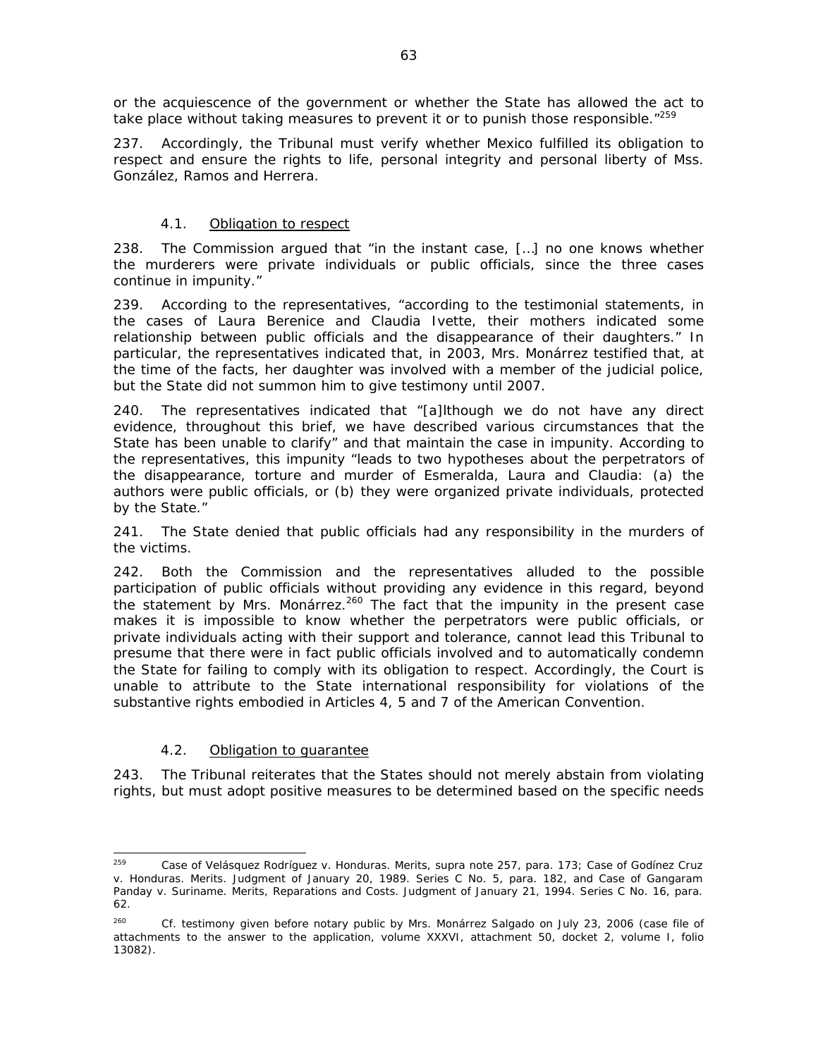or the acquiescence of the government or whether the State has allowed the act to take place without taking measures to prevent it or to punish those responsible."[259]

237. Accordingly, the Tribunal must verify whether Mexico fulfilled its obligation to respect and ensure the rights to life, personal integrity and personal liberty of Mss. González, Ramos and Herrera.

#### 4.1. Obligation to respect

238. The Commission argued that "in the instant case, […] no one knows whether the murderers were private individuals or public officials, since the three cases continue in impunity."

239. According to the representatives, "according to the testimonial statements, in the cases of Laura Berenice and Claudia Ivette, their mothers indicated some relationship between public officials and the disappearance of their daughters." In particular, the representatives indicated that, in 2003, Mrs. Monárrez testified that, at the time of the facts, her daughter was involved with a member of the judicial police, but the State did not summon him to give testimony until 2007.

240. The representatives indicated that "[a]lthough we do not have any direct evidence, throughout this brief, we have described various circumstances that the State has been unable to clarify" and that maintain the case in impunity. According to the representatives, this impunity "leads to two hypotheses about the perpetrators of the disappearance, torture and murder of Esmeralda, Laura and Claudia: (a) the authors were public officials, or (b) they were organized private individuals, protected by the State."

241. The State denied that public officials had any responsibility in the murders of the victims.

242. Both the Commission and the representatives alluded to the possible participation of public officials without providing any evidence in this regard, beyond the statement by Mrs. Monárrez.[260] The fact that the impunity in the present case makes it is impossible to know whether the perpetrators were public officials, or private individuals acting with their support and tolerance, cannot lead this Tribunal to presume that there were in fact public officials involved and to automatically condemn the State for failing to comply with its obligation to respect. Accordingly, the Court is unable to attribute to the State international responsibility for violations of the substantive rights embodied in Articles 4, 5 and 7 of the American Convention.

#### 4.2. Obligation to guarantee

243. The Tribunal reiterates that the States should not merely abstain from violating rights, but must adopt positive measures to be determined based on the specific needs

---

[259] *Case of Velásquez Rodríguez v. Honduras. Merits, supra* note 257, para. 173; *Case of Godínez Cruz v. Honduras. Merits.* Judgment of January 20, 1989. Series C No. 5, para. 182, and *Case of Gangaram Panday v. Suriname. Merits, Reparations and Costs.* Judgment of January 21, 1994. Series C No. 16, para. 62.

[260] *Cf.* testimony given before notary public by Mrs. Monárrez Salgado on July 23, 2006 (case file of attachments to the answer to the application, volume XXXVI, attachment 50, docket 2, volume I, folio 13082).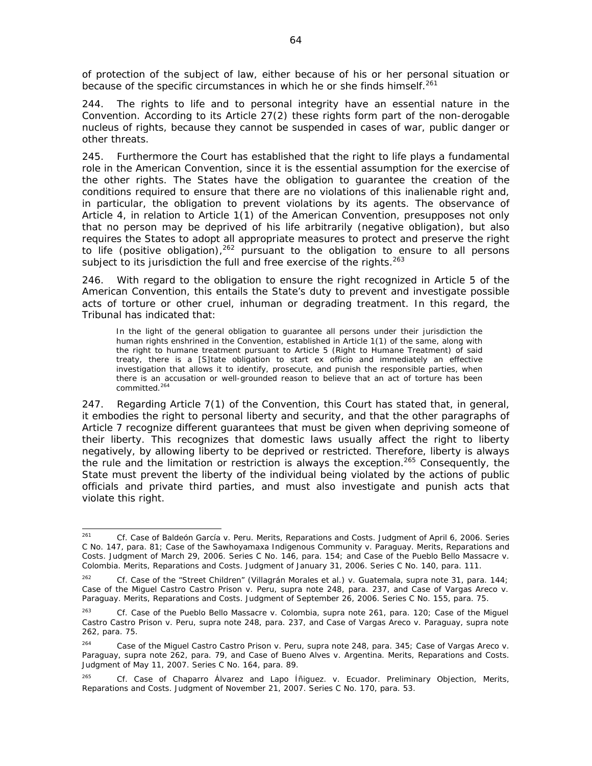of protection of the subject of law, either because of his or her personal situation or because of the specific circumstances in which he or she finds himself.[261]

244. The rights to life and to personal integrity have an essential nature in the Convention. According to its Article 27(2) these rights form part of the non-derogable nucleus of rights, because they cannot be suspended in cases of war, public danger or other threats.

245. Furthermore the Court has established that the right to life plays a fundamental role in the American Convention, since it is the essential assumption for the exercise of the other rights. The States have the obligation to guarantee the creation of the conditions required to ensure that there are no violations of this inalienable right and, in particular, the obligation to prevent violations by its agents. The observance of Article 4, in relation to Article 1(1) of the American Convention, presupposes not only that no person may be deprived of his life arbitrarily (negative obligation), but also requires the States to adopt all appropriate measures to protect and preserve the right to life (positive obligation),[262] pursuant to the obligation to ensure to all persons subject to its jurisdiction the full and free exercise of the rights.[263]

246. With regard to the obligation to ensure the right recognized in Article 5 of the American Convention, this entails the State's duty to prevent and investigate possible acts of torture or other cruel, inhuman or degrading treatment. In this regard, the Tribunal has indicated that:

> In the light of the general obligation to guarantee all persons under their jurisdiction the human rights enshrined in the Convention, established in Article 1(1) of the same, along with the right to humane treatment pursuant to Article 5 (Right to Humane Treatment) of said treaty, there is a [S]tate obligation to start ex officio and immediately an effective investigation that allows it to identify, prosecute, and punish the responsible parties, when there is an accusation or well-grounded reason to believe that an act of torture has been committed.[264]

247. Regarding Article 7(1) of the Convention, this Court has stated that, in general, it embodies the right to personal liberty and security, and that the other paragraphs of Article 7 recognize different guarantees that must be given when depriving someone of their liberty. This recognizes that domestic laws usually affect the right to liberty negatively, by allowing liberty to be deprived or restricted. Therefore, liberty is always the rule and the limitation or restriction is always the exception.[265] Consequently, the State must prevent the liberty of the individual being violated by the actions of public officials and private third parties, and must also investigate and punish acts that violate this right.

---

[261] *Cf. Case of Baldeón García v. Peru. Merits, Reparations and Costs.* Judgment of April 6, 2006. Series C No. 147, para. 81; *Case of the Sawhoyamaxa Indigenous Community v. Paraguay. Merits, Reparations and Costs.* Judgment of March 29, 2006. Series C No. 146, para. 154; and *Case of the Pueblo Bello Massacre v. Colombia. Merits, Reparations and Costs.* Judgment of January 31, 2006. Series C No. 140, para. 111.

[262] *Cf. Case of the "Street Children" (Villagrán Morales et al.) v. Guatemala, supra* note 31, para. 144; *Case of the Miguel Castro Castro Prison v. Peru, supra* note 248, para. 237, and *Case of Vargas Areco v. Paraguay. Merits, Reparations and Costs.* Judgment of September 26, 2006. Series C No. 155, para. 75.

[263] *Cf. Case of the Pueblo Bello Massacre v. Colombia, supra* note 261, para. 120; *Case of the Miguel Castro Castro Prison v. Peru, supra* note 248, para. 237, and *Case of Vargas Areco v. Paraguay, supra* note 262, para. 75.

[264] *Case of the Miguel Castro Castro Prison v. Peru, supra* note 248, para. 345; *Case of Vargas Areco v. Paraguay, supra* note 262, para. 79, and *Case of Bueno Alves v. Argentina. Merits, Reparations and Costs.* Judgment of May 11, 2007. Series C No. 164, para. 89.

[265] *Cf. Case of Chaparro Álvarez and Lapo Íñiguez. v. Ecuador. Preliminary Objection, Merits, Reparations and Costs.* Judgment of November 21, 2007. Series C No. 170, para. 53.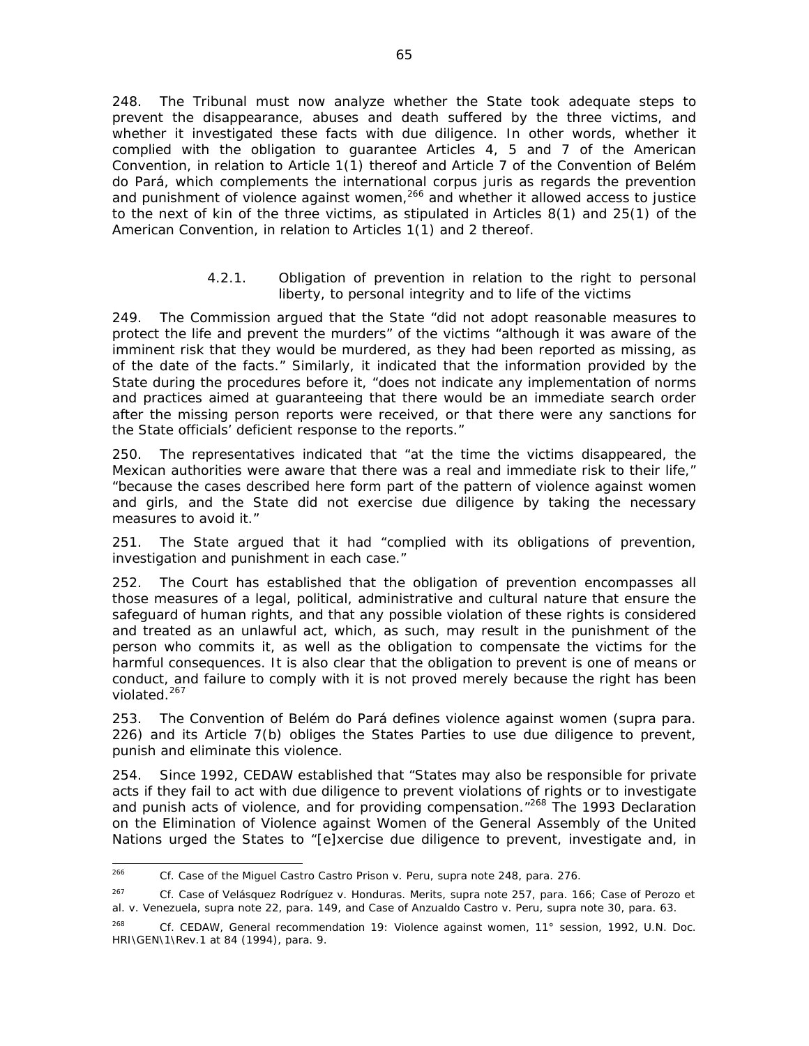248. The Tribunal must now analyze whether the State took adequate steps to prevent the disappearance, abuses and death suffered by the three victims, and whether it investigated these facts with due diligence. In other words, whether it complied with the obligation to guarantee Articles 4, 5 and 7 of the American Convention, in relation to Article 1(1) thereof and Article 7 of the Convention of Belém do Pará, which complements the international *corpus juris* as regards the prevention and punishment of violence against women,[266] and whether it allowed access to justice to the next of kin of the three victims, as stipulated in Articles 8(1) and 25(1) of the American Convention, in relation to Articles 1(1) and 2 thereof.

#### 4.2.1. Obligation of prevention in relation to the right to personal liberty, to personal integrity and to life of the victims

249. The Commission argued that the State "did not adopt reasonable measures to protect the life and prevent the murders" of the victims "although it was aware of the imminent risk that they would be murdered, as they had been reported as missing, as of the date of the facts." Similarly, it indicated that the information provided by the State during the procedures before it, "does not indicate any implementation of norms and practices aimed at guaranteeing that there would be an immediate search order after the missing person reports were received, or that there were any sanctions for the State officials' deficient response to the reports."

250. The representatives indicated that "at the time the victims disappeared, the Mexican authorities were aware that there was a real and immediate risk to their life," "because the cases described here form part of the pattern of violence against women and girls, and the State did not exercise due diligence by taking the necessary measures to avoid it."

251. The State argued that it had "complied with its obligations of prevention, investigation and punishment in each case."

252. The Court has established that the obligation of prevention encompasses all those measures of a legal, political, administrative and cultural nature that ensure the safeguard of human rights, and that any possible violation of these rights is considered and treated as an unlawful act, which, as such, may result in the punishment of the person who commits it, as well as the obligation to compensate the victims for the harmful consequences. It is also clear that the obligation to prevent is one of means or conduct, and failure to comply with it is not proved merely because the right has been violated.[267]

253. The Convention of Belém do Pará defines violence against women (*supra* para. 226) and its Article 7(b) obliges the States Parties to use due diligence to prevent, punish and eliminate this violence.

254. Since 1992, CEDAW established that "States may also be responsible for private acts if they fail to act with due diligence to prevent violations of rights or to investigate and punish acts of violence, and for providing compensation."[268] The 1993 Declaration on the Elimination of Violence against Women of the General Assembly of the United Nations urged the States to "[e]xercise due diligence to prevent, investigate and, in

---

[266] Cf. *Case of the Miguel Castro Castro Prison v. Peru*, *supra* note 248, para. 276.

[267] Cf. *Case of Velásquez Rodríguez v. Honduras. Merits*, *supra* note 257, para. 166; *Case of Perozo et al. v. Venezuela*, *supra* note 22, para. 149, and *Case of Anzualdo Castro v. Peru*, *supra* note 30, para. 63.

[268] Cf. CEDAW, General recommendation 19: Violence against women, 11° session, 1992, U.N. Doc. HRI\GEN\1\Rev.1 at 84 (1994), para. 9.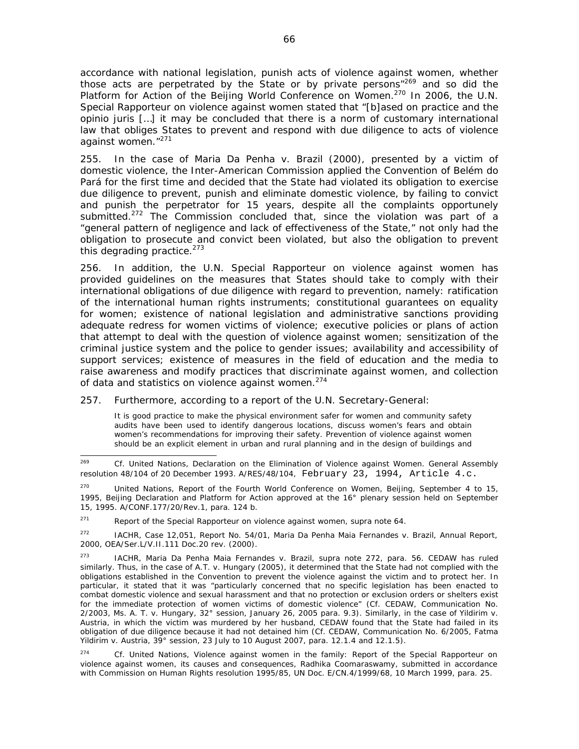accordance with national legislation, punish acts of violence against women, whether those acts are perpetrated by the State or by private persons"[269] and so did the Platform for Action of the Beijing World Conference on Women.[270] In 2006, the U.N. Special Rapporteur on violence against women stated that "[b]ased on practice and the *opinio juris* […] it may be concluded that there is a norm of customary international law that obliges States to prevent and respond with due diligence to acts of violence against women."[271]

255. In the case of *Maria Da Penha v. Brazil* (2000), presented by a victim of domestic violence, the Inter-American Commission applied the Convention of Belém do Pará for the first time and decided that the State had violated its obligation to exercise due diligence to prevent, punish and eliminate domestic violence, by failing to convict and punish the perpetrator for 15 years, despite all the complaints opportunely submitted.[272] The Commission concluded that, since the violation was part of a "general pattern of negligence and lack of effectiveness of the State," not only had the obligation to prosecute and convict been violated, but also the obligation to prevent this degrading practice.[273]

256. In addition, the U.N. Special Rapporteur on violence against women has provided guidelines on the measures that States should take to comply with their international obligations of due diligence with regard to prevention, namely: ratification of the international human rights instruments; constitutional guarantees on equality for women; existence of national legislation and administrative sanctions providing adequate redress for women victims of violence; executive policies or plans of action that attempt to deal with the question of violence against women; sensitization of the criminal justice system and the police to gender issues; availability and accessibility of support services; existence of measures in the field of education and the media to raise awareness and modify practices that discriminate against women, and collection of data and statistics on violence against women.[274]

257. Furthermore, according to a report of the U.N. Secretary-General:

> It is good practice to make the physical environment safer for women and community safety audits have been used to identify dangerous locations, discuss women's fears and obtain women's recommendations for improving their safety. Prevention of violence against women should be an explicit element in urban and rural planning and in the design of buildings and

---

[269] *Cf.* United Nations, Declaration on the Elimination of Violence against Women. General Assembly resolution 48/104 of 20 December 1993. A/RES/48/104, February 23, 1994, Article 4.c.

[270] United Nations, Report of the Fourth World Conference on Women, Beijing, September 4 to 15, 1995, Beijing Declaration and Platform for Action approved at the 16° plenary session held on September 15, 1995. A/CONF.177/20/Rev.1, para. 124 b.

[271] Report of the Special Rapporteur on violence against women, *supra* note 64.

[272] IACHR, Case 12,051, Report No. 54/01, *Maria Da Penha Maia Fernandes v. Brazil*, Annual Report, 2000, OEA/Ser.L/V.II.111 Doc.20 rev. (2000).

[273] IACHR, *Maria Da Penha Maia Fernandes v. Brazil*, *supra* note 272, para. 56. CEDAW has ruled similarly. Thus, in the case of *A.T. v. Hungary* (2005), it determined that the State had not complied with the obligations established in the Convention to prevent the violence against the victim and to protect her. In particular, it stated that it was "particularly concerned that no specific legislation has been enacted to combat domestic violence and sexual harassment and that no protection or exclusion orders or shelters exist for the immediate protection of women victims of domestic violence" (*Cf.* CEDAW, Communication No. 2/2003, *Ms. A. T. v. Hungary*, 32° session, January 26, 2005 para. 9.3). Similarly, in the case of *Yildirim v. Austria*, in which the victim was murdered by her husband, CEDAW found that the State had failed in its obligation of due diligence because it had not detained him (*Cf.* CEDAW, Communication No. 6/2005, *Fatma Yildirim v. Austria*, 39° session, 23 July to 10 August 2007, para. 12.1.4 and 12.1.5).

[274] *Cf.* United Nations, Violence against women in the family: Report of the Special Rapporteur on violence against women, its causes and consequences, Radhika Coomaraswamy, submitted in accordance with Commission on Human Rights resolution 1995/85, UN Doc. E/CN.4/1999/68, 10 March 1999, para. 25.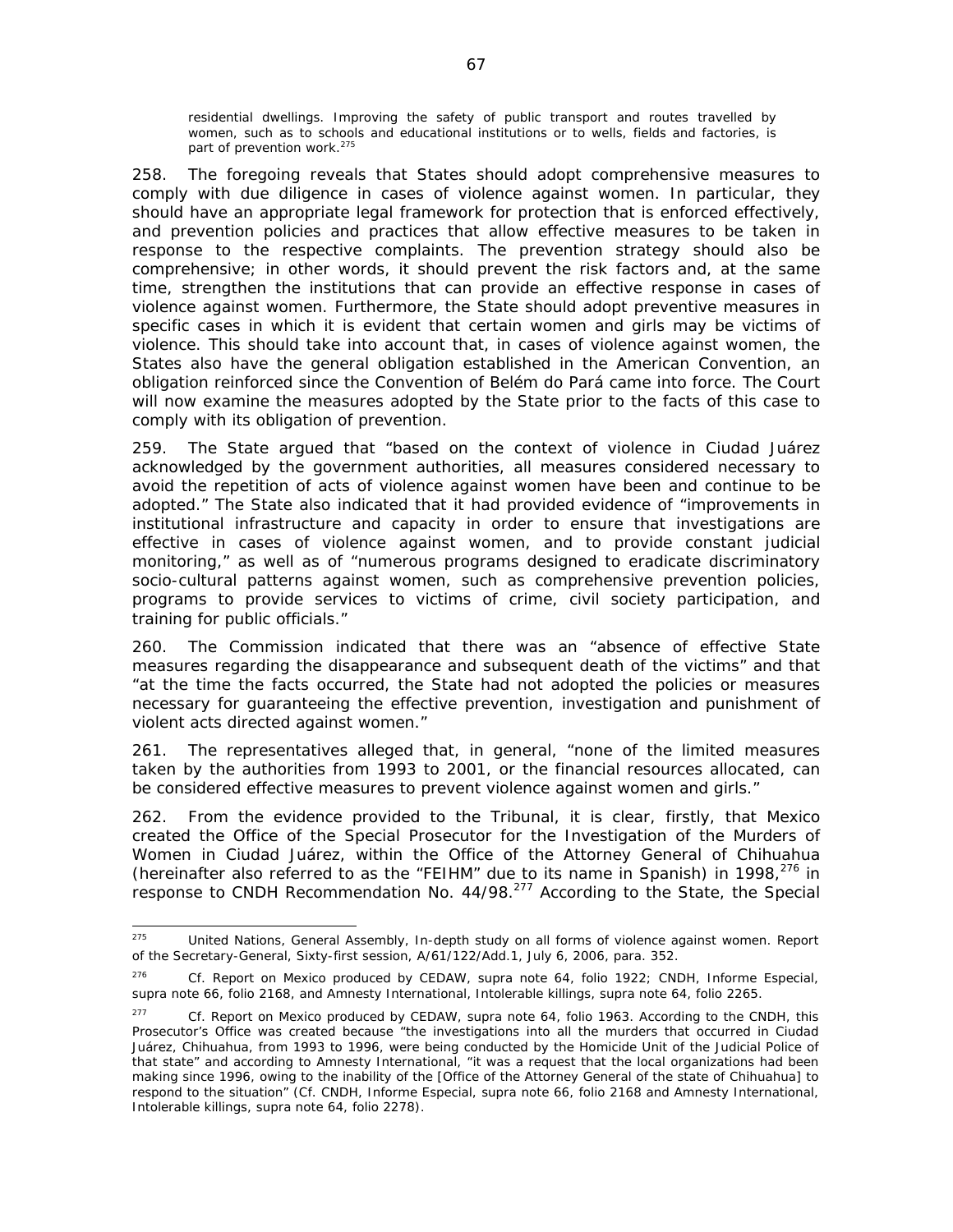> residential dwellings. Improving the safety of public transport and routes travelled by women, such as to schools and educational institutions or to wells, fields and factories, is part of prevention work.[275]

258. The foregoing reveals that States should adopt comprehensive measures to comply with due diligence in cases of violence against women. In particular, they should have an appropriate legal framework for protection that is enforced effectively, and prevention policies and practices that allow effective measures to be taken in response to the respective complaints. The prevention strategy should also be comprehensive; in other words, it should prevent the risk factors and, at the same time, strengthen the institutions that can provide an effective response in cases of violence against women. Furthermore, the State should adopt preventive measures in specific cases in which it is evident that certain women and girls may be victims of violence. This should take into account that, in cases of violence against women, the States also have the general obligation established in the American Convention, an obligation reinforced since the Convention of Belém do Pará came into force. The Court will now examine the measures adopted by the State prior to the facts of this case to comply with its obligation of prevention.

259. The State argued that "based on the context of violence in Ciudad Juárez acknowledged by the government authorities, all measures considered necessary to avoid the repetition of acts of violence against women have been and continue to be adopted." The State also indicated that it had provided evidence of "improvements in institutional infrastructure and capacity in order to ensure that investigations are effective in cases of violence against women, and to provide constant judicial monitoring," as well as of "numerous programs designed to eradicate discriminatory socio-cultural patterns against women, such as comprehensive prevention policies, programs to provide services to victims of crime, civil society participation, and training for public officials."

260. The Commission indicated that there was an "absence of effective State measures regarding the disappearance and subsequent death of the victims" and that "at the time the facts occurred, the State had not adopted the policies or measures necessary for guaranteeing the effective prevention, investigation and punishment of violent acts directed against women."

261. The representatives alleged that, in general, "none of the limited measures taken by the authorities from 1993 to 2001, or the financial resources allocated, can be considered effective measures to prevent violence against women and girls."

262. From the evidence provided to the Tribunal, it is clear, firstly, that Mexico created the Office of the Special Prosecutor for the Investigation of the Murders of Women in Ciudad Juárez, within the Office of the Attorney General of Chihuahua (hereinafter also referred to as the "FEIHM" due to its name in Spanish) in 1998,[276] in response to CNDH Recommendation No. 44/98.[277] According to the State, the Special

---

[275] United Nations, General Assembly, In-depth study on all forms of violence against women. Report of the Secretary-General, Sixty-first session, A/61/122/Add.1, July 6, 2006, para. 352.

[276] Cf. Report on Mexico produced by CEDAW, *supra* note 64, folio 1922; CNDH, Informe Especial, *supra* note 66, folio 2168, and Amnesty International, Intolerable killings, *supra* note 64, folio 2265.

[277] Cf. Report on Mexico produced by CEDAW, *supra* note 64, folio 1963. According to the CNDH, this Prosecutor's Office was created because "the investigations into all the murders that occurred in Ciudad Juárez, Chihuahua, from 1993 to 1996, were being conducted by the Homicide Unit of the Judicial Police of that state" and according to Amnesty International, "it was a request that the local organizations had been making since 1996, owing to the inability of the [Office of the Attorney General of the state of Chihuahua] to respond to the situation" (Cf. CNDH, Informe Especial, *supra* note 66, folio 2168 and Amnesty International, Intolerable killings, *supra* note 64, folio 2278).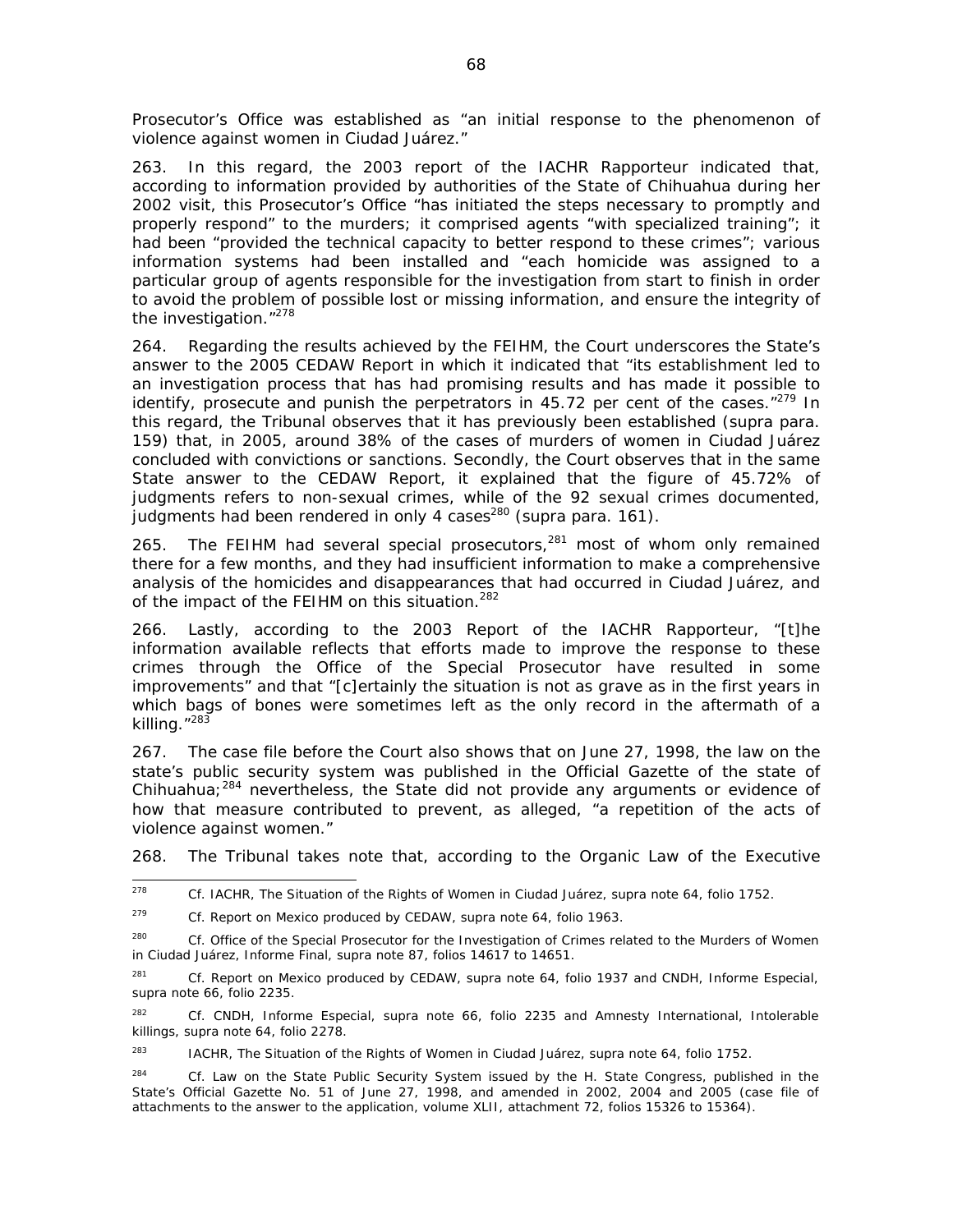Prosecutor's Office was established as "an initial response to the phenomenon of violence against women in Ciudad Juárez."

263. In this regard, the 2003 report of the IACHR Rapporteur indicated that, according to information provided by authorities of the State of Chihuahua during her 2002 visit, this Prosecutor's Office "has initiated the steps necessary to promptly and properly respond" to the murders; it comprised agents "with specialized training"; it had been "provided the technical capacity to better respond to these crimes"; various information systems had been installed and "each homicide was assigned to a particular group of agents responsible for the investigation from start to finish in order to avoid the problem of possible lost or missing information, and ensure the integrity of the investigation."[278]

264. Regarding the results achieved by the FEIHM, the Court underscores the State's answer to the 2005 CEDAW Report in which it indicated that "its establishment led to an investigation process that has had promising results and has made it possible to identify, prosecute and punish the perpetrators in 45.72 per cent of the cases."[279] In this regard, the Tribunal observes that it has previously been established (*supra* para. 159) that, in 2005, around 38% of the cases of murders of women in Ciudad Juárez concluded with convictions or sanctions. Secondly, the Court observes that in the same State answer to the CEDAW Report, it explained that the figure of 45.72% of judgments refers to non-sexual crimes, while of the 92 sexual crimes documented, judgments had been rendered in only 4 cases[280] (*supra* para. 161).

265. The FEIHM had several special prosecutors,[281] most of whom only remained there for a few months, and they had insufficient information to make a comprehensive analysis of the homicides and disappearances that had occurred in Ciudad Juárez, and of the impact of the FEIHM on this situation.[282]

266. Lastly, according to the 2003 Report of the IACHR Rapporteur, "[t]he information available reflects that efforts made to improve the response to these crimes through the Office of the Special Prosecutor have resulted in some improvements" and that "[c]ertainly the situation is not as grave as in the first years in which bags of bones were sometimes left as the only record in the aftermath of a killing."[283]

267. The case file before the Court also shows that on June 27, 1998, the law on the state's public security system was published in the Official Gazette of the state of Chihuahua;[284] nevertheless, the State did not provide any arguments or evidence of how that measure contributed to prevent, as alleged, "a repetition of the acts of violence against women."

268. The Tribunal takes note that, according to the Organic Law of the Executive

---

[278] *Cf.* IACHR, The Situation of the Rights of Women in Ciudad Juárez, *supra* note 64, folio 1752.

[279] *Cf.* Report on Mexico produced by CEDAW, *supra* note 64, folio 1963.

[280] *Cf.* Office of the Special Prosecutor for the Investigation of Crimes related to the Murders of Women in Ciudad Juárez, Informe Final, *supra* note 87, folios 14617 to 14651.

[281] *Cf.* Report on Mexico produced by CEDAW, *supra* note 64, folio 1937 and CNDH, Informe Especial, *supra* note 66, folio 2235.

[282] *Cf.* CNDH, Informe Especial, *supra* note 66, folio 2235 and Amnesty International, Intolerable killings, *supra* note 64, folio 2278.

[283] IACHR, The Situation of the Rights of Women in Ciudad Juárez, *supra* note 64, folio 1752.

[284] *Cf.* Law on the State Public Security System issued by the H. State Congress, published in the State's Official Gazette No. 51 of June 27, 1998, and amended in 2002, 2004 and 2005 (case file of attachments to the answer to the application, volume XLII, attachment 72, folios 15326 to 15364).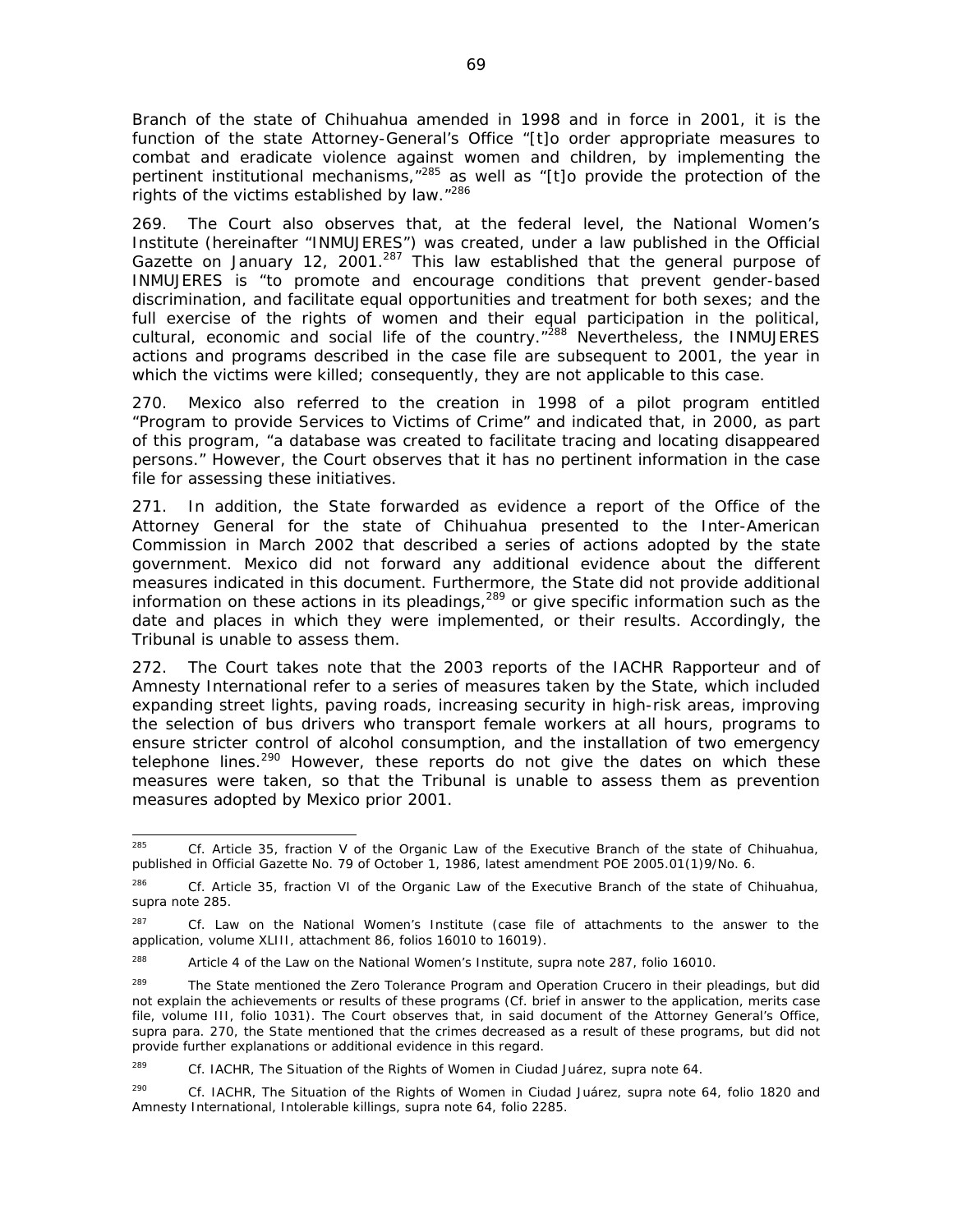Branch of the state of Chihuahua amended in 1998 and in force in 2001, it is the function of the state Attorney-General's Office "[t]o order appropriate measures to combat and eradicate violence against women and children, by implementing the pertinent institutional mechanisms,"[285] as well as "[t]o provide the protection of the rights of the victims established by law."[286]

269. The Court also observes that, at the federal level, the National Women's Institute (hereinafter "INMUJERES") was created, under a law published in the Official Gazette on January 12, 2001.[287] This law established that the general purpose of INMUJERES is "to promote and encourage conditions that prevent gender-based discrimination, and facilitate equal opportunities and treatment for both sexes; and the full exercise of the rights of women and their equal participation in the political, cultural, economic and social life of the country."[288] Nevertheless, the INMUJERES actions and programs described in the case file are subsequent to 2001, the year in which the victims were killed; consequently, they are not applicable to this case.

270. Mexico also referred to the creation in 1998 of a pilot program entitled "Program to provide Services to Victims of Crime" and indicated that, in 2000, as part of this program, "a database was created to facilitate tracing and locating disappeared persons." However, the Court observes that it has no pertinent information in the case file for assessing these initiatives.

271. In addition, the State forwarded as evidence a report of the Office of the Attorney General for the state of Chihuahua presented to the Inter-American Commission in March 2002 that described a series of actions adopted by the state government. Mexico did not forward any additional evidence about the different measures indicated in this document. Furthermore, the State did not provide additional information on these actions in its pleadings,[289] or give specific information such as the date and places in which they were implemented, or their results. Accordingly, the Tribunal is unable to assess them.

272. The Court takes note that the 2003 reports of the IACHR Rapporteur and of Amnesty International refer to a series of measures taken by the State, which included expanding street lights, paving roads, increasing security in high-risk areas, improving the selection of bus drivers who transport female workers at all hours, programs to ensure stricter control of alcohol consumption, and the installation of two emergency telephone lines.[290] However, these reports do not give the dates on which these measures were taken, so that the Tribunal is unable to assess them as prevention measures adopted by Mexico prior 2001.

---

[285] Cf. Article 35, fraction V of the Organic Law of the Executive Branch of the state of Chihuahua, published in Official Gazette No. 79 of October 1, 1986, latest amendment POE 2005.01(1)9/No. 6.

[286] Cf. Article 35, fraction VI of the Organic Law of the Executive Branch of the state of Chihuahua, supra note 285.

[287] Cf. Law on the National Women's Institute (case file of attachments to the answer to the application, volume XLIII, attachment 86, folios 16010 to 16019).

[288] Article 4 of the Law on the National Women's Institute, supra note 287, folio 16010.

[289] The State mentioned the Zero Tolerance Program and Operation Crucero in their pleadings, but did not explain the achievements or results of these programs (Cf. brief in answer to the application, merits case file, volume III, folio 1031). The Court observes that, in said document of the Attorney General's Office, supra para. 270, the State mentioned that the crimes decreased as a result of these programs, but did not provide further explanations or additional evidence in this regard.

[289] Cf. IACHR, *The Situation of the Rights of Women in Ciudad Juárez*, supra note 64.

[290] Cf. IACHR, *The Situation of the Rights of Women in Ciudad Juárez*, supra note 64, folio 1820 and Amnesty International, *Intolerable killings*, supra note 64, folio 2285.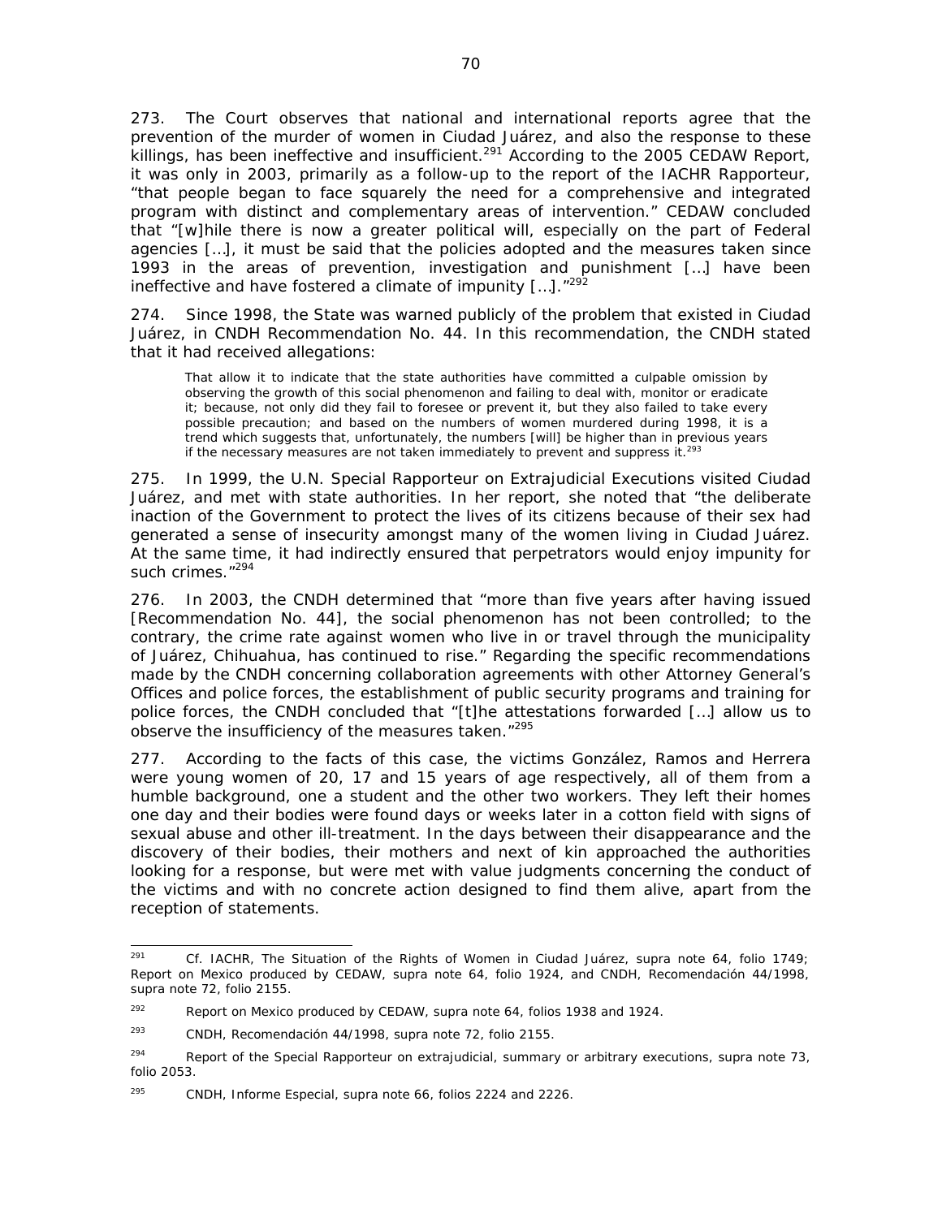273. The Court observes that national and international reports agree that the prevention of the murder of women in Ciudad Juárez, and also the response to these killings, has been ineffective and insufficient.[291] According to the 2005 CEDAW Report, it was only in 2003, primarily as a follow-up to the report of the IACHR Rapporteur, "that people began to face squarely the need for a comprehensive and integrated program with distinct and complementary areas of intervention." CEDAW concluded that "[w]hile there is now a greater political will, especially on the part of Federal agencies […], it must be said that the policies adopted and the measures taken since 1993 in the areas of prevention, investigation and punishment […] have been ineffective and have fostered a climate of impunity […]."[292]

274. Since 1998, the State was warned publicly of the problem that existed in Ciudad Juárez, in CNDH Recommendation No. 44. In this recommendation, the CNDH stated that it had received allegations:

> That allow it to indicate that the state authorities have committed a culpable omission by observing the growth of this social phenomenon and failing to deal with, monitor or eradicate it; because, not only did they fail to foresee or prevent it, but they also failed to take every possible precaution; and based on the numbers of women murdered during 1998, it is a trend which suggests that, unfortunately, the numbers [will] be higher than in previous years if the necessary measures are not taken immediately to prevent and suppress it.[293]

275. In 1999, the U.N. Special Rapporteur on Extrajudicial Executions visited Ciudad Juárez, and met with state authorities. In her report, she noted that "the deliberate inaction of the Government to protect the lives of its citizens because of their sex had generated a sense of insecurity amongst many of the women living in Ciudad Juárez. At the same time, it had indirectly ensured that perpetrators would enjoy impunity for such crimes."[294]

276. In 2003, the CNDH determined that "more than five years after having issued [Recommendation No. 44], the social phenomenon has not been controlled; to the contrary, the crime rate against women who live in or travel through the municipality of Juárez, Chihuahua, has continued to rise." Regarding the specific recommendations made by the CNDH concerning collaboration agreements with other Attorney General's Offices and police forces, the establishment of public security programs and training for police forces, the CNDH concluded that "[t]he attestations forwarded […] allow us to observe the insufficiency of the measures taken."[295]

277. According to the facts of this case, the victims González, Ramos and Herrera were young women of 20, 17 and 15 years of age respectively, all of them from a humble background, one a student and the other two workers. They left their homes one day and their bodies were found days or weeks later in a cotton field with signs of sexual abuse and other ill-treatment. In the days between their disappearance and the discovery of their bodies, their mothers and next of kin approached the authorities looking for a response, but were met with value judgments concerning the conduct of the victims and with no concrete action designed to find them alive, apart from the reception of statements.

---

[291] Cf. IACHR, The Situation of the Rights of Women in Ciudad Juárez, supra note 64, folio 1749; Report on Mexico produced by CEDAW, supra note 64, folio 1924, and CNDH, Recomendación 44/1998, supra note 72, folio 2155.

[292] Report on Mexico produced by CEDAW, supra note 64, folios 1938 and 1924.

[293] CNDH, Recomendación 44/1998, supra note 72, folio 2155.

[294] Report of the Special Rapporteur on extrajudicial, summary or arbitrary executions, supra note 73, folio 2053.

[295] CNDH, Informe Especial, supra note 66, folios 2224 and 2226.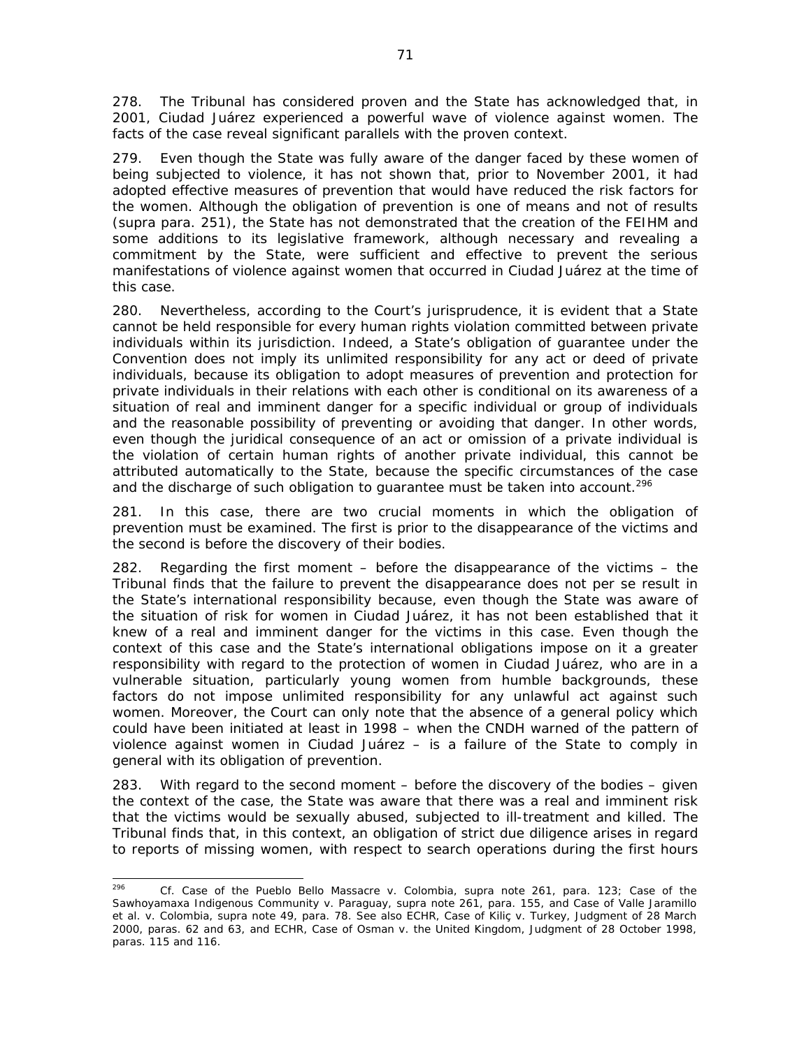278. The Tribunal has considered proven and the State has acknowledged that, in 2001, Ciudad Juárez experienced a powerful wave of violence against women. The facts of the case reveal significant parallels with the proven context.

279. Even though the State was fully aware of the danger faced by these women of being subjected to violence, it has not shown that, prior to November 2001, it had adopted effective measures of prevention that would have reduced the risk factors for the women. Although the obligation of prevention is one of means and not of results (*supra* para. 251), the State has not demonstrated that the creation of the FEIHM and some additions to its legislative framework, although necessary and revealing a commitment by the State, were sufficient and effective to prevent the serious manifestations of violence against women that occurred in Ciudad Juárez at the time of this case.

280. Nevertheless, according to the Court's jurisprudence, it is evident that a State cannot be held responsible for every human rights violation committed between private individuals within its jurisdiction. Indeed, a State's obligation of guarantee under the Convention does not imply its unlimited responsibility for any act or deed of private individuals, because its obligation to adopt measures of prevention and protection for private individuals in their relations with each other is conditional on its awareness of a situation of real and imminent danger for a specific individual or group of individuals and the reasonable possibility of preventing or avoiding that danger. In other words, even though the juridical consequence of an act or omission of a private individual is the violation of certain human rights of another private individual, this cannot be attributed automatically to the State, because the specific circumstances of the case and the discharge of such obligation to guarantee must be taken into account.[296]

281. In this case, there are two crucial moments in which the obligation of prevention must be examined. The first is prior to the disappearance of the victims and the second is before the discovery of their bodies.

282. Regarding the first moment – before the disappearance of the victims – the Tribunal finds that the failure to prevent the disappearance does not *per se* result in the State's international responsibility because, even though the State was aware of the situation of risk for women in Ciudad Juárez, it has not been established that it knew of a real and imminent danger for the victims in this case. Even though the context of this case and the State's international obligations impose on it a greater responsibility with regard to the protection of women in Ciudad Juárez, who are in a vulnerable situation, particularly young women from humble backgrounds, these factors do not impose unlimited responsibility for any unlawful act against such women. Moreover, the Court can only note that the absence of a general policy which could have been initiated at least in 1998 – when the CNDH warned of the pattern of violence against women in Ciudad Juárez – is a failure of the State to comply in general with its obligation of prevention.

283. With regard to the second moment – before the discovery of the bodies – given the context of the case, the State was aware that there was a real and imminent risk that the victims would be sexually abused, subjected to ill-treatment and killed. The Tribunal finds that, in this context, an obligation of strict due diligence arises in regard to reports of missing women, with respect to search operations during the first hours

---

[296] *Cf. Case of the Pueblo Bello Massacre v. Colombia*, *supra* note 261, para. 123; *Case of the Sawhoyamaxa Indigenous Community v. Paraguay*, *supra* note 261, para. 155, and *Case of Valle Jaramillo et al. v. Colombia*, *supra* note 49, para. 78. See also ECHR, *Case of Kiliç v. Turkey*, Judgment of 28 March 2000, paras. 62 and 63, and ECHR, *Case of Osman v. the United Kingdom*, Judgment of 28 October 1998, paras. 115 and 116.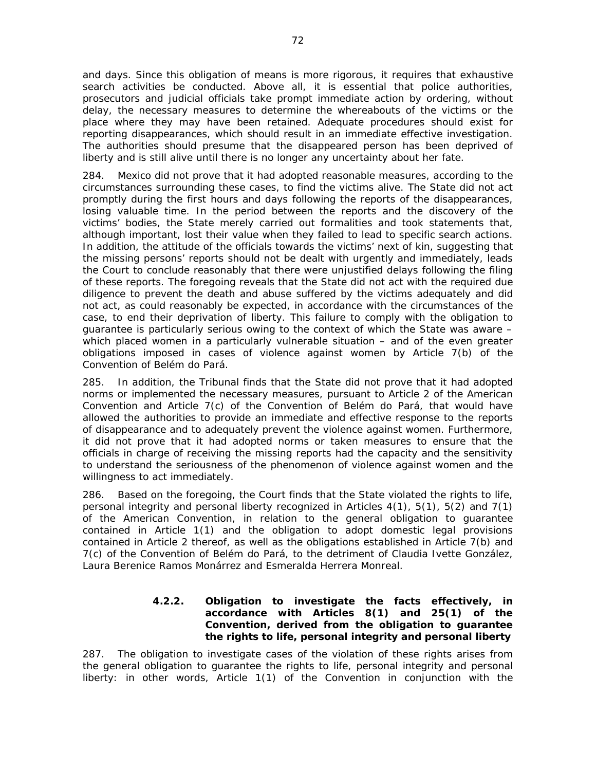and days. Since this obligation of means is more rigorous, it requires that exhaustive search activities be conducted. Above all, it is essential that police authorities, prosecutors and judicial officials take prompt immediate action by ordering, without delay, the necessary measures to determine the whereabouts of the victims or the place where they may have been retained. Adequate procedures should exist for reporting disappearances, which should result in an immediate effective investigation. The authorities should presume that the disappeared person has been deprived of liberty and is still alive until there is no longer any uncertainty about her fate.

284. Mexico did not prove that it had adopted reasonable measures, according to the circumstances surrounding these cases, to find the victims alive. The State did not act promptly during the first hours and days following the reports of the disappearances, losing valuable time. In the period between the reports and the discovery of the victims' bodies, the State merely carried out formalities and took statements that, although important, lost their value when they failed to lead to specific search actions. In addition, the attitude of the officials towards the victims' next of kin, suggesting that the missing persons' reports should not be dealt with urgently and immediately, leads the Court to conclude reasonably that there were unjustified delays following the filing of these reports. The foregoing reveals that the State did not act with the required due diligence to prevent the death and abuse suffered by the victims adequately and did not act, as could reasonably be expected, in accordance with the circumstances of the case, to end their deprivation of liberty. This failure to comply with the obligation to guarantee is particularly serious owing to the context of which the State was aware – which placed women in a particularly vulnerable situation – and of the even greater obligations imposed in cases of violence against women by Article 7(b) of the Convention of Belém do Pará.

285. In addition, the Tribunal finds that the State did not prove that it had adopted norms or implemented the necessary measures, pursuant to Article 2 of the American Convention and Article 7(c) of the Convention of Belém do Pará, that would have allowed the authorities to provide an immediate and effective response to the reports of disappearance and to adequately prevent the violence against women. Furthermore, it did not prove that it had adopted norms or taken measures to ensure that the officials in charge of receiving the missing reports had the capacity and the sensitivity to understand the seriousness of the phenomenon of violence against women and the willingness to act immediately.

286. Based on the foregoing, the Court finds that the State violated the rights to life, personal integrity and personal liberty recognized in Articles 4(1), 5(1), 5(2) and 7(1) of the American Convention, in relation to the general obligation to guarantee contained in Article 1(1) and the obligation to adopt domestic legal provisions contained in Article 2 thereof, as well as the obligations established in Article 7(b) and 7(c) of the Convention of Belém do Pará, to the detriment of Claudia Ivette González, Laura Berenice Ramos Monárrez and Esmeralda Herrera Monreal.

#### 4.2.2. Obligation to investigate the facts effectively, in accordance with Articles 8(1) and 25(1) of the Convention, derived from the obligation to guarantee the rights to life, personal integrity and personal liberty

287. The obligation to investigate cases of the violation of these rights arises from the general obligation to guarantee the rights to life, personal integrity and personal liberty: in other words, Article 1(1) of the Convention in conjunction with the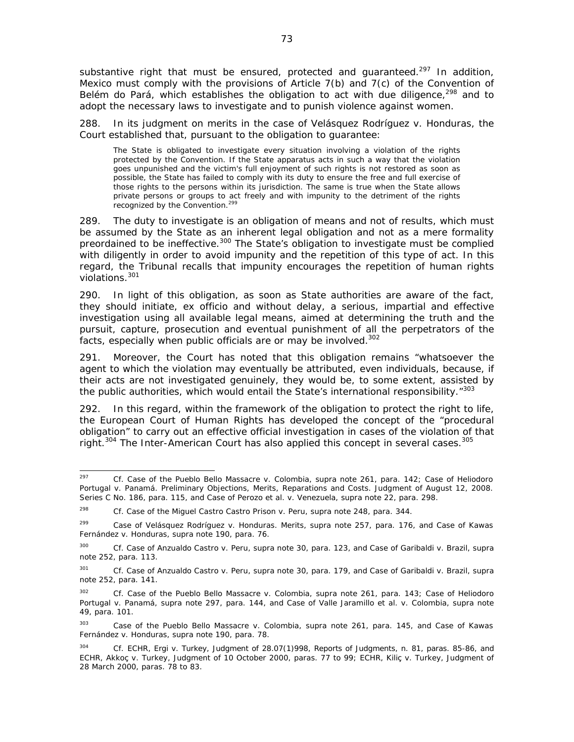substantive right that must be ensured, protected and guaranteed.[297] In addition, Mexico must comply with the provisions of Article 7(b) and 7(c) of the Convention of Belém do Pará, which establishes the obligation to act with due diligence,[298] and to adopt the necessary laws to investigate and to punish violence against women.

288. In its judgment on merits in the case of *Velásquez Rodríguez v. Honduras*, the Court established that, pursuant to the obligation to guarantee:

> The State is obligated to investigate every situation involving a violation of the rights protected by the Convention. If the State apparatus acts in such a way that the violation goes unpunished and the victim's full enjoyment of such rights is not restored as soon as possible, the State has failed to comply with its duty to ensure the free and full exercise of those rights to the persons within its jurisdiction. The same is true when the State allows private persons or groups to act freely and with impunity to the detriment of the rights recognized by the Convention.[299]

289. The duty to investigate is an obligation of means and not of results, which must be assumed by the State as an inherent legal obligation and not as a mere formality preordained to be ineffective.[300] The State's obligation to investigate must be complied with diligently in order to avoid impunity and the repetition of this type of act. In this regard, the Tribunal recalls that impunity encourages the repetition of human rights violations.[301]

290. In light of this obligation, as soon as State authorities are aware of the fact, they should initiate, *ex officio* and without delay, a serious, impartial and effective investigation using all available legal means, aimed at determining the truth and the pursuit, capture, prosecution and eventual punishment of all the perpetrators of the facts, especially when public officials are or may be involved.[302]

291. Moreover, the Court has noted that this obligation remains "whatsoever the agent to which the violation may eventually be attributed, even individuals, because, if their acts are not investigated genuinely, they would be, to some extent, assisted by the public authorities, which would entail the State's international responsibility."[303]

292. In this regard, within the framework of the obligation to protect the right to life, the European Court of Human Rights has developed the concept of the "procedural obligation" to carry out an effective official investigation in cases of the violation of that right.[304] The Inter-American Court has also applied this concept in several cases.[305]

---

[297] *Cf. Case of the Pueblo Bello Massacre v. Colombia, supra* note 261, para. 142; *Case of Heliodoro Portugal v. Panamá. Preliminary Objections, Merits, Reparations and Costs.* Judgment of August 12, 2008. Series C No. 186, para. 115, and *Case of Perozo et al. v. Venezuela, supra* note 22, para. 298.

[298] *Cf. Case of the Miguel Castro Castro Prison v. Peru, supra* note 248, para. 344.

[299] *Case of Velásquez Rodríguez v. Honduras. Merits, supra* note 257, para. 176, and *Case of Kawas Fernández v. Honduras, supra* note 190, para. 76.

[300] *Cf. Case of Anzualdo Castro v. Peru, supra* note 30, para. 123, and *Case of Garibaldi v. Brazil, supra* note 252, para. 113.

[301] *Cf. Case of Anzualdo Castro v. Peru, supra* note 30, para. 179, and *Case of Garibaldi v. Brazil, supra* note 252, para. 141.

[302] *Cf. Case of the Pueblo Bello Massacre v. Colombia, supra* note 261, para. 143; *Case of Heliodoro Portugal v. Panamá, supra* note 297, para. 144, and *Case of Valle Jaramillo et al. v. Colombia, supra* note 49, para. 101.

[303] *Case of the Pueblo Bello Massacre v. Colombia, supra* note 261, para. 145, and *Case of Kawas Fernández v. Honduras, supra* note 190, para. 78.

[304] *Cf.* ECHR, *Ergi v. Turkey*, Judgment of 28.07(1)998, Reports of Judgments, n. 81, paras. 85-86, and ECHR, *Akkoç v. Turkey*, Judgment of 10 October 2000, paras. 77 to 99; ECHR, *Kiliç v. Turkey*, Judgment of 28 March 2000, paras. 78 to 83.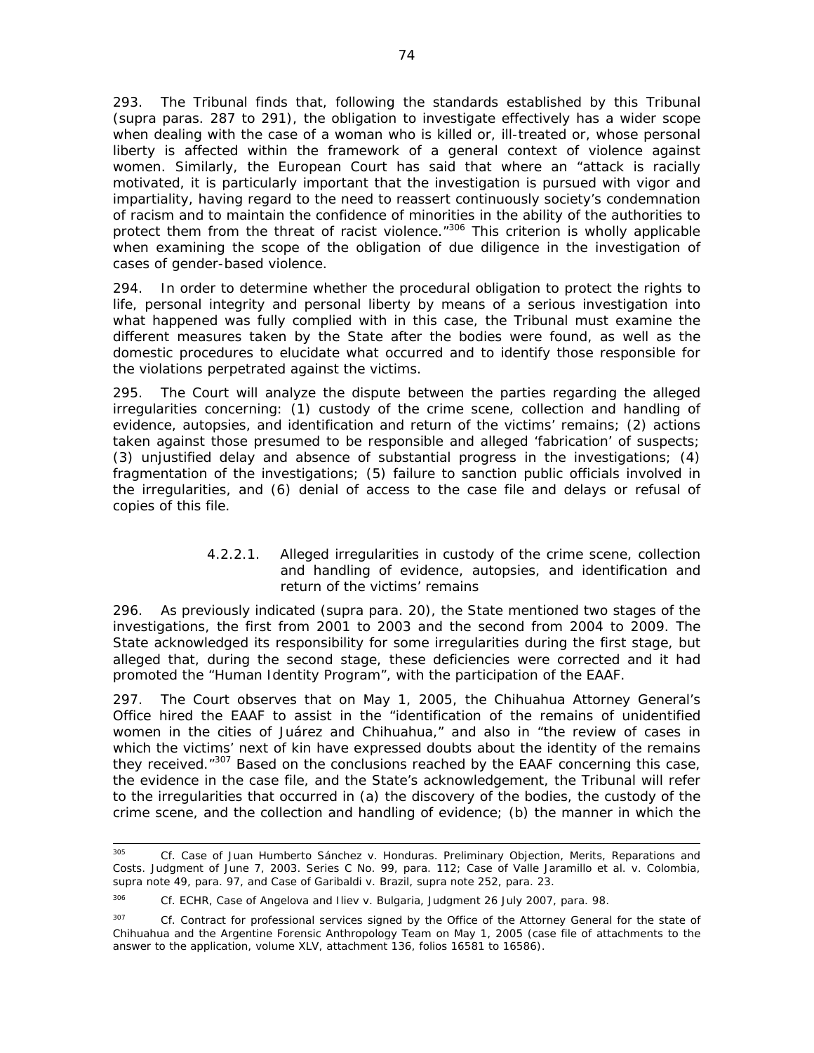293. The Tribunal finds that, following the standards established by this Tribunal (*supra* paras. 287 to 291), the obligation to investigate effectively has a wider scope when dealing with the case of a woman who is killed or, ill-treated or, whose personal liberty is affected within the framework of a general context of violence against women. Similarly, the European Court has said that where an "attack is racially motivated, it is particularly important that the investigation is pursued with vigor and impartiality, having regard to the need to reassert continuously society's condemnation of racism and to maintain the confidence of minorities in the ability of the authorities to protect them from the threat of racist violence."[306] This criterion is wholly applicable when examining the scope of the obligation of due diligence in the investigation of cases of gender-based violence.

294. In order to determine whether the procedural obligation to protect the rights to life, personal integrity and personal liberty by means of a serious investigation into what happened was fully complied with in this case, the Tribunal must examine the different measures taken by the State after the bodies were found, as well as the domestic procedures to elucidate what occurred and to identify those responsible for the violations perpetrated against the victims.

295. The Court will analyze the dispute between the parties regarding the alleged irregularities concerning: (1) custody of the crime scene, collection and handling of evidence, autopsies, and identification and return of the victims' remains; (2) actions taken against those presumed to be responsible and alleged 'fabrication' of suspects; (3) unjustified delay and absence of substantial progress in the investigations; (4) fragmentation of the investigations; (5) failure to sanction public officials involved in the irregularities, and (6) denial of access to the case file and delays or refusal of copies of this file.

#### 4.2.2.1. Alleged irregularities in custody of the crime scene, collection and handling of evidence, autopsies, and identification and return of the victims' remains

296. As previously indicated (*supra* para. 20), the State mentioned two stages of the investigations, the first from 2001 to 2003 and the second from 2004 to 2009. The State acknowledged its responsibility for some irregularities during the first stage, but alleged that, during the second stage, these deficiencies were corrected and it had promoted the "Human Identity Program", with the participation of the EAAF.

297. The Court observes that on May 1, 2005, the Chihuahua Attorney General's Office hired the EAAF to assist in the "identification of the remains of unidentified women in the cities of Juárez and Chihuahua," and also in "the review of cases in which the victims' next of kin have expressed doubts about the identity of the remains they received."[307] Based on the conclusions reached by the EAAF concerning this case, the evidence in the case file, and the State's acknowledgement, the Tribunal will refer to the irregularities that occurred in (a) the discovery of the bodies, the custody of the crime scene, and the collection and handling of evidence; (b) the manner in which the

---

[305] *Cf. Case of Juan Humberto Sánchez v. Honduras. Preliminary Objection, Merits, Reparations and Costs.* Judgment of June 7, 2003. Series C No. 99, para. 112; *Case of Valle Jaramillo et al. v. Colombia, supra* note 49, para. 97, and *Case of Garibaldi v. Brazil, supra* note 252, para. 23.

[306] *Cf.* ECHR, *Case of Angelova and Iliev v. Bulgaria*, Judgment 26 July 2007, para. 98.

[307] *Cf.* Contract for professional services signed by the Office of the Attorney General for the state of Chihuahua and the Argentine Forensic Anthropology Team on May 1, 2005 (case file of attachments to the answer to the application, volume XLV, attachment 136, folios 16581 to 16586).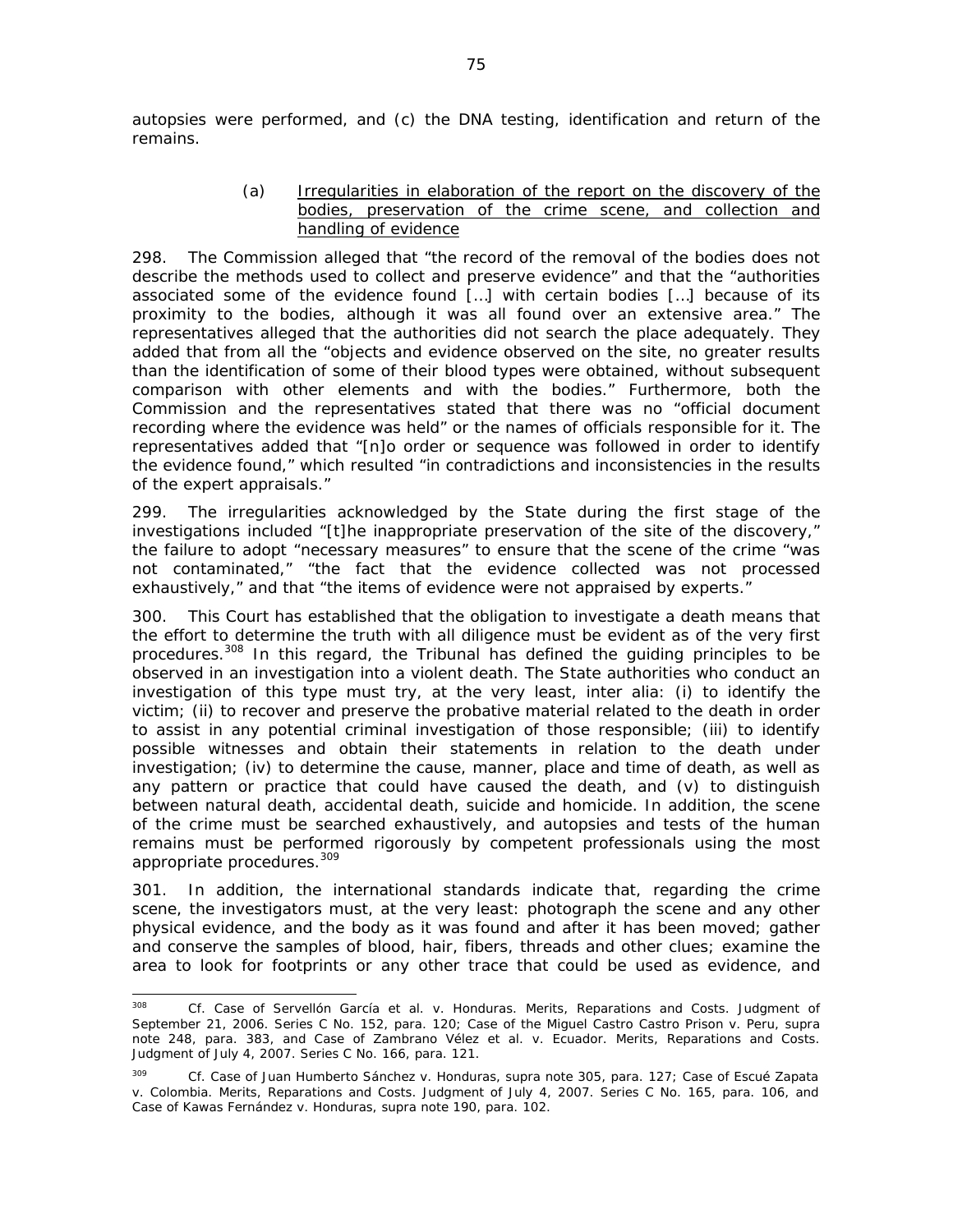autopsies were performed, and (c) the DNA testing, identification and return of the remains.

(a) Irregularities in elaboration of the report on the discovery of the bodies, preservation of the crime scene, and collection and handling of evidence

298. The Commission alleged that "the record of the removal of the bodies does not describe the methods used to collect and preserve evidence" and that the "authorities associated some of the evidence found […] with certain bodies […] because of its proximity to the bodies, although it was all found over an extensive area." The representatives alleged that the authorities did not search the place adequately. They added that from all the "objects and evidence observed on the site, no greater results than the identification of some of their blood types were obtained, without subsequent comparison with other elements and with the bodies." Furthermore, both the Commission and the representatives stated that there was no "official document recording where the evidence was held" or the names of officials responsible for it. The representatives added that "[n]o order or sequence was followed in order to identify the evidence found," which resulted "in contradictions and inconsistencies in the results of the expert appraisals."

299. The irregularities acknowledged by the State during the first stage of the investigations included "[t]he inappropriate preservation of the site of the discovery," the failure to adopt "necessary measures" to ensure that the scene of the crime "was not contaminated," "the fact that the evidence collected was not processed exhaustively," and that "the items of evidence were not appraised by experts."

300. This Court has established that the obligation to investigate a death means that the effort to determine the truth with all diligence must be evident as of the very first procedures.[308] In this regard, the Tribunal has defined the guiding principles to be observed in an investigation into a violent death. The State authorities who conduct an investigation of this type must try, at the very least, inter alia: (i) to identify the victim; (ii) to recover and preserve the probative material related to the death in order to assist in any potential criminal investigation of those responsible; (iii) to identify possible witnesses and obtain their statements in relation to the death under investigation; (iv) to determine the cause, manner, place and time of death, as well as any pattern or practice that could have caused the death, and (v) to distinguish between natural death, accidental death, suicide and homicide. In addition, the scene of the crime must be searched exhaustively, and autopsies and tests of the human remains must be performed rigorously by competent professionals using the most appropriate procedures.[309]

301. In addition, the international standards indicate that, regarding the crime scene, the investigators must, at the very least: photograph the scene and any other physical evidence, and the body as it was found and after it has been moved; gather and conserve the samples of blood, hair, fibers, threads and other clues; examine the area to look for footprints or any other trace that could be used as evidence, and

---

[308] Cf. *Case of Servellón García et al. v. Honduras. Merits, Reparations and Costs*. Judgment of September 21, 2006. Series C No. 152, para. 120; *Case of the Miguel Castro Castro Prison v. Peru, supra* note 248, para. 383, and *Case of Zambrano Vélez et al. v. Ecuador. Merits, Reparations and Costs*. Judgment of July 4, 2007. Series C No. 166, para. 121.

[309] Cf. *Case of Juan Humberto Sánchez v. Honduras, supra* note 305, para. 127; *Case of Escué Zapata v. Colombia. Merits, Reparations and Costs*. Judgment of July 4, 2007. Series C No. 165, para. 106, and *Case of Kawas Fernández v. Honduras, supra* note 190, para. 102.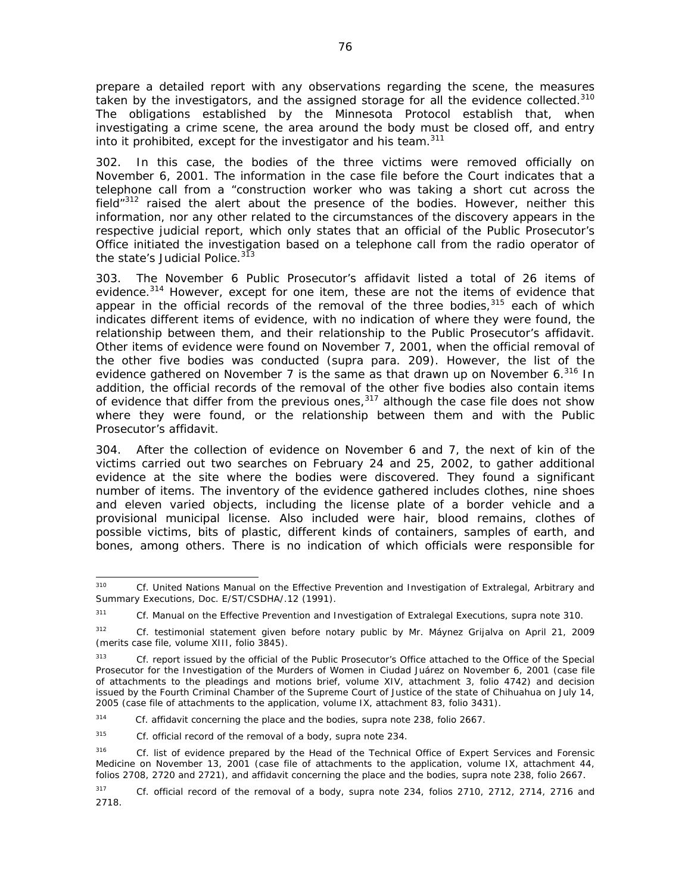prepare a detailed report with any observations regarding the scene, the measures taken by the investigators, and the assigned storage for all the evidence collected.[310] The obligations established by the Minnesota Protocol establish that, when investigating a crime scene, the area around the body must be closed off, and entry into it prohibited, except for the investigator and his team.[311]

302. In this case, the bodies of the three victims were removed officially on November 6, 2001. The information in the case file before the Court indicates that a telephone call from a "construction worker who was taking a short cut across the field"[312] raised the alert about the presence of the bodies. However, neither this information, nor any other related to the circumstances of the discovery appears in the respective judicial report, which only states that an official of the Public Prosecutor's Office initiated the investigation based on a telephone call from the radio operator of the state's Judicial Police.[313]

303. The November 6 Public Prosecutor's affidavit listed a total of 26 items of evidence.[314] However, except for one item, these are not the items of evidence that appear in the official records of the removal of the three bodies,[315] each of which indicates different items of evidence, with no indication of where they were found, the relationship between them, and their relationship to the Public Prosecutor's affidavit. Other items of evidence were found on November 7, 2001, when the official removal of the other five bodies was conducted (*supra* para. 209). However, the list of the evidence gathered on November 7 is the same as that drawn up on November 6.[316] In addition, the official records of the removal of the other five bodies also contain items of evidence that differ from the previous ones,[317] although the case file does not show where they were found, or the relationship between them and with the Public Prosecutor's affidavit.

304. After the collection of evidence on November 6 and 7, the next of kin of the victims carried out two searches on February 24 and 25, 2002, to gather additional evidence at the site where the bodies were discovered. They found a significant number of items. The inventory of the evidence gathered includes clothes, nine shoes and eleven varied objects, including the license plate of a border vehicle and a provisional municipal license. Also included were hair, blood remains, clothes of possible victims, bits of plastic, different kinds of containers, samples of earth, and bones, among others. There is no indication of which officials were responsible for

---

[310] *Cf.* United Nations Manual on the Effective Prevention and Investigation of Extralegal, Arbitrary and Summary Executions, Doc. E/ST/CSDHA/.12 (1991).

[311] *Cf.* Manual on the Effective Prevention and Investigation of Extralegal Executions, *supra* note 310.

[312] *Cf.* testimonial statement given before notary public by Mr. Máynez Grijalva on April 21, 2009 (merits case file, volume XIII, folio 3845).

[313] *Cf.* report issued by the official of the Public Prosecutor's Office attached to the Office of the Special Prosecutor for the Investigation of the Murders of Women in Ciudad Juárez on November 6, 2001 (case file of attachments to the pleadings and motions brief, volume XIV, attachment 3, folio 4742) and decision issued by the Fourth Criminal Chamber of the Supreme Court of Justice of the state of Chihuahua on July 14, 2005 (case file of attachments to the application, volume IX, attachment 83, folio 3431).

[314] *Cf.* affidavit concerning the place and the bodies, *supra* note 238, folio 2667.

[315] *Cf.* official record of the removal of a body, *supra* note 234.

[316] *Cf.* list of evidence prepared by the Head of the Technical Office of Expert Services and Forensic Medicine on November 13, 2001 (case file of attachments to the application, volume IX, attachment 44, folios 2708, 2720 and 2721), and affidavit concerning the place and the bodies, *supra* note 238, folio 2667.

[317] *Cf.* official record of the removal of a body, *supra* note 234, folios 2710, 2712, 2714, 2716 and 2718.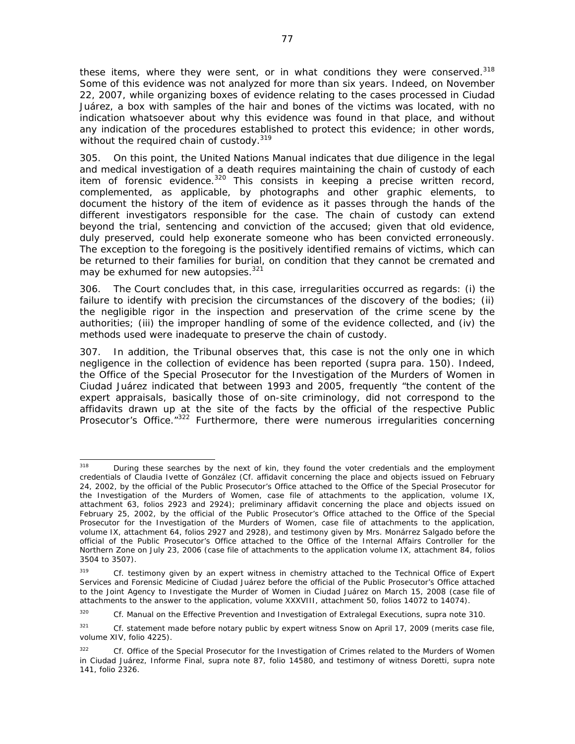these items, where they were sent, or in what conditions they were conserved.[318] Some of this evidence was not analyzed for more than six years. Indeed, on November 22, 2007, while organizing boxes of evidence relating to the cases processed in Ciudad Juárez, a box with samples of the hair and bones of the victims was located, with no indication whatsoever about why this evidence was found in that place, and without any indication of the procedures established to protect this evidence; in other words, without the required chain of custody.[319]

305. On this point, the United Nations Manual indicates that due diligence in the legal and medical investigation of a death requires maintaining the chain of custody of each item of forensic evidence.[320] This consists in keeping a precise written record, complemented, as applicable, by photographs and other graphic elements, to document the history of the item of evidence as it passes through the hands of the different investigators responsible for the case. The chain of custody can extend beyond the trial, sentencing and conviction of the accused; given that old evidence, duly preserved, could help exonerate someone who has been convicted erroneously. The exception to the foregoing is the positively identified remains of victims, which can be returned to their families for burial, on condition that they cannot be cremated and may be exhumed for new autopsies.[321]

306. The Court concludes that, in this case, irregularities occurred as regards: (i) the failure to identify with precision the circumstances of the discovery of the bodies; (ii) the negligible rigor in the inspection and preservation of the crime scene by the authorities; (iii) the improper handling of some of the evidence collected, and (iv) the methods used were inadequate to preserve the chain of custody.

307. In addition, the Tribunal observes that, this case is not the only one in which negligence in the collection of evidence has been reported (*supra* para. 150). Indeed, the Office of the Special Prosecutor for the Investigation of the Murders of Women in Ciudad Juárez indicated that between 1993 and 2005, frequently "the content of the expert appraisals, basically those of on-site criminology, did not correspond to the affidavits drawn up at the site of the facts by the official of the respective Public Prosecutor's Office."[322] Furthermore, there were numerous irregularities concerning

---

[318] During these searches by the next of kin, they found the voter credentials and the employment credentials of Claudia Ivette of González (*Cf.* affidavit concerning the place and objects issued on February 24, 2002, by the official of the Public Prosecutor's Office attached to the Office of the Special Prosecutor for the Investigation of the Murders of Women, case file of attachments to the application, volume IX, attachment 63, folios 2923 and 2924); preliminary affidavit concerning the place and objects issued on February 25, 2002, by the official of the Public Prosecutor's Office attached to the Office of the Special Prosecutor for the Investigation of the Murders of Women, case file of attachments to the application, volume IX, attachment 64, folios 2927 and 2928), and testimony given by Mrs. Monárrez Salgado before the official of the Public Prosecutor's Office attached to the Office of the Internal Affairs Controller for the Northern Zone on July 23, 2006 (case file of attachments to the application volume IX, attachment 84, folios 3504 to 3507).

[319] *Cf.* testimony given by an expert witness in chemistry attached to the Technical Office of Expert Services and Forensic Medicine of Ciudad Juárez before the official of the Public Prosecutor's Office attached to the Joint Agency to Investigate the Murder of Women in Ciudad Juárez on March 15, 2008 (case file of attachments to the answer to the application, volume XXXVIII, attachment 50, folios 14072 to 14074).

[320] *Cf.* Manual on the Effective Prevention and Investigation of Extralegal Executions, *supra* note 310.

[321] *Cf.* statement made before notary public by expert witness Snow on April 17, 2009 (merits case file, volume XIV, folio 4225).

[322] *Cf.* Office of the Special Prosecutor for the Investigation of Crimes related to the Murders of Women in Ciudad Juárez, *Informe Final*, *supra* note 87, folio 14580, and testimony of witness Doretti, *supra* note 141, folio 2326.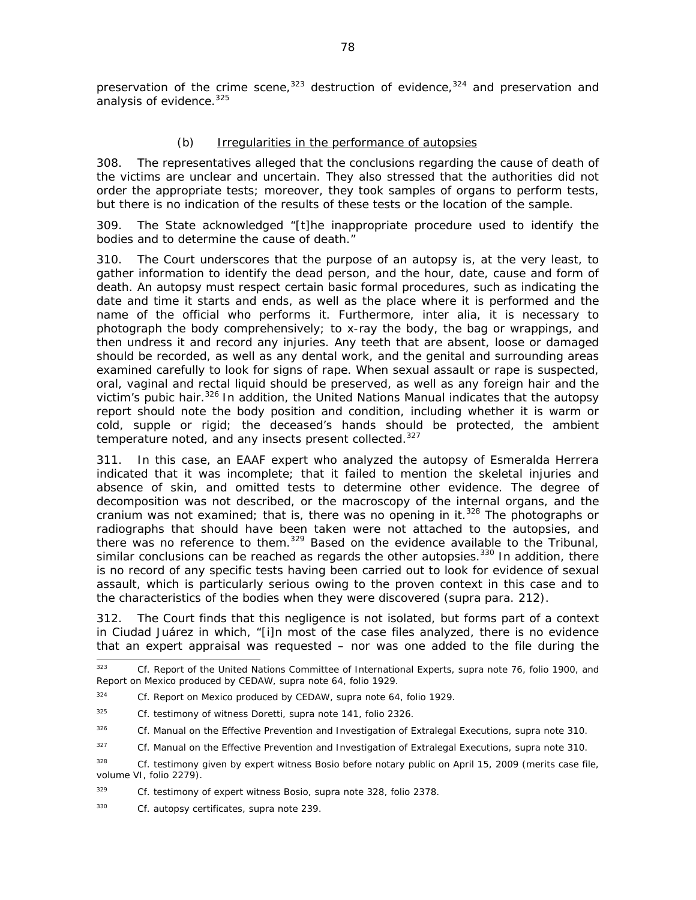preservation of the crime scene,[323] destruction of evidence,[324] and preservation and analysis of evidence.[325]

### (b) Irregularities in the performance of autopsies

308. The representatives alleged that the conclusions regarding the cause of death of the victims are unclear and uncertain. They also stressed that the authorities did not order the appropriate tests; moreover, they took samples of organs to perform tests, but there is no indication of the results of these tests or the location of the sample.

309. The State acknowledged "[t]he inappropriate procedure used to identify the bodies and to determine the cause of death."

310. The Court underscores that the purpose of an autopsy is, at the very least, to gather information to identify the dead person, and the hour, date, cause and form of death. An autopsy must respect certain basic formal procedures, such as indicating the date and time it starts and ends, as well as the place where it is performed and the name of the official who performs it. Furthermore, inter alia, it is necessary to photograph the body comprehensively; to x-ray the body, the bag or wrappings, and then undress it and record any injuries. Any teeth that are absent, loose or damaged should be recorded, as well as any dental work, and the genital and surrounding areas examined carefully to look for signs of rape. When sexual assault or rape is suspected, oral, vaginal and rectal liquid should be preserved, as well as any foreign hair and the victim's pubic hair.[326] In addition, the United Nations Manual indicates that the autopsy report should note the body position and condition, including whether it is warm or cold, supple or rigid; the deceased's hands should be protected, the ambient temperature noted, and any insects present collected.[327]

311. In this case, an EAAF expert who analyzed the autopsy of Esmeralda Herrera indicated that it was incomplete; that it failed to mention the skeletal injuries and absence of skin, and omitted tests to determine other evidence. The degree of decomposition was not described, or the macroscopy of the internal organs, and the cranium was not examined; that is, there was no opening in it.[328] The photographs or radiographs that should have been taken were not attached to the autopsies, and there was no reference to them.[329] Based on the evidence available to the Tribunal, similar conclusions can be reached as regards the other autopsies.[330] In addition, there is no record of any specific tests having been carried out to look for evidence of sexual assault, which is particularly serious owing to the proven context in this case and to the characteristics of the bodies when they were discovered (supra para. 212).

312. The Court finds that this negligence is not isolated, but forms part of a context in Ciudad Juárez in which, "[i]n most of the case files analyzed, there is no evidence that an expert appraisal was requested – nor was one added to the file during the

---

[323] Cf. Report of the United Nations Committee of International Experts, supra note 76, folio 1900, and Report on Mexico produced by CEDAW, supra note 64, folio 1929.

[324] Cf. Report on Mexico produced by CEDAW, supra note 64, folio 1929.

[325] Cf. testimony of witness Doretti, supra note 141, folio 2326.

[326] Cf. Manual on the Effective Prevention and Investigation of Extralegal Executions, supra note 310.

[327] Cf. Manual on the Effective Prevention and Investigation of Extralegal Executions, supra note 310.

[328] Cf. testimony given by expert witness Bosio before notary public on April 15, 2009 (merits case file, volume VI, folio 2279).

[329] Cf. testimony of expert witness Bosio, supra note 328, folio 2378.

[330] Cf. autopsy certificates, supra note 239.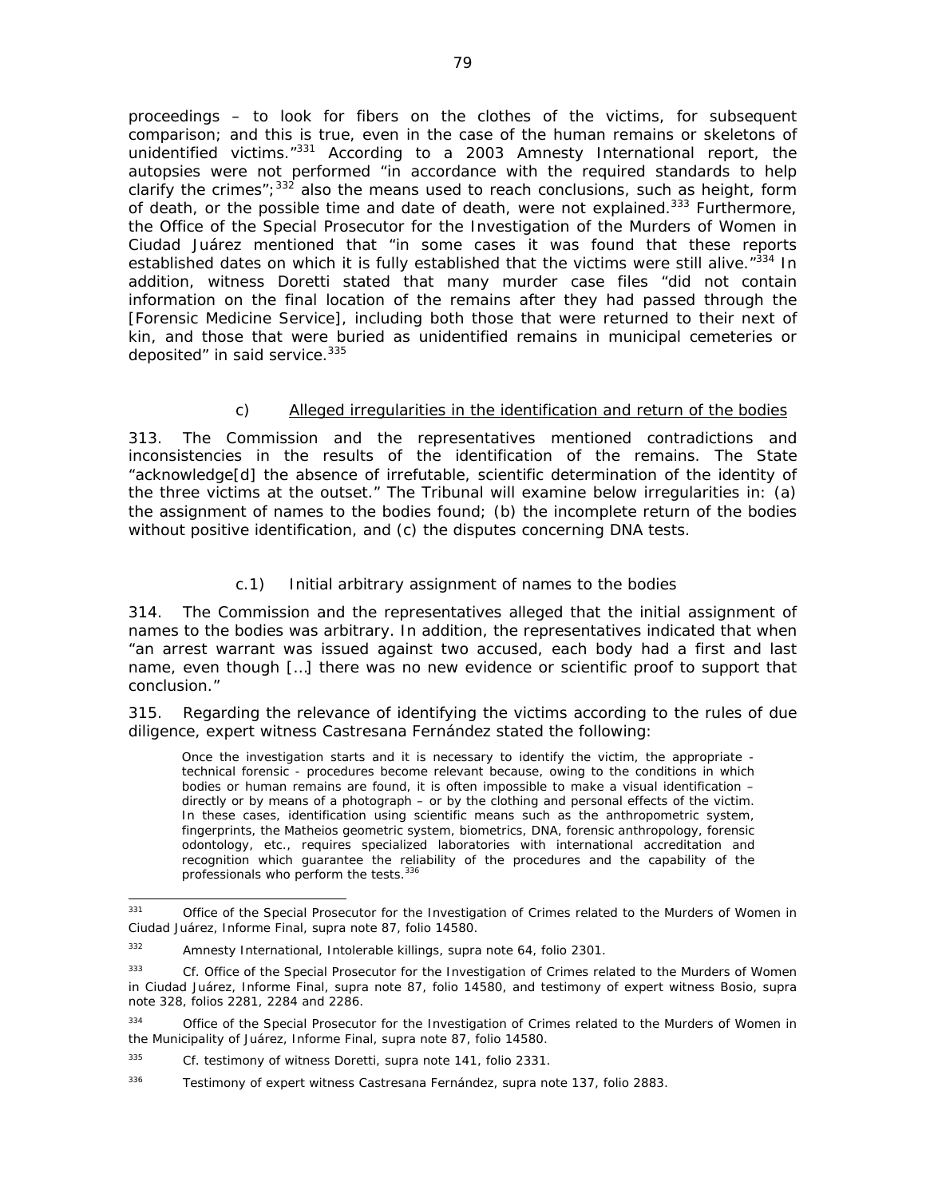proceedings – to look for fibers on the clothes of the victims, for subsequent comparison; and this is true, even in the case of the human remains or skeletons of unidentified victims."[331] According to a 2003 Amnesty International report, the autopsies were not performed "in accordance with the required standards to help clarify the crimes";[332] also the means used to reach conclusions, such as height, form of death, or the possible time and date of death, were not explained.[333] Furthermore, the Office of the Special Prosecutor for the Investigation of the Murders of Women in Ciudad Juárez mentioned that "in some cases it was found that these reports established dates on which it is fully established that the victims were still alive."[334] In addition, witness Doretti stated that many murder case files "did not contain information on the final location of the remains after they had passed through the [Forensic Medicine Service], including both those that were returned to their next of kin, and those that were buried as unidentified remains in municipal cemeteries or deposited" in said service.[335]

### c) Alleged irregularities in the identification and return of the bodies

313. The Commission and the representatives mentioned contradictions and inconsistencies in the results of the identification of the remains. The State "acknowledge[d] the absence of irrefutable, scientific determination of the identity of the three victims at the outset." The Tribunal will examine below irregularities in: (a) the assignment of names to the bodies found; (b) the incomplete return of the bodies without positive identification, and (c) the disputes concerning DNA tests.

#### c.1) Initial arbitrary assignment of names to the bodies

314. The Commission and the representatives alleged that the initial assignment of names to the bodies was arbitrary. In addition, the representatives indicated that when "an arrest warrant was issued against two accused, each body had a first and last name, even though […] there was no new evidence or scientific proof to support that conclusion."

315. Regarding the relevance of identifying the victims according to the rules of due diligence, expert witness Castresana Fernández stated the following:

> Once the investigation starts and it is necessary to identify the victim, the appropriate - technical forensic - procedures become relevant because, owing to the conditions in which bodies or human remains are found, it is often impossible to make a visual identification – directly or by means of a photograph – or by the clothing and personal effects of the victim. In these cases, identification using scientific means such as the anthropometric system, fingerprints, the Matheios geometric system, biometrics, DNA, forensic anthropology, forensic odontology, etc., requires specialized laboratories with international accreditation and recognition which guarantee the reliability of the procedures and the capability of the professionals who perform the tests.[336]

---

[331] Office of the Special Prosecutor for the Investigation of Crimes related to the Murders of Women in Ciudad Juárez, *Informe Final*, *supra* note 87, folio 14580.

[332] Amnesty International, *Intolerable killings*, *supra* note 64, folio 2301.

[333] *Cf.* Office of the Special Prosecutor for the Investigation of Crimes related to the Murders of Women in Ciudad Juárez, *Informe Final*, *supra* note 87, folio 14580, and testimony of expert witness Bosio, *supra* note 328, folios 2281, 2284 and 2286.

[334] Office of the Special Prosecutor for the Investigation of Crimes related to the Murders of Women in the Municipality of Juárez, *Informe Final*, *supra* note 87, folio 14580.

[335] *Cf.* testimony of witness Doretti, *supra* note 141, folio 2331.

[336] Testimony of expert witness Castresana Fernández, *supra* note 137, folio 2883.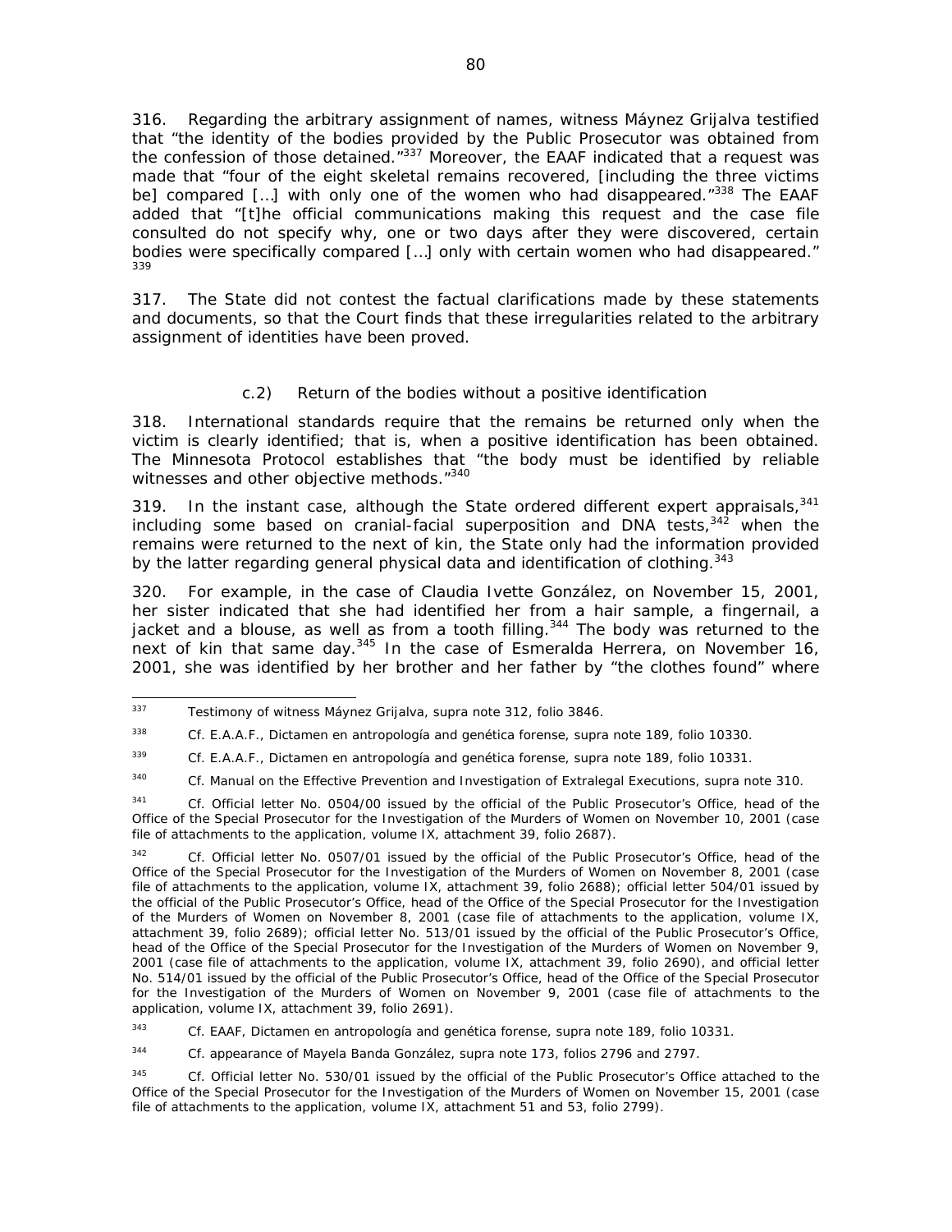316. Regarding the arbitrary assignment of names, witness Máynez Grijalva testified that "the identity of the bodies provided by the Public Prosecutor was obtained from the confession of those detained."[337] Moreover, the EAAF indicated that a request was made that "four of the eight skeletal remains recovered, [including the three victims be] compared […] with only one of the women who had disappeared."[338] The EAAF added that "[t]he official communications making this request and the case file consulted do not specify why, one or two days after they were discovered, certain bodies were specifically compared […] only with certain women who had disappeared."[339]

317. The State did not contest the factual clarifications made by these statements and documents, so that the Court finds that these irregularities related to the arbitrary assignment of identities have been proved.

### c.2) Return of the bodies without a positive identification

318. International standards require that the remains be returned only when the victim is clearly identified; that is, when a positive identification has been obtained. The Minnesota Protocol establishes that "the body must be identified by reliable witnesses and other objective methods."[340]

319. In the instant case, although the State ordered different expert appraisals,[341] including some based on cranial-facial superposition and DNA tests,[342] when the remains were returned to the next of kin, the State only had the information provided by the latter regarding general physical data and identification of clothing.[343]

320. For example, in the case of Claudia Ivette González, on November 15, 2001, her sister indicated that she had identified her from a hair sample, a fingernail, a jacket and a blouse, as well as from a tooth filling.[344] The body was returned to the next of kin that same day.[345] In the case of Esmeralda Herrera, on November 16, 2001, she was identified by her brother and her father by "the clothes found" where

---

[337] Testimony of witness Máynez Grijalva, *supra* note 312, folio 3846.

[338] *Cf.* E.A.A.F., Dictamen en antropología and genética forense, *supra* note 189, folio 10330.

[339] *Cf.* E.A.A.F., Dictamen en antropología and genética forense, *supra* note 189, folio 10331.

[340] *Cf.* Manual on the Effective Prevention and Investigation of Extralegal Executions, *supra* note 310.

[341] *Cf.* Official letter No. 0504/00 issued by the official of the Public Prosecutor's Office, head of the Office of the Special Prosecutor for the Investigation of the Murders of Women on November 10, 2001 (case file of attachments to the application, volume IX, attachment 39, folio 2687).

[342] *Cf.* Official letter No. 0507/01 issued by the official of the Public Prosecutor's Office, head of the Office of the Special Prosecutor for the Investigation of the Murders of Women on November 8, 2001 (case file of attachments to the application, volume IX, attachment 39, folio 2688); official letter 504/01 issued by the official of the Public Prosecutor's Office, head of the Office of the Special Prosecutor for the Investigation of the Murders of Women on November 8, 2001 (case file of attachments to the application, volume IX, attachment 39, folio 2689); official letter No. 513/01 issued by the official of the Public Prosecutor's Office, head of the Office of the Special Prosecutor for the Investigation of the Murders of Women on November 9, 2001 (case file of attachments to the application, volume IX, attachment 39, folio 2690), and official letter No. 514/01 issued by the official of the Public Prosecutor's Office, head of the Office of the Special Prosecutor for the Investigation of the Murders of Women on November 9, 2001 (case file of attachments to the application, volume IX, attachment 39, folio 2691).

[343] *Cf.* EAAF, Dictamen en antropología and genética forense, *supra* note 189, folio 10331.

[344] *Cf.* appearance of Mayela Banda González, *supra* note 173, folios 2796 and 2797.

[345] *Cf.* Official letter No. 530/01 issued by the official of the Public Prosecutor's Office attached to the Office of the Special Prosecutor for the Investigation of the Murders of Women on November 15, 2001 (case file of attachments to the application, volume IX, attachment 51 and 53, folio 2799).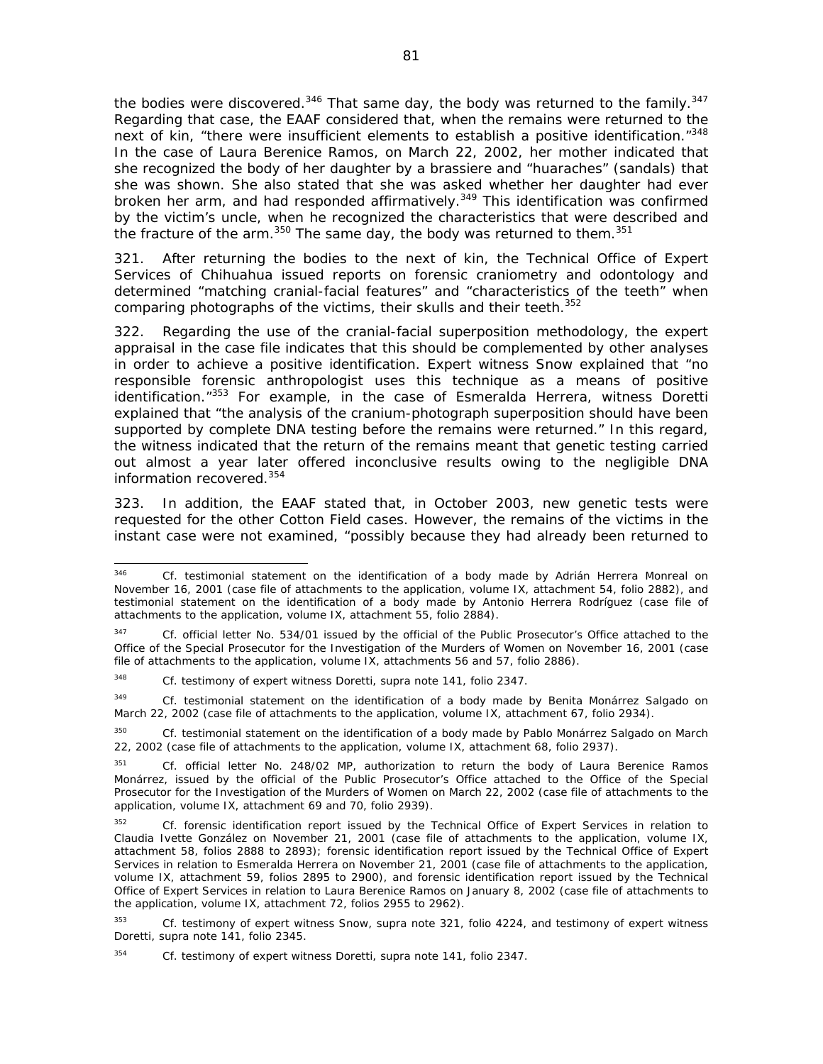the bodies were discovered.[346] That same day, the body was returned to the family.[347] Regarding that case, the EAAF considered that, when the remains were returned to the next of kin, "there were insufficient elements to establish a positive identification."[348] In the case of Laura Berenice Ramos, on March 22, 2002, her mother indicated that she recognized the body of her daughter by a brassiere and "huaraches" (sandals) that she was shown. She also stated that she was asked whether her daughter had ever broken her arm, and had responded affirmatively.[349] This identification was confirmed by the victim's uncle, when he recognized the characteristics that were described and the fracture of the arm.[350] The same day, the body was returned to them.[351]

321. After returning the bodies to the next of kin, the Technical Office of Expert Services of Chihuahua issued reports on forensic craniometry and odontology and determined "matching cranial-facial features" and "characteristics of the teeth" when comparing photographs of the victims, their skulls and their teeth.[352]

322. Regarding the use of the cranial-facial superposition methodology, the expert appraisal in the case file indicates that this should be complemented by other analyses in order to achieve a positive identification. Expert witness Snow explained that "no responsible forensic anthropologist uses this technique as a means of positive identification."[353] For example, in the case of Esmeralda Herrera, witness Doretti explained that "the analysis of the cranium-photograph superposition should have been supported by complete DNA testing before the remains were returned." In this regard, the witness indicated that the return of the remains meant that genetic testing carried out almost a year later offered inconclusive results owing to the negligible DNA information recovered.[354]

323. In addition, the EAAF stated that, in October 2003, new genetic tests were requested for the other Cotton Field cases. However, the remains of the victims in the instant case were not examined, "possibly because they had already been returned to

---

[346] Cf. testimonial statement on the identification of a body made by Adrián Herrera Monreal on November 16, 2001 (case file of attachments to the application, volume IX, attachment 54, folio 2882), and testimonial statement on the identification of a body made by Antonio Herrera Rodríguez (case file of attachments to the application, volume IX, attachment 55, folio 2884).

[347] Cf. official letter No. 534/01 issued by the official of the Public Prosecutor's Office attached to the Office of the Special Prosecutor for the Investigation of the Murders of Women on November 16, 2001 (case file of attachments to the application, volume IX, attachments 56 and 57, folio 2886).

[348] Cf. testimony of expert witness Doretti, *supra* note 141, folio 2347.

[349] Cf. testimonial statement on the identification of a body made by Benita Monárrez Salgado on March 22, 2002 (case file of attachments to the application, volume IX, attachment 67, folio 2934).

[350] Cf. testimonial statement on the identification of a body made by Pablo Monárrez Salgado on March 22, 2002 (case file of attachments to the application, volume IX, attachment 68, folio 2937).

[351] Cf. official letter No. 248/02 MP, authorization to return the body of Laura Berenice Ramos Monárrez, issued by the official of the Public Prosecutor's Office attached to the Office of the Special Prosecutor for the Investigation of the Murders of Women on March 22, 2002 (case file of attachments to the application, volume IX, attachment 69 and 70, folio 2939).

[352] Cf. forensic identification report issued by the Technical Office of Expert Services in relation to Claudia Ivette González on November 21, 2001 (case file of attachments to the application, volume IX, attachment 58, folios 2888 to 2893); forensic identification report issued by the Technical Office of Expert Services in relation to Esmeralda Herrera on November 21, 2001 (case file of attachments to the application, volume IX, attachment 59, folios 2895 to 2900), and forensic identification report issued by the Technical Office of Expert Services in relation to Laura Berenice Ramos on January 8, 2002 (case file of attachments to the application, volume IX, attachment 72, folios 2955 to 2962).

[353] Cf. testimony of expert witness Snow, *supra* note 321, folio 4224, and testimony of expert witness Doretti, *supra* note 141, folio 2345.

[354] Cf. testimony of expert witness Doretti, *supra* note 141, folio 2347.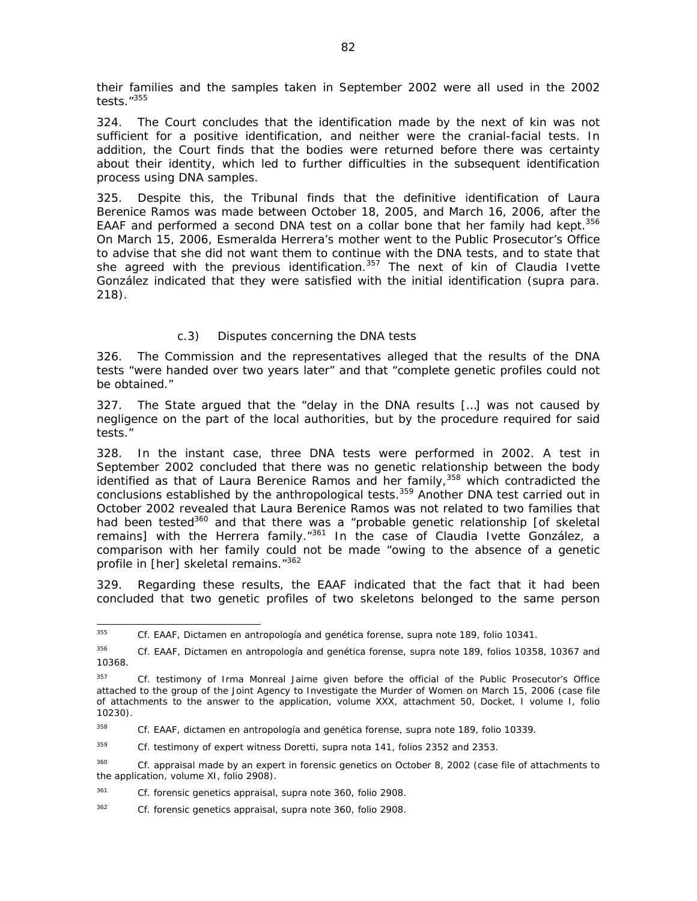their families and the samples taken in September 2002 were all used in the 2002 tests."[355]

324. The Court concludes that the identification made by the next of kin was not sufficient for a positive identification, and neither were the cranial-facial tests. In addition, the Court finds that the bodies were returned before there was certainty about their identity, which led to further difficulties in the subsequent identification process using DNA samples.

325. Despite this, the Tribunal finds that the definitive identification of Laura Berenice Ramos was made between October 18, 2005, and March 16, 2006, after the EAAF and performed a second DNA test on a collar bone that her family had kept.[356] On March 15, 2006, Esmeralda Herrera's mother went to the Public Prosecutor's Office to advise that she did not want them to continue with the DNA tests, and to state that she agreed with the previous identification.[357] The next of kin of Claudia Ivette González indicated that they were satisfied with the initial identification (*supra* para. 218).

### c.3) Disputes concerning the DNA tests

326. The Commission and the representatives alleged that the results of the DNA tests "were handed over two years later" and that "complete genetic profiles could not be obtained."

327. The State argued that the "delay in the DNA results […] was not caused by negligence on the part of the local authorities, but by the procedure required for said tests."

328. In the instant case, three DNA tests were performed in 2002. A test in September 2002 concluded that there was no genetic relationship between the body identified as that of Laura Berenice Ramos and her family,[358] which contradicted the conclusions established by the anthropological tests.[359] Another DNA test carried out in October 2002 revealed that Laura Berenice Ramos was not related to two families that had been tested[360] and that there was a "probable genetic relationship [of skeletal remains] with the Herrera family."[361] In the case of Claudia Ivette González, a comparison with her family could not be made "owing to the absence of a genetic profile in [her] skeletal remains."[362]

329. Regarding these results, the EAAF indicated that the fact that it had been concluded that two genetic profiles of two skeletons belonged to the same person

---

[355] Cf. EAAF, Dictamen en antropología and genética forense, *supra* note 189, folio 10341.

[356] Cf. EAAF, Dictamen en antropología and genética forense, *supra* note 189, folios 10358, 10367 and 10368.

[357] Cf. testimony of Irma Monreal Jaime given before the official of the Public Prosecutor's Office attached to the group of the Joint Agency to Investigate the Murder of Women on March 15, 2006 (case file of attachments to the answer to the application, volume XXX, attachment 50, Docket, I volume I, folio 10230).

[358] Cf. EAAF, dictamen en antropología and genética forense, *supra* note 189, folio 10339.

[359] Cf. testimony of expert witness Doretti, *supra* nota 141, folios 2352 and 2353.

[360] Cf. appraisal made by an expert in forensic genetics on October 8, 2002 (case file of attachments to the application, volume XI, folio 2908).

[361] Cf. forensic genetics appraisal, *supra* note 360, folio 2908.

[362] Cf. forensic genetics appraisal, *supra* note 360, folio 2908.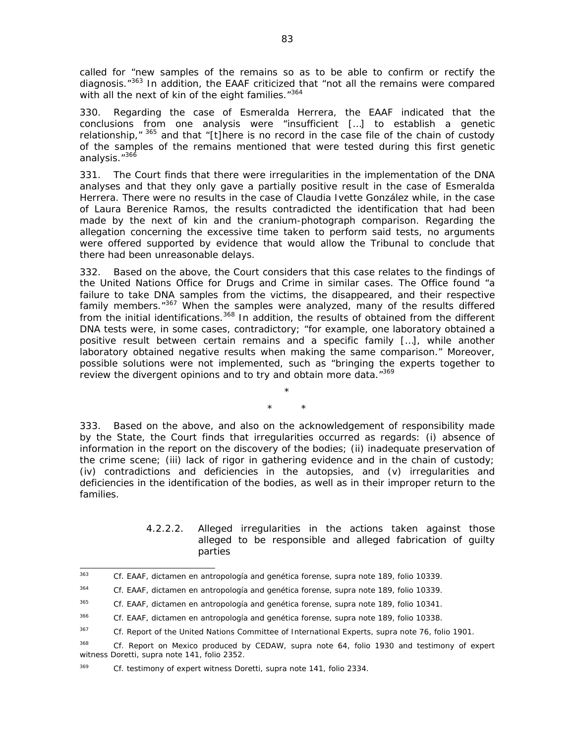called for "new samples of the remains so as to be able to confirm or rectify the diagnosis."[363] In addition, the EAAF criticized that "not all the remains were compared with all the next of kin of the eight families."[364]

330. Regarding the case of Esmeralda Herrera, the EAAF indicated that the conclusions from one analysis were "insufficient […] to establish a genetic relationship,"[365] and that "[t]here is no record in the case file of the chain of custody of the samples of the remains mentioned that were tested during this first genetic analysis."[366]

331. The Court finds that there were irregularities in the implementation of the DNA analyses and that they only gave a partially positive result in the case of Esmeralda Herrera. There were no results in the case of Claudia Ivette González while, in the case of Laura Berenice Ramos, the results contradicted the identification that had been made by the next of kin and the cranium-photograph comparison. Regarding the allegation concerning the excessive time taken to perform said tests, no arguments were offered supported by evidence that would allow the Tribunal to conclude that there had been unreasonable delays.

332. Based on the above, the Court considers that this case relates to the findings of the United Nations Office for Drugs and Crime in similar cases. The Office found "a failure to take DNA samples from the victims, the disappeared, and their respective family members."[367] When the samples were analyzed, many of the results differed from the initial identifications.[368] In addition, the results of obtained from the different DNA tests were, in some cases, contradictory; "for example, one laboratory obtained a positive result between certain remains and a specific family […], while another laboratory obtained negative results when making the same comparison." Moreover, possible solutions were not implemented, such as "bringing the experts together to review the divergent opinions and to try and obtain more data."[369]

\*

\* \*

333. Based on the above, and also on the acknowledgement of responsibility made by the State, the Court finds that irregularities occurred as regards: (i) absence of information in the report on the discovery of the bodies; (ii) inadequate preservation of the crime scene; (iii) lack of rigor in gathering evidence and in the chain of custody; (iv) contradictions and deficiencies in the autopsies, and (v) irregularities and deficiencies in the identification of the bodies, as well as in their improper return to the families.

##### 4.2.2.2. Alleged irregularities in the actions taken against those alleged to be responsible and alleged fabrication of guilty parties

---

[363] Cf. EAAF, dictamen en antropología and genética forense, supra note 189, folio 10339.

[364] Cf. EAAF, dictamen en antropología and genética forense, supra note 189, folio 10339.

[365] Cf. EAAF, dictamen en antropología and genética forense, supra note 189, folio 10341.

[366] Cf. EAAF, dictamen en antropología and genética forense, supra note 189, folio 10338.

[367] Cf. Report of the United Nations Committee of International Experts, supra note 76, folio 1901.

[368] Cf. Report on Mexico produced by CEDAW, supra note 64, folio 1930 and testimony of expert witness Doretti, supra note 141, folio 2352.

[369] Cf. testimony of expert witness Doretti, supra note 141, folio 2334.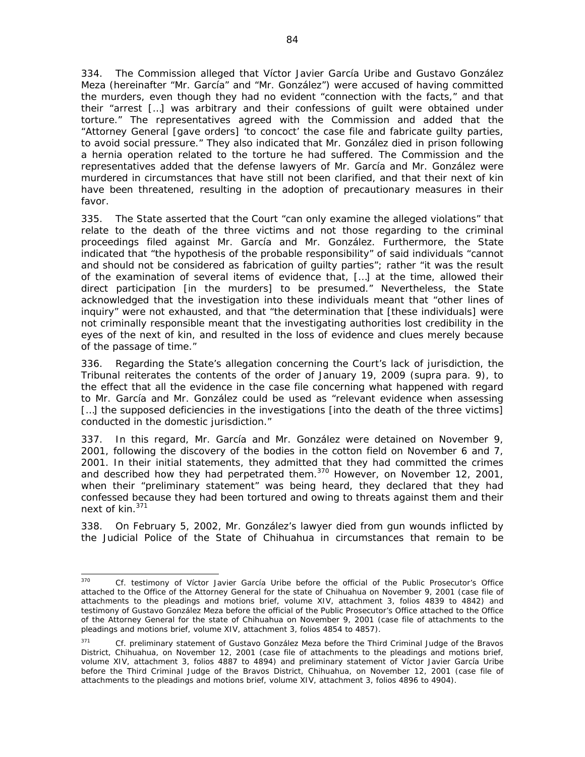334. The Commission alleged that Víctor Javier García Uribe and Gustavo González Meza (hereinafter "Mr. García" and "Mr. González") were accused of having committed the murders, even though they had no evident "connection with the facts," and that their "arrest […] was arbitrary and their confessions of guilt were obtained under torture." The representatives agreed with the Commission and added that the "Attorney General [gave orders] 'to concoct' the case file and fabricate guilty parties, to avoid social pressure." They also indicated that Mr. González died in prison following a hernia operation related to the torture he had suffered. The Commission and the representatives added that the defense lawyers of Mr. García and Mr. González were murdered in circumstances that have still not been clarified, and that their next of kin have been threatened, resulting in the adoption of precautionary measures in their favor.

335. The State asserted that the Court "can only examine the alleged violations" that relate to the death of the three victims and not those regarding to the criminal proceedings filed against Mr. García and Mr. González. Furthermore, the State indicated that "the hypothesis of the probable responsibility" of said individuals "cannot and should not be considered as fabrication of guilty parties"; rather "it was the result of the examination of several items of evidence that, […] at the time, allowed their direct participation [in the murders] to be presumed." Nevertheless, the State acknowledged that the investigation into these individuals meant that "other lines of inquiry" were not exhausted, and that "the determination that [these individuals] were not criminally responsible meant that the investigating authorities lost credibility in the eyes of the next of kin, and resulted in the loss of evidence and clues merely because of the passage of time."

336. Regarding the State's allegation concerning the Court's lack of jurisdiction, the Tribunal reiterates the contents of the order of January 19, 2009 (*supra* para. 9), to the effect that all the evidence in the case file concerning what happened with regard to Mr. García and Mr. González could be used as "relevant evidence when assessing […] the supposed deficiencies in the investigations [into the death of the three victims] conducted in the domestic jurisdiction."

337. In this regard, Mr. García and Mr. González were detained on November 9, 2001, following the discovery of the bodies in the cotton field on November 6 and 7, 2001. In their initial statements, they admitted that they had committed the crimes and described how they had perpetrated them.[370] However, on November 12, 2001, when their "preliminary statement" was being heard, they declared that they had confessed because they had been tortured and owing to threats against them and their next of kin.[371]

338. On February 5, 2002, Mr. González's lawyer died from gun wounds inflicted by the Judicial Police of the State of Chihuahua in circumstances that remain to be

---

[370] *Cf.* testimony of Víctor Javier García Uribe before the official of the Public Prosecutor's Office attached to the Office of the Attorney General for the state of Chihuahua on November 9, 2001 (case file of attachments to the pleadings and motions brief, volume XIV, attachment 3, folios 4839 to 4842) and testimony of Gustavo González Meza before the official of the Public Prosecutor's Office attached to the Office of the Attorney General for the state of Chihuahua on November 9, 2001 (case file of attachments to the pleadings and motions brief, volume XIV, attachment 3, folios 4854 to 4857).

[371] *Cf.* preliminary statement of Gustavo González Meza before the Third Criminal Judge of the Bravos District, Chihuahua, on November 12, 2001 (case file of attachments to the pleadings and motions brief, volume XIV, attachment 3, folios 4887 to 4894) and preliminary statement of Víctor Javier García Uribe before the Third Criminal Judge of the Bravos District, Chihuahua, on November 12, 2001 (case file of attachments to the pleadings and motions brief, volume XIV, attachment 3, folios 4896 to 4904).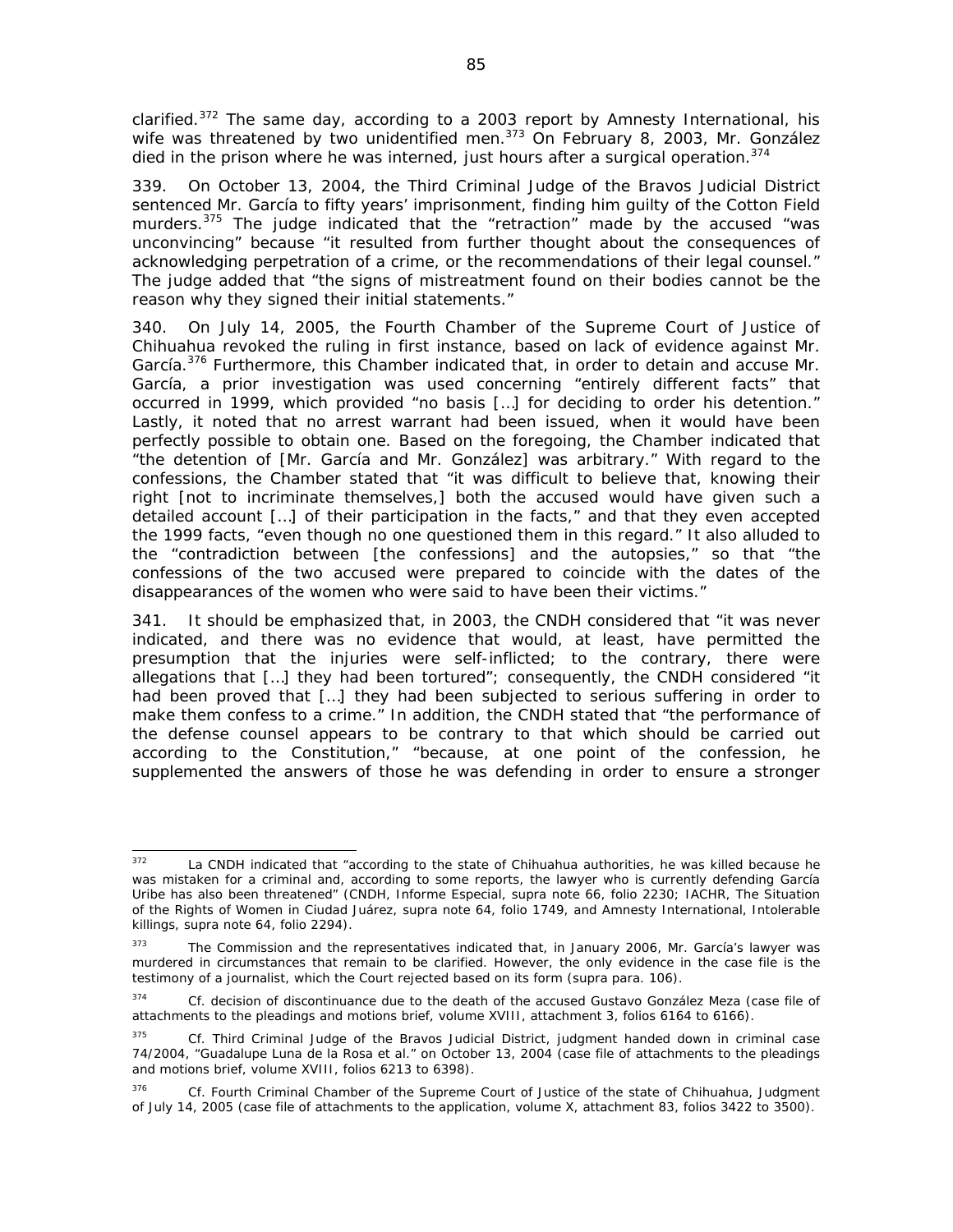clarified.[372] The same day, according to a 2003 report by Amnesty International, his wife was threatened by two unidentified men.[373] On February 8, 2003, Mr. González died in the prison where he was interned, just hours after a surgical operation.[374]

339. On October 13, 2004, the Third Criminal Judge of the Bravos Judicial District sentenced Mr. García to fifty years' imprisonment, finding him guilty of the Cotton Field murders.[375] The judge indicated that the "retraction" made by the accused "was unconvincing" because "it resulted from further thought about the consequences of acknowledging perpetration of a crime, or the recommendations of their legal counsel." The judge added that "the signs of mistreatment found on their bodies cannot be the reason why they signed their initial statements."

340. On July 14, 2005, the Fourth Chamber of the Supreme Court of Justice of Chihuahua revoked the ruling in first instance, based on lack of evidence against Mr. García.[376] Furthermore, this Chamber indicated that, in order to detain and accuse Mr. García, a prior investigation was used concerning "entirely different facts" that occurred in 1999, which provided "no basis […] for deciding to order his detention." Lastly, it noted that no arrest warrant had been issued, when it would have been perfectly possible to obtain one. Based on the foregoing, the Chamber indicated that "the detention of [Mr. García and Mr. González] was arbitrary." With regard to the confessions, the Chamber stated that "it was difficult to believe that, knowing their right [not to incriminate themselves,] both the accused would have given such a detailed account […] of their participation in the facts," and that they even accepted the 1999 facts, "even though no one questioned them in this regard." It also alluded to the "contradiction between [the confessions] and the autopsies," so that "the confessions of the two accused were prepared to coincide with the dates of the disappearances of the women who were said to have been their victims."

341. It should be emphasized that, in 2003, the CNDH considered that "it was never indicated, and there was no evidence that would, at least, have permitted the presumption that the injuries were self-inflicted; to the contrary, there were allegations that […] they had been tortured"; consequently, the CNDH considered "it had been proved that […] they had been subjected to serious suffering in order to make them confess to a crime." In addition, the CNDH stated that "the performance of the defense counsel appears to be contrary to that which should be carried out according to the Constitution," "because, at one point of the confession, he supplemented the answers of those he was defending in order to ensure a stronger

---

[372] La CNDH indicated that "according to the state of Chihuahua authorities, he was killed because he was mistaken for a criminal and, according to some reports, the lawyer who is currently defending García Uribe has also been threatened" (CNDH, Informe Especial, *supra* note 66, folio 2230; IACHR, The Situation of the Rights of Women in Ciudad Juárez, *supra* note 64, folio 1749, and Amnesty International, Intolerable killings, *supra* note 64, folio 2294).

[373] The Commission and the representatives indicated that, in January 2006, Mr. García's lawyer was murdered in circumstances that remain to be clarified. However, the only evidence in the case file is the testimony of a journalist, which the Court rejected based on its form (*supra* para. 106).

[374] *Cf.* decision of discontinuance due to the death of the accused Gustavo González Meza (case file of attachments to the pleadings and motions brief, volume XVIII, attachment 3, folios 6164 to 6166).

[375] *Cf.* Third Criminal Judge of the Bravos Judicial District, judgment handed down in criminal case 74/2004, "Guadalupe Luna de la Rosa et al." on October 13, 2004 (case file of attachments to the pleadings and motions brief, volume XVIII, folios 6213 to 6398).

[376] *Cf.* Fourth Criminal Chamber of the Supreme Court of Justice of the state of Chihuahua, Judgment of July 14, 2005 (case file of attachments to the application, volume X, attachment 83, folios 3422 to 3500).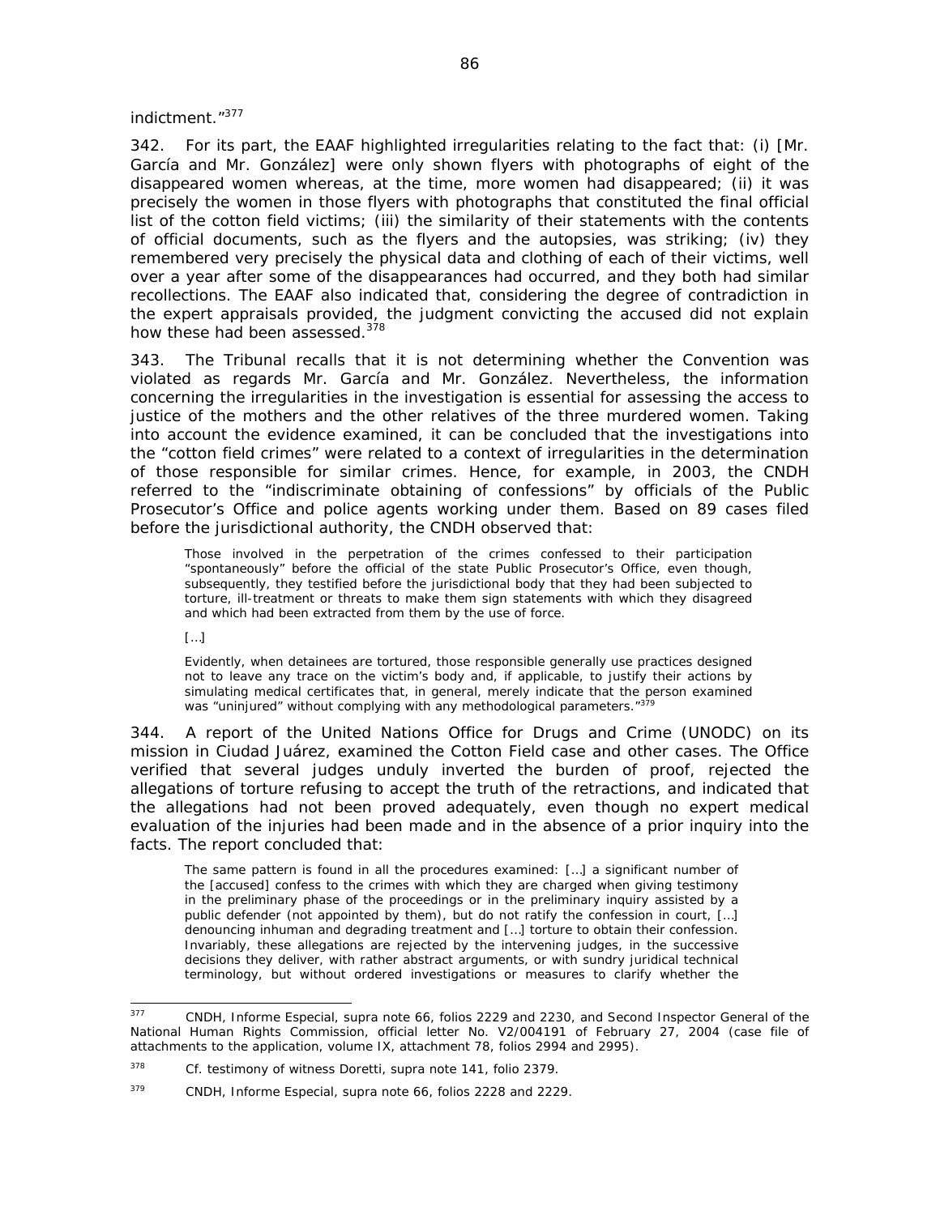indictment."[377]

342. For its part, the EAAF highlighted irregularities relating to the fact that: (i) [Mr. García and Mr. González] were only shown flyers with photographs of eight of the disappeared women whereas, at the time, more women had disappeared; (ii) it was precisely the women in those flyers with photographs that constituted the final official list of the cotton field victims; (iii) the similarity of their statements with the contents of official documents, such as the flyers and the autopsies, was striking; (iv) they remembered very precisely the physical data and clothing of each of their victims, well over a year after some of the disappearances had occurred, and they both had similar recollections. The EAAF also indicated that, considering the degree of contradiction in the expert appraisals provided, the judgment convicting the accused did not explain how these had been assessed.[378]

343. The Tribunal recalls that it is not determining whether the Convention was violated as regards Mr. García and Mr. González. Nevertheless, the information concerning the irregularities in the investigation is essential for assessing the access to justice of the mothers and the other relatives of the three murdered women. Taking into account the evidence examined, it can be concluded that the investigations into the "cotton field crimes" were related to a context of irregularities in the determination of those responsible for similar crimes. Hence, for example, in 2003, the CNDH referred to the "indiscriminate obtaining of confessions" by officials of the Public Prosecutor's Office and police agents working under them. Based on 89 cases filed before the jurisdictional authority, the CNDH observed that:

> Those involved in the perpetration of the crimes confessed to their participation "spontaneously" before the official of the state Public Prosecutor's Office, even though, subsequently, they testified before the jurisdictional body that they had been subjected to torture, ill-treatment or threats to make them sign statements with which they disagreed and which had been extracted from them by the use of force.
>
> […]
>
> Evidently, when detainees are tortured, those responsible generally use practices designed not to leave any trace on the victim's body and, if applicable, to justify their actions by simulating medical certificates that, in general, merely indicate that the person examined was "uninjured" without complying with any methodological parameters."[379]

344. A report of the United Nations Office for Drugs and Crime (UNODC) on its mission in Ciudad Juárez, examined the Cotton Field case and other cases. The Office verified that several judges unduly inverted the burden of proof, rejected the allegations of torture refusing to accept the truth of the retractions, and indicated that the allegations had not been proved adequately, even though no expert medical evaluation of the injuries had been made and in the absence of a prior inquiry into the facts. The report concluded that:

> The same pattern is found in all the procedures examined: […] a significant number of the [accused] confess to the crimes with which they are charged when giving testimony in the preliminary phase of the proceedings or in the preliminary inquiry assisted by a public defender (not appointed by them), but do not ratify the confession in court, […] denouncing inhuman and degrading treatment and […] torture to obtain their confession. Invariably, these allegations are rejected by the intervening judges, in the successive decisions they deliver, with rather abstract arguments, or with sundry juridical technical terminology, but without ordered investigations or measures to clarify whether the

---

[377] CNDH, *Informe Especial*, *supra* note 66, folios 2229 and 2230, and Second Inspector General of the National Human Rights Commission, official letter No. V2/004191 of February 27, 2004 (case file of attachments to the application, volume IX, attachment 78, folios 2994 and 2995).

[378] *Cf.* testimony of witness Doretti, *supra* note 141, folio 2379.

[379] CNDH, *Informe Especial*, *supra* note 66, folios 2228 and 2229.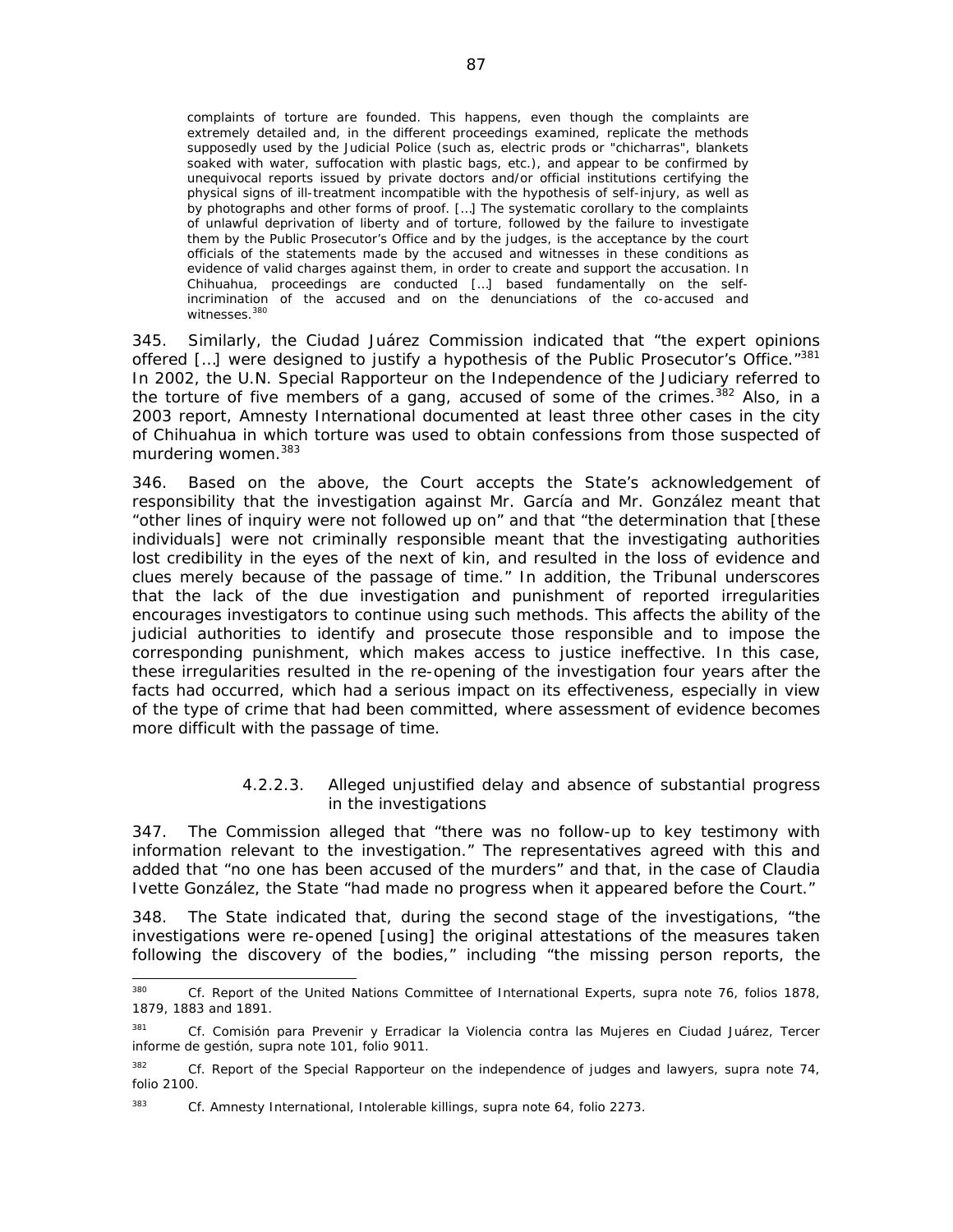> complaints of torture are founded. This happens, even though the complaints are extremely detailed and, in the different proceedings examined, replicate the methods supposedly used by the Judicial Police (such as, electric prods or "chicharras", blankets soaked with water, suffocation with plastic bags, etc.), and appear to be confirmed by unequivocal reports issued by private doctors and/or official institutions certifying the physical signs of ill-treatment incompatible with the hypothesis of self-injury, as well as by photographs and other forms of proof. […] The systematic corollary to the complaints of unlawful deprivation of liberty and of torture, followed by the failure to investigate them by the Public Prosecutor's Office and by the judges, is the acceptance by the court officials of the statements made by the accused and witnesses in these conditions as evidence of valid charges against them, in order to create and support the accusation. In Chihuahua, proceedings are conducted […] based fundamentally on the self-incrimination of the accused and on the denunciations of the co-accused and witnesses.[380]

345. Similarly, the Ciudad Juárez Commission indicated that "the expert opinions offered […] were designed to justify a hypothesis of the Public Prosecutor's Office."[381] In 2002, the U.N. Special Rapporteur on the Independence of the Judiciary referred to the torture of five members of a gang, accused of some of the crimes.[382] Also, in a 2003 report, Amnesty International documented at least three other cases in the city of Chihuahua in which torture was used to obtain confessions from those suspected of murdering women.[383]

346. Based on the above, the Court accepts the State's acknowledgement of responsibility that the investigation against Mr. García and Mr. González meant that "other lines of inquiry were not followed up on" and that "the determination that [these individuals] were not criminally responsible meant that the investigating authorities lost credibility in the eyes of the next of kin, and resulted in the loss of evidence and clues merely because of the passage of time." In addition, the Tribunal underscores that the lack of the due investigation and punishment of reported irregularities encourages investigators to continue using such methods. This affects the ability of the judicial authorities to identify and prosecute those responsible and to impose the corresponding punishment, which makes access to justice ineffective. In this case, these irregularities resulted in the re-opening of the investigation four years after the facts had occurred, which had a serious impact on its effectiveness, especially in view of the type of crime that had been committed, where assessment of evidence becomes more difficult with the passage of time.

#### 4.2.2.3. Alleged unjustified delay and absence of substantial progress in the investigations

347. The Commission alleged that "there was no follow-up to key testimony with information relevant to the investigation." The representatives agreed with this and added that "no one has been accused of the murders" and that, in the case of Claudia Ivette González, the State "had made no progress when it appeared before the Court."

348. The State indicated that, during the second stage of the investigations, "the investigations were re-opened [using] the original attestations of the measures taken following the discovery of the bodies," including "the missing person reports, the

---

[380] Cf. Report of the United Nations Committee of International Experts, *supra* note 76, folios 1878, 1879, 1883 and 1891.

[381] Cf. Comisión para Prevenir y Erradicar la Violencia contra las Mujeres en Ciudad Juárez, Tercer informe de gestión, *supra* note 101, folio 9011.

[382] Cf. Report of the Special Rapporteur on the independence of judges and lawyers, *supra* note 74, folio 2100.

[383] Cf. Amnesty International, Intolerable killings, *supra* note 64, folio 2273.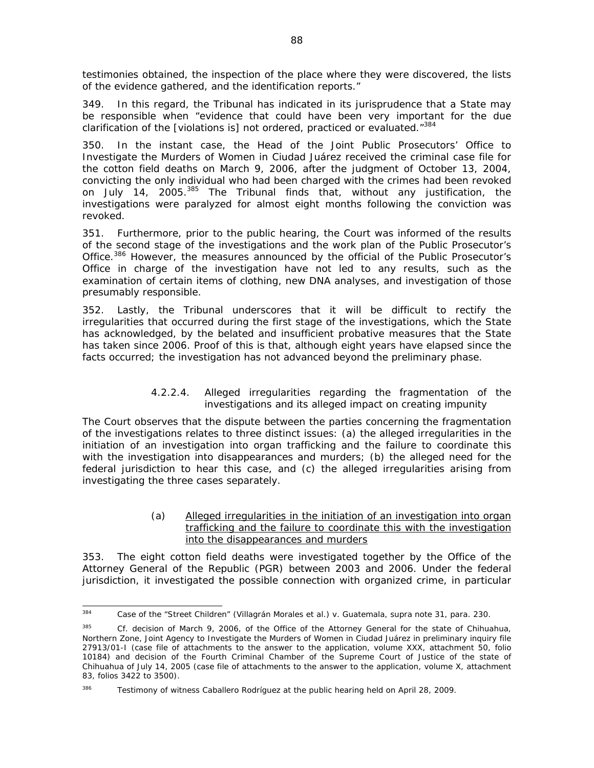testimonies obtained, the inspection of the place where they were discovered, the lists of the evidence gathered, and the identification reports."

349. In this regard, the Tribunal has indicated in its jurisprudence that a State may be responsible when "evidence that could have been very important for the due clarification of the [violations is] not ordered, practiced or evaluated."[384]

350. In the instant case, the Head of the Joint Public Prosecutors' Office to Investigate the Murders of Women in Ciudad Juárez received the criminal case file for the cotton field deaths on March 9, 2006, after the judgment of October 13, 2004, convicting the only individual who had been charged with the crimes had been revoked on July 14, 2005.[385] The Tribunal finds that, without any justification, the investigations were paralyzed for almost eight months following the conviction was revoked.

351. Furthermore, prior to the public hearing, the Court was informed of the results of the second stage of the investigations and the work plan of the Public Prosecutor's Office.[386] However, the measures announced by the official of the Public Prosecutor's Office in charge of the investigation have not led to any results, such as the examination of certain items of clothing, new DNA analyses, and investigation of those presumably responsible.

352. Lastly, the Tribunal underscores that it will be difficult to rectify the irregularities that occurred during the first stage of the investigations, which the State has acknowledged, by the belated and insufficient probative measures that the State has taken since 2006. Proof of this is that, although eight years have elapsed since the facts occurred; the investigation has not advanced beyond the preliminary phase.

#### 4.2.2.4. Alleged irregularities regarding the fragmentation of the investigations and its alleged impact on creating impunity

The Court observes that the dispute between the parties concerning the fragmentation of the investigations relates to three distinct issues: (a) the alleged irregularities in the initiation of an investigation into organ trafficking and the failure to coordinate this with the investigation into disappearances and murders; (b) the alleged need for the federal jurisdiction to hear this case, and (c) the alleged irregularities arising from investigating the three cases separately.

##### (a) Alleged irregularities in the initiation of an investigation into organ trafficking and the failure to coordinate this with the investigation into the disappearances and murders

353. The eight cotton field deaths were investigated together by the Office of the Attorney General of the Republic (PGR) between 2003 and 2006. Under the federal jurisdiction, it investigated the possible connection with organized crime, in particular

---

[384] *Case of the "Street Children" (Villagrán Morales et al.) v. Guatemala*, supra note 31, para. 230.

[385] *Cf.* decision of March 9, 2006, of the Office of the Attorney General for the state of Chihuahua, Northern Zone, Joint Agency to Investigate the Murders of Women in Ciudad Juárez in preliminary inquiry file 27913/01-I (case file of attachments to the answer to the application, volume XXX, attachment 50, folio 10184) and decision of the Fourth Criminal Chamber of the Supreme Court of Justice of the state of Chihuahua of July 14, 2005 (case file of attachments to the answer to the application, volume X, attachment 83, folios 3422 to 3500).

[386] Testimony of witness Caballero Rodríguez at the public hearing held on April 28, 2009.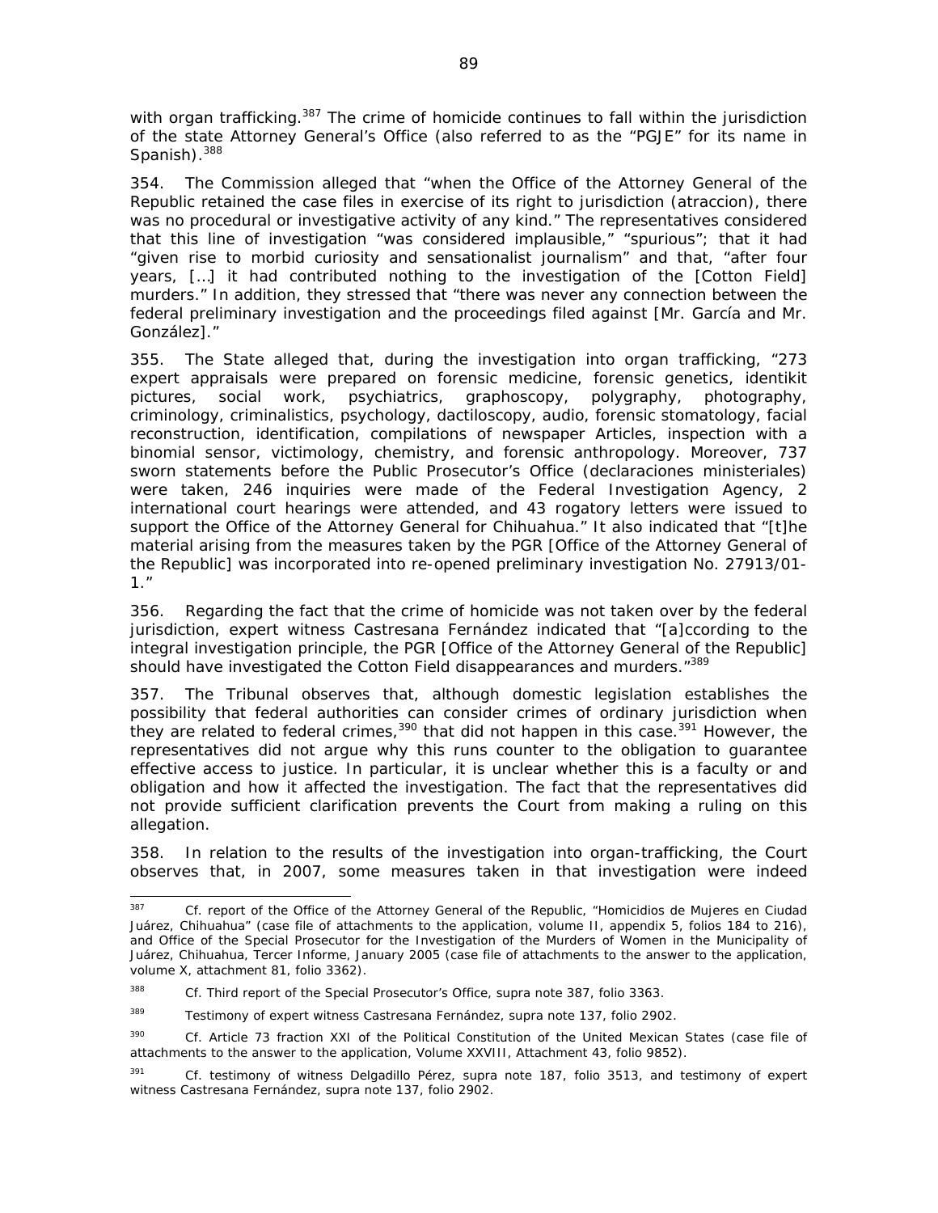with organ trafficking.[387] The crime of homicide continues to fall within the jurisdiction of the state Attorney General's Office (also referred to as the "PGJE" for its name in Spanish).[388]

354. The Commission alleged that "when the Office of the Attorney General of the Republic retained the case files in exercise of its right to jurisdiction (*atraccion*), there was no procedural or investigative activity of any kind." The representatives considered that this line of investigation "was considered implausible," "spurious"; that it had "given rise to morbid curiosity and sensationalist journalism" and that, "after four years, […] it had contributed nothing to the investigation of the [Cotton Field] murders." In addition, they stressed that "there was never any connection between the federal preliminary investigation and the proceedings filed against [Mr. García and Mr. González]."

355. The State alleged that, during the investigation into organ trafficking, "273 expert appraisals were prepared on forensic medicine, forensic genetics, identikit pictures, social work, psychiatrics, graphoscopy, polygraphy, photography, criminology, criminalistics, psychology, dactiloscopy, audio, forensic stomatology, facial reconstruction, identification, compilations of newspaper Articles, inspection with a binomial sensor, victimology, chemistry, and forensic anthropology. Moreover, 737 sworn statements before the Public Prosecutor's Office (*declaraciones ministeriales*) were taken, 246 inquiries were made of the Federal Investigation Agency, 2 international court hearings were attended, and 43 rogatory letters were issued to support the Office of the Attorney General for Chihuahua." It also indicated that "[t]he material arising from the measures taken by the PGR [Office of the Attorney General of the Republic] was incorporated into re-opened preliminary investigation No. 27913/01-1."

356. Regarding the fact that the crime of homicide was not taken over by the federal jurisdiction, expert witness Castresana Fernández indicated that "[a]ccording to the integral investigation principle, the PGR [Office of the Attorney General of the Republic] should have investigated the Cotton Field disappearances and murders."[389]

357. The Tribunal observes that, although domestic legislation establishes the possibility that federal authorities can consider crimes of ordinary jurisdiction when they are related to federal crimes,[390] that did not happen in this case.[391] However, the representatives did not argue why this runs counter to the obligation to guarantee effective access to justice. In particular, it is unclear whether this is a faculty or and obligation and how it affected the investigation. The fact that the representatives did not provide sufficient clarification prevents the Court from making a ruling on this allegation.

358. In relation to the results of the investigation into organ-trafficking, the Court observes that, in 2007, some measures taken in that investigation were indeed

---

[387] Cf. report of the Office of the Attorney General of the Republic, "Homicidios de Mujeres en Ciudad Juárez, Chihuahua" (case file of attachments to the application, volume II, appendix 5, folios 184 to 216), and Office of the Special Prosecutor for the Investigation of the Murders of Women in the Municipality of Juárez, Chihuahua, Tercer Informe, January 2005 (case file of attachments to the answer to the application, volume X, attachment 81, folio 3362).

[388] Cf. Third report of the Special Prosecutor's Office, *supra* note 387, folio 3363.

[389] Testimony of expert witness Castresana Fernández, *supra* note 137, folio 2902.

[390] Cf. Article 73 fraction XXI of the Political Constitution of the United Mexican States (case file of attachments to the answer to the application, Volume XXVIII, Attachment 43, folio 9852).

[391] Cf. testimony of witness Delgadillo Pérez, *supra* note 187, folio 3513, and testimony of expert witness Castresana Fernández, *supra* note 137, folio 2902.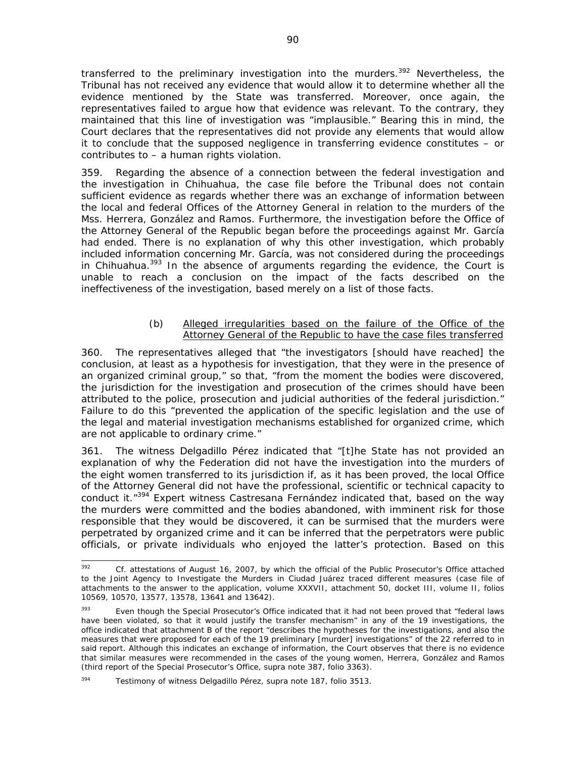transferred to the preliminary investigation into the murders.[392] Nevertheless, the Tribunal has not received any evidence that would allow it to determine whether all the evidence mentioned by the State was transferred. Moreover, once again, the representatives failed to argue how that evidence was relevant. To the contrary, they maintained that this line of investigation was "implausible." Bearing this in mind, the Court declares that the representatives did not provide any elements that would allow it to conclude that the supposed negligence in transferring evidence constitutes – or contributes to – a human rights violation.

359. Regarding the absence of a connection between the federal investigation and the investigation in Chihuahua, the case file before the Tribunal does not contain sufficient evidence as regards whether there was an exchange of information between the local and federal Offices of the Attorney General in relation to the murders of the Mss. Herrera, González and Ramos. Furthermore, the investigation before the Office of the Attorney General of the Republic began before the proceedings against Mr. García had ended. There is no explanation of why this other investigation, which probably included information concerning Mr. García, was not considered during the proceedings in Chihuahua.[393] In the absence of arguments regarding the evidence, the Court is unable to reach a conclusion on the impact of the facts described on the ineffectiveness of the investigation, based merely on a list of those facts.

(b) <u>Alleged irregularities based on the failure of the Office of the Attorney General of the Republic to have the case files transferred</u>

360. The representatives alleged that "the investigators [should have reached] the conclusion, at least as a hypothesis for investigation, that they were in the presence of an organized criminal group," so that, "from the moment the bodies were discovered, the jurisdiction for the investigation and prosecution of the crimes should have been attributed to the police, prosecution and judicial authorities of the federal jurisdiction." Failure to do this "prevented the application of the specific legislation and the use of the legal and material investigation mechanisms established for organized crime, which are not applicable to ordinary crime."

361. The witness Delgadillo Pérez indicated that "[t]he State has not provided an explanation of why the Federation did not have the investigation into the murders of the eight women transferred to its jurisdiction if, as it has been proved, the local Office of the Attorney General did not have the professional, scientific or technical capacity to conduct it."[394] Expert witness Castresana Fernández indicated that, based on the way the murders were committed and the bodies abandoned, with imminent risk for those responsible that they would be discovered, it can be surmised that the murders were perpetrated by organized crime and it can be inferred that the perpetrators were public officials, or private individuals who enjoyed the latter's protection. Based on this

---

[392] Cf. attestations of August 16, 2007, by which the official of the Public Prosecutor's Office attached to the Joint Agency to Investigate the Murders in Ciudad Juárez traced different measures (case file of attachments to the answer to the application, volume XXXVII, attachment 50, docket III, volume II, folios 10569, 10570, 13577, 13578, 13641 and 13642).

[393] Even though the Special Prosecutor's Office indicated that it had not been proved that "federal laws have been violated, so that it would justify the transfer mechanism" in any of the 19 investigations, the office indicated that attachment B of the report "describes the hypotheses for the investigations, and also the measures that were proposed for each of the 19 preliminary [murder] investigations" of the 22 referred to in said report. Although this indicates an exchange of information, the Court observes that there is no evidence that similar measures were recommended in the cases of the young women, Herrera, González and Ramos (third report of the Special Prosecutor's Office, *supra* note 387, folio 3363).

[394] Testimony of witness Delgadillo Pérez, *supra* note 187, folio 3513.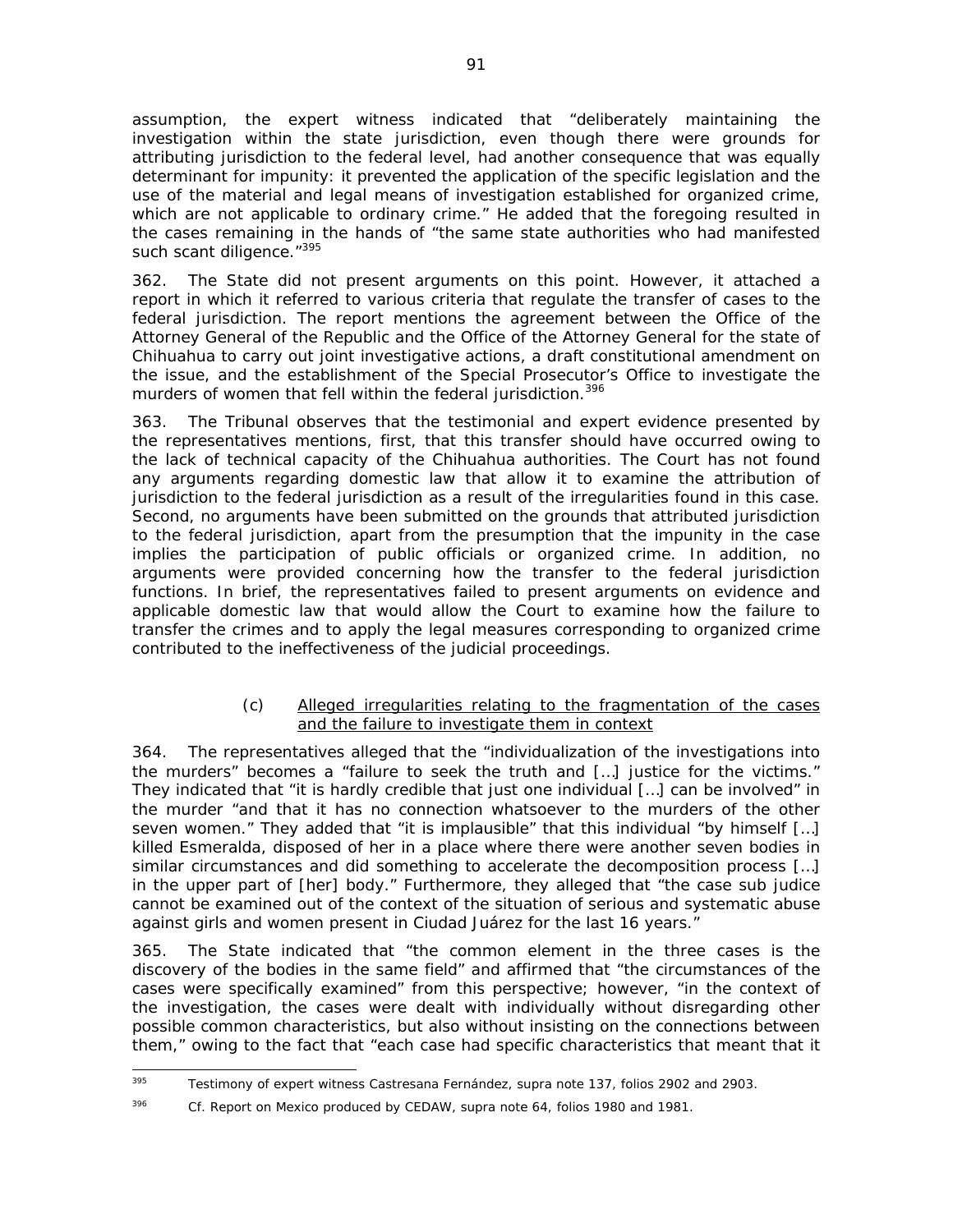assumption, the expert witness indicated that "deliberately maintaining the investigation within the state jurisdiction, even though there were grounds for attributing jurisdiction to the federal level, had another consequence that was equally determinant for impunity: it prevented the application of the specific legislation and the use of the material and legal means of investigation established for organized crime, which are not applicable to ordinary crime." He added that the foregoing resulted in the cases remaining in the hands of "the same state authorities who had manifested such scant diligence."[395]

362. The State did not present arguments on this point. However, it attached a report in which it referred to various criteria that regulate the transfer of cases to the federal jurisdiction. The report mentions the agreement between the Office of the Attorney General of the Republic and the Office of the Attorney General for the state of Chihuahua to carry out joint investigative actions, a draft constitutional amendment on the issue, and the establishment of the Special Prosecutor's Office to investigate the murders of women that fell within the federal jurisdiction.[396]

363. The Tribunal observes that the testimonial and expert evidence presented by the representatives mentions, first, that this transfer should have occurred owing to the lack of technical capacity of the Chihuahua authorities. The Court has not found any arguments regarding domestic law that allow it to examine the attribution of jurisdiction to the federal jurisdiction as a result of the irregularities found in this case. Second, no arguments have been submitted on the grounds that attributed jurisdiction to the federal jurisdiction, apart from the presumption that the impunity in the case implies the participation of public officials or organized crime. In addition, no arguments were provided concerning how the transfer to the federal jurisdiction functions. In brief, the representatives failed to present arguments on evidence and applicable domestic law that would allow the Court to examine how the failure to transfer the crimes and to apply the legal measures corresponding to organized crime contributed to the ineffectiveness of the judicial proceedings.

(c) Alleged irregularities relating to the fragmentation of the cases and the failure to investigate them in context

364. The representatives alleged that the "individualization of the investigations into the murders" becomes a "failure to seek the truth and […] justice for the victims." They indicated that "it is hardly credible that just one individual […] can be involved" in the murder "and that it has no connection whatsoever to the murders of the other seven women." They added that "it is implausible" that this individual "by himself […] killed Esmeralda, disposed of her in a place where there were another seven bodies in similar circumstances and did something to accelerate the decomposition process […] in the upper part of [her] body." Furthermore, they alleged that "the case sub judice cannot be examined out of the context of the situation of serious and systematic abuse against girls and women present in Ciudad Juárez for the last 16 years."

365. The State indicated that "the common element in the three cases is the discovery of the bodies in the same field" and affirmed that "the circumstances of the cases were specifically examined" from this perspective; however, "in the context of the investigation, the cases were dealt with individually without disregarding other possible common characteristics, but also without insisting on the connections between them," owing to the fact that "each case had specific characteristics that meant that it

---

[395] Testimony of expert witness Castresana Fernández, *supra* note 137, folios 2902 and 2903.

[396] *Cf.* Report on Mexico produced by CEDAW, *supra* note 64, folios 1980 and 1981.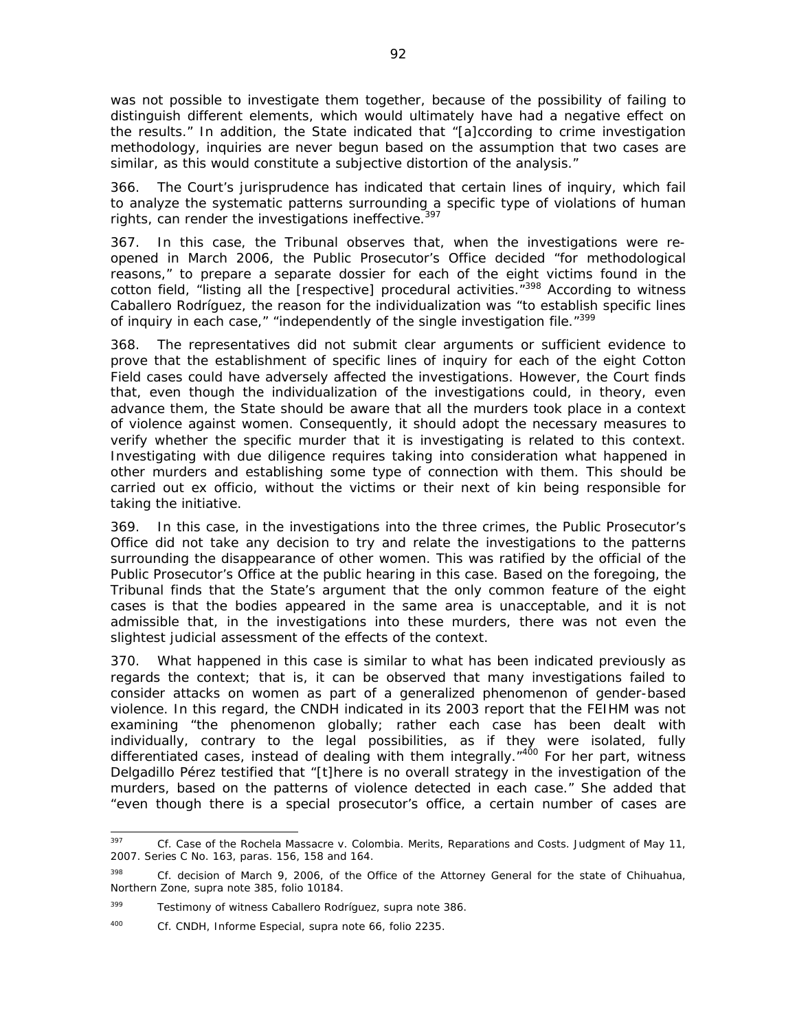was not possible to investigate them together, because of the possibility of failing to distinguish different elements, which would ultimately have had a negative effect on the results." In addition, the State indicated that "[a]ccording to crime investigation methodology, inquiries are never begun based on the assumption that two cases are similar, as this would constitute a subjective distortion of the analysis."

366. The Court's jurisprudence has indicated that certain lines of inquiry, which fail to analyze the systematic patterns surrounding a specific type of violations of human rights, can render the investigations ineffective.[397]

367. In this case, the Tribunal observes that, when the investigations were re-opened in March 2006, the Public Prosecutor's Office decided "for methodological reasons," to prepare a separate dossier for each of the eight victims found in the cotton field, "listing all the [respective] procedural activities."[398] According to witness Caballero Rodríguez, the reason for the individualization was "to establish specific lines of inquiry in each case," "independently of the single investigation file."[399]

368. The representatives did not submit clear arguments or sufficient evidence to prove that the establishment of specific lines of inquiry for each of the eight Cotton Field cases could have adversely affected the investigations. However, the Court finds that, even though the individualization of the investigations could, in theory, even advance them, the State should be aware that all the murders took place in a context of violence against women. Consequently, it should adopt the necessary measures to verify whether the specific murder that it is investigating is related to this context. Investigating with due diligence requires taking into consideration what happened in other murders and establishing some type of connection with them. This should be carried out ex officio, without the victims or their next of kin being responsible for taking the initiative.

369. In this case, in the investigations into the three crimes, the Public Prosecutor's Office did not take any decision to try and relate the investigations to the patterns surrounding the disappearance of other women. This was ratified by the official of the Public Prosecutor's Office at the public hearing in this case. Based on the foregoing, the Tribunal finds that the State's argument that the only common feature of the eight cases is that the bodies appeared in the same area is unacceptable, and it is not admissible that, in the investigations into these murders, there was not even the slightest judicial assessment of the effects of the context.

370. What happened in this case is similar to what has been indicated previously as regards the context; that is, it can be observed that many investigations failed to consider attacks on women as part of a generalized phenomenon of gender-based violence. In this regard, the CNDH indicated in its 2003 report that the FEIHM was not examining "the phenomenon globally; rather each case has been dealt with individually, contrary to the legal possibilities, as if they were isolated, fully differentiated cases, instead of dealing with them integrally."[400] For her part, witness Delgadillo Pérez testified that "[t]here is no overall strategy in the investigation of the murders, based on the patterns of violence detected in each case." She added that "even though there is a special prosecutor's office, a certain number of cases are

---

[397] *Cf. Case of the Rochela Massacre v. Colombia. Merits, Reparations and Costs.* Judgment of May 11, 2007. Series C No. 163, paras. 156, 158 and 164.

[398] *Cf.* decision of March 9, 2006, of the Office of the Attorney General for the state of Chihuahua, Northern Zone, *supra* note 385, folio 10184.

[399] Testimony of witness Caballero Rodríguez, *supra* note 386.

[400] *Cf.* CNDH, *Informe Especial*, *supra* note 66, folio 2235.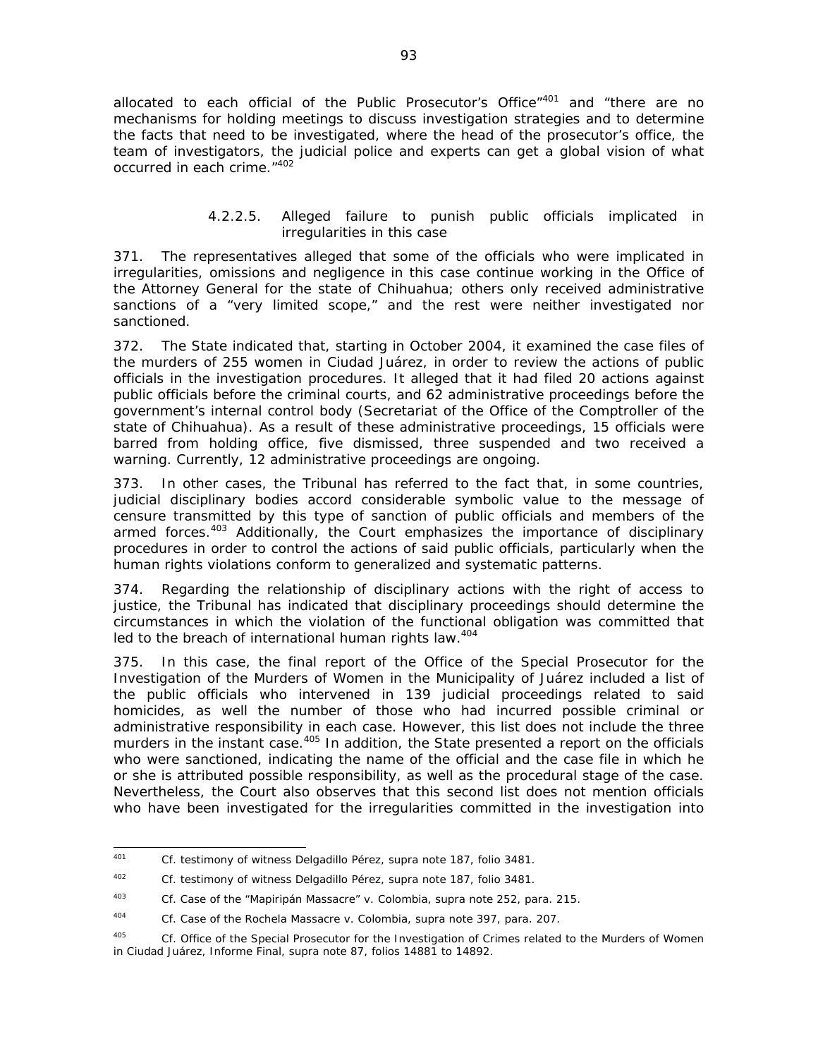allocated to each official of the Public Prosecutor's Office"[401] and "there are no mechanisms for holding meetings to discuss investigation strategies and to determine the facts that need to be investigated, where the head of the prosecutor's office, the team of investigators, the judicial police and experts can get a global vision of what occurred in each crime."[402]

#### 4.2.2.5. Alleged failure to punish public officials implicated in irregularities in this case

371. The representatives alleged that some of the officials who were implicated in irregularities, omissions and negligence in this case continue working in the Office of the Attorney General for the state of Chihuahua; others only received administrative sanctions of a "very limited scope," and the rest were neither investigated nor sanctioned.

372. The State indicated that, starting in October 2004, it examined the case files of the murders of 255 women in Ciudad Juárez, in order to review the actions of public officials in the investigation procedures. It alleged that it had filed 20 actions against public officials before the criminal courts, and 62 administrative proceedings before the government's internal control body (Secretariat of the Office of the Comptroller of the state of Chihuahua). As a result of these administrative proceedings, 15 officials were barred from holding office, five dismissed, three suspended and two received a warning. Currently, 12 administrative proceedings are ongoing.

373. In other cases, the Tribunal has referred to the fact that, in some countries, judicial disciplinary bodies accord considerable symbolic value to the message of censure transmitted by this type of sanction of public officials and members of the armed forces.[403] Additionally, the Court emphasizes the importance of disciplinary procedures in order to control the actions of said public officials, particularly when the human rights violations conform to generalized and systematic patterns.

374. Regarding the relationship of disciplinary actions with the right of access to justice, the Tribunal has indicated that disciplinary proceedings should determine the circumstances in which the violation of the functional obligation was committed that led to the breach of international human rights law.[404]

375. In this case, the final report of the Office of the Special Prosecutor for the Investigation of the Murders of Women in the Municipality of Juárez included a list of the public officials who intervened in 139 judicial proceedings related to said homicides, as well the number of those who had incurred possible criminal or administrative responsibility in each case. However, this list does not include the three murders in the instant case.[405] In addition, the State presented a report on the officials who were sanctioned, indicating the name of the official and the case file in which he or she is attributed possible responsibility, as well as the procedural stage of the case. Nevertheless, the Court also observes that this second list does not mention officials who have been investigated for the irregularities committed in the investigation into

---

[401] Cf. testimony of witness Delgadillo Pérez, *supra* note 187, folio 3481.

[402] Cf. testimony of witness Delgadillo Pérez, *supra* note 187, folio 3481.

[403] Cf. *Case of the "Mapiripán Massacre" v. Colombia*, *supra* note 252, para. 215.

[404] Cf. *Case of the Rochela Massacre v. Colombia*, *supra* note 397, para. 207.

[405] Cf. Office of the Special Prosecutor for the Investigation of Crimes related to the Murders of Women in Ciudad Juárez, *Informe Final*, *supra* note 87, folios 14881 to 14892.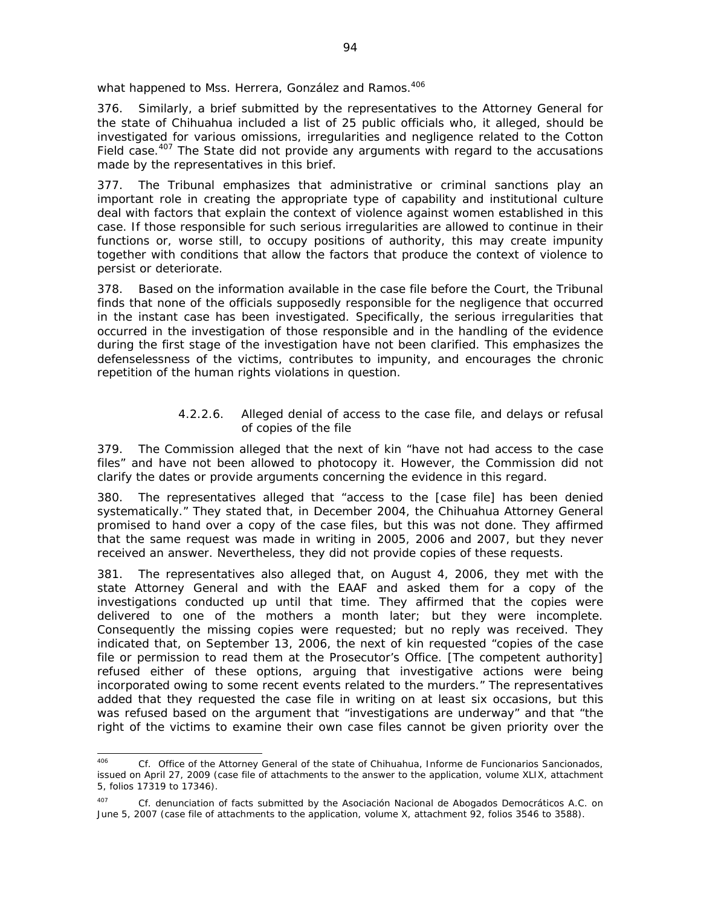what happened to Mss. Herrera, González and Ramos.[406]

376. Similarly, a brief submitted by the representatives to the Attorney General for the state of Chihuahua included a list of 25 public officials who, it alleged, should be investigated for various omissions, irregularities and negligence related to the Cotton Field case.[407] The State did not provide any arguments with regard to the accusations made by the representatives in this brief.

377. The Tribunal emphasizes that administrative or criminal sanctions play an important role in creating the appropriate type of capability and institutional culture deal with factors that explain the context of violence against women established in this case. If those responsible for such serious irregularities are allowed to continue in their functions or, worse still, to occupy positions of authority, this may create impunity together with conditions that allow the factors that produce the context of violence to persist or deteriorate.

378. Based on the information available in the case file before the Court, the Tribunal finds that none of the officials supposedly responsible for the negligence that occurred in the instant case has been investigated. Specifically, the serious irregularities that occurred in the investigation of those responsible and in the handling of the evidence during the first stage of the investigation have not been clarified. This emphasizes the defenselessness of the victims, contributes to impunity, and encourages the chronic repetition of the human rights violations in question.

#### 4.2.2.6. Alleged denial of access to the case file, and delays or refusal of copies of the file

379. The Commission alleged that the next of kin "have not had access to the case files" and have not been allowed to photocopy it. However, the Commission did not clarify the dates or provide arguments concerning the evidence in this regard.

380. The representatives alleged that "access to the [case file] has been denied systematically." They stated that, in December 2004, the Chihuahua Attorney General promised to hand over a copy of the case files, but this was not done. They affirmed that the same request was made in writing in 2005, 2006 and 2007, but they never received an answer. Nevertheless, they did not provide copies of these requests.

381. The representatives also alleged that, on August 4, 2006, they met with the state Attorney General and with the EAAF and asked them for a copy of the investigations conducted up until that time. They affirmed that the copies were delivered to one of the mothers a month later; but they were incomplete. Consequently the missing copies were requested; but no reply was received. They indicated that, on September 13, 2006, the next of kin requested "copies of the case file or permission to read them at the Prosecutor's Office. [The competent authority] refused either of these options, arguing that investigative actions were being incorporated owing to some recent events related to the murders." The representatives added that they requested the case file in writing on at least six occasions, but this was refused based on the argument that "investigations are underway" and that "the right of the victims to examine their own case files cannot be given priority over the

---

[406] Cf. Office of the Attorney General of the state of Chihuahua, *Informe de Funcionarios Sancionados*, issued on April 27, 2009 (case file of attachments to the answer to the application, volume XLIX, attachment 5, folios 17319 to 17346).

[407] Cf. denunciation of facts submitted by the Asociación Nacional de Abogados Democráticos A.C. on June 5, 2007 (case file of attachments to the application, volume X, attachment 92, folios 3546 to 3588).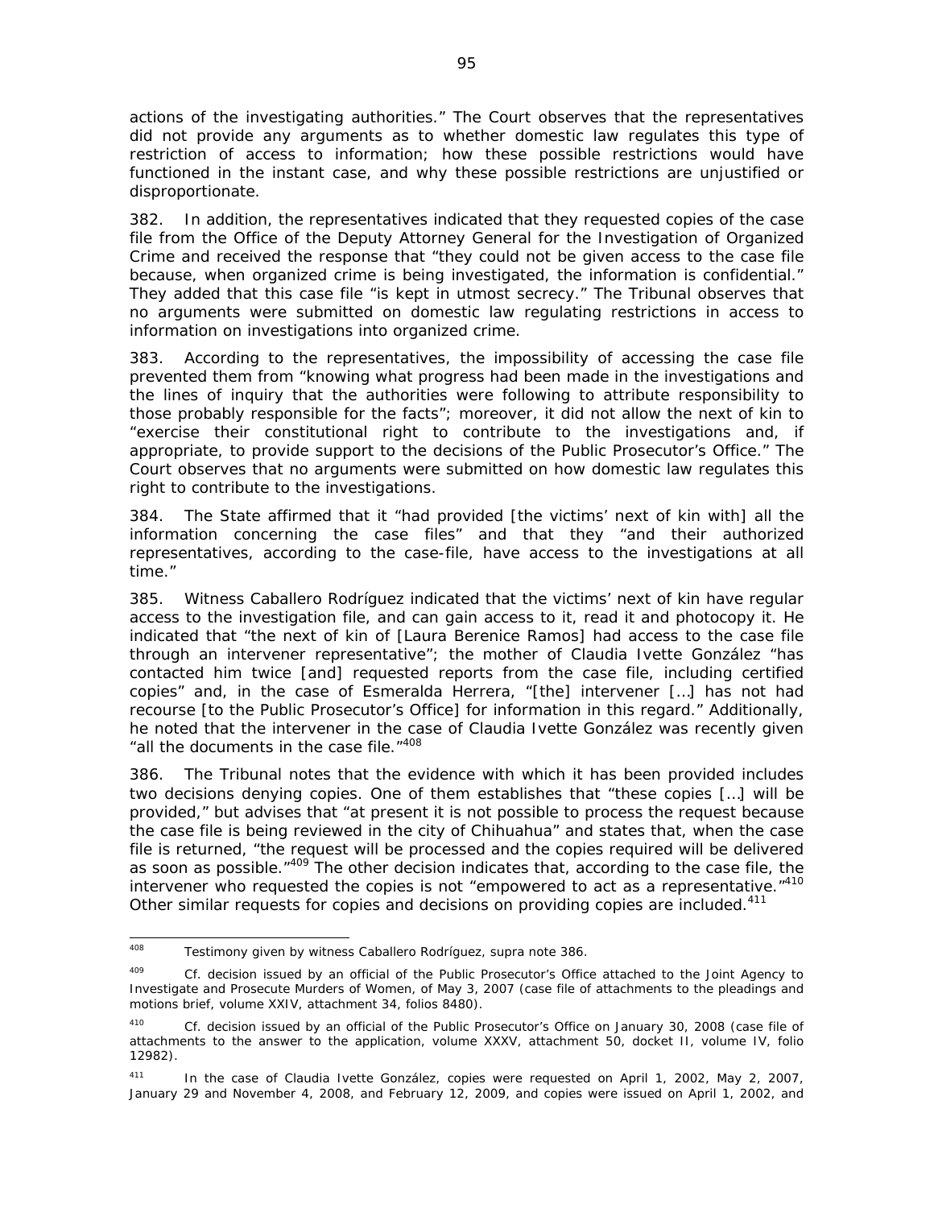actions of the investigating authorities." The Court observes that the representatives did not provide any arguments as to whether domestic law regulates this type of restriction of access to information; how these possible restrictions would have functioned in the instant case, and why these possible restrictions are unjustified or disproportionate.

382. In addition, the representatives indicated that they requested copies of the case file from the Office of the Deputy Attorney General for the Investigation of Organized Crime and received the response that "they could not be given access to the case file because, when organized crime is being investigated, the information is confidential." They added that this case file "is kept in utmost secrecy." The Tribunal observes that no arguments were submitted on domestic law regulating restrictions in access to information on investigations into organized crime.

383. According to the representatives, the impossibility of accessing the case file prevented them from "knowing what progress had been made in the investigations and the lines of inquiry that the authorities were following to attribute responsibility to those probably responsible for the facts"; moreover, it did not allow the next of kin to "exercise their constitutional right to contribute to the investigations and, if appropriate, to provide support to the decisions of the Public Prosecutor's Office." The Court observes that no arguments were submitted on how domestic law regulates this right to contribute to the investigations.

384. The State affirmed that it "had provided [the victims' next of kin with] all the information concerning the case files" and that they "and their authorized representatives, according to the case-file, have access to the investigations at all time."

385. Witness Caballero Rodríguez indicated that the victims' next of kin have regular access to the investigation file, and can gain access to it, read it and photocopy it. He indicated that "the next of kin of [Laura Berenice Ramos] had access to the case file through an intervener representative"; the mother of Claudia Ivette González "has contacted him twice [and] requested reports from the case file, including certified copies" and, in the case of Esmeralda Herrera, "[the] intervener […] has not had recourse [to the Public Prosecutor's Office] for information in this regard." Additionally, he noted that the intervener in the case of Claudia Ivette González was recently given "all the documents in the case file."[408]

386. The Tribunal notes that the evidence with which it has been provided includes two decisions denying copies. One of them establishes that "these copies […] will be provided," but advises that "at present it is not possible to process the request because the case file is being reviewed in the city of Chihuahua" and states that, when the case file is returned, "the request will be processed and the copies required will be delivered as soon as possible."[409] The other decision indicates that, according to the case file, the intervener who requested the copies is not "empowered to act as a representative."[410] Other similar requests for copies and decisions on providing copies are included.[411]

---

[408] Testimony given by witness Caballero Rodríguez, *supra* note 386.

[409] *Cf.* decision issued by an official of the Public Prosecutor's Office attached to the Joint Agency to Investigate and Prosecute Murders of Women, of May 3, 2007 (case file of attachments to the pleadings and motions brief, volume XXIV, attachment 34, folios 8480).

[410] *Cf.* decision issued by an official of the Public Prosecutor's Office on January 30, 2008 (case file of attachments to the answer to the application, volume XXXV, attachment 50, docket II, volume IV, folio 12982).

[411] In the case of Claudia Ivette González, copies were requested on April 1, 2002, May 2, 2007, January 29 and November 4, 2008, and February 12, 2009, and copies were issued on April 1, 2002, and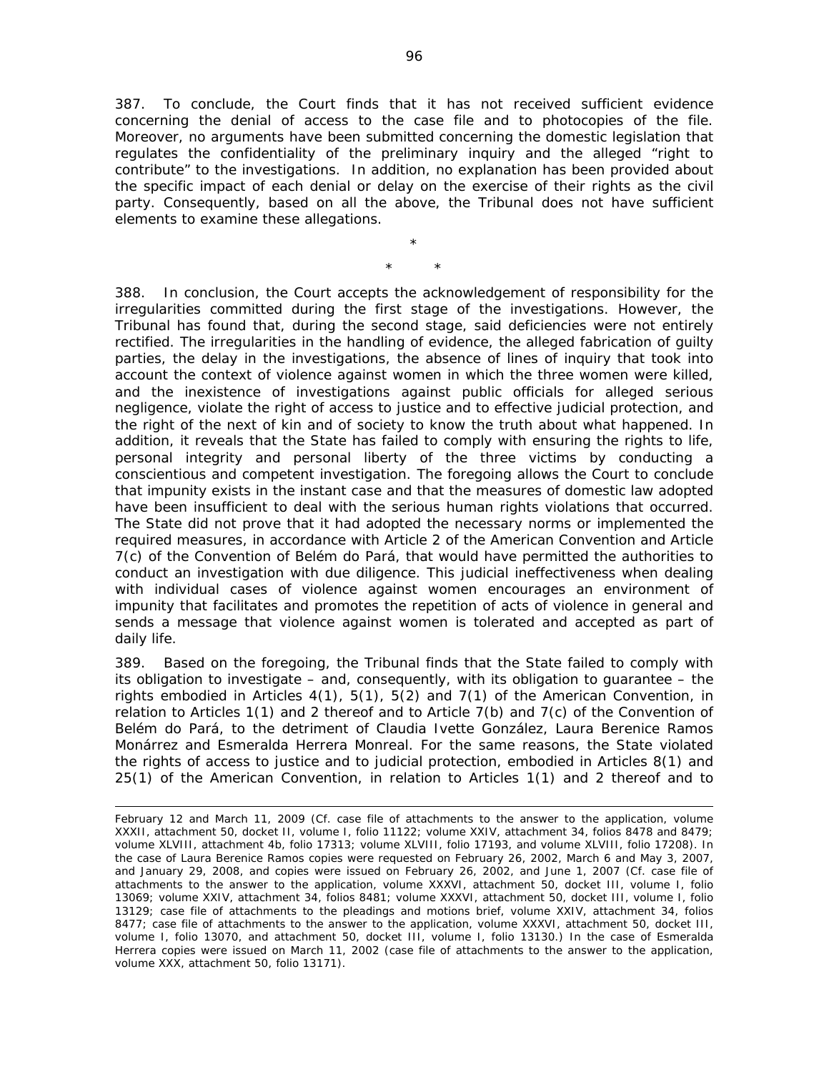387. To conclude, the Court finds that it has not received sufficient evidence concerning the denial of access to the case file and to photocopies of the file. Moreover, no arguments have been submitted concerning the domestic legislation that regulates the confidentiality of the preliminary inquiry and the alleged "right to contribute" to the investigations. In addition, no explanation has been provided about the specific impact of each denial or delay on the exercise of their rights as the civil party. Consequently, based on all the above, the Tribunal does not have sufficient elements to examine these allegations.

\*

\* \*

388. In conclusion, the Court accepts the acknowledgement of responsibility for the irregularities committed during the first stage of the investigations. However, the Tribunal has found that, during the second stage, said deficiencies were not entirely rectified. The irregularities in the handling of evidence, the alleged fabrication of guilty parties, the delay in the investigations, the absence of lines of inquiry that took into account the context of violence against women in which the three women were killed, and the inexistence of investigations against public officials for alleged serious negligence, violate the right of access to justice and to effective judicial protection, and the right of the next of kin and of society to know the truth about what happened. In addition, it reveals that the State has failed to comply with ensuring the rights to life, personal integrity and personal liberty of the three victims by conducting a conscientious and competent investigation. The foregoing allows the Court to conclude that impunity exists in the instant case and that the measures of domestic law adopted have been insufficient to deal with the serious human rights violations that occurred. The State did not prove that it had adopted the necessary norms or implemented the required measures, in accordance with Article 2 of the American Convention and Article 7(c) of the Convention of Belém do Pará, that would have permitted the authorities to conduct an investigation with due diligence. This judicial ineffectiveness when dealing with individual cases of violence against women encourages an environment of impunity that facilitates and promotes the repetition of acts of violence in general and sends a message that violence against women is tolerated and accepted as part of daily life.

389. Based on the foregoing, the Tribunal finds that the State failed to comply with its obligation to investigate – and, consequently, with its obligation to guarantee – the rights embodied in Articles 4(1), 5(1), 5(2) and 7(1) of the American Convention, in relation to Articles 1(1) and 2 thereof and to Article 7(b) and 7(c) of the Convention of Belém do Pará, to the detriment of Claudia Ivette González, Laura Berenice Ramos Monárrez and Esmeralda Herrera Monreal. For the same reasons, the State violated the rights of access to justice and to judicial protection, embodied in Articles 8(1) and 25(1) of the American Convention, in relation to Articles 1(1) and 2 thereof and to

---

February 12 and March 11, 2009 (Cf. case file of attachments to the answer to the application, volume XXXII, attachment 50, docket II, volume I, folio 11122; volume XXIV, attachment 34, folios 8478 and 8479; volume XLVIII, attachment 4b, folio 17313; volume XLVIII, folio 17193, and volume XLVIII, folio 17208). In the case of Laura Berenice Ramos copies were requested on February 26, 2002, March 6 and May 3, 2007, and January 29, 2008, and copies were issued on February 26, 2002, and June 1, 2007 (Cf. case file of attachments to the answer to the application, volume XXXVI, attachment 50, docket III, volume I, folio 13069; volume XXIV, attachment 34, folios 8481; volume XXXVI, attachment 50, docket III, volume I, folio 13129; case file of attachments to the pleadings and motions brief, volume XXIV, attachment 34, folios 8477; case file of attachments to the answer to the application, volume XXXVI, attachment 50, docket III, volume I, folio 13070, and attachment 50, docket III, volume I, folio 13130.) In the case of Esmeralda Herrera copies were issued on March 11, 2002 (case file of attachments to the answer to the application, volume XXX, attachment 50, folio 13171).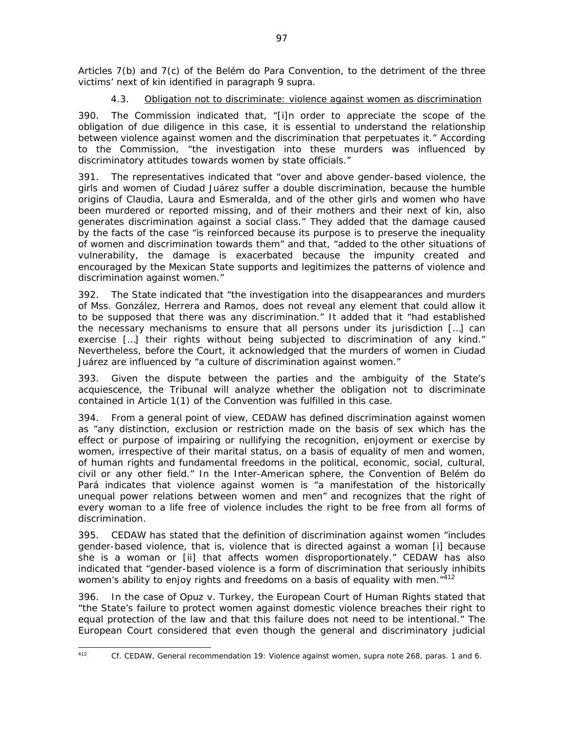Articles 7(b) and 7(c) of the Belém do Para Convention, to the detriment of the three victims' next of kin identified in paragraph 9 supra.

### 4.3. Obligation not to discriminate: violence against women as discrimination

390. The Commission indicated that, "[i]n order to appreciate the scope of the obligation of due diligence in this case, it is essential to understand the relationship between violence against women and the discrimination that perpetuates it." According to the Commission, "the investigation into these murders was influenced by discriminatory attitudes towards women by state officials."

391. The representatives indicated that "over and above gender-based violence, the girls and women of Ciudad Juárez suffer a double discrimination, because the humble origins of Claudia, Laura and Esmeralda, and of the other girls and women who have been murdered or reported missing, and of their mothers and their next of kin, also generates discrimination against a social class." They added that the damage caused by the facts of the case "is reinforced because its purpose is to preserve the inequality of women and discrimination towards them" and that, "added to the other situations of vulnerability, the damage is exacerbated because the impunity created and encouraged by the Mexican State supports and legitimizes the patterns of violence and discrimination against women."

392. The State indicated that "the investigation into the disappearances and murders of Mss. González, Herrera and Ramos, does not reveal any element that could allow it to be supposed that there was any discrimination." It added that it "had established the necessary mechanisms to ensure that all persons under its jurisdiction […] can exercise […] their rights without being subjected to discrimination of any kind." Nevertheless, before the Court, it acknowledged that the murders of women in Ciudad Juárez are influenced by "a culture of discrimination against women."

393. Given the dispute between the parties and the ambiguity of the State's acquiescence, the Tribunal will analyze whether the obligation not to discriminate contained in Article 1(1) of the Convention was fulfilled in this case.

394. From a general point of view, CEDAW has defined discrimination against women as "any distinction, exclusion or restriction made on the basis of sex which has the effect or purpose of impairing or nullifying the recognition, enjoyment or exercise by women, irrespective of their marital status, on a basis of equality of men and women, of human rights and fundamental freedoms in the political, economic, social, cultural, civil or any other field." In the Inter-American sphere, the Convention of Belém do Pará indicates that violence against women is "a manifestation of the historically unequal power relations between women and men" and recognizes that the right of every woman to a life free of violence includes the right to be free from all forms of discrimination.

395. CEDAW has stated that the definition of discrimination against women "includes gender-based violence, that is, violence that is directed against a woman [i] because she is a woman or [ii] that affects women disproportionately." CEDAW has also indicated that "gender-based violence is a form of discrimination that seriously inhibits women's ability to enjoy rights and freedoms on a basis of equality with men."[412]

396. In the case of Opuz v. Turkey, the European Court of Human Rights stated that "the State's failure to protect women against domestic violence breaches their right to equal protection of the law and that this failure does not need to be intentional." The European Court considered that even though the general and discriminatory judicial

---

[412] *Cf.* CEDAW, *General recommendation 19: Violence against women, supra* note 268, paras. 1 and 6.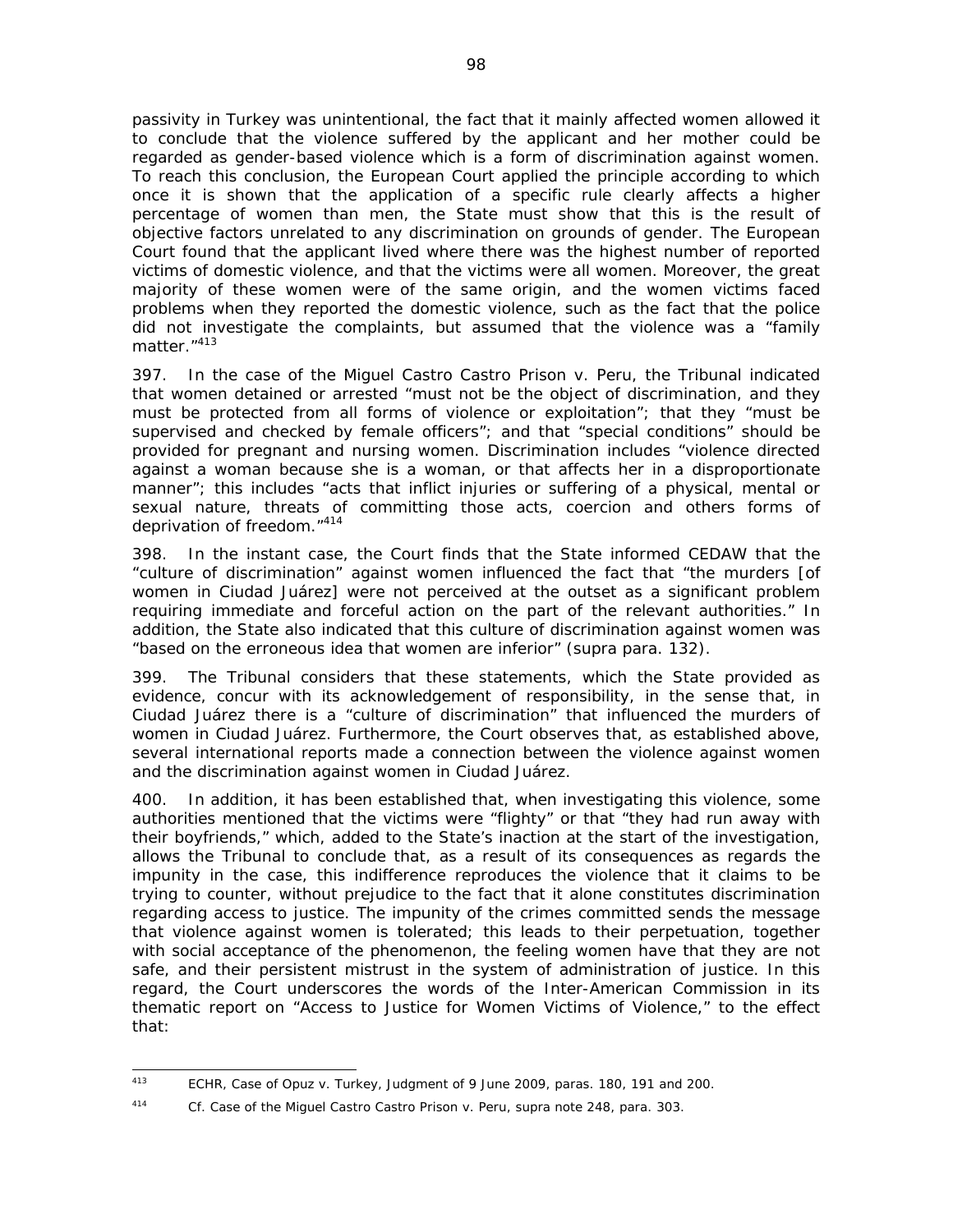passivity in Turkey was unintentional, the fact that it mainly affected women allowed it to conclude that the violence suffered by the applicant and her mother could be regarded as gender-based violence which is a form of discrimination against women. To reach this conclusion, the European Court applied the principle according to which once it is shown that the application of a specific rule clearly affects a higher percentage of women than men, the State must show that this is the result of objective factors unrelated to any discrimination on grounds of gender. The European Court found that the applicant lived where there was the highest number of reported victims of domestic violence, and that the victims were all women. Moreover, the great majority of these women were of the same origin, and the women victims faced problems when they reported the domestic violence, such as the fact that the police did not investigate the complaints, but assumed that the violence was a "family matter."[413]

397. In the case of the *Miguel Castro Castro Prison v. Peru*, the Tribunal indicated that women detained or arrested "must not be the object of discrimination, and they must be protected from all forms of violence or exploitation"; that they "must be supervised and checked by female officers"; and that "special conditions" should be provided for pregnant and nursing women. Discrimination includes "violence directed against a woman because she is a woman, or that affects her in a disproportionate manner"; this includes "acts that inflict injuries or suffering of a physical, mental or sexual nature, threats of committing those acts, coercion and others forms of deprivation of freedom."[414]

398. In the instant case, the Court finds that the State informed CEDAW that the "culture of discrimination" against women influenced the fact that "the murders [of women in Ciudad Juárez] were not perceived at the outset as a significant problem requiring immediate and forceful action on the part of the relevant authorities." In addition, the State also indicated that this culture of discrimination against women was "based on the erroneous idea that women are inferior" (*supra* para. 132).

399. The Tribunal considers that these statements, which the State provided as evidence, concur with its acknowledgement of responsibility, in the sense that, in Ciudad Juárez there is a "culture of discrimination" that influenced the murders of women in Ciudad Juárez. Furthermore, the Court observes that, as established above, several international reports made a connection between the violence against women and the discrimination against women in Ciudad Juárez.

400. In addition, it has been established that, when investigating this violence, some authorities mentioned that the victims were "flighty" or that "they had run away with their boyfriends," which, added to the State's inaction at the start of the investigation, allows the Tribunal to conclude that, as a result of its consequences as regards the impunity in the case, this indifference reproduces the violence that it claims to be trying to counter, without prejudice to the fact that it alone constitutes discrimination regarding access to justice. The impunity of the crimes committed sends the message that violence against women is tolerated; this leads to their perpetuation, together with social acceptance of the phenomenon, the feeling women have that they are not safe, and their persistent mistrust in the system of administration of justice. In this regard, the Court underscores the words of the Inter-American Commission in its thematic report on "Access to Justice for Women Victims of Violence," to the effect that:

---

[413] ECHR, *Case of Opuz v. Turkey*, Judgment of 9 June 2009, paras. 180, 191 and 200.

[414] *Cf. Case of the Miguel Castro Castro Prison v. Peru*, *supra* note 248, para. 303.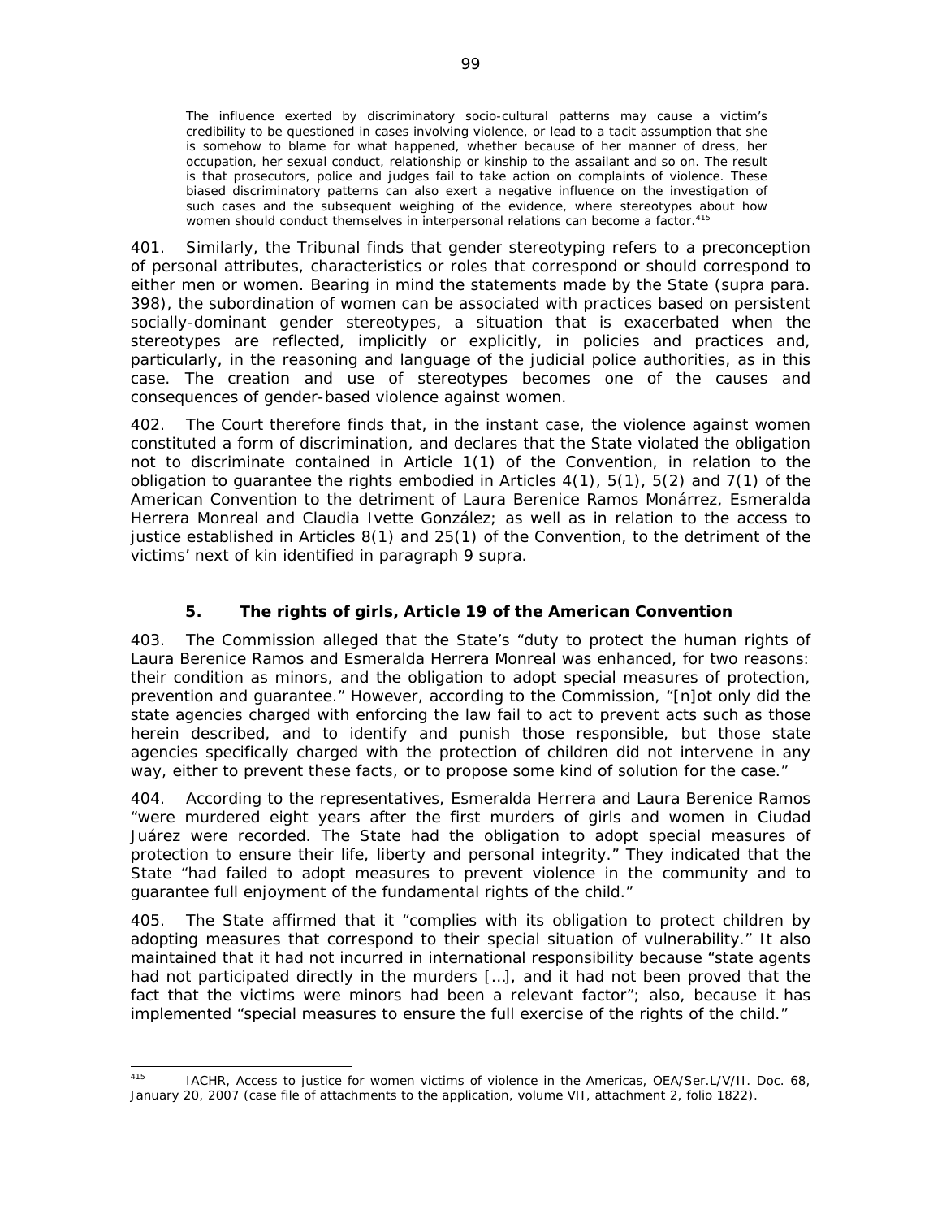> The influence exerted by discriminatory socio-cultural patterns may cause a victim's credibility to be questioned in cases involving violence, or lead to a tacit assumption that she is somehow to blame for what happened, whether because of her manner of dress, her occupation, her sexual conduct, relationship or kinship to the assailant and so on. The result is that prosecutors, police and judges fail to take action on complaints of violence. These biased discriminatory patterns can also exert a negative influence on the investigation of such cases and the subsequent weighing of the evidence, where stereotypes about how women should conduct themselves in interpersonal relations can become a factor.[415]

401. Similarly, the Tribunal finds that gender stereotyping refers to a preconception of personal attributes, characteristics or roles that correspond or should correspond to either men or women. Bearing in mind the statements made by the State (*supra* para. 398), the subordination of women can be associated with practices based on persistent socially-dominant gender stereotypes, a situation that is exacerbated when the stereotypes are reflected, implicitly or explicitly, in policies and practices and, particularly, in the reasoning and language of the judicial police authorities, as in this case. The creation and use of stereotypes becomes one of the causes and consequences of gender-based violence against women.

402. The Court therefore finds that, in the instant case, the violence against women constituted a form of discrimination, and declares that the State violated the obligation not to discriminate contained in Article 1(1) of the Convention, in relation to the obligation to guarantee the rights embodied in Articles 4(1), 5(1), 5(2) and 7(1) of the American Convention to the detriment of Laura Berenice Ramos Monárrez, Esmeralda Herrera Monreal and Claudia Ivette González; as well as in relation to the access to justice established in Articles 8(1) and 25(1) of the Convention, to the detriment of the victims' next of kin identified in paragraph 9 *supra*.

### 5. The rights of girls, Article 19 of the American Convention

403. The Commission alleged that the State's "duty to protect the human rights of Laura Berenice Ramos and Esmeralda Herrera Monreal was enhanced, for two reasons: their condition as minors, and the obligation to adopt special measures of protection, prevention and guarantee." However, according to the Commission, "[n]ot only did the state agencies charged with enforcing the law fail to act to prevent acts such as those herein described, and to identify and punish those responsible, but those state agencies specifically charged with the protection of children did not intervene in any way, either to prevent these facts, or to propose some kind of solution for the case."

404. According to the representatives, Esmeralda Herrera and Laura Berenice Ramos "were murdered eight years after the first murders of girls and women in Ciudad Juárez were recorded. The State had the obligation to adopt special measures of protection to ensure their life, liberty and personal integrity." They indicated that the State "had failed to adopt measures to prevent violence in the community and to guarantee full enjoyment of the fundamental rights of the child."

405. The State affirmed that it "complies with its obligation to protect children by adopting measures that correspond to their special situation of vulnerability." It also maintained that it had not incurred in international responsibility because "state agents had not participated directly in the murders […], and it had not been proved that the fact that the victims were minors had been a relevant factor"; also, because it has implemented "special measures to ensure the full exercise of the rights of the child."

---

[415] IACHR, *Access to justice for women victims of violence in the Americas*, OEA/Ser.L/V/II. Doc. 68, January 20, 2007 (case file of attachments to the application, volume VII, attachment 2, folio 1822).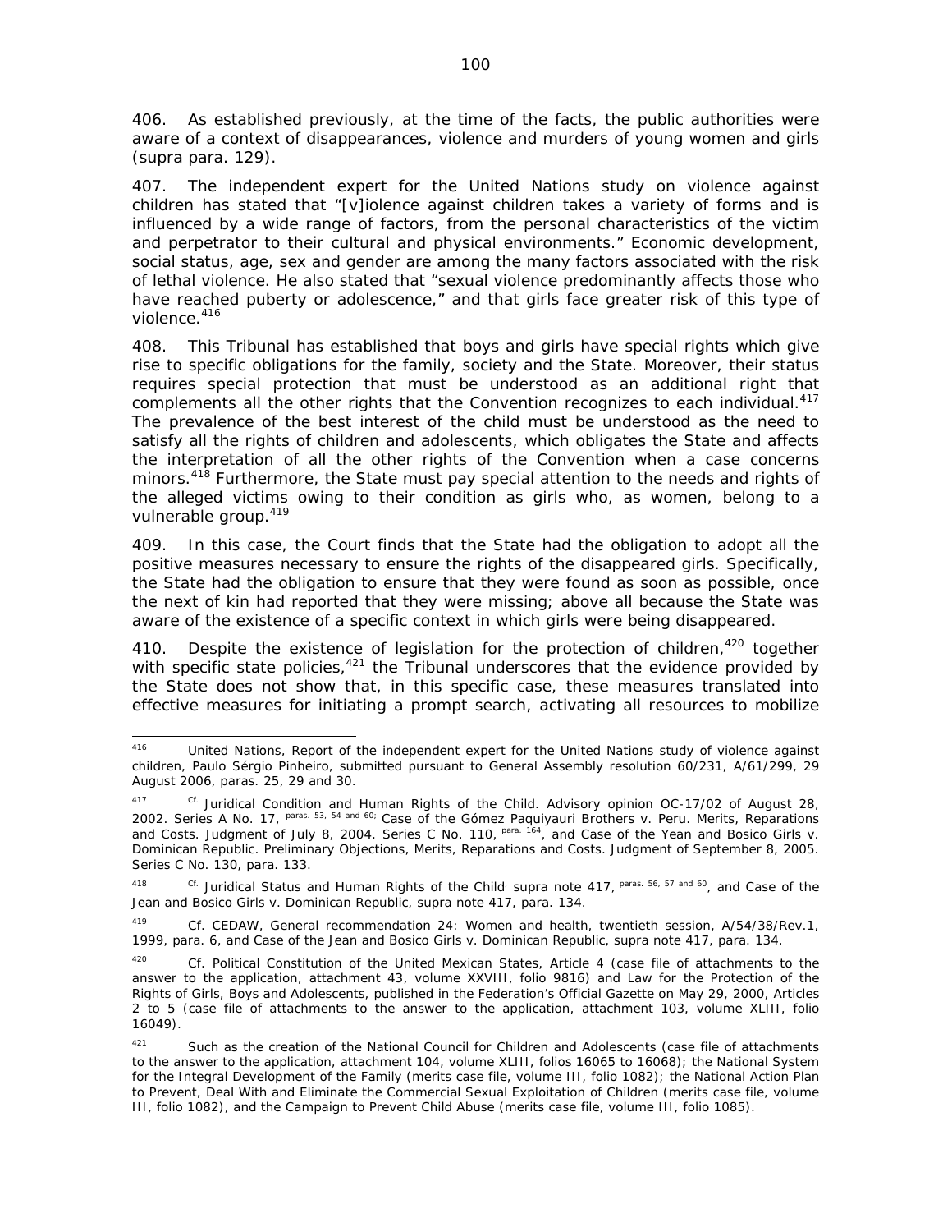406. As established previously, at the time of the facts, the public authorities were aware of a context of disappearances, violence and murders of young women and girls (*supra* para. 129).

407. The independent expert for the United Nations study on violence against children has stated that "[v]iolence against children takes a variety of forms and is influenced by a wide range of factors, from the personal characteristics of the victim and perpetrator to their cultural and physical environments." Economic development, social status, age, sex and gender are among the many factors associated with the risk of lethal violence. He also stated that "sexual violence predominantly affects those who have reached puberty or adolescence," and that girls face greater risk of this type of violence.[416]

408. This Tribunal has established that boys and girls have special rights which give rise to specific obligations for the family, society and the State. Moreover, their status requires special protection that must be understood as an additional right that complements all the other rights that the Convention recognizes to each individual.[417] The prevalence of the best interest of the child must be understood as the need to satisfy all the rights of children and adolescents, which obligates the State and affects the interpretation of all the other rights of the Convention when a case concerns minors.[418] Furthermore, the State must pay special attention to the needs and rights of the alleged victims owing to their condition as girls who, as women, belong to a vulnerable group.[419]

409. In this case, the Court finds that the State had the obligation to adopt all the positive measures necessary to ensure the rights of the disappeared girls. Specifically, the State had the obligation to ensure that they were found as soon as possible, once the next of kin had reported that they were missing; above all because the State was aware of the existence of a specific context in which girls were being disappeared.

410. Despite the existence of legislation for the protection of children,[420] together with specific state policies,[421] the Tribunal underscores that the evidence provided by the State does not show that, in this specific case, these measures translated into effective measures for initiating a prompt search, activating all resources to mobilize

---

[416] United Nations, Report of the independent expert for the United Nations study of violence against children, Paulo Sérgio Pinheiro, submitted pursuant to General Assembly resolution 60/231, A/61/299, 29 August 2006, paras. 25, 29 and 30.

[417] *Cf.* *Juridical Condition and Human Rights of the Child.* Advisory opinion OC-17/02 of August 28, 2002. Series A No. 17, paras. 53, 54 and 60; *Case of the Gómez Paquiyauri Brothers v. Peru. Merits, Reparations and Costs.* Judgment of July 8, 2004. Series C No. 110, para. 164, and *Case of the Yean and Bosico Girls v. Dominican Republic. Preliminary Objections, Merits, Reparations and Costs.* Judgment of September 8, 2005. Series C No. 130, para. 133.

[418] *Cf.* *Juridical Status and Human Rights of the Child*, *supra* note 417, paras. 56, 57 and 60, and *Case of the Jean and Bosico Girls v. Dominican Republic*, *supra* note 417, para. 134.

[419] *Cf.* CEDAW, General recommendation 24: Women and health, twentieth session, A/54/38/Rev.1, 1999, para. 6, and *Case of the Jean and Bosico Girls v. Dominican Republic*, *supra* note 417, para. 134.

[420] *Cf.* Political Constitution of the United Mexican States, Article 4 (case file of attachments to the answer to the application, attachment 43, volume XXVIII, folio 9816) and Law for the Protection of the Rights of Girls, Boys and Adolescents, published in the Federation's Official Gazette on May 29, 2000, Articles 2 to 5 (case file of attachments to the answer to the application, attachment 103, volume XLIII, folio 16049).

[421] Such as the creation of the National Council for Children and Adolescents (case file of attachments to the answer to the application, attachment 104, volume XLIII, folios 16065 to 16068); the National System for the Integral Development of the Family (merits case file, volume III, folio 1082); the National Action Plan to Prevent, Deal With and Eliminate the Commercial Sexual Exploitation of Children (merits case file, volume III, folio 1082), and the Campaign to Prevent Child Abuse (merits case file, volume III, folio 1085).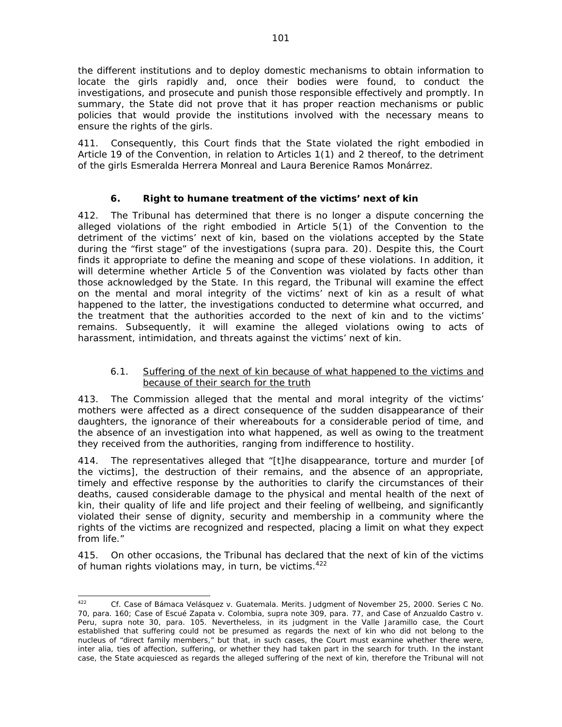the different institutions and to deploy domestic mechanisms to obtain information to locate the girls rapidly and, once their bodies were found, to conduct the investigations, and prosecute and punish those responsible effectively and promptly. In summary, the State did not prove that it has proper reaction mechanisms or public policies that would provide the institutions involved with the necessary means to ensure the rights of the girls.

411. Consequently, this Court finds that the State violated the right embodied in Article 19 of the Convention, in relation to Articles 1(1) and 2 thereof, to the detriment of the girls Esmeralda Herrera Monreal and Laura Berenice Ramos Monárrez.

### 6. Right to humane treatment of the victims' next of kin

412. The Tribunal has determined that there is no longer a dispute concerning the alleged violations of the right embodied in Article 5(1) of the Convention to the detriment of the victims' next of kin, based on the violations accepted by the State during the "first stage" of the investigations (supra para. 20). Despite this, the Court finds it appropriate to define the meaning and scope of these violations. In addition, it will determine whether Article 5 of the Convention was violated by facts other than those acknowledged by the State. In this regard, the Tribunal will examine the effect on the mental and moral integrity of the victims' next of kin as a result of what happened to the latter, the investigations conducted to determine what occurred, and the treatment that the authorities accorded to the next of kin and to the victims' remains. Subsequently, it will examine the alleged violations owing to acts of harassment, intimidation, and threats against the victims' next of kin.

#### 6.1. Suffering of the next of kin because of what happened to the victims and because of their search for the truth

413. The Commission alleged that the mental and moral integrity of the victims' mothers were affected as a direct consequence of the sudden disappearance of their daughters, the ignorance of their whereabouts for a considerable period of time, and the absence of an investigation into what happened, as well as owing to the treatment they received from the authorities, ranging from indifference to hostility.

414. The representatives alleged that "[t]he disappearance, torture and murder [of the victims], the destruction of their remains, and the absence of an appropriate, timely and effective response by the authorities to clarify the circumstances of their deaths, caused considerable damage to the physical and mental health of the next of kin, their quality of life and life project and their feeling of wellbeing, and significantly violated their sense of dignity, security and membership in a community where the rights of the victims are recognized and respected, placing a limit on what they expect from life."

415. On other occasions, the Tribunal has declared that the next of kin of the victims of human rights violations may, in turn, be victims.[422]

---

[422] *Cf. Case of Bámaca Velásquez v. Guatemala. Merits.* Judgment of November 25, 2000. Series C No. 70, para. 160; *Case of Escué Zapata v. Colombia, supra* note 309, para. 77, and *Case of Anzualdo Castro v. Peru, supra* note 30, para. 105. Nevertheless, in its judgment in the *Valle Jaramillo* case, the Court established that suffering could not be presumed as regards the next of kin who did not belong to the nucleus of "direct family members," but that, in such cases, the Court must examine whether there were, *inter alia*, ties of affection, suffering, or whether they had taken part in the search for truth. In the instant case, the State acquiesced as regards the alleged suffering of the next of kin, therefore the Tribunal will not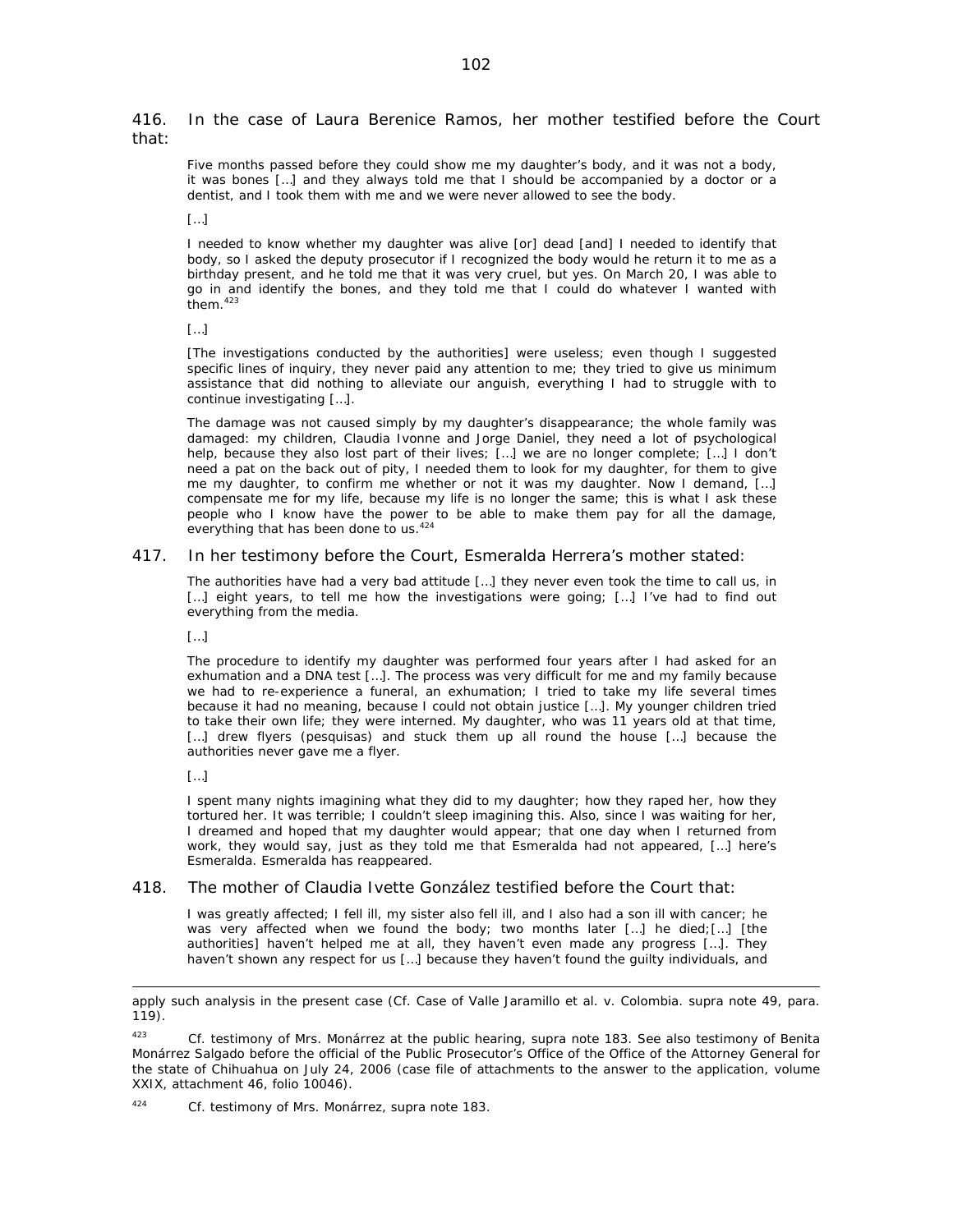416. In the case of Laura Berenice Ramos, her mother testified before the Court that:

> Five months passed before they could show me my daughter's body, and it was not a body, it was bones […] and they always told me that I should be accompanied by a doctor or a dentist, and I took them with me and we were never allowed to see the body.
>
> […]
>
> I needed to know whether my daughter was alive [or] dead [and] I needed to identify that body, so I asked the deputy prosecutor if I recognized the body would he return it to me as a birthday present, and he told me that it was very cruel, but yes. On March 20, I was able to go in and identify the bones, and they told me that I could do whatever I wanted with them.[423]
>
> […]
>
> [The investigations conducted by the authorities] were useless; even though I suggested specific lines of inquiry, they never paid any attention to me; they tried to give us minimum assistance that did nothing to alleviate our anguish, everything I had to struggle with to continue investigating […].
>
> The damage was not caused simply by my daughter's disappearance; the whole family was damaged: my children, Claudia Ivonne and Jorge Daniel, they need a lot of psychological help, because they also lost part of their lives; […] we are no longer complete; […] I don't need a pat on the back out of pity, I needed them to look for my daughter, for them to give me my daughter, to confirm me whether or not it was my daughter. Now I demand, […] compensate me for my life, because my life is no longer the same; this is what I ask these people who I know have the power to be able to make them pay for all the damage, everything that has been done to us.[424]

417. In her testimony before the Court, Esmeralda Herrera's mother stated:

> The authorities have had a very bad attitude […] they never even took the time to call us, in […] eight years, to tell me how the investigations were going; […] I've had to find out everything from the media.
>
> […]
>
> The procedure to identify my daughter was performed four years after I had asked for an exhumation and a DNA test […]. The process was very difficult for me and my family because we had to re-experience a funeral, an exhumation; I tried to take my life several times because it had no meaning, because I could not obtain justice […]. My younger children tried to take their own life; they were interned. My daughter, who was 11 years old at that time, […] drew flyers (*pesquisas*) and stuck them up all round the house […] because the authorities never gave me a flyer.
>
> […]
>
> I spent many nights imagining what they did to my daughter; how they raped her, how they tortured her. It was terrible; I couldn't sleep imagining this. Also, since I was waiting for her, I dreamed and hoped that my daughter would appear; that one day when I returned from work, they would say, just as they told me that Esmeralda had not appeared, […] here's Esmeralda. Esmeralda has reappeared.

418. The mother of Claudia Ivette González testified before the Court that:

> I was greatly affected; I fell ill, my sister also fell ill, and I also had a son ill with cancer; he was very affected when we found the body; two months later […] he died;[…] [the authorities] haven't helped me at all, they haven't even made any progress […]. They haven't shown any respect for us […] because they haven't found the guilty individuals, and

---

apply such analysis in the present case (Cf. *Case of Valle Jaramillo et al. v. Colombia*. *supra* note 49, para. 119).

[423] Cf. testimony of Mrs. Monárrez at the public hearing, *supra* note 183. See also testimony of Benita Monárrez Salgado before the official of the Public Prosecutor's Office of the Office of the Attorney General for the state of Chihuahua on July 24, 2006 (case file of attachments to the answer to the application, volume XXIX, attachment 46, folio 10046).

[424] Cf. testimony of Mrs. Monárrez, *supra* note 183.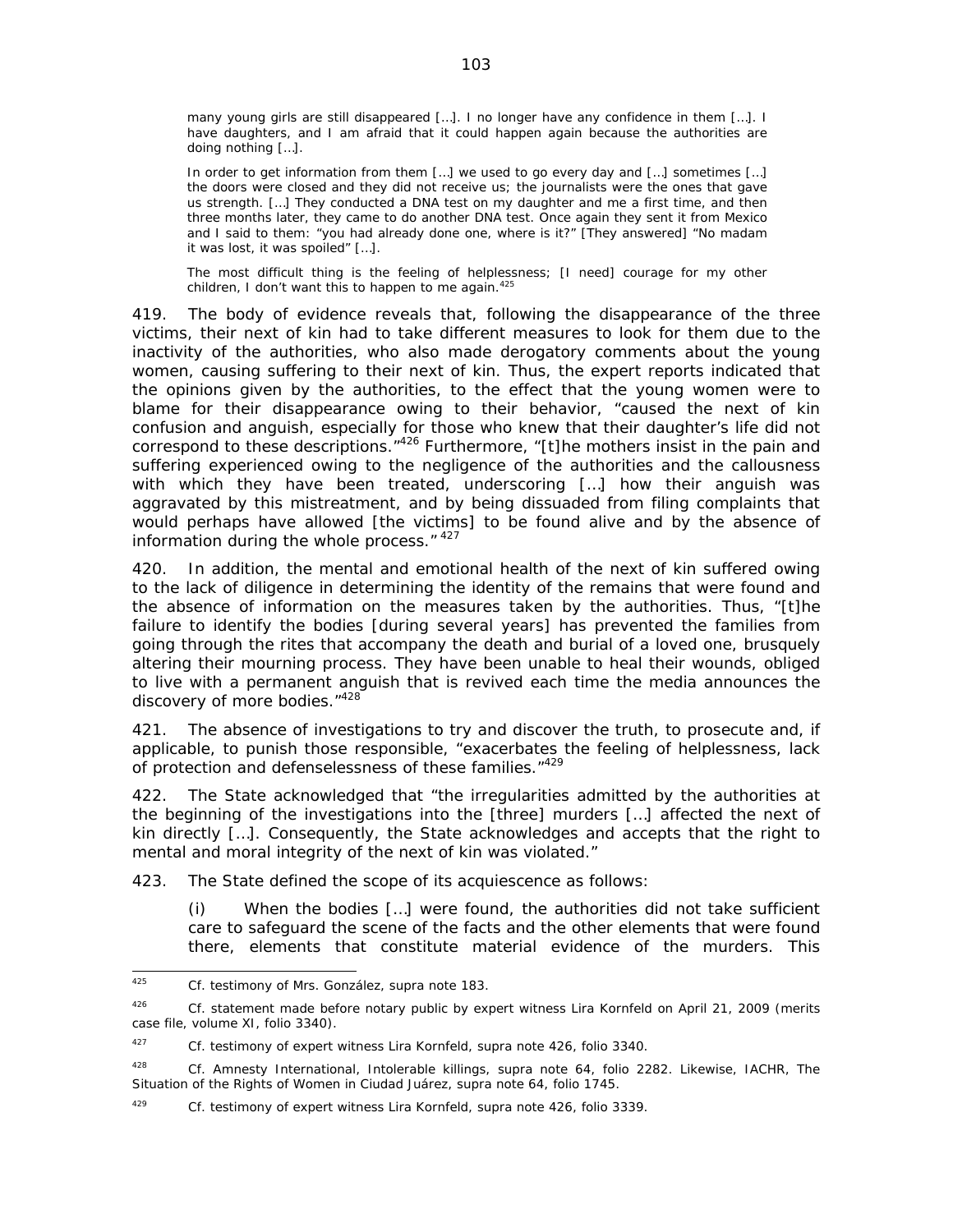> many young girls are still disappeared […]. I no longer have any confidence in them […]. I have daughters, and I am afraid that it could happen again because the authorities are doing nothing […].
>
> In order to get information from them […] we used to go every day and […] sometimes […] the doors were closed and they did not receive us; the journalists were the ones that gave us strength. […] They conducted a DNA test on my daughter and me a first time, and then three months later, they came to do another DNA test. Once again they sent it from Mexico and I said to them: "you had already done one, where is it?" [They answered] "No madam it was lost, it was spoiled" […].
>
> The most difficult thing is the feeling of helplessness; [I need] courage for my other children, I don't want this to happen to me again.[425]

419. The body of evidence reveals that, following the disappearance of the three victims, their next of kin had to take different measures to look for them due to the inactivity of the authorities, who also made derogatory comments about the young women, causing suffering to their next of kin. Thus, the expert reports indicated that the opinions given by the authorities, to the effect that the young women were to blame for their disappearance owing to their behavior, "caused the next of kin confusion and anguish, especially for those who knew that their daughter's life did not correspond to these descriptions."[426] Furthermore, "[t]he mothers insist in the pain and suffering experienced owing to the negligence of the authorities and the callousness with which they have been treated, underscoring […] how their anguish was aggravated by this mistreatment, and by being dissuaded from filing complaints that would perhaps have allowed [the victims] to be found alive and by the absence of information during the whole process."[427]

420. In addition, the mental and emotional health of the next of kin suffered owing to the lack of diligence in determining the identity of the remains that were found and the absence of information on the measures taken by the authorities. Thus, "[t]he failure to identify the bodies [during several years] has prevented the families from going through the rites that accompany the death and burial of a loved one, brusquely altering their mourning process. They have been unable to heal their wounds, obliged to live with a permanent anguish that is revived each time the media announces the discovery of more bodies."[428]

421. The absence of investigations to try and discover the truth, to prosecute and, if applicable, to punish those responsible, "exacerbates the feeling of helplessness, lack of protection and defenselessness of these families."[429]

422. The State acknowledged that "the irregularities admitted by the authorities at the beginning of the investigations into the [three] murders […] affected the next of kin directly […]. Consequently, the State acknowledges and accepts that the right to mental and moral integrity of the next of kin was violated."

423. The State defined the scope of its acquiescence as follows:

> (i) When the bodies […] were found, the authorities did not take sufficient care to safeguard the scene of the facts and the other elements that were found there, elements that constitute material evidence of the murders. This

---

[425] Cf. testimony of Mrs. González, supra note 183.

[426] Cf. statement made before notary public by expert witness Lira Kornfeld on April 21, 2009 (merits case file, volume XI, folio 3340).

[427] Cf. testimony of expert witness Lira Kornfeld, supra note 426, folio 3340.

[428] Cf. Amnesty International, Intolerable killings, supra note 64, folio 2282. Likewise, IACHR, The Situation of the Rights of Women in Ciudad Juárez, supra note 64, folio 1745.

[429] Cf. testimony of expert witness Lira Kornfeld, supra note 426, folio 3339.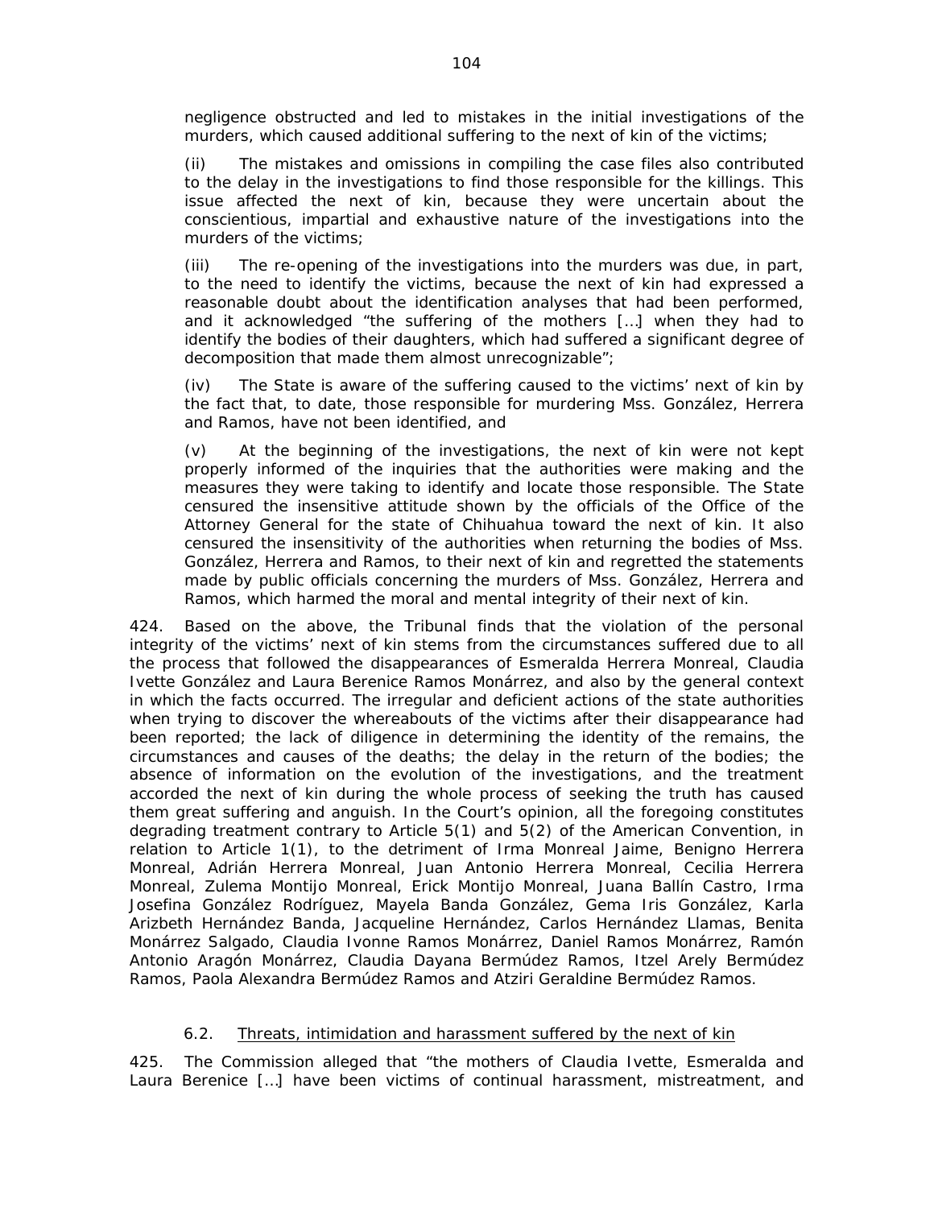negligence obstructed and led to mistakes in the initial investigations of the murders, which caused additional suffering to the next of kin of the victims;

(ii) The mistakes and omissions in compiling the case files also contributed to the delay in the investigations to find those responsible for the killings. This issue affected the next of kin, because they were uncertain about the conscientious, impartial and exhaustive nature of the investigations into the murders of the victims;

(iii) The re-opening of the investigations into the murders was due, in part, to the need to identify the victims, because the next of kin had expressed a reasonable doubt about the identification analyses that had been performed, and it acknowledged "the suffering of the mothers […] when they had to identify the bodies of their daughters, which had suffered a significant degree of decomposition that made them almost unrecognizable";

(iv) The State is aware of the suffering caused to the victims' next of kin by the fact that, to date, those responsible for murdering Mss. González, Herrera and Ramos, have not been identified, and

(v) At the beginning of the investigations, the next of kin were not kept properly informed of the inquiries that the authorities were making and the measures they were taking to identify and locate those responsible. The State censured the insensitive attitude shown by the officials of the Office of the Attorney General for the state of Chihuahua toward the next of kin. It also censured the insensitivity of the authorities when returning the bodies of Mss. González, Herrera and Ramos, to their next of kin and regretted the statements made by public officials concerning the murders of Mss. González, Herrera and Ramos, which harmed the moral and mental integrity of their next of kin.

424. Based on the above, the Tribunal finds that the violation of the personal integrity of the victims' next of kin stems from the circumstances suffered due to all the process that followed the disappearances of Esmeralda Herrera Monreal, Claudia Ivette González and Laura Berenice Ramos Monárrez, and also by the general context in which the facts occurred. The irregular and deficient actions of the state authorities when trying to discover the whereabouts of the victims after their disappearance had been reported; the lack of diligence in determining the identity of the remains, the circumstances and causes of the deaths; the delay in the return of the bodies; the absence of information on the evolution of the investigations, and the treatment accorded the next of kin during the whole process of seeking the truth has caused them great suffering and anguish. In the Court's opinion, all the foregoing constitutes degrading treatment contrary to Article 5(1) and 5(2) of the American Convention, in relation to Article 1(1), to the detriment of Irma Monreal Jaime, Benigno Herrera Monreal, Adrián Herrera Monreal, Juan Antonio Herrera Monreal, Cecilia Herrera Monreal, Zulema Montijo Monreal, Erick Montijo Monreal, Juana Ballín Castro, Irma Josefina González Rodríguez, Mayela Banda González, Gema Iris González, Karla Arizbeth Hernández Banda, Jacqueline Hernández, Carlos Hernández Llamas, Benita Monárrez Salgado, Claudia Ivonne Ramos Monárrez, Daniel Ramos Monárrez, Ramón Antonio Aragón Monárrez, Claudia Dayana Bermúdez Ramos, Itzel Arely Bermúdez Ramos, Paola Alexandra Bermúdez Ramos and Atziri Geraldine Bermúdez Ramos.

### 6.2. Threats, intimidation and harassment suffered by the next of kin

425. The Commission alleged that "the mothers of Claudia Ivette, Esmeralda and Laura Berenice […] have been victims of continual harassment, mistreatment, and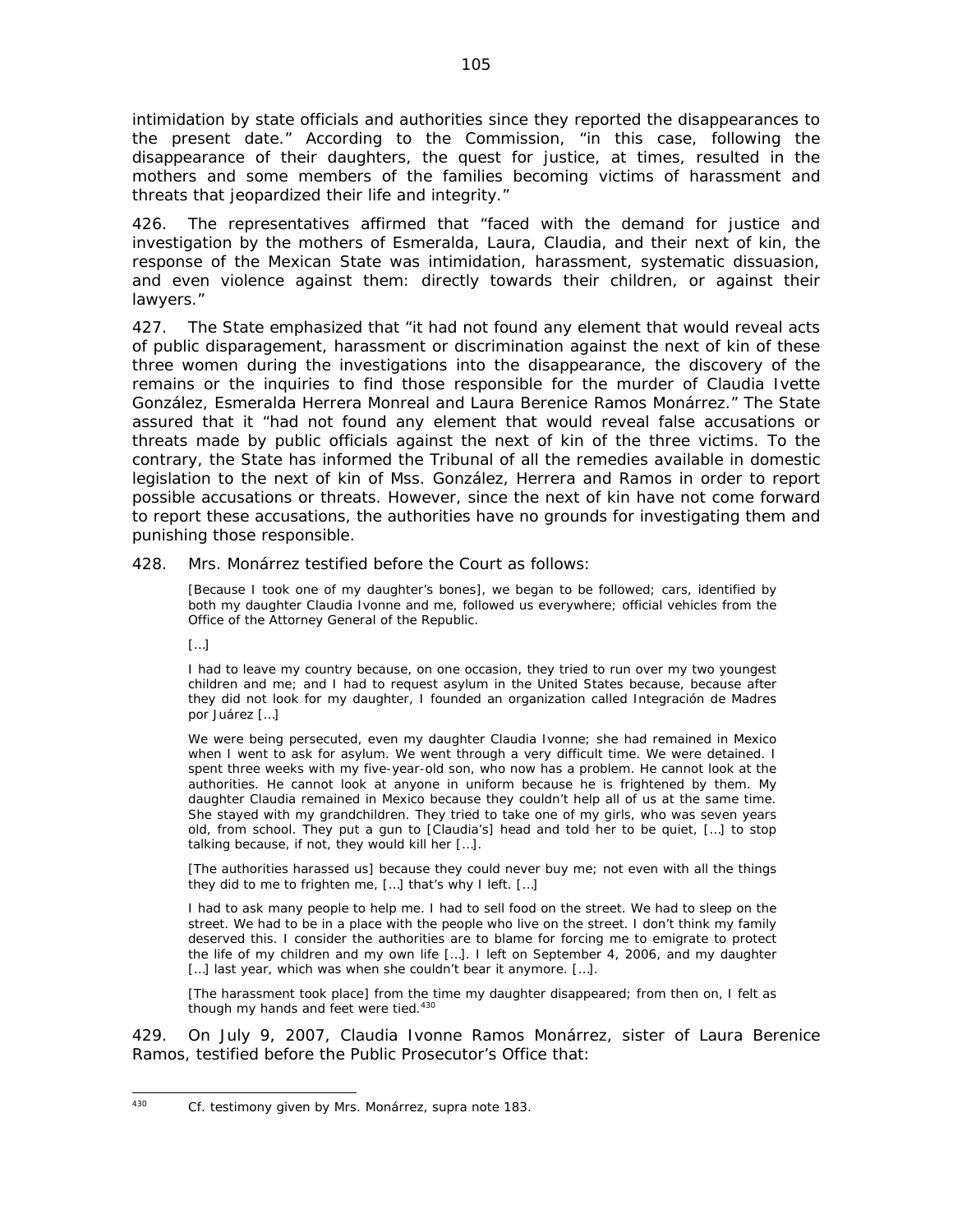intimidation by state officials and authorities since they reported the disappearances to the present date." According to the Commission, "in this case, following the disappearance of their daughters, the quest for justice, at times, resulted in the mothers and some members of the families becoming victims of harassment and threats that jeopardized their life and integrity."

426. The representatives affirmed that "faced with the demand for justice and investigation by the mothers of Esmeralda, Laura, Claudia, and their next of kin, the response of the Mexican State was intimidation, harassment, systematic dissuasion, and even violence against them: directly towards their children, or against their lawyers."

427. The State emphasized that "it had not found any element that would reveal acts of public disparagement, harassment or discrimination against the next of kin of these three women during the investigations into the disappearance, the discovery of the remains or the inquiries to find those responsible for the murder of Claudia Ivette González, Esmeralda Herrera Monreal and Laura Berenice Ramos Monárrez." The State assured that it "had not found any element that would reveal false accusations or threats made by public officials against the next of kin of the three victims. To the contrary, the State has informed the Tribunal of all the remedies available in domestic legislation to the next of kin of Mss. González, Herrera and Ramos in order to report possible accusations or threats. However, since the next of kin have not come forward to report these accusations, the authorities have no grounds for investigating them and punishing those responsible.

428. Mrs. Monárrez testified before the Court as follows:

> [Because I took one of my daughter's bones], we began to be followed; cars, identified by both my daughter Claudia Ivonne and me, followed us everywhere; official vehicles from the Office of the Attorney General of the Republic.
>
> […]
>
> I had to leave my country because, on one occasion, they tried to run over my two youngest children and me; and I had to request asylum in the United States because, because after they did not look for my daughter, I founded an organization called Integración de Madres por Juárez […]
>
> We were being persecuted, even my daughter Claudia Ivonne; she had remained in Mexico when I went to ask for asylum. We went through a very difficult time. We were detained. I spent three weeks with my five-year-old son, who now has a problem. He cannot look at the authorities. He cannot look at anyone in uniform because he is frightened by them. My daughter Claudia remained in Mexico because they couldn't help all of us at the same time. She stayed with my grandchildren. They tried to take one of my girls, who was seven years old, from school. They put a gun to [Claudia's] head and told her to be quiet, […] to stop talking because, if not, they would kill her […].
>
> [The authorities harassed us] because they could never buy me; not even with all the things they did to me to frighten me, […] that's why I left. […]
>
> I had to ask many people to help me. I had to sell food on the street. We had to sleep on the street. We had to be in a place with the people who live on the street. I don't think my family deserved this. I consider the authorities are to blame for forcing me to emigrate to protect the life of my children and my own life […]. I left on September 4, 2006, and my daughter […] last year, which was when she couldn't bear it anymore. […].
>
> [The harassment took place] from the time my daughter disappeared; from then on, I felt as though my hands and feet were tied.[430]

429. On July 9, 2007, Claudia Ivonne Ramos Monárrez, sister of Laura Berenice Ramos, testified before the Public Prosecutor's Office that:

---

[430] Cf. testimony given by Mrs. Monárrez, supra note 183.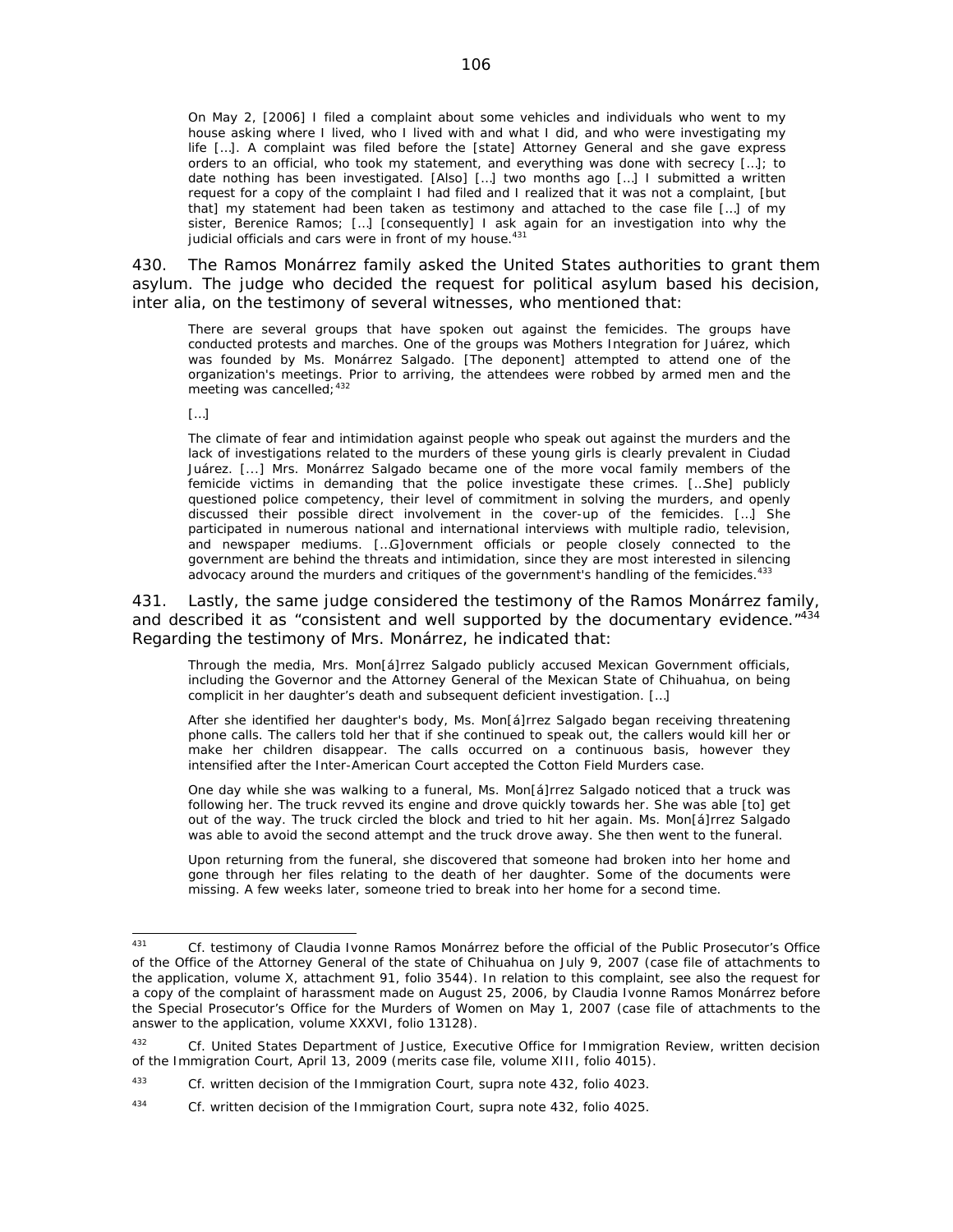> On May 2, [2006] I filed a complaint about some vehicles and individuals who went to my house asking where I lived, who I lived with and what I did, and who were investigating my life […]. A complaint was filed before the [state] Attorney General and she gave express orders to an official, who took my statement, and everything was done with secrecy […]; to date nothing has been investigated. [Also] […] two months ago […] I submitted a written request for a copy of the complaint I had filed and I realized that it was not a complaint, [but that] my statement had been taken as testimony and attached to the case file […] of my sister, Berenice Ramos; […] [consequently] I ask again for an investigation into why the judicial officials and cars were in front of my house.[431]

430. The Ramos Monárrez family asked the United States authorities to grant them asylum. The judge who decided the request for political asylum based his decision, inter alia, on the testimony of several witnesses, who mentioned that:

> There are several groups that have spoken out against the femicides. The groups have conducted protests and marches. One of the groups was Mothers Integration for Juárez, which was founded by Ms. Monárrez Salgado. [The deponent] attempted to attend one of the organization's meetings. Prior to arriving, the attendees were robbed by armed men and the meeting was cancelled;[432]
>
> […]
>
> The climate of fear and intimidation against people who speak out against the murders and the lack of investigations related to the murders of these young girls is clearly prevalent in Ciudad Juárez. [...] Mrs. Monárrez Salgado became one of the more vocal family members of the femicide victims in demanding that the police investigate these crimes. […She] publicly questioned police competency, their level of commitment in solving the murders, and openly discussed their possible direct involvement in the cover-up of the femicides. […] She participated in numerous national and international interviews with multiple radio, television, and newspaper mediums. […G]overnment officials or people closely connected to the government are behind the threats and intimidation, since they are most interested in silencing advocacy around the murders and critiques of the government's handling of the femicides.[433]

431. Lastly, the same judge considered the testimony of the Ramos Monárrez family, and described it as "consistent and well supported by the documentary evidence."[434] Regarding the testimony of Mrs. Monárrez, he indicated that:

> Through the media, Mrs. Mon[á]rrez Salgado publicly accused Mexican Government officials, including the Governor and the Attorney General of the Mexican State of Chihuahua, on being complicit in her daughter's death and subsequent deficient investigation. […]
>
> After she identified her daughter's body, Ms. Mon[á]rrez Salgado began receiving threatening phone calls. The callers told her that if she continued to speak out, the callers would kill her or make her children disappear. The calls occurred on a continuous basis, however they intensified after the Inter-American Court accepted the Cotton Field Murders case.
>
> One day while she was walking to a funeral, Ms. Mon[á]rrez Salgado noticed that a truck was following her. The truck revved its engine and drove quickly towards her. She was able [to] get out of the way. The truck circled the block and tried to hit her again. Ms. Mon[á]rrez Salgado was able to avoid the second attempt and the truck drove away. She then went to the funeral.
>
> Upon returning from the funeral, she discovered that someone had broken into her home and gone through her files relating to the death of her daughter. Some of the documents were missing. A few weeks later, someone tried to break into her home for a second time.

---

[431] Cf. testimony of Claudia Ivonne Ramos Monárrez before the official of the Public Prosecutor's Office of the Office of the Attorney General of the state of Chihuahua on July 9, 2007 (case file of attachments to the application, volume X, attachment 91, folio 3544). In relation to this complaint, see also the request for a copy of the complaint of harassment made on August 25, 2006, by Claudia Ivonne Ramos Monárrez before the Special Prosecutor's Office for the Murders of Women on May 1, 2007 (case file of attachments to the answer to the application, volume XXXVI, folio 13128).

[432] Cf. United States Department of Justice, Executive Office for Immigration Review, written decision of the Immigration Court, April 13, 2009 (merits case file, volume XIII, folio 4015).

[433] Cf. written decision of the Immigration Court, supra note 432, folio 4023.

[434] Cf. written decision of the Immigration Court, supra note 432, folio 4025.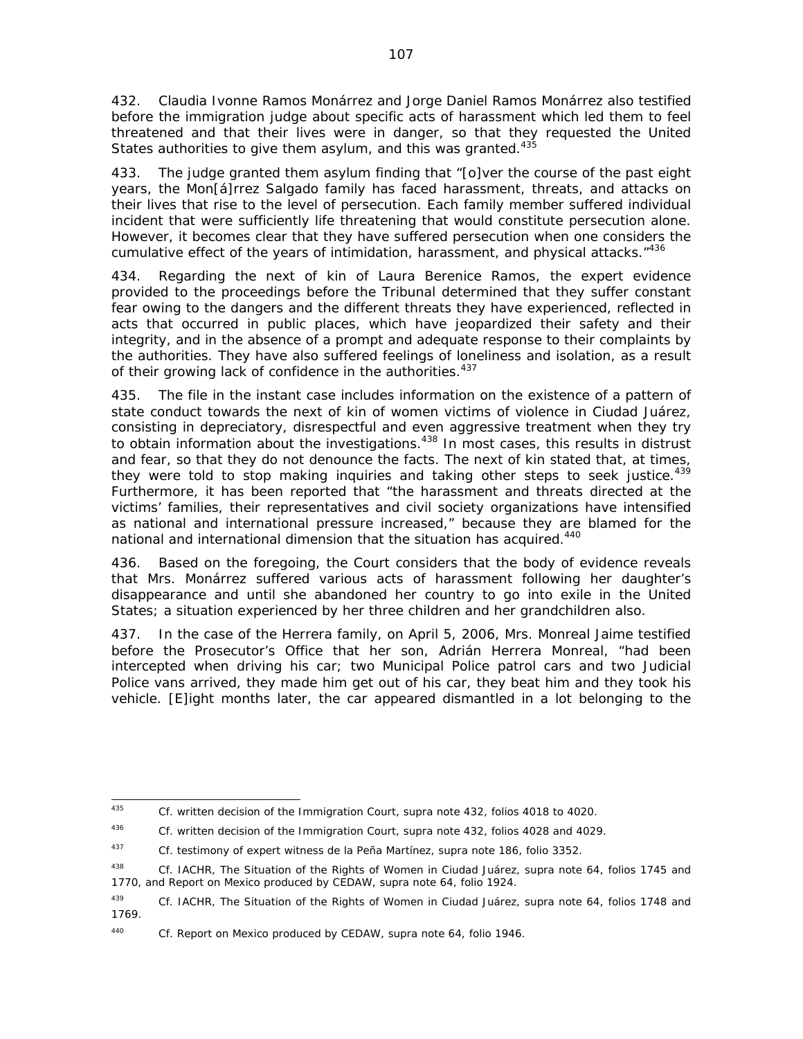432. Claudia Ivonne Ramos Monárrez and Jorge Daniel Ramos Monárrez also testified before the immigration judge about specific acts of harassment which led them to feel threatened and that their lives were in danger, so that they requested the United States authorities to give them asylum, and this was granted.[435]

433. The judge granted them asylum finding that "[o]ver the course of the past eight years, the Mon[á]rrez Salgado family has faced harassment, threats, and attacks on their lives that rise to the level of persecution. Each family member suffered individual incident that were sufficiently life threatening that would constitute persecution alone. However, it becomes clear that they have suffered persecution when one considers the cumulative effect of the years of intimidation, harassment, and physical attacks."[436]

434. Regarding the next of kin of Laura Berenice Ramos, the expert evidence provided to the proceedings before the Tribunal determined that they suffer constant fear owing to the dangers and the different threats they have experienced, reflected in acts that occurred in public places, which have jeopardized their safety and their integrity, and in the absence of a prompt and adequate response to their complaints by the authorities. They have also suffered feelings of loneliness and isolation, as a result of their growing lack of confidence in the authorities.[437]

435. The file in the instant case includes information on the existence of a pattern of state conduct towards the next of kin of women victims of violence in Ciudad Juárez, consisting in depreciatory, disrespectful and even aggressive treatment when they try to obtain information about the investigations.[438] In most cases, this results in distrust and fear, so that they do not denounce the facts. The next of kin stated that, at times, they were told to stop making inquiries and taking other steps to seek justice.[439] Furthermore, it has been reported that "the harassment and threats directed at the victims' families, their representatives and civil society organizations have intensified as national and international pressure increased," because they are blamed for the national and international dimension that the situation has acquired.[440]

436. Based on the foregoing, the Court considers that the body of evidence reveals that Mrs. Monárrez suffered various acts of harassment following her daughter's disappearance and until she abandoned her country to go into exile in the United States; a situation experienced by her three children and her grandchildren also.

437. In the case of the Herrera family, on April 5, 2006, Mrs. Monreal Jaime testified before the Prosecutor's Office that her son, Adrián Herrera Monreal, "had been intercepted when driving his car; two Municipal Police patrol cars and two Judicial Police vans arrived, they made him get out of his car, they beat him and they took his vehicle. [E]ight months later, the car appeared dismantled in a lot belonging to the

---

[435] Cf. written decision of the Immigration Court, *supra* note 432, folios 4018 to 4020.

[436] Cf. written decision of the Immigration Court, *supra* note 432, folios 4028 and 4029.

[437] Cf. testimony of expert witness de la Peña Martínez, *supra* note 186, folio 3352.

[438] Cf. IACHR, *The Situation of the Rights of Women in Ciudad Juárez*, *supra* note 64, folios 1745 and 1770, and Report on Mexico produced by CEDAW, *supra* note 64, folio 1924.

[439] Cf. IACHR, *The Situation of the Rights of Women in Ciudad Juárez*, *supra* note 64, folios 1748 and 1769.

[440] Cf. Report on Mexico produced by CEDAW, *supra* note 64, folio 1946.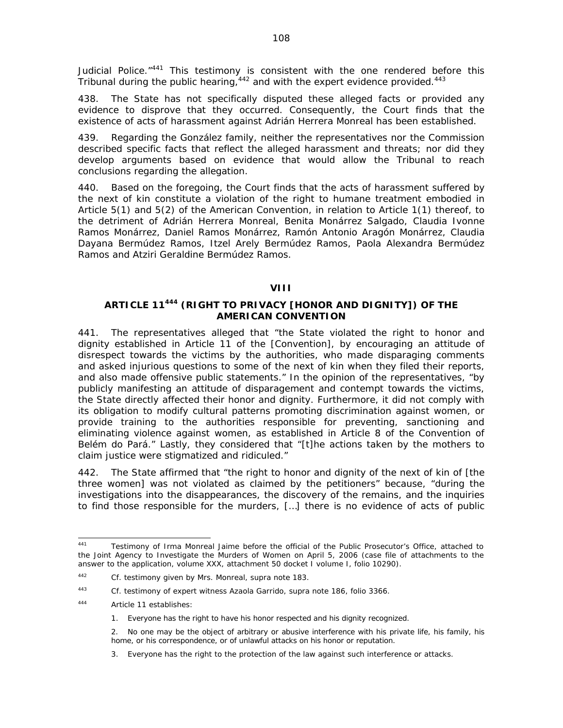Judicial Police."[441] This testimony is consistent with the one rendered before this Tribunal during the public hearing,[442] and with the expert evidence provided.[443]

438. The State has not specifically disputed these alleged facts or provided any evidence to disprove that they occurred. Consequently, the Court finds that the existence of acts of harassment against Adrián Herrera Monreal has been established.

439. Regarding the González family, neither the representatives nor the Commission described specific facts that reflect the alleged harassment and threats; nor did they develop arguments based on evidence that would allow the Tribunal to reach conclusions regarding the allegation.

440. Based on the foregoing, the Court finds that the acts of harassment suffered by the next of kin constitute a violation of the right to humane treatment embodied in Article 5(1) and 5(2) of the American Convention, in relation to Article 1(1) thereof, to the detriment of Adrián Herrera Monreal, Benita Monárrez Salgado, Claudia Ivonne Ramos Monárrez, Daniel Ramos Monárrez, Ramón Antonio Aragón Monárrez, Claudia Dayana Bermúdez Ramos, Itzel Arely Bermúdez Ramos, Paola Alexandra Bermúdez Ramos and Atziri Geraldine Bermúdez Ramos.

## VIII

## ARTICLE 11[444] (RIGHT TO PRIVACY [HONOR AND DIGNITY]) OF THE AMERICAN CONVENTION

441. The representatives alleged that "the State violated the right to honor and dignity established in Article 11 of the [Convention], by encouraging an attitude of disrespect towards the victims by the authorities, who made disparaging comments and asked injurious questions to some of the next of kin when they filed their reports, and also made offensive public statements." In the opinion of the representatives, "by publicly manifesting an attitude of disparagement and contempt towards the victims, the State directly affected their honor and dignity. Furthermore, it did not comply with its obligation to modify cultural patterns promoting discrimination against women, or provide training to the authorities responsible for preventing, sanctioning and eliminating violence against women, as established in Article 8 of the Convention of Belém do Pará." Lastly, they considered that "[t]he actions taken by the mothers to claim justice were stigmatized and ridiculed."

442. The State affirmed that "the right to honor and dignity of the next of kin of [the three women] was not violated as claimed by the petitioners" because, "during the investigations into the disappearances, the discovery of the remains, and the inquiries to find those responsible for the murders, […] there is no evidence of acts of public

---

[441] Testimony of Irma Monreal Jaime before the official of the Public Prosecutor's Office, attached to the Joint Agency to Investigate the Murders of Women on April 5, 2006 (case file of attachments to the answer to the application, volume XXX, attachment 50 docket I volume I, folio 10290).

[442] Cf. testimony given by Mrs. Monreal, supra note 183.

[443] Cf. testimony of expert witness Azaola Garrido, supra note 186, folio 3366.

[444] Article 11 establishes:

1. Everyone has the right to have his honor respected and his dignity recognized.

2. No one may be the object of arbitrary or abusive interference with his private life, his family, his home, or his correspondence, or of unlawful attacks on his honor or reputation.

3. Everyone has the right to the protection of the law against such interference or attacks.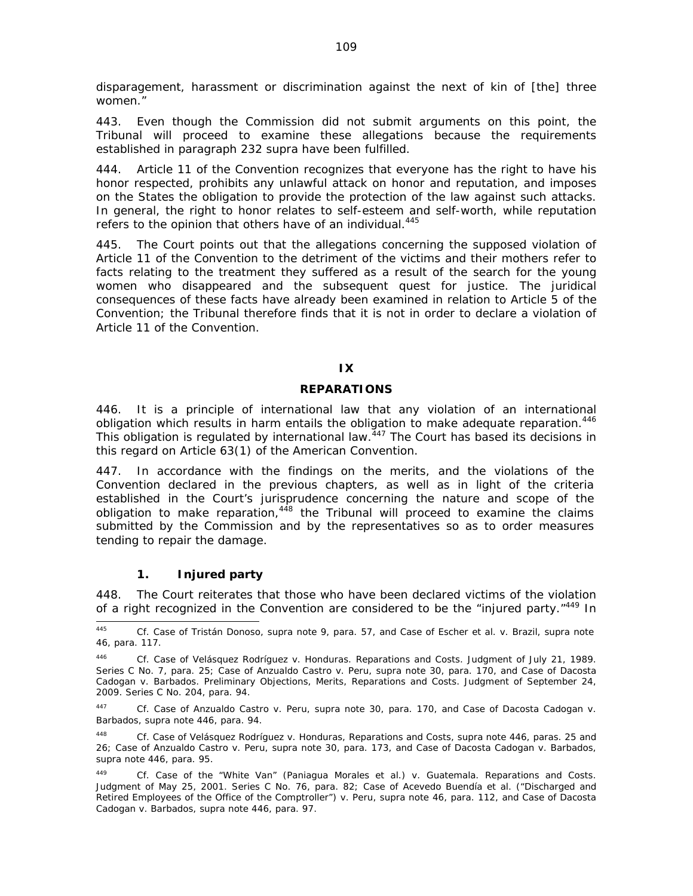disparagement, harassment or discrimination against the next of kin of [the] three women."

443. Even though the Commission did not submit arguments on this point, the Tribunal will proceed to examine these allegations because the requirements established in paragraph 232 supra have been fulfilled.

444. Article 11 of the Convention recognizes that everyone has the right to have his honor respected, prohibits any unlawful attack on honor and reputation, and imposes on the States the obligation to provide the protection of the law against such attacks. In general, the right to honor relates to self-esteem and self-worth, while reputation refers to the opinion that others have of an individual.[445]

445. The Court points out that the allegations concerning the supposed violation of Article 11 of the Convention to the detriment of the victims and their mothers refer to facts relating to the treatment they suffered as a result of the search for the young women who disappeared and the subsequent quest for justice. The juridical consequences of these facts have already been examined in relation to Article 5 of the Convention; the Tribunal therefore finds that it is not in order to declare a violation of Article 11 of the Convention.

## IX

## REPARATIONS

446. It is a principle of international law that any violation of an international obligation which results in harm entails the obligation to make adequate reparation.[446] This obligation is regulated by international law.[447] The Court has based its decisions in this regard on Article 63(1) of the American Convention.

447. In accordance with the findings on the merits, and the violations of the Convention declared in the previous chapters, as well as in light of the criteria established in the Court's jurisprudence concerning the nature and scope of the obligation to make reparation,[448] the Tribunal will proceed to examine the claims submitted by the Commission and by the representatives so as to order measures tending to repair the damage.

### 1. Injured party

448. The Court reiterates that those who have been declared victims of the violation of a right recognized in the Convention are considered to be the "injured party."[449] In

---

[445] *Cf. Case of Tristán Donoso, supra* note 9, para. 57, and *Case of Escher et al. v. Brazil, supra* note 46, para. 117.

[446] *Cf. Case of Velásquez Rodríguez v. Honduras. Reparations and Costs.* Judgment of July 21, 1989. Series C No. 7, para. 25; *Case of Anzualdo Castro v. Peru, supra* note 30, para. 170, and *Case of Dacosta Cadogan v. Barbados. Preliminary Objections, Merits, Reparations and Costs.* Judgment of September 24, 2009. Series C No. 204, para. 94.

[447] *Cf. Case of Anzualdo Castro v. Peru, supra* note 30, para. 170, and *Case of Dacosta Cadogan v. Barbados, supra* note 446, para. 94.

[448] *Cf. Case of Velásquez Rodríguez v. Honduras, Reparations and Costs, supra* note 446, paras. 25 and 26; *Case of Anzualdo Castro v. Peru, supra* note 30, para. 173, and *Case of Dacosta Cadogan v. Barbados, supra* note 446, para. 95.

[449] *Cf. Case of the "White Van" (Paniagua Morales et al.) v. Guatemala. Reparations and Costs.* Judgment of May 25, 2001. Series C No. 76, para. 82; *Case of Acevedo Buendía et al. ("Discharged and Retired Employees of the Office of the Comptroller") v. Peru, supra* note 46, para. 112, and *Case of Dacosta Cadogan v. Barbados, supra* note 446, para. 97.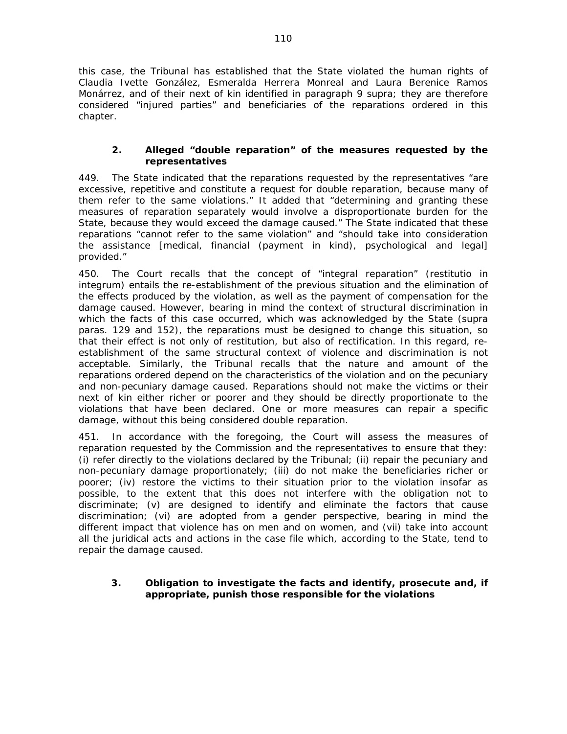this case, the Tribunal has established that the State violated the human rights of Claudia Ivette González, Esmeralda Herrera Monreal and Laura Berenice Ramos Monárrez, and of their next of kin identified in paragraph 9 supra; they are therefore considered "injured parties" and beneficiaries of the reparations ordered in this chapter.

### 2. Alleged "double reparation" of the measures requested by the representatives

449. The State indicated that the reparations requested by the representatives "are excessive, repetitive and constitute a request for double reparation, because many of them refer to the same violations." It added that "determining and granting these measures of reparation separately would involve a disproportionate burden for the State, because they would exceed the damage caused." The State indicated that these reparations "cannot refer to the same violation" and "should take into consideration the assistance [medical, financial (payment in kind), psychological and legal] provided."

450. The Court recalls that the concept of "integral reparation" (restitutio in integrum) entails the re-establishment of the previous situation and the elimination of the effects produced by the violation, as well as the payment of compensation for the damage caused. However, bearing in mind the context of structural discrimination in which the facts of this case occurred, which was acknowledged by the State (supra paras. 129 and 152), the reparations must be designed to change this situation, so that their effect is not only of restitution, but also of rectification. In this regard, re-establishment of the same structural context of violence and discrimination is not acceptable. Similarly, the Tribunal recalls that the nature and amount of the reparations ordered depend on the characteristics of the violation and on the pecuniary and non-pecuniary damage caused. Reparations should not make the victims or their next of kin either richer or poorer and they should be directly proportionate to the violations that have been declared. One or more measures can repair a specific damage, without this being considered double reparation.

451. In accordance with the foregoing, the Court will assess the measures of reparation requested by the Commission and the representatives to ensure that they: (i) refer directly to the violations declared by the Tribunal; (ii) repair the pecuniary and non-pecuniary damage proportionately; (iii) do not make the beneficiaries richer or poorer; (iv) restore the victims to their situation prior to the violation insofar as possible, to the extent that this does not interfere with the obligation not to discriminate; (v) are designed to identify and eliminate the factors that cause discrimination; (vi) are adopted from a gender perspective, bearing in mind the different impact that violence has on men and on women, and (vii) take into account all the juridical acts and actions in the case file which, according to the State, tend to repair the damage caused.

### 3. Obligation to investigate the facts and identify, prosecute and, if appropriate, punish those responsible for the violations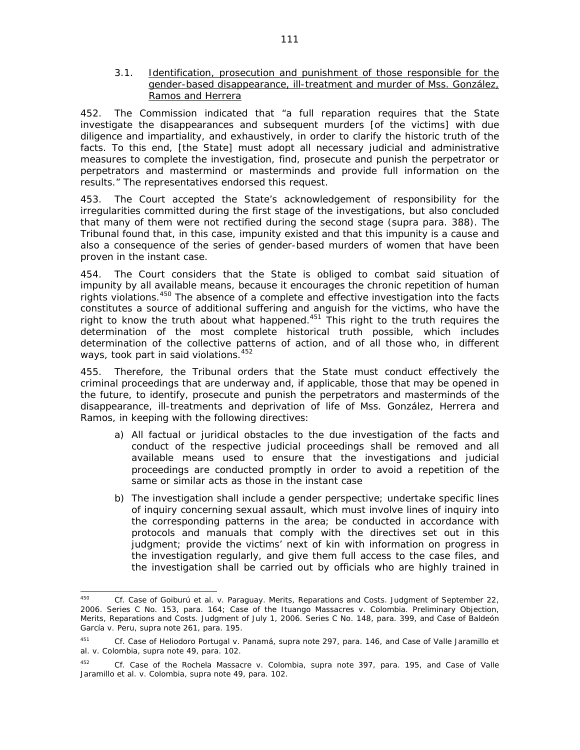### 3.1. Identification, prosecution and punishment of those responsible for the gender-based disappearance, ill-treatment and murder of Mss. González, Ramos and Herrera

452. The Commission indicated that "a full reparation requires that the State investigate the disappearances and subsequent murders [of the victims] with due diligence and impartiality, and exhaustively, in order to clarify the historic truth of the facts. To this end, [the State] must adopt all necessary judicial and administrative measures to complete the investigation, find, prosecute and punish the perpetrator or perpetrators and mastermind or masterminds and provide full information on the results." The representatives endorsed this request.

453. The Court accepted the State's acknowledgement of responsibility for the irregularities committed during the first stage of the investigations, but also concluded that many of them were not rectified during the second stage (*supra* para. 388). The Tribunal found that, in this case, impunity existed and that this impunity is a cause and also a consequence of the series of gender-based murders of women that have been proven in the instant case.

454. The Court considers that the State is obliged to combat said situation of impunity by all available means, because it encourages the chronic repetition of human rights violations.[450] The absence of a complete and effective investigation into the facts constitutes a source of additional suffering and anguish for the victims, who have the right to know the truth about what happened.[451] This right to the truth requires the determination of the most complete historical truth possible, which includes determination of the collective patterns of action, and of all those who, in different ways, took part in said violations.[452]

455. Therefore, the Tribunal orders that the State must conduct effectively the criminal proceedings that are underway and, if applicable, those that may be opened in the future, to identify, prosecute and punish the perpetrators and masterminds of the disappearance, ill-treatments and deprivation of life of Mss. González, Herrera and Ramos, in keeping with the following directives:

a) All factual or juridical obstacles to the due investigation of the facts and conduct of the respective judicial proceedings shall be removed and all available means used to ensure that the investigations and judicial proceedings are conducted promptly in order to avoid a repetition of the same or similar acts as those in the instant case

b) The investigation shall include a gender perspective; undertake specific lines of inquiry concerning sexual assault, which must involve lines of inquiry into the corresponding patterns in the area; be conducted in accordance with protocols and manuals that comply with the directives set out in this judgment; provide the victims' next of kin with information on progress in the investigation regularly, and give them full access to the case files, and the investigation shall be carried out by officials who are highly trained in

---

[450] *Cf. Case of Goiburú et al. v. Paraguay. Merits, Reparations and Costs.* Judgment of September 22, 2006. Series C No. 153, para. 164; *Case of the Ituango Massacres v. Colombia. Preliminary Objection, Merits, Reparations and Costs.* Judgment of July 1, 2006. Series C No. 148, para. 399, and *Case of Baldeón García v. Peru, supra* note 261, para. 195.

[451] *Cf. Case of Heliodoro Portugal v. Panamá, supra* note 297, para. 146, and *Case of Valle Jaramillo et al. v. Colombia, supra* note 49, para. 102.

[452] *Cf. Case of the Rochela Massacre v. Colombia, supra* note 397, para. 195, and *Case of Valle Jaramillo et al. v. Colombia, supra* note 49, para. 102.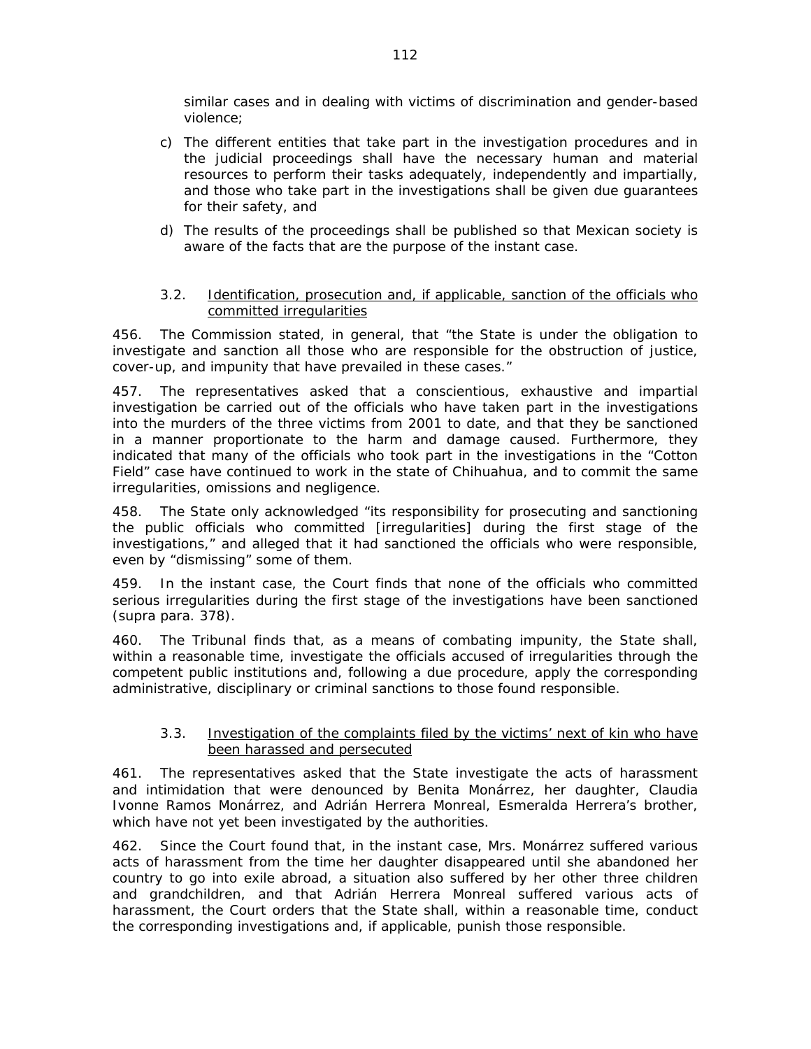similar cases and in dealing with victims of discrimination and gender-based violence;

c) The different entities that take part in the investigation procedures and in the judicial proceedings shall have the necessary human and material resources to perform their tasks adequately, independently and impartially, and those who take part in the investigations shall be given due guarantees for their safety, and

d) The results of the proceedings shall be published so that Mexican society is aware of the facts that are the purpose of the instant case.

### 3.2. Identification, prosecution and, if applicable, sanction of the officials who committed irregularities

456. The Commission stated, in general, that "the State is under the obligation to investigate and sanction all those who are responsible for the obstruction of justice, cover-up, and impunity that have prevailed in these cases."

457. The representatives asked that a conscientious, exhaustive and impartial investigation be carried out of the officials who have taken part in the investigations into the murders of the three victims from 2001 to date, and that they be sanctioned in a manner proportionate to the harm and damage caused. Furthermore, they indicated that many of the officials who took part in the investigations in the "Cotton Field" case have continued to work in the state of Chihuahua, and to commit the same irregularities, omissions and negligence.

458. The State only acknowledged "its responsibility for prosecuting and sanctioning the public officials who committed [irregularities] during the first stage of the investigations," and alleged that it had sanctioned the officials who were responsible, even by "dismissing" some of them.

459. In the instant case, the Court finds that none of the officials who committed serious irregularities during the first stage of the investigations have been sanctioned (*supra* para. 378).

460. The Tribunal finds that, as a means of combating impunity, the State shall, within a reasonable time, investigate the officials accused of irregularities through the competent public institutions and, following a due procedure, apply the corresponding administrative, disciplinary or criminal sanctions to those found responsible.

### 3.3. Investigation of the complaints filed by the victims' next of kin who have been harassed and persecuted

461. The representatives asked that the State investigate the acts of harassment and intimidation that were denounced by Benita Monárrez, her daughter, Claudia Ivonne Ramos Monárrez, and Adrián Herrera Monreal, Esmeralda Herrera's brother, which have not yet been investigated by the authorities.

462. Since the Court found that, in the instant case, Mrs. Monárrez suffered various acts of harassment from the time her daughter disappeared until she abandoned her country to go into exile abroad, a situation also suffered by her other three children and grandchildren, and that Adrián Herrera Monreal suffered various acts of harassment, the Court orders that the State shall, within a reasonable time, conduct the corresponding investigations and, if applicable, punish those responsible.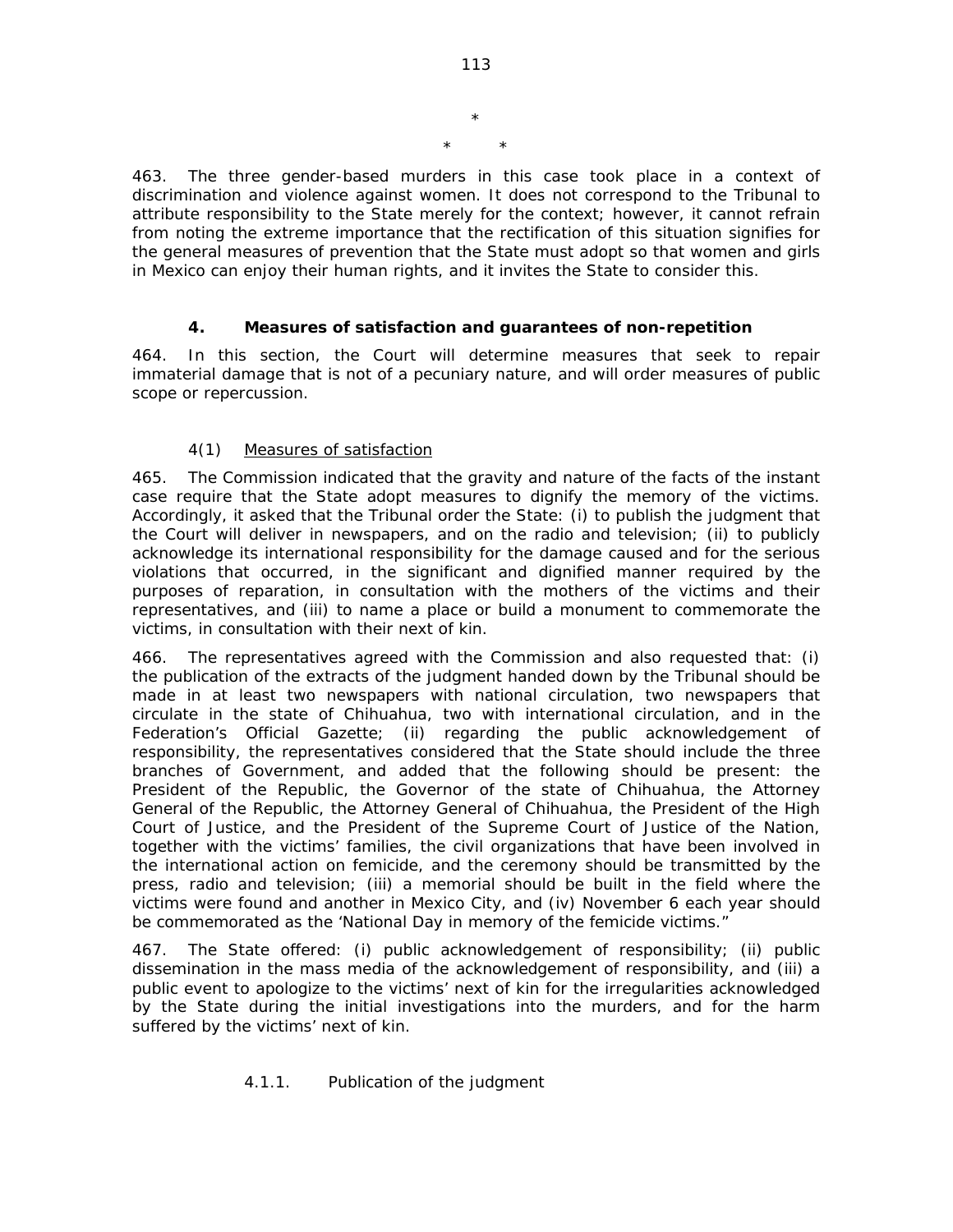\*

\*     \*

463. The three gender-based murders in this case took place in a context of discrimination and violence against women. It does not correspond to the Tribunal to attribute responsibility to the State merely for the context; however, it cannot refrain from noting the extreme importance that the rectification of this situation signifies for the general measures of prevention that the State must adopt so that women and girls in Mexico can enjoy their human rights, and it invites the State to consider this.

### 4. Measures of satisfaction and guarantees of non-repetition

464. In this section, the Court will determine measures that seek to repair immaterial damage that is not of a pecuniary nature, and will order measures of public scope or repercussion.

#### 4(1) Measures of satisfaction

465. The Commission indicated that the gravity and nature of the facts of the instant case require that the State adopt measures to dignify the memory of the victims. Accordingly, it asked that the Tribunal order the State: (i) to publish the judgment that the Court will deliver in newspapers, and on the radio and television; (ii) to publicly acknowledge its international responsibility for the damage caused and for the serious violations that occurred, in the significant and dignified manner required by the purposes of reparation, in consultation with the mothers of the victims and their representatives, and (iii) to name a place or build a monument to commemorate the victims, in consultation with their next of kin.

466. The representatives agreed with the Commission and also requested that: (i) the publication of the extracts of the judgment handed down by the Tribunal should be made in at least two newspapers with national circulation, two newspapers that circulate in the state of Chihuahua, two with international circulation, and in the Federation's Official Gazette; (ii) regarding the public acknowledgement of responsibility, the representatives considered that the State should include the three branches of Government, and added that the following should be present: the President of the Republic, the Governor of the state of Chihuahua, the Attorney General of the Republic, the Attorney General of Chihuahua, the President of the High Court of Justice, and the President of the Supreme Court of Justice of the Nation, together with the victims' families, the civil organizations that have been involved in the international action on femicide, and the ceremony should be transmitted by the press, radio and television; (iii) a memorial should be built in the field where the victims were found and another in Mexico City, and (iv) November 6 each year should be commemorated as the 'National Day in memory of the femicide victims."

467. The State offered: (i) public acknowledgement of responsibility; (ii) public dissemination in the mass media of the acknowledgement of responsibility, and (iii) a public event to apologize to the victims' next of kin for the irregularities acknowledged by the State during the initial investigations into the murders, and for the harm suffered by the victims' next of kin.

##### 4.1.1. Publication of the judgment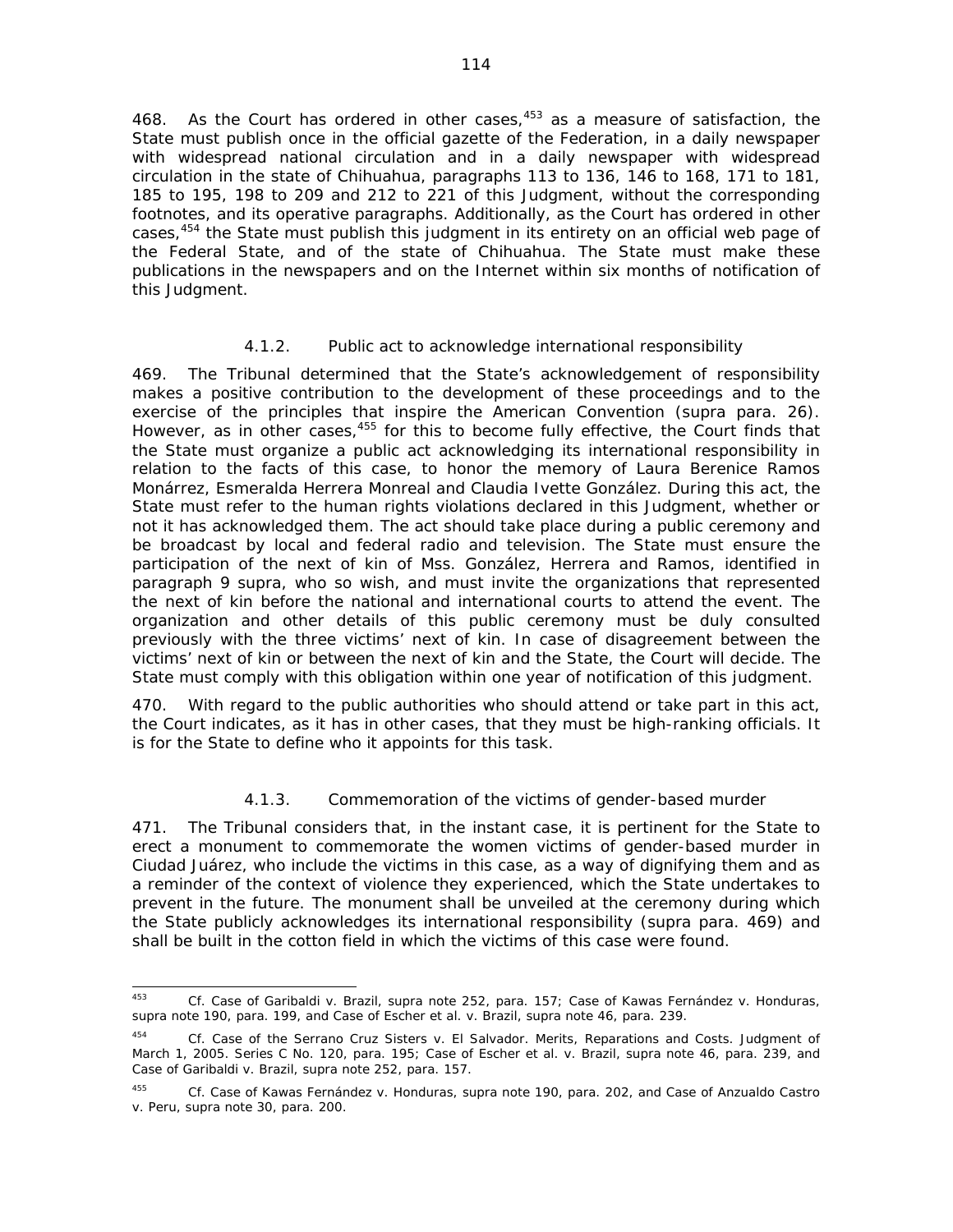468. As the Court has ordered in other cases,[453] as a measure of satisfaction, the State must publish once in the official gazette of the Federation, in a daily newspaper with widespread national circulation and in a daily newspaper with widespread circulation in the state of Chihuahua, paragraphs 113 to 136, 146 to 168, 171 to 181, 185 to 195, 198 to 209 and 212 to 221 of this Judgment, without the corresponding footnotes, and its operative paragraphs. Additionally, as the Court has ordered in other cases,[454] the State must publish this judgment in its entirety on an official web page of the Federal State, and of the state of Chihuahua. The State must make these publications in the newspapers and on the Internet within six months of notification of this Judgment.

#### 4.1.2. Public act to acknowledge international responsibility

469. The Tribunal determined that the State's acknowledgement of responsibility makes a positive contribution to the development of these proceedings and to the exercise of the principles that inspire the American Convention (*supra* para. 26). However, as in other cases,[455] for this to become fully effective, the Court finds that the State must organize a public act acknowledging its international responsibility in relation to the facts of this case, to honor the memory of Laura Berenice Ramos Monárrez, Esmeralda Herrera Monreal and Claudia Ivette González. During this act, the State must refer to the human rights violations declared in this Judgment, whether or not it has acknowledged them. The act should take place during a public ceremony and be broadcast by local and federal radio and television. The State must ensure the participation of the next of kin of Mss. González, Herrera and Ramos, identified in paragraph 9 *supra*, who so wish, and must invite the organizations that represented the next of kin before the national and international courts to attend the event. The organization and other details of this public ceremony must be duly consulted previously with the three victims' next of kin. In case of disagreement between the victims' next of kin or between the next of kin and the State, the Court will decide. The State must comply with this obligation within one year of notification of this judgment.

470. With regard to the public authorities who should attend or take part in this act, the Court indicates, as it has in other cases, that they must be high-ranking officials. It is for the State to define who it appoints for this task.

#### 4.1.3. Commemoration of the victims of gender-based murder

471. The Tribunal considers that, in the instant case, it is pertinent for the State to erect a monument to commemorate the women victims of gender-based murder in Ciudad Juárez, who include the victims in this case, as a way of dignifying them and as a reminder of the context of violence they experienced, which the State undertakes to prevent in the future. The monument shall be unveiled at the ceremony during which the State publicly acknowledges its international responsibility (*supra* para. 469) and shall be built in the cotton field in which the victims of this case were found.

---

[453] *Cf. Case of Garibaldi v. Brazil*, *supra* note 252, para. 157; *Case of Kawas Fernández v. Honduras*, *supra* note 190, para. 199, and *Case of Escher et al. v. Brazil*, *supra* note 46, para. 239.

[454] *Cf. Case of the Serrano Cruz Sisters v. El Salvador. Merits, Reparations and Costs.* Judgment of March 1, 2005. Series C No. 120, para. 195; *Case of Escher et al. v. Brazil*, *supra* note 46, para. 239, and *Case of Garibaldi v. Brazil*, *supra* note 252, para. 157.

[455] *Cf. Case of Kawas Fernández v. Honduras*, *supra* note 190, para. 202, and *Case of Anzualdo Castro v. Peru*, *supra* note 30, para. 200.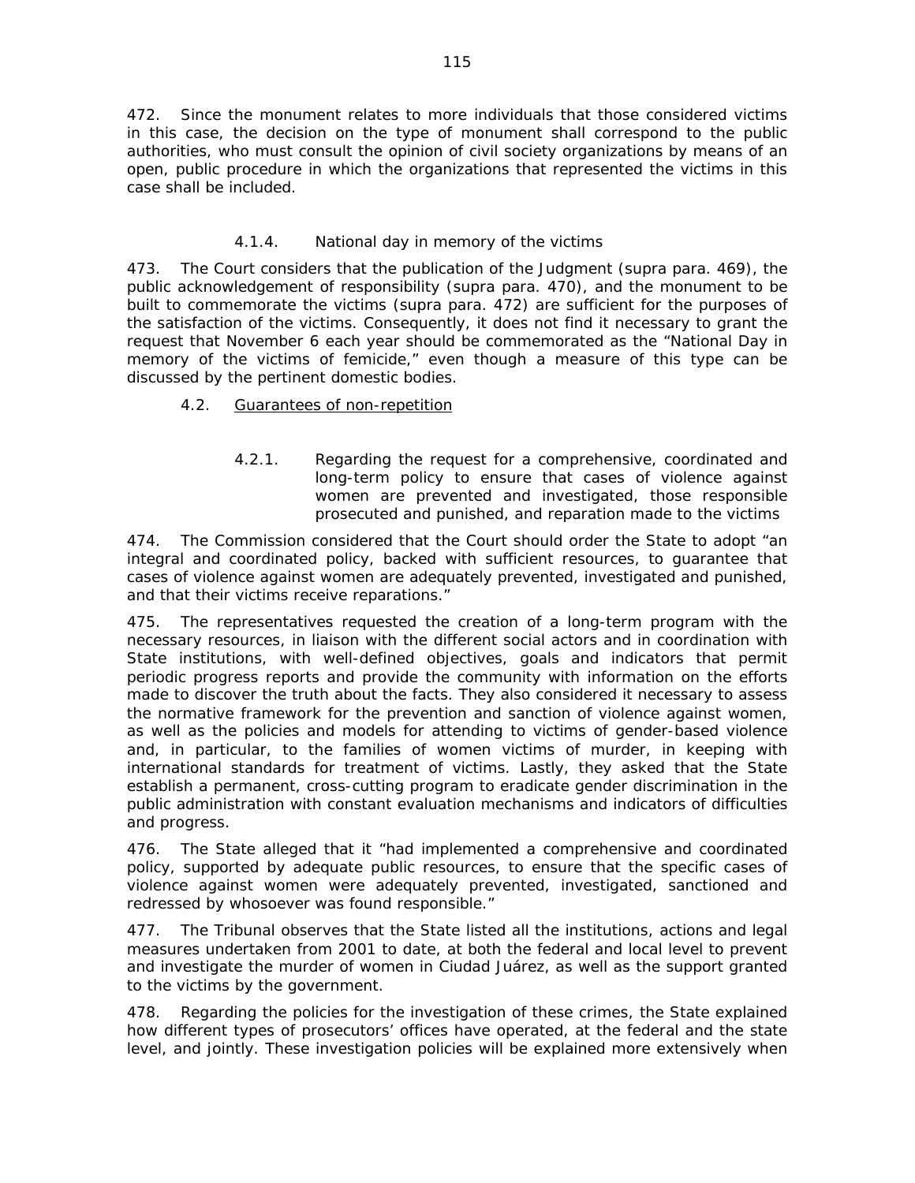472. Since the monument relates to more individuals that those considered victims in this case, the decision on the type of monument shall correspond to the public authorities, who must consult the opinion of civil society organizations by means of an open, public procedure in which the organizations that represented the victims in this case shall be included.

#### 4.1.4. National day in memory of the victims

473. The Court considers that the publication of the Judgment (supra para. 469), the public acknowledgement of responsibility (supra para. 470), and the monument to be built to commemorate the victims (supra para. 472) are sufficient for the purposes of the satisfaction of the victims. Consequently, it does not find it necessary to grant the request that November 6 each year should be commemorated as the "National Day in memory of the victims of femicide," even though a measure of this type can be discussed by the pertinent domestic bodies.

### 4.2. Guarantees of non-repetition

#### 4.2.1. Regarding the request for a comprehensive, coordinated and long-term policy to ensure that cases of violence against women are prevented and investigated, those responsible prosecuted and punished, and reparation made to the victims

474. The Commission considered that the Court should order the State to adopt "an integral and coordinated policy, backed with sufficient resources, to guarantee that cases of violence against women are adequately prevented, investigated and punished, and that their victims receive reparations."

475. The representatives requested the creation of a long-term program with the necessary resources, in liaison with the different social actors and in coordination with State institutions, with well-defined objectives, goals and indicators that permit periodic progress reports and provide the community with information on the efforts made to discover the truth about the facts. They also considered it necessary to assess the normative framework for the prevention and sanction of violence against women, as well as the policies and models for attending to victims of gender-based violence and, in particular, to the families of women victims of murder, in keeping with international standards for treatment of victims. Lastly, they asked that the State establish a permanent, cross-cutting program to eradicate gender discrimination in the public administration with constant evaluation mechanisms and indicators of difficulties and progress.

476. The State alleged that it "had implemented a comprehensive and coordinated policy, supported by adequate public resources, to ensure that the specific cases of violence against women were adequately prevented, investigated, sanctioned and redressed by whosoever was found responsible."

477. The Tribunal observes that the State listed all the institutions, actions and legal measures undertaken from 2001 to date, at both the federal and local level to prevent and investigate the murder of women in Ciudad Juárez, as well as the support granted to the victims by the government.

478. Regarding the policies for the investigation of these crimes, the State explained how different types of prosecutors' offices have operated, at the federal and the state level, and jointly. These investigation policies will be explained more extensively when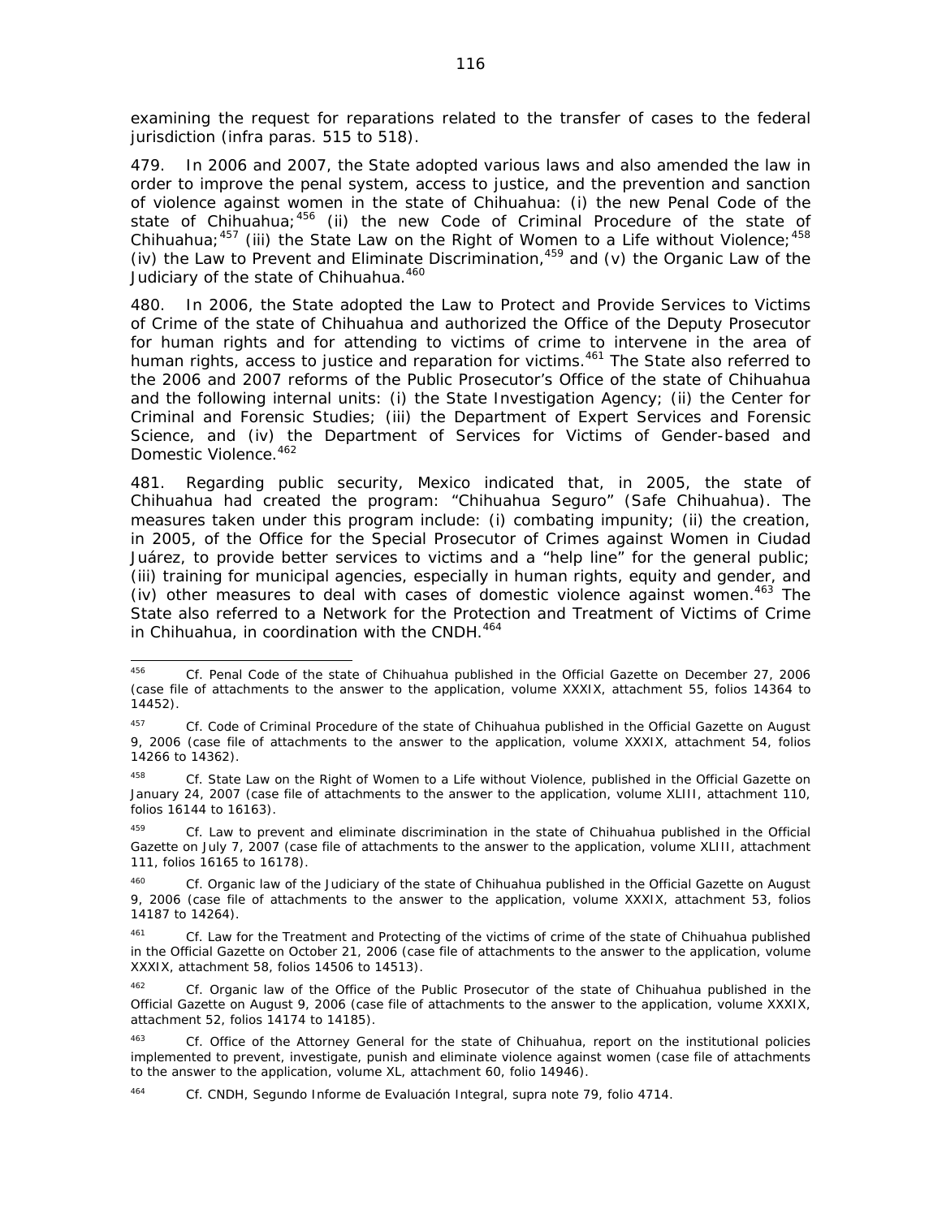examining the request for reparations related to the transfer of cases to the federal jurisdiction (infra paras. 515 to 518).

479. In 2006 and 2007, the State adopted various laws and also amended the law in order to improve the penal system, access to justice, and the prevention and sanction of violence against women in the state of Chihuahua: (i) the new Penal Code of the state of Chihuahua;[456] (ii) the new Code of Criminal Procedure of the state of Chihuahua;[457] (iii) the State Law on the Right of Women to a Life without Violence;[458] (iv) the Law to Prevent and Eliminate Discrimination,[459] and (v) the Organic Law of the Judiciary of the state of Chihuahua.[460]

480. In 2006, the State adopted the Law to Protect and Provide Services to Victims of Crime of the state of Chihuahua and authorized the Office of the Deputy Prosecutor for human rights and for attending to victims of crime to intervene in the area of human rights, access to justice and reparation for victims.[461] The State also referred to the 2006 and 2007 reforms of the Public Prosecutor's Office of the state of Chihuahua and the following internal units: (i) the State Investigation Agency; (ii) the Center for Criminal and Forensic Studies; (iii) the Department of Expert Services and Forensic Science, and (iv) the Department of Services for Victims of Gender-based and Domestic Violence.[462]

481. Regarding public security, Mexico indicated that, in 2005, the state of Chihuahua had created the program: "Chihuahua Seguro" (Safe Chihuahua). The measures taken under this program include: (i) combating impunity; (ii) the creation, in 2005, of the Office for the Special Prosecutor of Crimes against Women in Ciudad Juárez, to provide better services to victims and a "help line" for the general public; (iii) training for municipal agencies, especially in human rights, equity and gender, and (iv) other measures to deal with cases of domestic violence against women.[463] The State also referred to a Network for the Protection and Treatment of Victims of Crime in Chihuahua, in coordination with the CNDH.[464]

---

[456] Cf. Penal Code of the state of Chihuahua published in the Official Gazette on December 27, 2006 (case file of attachments to the answer to the application, volume XXXIX, attachment 55, folios 14364 to 14452).

[457] Cf. Code of Criminal Procedure of the state of Chihuahua published in the Official Gazette on August 9, 2006 (case file of attachments to the answer to the application, volume XXXIX, attachment 54, folios 14266 to 14362).

[458] Cf. State Law on the Right of Women to a Life without Violence, published in the Official Gazette on January 24, 2007 (case file of attachments to the answer to the application, volume XLIII, attachment 110, folios 16144 to 16163).

[459] Cf. Law to prevent and eliminate discrimination in the state of Chihuahua published in the Official Gazette on July 7, 2007 (case file of attachments to the answer to the application, volume XLIII, attachment 111, folios 16165 to 16178).

[460] Cf. Organic law of the Judiciary of the state of Chihuahua published in the Official Gazette on August 9, 2006 (case file of attachments to the answer to the application, volume XXXIX, attachment 53, folios 14187 to 14264).

[461] Cf. Law for the Treatment and Protecting of the victims of crime of the state of Chihuahua published in the Official Gazette on October 21, 2006 (case file of attachments to the answer to the application, volume XXXIX, attachment 58, folios 14506 to 14513).

[462] Cf. Organic law of the Office of the Public Prosecutor of the state of Chihuahua published in the Official Gazette on August 9, 2006 (case file of attachments to the answer to the application, volume XXXIX, attachment 52, folios 14174 to 14185).

[463] Cf. Office of the Attorney General for the state of Chihuahua, report on the institutional policies implemented to prevent, investigate, punish and eliminate violence against women (case file of attachments to the answer to the application, volume XL, attachment 60, folio 14946).

[464] Cf. CNDH, *Segundo Informe de Evaluación Integral*, supra note 79, folio 4714.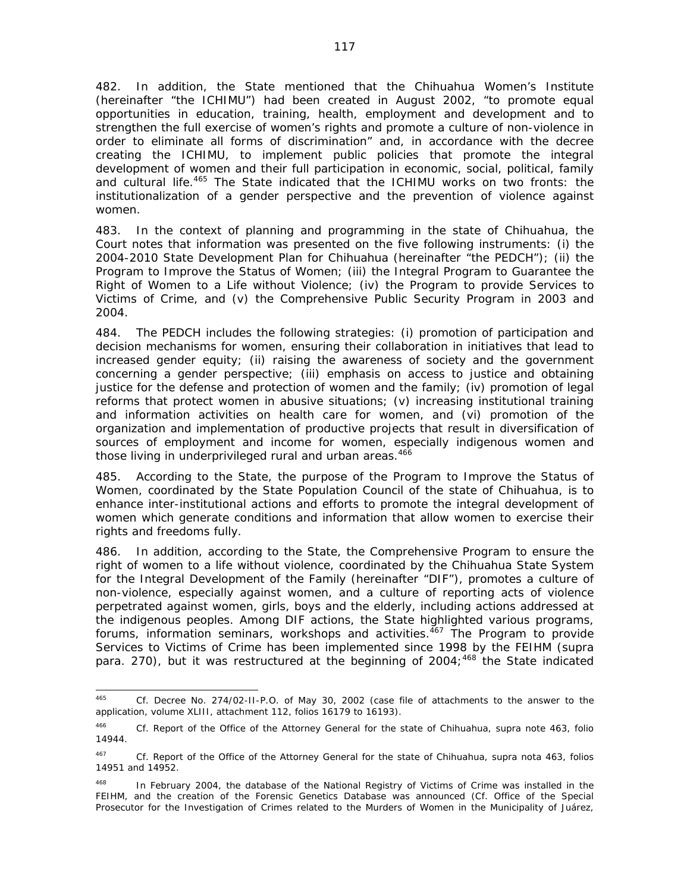482. In addition, the State mentioned that the Chihuahua Women's Institute (hereinafter "the ICHIMU") had been created in August 2002, "to promote equal opportunities in education, training, health, employment and development and to strengthen the full exercise of women's rights and promote a culture of non-violence in order to eliminate all forms of discrimination" and, in accordance with the decree creating the ICHIMU, to implement public policies that promote the integral development of women and their full participation in economic, social, political, family and cultural life.[465] The State indicated that the ICHIMU works on two fronts: the institutionalization of a gender perspective and the prevention of violence against women.

483. In the context of planning and programming in the state of Chihuahua, the Court notes that information was presented on the five following instruments: (i) the 2004-2010 State Development Plan for Chihuahua (hereinafter "the PEDCH"); (ii) the Program to Improve the Status of Women; (iii) the Integral Program to Guarantee the Right of Women to a Life without Violence; (iv) the Program to provide Services to Victims of Crime, and (v) the Comprehensive Public Security Program in 2003 and 2004.

484. The PEDCH includes the following strategies: (i) promotion of participation and decision mechanisms for women, ensuring their collaboration in initiatives that lead to increased gender equity; (ii) raising the awareness of society and the government concerning a gender perspective; (iii) emphasis on access to justice and obtaining justice for the defense and protection of women and the family; (iv) promotion of legal reforms that protect women in abusive situations; (v) increasing institutional training and information activities on health care for women, and (vi) promotion of the organization and implementation of productive projects that result in diversification of sources of employment and income for women, especially indigenous women and those living in underprivileged rural and urban areas.[466]

485. According to the State, the purpose of the Program to Improve the Status of Women, coordinated by the State Population Council of the state of Chihuahua, is to enhance inter-institutional actions and efforts to promote the integral development of women which generate conditions and information that allow women to exercise their rights and freedoms fully.

486. In addition, according to the State, the Comprehensive Program to ensure the right of women to a life without violence, coordinated by the Chihuahua State System for the Integral Development of the Family (hereinafter "DIF"), promotes a culture of non-violence, especially against women, and a culture of reporting acts of violence perpetrated against women, girls, boys and the elderly, including actions addressed at the indigenous peoples. Among DIF actions, the State highlighted various programs, forums, information seminars, workshops and activities.[467] The Program to provide Services to Victims of Crime has been implemented since 1998 by the FEIHM (*supra* para. 270), but it was restructured at the beginning of 2004;[468] the State indicated

---

[465] Cf. Decree No. 274/02-II-P.O. of May 30, 2002 (case file of attachments to the answer to the application, volume XLIII, attachment 112, folios 16179 to 16193).

[466] Cf. Report of the Office of the Attorney General for the state of Chihuahua, *supra* note 463, folio 14944.

[467] Cf. Report of the Office of the Attorney General for the state of Chihuahua, *supra* nota 463, folios 14951 and 14952.

[468] In February 2004, the database of the National Registry of Victims of Crime was installed in the FEIHM, and the creation of the Forensic Genetics Database was announced (Cf. Office of the Special Prosecutor for the Investigation of Crimes related to the Murders of Women in the Municipality of Juárez,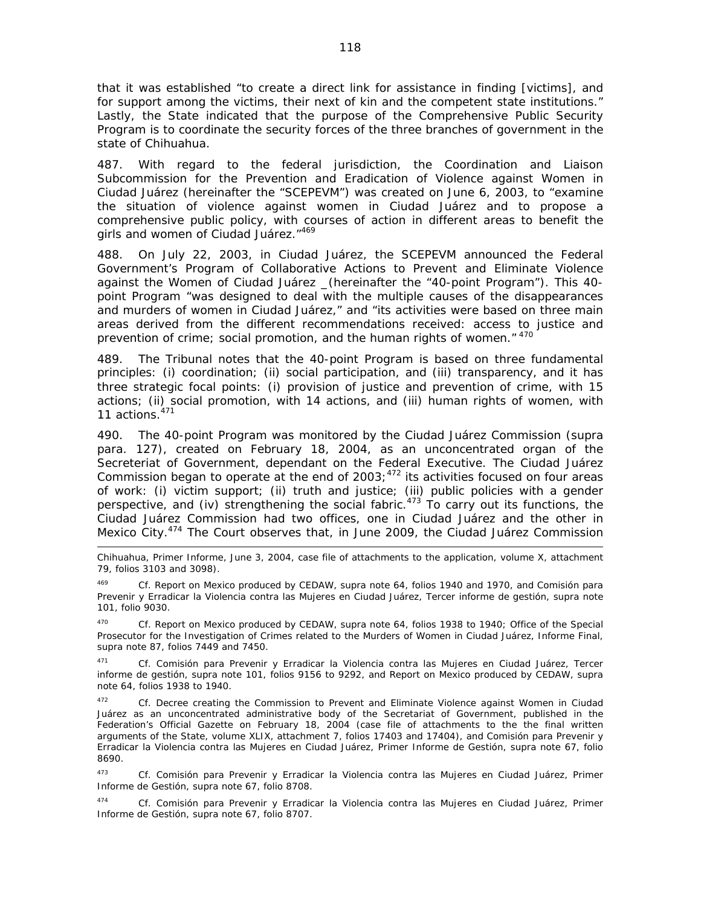that it was established "to create a direct link for assistance in finding [victims], and for support among the victims, their next of kin and the competent state institutions." Lastly, the State indicated that the purpose of the Comprehensive Public Security Program is to coordinate the security forces of the three branches of government in the state of Chihuahua.

487. With regard to the federal jurisdiction, the Coordination and Liaison Subcommission for the Prevention and Eradication of Violence against Women in Ciudad Juárez (hereinafter the "SCEPEVM") was created on June 6, 2003, to "examine the situation of violence against women in Ciudad Juárez and to propose a comprehensive public policy, with courses of action in different areas to benefit the girls and women of Ciudad Juárez."[469]

488. On July 22, 2003, in Ciudad Juárez, the SCEPEVM announced the Federal Government's Program of Collaborative Actions to Prevent and Eliminate Violence against the Women of Ciudad Juárez _(hereinafter the "40-point Program"). This 40-point Program "was designed to deal with the multiple causes of the disappearances and murders of women in Ciudad Juárez," and "its activities were based on three main areas derived from the different recommendations received: access to justice and prevention of crime; social promotion, and the human rights of women."[470]

489. The Tribunal notes that the 40-point Program is based on three fundamental principles: (i) coordination; (ii) social participation, and (iii) transparency, and it has three strategic focal points: (i) provision of justice and prevention of crime, with 15 actions; (ii) social promotion, with 14 actions, and (iii) human rights of women, with 11 actions.[471]

490. The 40-point Program was monitored by the Ciudad Juárez Commission (*supra* para. 127), created on February 18, 2004, as an unconcentrated organ of the Secreteriat of Government, dependant on the Federal Executive. The Ciudad Juárez Commission began to operate at the end of 2003;[472] its activities focused on four areas of work: (i) victim support; (ii) truth and justice; (iii) public policies with a gender perspective, and (iv) strengthening the social fabric.[473] To carry out its functions, the Ciudad Juárez Commission had two offices, one in Ciudad Juárez and the other in Mexico City.[474] The Court observes that, in June 2009, the Ciudad Juárez Commission

---

Chihuahua, Primer Informe, June 3, 2004, case file of attachments to the application, volume X, attachment 79, folios 3103 and 3098).

[469] *Cf.* Report on Mexico produced by CEDAW, *supra* note 64, folios 1940 and 1970, and Comisión para Prevenir y Erradicar la Violencia contra las Mujeres en Ciudad Juárez, Tercer informe de gestión, *supra* note 101, folio 9030.

[470] *Cf.* Report on Mexico produced by CEDAW, *supra* note 64, folios 1938 to 1940; Office of the Special Prosecutor for the Investigation of Crimes related to the Murders of Women in Ciudad Juárez, Informe Final, *supra* note 87, folios 7449 and 7450.

[471] *Cf.* Comisión para Prevenir y Erradicar la Violencia contra las Mujeres en Ciudad Juárez, Tercer informe de gestión, *supra* note 101, folios 9156 to 9292, and Report on Mexico produced by CEDAW, *supra* note 64, folios 1938 to 1940.

[472] *Cf.* Decree creating the Commission to Prevent and Eliminate Violence against Women in Ciudad Juárez as an unconcentrated administrative body of the Secretariat of Government, published in the Federation's Official Gazette on February 18, 2004 (case file of attachments to the the final written arguments of the State, volume XLIX, attachment 7, folios 17403 and 17404), and Comisión para Prevenir y Erradicar la Violencia contra las Mujeres en Ciudad Juárez, Primer Informe de Gestión, *supra* note 67, folio 8690.

[473] *Cf.* Comisión para Prevenir y Erradicar la Violencia contra las Mujeres en Ciudad Juárez, Primer Informe de Gestión, *supra* note 67, folio 8708.

[474] *Cf.* Comisión para Prevenir y Erradicar la Violencia contra las Mujeres en Ciudad Juárez, Primer Informe de Gestión, *supra* note 67, folio 8707.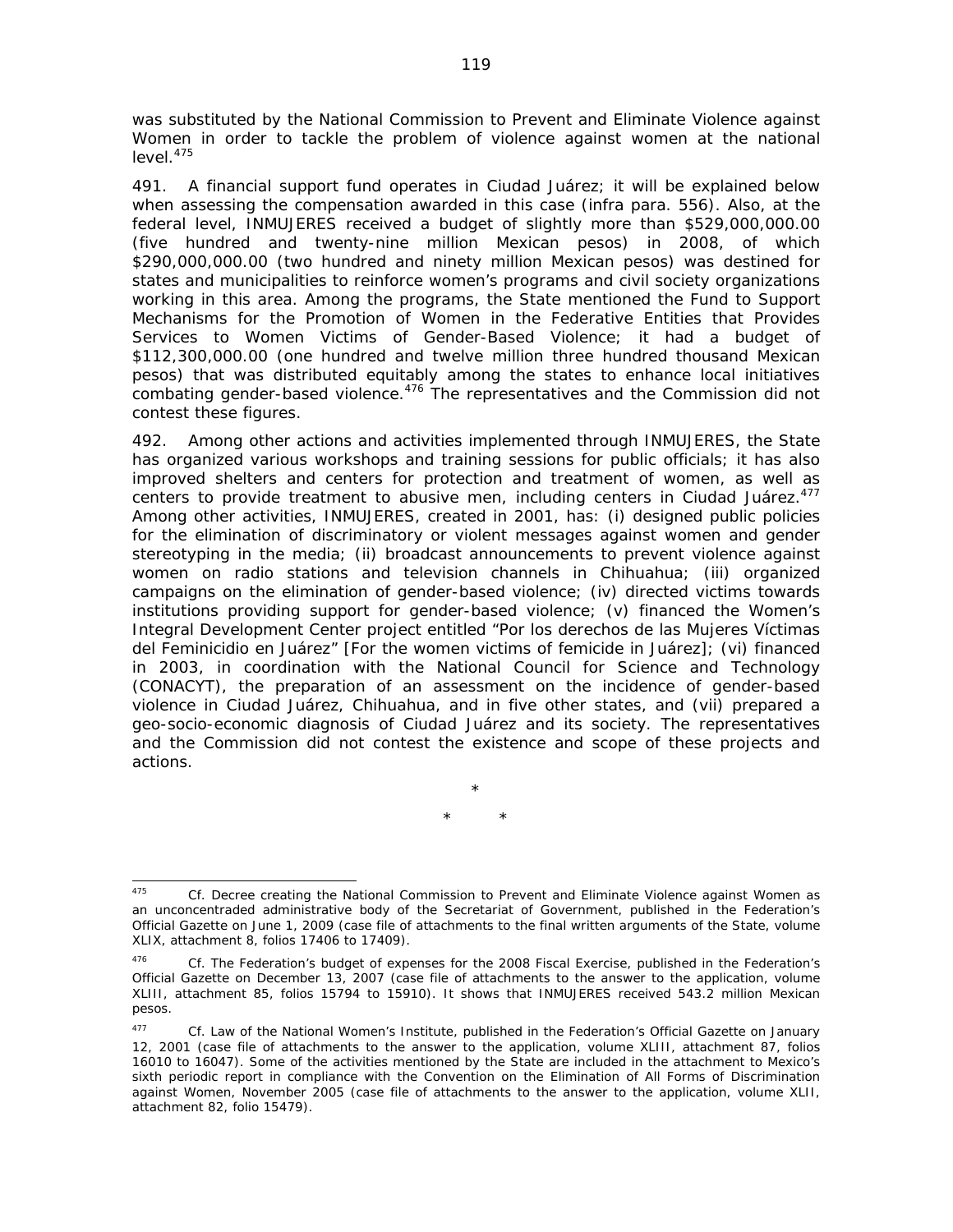was substituted by the National Commission to Prevent and Eliminate Violence against Women in order to tackle the problem of violence against women at the national level.[475]

491. A financial support fund operates in Ciudad Juárez; it will be explained below when assessing the compensation awarded in this case (*infra* para. 556). Also, at the federal level, INMUJERES received a budget of slightly more than $529,000,000.00 (five hundred and twenty-nine million Mexican pesos) in 2008, of which $290,000,000.00 (two hundred and ninety million Mexican pesos) was destined for states and municipalities to reinforce women's programs and civil society organizations working in this area. Among the programs, the State mentioned the Fund to Support Mechanisms for the Promotion of Women in the Federative Entities that Provides Services to Women Victims of Gender-Based Violence; it had a budget of $112,300,000.00 (one hundred and twelve million three hundred thousand Mexican pesos) that was distributed equitably among the states to enhance local initiatives combating gender-based violence.[476] The representatives and the Commission did not contest these figures.

492. Among other actions and activities implemented through INMUJERES, the State has organized various workshops and training sessions for public officials; it has also improved shelters and centers for protection and treatment of women, as well as centers to provide treatment to abusive men, including centers in Ciudad Juárez.[477] Among other activities, INMUJERES, created in 2001, has: (i) designed public policies for the elimination of discriminatory or violent messages against women and gender stereotyping in the media; (ii) broadcast announcements to prevent violence against women on radio stations and television channels in Chihuahua; (iii) organized campaigns on the elimination of gender-based violence; (iv) directed victims towards institutions providing support for gender-based violence; (v) financed the Women's Integral Development Center project entitled "Por los derechos de las Mujeres Víctimas del Feminicidio en Juárez" [For the women victims of femicide in Juárez]; (vi) financed in 2003, in coordination with the National Council for Science and Technology (CONACYT), the preparation of an assessment on the incidence of gender-based violence in Ciudad Juárez, Chihuahua, and in five other states, and (vii) prepared a geo-socio-economic diagnosis of Ciudad Juárez and its society. The representatives and the Commission did not contest the existence and scope of these projects and actions.

\*

\* \*

---

[475] *Cf.* Decree creating the National Commission to Prevent and Eliminate Violence against Women as an unconcentraded administrative body of the Secretariat of Government, published in the Federation's Official Gazette on June 1, 2009 (case file of attachments to the final written arguments of the State, volume XLIX, attachment 8, folios 17406 to 17409).

[476] *Cf.* The Federation's budget of expenses for the 2008 Fiscal Exercise, published in the Federation's Official Gazette on December 13, 2007 (case file of attachments to the answer to the application, volume XLIII, attachment 85, folios 15794 to 15910). It shows that INMUJERES received 543.2 million Mexican pesos.

[477] *Cf.* Law of the National Women's Institute, published in the Federation's Official Gazette on January 12, 2001 (case file of attachments to the answer to the application, volume XLIII, attachment 87, folios 16010 to 16047). Some of the activities mentioned by the State are included in the attachment to Mexico's sixth periodic report in compliance with the Convention on the Elimination of All Forms of Discrimination against Women, November 2005 (case file of attachments to the answer to the application, volume XLII, attachment 82, folio 15479).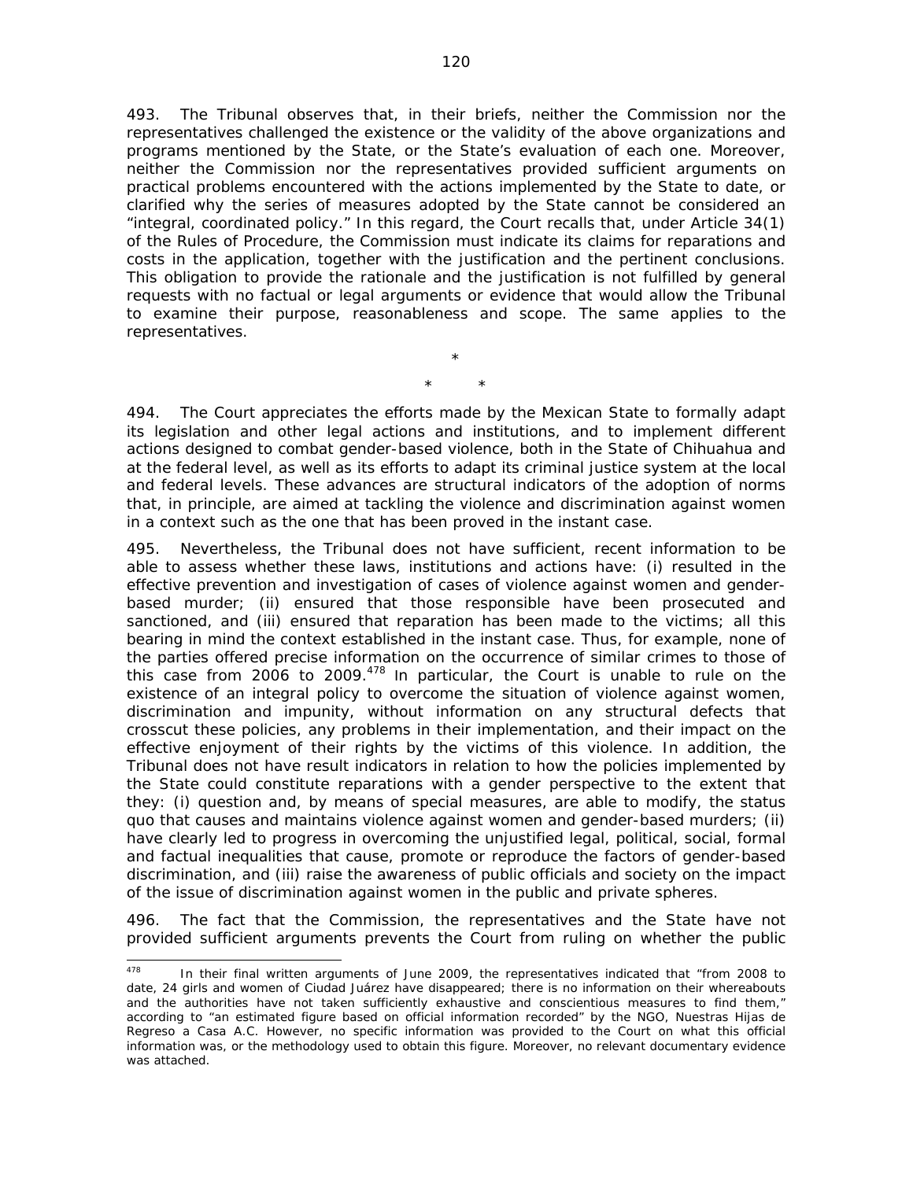493. The Tribunal observes that, in their briefs, neither the Commission nor the representatives challenged the existence or the validity of the above organizations and programs mentioned by the State, or the State's evaluation of each one. Moreover, neither the Commission nor the representatives provided sufficient arguments on practical problems encountered with the actions implemented by the State to date, or clarified why the series of measures adopted by the State cannot be considered an "integral, coordinated policy." In this regard, the Court recalls that, under Article 34(1) of the Rules of Procedure, the Commission must indicate its claims for reparations and costs in the application, together with the justification and the pertinent conclusions. This obligation to provide the rationale and the justification is not fulfilled by general requests with no factual or legal arguments or evidence that would allow the Tribunal to examine their purpose, reasonableness and scope. The same applies to the representatives.

*

\*       \*

494. The Court appreciates the efforts made by the Mexican State to formally adapt its legislation and other legal actions and institutions, and to implement different actions designed to combat gender-based violence, both in the State of Chihuahua and at the federal level, as well as its efforts to adapt its criminal justice system at the local and federal levels. These advances are structural indicators of the adoption of norms that, in principle, are aimed at tackling the violence and discrimination against women in a context such as the one that has been proved in the instant case.

495. Nevertheless, the Tribunal does not have sufficient, recent information to be able to assess whether these laws, institutions and actions have: (i) resulted in the effective prevention and investigation of cases of violence against women and gender-based murder; (ii) ensured that those responsible have been prosecuted and sanctioned, and (iii) ensured that reparation has been made to the victims; all this bearing in mind the context established in the instant case. Thus, for example, none of the parties offered precise information on the occurrence of similar crimes to those of this case from 2006 to 2009.[478] In particular, the Court is unable to rule on the existence of an integral policy to overcome the situation of violence against women, discrimination and impunity, without information on any structural defects that crosscut these policies, any problems in their implementation, and their impact on the effective enjoyment of their rights by the victims of this violence. In addition, the Tribunal does not have result indicators in relation to how the policies implemented by the State could constitute reparations with a gender perspective to the extent that they: (i) question and, by means of special measures, are able to modify, the status quo that causes and maintains violence against women and gender-based murders; (ii) have clearly led to progress in overcoming the unjustified legal, political, social, formal and factual inequalities that cause, promote or reproduce the factors of gender-based discrimination, and (iii) raise the awareness of public officials and society on the impact of the issue of discrimination against women in the public and private spheres.

496. The fact that the Commission, the representatives and the State have not provided sufficient arguments prevents the Court from ruling on whether the public

---

[478] In their final written arguments of June 2009, the representatives indicated that "from 2008 to date, 24 girls and women of Ciudad Juárez have disappeared; there is no information on their whereabouts and the authorities have not taken sufficiently exhaustive and conscientious measures to find them," according to "an estimated figure based on official information recorded" by the NGO, Nuestras Hijas de Regreso a Casa A.C. However, no specific information was provided to the Court on what this official information was, or the methodology used to obtain this figure. Moreover, no relevant documentary evidence was attached.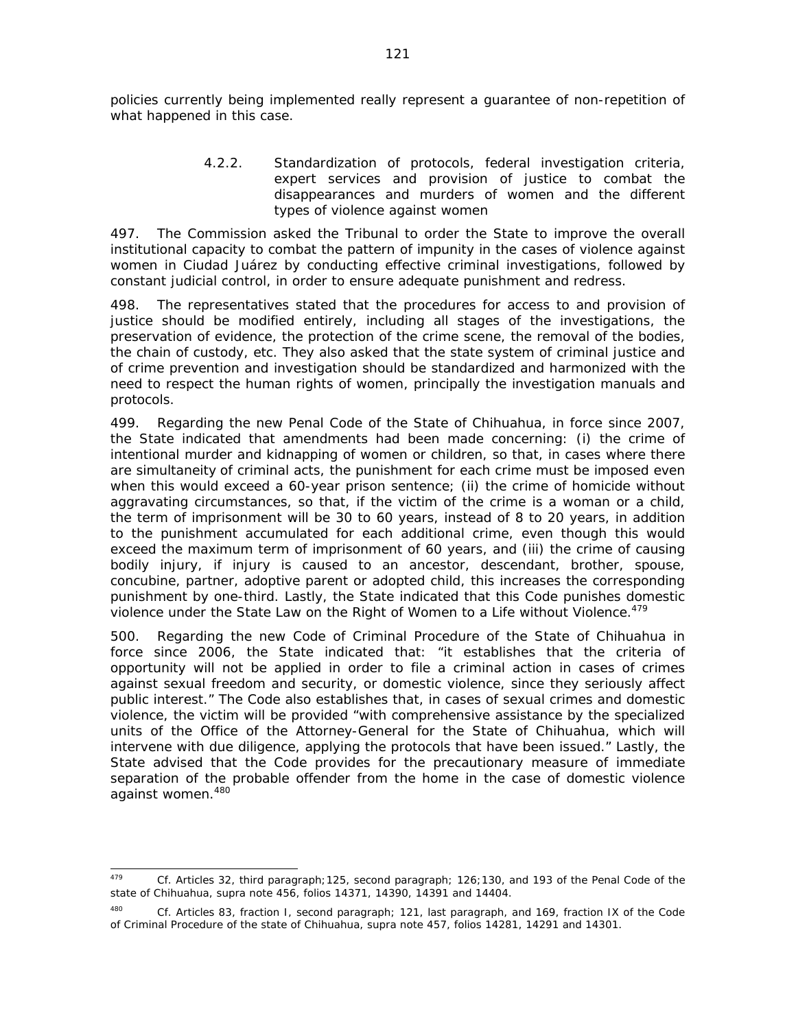policies currently being implemented really represent a guarantee of non-repetition of what happened in this case.

#### 4.2.2. Standardization of protocols, federal investigation criteria, expert services and provision of justice to combat the disappearances and murders of women and the different types of violence against women

497. The Commission asked the Tribunal to order the State to improve the overall institutional capacity to combat the pattern of impunity in the cases of violence against women in Ciudad Juárez by conducting effective criminal investigations, followed by constant judicial control, in order to ensure adequate punishment and redress.

498. The representatives stated that the procedures for access to and provision of justice should be modified entirely, including all stages of the investigations, the preservation of evidence, the protection of the crime scene, the removal of the bodies, the chain of custody, etc. They also asked that the state system of criminal justice and of crime prevention and investigation should be standardized and harmonized with the need to respect the human rights of women, principally the investigation manuals and protocols.

499. Regarding the new Penal Code of the State of Chihuahua, in force since 2007, the State indicated that amendments had been made concerning: (i) the crime of intentional murder and kidnapping of women or children, so that, in cases where there are simultaneity of criminal acts, the punishment for each crime must be imposed even when this would exceed a 60-year prison sentence; (ii) the crime of homicide without aggravating circumstances, so that, if the victim of the crime is a woman or a child, the term of imprisonment will be 30 to 60 years, instead of 8 to 20 years, in addition to the punishment accumulated for each additional crime, even though this would exceed the maximum term of imprisonment of 60 years, and (iii) the crime of causing bodily injury, if injury is caused to an ancestor, descendant, brother, spouse, concubine, partner, adoptive parent or adopted child, this increases the corresponding punishment by one-third. Lastly, the State indicated that this Code punishes domestic violence under the State Law on the Right of Women to a Life without Violence.[479]

500. Regarding the new Code of Criminal Procedure of the State of Chihuahua in force since 2006, the State indicated that: "it establishes that the criteria of opportunity will not be applied in order to file a criminal action in cases of crimes against sexual freedom and security, or domestic violence, since they seriously affect public interest." The Code also establishes that, in cases of sexual crimes and domestic violence, the victim will be provided "with comprehensive assistance by the specialized units of the Office of the Attorney-General for the State of Chihuahua, which will intervene with due diligence, applying the protocols that have been issued." Lastly, the State advised that the Code provides for the precautionary measure of immediate separation of the probable offender from the home in the case of domestic violence against women.[480]

---

[479] *Cf.* Articles 32, third paragraph; 125, second paragraph; 126; 130, and 193 of the Penal Code of the state of Chihuahua, *supra* note 456, folios 14371, 14390, 14391 and 14404.

[480] *Cf.* Articles 83, fraction I, second paragraph; 121, last paragraph, and 169, fraction IX of the Code of Criminal Procedure of the state of Chihuahua, *supra* note 457, folios 14281, 14291 and 14301.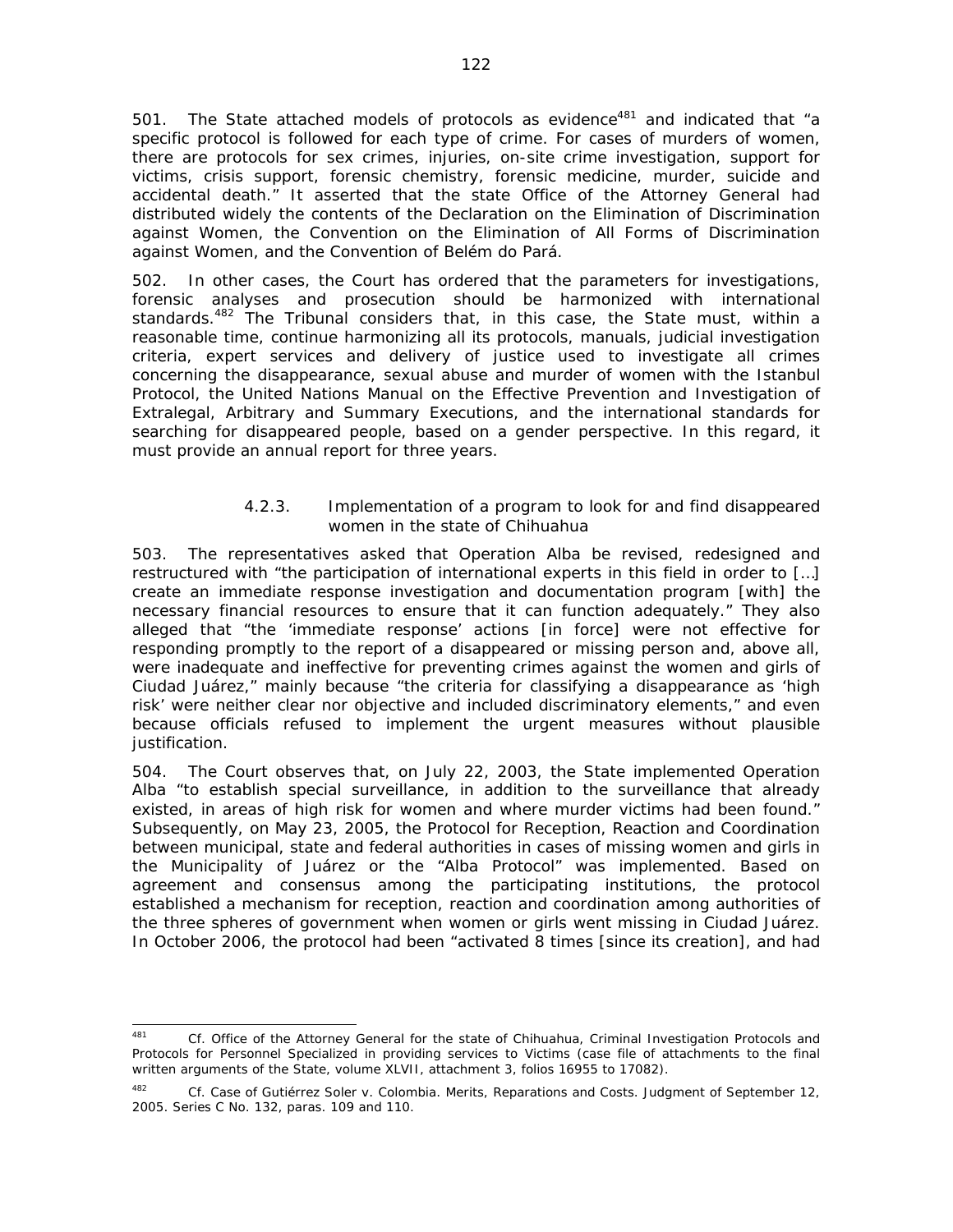501. The State attached models of protocols as evidence[481] and indicated that "a specific protocol is followed for each type of crime. For cases of murders of women, there are protocols for sex crimes, injuries, on-site crime investigation, support for victims, crisis support, forensic chemistry, forensic medicine, murder, suicide and accidental death." It asserted that the state Office of the Attorney General had distributed widely the contents of the Declaration on the Elimination of Discrimination against Women, the Convention on the Elimination of All Forms of Discrimination against Women, and the Convention of Belém do Pará.

502. In other cases, the Court has ordered that the parameters for investigations, forensic analyses and prosecution should be harmonized with international standards.[482] The Tribunal considers that, in this case, the State must, within a reasonable time, continue harmonizing all its protocols, manuals, judicial investigation criteria, expert services and delivery of justice used to investigate all crimes concerning the disappearance, sexual abuse and murder of women with the Istanbul Protocol, the United Nations Manual on the Effective Prevention and Investigation of Extralegal, Arbitrary and Summary Executions, and the international standards for searching for disappeared people, based on a gender perspective. In this regard, it must provide an annual report for three years.

4.2.3. Implementation of a program to look for and find disappeared women in the state of Chihuahua

503. The representatives asked that Operation Alba be revised, redesigned and restructured with "the participation of international experts in this field in order to […] create an immediate response investigation and documentation program [with] the necessary financial resources to ensure that it can function adequately." They also alleged that "the 'immediate response' actions [in force] were not effective for responding promptly to the report of a disappeared or missing person and, above all, were inadequate and ineffective for preventing crimes against the women and girls of Ciudad Juárez," mainly because "the criteria for classifying a disappearance as 'high risk' were neither clear nor objective and included discriminatory elements," and even because officials refused to implement the urgent measures without plausible justification.

504. The Court observes that, on July 22, 2003, the State implemented Operation Alba "to establish special surveillance, in addition to the surveillance that already existed, in areas of high risk for women and where murder victims had been found." Subsequently, on May 23, 2005, the Protocol for Reception, Reaction and Coordination between municipal, state and federal authorities in cases of missing women and girls in the Municipality of Juárez or the "Alba Protocol" was implemented. Based on agreement and consensus among the participating institutions, the protocol established a mechanism for reception, reaction and coordination among authorities of the three spheres of government when women or girls went missing in Ciudad Juárez. In October 2006, the protocol had been "activated 8 times [since its creation], and had

---

[481] Cf. Office of the Attorney General for the state of Chihuahua, *Criminal Investigation Protocols and Protocols for Personnel Specialized in providing services to Victims* (case file of attachments to the final written arguments of the State, volume XLVII, attachment 3, folios 16955 to 17082).

[482] Cf. *Case of Gutiérrez Soler v. Colombia. Merits, Reparations and Costs*. Judgment of September 12, 2005. Series C No. 132, paras. 109 and 110.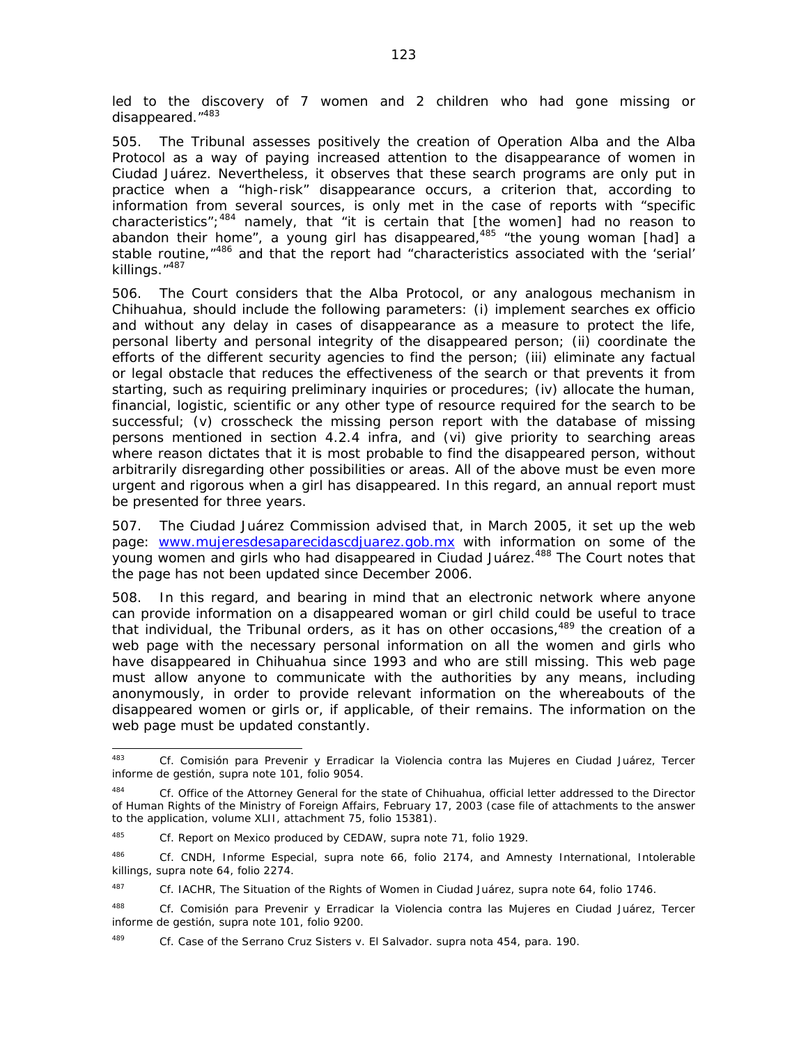led to the discovery of 7 women and 2 children who had gone missing or disappeared."[483]

505. The Tribunal assesses positively the creation of Operation Alba and the Alba Protocol as a way of paying increased attention to the disappearance of women in Ciudad Juárez. Nevertheless, it observes that these search programs are only put in practice when a "high-risk" disappearance occurs, a criterion that, according to information from several sources, is only met in the case of reports with "specific characteristics";[484] namely, that "it is certain that [the women] had no reason to abandon their home", a young girl has disappeared,[485] "the young woman [had] a stable routine,"[486] and that the report had "characteristics associated with the 'serial' killings."[487]

506. The Court considers that the Alba Protocol, or any analogous mechanism in Chihuahua, should include the following parameters: (i) implement searches ex officio and without any delay in cases of disappearance as a measure to protect the life, personal liberty and personal integrity of the disappeared person; (ii) coordinate the efforts of the different security agencies to find the person; (iii) eliminate any factual or legal obstacle that reduces the effectiveness of the search or that prevents it from starting, such as requiring preliminary inquiries or procedures; (iv) allocate the human, financial, logistic, scientific or any other type of resource required for the search to be successful; (v) crosscheck the missing person report with the database of missing persons mentioned in section 4.2.4 infra, and (vi) give priority to searching areas where reason dictates that it is most probable to find the disappeared person, without arbitrarily disregarding other possibilities or areas. All of the above must be even more urgent and rigorous when a girl has disappeared. In this regard, an annual report must be presented for three years.

507. The Ciudad Juárez Commission advised that, in March 2005, it set up the web page: www.mujeresdesaparecidascdjuarez.gob.mx with information on some of the young women and girls who had disappeared in Ciudad Juárez.[488] The Court notes that the page has not been updated since December 2006.

508. In this regard, and bearing in mind that an electronic network where anyone can provide information on a disappeared woman or girl child could be useful to trace that individual, the Tribunal orders, as it has on other occasions,[489] the creation of a web page with the necessary personal information on all the women and girls who have disappeared in Chihuahua since 1993 and who are still missing. This web page must allow anyone to communicate with the authorities by any means, including anonymously, in order to provide relevant information on the whereabouts of the disappeared women or girls or, if applicable, of their remains. The information on the web page must be updated constantly.

---

[483] Cf. Comisión para Prevenir y Erradicar la Violencia contra las Mujeres en Ciudad Juárez, Tercer informe de gestión, supra note 101, folio 9054.

[484] Cf. Office of the Attorney General for the state of Chihuahua, official letter addressed to the Director of Human Rights of the Ministry of Foreign Affairs, February 17, 2003 (case file of attachments to the answer to the application, volume XLII, attachment 75, folio 15381).

[485] Cf. Report on Mexico produced by CEDAW, supra note 71, folio 1929.

[486] Cf. CNDH, Informe Especial, supra note 66, folio 2174, and Amnesty International, Intolerable killings, supra note 64, folio 2274.

[487] Cf. IACHR, The Situation of the Rights of Women in Ciudad Juárez, supra note 64, folio 1746.

[488] Cf. Comisión para Prevenir y Erradicar la Violencia contra las Mujeres en Ciudad Juárez, Tercer informe de gestión, supra note 101, folio 9200.

[489] Cf. Case of the Serrano Cruz Sisters v. El Salvador. supra nota 454, para. 190.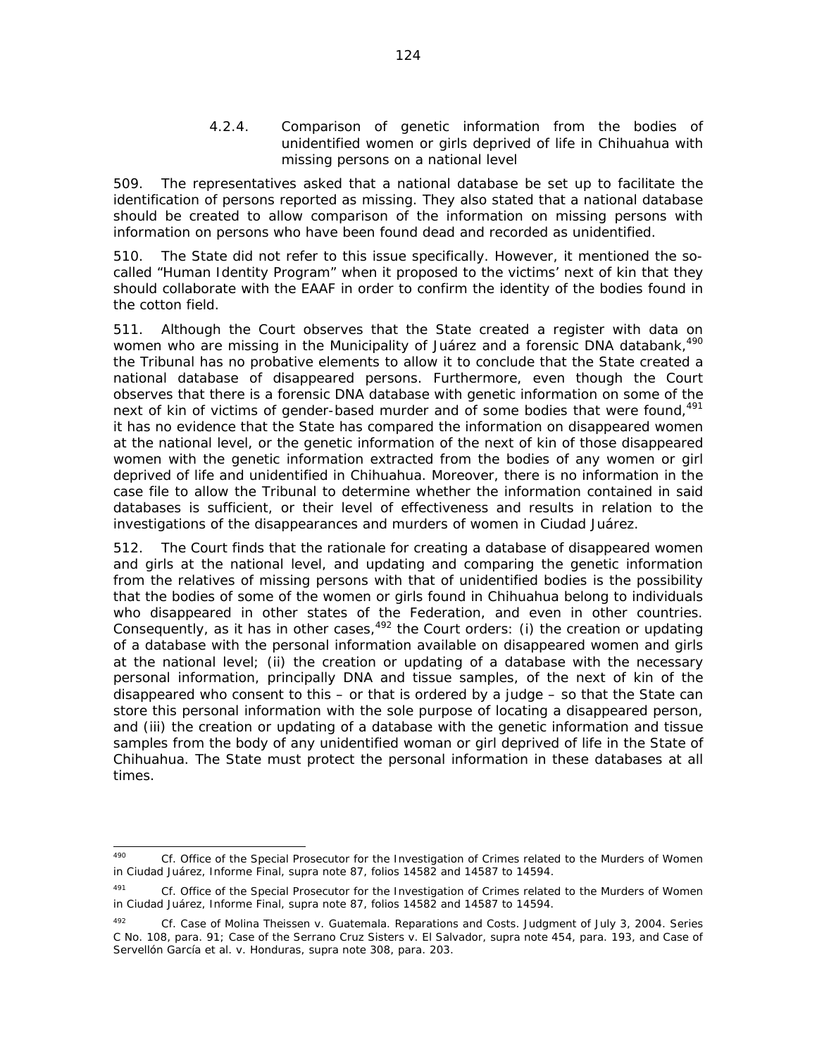#### 4.2.4. Comparison of genetic information from the bodies of unidentified women or girls deprived of life in Chihuahua with missing persons on a national level

509. The representatives asked that a national database be set up to facilitate the identification of persons reported as missing. They also stated that a national database should be created to allow comparison of the information on missing persons with information on persons who have been found dead and recorded as unidentified.

510. The State did not refer to this issue specifically. However, it mentioned the so-called "Human Identity Program" when it proposed to the victims' next of kin that they should collaborate with the EAAF in order to confirm the identity of the bodies found in the cotton field.

511. Although the Court observes that the State created a register with data on women who are missing in the Municipality of Juárez and a forensic DNA databank,[490] the Tribunal has no probative elements to allow it to conclude that the State created a national database of disappeared persons. Furthermore, even though the Court observes that there is a forensic DNA database with genetic information on some of the next of kin of victims of gender-based murder and of some bodies that were found,[491] it has no evidence that the State has compared the information on disappeared women at the national level, or the genetic information of the next of kin of those disappeared women with the genetic information extracted from the bodies of any women or girl deprived of life and unidentified in Chihuahua. Moreover, there is no information in the case file to allow the Tribunal to determine whether the information contained in said databases is sufficient, or their level of effectiveness and results in relation to the investigations of the disappearances and murders of women in Ciudad Juárez.

512. The Court finds that the rationale for creating a database of disappeared women and girls at the national level, and updating and comparing the genetic information from the relatives of missing persons with that of unidentified bodies is the possibility that the bodies of some of the women or girls found in Chihuahua belong to individuals who disappeared in other states of the Federation, and even in other countries. Consequently, as it has in other cases,[492] the Court orders: (i) the creation or updating of a database with the personal information available on disappeared women and girls at the national level; (ii) the creation or updating of a database with the necessary personal information, principally DNA and tissue samples, of the next of kin of the disappeared who consent to this – or that is ordered by a judge – so that the State can store this personal information with the sole purpose of locating a disappeared person, and (iii) the creation or updating of a database with the genetic information and tissue samples from the body of any unidentified woman or girl deprived of life in the State of Chihuahua. The State must protect the personal information in these databases at all times.

---

[490] *Cf.* Office of the Special Prosecutor for the Investigation of Crimes related to the Murders of Women in Ciudad Juárez, *Informe Final*, *supra* note 87, folios 14582 and 14587 to 14594.

[491] *Cf.* Office of the Special Prosecutor for the Investigation of Crimes related to the Murders of Women in Ciudad Juárez, *Informe Final*, *supra* note 87, folios 14582 and 14587 to 14594.

[492] *Cf. Case of Molina Theissen v. Guatemala. Reparations and Costs.* Judgment of July 3, 2004. Series C No. 108, para. 91; *Case of the Serrano Cruz Sisters v. El Salvador*, *supra* note 454, para. 193, and *Case of Servellón García et al. v. Honduras*, *supra* note 308, para. 203.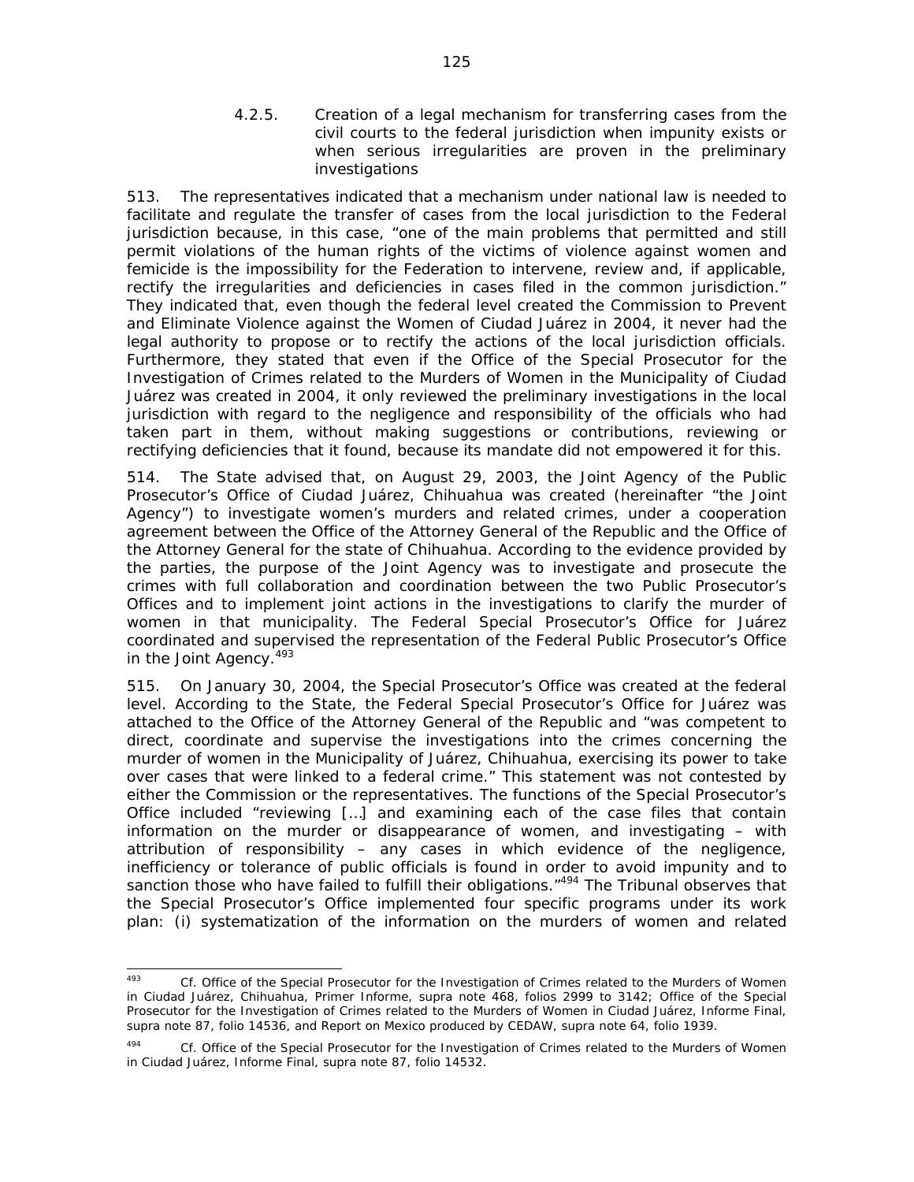#### 4.2.5. Creation of a legal mechanism for transferring cases from the civil courts to the federal jurisdiction when impunity exists or when serious irregularities are proven in the preliminary investigations

513. The representatives indicated that a mechanism under national law is needed to facilitate and regulate the transfer of cases from the local jurisdiction to the Federal jurisdiction because, in this case, "one of the main problems that permitted and still permit violations of the human rights of the victims of violence against women and femicide is the impossibility for the Federation to intervene, review and, if applicable, rectify the irregularities and deficiencies in cases filed in the common jurisdiction." They indicated that, even though the federal level created the Commission to Prevent and Eliminate Violence against the Women of Ciudad Juárez in 2004, it never had the legal authority to propose or to rectify the actions of the local jurisdiction officials. Furthermore, they stated that even if the Office of the Special Prosecutor for the Investigation of Crimes related to the Murders of Women in the Municipality of Ciudad Juárez was created in 2004, it only reviewed the preliminary investigations in the local jurisdiction with regard to the negligence and responsibility of the officials who had taken part in them, without making suggestions or contributions, reviewing or rectifying deficiencies that it found, because its mandate did not empowered it for this.

514. The State advised that, on August 29, 2003, the Joint Agency of the Public Prosecutor's Office of Ciudad Juárez, Chihuahua was created (hereinafter "the Joint Agency") to investigate women's murders and related crimes, under a cooperation agreement between the Office of the Attorney General of the Republic and the Office of the Attorney General for the state of Chihuahua. According to the evidence provided by the parties, the purpose of the Joint Agency was to investigate and prosecute the crimes with full collaboration and coordination between the two Public Prosecutor's Offices and to implement joint actions in the investigations to clarify the murder of women in that municipality. The Federal Special Prosecutor's Office for Juárez coordinated and supervised the representation of the Federal Public Prosecutor's Office in the Joint Agency.[493]

515. On January 30, 2004, the Special Prosecutor's Office was created at the federal level. According to the State, the Federal Special Prosecutor's Office for Juárez was attached to the Office of the Attorney General of the Republic and "was competent to direct, coordinate and supervise the investigations into the crimes concerning the murder of women in the Municipality of Juárez, Chihuahua, exercising its power to take over cases that were linked to a federal crime." This statement was not contested by either the Commission or the representatives. The functions of the Special Prosecutor's Office included "reviewing […] and examining each of the case files that contain information on the murder or disappearance of women, and investigating – with attribution of responsibility – any cases in which evidence of the negligence, inefficiency or tolerance of public officials is found in order to avoid impunity and to sanction those who have failed to fulfill their obligations."[494] The Tribunal observes that the Special Prosecutor's Office implemented four specific programs under its work plan: (i) systematization of the information on the murders of women and related

---

[493] *Cf.* Office of the Special Prosecutor for the Investigation of Crimes related to the Murders of Women in Ciudad Juárez, Chihuahua, Primer Informe, *supra* note 468, folios 2999 to 3142; Office of the Special Prosecutor for the Investigation of Crimes related to the Murders of Women in Ciudad Juárez, Informe Final, *supra* note 87, folio 14536, and Report on Mexico produced by CEDAW, *supra* note 64, folio 1939.

[494] *Cf.* Office of the Special Prosecutor for the Investigation of Crimes related to the Murders of Women in Ciudad Juárez, Informe Final, *supra* note 87, folio 14532.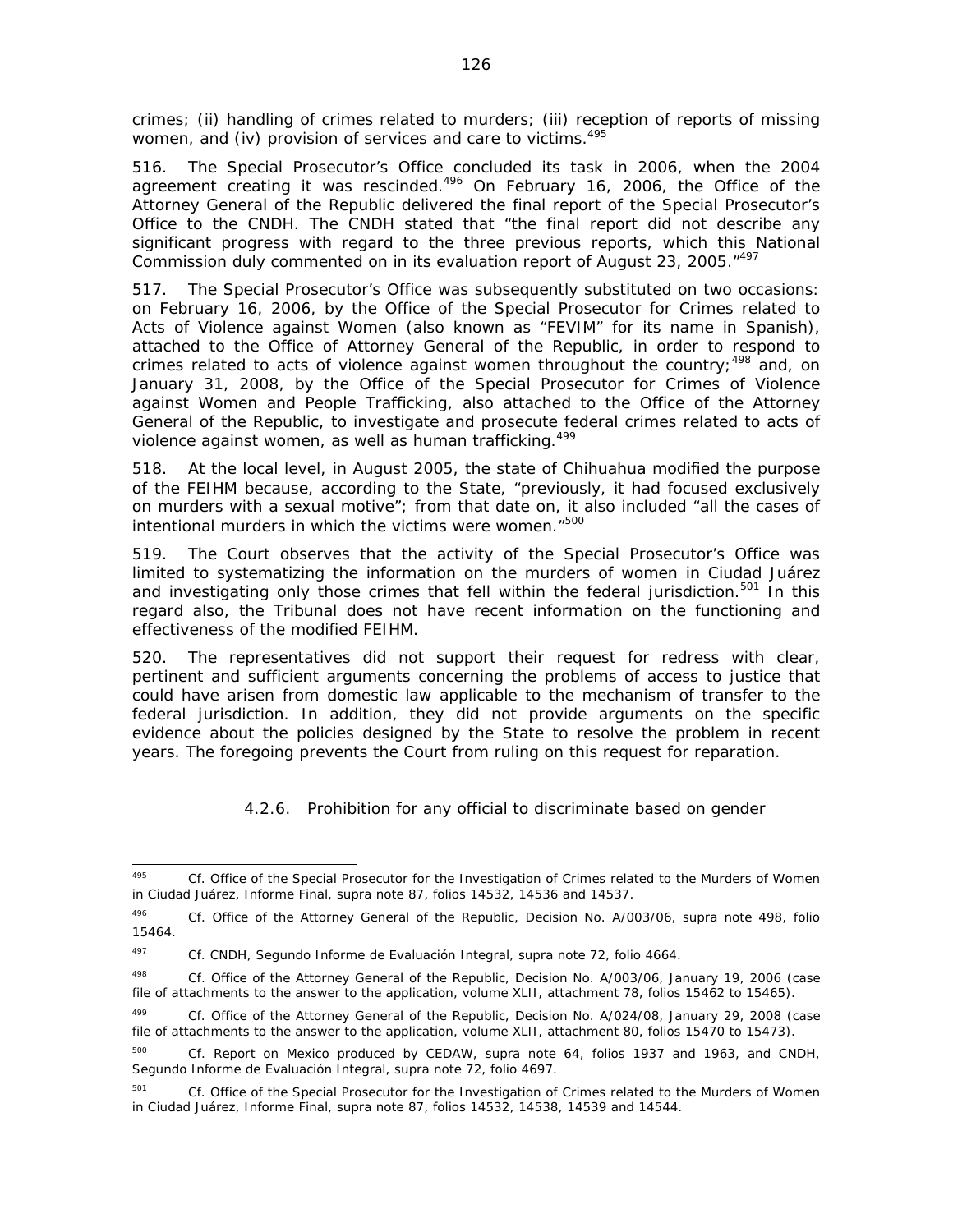crimes; (ii) handling of crimes related to murders; (iii) reception of reports of missing women, and (iv) provision of services and care to victims.[495]

516. The Special Prosecutor's Office concluded its task in 2006, when the 2004 agreement creating it was rescinded.[496] On February 16, 2006, the Office of the Attorney General of the Republic delivered the final report of the Special Prosecutor's Office to the CNDH. The CNDH stated that "the final report did not describe any significant progress with regard to the three previous reports, which this National Commission duly commented on in its evaluation report of August 23, 2005."[497]

517. The Special Prosecutor's Office was subsequently substituted on two occasions: on February 16, 2006, by the Office of the Special Prosecutor for Crimes related to Acts of Violence against Women (also known as "FEVIM" for its name in Spanish), attached to the Office of Attorney General of the Republic, in order to respond to crimes related to acts of violence against women throughout the country;[498] and, on January 31, 2008, by the Office of the Special Prosecutor for Crimes of Violence against Women and People Trafficking, also attached to the Office of the Attorney General of the Republic, to investigate and prosecute federal crimes related to acts of violence against women, as well as human trafficking.[499]

518. At the local level, in August 2005, the state of Chihuahua modified the purpose of the FEIHM because, according to the State, "previously, it had focused exclusively on murders with a sexual motive"; from that date on, it also included "all the cases of intentional murders in which the victims were women."[500]

519. The Court observes that the activity of the Special Prosecutor's Office was limited to systematizing the information on the murders of women in Ciudad Juárez and investigating only those crimes that fell within the federal jurisdiction.[501] In this regard also, the Tribunal does not have recent information on the functioning and effectiveness of the modified FEIHM.

520. The representatives did not support their request for redress with clear, pertinent and sufficient arguments concerning the problems of access to justice that could have arisen from domestic law applicable to the mechanism of transfer to the federal jurisdiction. In addition, they did not provide arguments on the specific evidence about the policies designed by the State to resolve the problem in recent years. The foregoing prevents the Court from ruling on this request for reparation.

#### 4.2.6. Prohibition for any official to discriminate based on gender

---

[495] Cf. Office of the Special Prosecutor for the Investigation of Crimes related to the Murders of Women in Ciudad Juárez, Informe Final, supra note 87, folios 14532, 14536 and 14537.

[496] Cf. Office of the Attorney General of the Republic, Decision No. A/003/06, supra note 498, folio 15464.

[497] Cf. CNDH, Segundo Informe de Evaluación Integral, supra note 72, folio 4664.

[498] Cf. Office of the Attorney General of the Republic, Decision No. A/003/06, January 19, 2006 (case file of attachments to the answer to the application, volume XLII, attachment 78, folios 15462 to 15465).

[499] Cf. Office of the Attorney General of the Republic, Decision No. A/024/08, January 29, 2008 (case file of attachments to the answer to the application, volume XLII, attachment 80, folios 15470 to 15473).

[500] Cf. Report on Mexico produced by CEDAW, supra note 64, folios 1937 and 1963, and CNDH, Segundo Informe de Evaluación Integral, supra note 72, folio 4697.

[501] Cf. Office of the Special Prosecutor for the Investigation of Crimes related to the Murders of Women in Ciudad Juárez, Informe Final, supra note 87, folios 14532, 14538, 14539 and 14544.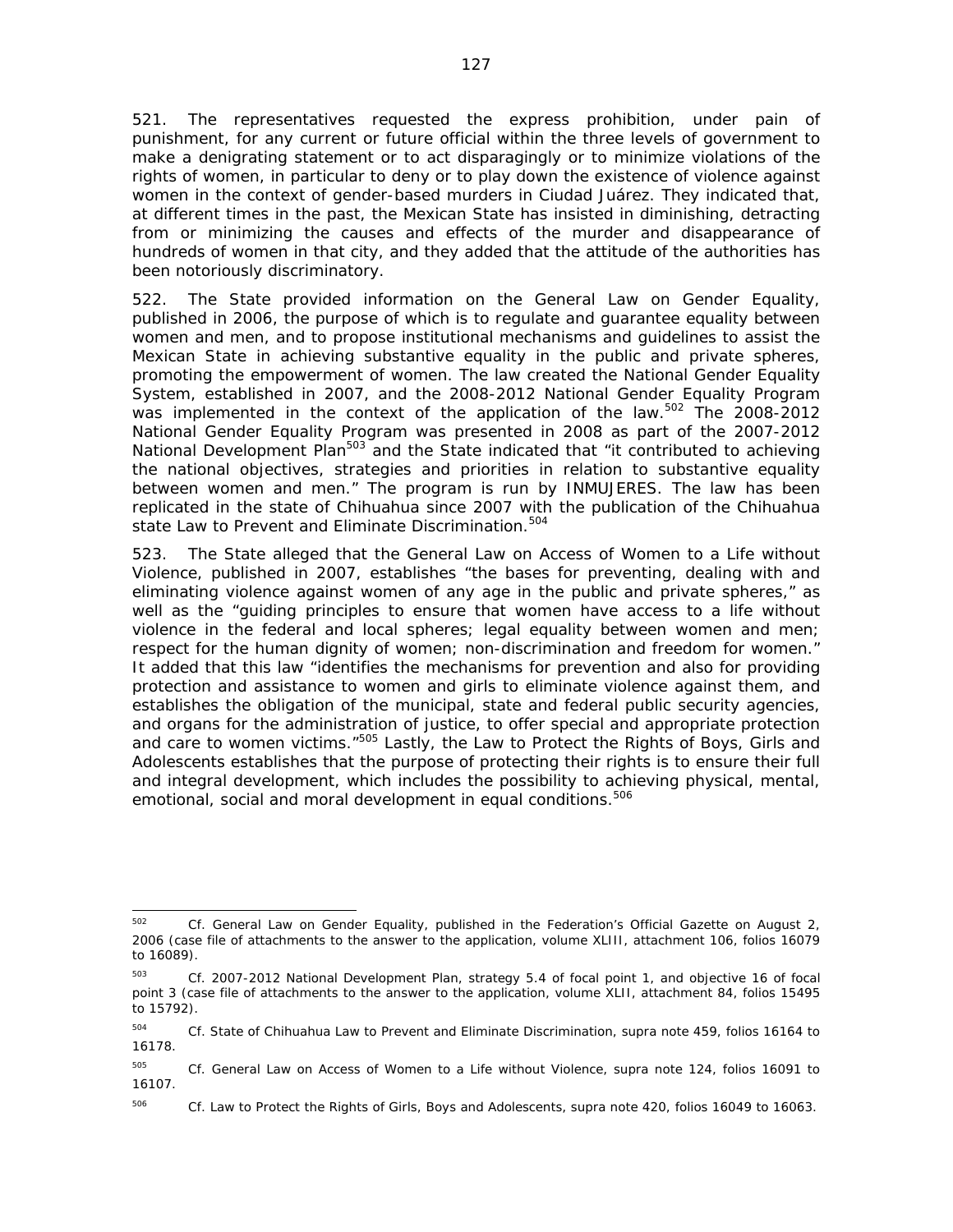521. The representatives requested the express prohibition, under pain of punishment, for any current or future official within the three levels of government to make a denigrating statement or to act disparagingly or to minimize violations of the rights of women, in particular to deny or to play down the existence of violence against women in the context of gender-based murders in Ciudad Juárez. They indicated that, at different times in the past, the Mexican State has insisted in diminishing, detracting from or minimizing the causes and effects of the murder and disappearance of hundreds of women in that city, and they added that the attitude of the authorities has been notoriously discriminatory.

522. The State provided information on the General Law on Gender Equality, published in 2006, the purpose of which is to regulate and guarantee equality between women and men, and to propose institutional mechanisms and guidelines to assist the Mexican State in achieving substantive equality in the public and private spheres, promoting the empowerment of women. The law created the National Gender Equality System, established in 2007, and the 2008-2012 National Gender Equality Program was implemented in the context of the application of the law.[502] The 2008-2012 National Gender Equality Program was presented in 2008 as part of the 2007-2012 National Development Plan[503] and the State indicated that "it contributed to achieving the national objectives, strategies and priorities in relation to substantive equality between women and men." The program is run by INMUJERES. The law has been replicated in the state of Chihuahua since 2007 with the publication of the Chihuahua state Law to Prevent and Eliminate Discrimination.[504]

523. The State alleged that the General Law on Access of Women to a Life without Violence, published in 2007, establishes "the bases for preventing, dealing with and eliminating violence against women of any age in the public and private spheres," as well as the "guiding principles to ensure that women have access to a life without violence in the federal and local spheres; legal equality between women and men; respect for the human dignity of women; non-discrimination and freedom for women." It added that this law "identifies the mechanisms for prevention and also for providing protection and assistance to women and girls to eliminate violence against them, and establishes the obligation of the municipal, state and federal public security agencies, and organs for the administration of justice, to offer special and appropriate protection and care to women victims."[505] Lastly, the Law to Protect the Rights of Boys, Girls and Adolescents establishes that the purpose of protecting their rights is to ensure their full and integral development, which includes the possibility to achieving physical, mental, emotional, social and moral development in equal conditions.[506]

---

[502] *Cf.* General Law on Gender Equality, published in the Federation's Official Gazette on August 2, 2006 (case file of attachments to the answer to the application, volume XLIII, attachment 106, folios 16079 to 16089).

[503] *Cf.* 2007-2012 National Development Plan, strategy 5.4 of focal point 1, and objective 16 of focal point 3 (case file of attachments to the answer to the application, volume XLII, attachment 84, folios 15495 to 15792).

[504] *Cf.* State of Chihuahua Law to Prevent and Eliminate Discrimination, *supra* note 459, folios 16164 to 16178.

[505] *Cf.* General Law on Access of Women to a Life without Violence, *supra* note 124, folios 16091 to 16107.

[506] *Cf.* Law to Protect the Rights of Girls, Boys and Adolescents, *supra* note 420, folios 16049 to 16063.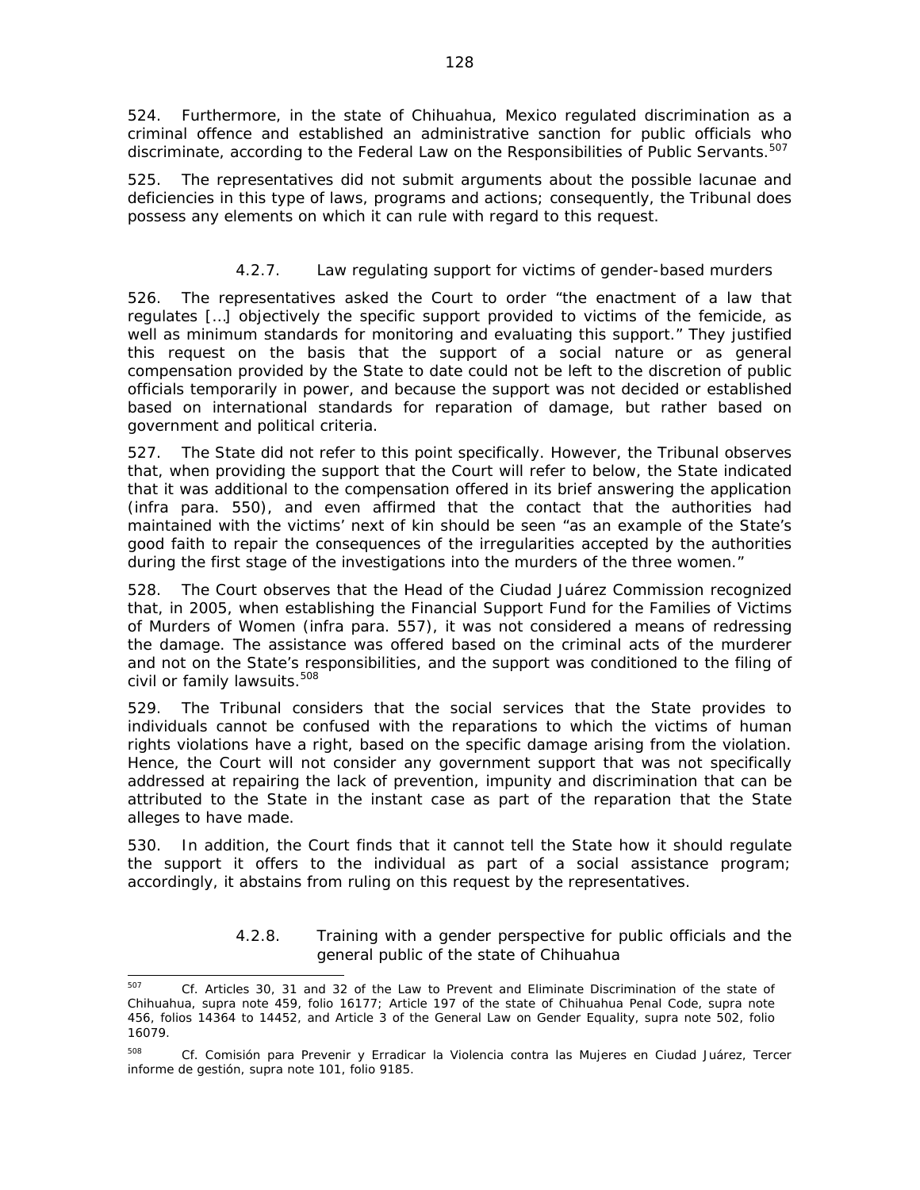524. Furthermore, in the state of Chihuahua, Mexico regulated discrimination as a criminal offence and established an administrative sanction for public officials who discriminate, according to the Federal Law on the Responsibilities of Public Servants.[507]

525. The representatives did not submit arguments about the possible lacunae and deficiencies in this type of laws, programs and actions; consequently, the Tribunal does possess any elements on which it can rule with regard to this request.

#### 4.2.7. Law regulating support for victims of gender-based murders

526. The representatives asked the Court to order "the enactment of a law that regulates […] objectively the specific support provided to victims of the femicide, as well as minimum standards for monitoring and evaluating this support." They justified this request on the basis that the support of a social nature or as general compensation provided by the State to date could not be left to the discretion of public officials temporarily in power, and because the support was not decided or established based on international standards for reparation of damage, but rather based on government and political criteria.

527. The State did not refer to this point specifically. However, the Tribunal observes that, when providing the support that the Court will refer to below, the State indicated that it was additional to the compensation offered in its brief answering the application (*infra* para. 550), and even affirmed that the contact that the authorities had maintained with the victims' next of kin should be seen "as an example of the State's good faith to repair the consequences of the irregularities accepted by the authorities during the first stage of the investigations into the murders of the three women."

528. The Court observes that the Head of the Ciudad Juárez Commission recognized that, in 2005, when establishing the Financial Support Fund for the Families of Victims of Murders of Women (*infra* para. 557), it was not considered a means of redressing the damage. The assistance was offered based on the criminal acts of the murderer and not on the State's responsibilities, and the support was conditioned to the filing of civil or family lawsuits.[508]

529. The Tribunal considers that the social services that the State provides to individuals cannot be confused with the reparations to which the victims of human rights violations have a right, based on the specific damage arising from the violation. Hence, the Court will not consider any government support that was not specifically addressed at repairing the lack of prevention, impunity and discrimination that can be attributed to the State in the instant case as part of the reparation that the State alleges to have made.

530. In addition, the Court finds that it cannot tell the State how it should regulate the support it offers to the individual as part of a social assistance program; accordingly, it abstains from ruling on this request by the representatives.

#### 4.2.8. Training with a gender perspective for public officials and the general public of the state of Chihuahua

---

[507] Cf. Articles 30, 31 and 32 of the Law to Prevent and Eliminate Discrimination of the state of Chihuahua, *supra* note 459, folio 16177; Article 197 of the state of Chihuahua Penal Code, *supra* note 456, folios 14364 to 14452, and Article 3 of the General Law on Gender Equality, *supra* note 502, folio 16079.

[508] Cf. Comisión para Prevenir y Erradicar la Violencia contra las Mujeres en Ciudad Juárez, *Tercer informe de gestión*, *supra* note 101, folio 9185.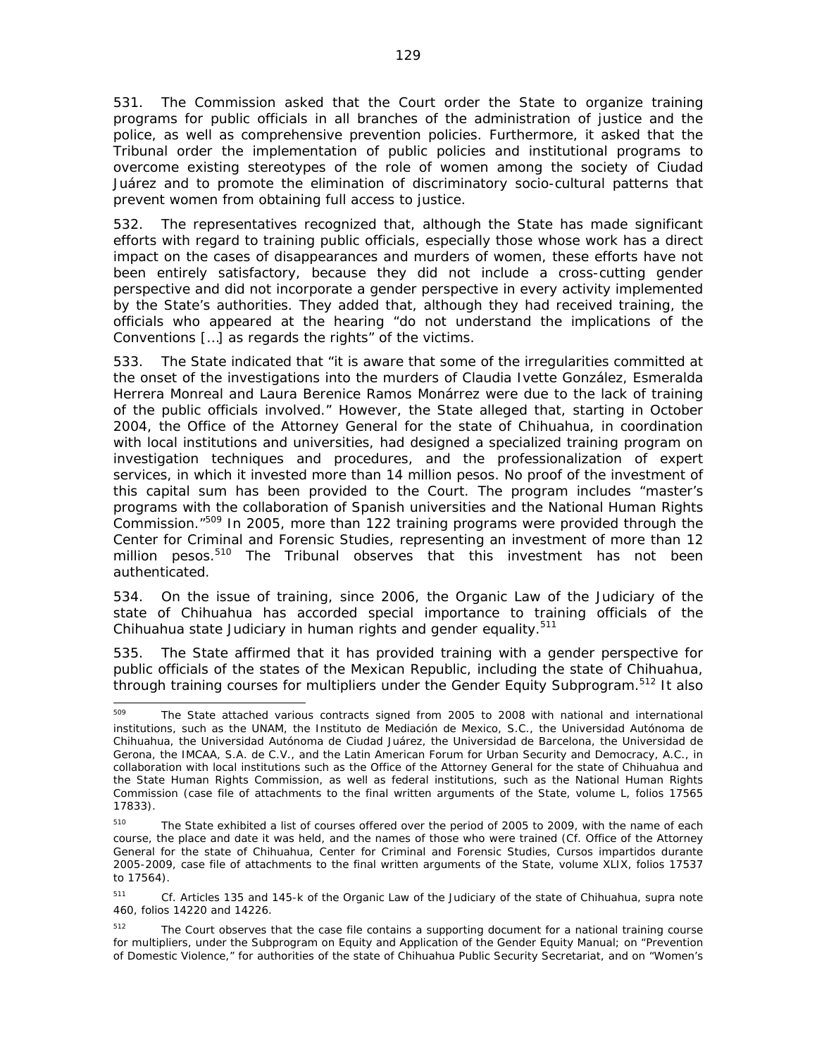531. The Commission asked that the Court order the State to organize training programs for public officials in all branches of the administration of justice and the police, as well as comprehensive prevention policies. Furthermore, it asked that the Tribunal order the implementation of public policies and institutional programs to overcome existing stereotypes of the role of women among the society of Ciudad Juárez and to promote the elimination of discriminatory socio-cultural patterns that prevent women from obtaining full access to justice.

532. The representatives recognized that, although the State has made significant efforts with regard to training public officials, especially those whose work has a direct impact on the cases of disappearances and murders of women, these efforts have not been entirely satisfactory, because they did not include a cross-cutting gender perspective and did not incorporate a gender perspective in every activity implemented by the State's authorities. They added that, although they had received training, the officials who appeared at the hearing "do not understand the implications of the Conventions […] as regards the rights" of the victims.

533. The State indicated that "it is aware that some of the irregularities committed at the onset of the investigations into the murders of Claudia Ivette González, Esmeralda Herrera Monreal and Laura Berenice Ramos Monárrez were due to the lack of training of the public officials involved." However, the State alleged that, starting in October 2004, the Office of the Attorney General for the state of Chihuahua, in coordination with local institutions and universities, had designed a specialized training program on investigation techniques and procedures, and the professionalization of expert services, in which it invested more than 14 million pesos. No proof of the investment of this capital sum has been provided to the Court. The program includes "master's programs with the collaboration of Spanish universities and the National Human Rights Commission."[509] In 2005, more than 122 training programs were provided through the Center for Criminal and Forensic Studies, representing an investment of more than 12 million pesos.[510] The Tribunal observes that this investment has not been authenticated.

534. On the issue of training, since 2006, the Organic Law of the Judiciary of the state of Chihuahua has accorded special importance to training officials of the Chihuahua state Judiciary in human rights and gender equality.[511]

535. The State affirmed that it has provided training with a gender perspective for public officials of the states of the Mexican Republic, including the state of Chihuahua, through training courses for multipliers under the Gender Equity Subprogram.[512] It also

---

[509] The State attached various contracts signed from 2005 to 2008 with national and international institutions, such as the UNAM, the Instituto de Mediación de Mexico, S.C., the Universidad Autónoma de Chihuahua, the Universidad Autónoma de Ciudad Juárez, the Universidad de Barcelona, the Universidad de Gerona, the IMCAA, S.A. de C.V., and the Latin American Forum for Urban Security and Democracy, A.C., in collaboration with local institutions such as the Office of the Attorney General for the state of Chihuahua and the State Human Rights Commission, as well as federal institutions, such as the National Human Rights Commission (case file of attachments to the final written arguments of the State, volume L, folios 17565 17833).

[510] The State exhibited a list of courses offered over the period of 2005 to 2009, with the name of each course, the place and date it was held, and the names of those who were trained (Cf. Office of the Attorney General for the state of Chihuahua, Center for Criminal and Forensic Studies, *Cursos impartidos durante 2005-2009*, case file of attachments to the final written arguments of the State, volume XLIX, folios 17537 to 17564).

[511] *Cf.* Articles 135 and 145-k of the Organic Law of the Judiciary of the state of Chihuahua, *supra* note 460, folios 14220 and 14226.

[512] The Court observes that the case file contains a supporting document for a national training course for multipliers, under the Subprogram on Equity and Application of the Gender Equity Manual; on "Prevention of Domestic Violence," for authorities of the state of Chihuahua Public Security Secretariat, and on "Women's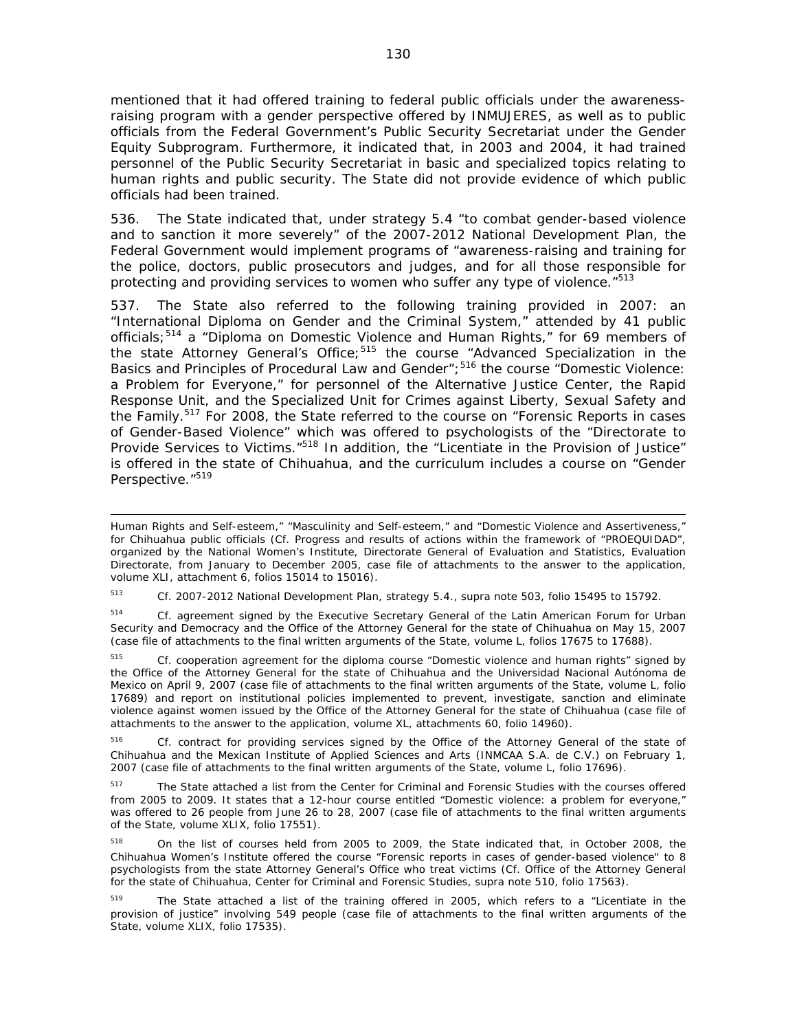mentioned that it had offered training to federal public officials under the awareness-raising program with a gender perspective offered by INMUJERES, as well as to public officials from the Federal Government's Public Security Secretariat under the Gender Equity Subprogram. Furthermore, it indicated that, in 2003 and 2004, it had trained personnel of the Public Security Secretariat in basic and specialized topics relating to human rights and public security. The State did not provide evidence of which public officials had been trained.

536. The State indicated that, under strategy 5.4 "to combat gender-based violence and to sanction it more severely" of the 2007-2012 National Development Plan, the Federal Government would implement programs of "awareness-raising and training for the police, doctors, public prosecutors and judges, and for all those responsible for protecting and providing services to women who suffer any type of violence."[513]

537. The State also referred to the following training provided in 2007: an "International Diploma on Gender and the Criminal System," attended by 41 public officials;[514] a "Diploma on Domestic Violence and Human Rights," for 69 members of the state Attorney General's Office;[515] the course "Advanced Specialization in the Basics and Principles of Procedural Law and Gender";[516] the course "Domestic Violence: a Problem for Everyone," for personnel of the Alternative Justice Center, the Rapid Response Unit, and the Specialized Unit for Crimes against Liberty, Sexual Safety and the Family.[517] For 2008, the State referred to the course on "Forensic Reports in cases of Gender-Based Violence" which was offered to psychologists of the "Directorate to Provide Services to Victims."[518] In addition, the "Licentiate in the Provision of Justice" is offered in the state of Chihuahua, and the curriculum includes a course on "Gender Perspective."[519]

---

Human Rights and Self-esteem," "Masculinity and Self-esteem," and "Domestic Violence and Assertiveness," for Chihuahua public officials (Cf. Progress and results of actions within the framework of "PROEQUIDAD", organized by the National Women's Institute, Directorate General of Evaluation and Statistics, Evaluation Directorate, from January to December 2005, case file of attachments to the answer to the application, volume XLI, attachment 6, folios 15014 to 15016).

[513] *Cf.* 2007-2012 National Development Plan, strategy 5.4., *supra* note 503, folio 15495 to 15792.

[514] *Cf.* agreement signed by the Executive Secretary General of the Latin American Forum for Urban Security and Democracy and the Office of the Attorney General for the state of Chihuahua on May 15, 2007 (case file of attachments to the final written arguments of the State, volume L, folios 17675 to 17688).

[515] *Cf.* cooperation agreement for the diploma course "Domestic violence and human rights" signed by the Office of the Attorney General for the state of Chihuahua and the Universidad Nacional Autónoma de Mexico on April 9, 2007 (case file of attachments to the final written arguments of the State, volume L, folio 17689) and report on institutional policies implemented to prevent, investigate, sanction and eliminate violence against women issued by the Office of the Attorney General for the state of Chihuahua (case file of attachments to the answer to the application, volume XL, attachments 60, folio 14960).

[516] *Cf.* contract for providing services signed by the Office of the Attorney General of the state of Chihuahua and the Mexican Institute of Applied Sciences and Arts (INMCAA S.A. de C.V.) on February 1, 2007 (case file of attachments to the final written arguments of the State, volume L, folio 17696).

[517] The State attached a list from the Center for Criminal and Forensic Studies with the courses offered from 2005 to 2009. It states that a 12-hour course entitled "Domestic violence: a problem for everyone," was offered to 26 people from June 26 to 28, 2007 (case file of attachments to the final written arguments of the State, volume XLIX, folio 17551).

[518] On the list of courses held from 2005 to 2009, the State indicated that, in October 2008, the Chihuahua Women's Institute offered the course "Forensic reports in cases of gender-based violence" to 8 psychologists from the state Attorney General's Office who treat victims (*Cf.* Office of the Attorney General for the state of Chihuahua, Center for Criminal and Forensic Studies, *supra* note 510, folio 17563).

[519] The State attached a list of the training offered in 2005, which refers to a "Licentiate in the provision of justice" involving 549 people (case file of attachments to the final written arguments of the State, volume XLIX, folio 17535).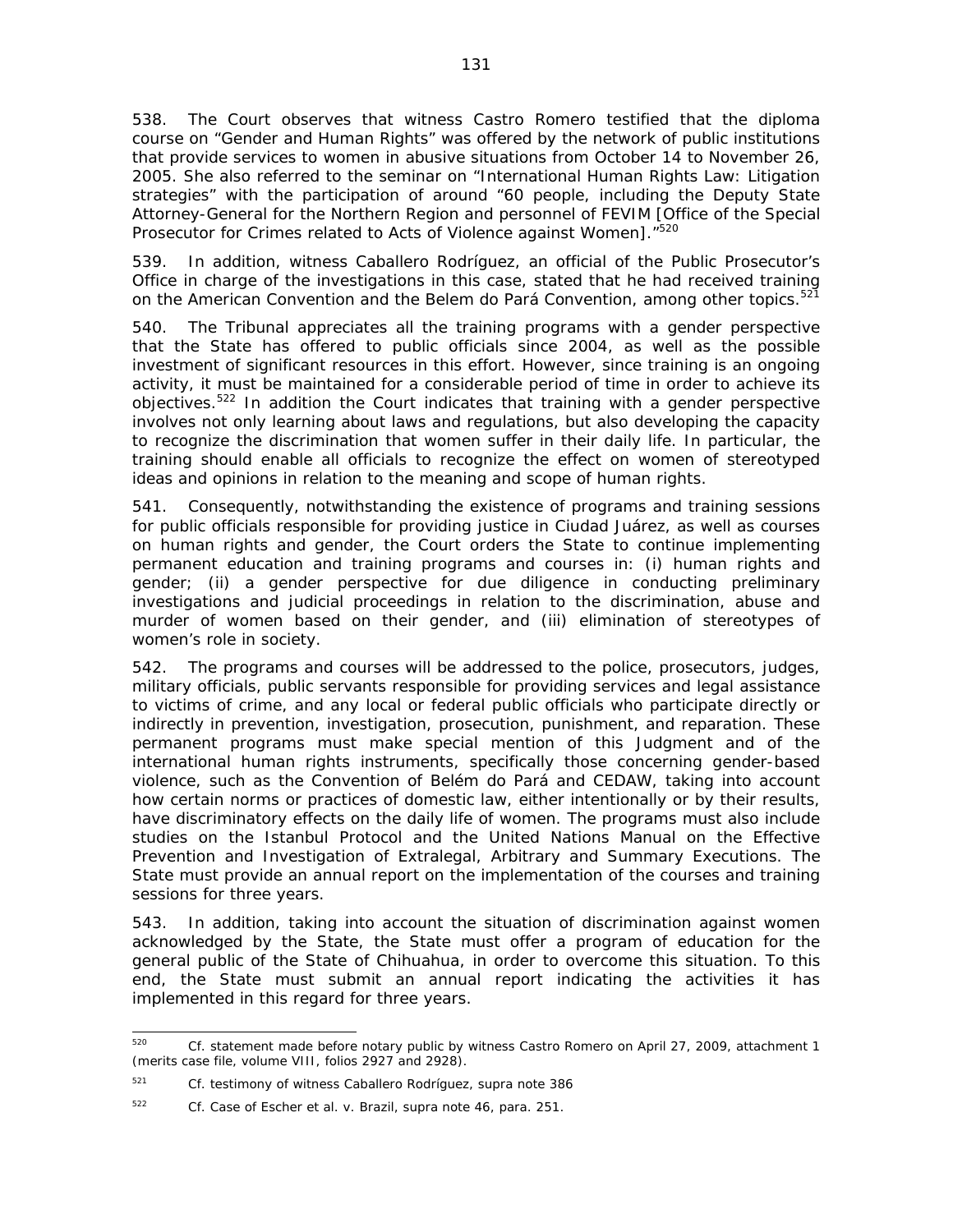538. The Court observes that witness Castro Romero testified that the diploma course on "Gender and Human Rights" was offered by the network of public institutions that provide services to women in abusive situations from October 14 to November 26, 2005. She also referred to the seminar on "International Human Rights Law: Litigation strategies" with the participation of around "60 people, including the Deputy State Attorney-General for the Northern Region and personnel of FEVIM [Office of the Special Prosecutor for Crimes related to Acts of Violence against Women]."[520]

539. In addition, witness Caballero Rodríguez, an official of the Public Prosecutor's Office in charge of the investigations in this case, stated that he had received training on the American Convention and the Belem do Pará Convention, among other topics.[521]

540. The Tribunal appreciates all the training programs with a gender perspective that the State has offered to public officials since 2004, as well as the possible investment of significant resources in this effort. However, since training is an ongoing activity, it must be maintained for a considerable period of time in order to achieve its objectives.[522] In addition the Court indicates that training with a gender perspective involves not only learning about laws and regulations, but also developing the capacity to recognize the discrimination that women suffer in their daily life. In particular, the training should enable all officials to recognize the effect on women of stereotyped ideas and opinions in relation to the meaning and scope of human rights.

541. Consequently, notwithstanding the existence of programs and training sessions for public officials responsible for providing justice in Ciudad Juárez, as well as courses on human rights and gender, the Court orders the State to continue implementing permanent education and training programs and courses in: (i) human rights and gender; (ii) a gender perspective for due diligence in conducting preliminary investigations and judicial proceedings in relation to the discrimination, abuse and murder of women based on their gender, and (iii) elimination of stereotypes of women's role in society.

542. The programs and courses will be addressed to the police, prosecutors, judges, military officials, public servants responsible for providing services and legal assistance to victims of crime, and any local or federal public officials who participate directly or indirectly in prevention, investigation, prosecution, punishment, and reparation. These permanent programs must make special mention of this Judgment and of the international human rights instruments, specifically those concerning gender-based violence, such as the Convention of Belém do Pará and CEDAW, taking into account how certain norms or practices of domestic law, either intentionally or by their results, have discriminatory effects on the daily life of women. The programs must also include studies on the Istanbul Protocol and the United Nations Manual on the Effective Prevention and Investigation of Extralegal, Arbitrary and Summary Executions. The State must provide an annual report on the implementation of the courses and training sessions for three years.

543. In addition, taking into account the situation of discrimination against women acknowledged by the State, the State must offer a program of education for the general public of the State of Chihuahua, in order to overcome this situation. To this end, the State must submit an annual report indicating the activities it has implemented in this regard for three years.

---

[520] Cf. statement made before notary public by witness Castro Romero on April 27, 2009, attachment 1 (merits case file, volume VIII, folios 2927 and 2928).

[521] Cf. testimony of witness Caballero Rodríguez, *supra* note 386

[522] Cf. *Case of Escher et al. v. Brazil*, *supra* note 46, para. 251.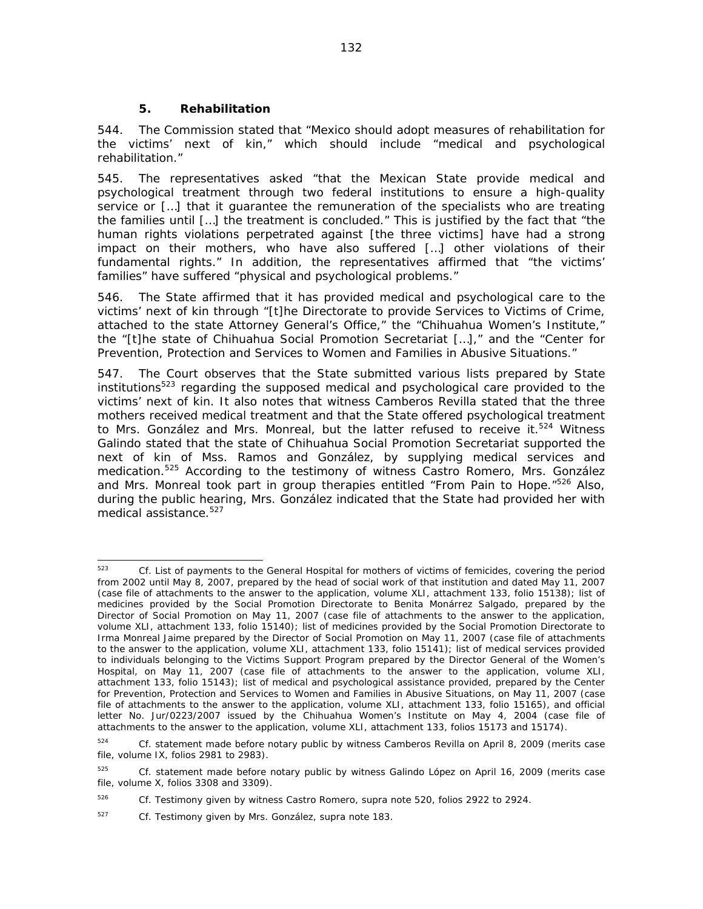### 5. Rehabilitation

544. The Commission stated that "Mexico should adopt measures of rehabilitation for the victims' next of kin," which should include "medical and psychological rehabilitation."

545. The representatives asked "that the Mexican State provide medical and psychological treatment through two federal institutions to ensure a high-quality service or […] that it guarantee the remuneration of the specialists who are treating the families until […] the treatment is concluded." This is justified by the fact that "the human rights violations perpetrated against [the three victims] have had a strong impact on their mothers, who have also suffered […] other violations of their fundamental rights." In addition, the representatives affirmed that "the victims' families" have suffered "physical and psychological problems."

546. The State affirmed that it has provided medical and psychological care to the victims' next of kin through "[t]he Directorate to provide Services to Victims of Crime, attached to the state Attorney General's Office," the "Chihuahua Women's Institute," the "[t]he state of Chihuahua Social Promotion Secretariat […]," and the "Center for Prevention, Protection and Services to Women and Families in Abusive Situations."

547. The Court observes that the State submitted various lists prepared by State institutions[523] regarding the supposed medical and psychological care provided to the victims' next of kin. It also notes that witness Camberos Revilla stated that the three mothers received medical treatment and that the State offered psychological treatment to Mrs. González and Mrs. Monreal, but the latter refused to receive it.[524] Witness Galindo stated that the state of Chihuahua Social Promotion Secretariat supported the next of kin of Mss. Ramos and González, by supplying medical services and medication.[525] According to the testimony of witness Castro Romero, Mrs. González and Mrs. Monreal took part in group therapies entitled "From Pain to Hope."[526] Also, during the public hearing, Mrs. González indicated that the State had provided her with medical assistance.[527]

---

[523] Cf. List of payments to the General Hospital for mothers of victims of femicides, covering the period from 2002 until May 8, 2007, prepared by the head of social work of that institution and dated May 11, 2007 (case file of attachments to the answer to the application, volume XLI, attachment 133, folio 15138); list of medicines provided by the Social Promotion Directorate to Benita Monárrez Salgado, prepared by the Director of Social Promotion on May 11, 2007 (case file of attachments to the answer to the application, volume XLI, attachment 133, folio 15140); list of medicines provided by the Social Promotion Directorate to Irma Monreal Jaime prepared by the Director of Social Promotion on May 11, 2007 (case file of attachments to the answer to the application, volume XLI, attachment 133, folio 15141); list of medical services provided to individuals belonging to the Victims Support Program prepared by the Director General of the Women's Hospital, on May 11, 2007 (case file of attachments to the answer to the application, volume XLI, attachment 133, folio 15143); list of medical and psychological assistance provided, prepared by the Center for Prevention, Protection and Services to Women and Families in Abusive Situations, on May 11, 2007 (case file of attachments to the answer to the application, volume XLI, attachment 133, folio 15165), and official letter No. Jur/0223/2007 issued by the Chihuahua Women's Institute on May 4, 2004 (case file of attachments to the answer to the application, volume XLI, attachment 133, folios 15173 and 15174).

[524] Cf. statement made before notary public by witness Camberos Revilla on April 8, 2009 (merits case file, volume IX, folios 2981 to 2983).

[525] Cf. statement made before notary public by witness Galindo López on April 16, 2009 (merits case file, volume X, folios 3308 and 3309).

[526] Cf. Testimony given by witness Castro Romero, supra note 520, folios 2922 to 2924.

[527] Cf. Testimony given by Mrs. González, supra note 183.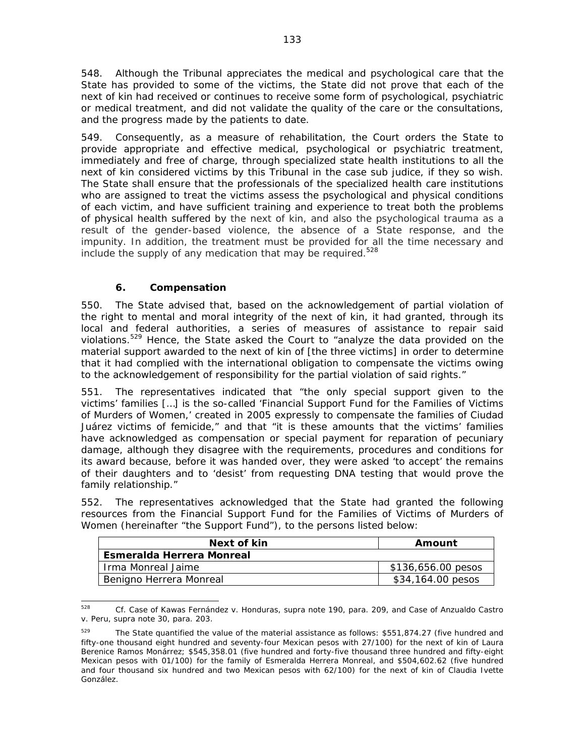548. Although the Tribunal appreciates the medical and psychological care that the State has provided to some of the victims, the State did not prove that each of the next of kin had received or continues to receive some form of psychological, psychiatric or medical treatment, and did not validate the quality of the care or the consultations, and the progress made by the patients to date.

549. Consequently, as a measure of rehabilitation, the Court orders the State to provide appropriate and effective medical, psychological or psychiatric treatment, immediately and free of charge, through specialized state health institutions to all the next of kin considered victims by this Tribunal in the case sub judice, if they so wish. The State shall ensure that the professionals of the specialized health care institutions who are assigned to treat the victims assess the psychological and physical conditions of each victim, and have sufficient training and experience to treat both the problems of physical health suffered by the next of kin, and also the psychological trauma as a result of the gender-based violence, the absence of a State response, and the impunity. In addition, the treatment must be provided for all the time necessary and include the supply of any medication that may be required.[528]

### 6. Compensation

550. The State advised that, based on the acknowledgement of partial violation of the right to mental and moral integrity of the next of kin, it had granted, through its local and federal authorities, a series of measures of assistance to repair said violations.[529] Hence, the State asked the Court to "analyze the data provided on the material support awarded to the next of kin of [the three victims] in order to determine that it had complied with the international obligation to compensate the victims owing to the acknowledgement of responsibility for the partial violation of said rights."

551. The representatives indicated that "the only special support given to the victims' families […] is the so-called 'Financial Support Fund for the Families of Victims of Murders of Women,' created in 2005 expressly to compensate the families of Ciudad Juárez victims of femicide," and that "it is these amounts that the victims' families have acknowledged as compensation or special payment for reparation of pecuniary damage, although they disagree with the requirements, procedures and conditions for its award because, before it was handed over, they were asked 'to accept' the remains of their daughters and to 'desist' from requesting DNA testing that would prove the family relationship."

552. The representatives acknowledged that the State had granted the following resources from the Financial Support Fund for the Families of Victims of Murders of Women (hereinafter "the Support Fund"), to the persons listed below:

| Next of kin | Amount |
|---|---|
| **Esmeralda Herrera Monreal** | |
| Irma Monreal Jaime | $136,656.00 pesos |
| Benigno Herrera Monreal | $34,164.00 pesos |

[528] Cf. Case of Kawas Fernández v. Honduras, supra note 190, para. 209, and Case of Anzualdo Castro v. Peru, supra note 30, para. 203.

[529] The State quantified the value of the material assistance as follows: $551,874.27 (five hundred and fifty-one thousand eight hundred and seventy-four Mexican pesos with 27/100) for the next of kin of Laura Berenice Ramos Monárrez; $545,358.01 (five hundred and forty-five thousand three hundred and fifty-eight Mexican pesos with 01/100) for the family of Esmeralda Herrera Monreal, and $504,602.62 (five hundred and four thousand six hundred and two Mexican pesos with 62/100) for the next of kin of Claudia Ivette González.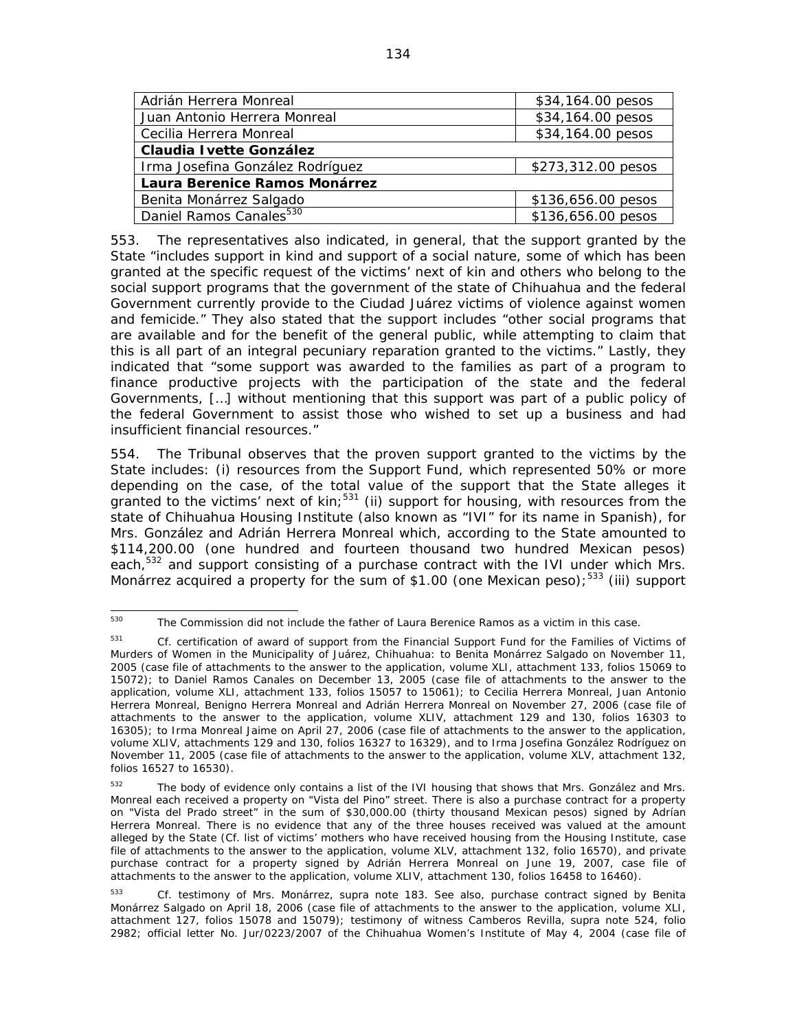| | |
|---|---|
| Adrián Herrera Monreal | $34,164.00 pesos |
| Juan Antonio Herrera Monreal | $34,164.00 pesos |
| Cecilia Herrera Monreal | $34,164.00 pesos |
| **Claudia Ivette González** | |
| Irma Josefina González Rodríguez | $273,312.00 pesos |
| **Laura Berenice Ramos Monárrez** | |
| Benita Monárrez Salgado | $136,656.00 pesos |
| Daniel Ramos Canales[530] | $136,656.00 pesos |

553. The representatives also indicated, in general, that the support granted by the State "includes support in kind and support of a social nature, some of which has been granted at the specific request of the victims' next of kin and others who belong to the social support programs that the government of the state of Chihuahua and the federal Government currently provide to the Ciudad Juárez victims of violence against women and femicide." They also stated that the support includes "other social programs that are available and for the benefit of the general public, while attempting to claim that this is all part of an integral pecuniary reparation granted to the victims." Lastly, they indicated that "some support was awarded to the families as part of a program to finance productive projects with the participation of the state and the federal Governments, […] without mentioning that this support was part of a public policy of the federal Government to assist those who wished to set up a business and had insufficient financial resources."

554. The Tribunal observes that the proven support granted to the victims by the State includes: (i) resources from the Support Fund, which represented 50% or more depending on the case, of the total value of the support that the State alleges it granted to the victims' next of kin;[531] (ii) support for housing, with resources from the state of Chihuahua Housing Institute (also known as "IVI" for its name in Spanish), for Mrs. González and Adrián Herrera Monreal which, according to the State amounted to $114,200.00 (one hundred and fourteen thousand two hundred Mexican pesos) each,[532] and support consisting of a purchase contract with the IVI under which Mrs. Monárrez acquired a property for the sum of $1.00 (one Mexican peso);[533] (iii) support

---

[530] The Commission did not include the father of Laura Berenice Ramos as a victim in this case.

[531] *Cf.* certification of award of support from the Financial Support Fund for the Families of Victims of Murders of Women in the Municipality of Juárez, Chihuahua: to Benita Monárrez Salgado on November 11, 2005 (case file of attachments to the answer to the application, volume XLI, attachment 133, folios 15069 to 15072); to Daniel Ramos Canales on December 13, 2005 (case file of attachments to the answer to the application, volume XLI, attachment 133, folios 15057 to 15061); to Cecilia Herrera Monreal, Juan Antonio Herrera Monreal, Benigno Herrera Monreal and Adrián Herrera Monreal on November 27, 2006 (case file of attachments to the answer to the application, volume XLIV, attachment 129 and 130, folios 16303 to 16305); to Irma Monreal Jaime on April 27, 2006 (case file of attachments to the answer to the application, volume XLIV, attachments 129 and 130, folios 16327 to 16329), and to Irma Josefina González Rodríguez on November 11, 2005 (case file of attachments to the answer to the application, volume XLV, attachment 132, folios 16527 to 16530).

[532] The body of evidence only contains a list of the IVI housing that shows that Mrs. González and Mrs. Monreal each received a property on "Vista del Pino" street. There is also a purchase contract for a property on "Vista del Prado street" in the sum of $30,000.00 (thirty thousand Mexican pesos) signed by Adrían Herrera Monreal. There is no evidence that any of the three houses received was valued at the amount alleged by the State (*Cf.* list of victims' mothers who have received housing from the Housing Institute, case file of attachments to the answer to the application, volume XLV, attachment 132, folio 16570), and private purchase contract for a property signed by Adrián Herrera Monreal on June 19, 2007, case file of attachments to the answer to the application, volume XLIV, attachment 130, folios 16458 to 16460).

[533] *Cf.* testimony of Mrs. Monárrez, *supra* note 183. See also, purchase contract signed by Benita Monárrez Salgado on April 18, 2006 (case file of attachments to the answer to the application, volume XLI, attachment 127, folios 15078 and 15079); testimony of witness Camberos Revilla, *supra* note 524, folio 2982; official letter No. Jur/0223/2007 of the Chihuahua Women's Institute of May 4, 2004 (case file of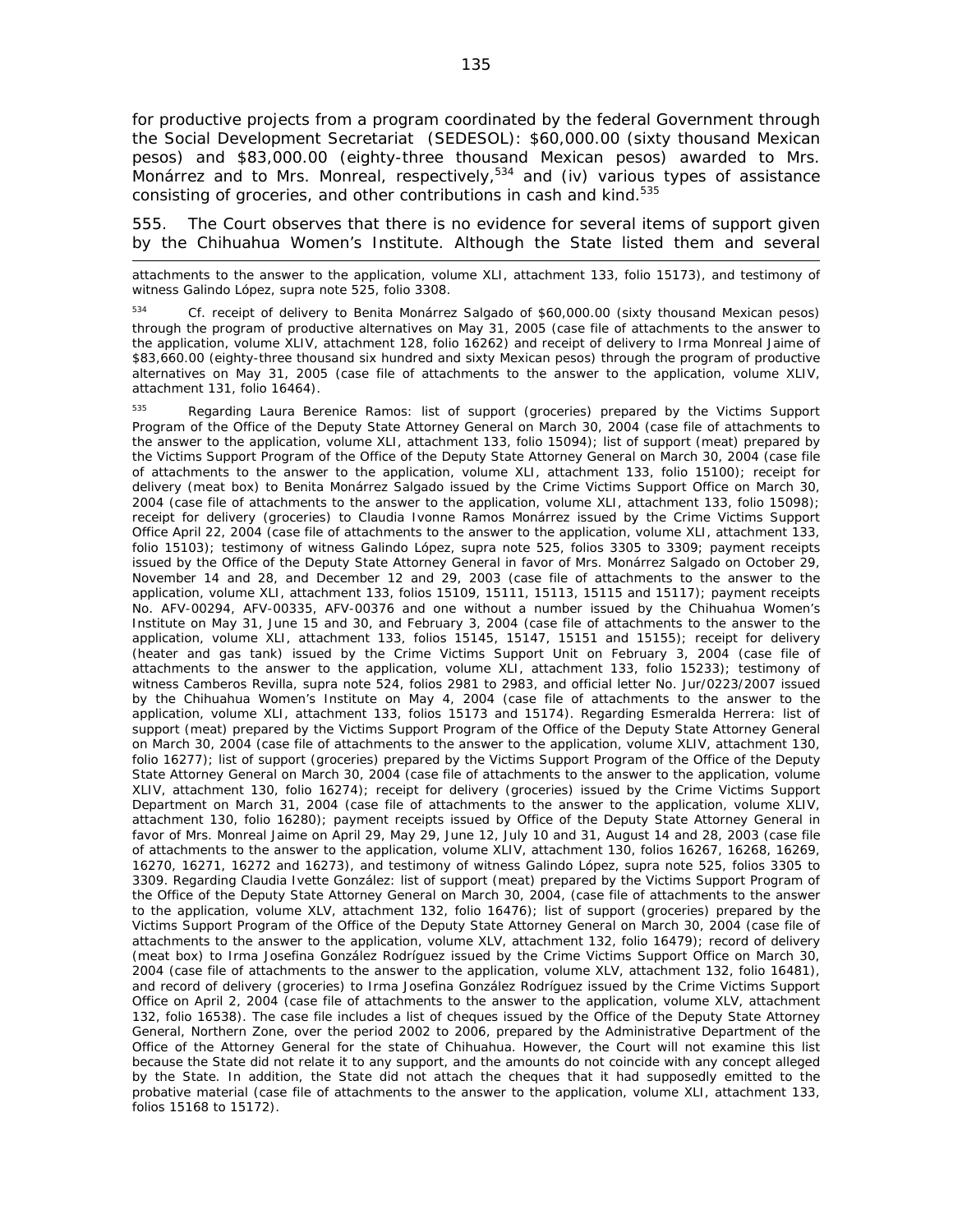for productive projects from a program coordinated by the federal Government through the Social Development Secretariat (SEDESOL): $60,000.00 (sixty thousand Mexican pesos) and $83,000.00 (eighty-three thousand Mexican pesos) awarded to Mrs. Monárrez and to Mrs. Monreal, respectively,[534] and (iv) various types of assistance consisting of groceries, and other contributions in cash and kind.[535]

555. The Court observes that there is no evidence for several items of support given by the Chihuahua Women's Institute. Although the State listed them and several

---

attachments to the answer to the application, volume XLI, attachment 133, folio 15173), and testimony of witness Galindo López, *supra* note 525, folio 3308.

[534] *Cf.* receipt of delivery to Benita Monárrez Salgado of $60,000.00 (sixty thousand Mexican pesos) through the program of productive alternatives on May 31, 2005 (case file of attachments to the answer to the application, volume XLIV, attachment 128, folio 16262) and receipt of delivery to Irma Monreal Jaime of $83,660.00 (eighty-three thousand six hundred and sixty Mexican pesos) through the program of productive alternatives on May 31, 2005 (case file of attachments to the answer to the application, volume XLIV, attachment 131, folio 16464).

[535] Regarding Laura Berenice Ramos: list of support (groceries) prepared by the Victims Support Program of the Office of the Deputy State Attorney General on March 30, 2004 (case file of attachments to the answer to the application, volume XLI, attachment 133, folio 15094); list of support (meat) prepared by the Victims Support Program of the Office of the Deputy State Attorney General on March 30, 2004 (case file of attachments to the answer to the application, volume XLI, attachment 133, folio 15100); receipt for delivery (meat box) to Benita Monárrez Salgado issued by the Crime Victims Support Office on March 30, 2004 (case file of attachments to the answer to the application, volume XLI, attachment 133, folio 15098); receipt for delivery (groceries) to Claudia Ivonne Ramos Monárrez issued by the Crime Victims Support Office April 22, 2004 (case file of attachments to the answer to the application, volume XLI, attachment 133, folio 15103); testimony of witness Galindo López, *supra* note 525, folios 3305 to 3309; payment receipts issued by the Office of the Deputy State Attorney General in favor of Mrs. Monárrez Salgado on October 29, November 14 and 28, and December 12 and 29, 2003 (case file of attachments to the answer to the application, volume XLI, attachment 133, folios 15109, 15111, 15113, 15115 and 15117); payment receipts No. AFV-00294, AFV-00335, AFV-00376 and one without a number issued by the Chihuahua Women's Institute on May 31, June 15 and 30, and February 3, 2004 (case file of attachments to the answer to the application, volume XLI, attachment 133, folios 15145, 15147, 15151 and 15155); receipt for delivery (heater and gas tank) issued by the Crime Victims Support Unit on February 3, 2004 (case file of attachments to the answer to the application, volume XLI, attachment 133, folio 15233); testimony of witness Camberos Revilla, *supra* note 524, folios 2981 to 2983, and official letter No. Jur/0223/2007 issued by the Chihuahua Women's Institute on May 4, 2004 (case file of attachments to the answer to the application, volume XLI, attachment 133, folios 15173 and 15174). Regarding Esmeralda Herrera: list of support (meat) prepared by the Victims Support Program of the Office of the Deputy State Attorney General on March 30, 2004 (case file of attachments to the answer to the application, volume XLIV, attachment 130, folio 16277); list of support (groceries) prepared by the Victims Support Program of the Office of the Deputy State Attorney General on March 30, 2004 (case file of attachments to the answer to the application, volume XLIV, attachment 130, folio 16274); receipt for delivery (groceries) issued by the Crime Victims Support Department on March 31, 2004 (case file of attachments to the answer to the application, volume XLIV, attachment 130, folio 16280); payment receipts issued by Office of the Deputy State Attorney General in favor of Mrs. Monreal Jaime on April 29, May 29, June 12, July 10 and 31, August 14 and 28, 2003 (case file of attachments to the answer to the application, volume XLIV, attachment 130, folios 16267, 16268, 16269, 16270, 16271, 16272 and 16273), and testimony of witness Galindo López, *supra* note 525, folios 3305 to 3309. Regarding Claudia Ivette González: list of support (meat) prepared by the Victims Support Program of the Office of the Deputy State Attorney General on March 30, 2004, (case file of attachments to the answer to the application, volume XLV, attachment 132, folio 16476); list of support (groceries) prepared by the Victims Support Program of the Office of the Deputy State Attorney General on March 30, 2004 (case file of attachments to the answer to the application, volume XLV, attachment 132, folio 16479); record of delivery (meat box) to Irma Josefina González Rodríguez issued by the Crime Victims Support Office on March 30, 2004 (case file of attachments to the answer to the application, volume XLV, attachment 132, folio 16481), and record of delivery (groceries) to Irma Josefina González Rodríguez issued by the Crime Victims Support Office on April 2, 2004 (case file of attachments to the answer to the application, volume XLV, attachment 132, folio 16538). The case file includes a list of cheques issued by the Office of the Deputy State Attorney General, Northern Zone, over the period 2002 to 2006, prepared by the Administrative Department of the Office of the Attorney General for the state of Chihuahua. However, the Court will not examine this list because the State did not relate it to any support, and the amounts do not coincide with any concept alleged by the State. In addition, the State did not attach the cheques that it had supposedly emitted to the probative material (case file of attachments to the answer to the application, volume XLI, attachment 133, folios 15168 to 15172).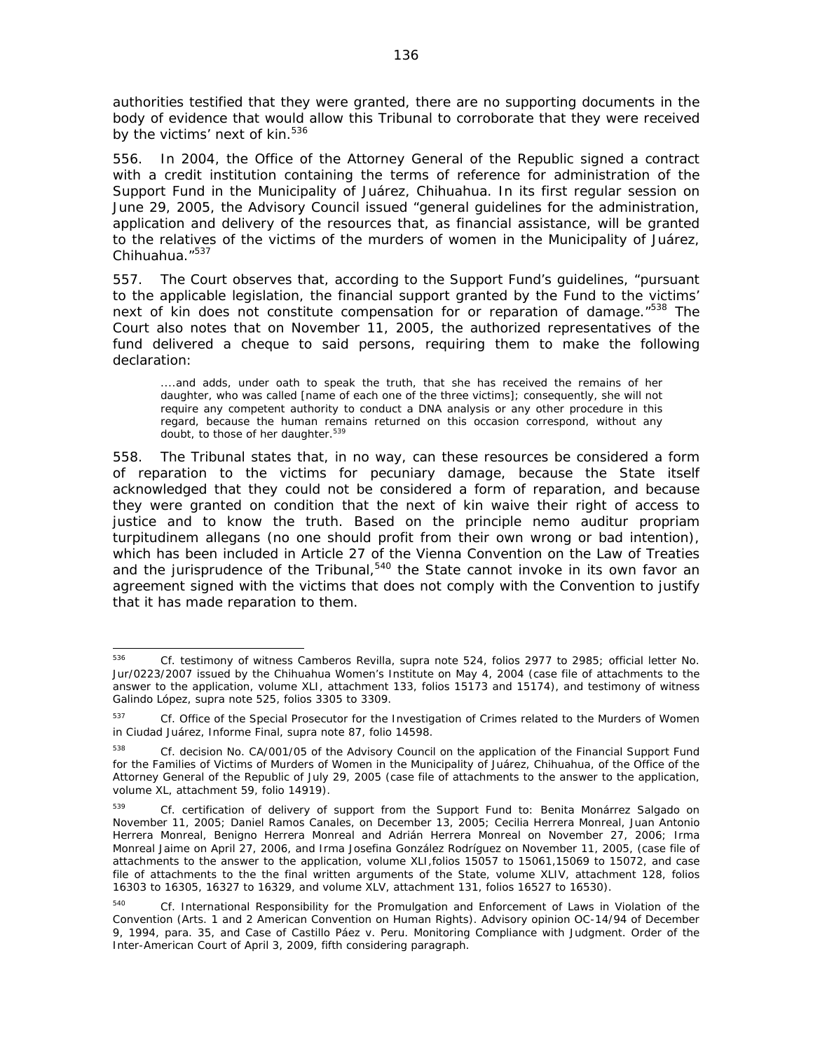authorities testified that they were granted, there are no supporting documents in the body of evidence that would allow this Tribunal to corroborate that they were received by the victims' next of kin.[536]

556. In 2004, the Office of the Attorney General of the Republic signed a contract with a credit institution containing the terms of reference for administration of the Support Fund in the Municipality of Juárez, Chihuahua. In its first regular session on June 29, 2005, the Advisory Council issued "general guidelines for the administration, application and delivery of the resources that, as financial assistance, will be granted to the relatives of the victims of the murders of women in the Municipality of Juárez, Chihuahua."[537]

557. The Court observes that, according to the Support Fund's guidelines, "pursuant to the applicable legislation, the financial support granted by the Fund to the victims' next of kin does not constitute compensation for or reparation of damage."[538] The Court also notes that on November 11, 2005, the authorized representatives of the fund delivered a cheque to said persons, requiring them to make the following declaration:

> ....and adds, under oath to speak the truth, that she has received the remains of her daughter, who was called [name of each one of the three victims]; consequently, she will not require any competent authority to conduct a DNA analysis or any other procedure in this regard, because the human remains returned on this occasion correspond, without any doubt, to those of her daughter.[539]

558. The Tribunal states that, in no way, can these resources be considered a form of reparation to the victims for pecuniary damage, because the State itself acknowledged that they could not be considered a form of reparation, and because they were granted on condition that the next of kin waive their right of access to justice and to know the truth. Based on the principle *nemo auditur propriam turpitudinem allegans* (no one should profit from their own wrong or bad intention), which has been included in Article 27 of the Vienna Convention on the Law of Treaties and the jurisprudence of the Tribunal,[540] the State cannot invoke in its own favor an agreement signed with the victims that does not comply with the Convention to justify that it has made reparation to them.

---

[536] Cf. testimony of witness Camberos Revilla, *supra* note 524, folios 2977 to 2985; official letter No. Jur/0223/2007 issued by the Chihuahua Women's Institute on May 4, 2004 (case file of attachments to the answer to the application, volume XLI, attachment 133, folios 15173 and 15174), and testimony of witness Galindo López, *supra* note 525, folios 3305 to 3309.

[537] Cf. Office of the Special Prosecutor for the Investigation of Crimes related to the Murders of Women in Ciudad Juárez, Informe Final, *supra* note 87, folio 14598.

[538] Cf. decision No. CA/001/05 of the Advisory Council on the application of the Financial Support Fund for the Families of Victims of Murders of Women in the Municipality of Juárez, Chihuahua, of the Office of the Attorney General of the Republic of July 29, 2005 (case file of attachments to the answer to the application, volume XL, attachment 59, folio 14919).

[539] Cf. certification of delivery of support from the Support Fund to: Benita Monárrez Salgado on November 11, 2005; Daniel Ramos Canales, on December 13, 2005; Cecilia Herrera Monreal, Juan Antonio Herrera Monreal, Benigno Herrera Monreal and Adrián Herrera Monreal on November 27, 2006; Irma Monreal Jaime on April 27, 2006, and Irma Josefina González Rodríguez on November 11, 2005, (case file of attachments to the answer to the application, volume XLI,folios 15057 to 15061,15069 to 15072, and case file of attachments to the the final written arguments of the State, volume XLIV, attachment 128, folios 16303 to 16305, 16327 to 16329, and volume XLV, attachment 131, folios 16527 to 16530).

[540] Cf. *International Responsibility for the Promulgation and Enforcement of Laws in Violation of the Convention (Arts. 1 and 2 American Convention on Human Rights)*. Advisory opinion OC-14/94 of December 9, 1994, para. 35, and *Case of Castillo Páez v. Peru. Monitoring Compliance with Judgment*. Order of the Inter-American Court of April 3, 2009, fifth considering paragraph.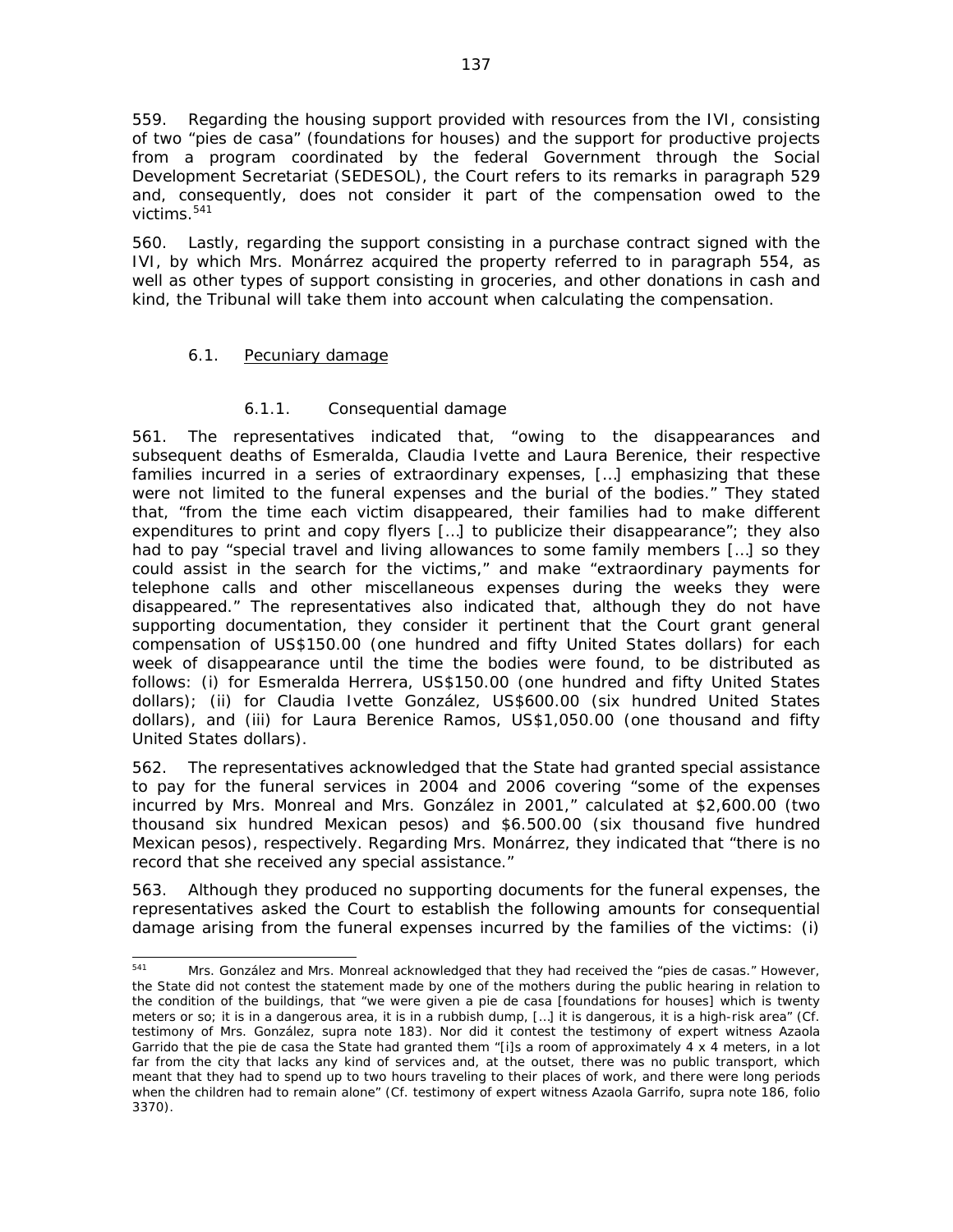559. Regarding the housing support provided with resources from the IVI, consisting of two "pies de casa" (foundations for houses) and the support for productive projects from a program coordinated by the federal Government through the Social Development Secretariat (SEDESOL), the Court refers to its remarks in paragraph 529 and, consequently, does not consider it part of the compensation owed to the victims.[541]

560. Lastly, regarding the support consisting in a purchase contract signed with the IVI, by which Mrs. Monárrez acquired the property referred to in paragraph 554, as well as other types of support consisting in groceries, and other donations in cash and kind, the Tribunal will take them into account when calculating the compensation.

### 6.1. Pecuniary damage

#### 6.1.1. Consequential damage

561. The representatives indicated that, "owing to the disappearances and subsequent deaths of Esmeralda, Claudia Ivette and Laura Berenice, their respective families incurred in a series of extraordinary expenses, […] emphasizing that these were not limited to the funeral expenses and the burial of the bodies." They stated that, "from the time each victim disappeared, their families had to make different expenditures to print and copy flyers […] to publicize their disappearance"; they also had to pay "special travel and living allowances to some family members […] so they could assist in the search for the victims," and make "extraordinary payments for telephone calls and other miscellaneous expenses during the weeks they were disappeared." The representatives also indicated that, although they do not have supporting documentation, they consider it pertinent that the Court grant general compensation of US$150.00 (one hundred and fifty United States dollars) for each week of disappearance until the time the bodies were found, to be distributed as follows: (i) for Esmeralda Herrera, US$150.00 (one hundred and fifty United States dollars); (ii) for Claudia Ivette González, US$600.00 (six hundred United States dollars), and (iii) for Laura Berenice Ramos, US$1,050.00 (one thousand and fifty United States dollars).

562. The representatives acknowledged that the State had granted special assistance to pay for the funeral services in 2004 and 2006 covering "some of the expenses incurred by Mrs. Monreal and Mrs. González in 2001," calculated at $2,600.00 (two thousand six hundred Mexican pesos) and $6.500.00 (six thousand five hundred Mexican pesos), respectively. Regarding Mrs. Monárrez, they indicated that "there is no record that she received any special assistance."

563. Although they produced no supporting documents for the funeral expenses, the representatives asked the Court to establish the following amounts for consequential damage arising from the funeral expenses incurred by the families of the victims: (i)

---

[541] Mrs. González and Mrs. Monreal acknowledged that they had received the "pies de casas." However, the State did not contest the statement made by one of the mothers during the public hearing in relation to the condition of the buildings, that "we were given a pie de casa [foundations for houses] which is twenty meters or so; it is in a dangerous area, it is in a rubbish dump, […] it is dangerous, it is a high-risk area" (Cf. testimony of Mrs. González, *supra* note 183). Nor did it contest the testimony of expert witness Azaola Garrido that the pie de casa the State had granted them "[i]s a room of approximately 4 x 4 meters, in a lot far from the city that lacks any kind of services and, at the outset, there was no public transport, which meant that they had to spend up to two hours traveling to their places of work, and there were long periods when the children had to remain alone" (Cf. testimony of expert witness Azaola Garrifo, *supra* note 186, folio 3370).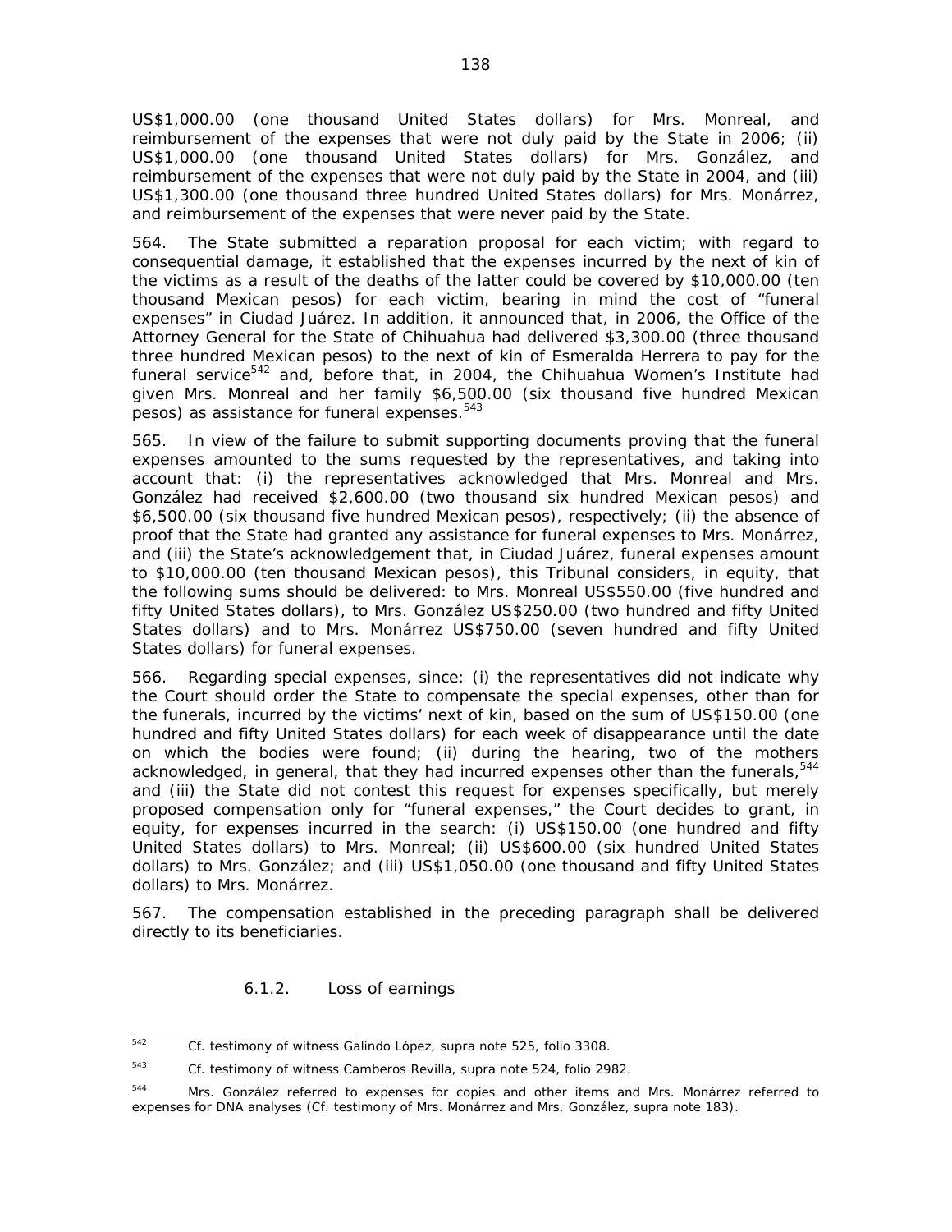US$1,000.00 (one thousand United States dollars) for Mrs. Monreal, and reimbursement of the expenses that were not duly paid by the State in 2006; (ii) US$1,000.00 (one thousand United States dollars) for Mrs. González, and reimbursement of the expenses that were not duly paid by the State in 2004, and (iii) US$1,300.00 (one thousand three hundred United States dollars) for Mrs. Monárrez, and reimbursement of the expenses that were never paid by the State.

564. The State submitted a reparation proposal for each victim; with regard to consequential damage, it established that the expenses incurred by the next of kin of the victims as a result of the deaths of the latter could be covered by $10,000.00 (ten thousand Mexican pesos) for each victim, bearing in mind the cost of "funeral expenses" in Ciudad Juárez. In addition, it announced that, in 2006, the Office of the Attorney General for the State of Chihuahua had delivered $3,300.00 (three thousand three hundred Mexican pesos) to the next of kin of Esmeralda Herrera to pay for the funeral service[542] and, before that, in 2004, the Chihuahua Women's Institute had given Mrs. Monreal and her family $6,500.00 (six thousand five hundred Mexican pesos) as assistance for funeral expenses.[543]

565. In view of the failure to submit supporting documents proving that the funeral expenses amounted to the sums requested by the representatives, and taking into account that: (i) the representatives acknowledged that Mrs. Monreal and Mrs. González had received $2,600.00 (two thousand six hundred Mexican pesos) and $6,500.00 (six thousand five hundred Mexican pesos), respectively; (ii) the absence of proof that the State had granted any assistance for funeral expenses to Mrs. Monárrez, and (iii) the State's acknowledgement that, in Ciudad Juárez, funeral expenses amount to $10,000.00 (ten thousand Mexican pesos), this Tribunal considers, in equity, that the following sums should be delivered: to Mrs. Monreal US$550.00 (five hundred and fifty United States dollars), to Mrs. González US$250.00 (two hundred and fifty United States dollars) and to Mrs. Monárrez US$750.00 (seven hundred and fifty United States dollars) for funeral expenses.

566. Regarding special expenses, since: (i) the representatives did not indicate why the Court should order the State to compensate the special expenses, other than for the funerals, incurred by the victims' next of kin, based on the sum of US$150.00 (one hundred and fifty United States dollars) for each week of disappearance until the date on which the bodies were found; (ii) during the hearing, two of the mothers acknowledged, in general, that they had incurred expenses other than the funerals,[544] and (iii) the State did not contest this request for expenses specifically, but merely proposed compensation only for "funeral expenses," the Court decides to grant, in equity, for expenses incurred in the search: (i) US$150.00 (one hundred and fifty United States dollars) to Mrs. Monreal; (ii) US$600.00 (six hundred United States dollars) to Mrs. González; and (iii) US$1,050.00 (one thousand and fifty United States dollars) to Mrs. Monárrez.

567. The compensation established in the preceding paragraph shall be delivered directly to its beneficiaries.

#### 6.1.2. Loss of earnings

---

[542] Cf. testimony of witness Galindo López, *supra* note 525, folio 3308.

[543] Cf. testimony of witness Camberos Revilla, *supra* note 524, folio 2982.

[544] Mrs. González referred to expenses for copies and other items and Mrs. Monárrez referred to expenses for DNA analyses (Cf. testimony of Mrs. Monárrez and Mrs. González, *supra* note 183).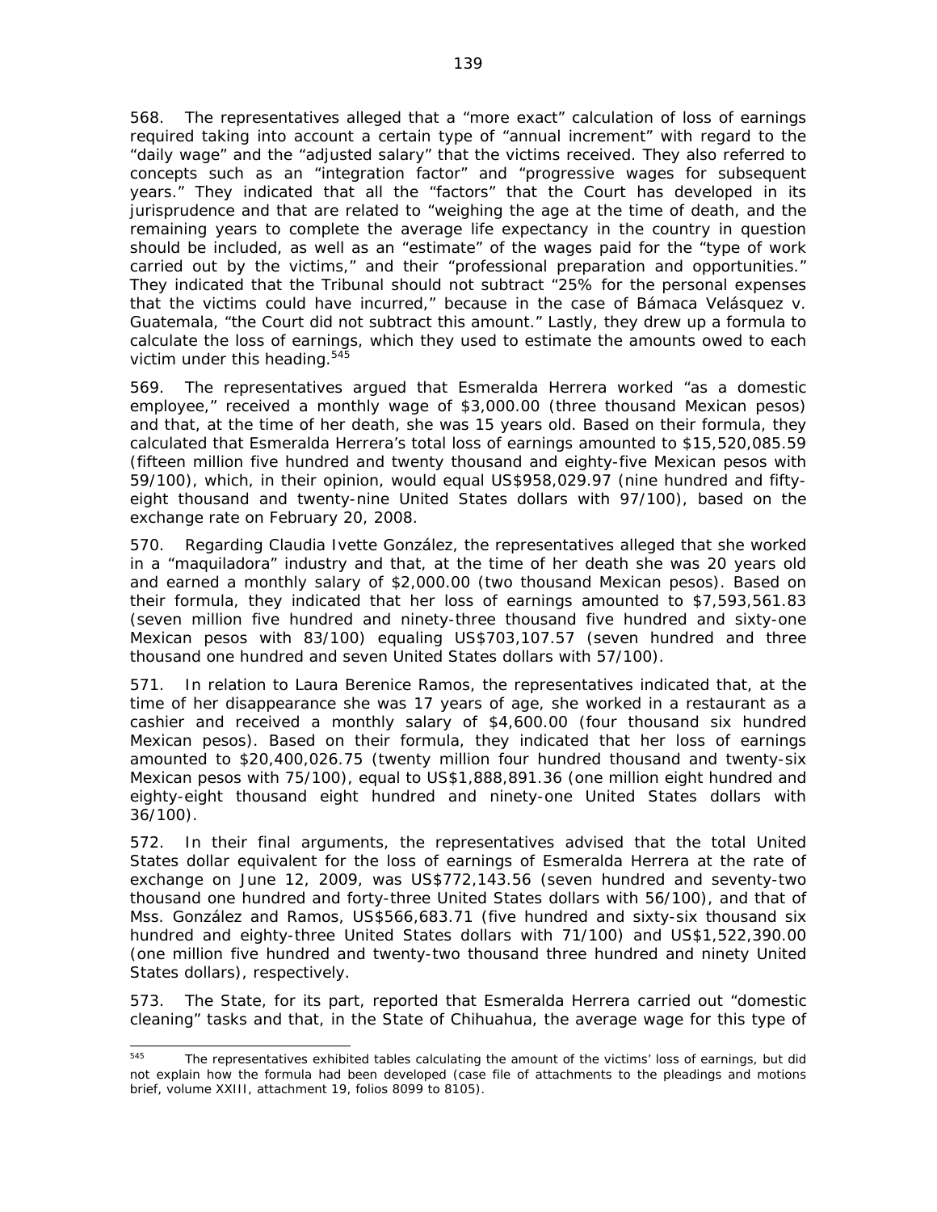568. The representatives alleged that a "more exact" calculation of loss of earnings required taking into account a certain type of "annual increment" with regard to the "daily wage" and the "adjusted salary" that the victims received. They also referred to concepts such as an "integration factor" and "progressive wages for subsequent years." They indicated that all the "factors" that the Court has developed in its jurisprudence and that are related to "weighing the age at the time of death, and the remaining years to complete the average life expectancy in the country in question should be included, as well as an "estimate" of the wages paid for the "type of work carried out by the victims," and their "professional preparation and opportunities." They indicated that the Tribunal should not subtract "25% for the personal expenses that the victims could have incurred," because in the case of Bámaca Velásquez v. Guatemala, "the Court did not subtract this amount." Lastly, they drew up a formula to calculate the loss of earnings, which they used to estimate the amounts owed to each victim under this heading.[545]

569. The representatives argued that Esmeralda Herrera worked "as a domestic employee," received a monthly wage of $3,000.00 (three thousand Mexican pesos) and that, at the time of her death, she was 15 years old. Based on their formula, they calculated that Esmeralda Herrera's total loss of earnings amounted to $15,520,085.59 (fifteen million five hundred and twenty thousand and eighty-five Mexican pesos with 59/100), which, in their opinion, would equal US$958,029.97 (nine hundred and fifty-eight thousand and twenty-nine United States dollars with 97/100), based on the exchange rate on February 20, 2008.

570. Regarding Claudia Ivette González, the representatives alleged that she worked in a "maquiladora" industry and that, at the time of her death she was 20 years old and earned a monthly salary of $2,000.00 (two thousand Mexican pesos). Based on their formula, they indicated that her loss of earnings amounted to $7,593,561.83 (seven million five hundred and ninety-three thousand five hundred and sixty-one Mexican pesos with 83/100) equaling US$703,107.57 (seven hundred and three thousand one hundred and seven United States dollars with 57/100).

571. In relation to Laura Berenice Ramos, the representatives indicated that, at the time of her disappearance she was 17 years of age, she worked in a restaurant as a cashier and received a monthly salary of $4,600.00 (four thousand six hundred Mexican pesos). Based on their formula, they indicated that her loss of earnings amounted to $20,400,026.75 (twenty million four hundred thousand and twenty-six Mexican pesos with 75/100), equal to US$1,888,891.36 (one million eight hundred and eighty-eight thousand eight hundred and ninety-one United States dollars with 36/100).

572. In their final arguments, the representatives advised that the total United States dollar equivalent for the loss of earnings of Esmeralda Herrera at the rate of exchange on June 12, 2009, was US$772,143.56 (seven hundred and seventy-two thousand one hundred and forty-three United States dollars with 56/100), and that of Mss. González and Ramos, US$566,683.71 (five hundred and sixty-six thousand six hundred and eighty-three United States dollars with 71/100) and US$1,522,390.00 (one million five hundred and twenty-two thousand three hundred and ninety United States dollars), respectively.

573. The State, for its part, reported that Esmeralda Herrera carried out "domestic cleaning" tasks and that, in the State of Chihuahua, the average wage for this type of

---

[545] The representatives exhibited tables calculating the amount of the victims' loss of earnings, but did not explain how the formula had been developed (case file of attachments to the pleadings and motions brief, volume XXIII, attachment 19, folios 8099 to 8105).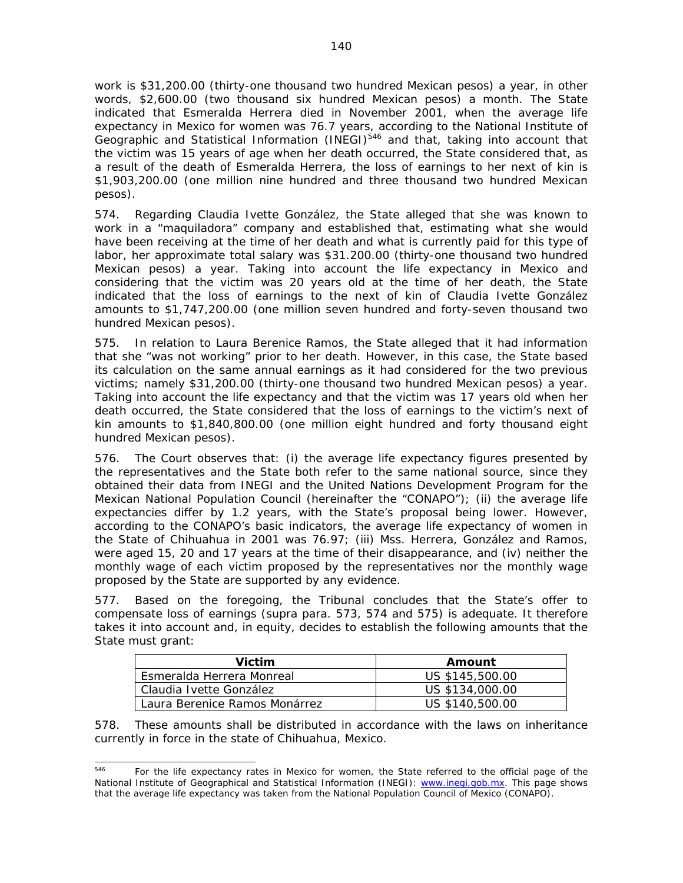work is $31,200.00 (thirty-one thousand two hundred Mexican pesos) a year, in other words, $2,600.00 (two thousand six hundred Mexican pesos) a month. The State indicated that Esmeralda Herrera died in November 2001, when the average life expectancy in Mexico for women was 76.7 years, according to the National Institute of Geographic and Statistical Information (INEGI)[546] and that, taking into account that the victim was 15 years of age when her death occurred, the State considered that, as a result of the death of Esmeralda Herrera, the loss of earnings to her next of kin is $1,903,200.00 (one million nine hundred and three thousand two hundred Mexican pesos).

574. Regarding Claudia Ivette González, the State alleged that she was known to work in a "maquiladora" company and established that, estimating what she would have been receiving at the time of her death and what is currently paid for this type of labor, her approximate total salary was $31.200.00 (thirty-one thousand two hundred Mexican pesos) a year. Taking into account the life expectancy in Mexico and considering that the victim was 20 years old at the time of her death, the State indicated that the loss of earnings to the next of kin of Claudia Ivette González amounts to $1,747,200.00 (one million seven hundred and forty-seven thousand two hundred Mexican pesos).

575. In relation to Laura Berenice Ramos, the State alleged that it had information that she "was not working" prior to her death. However, in this case, the State based its calculation on the same annual earnings as it had considered for the two previous victims; namely $31,200.00 (thirty-one thousand two hundred Mexican pesos) a year. Taking into account the life expectancy and that the victim was 17 years old when her death occurred, the State considered that the loss of earnings to the victim's next of kin amounts to $1,840,800.00 (one million eight hundred and forty thousand eight hundred Mexican pesos).

576. The Court observes that: (i) the average life expectancy figures presented by the representatives and the State both refer to the same national source, since they obtained their data from INEGI and the United Nations Development Program for the Mexican National Population Council (hereinafter the "CONAPO"); (ii) the average life expectancies differ by 1.2 years, with the State's proposal being lower. However, according to the CONAPO's basic indicators, the average life expectancy of women in the State of Chihuahua in 2001 was 76.97; (iii) Mss. Herrera, González and Ramos, were aged 15, 20 and 17 years at the time of their disappearance, and (iv) neither the monthly wage of each victim proposed by the representatives nor the monthly wage proposed by the State are supported by any evidence.

577. Based on the foregoing, the Tribunal concludes that the State's offer to compensate loss of earnings (*supra* para. 573, 574 and 575) is adequate. It therefore takes it into account and, in equity, decides to establish the following amounts that the State must grant:

| Victim | Amount |
|---|---|
| Esmeralda Herrera Monreal | US $145,500.00 |
| Claudia Ivette González | US $134,000.00 |
| Laura Berenice Ramos Monárrez | US $140,500.00 |

578. These amounts shall be distributed in accordance with the laws on inheritance currently in force in the state of Chihuahua, Mexico.

---

[546] For the life expectancy rates in Mexico for women, the State referred to the official page of the National Institute of Geographical and Statistical Information (INEGI): www.inegi.gob.mx. This page shows that the average life expectancy was taken from the National Population Council of Mexico (CONAPO).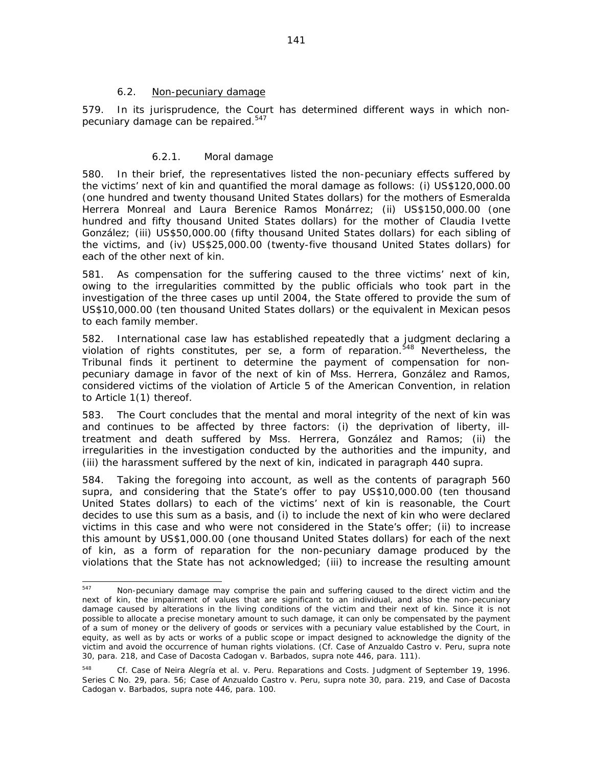### 6.2. Non-pecuniary damage

579. In its jurisprudence, the Court has determined different ways in which non-pecuniary damage can be repaired.[547]

#### 6.2.1. Moral damage

580. In their brief, the representatives listed the non-pecuniary effects suffered by the victims' next of kin and quantified the moral damage as follows: (i) US$120,000.00 (one hundred and twenty thousand United States dollars) for the mothers of Esmeralda Herrera Monreal and Laura Berenice Ramos Monárrez; (ii) US$150,000.00 (one hundred and fifty thousand United States dollars) for the mother of Claudia Ivette González; (iii) US$50,000.00 (fifty thousand United States dollars) for each sibling of the victims, and (iv) US$25,000.00 (twenty-five thousand United States dollars) for each of the other next of kin.

581. As compensation for the suffering caused to the three victims' next of kin, owing to the irregularities committed by the public officials who took part in the investigation of the three cases up until 2004, the State offered to provide the sum of US$10,000.00 (ten thousand United States dollars) or the equivalent in Mexican pesos to each family member.

582. International case law has established repeatedly that a judgment declaring a violation of rights constitutes, per se, a form of reparation.[548] Nevertheless, the Tribunal finds it pertinent to determine the payment of compensation for non-pecuniary damage in favor of the next of kin of Mss. Herrera, González and Ramos, considered victims of the violation of Article 5 of the American Convention, in relation to Article 1(1) thereof.

583. The Court concludes that the mental and moral integrity of the next of kin was and continues to be affected by three factors: (i) the deprivation of liberty, ill-treatment and death suffered by Mss. Herrera, González and Ramos; (ii) the irregularities in the investigation conducted by the authorities and the impunity, and (iii) the harassment suffered by the next of kin, indicated in paragraph 440 *supra*.

584. Taking the foregoing into account, as well as the contents of paragraph 560 *supra*, and considering that the State's offer to pay US$10,000.00 (ten thousand United States dollars) to each of the victims' next of kin is reasonable, the Court decides to use this sum as a basis, and (i) to include the next of kin who were declared victims in this case and who were not considered in the State's offer; (ii) to increase this amount by US$1,000.00 (one thousand United States dollars) for each of the next of kin, as a form of reparation for the non-pecuniary damage produced by the violations that the State has not acknowledged; (iii) to increase the resulting amount

---

[547] Non-pecuniary damage may comprise the pain and suffering caused to the direct victim and the next of kin, the impairment of values that are significant to an individual, and also the non-pecuniary damage caused by alterations in the living conditions of the victim and their next of kin. Since it is not possible to allocate a precise monetary amount to such damage, it can only be compensated by the payment of a sum of money or the delivery of goods or services with a pecuniary value established by the Court, in equity, as well as by acts or works of a public scope or impact designed to acknowledge the dignity of the victim and avoid the occurrence of human rights violations. (*Cf. Case of Anzualdo Castro v. Peru, supra* note 30, para. 218, and *Case of Dacosta Cadogan v. Barbados, supra* note 446, para. 111).

[548] *Cf. Case of Neira Alegría et al. v. Peru. Reparations and Costs.* Judgment of September 19, 1996. Series C No. 29, para. 56; *Case of Anzualdo Castro v. Peru, supra* note 30, para. 219, and *Case of Dacosta Cadogan v. Barbados, supra* note 446, para. 100.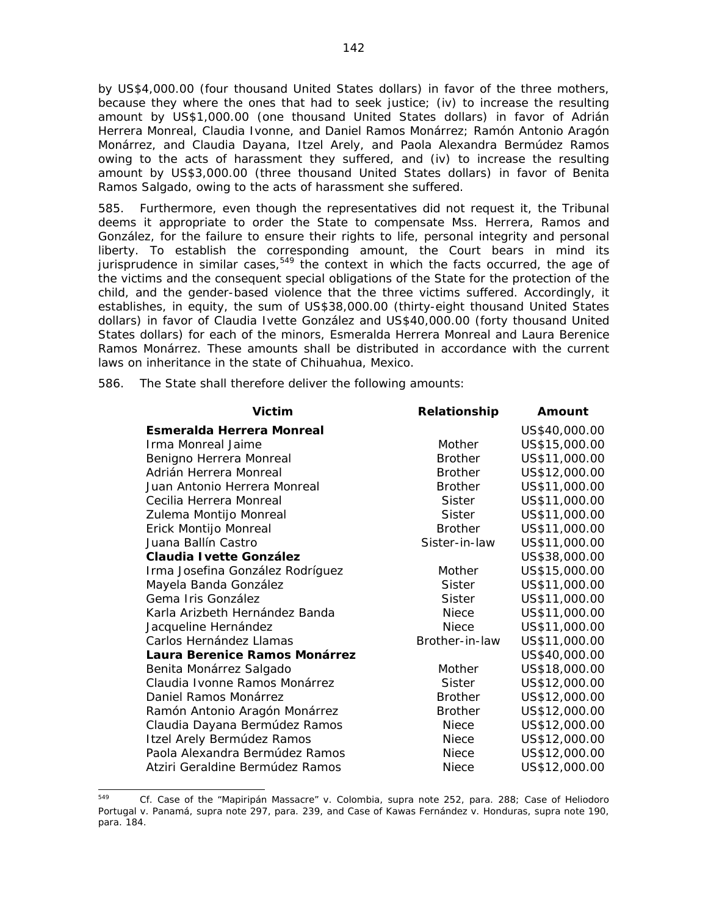by US$4,000.00 (four thousand United States dollars) in favor of the three mothers, because they where the ones that had to seek justice; (iv) to increase the resulting amount by US$1,000.00 (one thousand United States dollars) in favor of Adrián Herrera Monreal, Claudia Ivonne, and Daniel Ramos Monárrez; Ramón Antonio Aragón Monárrez, and Claudia Dayana, Itzel Arely, and Paola Alexandra Bermúdez Ramos owing to the acts of harassment they suffered, and (iv) to increase the resulting amount by US$3,000.00 (three thousand United States dollars) in favor of Benita Ramos Salgado, owing to the acts of harassment she suffered.

585. Furthermore, even though the representatives did not request it, the Tribunal deems it appropriate to order the State to compensate Mss. Herrera, Ramos and González, for the failure to ensure their rights to life, personal integrity and personal liberty. To establish the corresponding amount, the Court bears in mind its jurisprudence in similar cases,[549] the context in which the facts occurred, the age of the victims and the consequent special obligations of the State for the protection of the child, and the gender-based violence that the three victims suffered. Accordingly, it establishes, in equity, the sum of US$38,000.00 (thirty-eight thousand United States dollars) in favor of Claudia Ivette González and US$40,000.00 (forty thousand United States dollars) for each of the minors, Esmeralda Herrera Monreal and Laura Berenice Ramos Monárrez. These amounts shall be distributed in accordance with the current laws on inheritance in the state of Chihuahua, Mexico.

586. The State shall therefore deliver the following amounts:

| Victim | Relationship | Amount |
|---|---|---|
| **Esmeralda Herrera Monreal** | | US$40,000.00 |
| Irma Monreal Jaime | Mother | US$15,000.00 |
| Benigno Herrera Monreal | Brother | US$11,000.00 |
| Adrián Herrera Monreal | Brother | US$12,000.00 |
| Juan Antonio Herrera Monreal | Brother | US$11,000.00 |
| Cecilia Herrera Monreal | Sister | US$11,000.00 |
| Zulema Montijo Monreal | Sister | US$11,000.00 |
| Erick Montijo Monreal | Brother | US$11,000.00 |
| Juana Ballín Castro | Sister-in-law | US$11,000.00 |
| **Claudia Ivette González** | | US$38,000.00 |
| Irma Josefina González Rodríguez | Mother | US$15,000.00 |
| Mayela Banda González | Sister | US$11,000.00 |
| Gema Iris González | Sister | US$11,000.00 |
| Karla Arizbeth Hernández Banda | Niece | US$11,000.00 |
| Jacqueline Hernández | Niece | US$11,000.00 |
| Carlos Hernández Llamas | Brother-in-law | US$11,000.00 |
| **Laura Berenice Ramos Monárrez** | | US$40,000.00 |
| Benita Monárrez Salgado | Mother | US$18,000.00 |
| Claudia Ivonne Ramos Monárrez | Sister | US$12,000.00 |
| Daniel Ramos Monárrez | Brother | US$12,000.00 |
| Ramón Antonio Aragón Monárrez | Brother | US$12,000.00 |
| Claudia Dayana Bermúdez Ramos | Niece | US$12,000.00 |
| Itzel Arely Bermúdez Ramos | Niece | US$12,000.00 |
| Paola Alexandra Bermúdez Ramos | Niece | US$12,000.00 |
| Atziri Geraldine Bermúdez Ramos | Niece | US$12,000.00 |

[549] Cf. *Case of the "Mapiripán Massacre" v. Colombia*, supra note 252, para. 288; *Case of Heliodoro Portugal v. Panamá*, supra note 297, para. 239, and *Case of Kawas Fernández v. Honduras*, supra note 190, para. 184.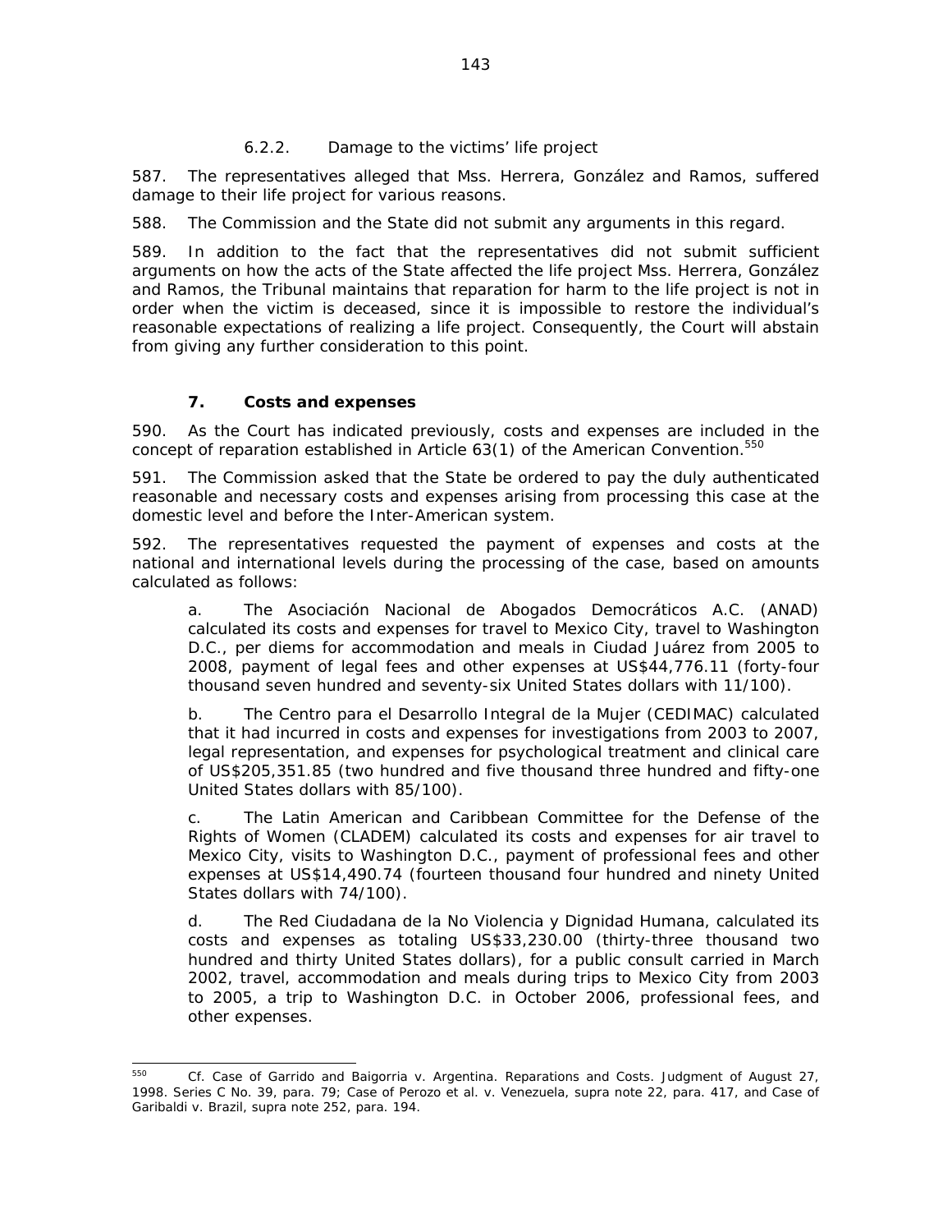#### 6.2.2. Damage to the victims' life project

587. The representatives alleged that Mss. Herrera, González and Ramos, suffered damage to their life project for various reasons.

588. The Commission and the State did not submit any arguments in this regard.

589. In addition to the fact that the representatives did not submit sufficient arguments on how the acts of the State affected the life project Mss. Herrera, González and Ramos, the Tribunal maintains that reparation for harm to the life project is not in order when the victim is deceased, since it is impossible to restore the individual's reasonable expectations of realizing a life project. Consequently, the Court will abstain from giving any further consideration to this point.

### 7. Costs and expenses

590. As the Court has indicated previously, costs and expenses are included in the concept of reparation established in Article 63(1) of the American Convention.[550]

591. The Commission asked that the State be ordered to pay the duly authenticated reasonable and necessary costs and expenses arising from processing this case at the domestic level and before the Inter-American system.

592. The representatives requested the payment of expenses and costs at the national and international levels during the processing of the case, based on amounts calculated as follows:

a. The Asociación Nacional de Abogados Democráticos A.C. (ANAD) calculated its costs and expenses for travel to Mexico City, travel to Washington D.C., per diems for accommodation and meals in Ciudad Juárez from 2005 to 2008, payment of legal fees and other expenses at US$44,776.11 (forty-four thousand seven hundred and seventy-six United States dollars with 11/100).

b. The Centro para el Desarrollo Integral de la Mujer (CEDIMAC) calculated that it had incurred in costs and expenses for investigations from 2003 to 2007, legal representation, and expenses for psychological treatment and clinical care of US$205,351.85 (two hundred and five thousand three hundred and fifty-one United States dollars with 85/100).

c. The Latin American and Caribbean Committee for the Defense of the Rights of Women (CLADEM) calculated its costs and expenses for air travel to Mexico City, visits to Washington D.C., payment of professional fees and other expenses at US$14,490.74 (fourteen thousand four hundred and ninety United States dollars with 74/100).

d. The Red Ciudadana de la No Violencia y Dignidad Humana, calculated its costs and expenses as totaling US$33,230.00 (thirty-three thousand two hundred and thirty United States dollars), for a public consult carried in March 2002, travel, accommodation and meals during trips to Mexico City from 2003 to 2005, a trip to Washington D.C. in October 2006, professional fees, and other expenses.

---

[550] *Cf. Case of Garrido and Baigorria v. Argentina. Reparations and Costs.* Judgment of August 27, 1998. Series C No. 39, para. 79; *Case of Perozo et al. v. Venezuela, supra* note 22, para. 417, and *Case of Garibaldi v. Brazil, supra* note 252, para. 194.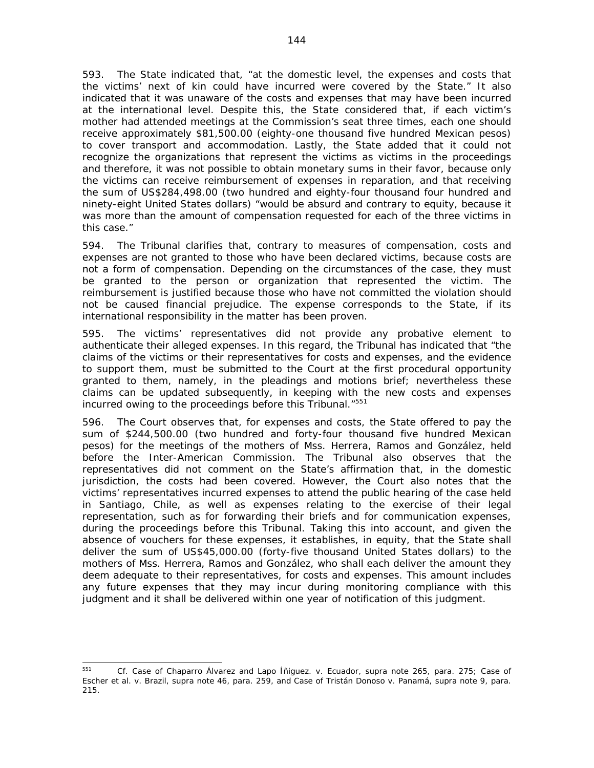593. The State indicated that, "at the domestic level, the expenses and costs that the victims' next of kin could have incurred were covered by the State." It also indicated that it was unaware of the costs and expenses that may have been incurred at the international level. Despite this, the State considered that, if each victim's mother had attended meetings at the Commission's seat three times, each one should receive approximately $81,500.00 (eighty-one thousand five hundred Mexican pesos) to cover transport and accommodation. Lastly, the State added that it could not recognize the organizations that represent the victims as victims in the proceedings and therefore, it was not possible to obtain monetary sums in their favor, because only the victims can receive reimbursement of expenses in reparation, and that receiving the sum of US$284,498.00 (two hundred and eighty-four thousand four hundred and ninety-eight United States dollars) "would be absurd and contrary to equity, because it was more than the amount of compensation requested for each of the three victims in this case."

594. The Tribunal clarifies that, contrary to measures of compensation, costs and expenses are not granted to those who have been declared victims, because costs are not a form of compensation. Depending on the circumstances of the case, they must be granted to the person or organization that represented the victim. The reimbursement is justified because those who have not committed the violation should not be caused financial prejudice. The expense corresponds to the State, if its international responsibility in the matter has been proven.

595. The victims' representatives did not provide any probative element to authenticate their alleged expenses. In this regard, the Tribunal has indicated that "the claims of the victims or their representatives for costs and expenses, and the evidence to support them, must be submitted to the Court at the first procedural opportunity granted to them, namely, in the pleadings and motions brief; nevertheless these claims can be updated subsequently, in keeping with the new costs and expenses incurred owing to the proceedings before this Tribunal."[551]

596. The Court observes that, for expenses and costs, the State offered to pay the sum of $244,500.00 (two hundred and forty-four thousand five hundred Mexican pesos) for the meetings of the mothers of Mss. Herrera, Ramos and González, held before the Inter-American Commission. The Tribunal also observes that the representatives did not comment on the State's affirmation that, in the domestic jurisdiction, the costs had been covered. However, the Court also notes that the victims' representatives incurred expenses to attend the public hearing of the case held in Santiago, Chile, as well as expenses relating to the exercise of their legal representation, such as for forwarding their briefs and for communication expenses, during the proceedings before this Tribunal. Taking this into account, and given the absence of vouchers for these expenses, it establishes, in equity, that the State shall deliver the sum of US$45,000.00 (forty-five thousand United States dollars) to the mothers of Mss. Herrera, Ramos and González, who shall each deliver the amount they deem adequate to their representatives, for costs and expenses. This amount includes any future expenses that they may incur during monitoring compliance with this judgment and it shall be delivered within one year of notification of this judgment.

---

[551] *Cf. Case of Chaparro Álvarez and Lapo Íñiguez. v. Ecuador, supra* note 265, para. 275; *Case of Escher et al. v. Brazil, supra* note 46, para. 259, and *Case of Tristán Donoso v. Panamá, supra* note 9, para. 215.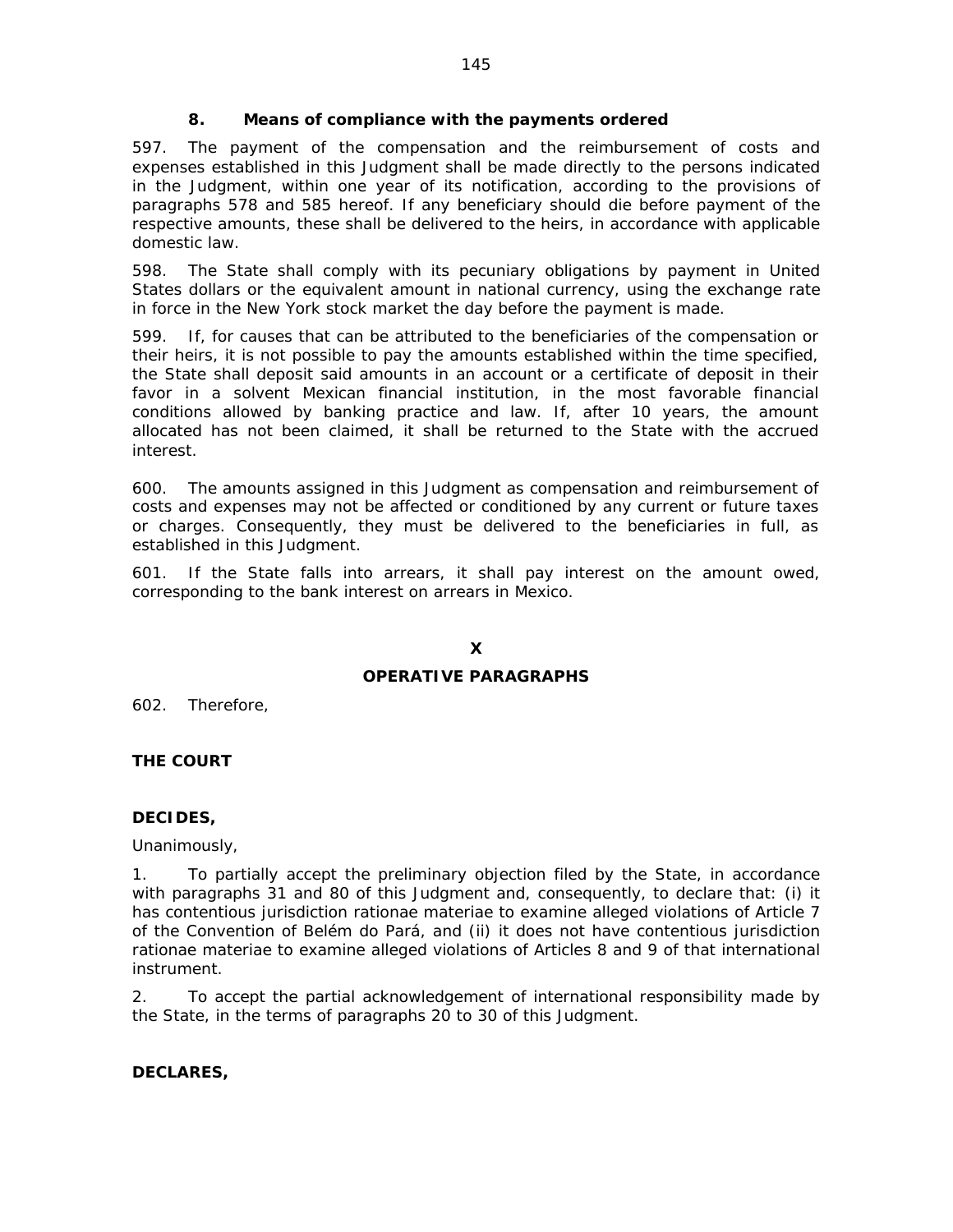### 8. Means of compliance with the payments ordered

597. The payment of the compensation and the reimbursement of costs and expenses established in this Judgment shall be made directly to the persons indicated in the Judgment, within one year of its notification, according to the provisions of paragraphs 578 and 585 hereof. If any beneficiary should die before payment of the respective amounts, these shall be delivered to the heirs, in accordance with applicable domestic law.

598. The State shall comply with its pecuniary obligations by payment in United States dollars or the equivalent amount in national currency, using the exchange rate in force in the New York stock market the day before the payment is made.

599. If, for causes that can be attributed to the beneficiaries of the compensation or their heirs, it is not possible to pay the amounts established within the time specified, the State shall deposit said amounts in an account or a certificate of deposit in their favor in a solvent Mexican financial institution, in the most favorable financial conditions allowed by banking practice and law. If, after 10 years, the amount allocated has not been claimed, it shall be returned to the State with the accrued interest.

600. The amounts assigned in this Judgment as compensation and reimbursement of costs and expenses may not be affected or conditioned by any current or future taxes or charges. Consequently, they must be delivered to the beneficiaries in full, as established in this Judgment.

601. If the State falls into arrears, it shall pay interest on the amount owed, corresponding to the bank interest on arrears in Mexico.

## X
## OPERATIVE PARAGRAPHS

602. Therefore,

**THE COURT**

**DECIDES,**

Unanimously,

1. To partially accept the preliminary objection filed by the State, in accordance with paragraphs 31 and 80 of this Judgment and, consequently, to declare that: (i) it has contentious jurisdiction rationae materiae to examine alleged violations of Article 7 of the Convention of Belém do Pará, and (ii) it does not have contentious jurisdiction rationae materiae to examine alleged violations of Articles 8 and 9 of that international instrument.

2. To accept the partial acknowledgement of international responsibility made by the State, in the terms of paragraphs 20 to 30 of this Judgment.

**DECLARES,**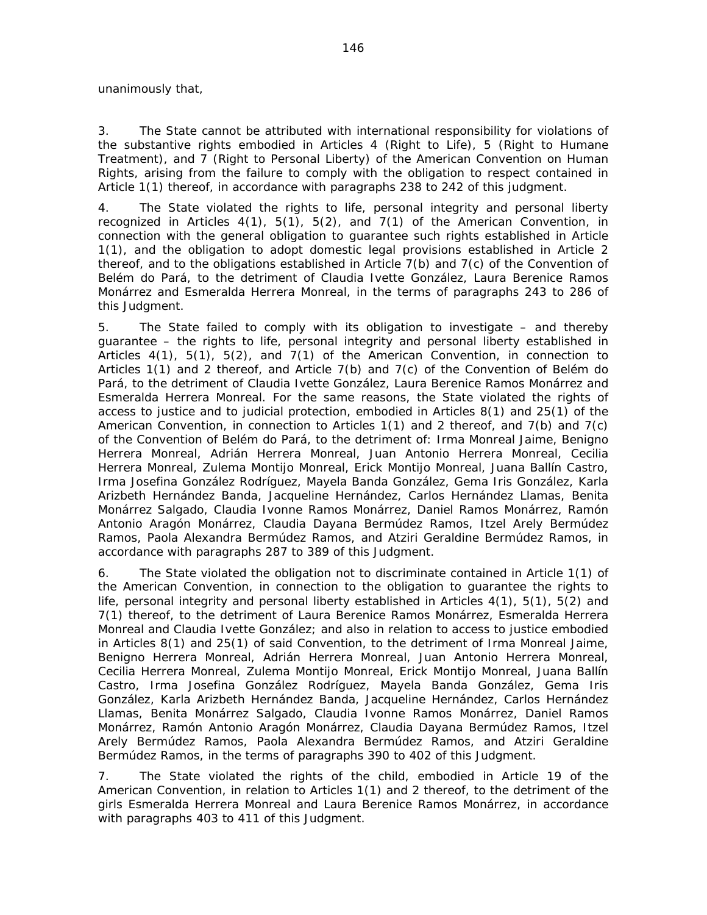unanimously that,

3. The State cannot be attributed with international responsibility for violations of the substantive rights embodied in Articles 4 (Right to Life), 5 (Right to Humane Treatment), and 7 (Right to Personal Liberty) of the American Convention on Human Rights, arising from the failure to comply with the obligation to respect contained in Article 1(1) thereof, in accordance with paragraphs 238 to 242 of this judgment.

4. The State violated the rights to life, personal integrity and personal liberty recognized in Articles 4(1), 5(1), 5(2), and 7(1) of the American Convention, in connection with the general obligation to guarantee such rights established in Article 1(1), and the obligation to adopt domestic legal provisions established in Article 2 thereof, and to the obligations established in Article 7(b) and 7(c) of the Convention of Belém do Pará, to the detriment of Claudia Ivette González, Laura Berenice Ramos Monárrez and Esmeralda Herrera Monreal, in the terms of paragraphs 243 to 286 of this Judgment.

5. The State failed to comply with its obligation to investigate – and thereby guarantee – the rights to life, personal integrity and personal liberty established in Articles 4(1), 5(1), 5(2), and 7(1) of the American Convention, in connection to Articles 1(1) and 2 thereof, and Article 7(b) and 7(c) of the Convention of Belém do Pará, to the detriment of Claudia Ivette González, Laura Berenice Ramos Monárrez and Esmeralda Herrera Monreal. For the same reasons, the State violated the rights of access to justice and to judicial protection, embodied in Articles 8(1) and 25(1) of the American Convention, in connection to Articles 1(1) and 2 thereof, and 7(b) and 7(c) of the Convention of Belém do Pará, to the detriment of: Irma Monreal Jaime, Benigno Herrera Monreal, Adrián Herrera Monreal, Juan Antonio Herrera Monreal, Cecilia Herrera Monreal, Zulema Montijo Monreal, Erick Montijo Monreal, Juana Ballín Castro, Irma Josefina González Rodríguez, Mayela Banda González, Gema Iris González, Karla Arizbeth Hernández Banda, Jacqueline Hernández, Carlos Hernández Llamas, Benita Monárrez Salgado, Claudia Ivonne Ramos Monárrez, Daniel Ramos Monárrez, Ramón Antonio Aragón Monárrez, Claudia Dayana Bermúdez Ramos, Itzel Arely Bermúdez Ramos, Paola Alexandra Bermúdez Ramos, and Atziri Geraldine Bermúdez Ramos, in accordance with paragraphs 287 to 389 of this Judgment.

6. The State violated the obligation not to discriminate contained in Article 1(1) of the American Convention, in connection to the obligation to guarantee the rights to life, personal integrity and personal liberty established in Articles 4(1), 5(1), 5(2) and 7(1) thereof, to the detriment of Laura Berenice Ramos Monárrez, Esmeralda Herrera Monreal and Claudia Ivette González; and also in relation to access to justice embodied in Articles 8(1) and 25(1) of said Convention, to the detriment of Irma Monreal Jaime, Benigno Herrera Monreal, Adrián Herrera Monreal, Juan Antonio Herrera Monreal, Cecilia Herrera Monreal, Zulema Montijo Monreal, Erick Montijo Monreal, Juana Ballín Castro, Irma Josefina González Rodríguez, Mayela Banda González, Gema Iris González, Karla Arizbeth Hernández Banda, Jacqueline Hernández, Carlos Hernández Llamas, Benita Monárrez Salgado, Claudia Ivonne Ramos Monárrez, Daniel Ramos Monárrez, Ramón Antonio Aragón Monárrez, Claudia Dayana Bermúdez Ramos, Itzel Arely Bermúdez Ramos, Paola Alexandra Bermúdez Ramos, and Atziri Geraldine Bermúdez Ramos, in the terms of paragraphs 390 to 402 of this Judgment.

7. The State violated the rights of the child, embodied in Article 19 of the American Convention, in relation to Articles 1(1) and 2 thereof, to the detriment of the girls Esmeralda Herrera Monreal and Laura Berenice Ramos Monárrez, in accordance with paragraphs 403 to 411 of this Judgment.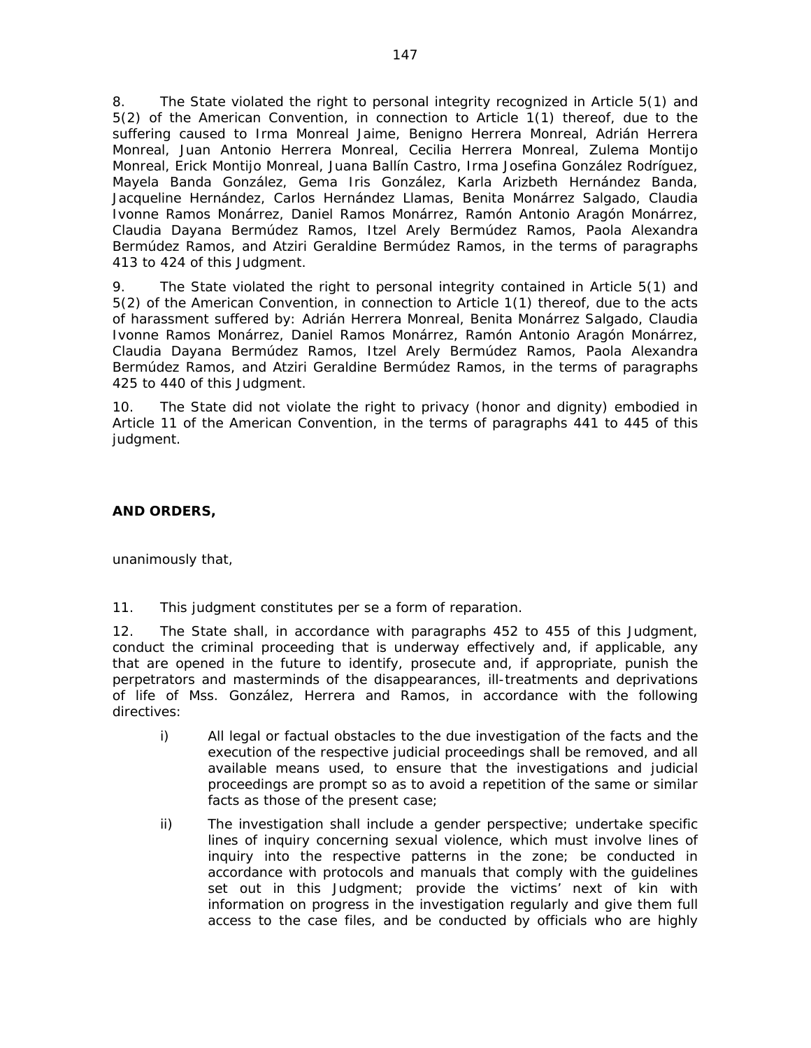8. The State violated the right to personal integrity recognized in Article 5(1) and 5(2) of the American Convention, in connection to Article 1(1) thereof, due to the suffering caused to Irma Monreal Jaime, Benigno Herrera Monreal, Adrián Herrera Monreal, Juan Antonio Herrera Monreal, Cecilia Herrera Monreal, Zulema Montijo Monreal, Erick Montijo Monreal, Juana Ballín Castro, Irma Josefina González Rodríguez, Mayela Banda González, Gema Iris González, Karla Arizbeth Hernández Banda, Jacqueline Hernández, Carlos Hernández Llamas, Benita Monárrez Salgado, Claudia Ivonne Ramos Monárrez, Daniel Ramos Monárrez, Ramón Antonio Aragón Monárrez, Claudia Dayana Bermúdez Ramos, Itzel Arely Bermúdez Ramos, Paola Alexandra Bermúdez Ramos, and Atziri Geraldine Bermúdez Ramos, in the terms of paragraphs 413 to 424 of this Judgment.

9. The State violated the right to personal integrity contained in Article 5(1) and 5(2) of the American Convention, in connection to Article 1(1) thereof, due to the acts of harassment suffered by: Adrián Herrera Monreal, Benita Monárrez Salgado, Claudia Ivonne Ramos Monárrez, Daniel Ramos Monárrez, Ramón Antonio Aragón Monárrez, Claudia Dayana Bermúdez Ramos, Itzel Arely Bermúdez Ramos, Paola Alexandra Bermúdez Ramos, and Atziri Geraldine Bermúdez Ramos, in the terms of paragraphs 425 to 440 of this Judgment.

10. The State did not violate the right to privacy (honor and dignity) embodied in Article 11 of the American Convention, in the terms of paragraphs 441 to 445 of this judgment.

**AND ORDERS,**

unanimously that,

11. This judgment constitutes per se a form of reparation.

12. The State shall, in accordance with paragraphs 452 to 455 of this Judgment, conduct the criminal proceeding that is underway effectively and, if applicable, any that are opened in the future to identify, prosecute and, if appropriate, punish the perpetrators and masterminds of the disappearances, ill-treatments and deprivations of life of Mss. González, Herrera and Ramos, in accordance with the following directives:

   i) All legal or factual obstacles to the due investigation of the facts and the execution of the respective judicial proceedings shall be removed, and all available means used, to ensure that the investigations and judicial proceedings are prompt so as to avoid a repetition of the same or similar facts as those of the present case;

   ii) The investigation shall include a gender perspective; undertake specific lines of inquiry concerning sexual violence, which must involve lines of inquiry into the respective patterns in the zone; be conducted in accordance with protocols and manuals that comply with the guidelines set out in this Judgment; provide the victims' next of kin with information on progress in the investigation regularly and give them full access to the case files, and be conducted by officials who are highly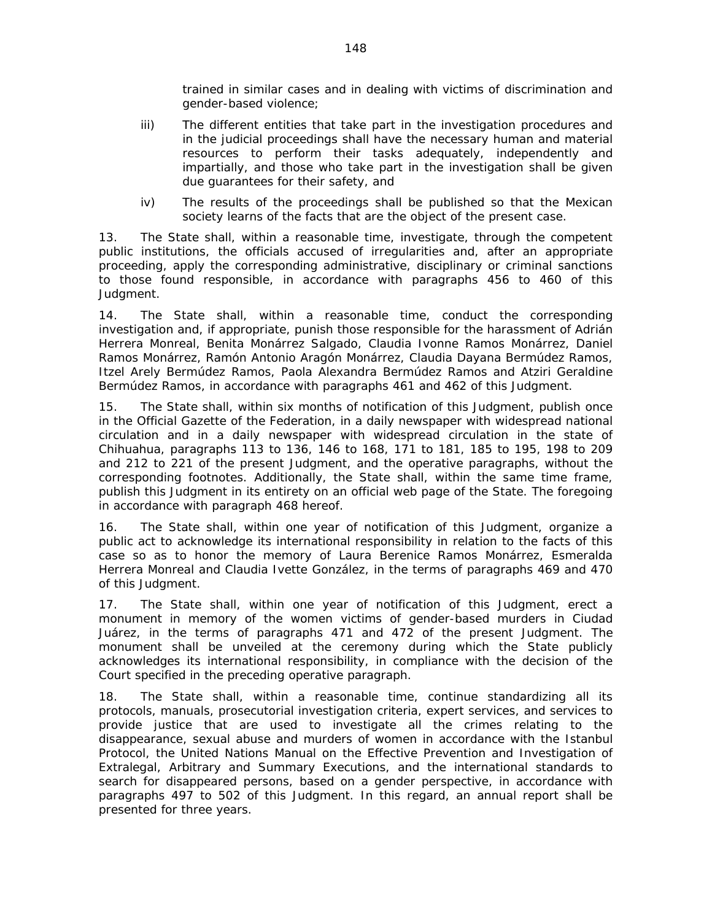trained in similar cases and in dealing with victims of discrimination and gender-based violence;

iii) The different entities that take part in the investigation procedures and in the judicial proceedings shall have the necessary human and material resources to perform their tasks adequately, independently and impartially, and those who take part in the investigation shall be given due guarantees for their safety, and

iv) The results of the proceedings shall be published so that the Mexican society learns of the facts that are the object of the present case.

13. The State shall, within a reasonable time, investigate, through the competent public institutions, the officials accused of irregularities and, after an appropriate proceeding, apply the corresponding administrative, disciplinary or criminal sanctions to those found responsible, in accordance with paragraphs 456 to 460 of this Judgment.

14. The State shall, within a reasonable time, conduct the corresponding investigation and, if appropriate, punish those responsible for the harassment of Adrián Herrera Monreal, Benita Monárrez Salgado, Claudia Ivonne Ramos Monárrez, Daniel Ramos Monárrez, Ramón Antonio Aragón Monárrez, Claudia Dayana Bermúdez Ramos, Itzel Arely Bermúdez Ramos, Paola Alexandra Bermúdez Ramos and Atziri Geraldine Bermúdez Ramos, in accordance with paragraphs 461 and 462 of this Judgment.

15. The State shall, within six months of notification of this Judgment, publish once in the Official Gazette of the Federation, in a daily newspaper with widespread national circulation and in a daily newspaper with widespread circulation in the state of Chihuahua, paragraphs 113 to 136, 146 to 168, 171 to 181, 185 to 195, 198 to 209 and 212 to 221 of the present Judgment, and the operative paragraphs, without the corresponding footnotes. Additionally, the State shall, within the same time frame, publish this Judgment in its entirety on an official web page of the State. The foregoing in accordance with paragraph 468 hereof.

16. The State shall, within one year of notification of this Judgment, organize a public act to acknowledge its international responsibility in relation to the facts of this case so as to honor the memory of Laura Berenice Ramos Monárrez, Esmeralda Herrera Monreal and Claudia Ivette González, in the terms of paragraphs 469 and 470 of this Judgment.

17. The State shall, within one year of notification of this Judgment, erect a monument in memory of the women victims of gender-based murders in Ciudad Juárez, in the terms of paragraphs 471 and 472 of the present Judgment. The monument shall be unveiled at the ceremony during which the State publicly acknowledges its international responsibility, in compliance with the decision of the Court specified in the preceding operative paragraph.

18. The State shall, within a reasonable time, continue standardizing all its protocols, manuals, prosecutorial investigation criteria, expert services, and services to provide justice that are used to investigate all the crimes relating to the disappearance, sexual abuse and murders of women in accordance with the Istanbul Protocol, the United Nations Manual on the Effective Prevention and Investigation of Extralegal, Arbitrary and Summary Executions, and the international standards to search for disappeared persons, based on a gender perspective, in accordance with paragraphs 497 to 502 of this Judgment. In this regard, an annual report shall be presented for three years.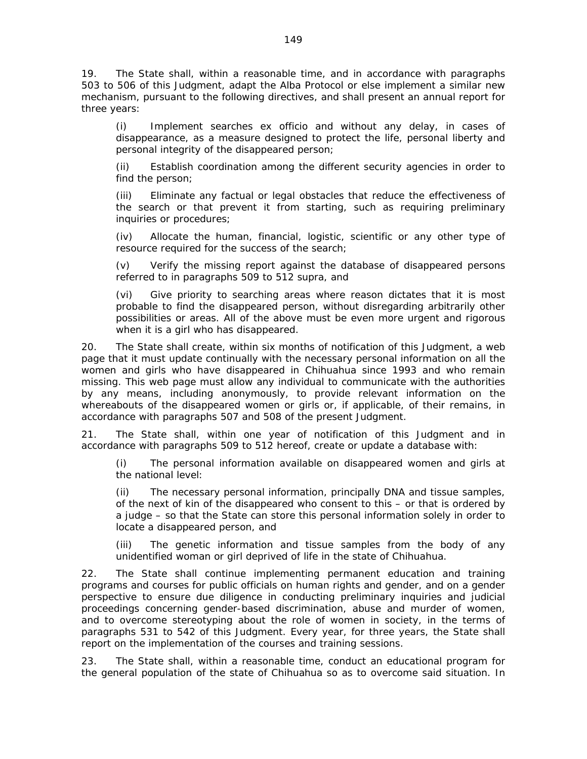19. The State shall, within a reasonable time, and in accordance with paragraphs 503 to 506 of this Judgment, adapt the Alba Protocol or else implement a similar new mechanism, pursuant to the following directives, and shall present an annual report for three years:

> (i) Implement searches ex officio and without any delay, in cases of disappearance, as a measure designed to protect the life, personal liberty and personal integrity of the disappeared person;
>
> (ii) Establish coordination among the different security agencies in order to find the person;
>
> (iii) Eliminate any factual or legal obstacles that reduce the effectiveness of the search or that prevent it from starting, such as requiring preliminary inquiries or procedures;
>
> (iv) Allocate the human, financial, logistic, scientific or any other type of resource required for the success of the search;
>
> (v) Verify the missing report against the database of disappeared persons referred to in paragraphs 509 to 512 supra, and
>
> (vi) Give priority to searching areas where reason dictates that it is most probable to find the disappeared person, without disregarding arbitrarily other possibilities or areas. All of the above must be even more urgent and rigorous when it is a girl who has disappeared.

20. The State shall create, within six months of notification of this Judgment, a web page that it must update continually with the necessary personal information on all the women and girls who have disappeared in Chihuahua since 1993 and who remain missing. This web page must allow any individual to communicate with the authorities by any means, including anonymously, to provide relevant information on the whereabouts of the disappeared women or girls or, if applicable, of their remains, in accordance with paragraphs 507 and 508 of the present Judgment.

21. The State shall, within one year of notification of this Judgment and in accordance with paragraphs 509 to 512 hereof, create or update a database with:

> (i) The personal information available on disappeared women and girls at the national level:
>
> (ii) The necessary personal information, principally DNA and tissue samples, of the next of kin of the disappeared who consent to this – or that is ordered by a judge – so that the State can store this personal information solely in order to locate a disappeared person, and
>
> (iii) The genetic information and tissue samples from the body of any unidentified woman or girl deprived of life in the state of Chihuahua.

22. The State shall continue implementing permanent education and training programs and courses for public officials on human rights and gender, and on a gender perspective to ensure due diligence in conducting preliminary inquiries and judicial proceedings concerning gender-based discrimination, abuse and murder of women, and to overcome stereotyping about the role of women in society, in the terms of paragraphs 531 to 542 of this Judgment. Every year, for three years, the State shall report on the implementation of the courses and training sessions.

23. The State shall, within a reasonable time, conduct an educational program for the general population of the state of Chihuahua so as to overcome said situation. In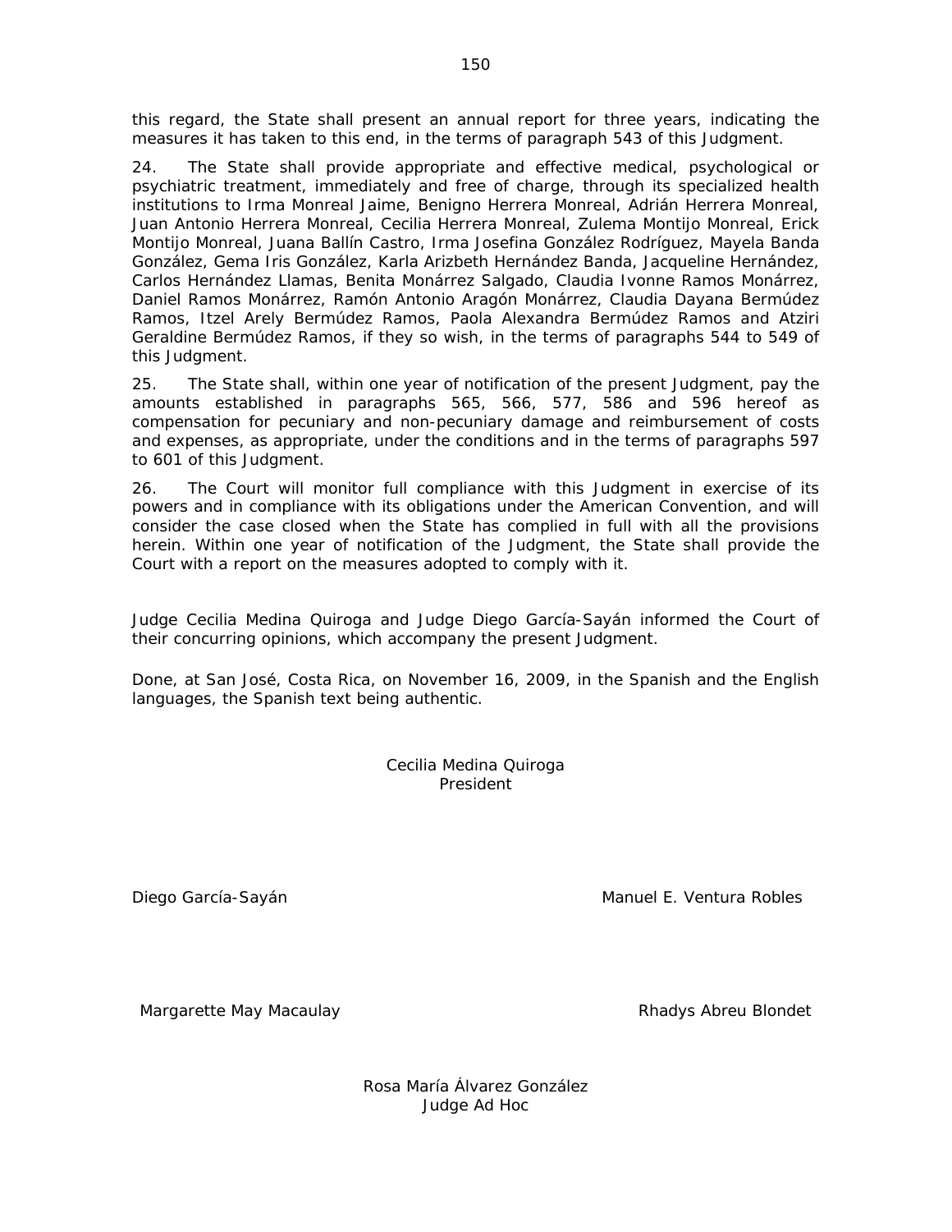this regard, the State shall present an annual report for three years, indicating the measures it has taken to this end, in the terms of paragraph 543 of this Judgment.

24. The State shall provide appropriate and effective medical, psychological or psychiatric treatment, immediately and free of charge, through its specialized health institutions to Irma Monreal Jaime, Benigno Herrera Monreal, Adrián Herrera Monreal, Juan Antonio Herrera Monreal, Cecilia Herrera Monreal, Zulema Montijo Monreal, Erick Montijo Monreal, Juana Ballín Castro, Irma Josefina González Rodríguez, Mayela Banda González, Gema Iris González, Karla Arizbeth Hernández Banda, Jacqueline Hernández, Carlos Hernández Llamas, Benita Monárrez Salgado, Claudia Ivonne Ramos Monárrez, Daniel Ramos Monárrez, Ramón Antonio Aragón Monárrez, Claudia Dayana Bermúdez Ramos, Itzel Arely Bermúdez Ramos, Paola Alexandra Bermúdez Ramos and Atziri Geraldine Bermúdez Ramos, if they so wish, in the terms of paragraphs 544 to 549 of this Judgment.

25. The State shall, within one year of notification of the present Judgment, pay the amounts established in paragraphs 565, 566, 577, 586 and 596 hereof as compensation for pecuniary and non-pecuniary damage and reimbursement of costs and expenses, as appropriate, under the conditions and in the terms of paragraphs 597 to 601 of this Judgment.

26. The Court will monitor full compliance with this Judgment in exercise of its powers and in compliance with its obligations under the American Convention, and will consider the case closed when the State has complied in full with all the provisions herein. Within one year of notification of the Judgment, the State shall provide the Court with a report on the measures adopted to comply with it.

Judge Cecilia Medina Quiroga and Judge Diego García-Sayán informed the Court of their concurring opinions, which accompany the present Judgment.

Done, at San José, Costa Rica, on November 16, 2009, in the Spanish and the English languages, the Spanish text being authentic.

Cecilia Medina Quiroga
President

Diego García-Sayán

Manuel E. Ventura Robles

Margarette May Macaulay

Rhadys Abreu Blondet

Rosa María Álvarez González
Judge Ad Hoc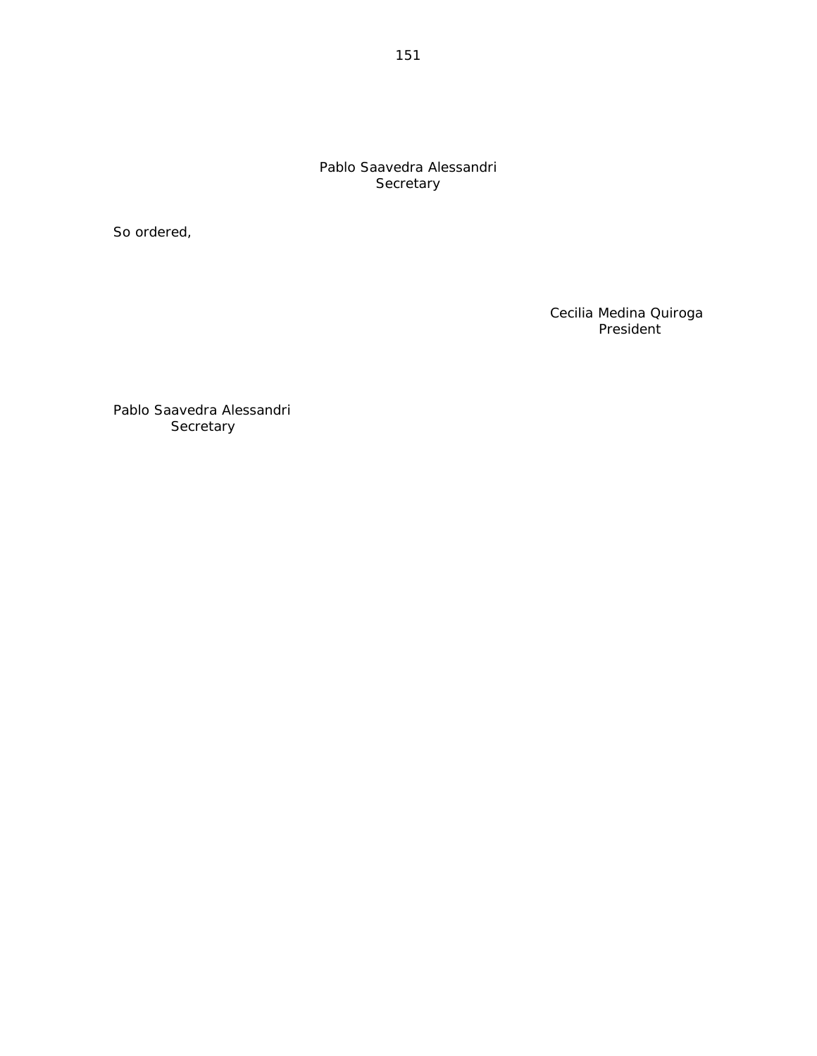Pablo Saavedra Alessandri
Secretary

So ordered,

Cecilia Medina Quiroga
President

Pablo Saavedra Alessandri
Secretary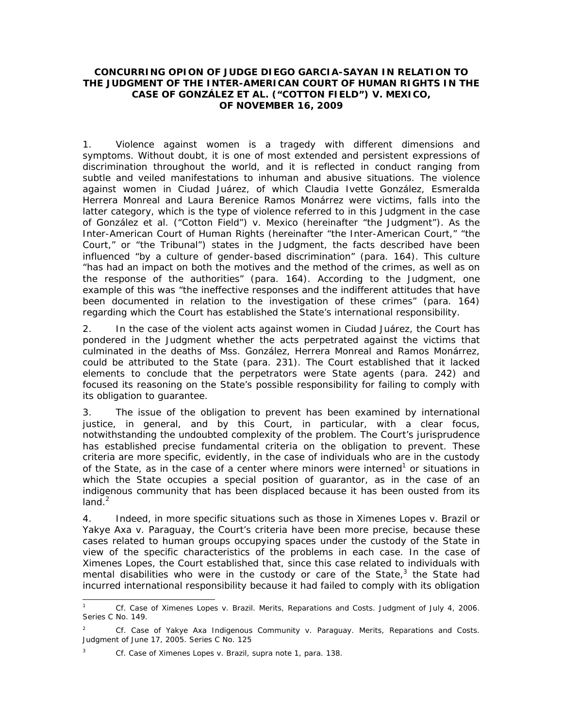**CONCURRING OPION OF JUDGE DIEGO GARCIA-SAYAN IN RELATION TO THE JUDGMENT OF THE INTER-AMERICAN COURT OF HUMAN RIGHTS IN THE CASE OF GONZÁLEZ ET AL. ("COTTON FIELD") V. MEXICO, OF NOVEMBER 16, 2009**

1. Violence against women is a tragedy with different dimensions and symptoms. Without doubt, it is one of most extended and persistent expressions of discrimination throughout the world, and it is reflected in conduct ranging from subtle and veiled manifestations to inhuman and abusive situations. The violence against women in Ciudad Juárez, of which Claudia Ivette González, Esmeralda Herrera Monreal and Laura Berenice Ramos Monárrez were victims, falls into the latter category, which is the type of violence referred to in this Judgment in the case of González et al. ("Cotton Field") v. Mexico (hereinafter "the Judgment"). As the Inter-American Court of Human Rights (hereinafter "the Inter-American Court," "the Court," or "the Tribunal") states in the Judgment, the facts described have been influenced "by a culture of gender-based discrimination" (para. 164). This culture "has had an impact on both the motives and the method of the crimes, as well as on the response of the authorities" (para. 164). According to the Judgment, one example of this was "the ineffective responses and the indifferent attitudes that have been documented in relation to the investigation of these crimes" (para. 164) regarding which the Court has established the State's international responsibility.

2. In the case of the violent acts against women in Ciudad Juárez, the Court has pondered in the Judgment whether the acts perpetrated against the victims that culminated in the deaths of Mss. González, Herrera Monreal and Ramos Monárrez, could be attributed to the State (para. 231). The Court established that it lacked elements to conclude that the perpetrators were State agents (para. 242) and focused its reasoning on the State's possible responsibility for failing to comply with its obligation to guarantee.

3. The issue of the obligation to prevent has been examined by international justice, in general, and by this Court, in particular, with a clear focus, notwithstanding the undoubted complexity of the problem. The Court's jurisprudence has established precise fundamental criteria on the obligation to prevent. These criteria are more specific, evidently, in the case of individuals who are in the custody of the State, as in the case of a center where minors were interned[1] or situations in which the State occupies a special position of guarantor, as in the case of an indigenous community that has been displaced because it has been ousted from its land.[2]

4. Indeed, in more specific situations such as those in Ximenes Lopes v. Brazil or Yakye Axa v. Paraguay, the Court's criteria have been more precise, because these cases related to human groups occupying spaces under the custody of the State in view of the specific characteristics of the problems in each case. In the case of Ximenes Lopes, the Court established that, since this case related to individuals with mental disabilities who were in the custody or care of the State,[3] the State had incurred international responsibility because it had failed to comply with its obligation

---

[1] *Cf. Case of Ximenes Lopes v. Brazil. Merits, Reparations and Costs.* Judgment of July 4, 2006. Series C No. 149.

[2] *Cf. Case of Yakye Axa Indigenous Community v. Paraguay. Merits, Reparations and Costs.* Judgment of June 17, 2005. Series C No. 125

[3] *Cf. Case of Ximenes Lopes v. Brazil, supra* note 1, para. 138.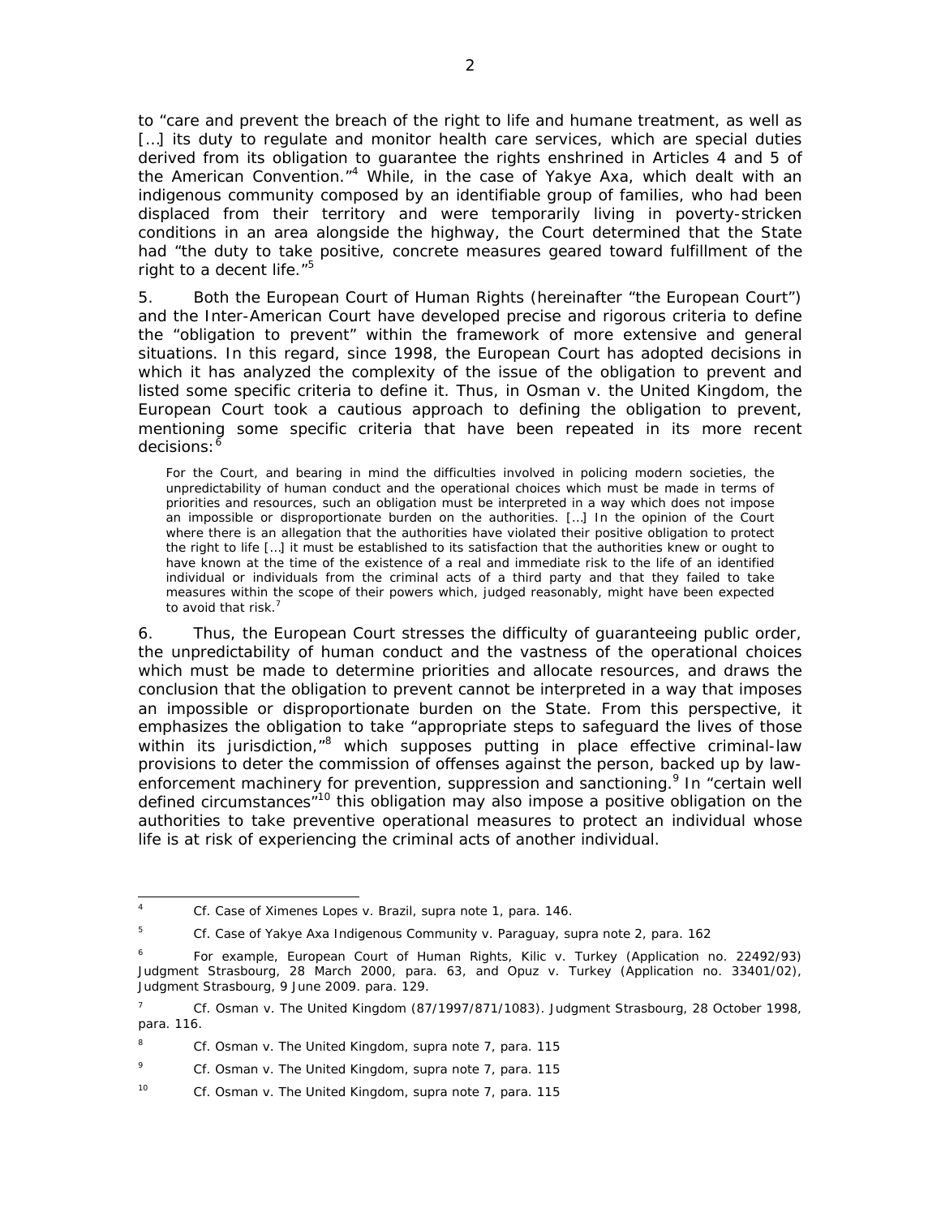to "care and prevent the breach of the right to life and humane treatment, as well as [...] its duty to regulate and monitor health care services, which are special duties derived from its obligation to guarantee the rights enshrined in Articles 4 and 5 of the American Convention."[4] While, in the case of Yakye Axa, which dealt with an indigenous community composed by an identifiable group of families, who had been displaced from their territory and were temporarily living in poverty-stricken conditions in an area alongside the highway, the Court determined that the State had "the duty to take positive, concrete measures geared toward fulfillment of the right to a decent life."[5]

5. Both the European Court of Human Rights (hereinafter "the European Court") and the Inter-American Court have developed precise and rigorous criteria to define the "obligation to prevent" within the framework of more extensive and general situations. In this regard, since 1998, the European Court has adopted decisions in which it has analyzed the complexity of the issue of the obligation to prevent and listed some specific criteria to define it. Thus, in *Osman v. the United Kingdom*, the European Court took a cautious approach to defining the obligation to prevent, mentioning some specific criteria that have been repeated in its more recent decisions:[6]

> For the Court, and bearing in mind the difficulties involved in policing modern societies, the unpredictability of human conduct and the operational choices which must be made in terms of priorities and resources, such an obligation must be interpreted in a way which does not impose an impossible or disproportionate burden on the authorities. [...] In the opinion of the Court where there is an allegation that the authorities have violated their positive obligation to protect the right to life [...] it must be established to its satisfaction that the authorities knew or ought to have known at the time of the existence of a real and immediate risk to the life of an identified individual or individuals from the criminal acts of a third party and that they failed to take measures within the scope of their powers which, judged reasonably, might have been expected to avoid that risk.[7]

6. Thus, the European Court stresses the difficulty of guaranteeing public order, the unpredictability of human conduct and the vastness of the operational choices which must be made to determine priorities and allocate resources, and draws the conclusion that the obligation to prevent cannot be interpreted in a way that imposes an impossible or disproportionate burden on the State. From this perspective, it emphasizes the obligation to take "appropriate steps to safeguard the lives of those within its jurisdiction,"[8] which supposes putting in place effective criminal-law provisions to deter the commission of offenses against the person, backed up by law-enforcement machinery for prevention, suppression and sanctioning.[9] In "certain well defined circumstances"[10] this obligation may also impose a positive obligation on the authorities to take preventive operational measures to protect an individual whose life is at risk of experiencing the criminal acts of another individual.

---

[4] *Cf. Case of Ximenes Lopes v. Brazil, supra* note 1, para. 146.

[5] *Cf. Case of Yakye Axa Indigenous Community v. Paraguay, supra* note 2, para. 162

[6] For example, European Court of Human Rights, *Kilic v. Turkey* (Application no. 22492/93) Judgment Strasbourg, 28 March 2000, para. 63, and *Opuz v. Turkey* (Application no. 33401/02), Judgment Strasbourg, 9 June 2009. para. 129.

[7] *Cf. Osman v. The United Kingdom* (87/1997/871/1083). Judgment Strasbourg, 28 October 1998, para. 116.

[8] *Cf. Osman v. The United Kingdom, supra* note 7, para. 115

[9] *Cf. Osman v. The United Kingdom, supra* note 7, para. 115

[10] *Cf. Osman v. The United Kingdom, supra* note 7, para. 115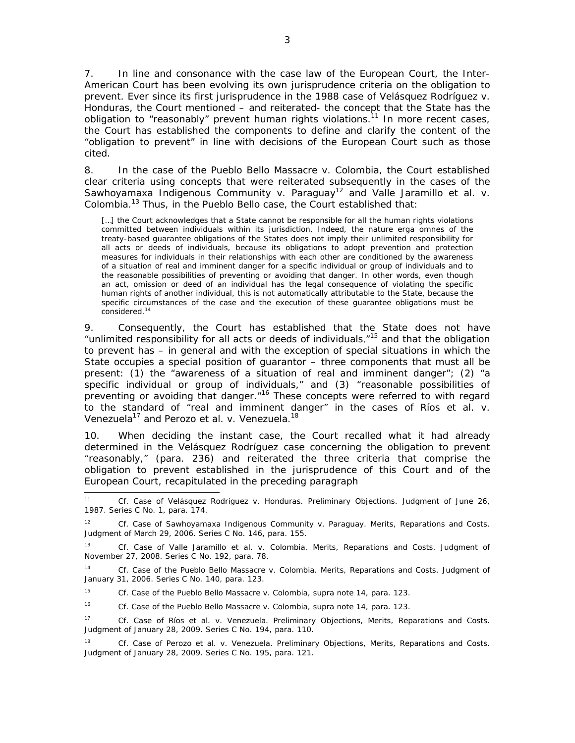7. In line and consonance with the case law of the European Court, the Inter-American Court has been evolving its own jurisprudence criteria on the obligation to prevent. Ever since its first jurisprudence in the 1988 case of Velásquez Rodríguez v. Honduras, the Court mentioned – and reiterated- the concept that the State has the obligation to "reasonably" prevent human rights violations.[11] In more recent cases, the Court has established the components to define and clarify the content of the "obligation to prevent" in line with decisions of the European Court such as those cited.

8. In the case of the Pueblo Bello Massacre v. Colombia, the Court established clear criteria using concepts that were reiterated subsequently in the cases of the Sawhoyamaxa Indigenous Community v. Paraguay[12] and Valle Jaramillo et al. v. Colombia.[13] Thus, in the Pueblo Bello case, the Court established that:

> […] the Court acknowledges that a State cannot be responsible for all the human rights violations committed between individuals within its jurisdiction. Indeed, the nature erga omnes of the treaty-based guarantee obligations of the States does not imply their unlimited responsibility for all acts or deeds of individuals, because its obligations to adopt prevention and protection measures for individuals in their relationships with each other are conditioned by the awareness of a situation of real and imminent danger for a specific individual or group of individuals and to the reasonable possibilities of preventing or avoiding that danger. In other words, even though an act, omission or deed of an individual has the legal consequence of violating the specific human rights of another individual, this is not automatically attributable to the State, because the specific circumstances of the case and the execution of these guarantee obligations must be considered.[14]

9. Consequently, the Court has established that the State does not have "unlimited responsibility for all acts or deeds of individuals,"[15] and that the obligation to prevent has – in general and with the exception of special situations in which the State occupies a special position of guarantor – three components that must all be present: (1) the "awareness of a situation of real and imminent danger"; (2) "a specific individual or group of individuals," and (3) "reasonable possibilities of preventing or avoiding that danger."[16] These concepts were referred to with regard to the standard of "real and imminent danger" in the cases of Ríos et al. v. Venezuela[17] and Perozo et al. v. Venezuela.[18]

10. When deciding the instant case, the Court recalled what it had already determined in the Velásquez Rodríguez case concerning the obligation to prevent "reasonably," (para. 236) and reiterated the three criteria that comprise the obligation to prevent established in the jurisprudence of this Court and of the European Court, recapitulated in the preceding paragraph

---

[11] *Cf. Case of Velásquez Rodríguez v. Honduras. Preliminary Objections.* Judgment of June 26, 1987. Series C No. 1, para. 174.

[12] *Cf. Case of Sawhoyamaxa Indigenous Community v. Paraguay. Merits, Reparations and Costs.* Judgment of March 29, 2006. Series C No. 146, para. 155.

[13] *Cf. Case of Valle Jaramillo et al. v. Colombia. Merits, Reparations and Costs.* Judgment of November 27, 2008. Series C No. 192, para. 78.

[14] *Cf. Case of the Pueblo Bello Massacre v. Colombia. Merits, Reparations and Costs.* Judgment of January 31, 2006. Series C No. 140, para. 123.

[15] *Cf. Case of the Pueblo Bello Massacre v. Colombia, supra* note 14, para. 123.

[16] *Cf. Case of the Pueblo Bello Massacre v. Colombia, supra* note 14, para. 123.

[17] *Cf. Case of Ríos et al. v. Venezuela. Preliminary Objections, Merits, Reparations and Costs.* Judgment of January 28, 2009. Series C No. 194, para. 110.

[18] *Cf. Case of Perozo et al. v. Venezuela. Preliminary Objections, Merits, Reparations and Costs.* Judgment of January 28, 2009. Series C No. 195, para. 121.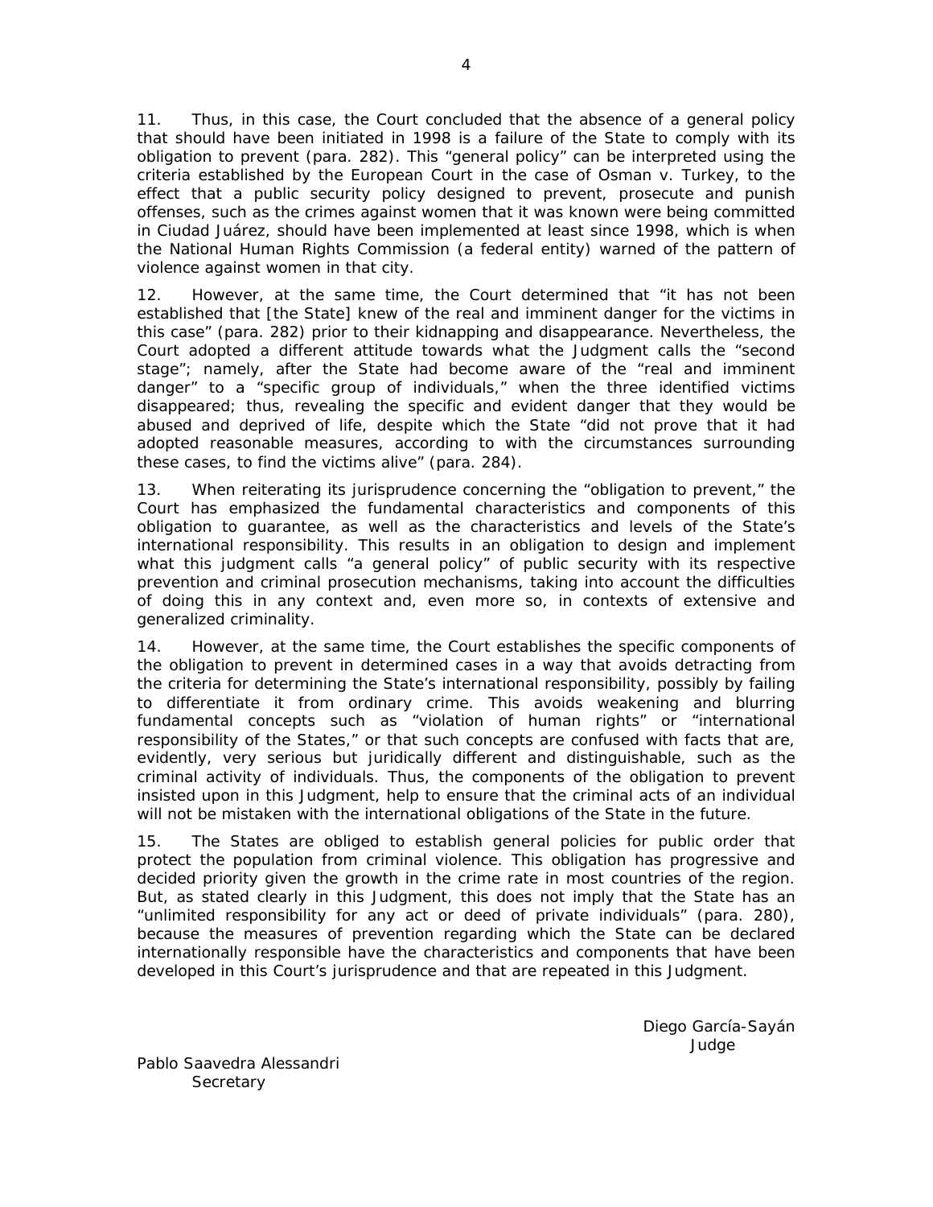11. Thus, in this case, the Court concluded that the absence of a general policy that should have been initiated in 1998 is a failure of the State to comply with its obligation to prevent (para. 282). This "general policy" can be interpreted using the criteria established by the European Court in the case of Osman v. Turkey, to the effect that a public security policy designed to prevent, prosecute and punish offenses, such as the crimes against women that it was known were being committed in Ciudad Juárez, should have been implemented at least since 1998, which is when the National Human Rights Commission (a federal entity) warned of the pattern of violence against women in that city.

12. However, at the same time, the Court determined that "it has not been established that [the State] knew of the real and imminent danger for the victims in this case" (para. 282) prior to their kidnapping and disappearance. Nevertheless, the Court adopted a different attitude towards what the Judgment calls the "second stage"; namely, after the State had become aware of the "real and imminent danger" to a "specific group of individuals," when the three identified victims disappeared; thus, revealing the specific and evident danger that they would be abused and deprived of life, despite which the State "did not prove that it had adopted reasonable measures, according to with the circumstances surrounding these cases, to find the victims alive" (para. 284).

13. When reiterating its jurisprudence concerning the "obligation to prevent," the Court has emphasized the fundamental characteristics and components of this obligation to guarantee, as well as the characteristics and levels of the State's international responsibility. This results in an obligation to design and implement what this judgment calls "a general policy" of public security with its respective prevention and criminal prosecution mechanisms, taking into account the difficulties of doing this in any context and, even more so, in contexts of extensive and generalized criminality.

14. However, at the same time, the Court establishes the specific components of the obligation to prevent in determined cases in a way that avoids detracting from the criteria for determining the State's international responsibility, possibly by failing to differentiate it from ordinary crime. This avoids weakening and blurring fundamental concepts such as "violation of human rights" or "international responsibility of the States," or that such concepts are confused with facts that are, evidently, very serious but juridically different and distinguishable, such as the criminal activity of individuals. Thus, the components of the obligation to prevent insisted upon in this Judgment, help to ensure that the criminal acts of an individual will not be mistaken with the international obligations of the State in the future.

15. The States are obliged to establish general policies for public order that protect the population from criminal violence. This obligation has progressive and decided priority given the growth in the crime rate in most countries of the region. But, as stated clearly in this Judgment, this does not imply that the State has an "unlimited responsibility for any act or deed of private individuals" (para. 280), because the measures of prevention regarding which the State can be declared internationally responsible have the characteristics and components that have been developed in this Court's jurisprudence and that are repeated in this Judgment.

Diego García-Sayán
Judge

Pablo Saavedra Alessandri
Secretary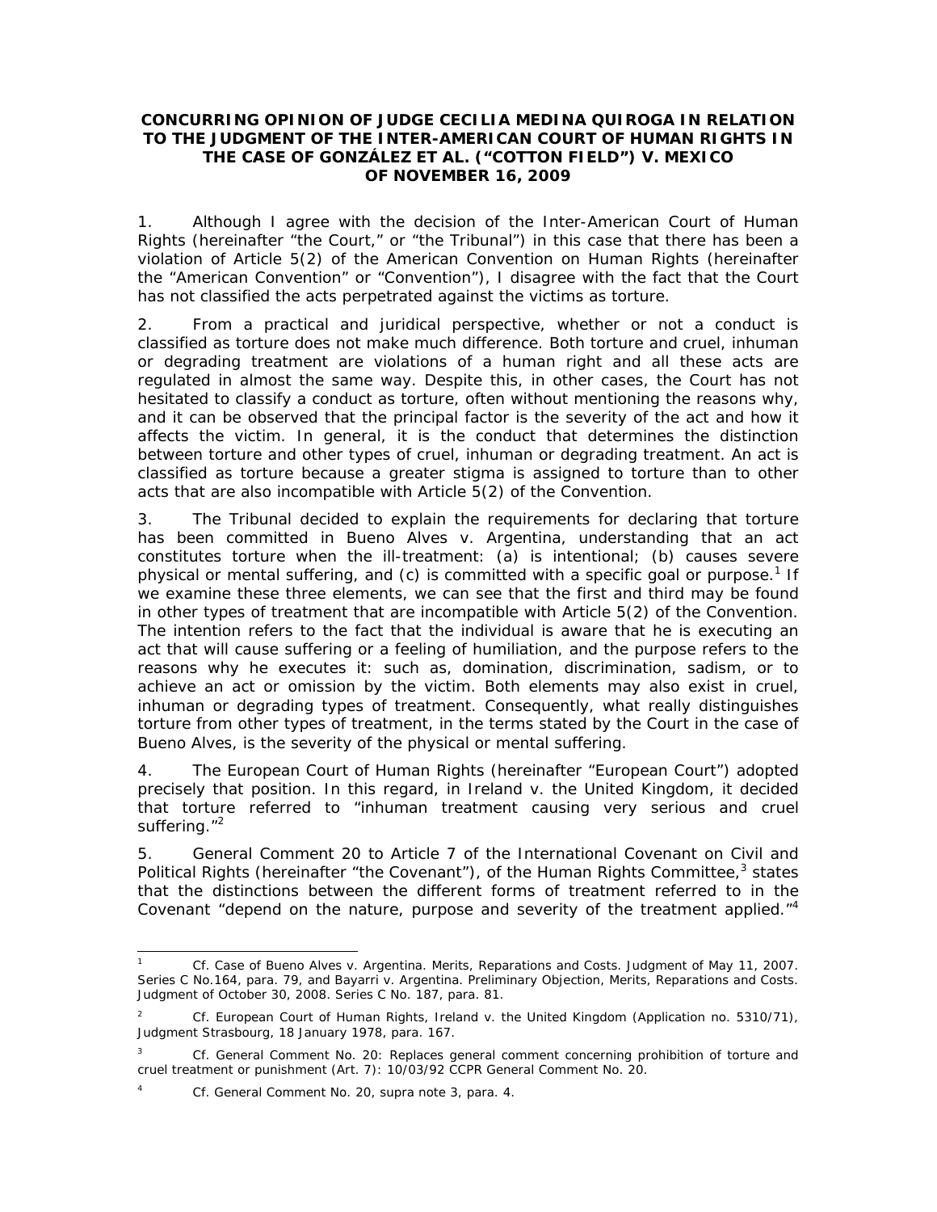**CONCURRING OPINION OF JUDGE CECILIA MEDINA QUIROGA IN RELATION TO THE JUDGMENT OF THE INTER-AMERICAN COURT OF HUMAN RIGHTS IN THE CASE OF GONZÁLEZ ET AL. ("COTTON FIELD") V. MEXICO OF NOVEMBER 16, 2009**

1. Although I agree with the decision of the Inter-American Court of Human Rights (hereinafter "the Court," or "the Tribunal") in this case that there has been a violation of Article 5(2) of the American Convention on Human Rights (hereinafter the "American Convention" or "Convention"), I disagree with the fact that the Court has not classified the acts perpetrated against the victims as torture.

2. From a practical and juridical perspective, whether or not a conduct is classified as torture does not make much difference. Both torture and cruel, inhuman or degrading treatment are violations of a human right and all these acts are regulated in almost the same way. Despite this, in other cases, the Court has not hesitated to classify a conduct as torture, often without mentioning the reasons why, and it can be observed that the principal factor is the severity of the act and how it affects the victim. In general, it is the conduct that determines the distinction between torture and other types of cruel, inhuman or degrading treatment. An act is classified as torture because a greater stigma is assigned to torture than to other acts that are also incompatible with Article 5(2) of the Convention.

3. The Tribunal decided to explain the requirements for declaring that torture has been committed in Bueno Alves v. Argentina, understanding that an act constitutes torture when the ill-treatment: (a) is intentional; (b) causes severe physical or mental suffering, and (c) is committed with a specific goal or purpose.[1] If we examine these three elements, we can see that the first and third may be found in other types of treatment that are incompatible with Article 5(2) of the Convention. The intention refers to the fact that the individual is aware that he is executing an act that will cause suffering or a feeling of humiliation, and the purpose refers to the reasons why he executes it: such as, domination, discrimination, sadism, or to achieve an act or omission by the victim. Both elements may also exist in cruel, inhuman or degrading types of treatment. Consequently, what really distinguishes torture from other types of treatment, in the terms stated by the Court in the case of Bueno Alves, is the severity of the physical or mental suffering.

4. The European Court of Human Rights (hereinafter "European Court") adopted precisely that position. In this regard, in Ireland v. the United Kingdom, it decided that torture referred to "inhuman treatment causing very serious and cruel suffering."[2]

5. General Comment 20 to Article 7 of the International Covenant on Civil and Political Rights (hereinafter "the Covenant"), of the Human Rights Committee,[3] states that the distinctions between the different forms of treatment referred to in the Covenant "depend on the nature, purpose and severity of the treatment applied."[4]

---

[1] Cf. Case of Bueno Alves v. Argentina. Merits, Reparations and Costs. Judgment of May 11, 2007. Series C No.164, para. 79, and Bayarri v. Argentina. Preliminary Objection, Merits, Reparations and Costs. Judgment of October 30, 2008. Series C No. 187, para. 81.

[2] Cf. European Court of Human Rights, Ireland v. the United Kingdom (Application no. 5310/71), Judgment Strasbourg, 18 January 1978, para. 167.

[3] Cf. General Comment No. 20: Replaces general comment concerning prohibition of torture and cruel treatment or punishment (Art. 7): 10/03/92 CCPR General Comment No. 20.

[4] Cf. General Comment No. 20, supra note 3, para. 4.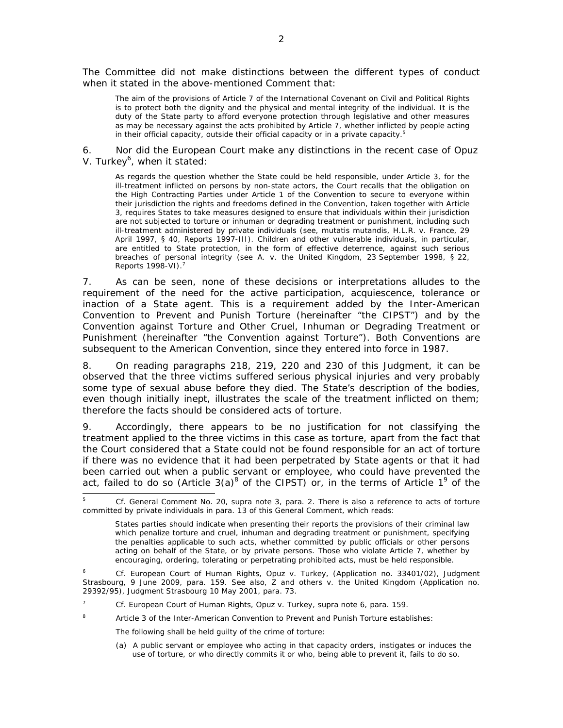The Committee did not make distinctions between the different types of conduct when it stated in the above-mentioned Comment that:

> The aim of the provisions of Article 7 of the International Covenant on Civil and Political Rights is to protect both the dignity and the physical and mental integrity of the individual. It is the duty of the State party to afford everyone protection through legislative and other measures as may be necessary against the acts prohibited by Article 7, whether inflicted by people acting in their official capacity, outside their official capacity or in a private capacity.[5]

6. Nor did the European Court make any distinctions in the recent case of Opuz V. Turkey[6], when it stated:

> As regards the question whether the State could be held responsible, under Article 3, for the ill-treatment inflicted on persons by non-state actors, the Court recalls that the obligation on the High Contracting Parties under Article 1 of the Convention to secure to everyone within their jurisdiction the rights and freedoms defined in the Convention, taken together with Article 3, requires States to take measures designed to ensure that individuals within their jurisdiction are not subjected to torture or inhuman or degrading treatment or punishment, including such ill-treatment administered by private individuals (see, mutatis mutandis, H.L.R. v. France, 29 April 1997, § 40, Reports 1997-III). Children and other vulnerable individuals, in particular, are entitled to State protection, in the form of effective deterrence, against such serious breaches of personal integrity (see A. v. the United Kingdom, 23 September 1998, § 22, Reports 1998-VI).[7]

7. As can be seen, none of these decisions or interpretations alludes to the requirement of the need for the active participation, acquiescence, tolerance or inaction of a State agent. This is a requirement added by the Inter-American Convention to Prevent and Punish Torture (hereinafter "the CIPST") and by the Convention against Torture and Other Cruel, Inhuman or Degrading Treatment or Punishment (hereinafter "the Convention against Torture"). Both Conventions are subsequent to the American Convention, since they entered into force in 1987.

8. On reading paragraphs 218, 219, 220 and 230 of this Judgment, it can be observed that the three victims suffered serious physical injuries and very probably some type of sexual abuse before they died. The State's description of the bodies, even though initially inept, illustrates the scale of the treatment inflicted on them; therefore the facts should be considered acts of torture.

9. Accordingly, there appears to be no justification for not classifying the treatment applied to the three victims in this case as torture, apart from the fact that the Court considered that a State could not be found responsible for an act of torture if there was no evidence that it had been perpetrated by State agents or that it had been carried out when a public servant or employee, who could have prevented the act, failed to do so (Article 3(a)[8] of the CIPST) or, in the terms of Article 1[9] of the

---

[5] Cf. General Comment No. 20, supra note 3, para. 2. There is also a reference to acts of torture committed by private individuals in para. 13 of this General Comment, which reads:

> States parties should indicate when presenting their reports the provisions of their criminal law which penalize torture and cruel, inhuman and degrading treatment or punishment, specifying the penalties applicable to such acts, whether committed by public officials or other persons acting on behalf of the State, or by private persons. Those who violate Article 7, whether by encouraging, ordering, tolerating or perpetrating prohibited acts, must be held responsible.

[6] Cf. European Court of Human Rights, Opuz v. Turkey, (Application no. 33401/02), Judgment Strasbourg, 9 June 2009, para. 159. See also, Z and others v. the United Kingdom (Application no. 29392/95), Judgment Strasbourg 10 May 2001, para. 73.

[7] Cf. European Court of Human Rights, Opuz v. Turkey, supra note 6, para. 159.

[8] Article 3 of the Inter-American Convention to Prevent and Punish Torture establishes:

> The following shall be held guilty of the crime of torture:
>
> (a) A public servant or employee who acting in that capacity orders, instigates or induces the use of torture, or who directly commits it or who, being able to prevent it, fails to do so.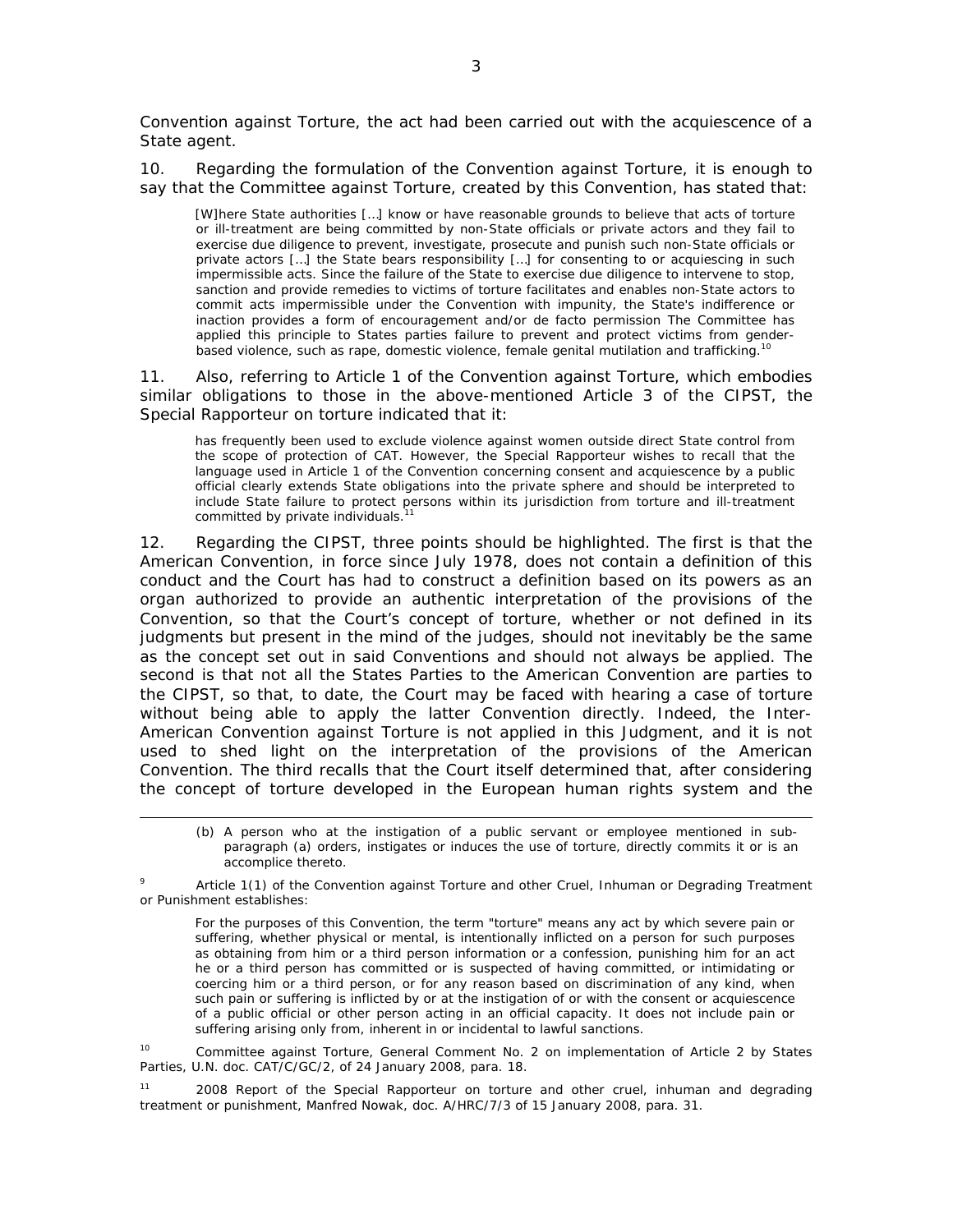Convention against Torture, the act had been carried out with the acquiescence of a State agent.

10. Regarding the formulation of the Convention against Torture, it is enough to say that the Committee against Torture, created by this Convention, has stated that:

> [W]here State authorities […] know or have reasonable grounds to believe that acts of torture or ill-treatment are being committed by non-State officials or private actors and they fail to exercise due diligence to prevent, investigate, prosecute and punish such non-State officials or private actors […] the State bears responsibility […] for consenting to or acquiescing in such impermissible acts. Since the failure of the State to exercise due diligence to intervene to stop, sanction and provide remedies to victims of torture facilitates and enables non-State actors to commit acts impermissible under the Convention with impunity, the State's indifference or inaction provides a form of encouragement and/or de facto permission The Committee has applied this principle to States parties failure to prevent and protect victims from gender-based violence, such as rape, domestic violence, female genital mutilation and trafficking.[10]

11. Also, referring to Article 1 of the Convention against Torture, which embodies similar obligations to those in the above-mentioned Article 3 of the CIPST, the Special Rapporteur on torture indicated that it:

> has frequently been used to exclude violence against women outside direct State control from the scope of protection of CAT. However, the Special Rapporteur wishes to recall that the language used in Article 1 of the Convention concerning consent and acquiescence by a public official clearly extends State obligations into the private sphere and should be interpreted to include State failure to protect persons within its jurisdiction from torture and ill-treatment committed by private individuals.[11]

12. Regarding the CIPST, three points should be highlighted. The first is that the American Convention, in force since July 1978, does not contain a definition of this conduct and the Court has had to construct a definition based on its powers as an organ authorized to provide an authentic interpretation of the provisions of the Convention, so that the Court's concept of torture, whether or not defined in its judgments but present in the mind of the judges, should not inevitably be the same as the concept set out in said Conventions and should not always be applied. The second is that not all the States Parties to the American Convention are parties to the CIPST, so that, to date, the Court may be faced with hearing a case of torture without being able to apply the latter Convention directly. Indeed, the Inter-American Convention against Torture is not applied in this Judgment, and it is not used to shed light on the interpretation of the provisions of the American Convention. The third recalls that the Court itself determined that, after considering the concept of torture developed in the European human rights system and the

---

> (b) A person who at the instigation of a public servant or employee mentioned in sub-paragraph (a) orders, instigates or induces the use of torture, directly commits it or is an accomplice thereto.

[9] Article 1(1) of the Convention against Torture and other Cruel, Inhuman or Degrading Treatment or Punishment establishes:

> For the purposes of this Convention, the term "torture" means any act by which severe pain or suffering, whether physical or mental, is intentionally inflicted on a person for such purposes as obtaining from him or a third person information or a confession, punishing him for an act he or a third person has committed or is suspected of having committed, or intimidating or coercing him or a third person, or for any reason based on discrimination of any kind, when such pain or suffering is inflicted by or at the instigation of or with the consent or acquiescence of a public official or other person acting in an official capacity. It does not include pain or suffering arising only from, inherent in or incidental to lawful sanctions.

[10] Committee against Torture, General Comment No. 2 on implementation of Article 2 by States Parties, U.N. doc. CAT/C/GC/2, of 24 January 2008, para. 18.

[11] 2008 Report of the Special Rapporteur on torture and other cruel, inhuman and degrading treatment or punishment, Manfred Nowak, doc. A/HRC/7/3 of 15 January 2008, para. 31.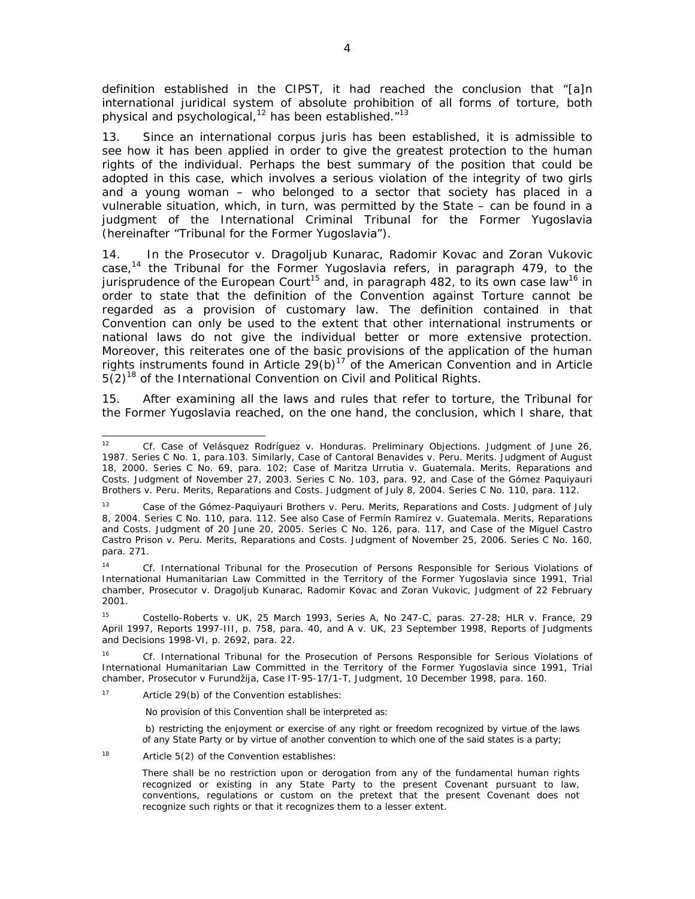definition established in the CIPST, it had reached the conclusion that "[a]n international juridical system of absolute prohibition of all forms of torture, both physical and psychological,[12] has been established."[13]

13. Since an international corpus juris has been established, it is admissible to see how it has been applied in order to give the greatest protection to the human rights of the individual. Perhaps the best summary of the position that could be adopted in this case, which involves a serious violation of the integrity of two girls and a young woman – who belonged to a sector that society has placed in a vulnerable situation, which, in turn, was permitted by the State – can be found in a judgment of the International Criminal Tribunal for the Former Yugoslavia (hereinafter "Tribunal for the Former Yugoslavia").

14. In the *Prosecutor v. Dragoljub Kunarac, Radomir Kovac and Zoran Vukovic* case,[14] the Tribunal for the Former Yugoslavia refers, in paragraph 479, to the jurisprudence of the European Court[15] and, in paragraph 482, to its own case law[16] in order to state that the definition of the Convention against Torture cannot be regarded as a provision of customary law. The definition contained in that Convention can only be used to the extent that other international instruments or national laws do not give the individual better or more extensive protection. Moreover, this reiterates one of the basic provisions of the application of the human rights instruments found in Article 29(b)[17] of the American Convention and in Article 5(2)[18] of the International Convention on Civil and Political Rights.

15. After examining all the laws and rules that refer to torture, the Tribunal for the Former Yugoslavia reached, on the one hand, the conclusion, which I share, that

---

[12] *Cf. Case of Velásquez Rodríguez v. Honduras. Preliminary Objections.* Judgment of June 26, 1987. Series C No. 1, para.103. Similarly, *Case of Cantoral Benavides v. Peru. Merits.* Judgment of August 18, 2000. Series C No. 69, para. 102; *Case of Maritza Urrutia v. Guatemala. Merits, Reparations and Costs.* Judgment of November 27, 2003. Series C No. 103, para. 92, and *Case of the Gómez Paquiyauri Brothers v. Peru. Merits, Reparations and Costs.* Judgment of July 8, 2004. Series C No. 110, para. 112.

[13] *Case of the Gómez-Paquiyauri Brothers v. Peru. Merits, Reparations and Costs.* Judgment of July 8, 2004. Series C No. 110, para. 112. See also *Case of Fermín Ramírez v. Guatemala. Merits, Reparations and Costs.* Judgment of 20 June 20, 2005. Series C No. 126, para. 117, and *Case of the Miguel Castro Castro Prison v. Peru. Merits, Reparations and Costs.* Judgment of November 25, 2006. Series C No. 160, para. 271.

[14] *Cf.* International Tribunal for the Prosecution of Persons Responsible for Serious Violations of International Humanitarian Law Committed in the Territory of the Former Yugoslavia since 1991, Trial chamber, *Prosecutor v. Dragoljub Kunarac, Radomir Kovac and Zoran Vukovic*, Judgment of 22 February 2001.

[15] *Costello-Roberts v. UK*, 25 March 1993, Series A, No 247-C, paras. 27-28; *HLR v. France*, 29 April 1997, Reports 1997-III, p. 758, para. 40, and *A v. UK*, 23 September 1998, Reports of Judgments and Decisions 1998-VI, p. 2692, para. 22.

[16] *Cf.* International Tribunal for the Prosecution of Persons Responsible for Serious Violations of International Humanitarian Law Committed in the Territory of the Former Yugoslavia since 1991, Trial chamber, *Prosecutor v Furundžija*, Case IT-95-17/1-T, Judgment, 10 December 1998, para. 160.

[17] Article 29(b) of the Convention establishes:

> No provision of this Convention shall be interpreted as:
>
> b) restricting the enjoyment or exercise of any right or freedom recognized by virtue of the laws of any State Party or by virtue of another convention to which one of the said states is a party;

[18] Article 5(2) of the Convention establishes:

> There shall be no restriction upon or derogation from any of the fundamental human rights recognized or existing in any State Party to the present Covenant pursuant to law, conventions, regulations or custom on the pretext that the present Covenant does not recognize such rights or that it recognizes them to a lesser extent.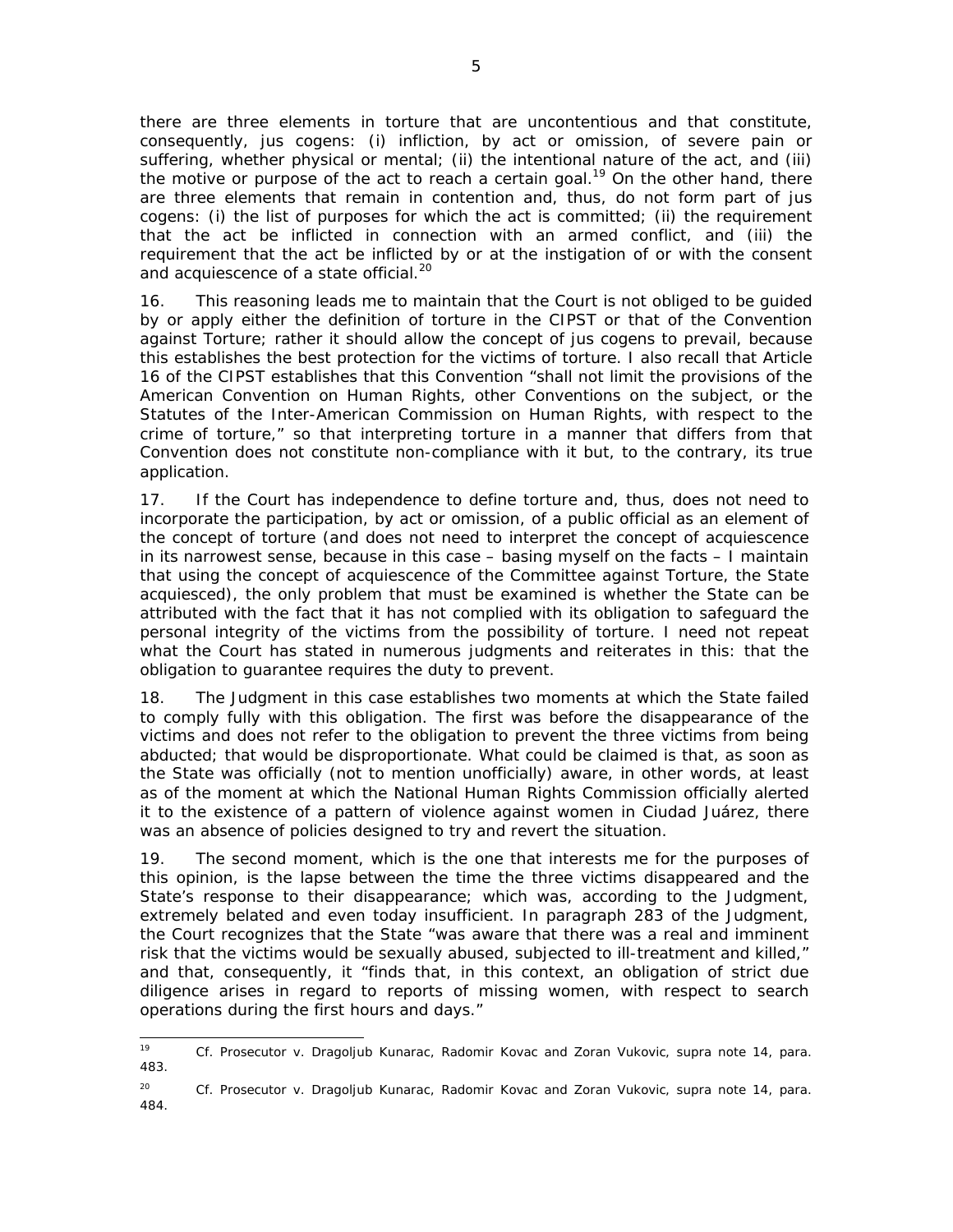there are three elements in torture that are uncontentious and that constitute, consequently, jus cogens: (i) infliction, by act or omission, of severe pain or suffering, whether physical or mental; (ii) the intentional nature of the act, and (iii) the motive or purpose of the act to reach a certain goal.[19] On the other hand, there are three elements that remain in contention and, thus, do not form part of jus cogens: (i) the list of purposes for which the act is committed; (ii) the requirement that the act be inflicted in connection with an armed conflict, and (iii) the requirement that the act be inflicted by or at the instigation of or with the consent and acquiescence of a state official.[20]

16. This reasoning leads me to maintain that the Court is not obliged to be guided by or apply either the definition of torture in the CIPST or that of the Convention against Torture; rather it should allow the concept of jus cogens to prevail, because this establishes the best protection for the victims of torture. I also recall that Article 16 of the CIPST establishes that this Convention "shall not limit the provisions of the American Convention on Human Rights, other Conventions on the subject, or the Statutes of the Inter-American Commission on Human Rights, with respect to the crime of torture," so that interpreting torture in a manner that differs from that Convention does not constitute non-compliance with it but, to the contrary, its true application.

17. If the Court has independence to define torture and, thus, does not need to incorporate the participation, by act or omission, of a public official as an element of the concept of torture (and does not need to interpret the concept of acquiescence in its narrowest sense, because in this case – basing myself on the facts – I maintain that using the concept of acquiescence of the Committee against Torture, the State acquiesced), the only problem that must be examined is whether the State can be attributed with the fact that it has not complied with its obligation to safeguard the personal integrity of the victims from the possibility of torture. I need not repeat what the Court has stated in numerous judgments and reiterates in this: that the obligation to guarantee requires the duty to prevent.

18. The Judgment in this case establishes two moments at which the State failed to comply fully with this obligation. The first was before the disappearance of the victims and does not refer to the obligation to prevent the three victims from being abducted; that would be disproportionate. What could be claimed is that, as soon as the State was officially (not to mention unofficially) aware, in other words, at least as of the moment at which the National Human Rights Commission officially alerted it to the existence of a pattern of violence against women in Ciudad Juárez, there was an absence of policies designed to try and revert the situation.

19. The second moment, which is the one that interests me for the purposes of this opinion, is the lapse between the time the three victims disappeared and the State's response to their disappearance; which was, according to the Judgment, extremely belated and even today insufficient. In paragraph 283 of the Judgment, the Court recognizes that the State "was aware that there was a real and imminent risk that the victims would be sexually abused, subjected to ill-treatment and killed," and that, consequently, it "finds that, in this context, an obligation of strict due diligence arises in regard to reports of missing women, with respect to search operations during the first hours and days."

---

[19] *Cf. Prosecutor v. Dragoljub Kunarac, Radomir Kovac and Zoran Vukovic*, supra note 14, para. 483.

[20] *Cf. Prosecutor v. Dragoljub Kunarac, Radomir Kovac and Zoran Vukovic*, supra note 14, para. 484.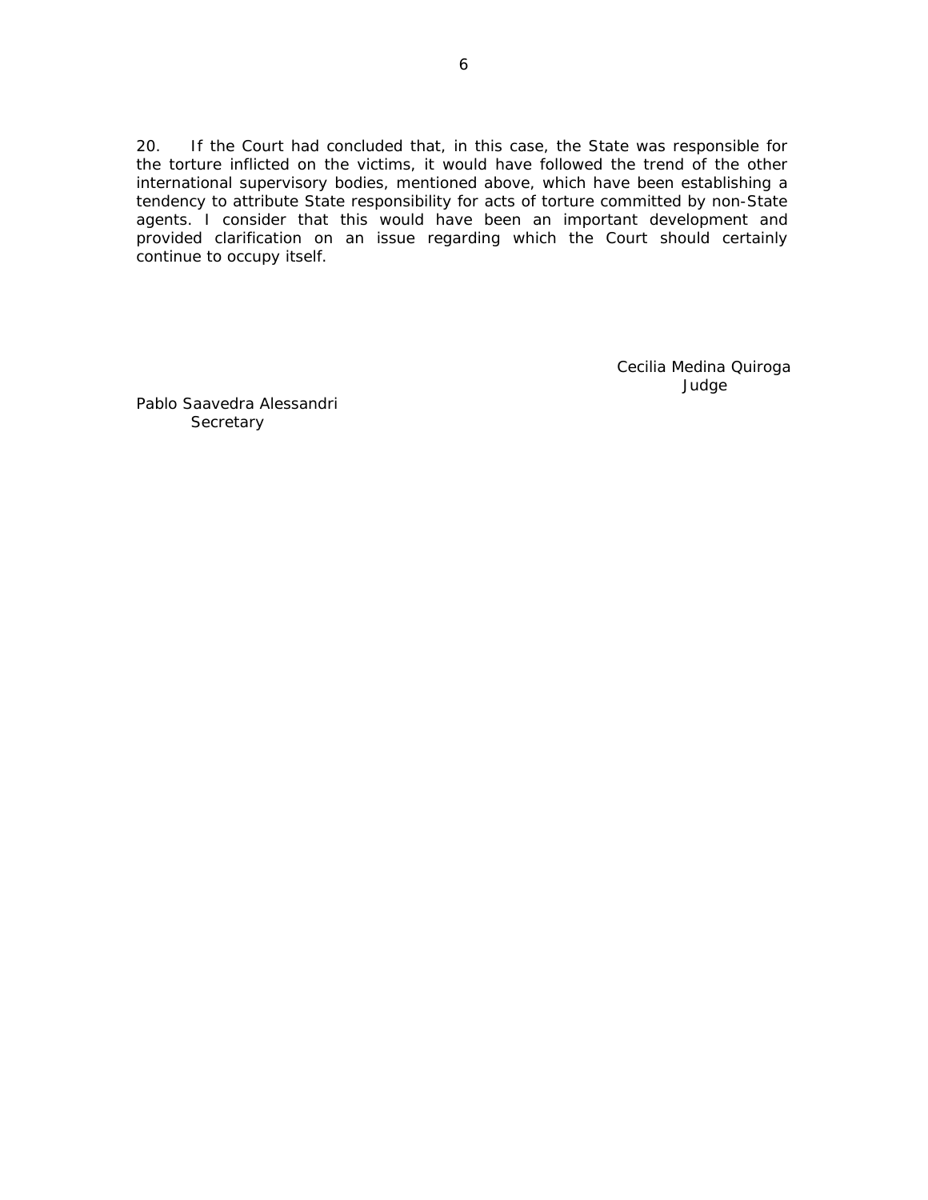20. If the Court had concluded that, in this case, the State was responsible for the torture inflicted on the victims, it would have followed the trend of the other international supervisory bodies, mentioned above, which have been establishing a tendency to attribute State responsibility for acts of torture committed by non-State agents. I consider that this would have been an important development and provided clarification on an issue regarding which the Court should certainly continue to occupy itself.

Cecilia Medina Quiroga
Judge

Pablo Saavedra Alessandri
Secretary